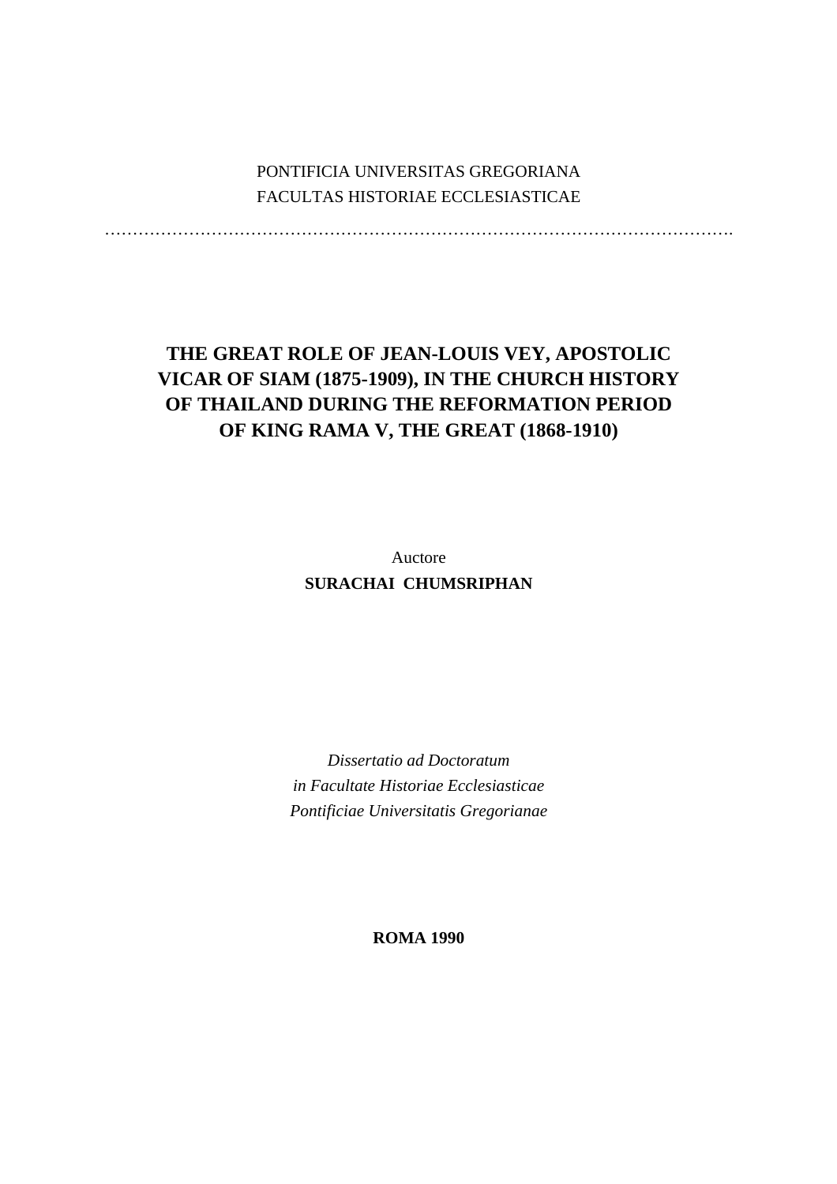PONTIFICIA UNIVERSITAS GREGORIANA
FACULTAS HISTORIAE ECCLESIASTICAE

…………………………………………………………………………………………………….

# THE GREAT ROLE OF JEAN-LOUIS VEY, APOSTOLIC VICAR OF SIAM (1875-1909), IN THE CHURCH HISTORY OF THAILAND DURING THE REFORMATION PERIOD OF KING RAMA V, THE GREAT (1868-1910)

Auctore
**SURACHAI CHUMSRIPHAN**

*Dissertatio ad Doctoratum*
*in Facultate Historiae Ecclesiasticae*
*Pontificiae Universitatis Gregorianae*

**ROMA 1990**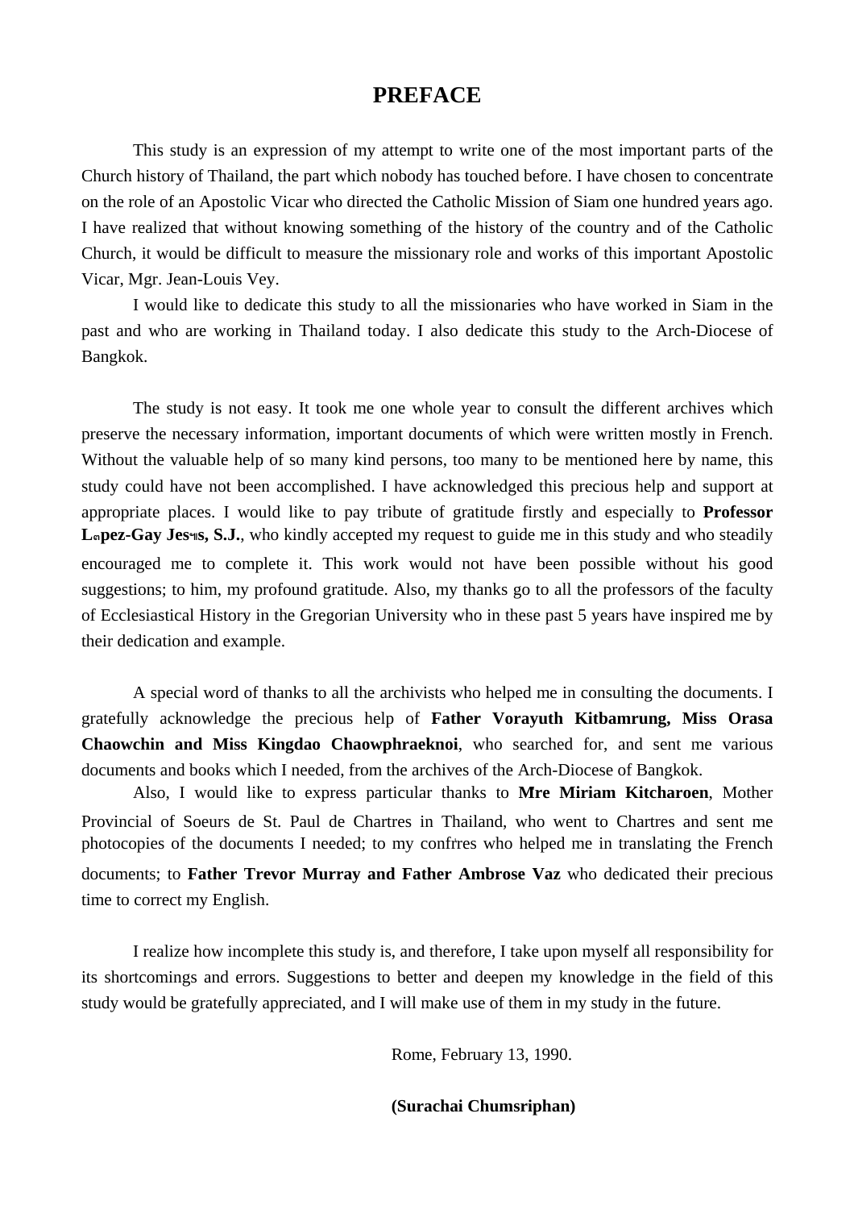# PREFACE

This study is an expression of my attempt to write one of the most important parts of the Church history of Thailand, the part which nobody has touched before. I have chosen to concentrate on the role of an Apostolic Vicar who directed the Catholic Mission of Siam one hundred years ago. I have realized that without knowing something of the history of the country and of the Catholic Church, it would be difficult to measure the missionary role and works of this important Apostolic Vicar, Mgr. Jean-Louis Vey.

I would like to dedicate this study to all the missionaries who have worked in Siam in the past and who are working in Thailand today. I also dedicate this study to the Arch-Diocese of Bangkok.

The study is not easy. It took me one whole year to consult the different archives which preserve the necessary information, important documents of which were written mostly in French. Without the valuable help of so many kind persons, too many to be mentioned here by name, this study could have not been accomplished. I have acknowledged this precious help and support at appropriate places. I would like to pay tribute of gratitude firstly and especially to **Professor López-Gay Jesús, S.J.**, who kindly accepted my request to guide me in this study and who steadily encouraged me to complete it. This work would not have been possible without his good suggestions; to him, my profound gratitude. Also, my thanks go to all the professors of the faculty of Ecclesiastical History in the Gregorian University who in these past 5 years have inspired me by their dedication and example.

A special word of thanks to all the archivists who helped me in consulting the documents. I gratefully acknowledge the precious help of **Father Vorayuth Kitbamrung, Miss Orasa Chaowchin and Miss Kingdao Chaowphraeknoi**, who searched for, and sent me various documents and books which I needed, from the archives of the Arch-Diocese of Bangkok.

Also, I would like to express particular thanks to **Mre Miriam Kitcharoen**, Mother Provincial of Soeurs de St. Paul de Chartres in Thailand, who went to Chartres and sent me photocopies of the documents I needed; to my confrères who helped me in translating the French documents; to **Father Trevor Murray and Father Ambrose Vaz** who dedicated their precious time to correct my English.

I realize how incomplete this study is, and therefore, I take upon myself all responsibility for its shortcomings and errors. Suggestions to better and deepen my knowledge in the field of this study would be gratefully appreciated, and I will make use of them in my study in the future.

Rome, February 13, 1990.

**(Surachai Chumsriphan)**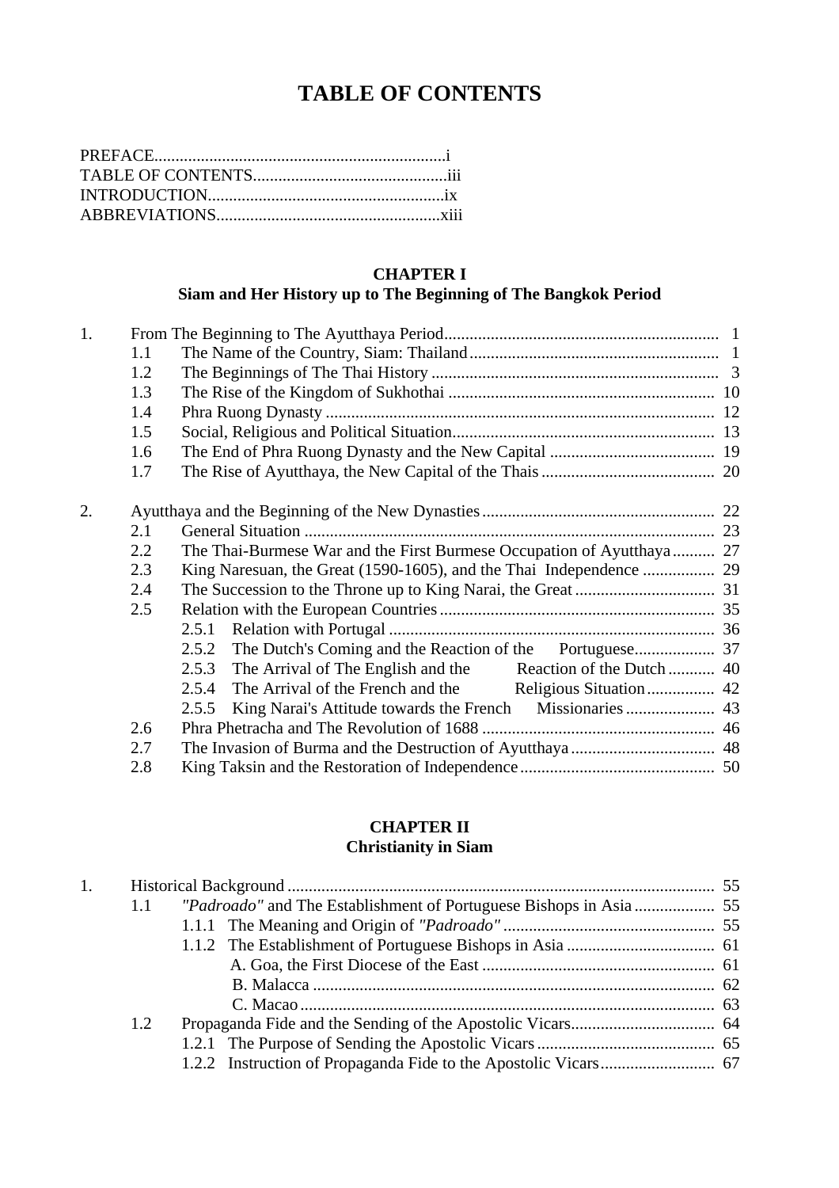# TABLE OF CONTENTS

PREFACE.....................................................................i
TABLE OF CONTENTS.............................................iii
INTRODUCTION........................................................ix
ABBREVIATIONS.....................................................xiii

## CHAPTER I
## Siam and Her History up to The Beginning of The Bangkok Period

1. From The Beginning to The Ayutthaya Period ................................................................ 1
   - 1.1 The Name of the Country, Siam: Thailand .......................................................... 1
   - 1.2 The Beginnings of The Thai History .................................................................... 3
   - 1.3 The Rise of the Kingdom of Sukhothai ............................................................... 10
   - 1.4 Phra Ruong Dynasty ........................................................................................... 12
   - 1.5 Social, Religious and Political Situation ............................................................. 13
   - 1.6 The End of Phra Ruong Dynasty and the New Capital ....................................... 19
   - 1.7 The Rise of Ayutthaya, the New Capital of the Thais ......................................... 20

2. Ayutthaya and the Beginning of the New Dynasties ....................................................... 22
   - 2.1 General Situation ................................................................................................. 23
   - 2.2 The Thai-Burmese War and the First Burmese Occupation of Ayutthaya .......... 27
   - 2.3 King Naresuan, the Great (1590-1605), and the Thai Independence ................. 29
   - 2.4 The Succession to the Throne up to King Narai, the Great ................................ 31
   - 2.5 Relation with the European Countries ................................................................ 35
     - 2.5.1 Relation with Portugal ............................................................................ 36
     - 2.5.2 The Dutch's Coming and the Reaction of the Portuguese ........................ 37
     - 2.5.3 The Arrival of The English and the Reaction of the Dutch ..................... 40
     - 2.5.4 The Arrival of the French and the Religious Situation ............................ 42
     - 2.5.5 King Narai's Attitude towards the French Missionaries .......................... 43
   - 2.6 Phra Phetracha and The Revolution of 1688 ....................................................... 46
   - 2.7 The Invasion of Burma and the Destruction of Ayutthaya .................................. 48
   - 2.8 King Taksin and the Restoration of Independence ............................................. 50

## CHAPTER II
## Christianity in Siam

1. Historical Background .................................................................................................... 55
   - 1.1 *"Padroado"* and The Establishment of Portuguese Bishops in Asia ................... 55
     - 1.1.1 The Meaning and Origin of *"Padroado"* .................................................. 55
     - 1.1.2 The Establishment of Portuguese Bishops in Asia ................................... 61
       - A. Goa, the First Diocese of the East ....................................................... 61
       - B. Malacca ............................................................................................... 62
       - C. Macao .................................................................................................. 63
   - 1.2 Propaganda Fide and the Sending of the Apostolic Vicars .................................. 64
     - 1.2.1 The Purpose of Sending the Apostolic Vicars .......................................... 65
     - 1.2.2 Instruction of Propaganda Fide to the Apostolic Vicars ........................... 67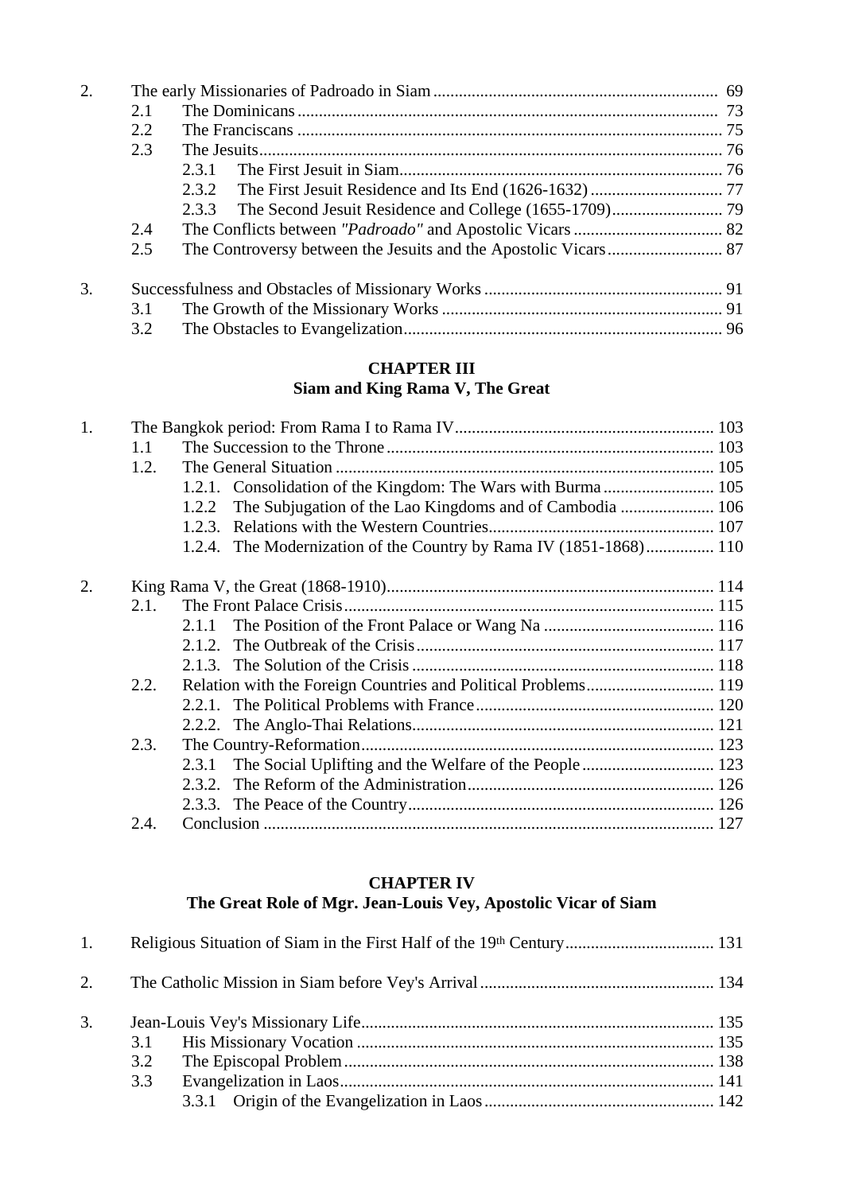2. The early Missionaries of Padroado in Siam .... 69
   - 2.1 The Dominicans .... 73
   - 2.2 The Franciscans .... 75
   - 2.3 The Jesuits .... 76
     - 2.3.1 The First Jesuit in Siam .... 76
     - 2.3.2 The First Jesuit Residence and Its End (1626-1632) .... 77
     - 2.3.3 The Second Jesuit Residence and College (1655-1709) .... 79
   - 2.4 The Conflicts between *"Padroado"* and Apostolic Vicars .... 82
   - 2.5 The Controversy between the Jesuits and the Apostolic Vicars .... 87

3. Successfulness and Obstacles of Missionary Works .... 91
   - 3.1 The Growth of the Missionary Works .... 91
   - 3.2 The Obstacles to Evangelization .... 96

## CHAPTER III
## Siam and King Rama V, The Great

1. The Bangkok period: From Rama I to Rama IV .... 103
   - 1.1 The Succession to the Throne .... 103
   - 1.2. The General Situation .... 105
     - 1.2.1. Consolidation of the Kingdom: The Wars with Burma .... 105
     - 1.2.2 The Subjugation of the Lao Kingdoms and of Cambodia .... 106
     - 1.2.3. Relations with the Western Countries .... 107
     - 1.2.4. The Modernization of the Country by Rama IV (1851-1868) .... 110

2. King Rama V, the Great (1868-1910) .... 114
   - 2.1. The Front Palace Crisis .... 115
     - 2.1.1 The Position of the Front Palace or Wang Na .... 116
     - 2.1.2. The Outbreak of the Crisis .... 117
     - 2.1.3. The Solution of the Crisis .... 118
   - 2.2. Relation with the Foreign Countries and Political Problems .... 119
     - 2.2.1. The Political Problems with France .... 120
     - 2.2.2. The Anglo-Thai Relations .... 121
   - 2.3. The Country-Reformation .... 123
     - 2.3.1 The Social Uplifting and the Welfare of the People .... 123
     - 2.3.2. The Reform of the Administration .... 126
     - 2.3.3. The Peace of the Country .... 126
   - 2.4. Conclusion .... 127

## CHAPTER IV
## The Great Role of Mgr. Jean-Louis Vey, Apostolic Vicar of Siam

1. Religious Situation of Siam in the First Half of the 19th Century .... 131

2. The Catholic Mission in Siam before Vey's Arrival .... 134

3. Jean-Louis Vey's Missionary Life .... 135
   - 3.1 His Missionary Vocation .... 135
   - 3.2 The Episcopal Problem .... 138
   - 3.3 Evangelization in Laos .... 141
     - 3.3.1 Origin of the Evangelization in Laos .... 142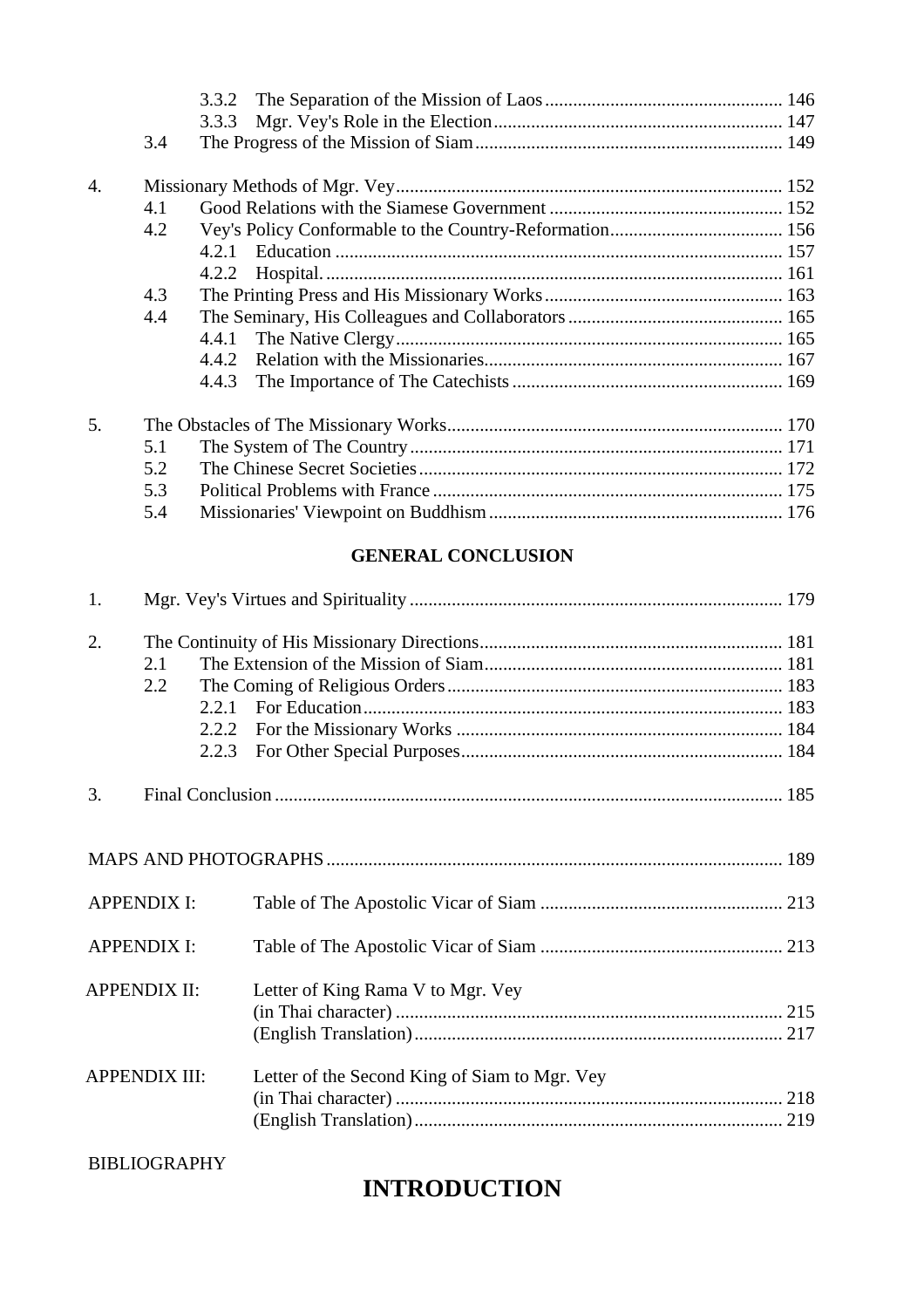3.3.2 The Separation of the Mission of Laos ........ 146
3.3.3 Mgr. Vey's Role in the Election ........ 147
3.4 The Progress of the Mission of Siam ........ 149

4. Missionary Methods of Mgr. Vey ........ 152
4.1 Good Relations with the Siamese Government ........ 152
4.2 Vey's Policy Conformable to the Country-Reformation ........ 156
4.2.1 Education ........ 157
4.2.2 Hospital. ........ 161
4.3 The Printing Press and His Missionary Works ........ 163
4.4 The Seminary, His Colleagues and Collaborators ........ 165
4.4.1 The Native Clergy ........ 165
4.4.2 Relation with the Missionaries ........ 167
4.4.3 The Importance of The Catechists ........ 169

5. The Obstacles of The Missionary Works ........ 170
5.1 The System of The Country ........ 171
5.2 The Chinese Secret Societies ........ 172
5.3 Political Problems with France ........ 175
5.4 Missionaries' Viewpoint on Buddhism ........ 176

**GENERAL CONCLUSION**

1. Mgr. Vey's Virtues and Spirituality ........ 179

2. The Continuity of His Missionary Directions ........ 181
2.1 The Extension of the Mission of Siam ........ 181
2.2 The Coming of Religious Orders ........ 183
2.2.1 For Education ........ 183
2.2.2 For the Missionary Works ........ 184
2.2.3 For Other Special Purposes ........ 184

3. Final Conclusion ........ 185

MAPS AND PHOTOGRAPHS ........ 189

APPENDIX I: Table of The Apostolic Vicar of Siam ........ 213

APPENDIX I: Table of The Apostolic Vicar of Siam ........ 213

APPENDIX II: Letter of King Rama V to Mgr. Vey
(in Thai character) ........ 215
(English Translation) ........ 217

APPENDIX III: Letter of the Second King of Siam to Mgr. Vey
(in Thai character) ........ 218
(English Translation) ........ 219

BIBLIOGRAPHY

# INTRODUCTION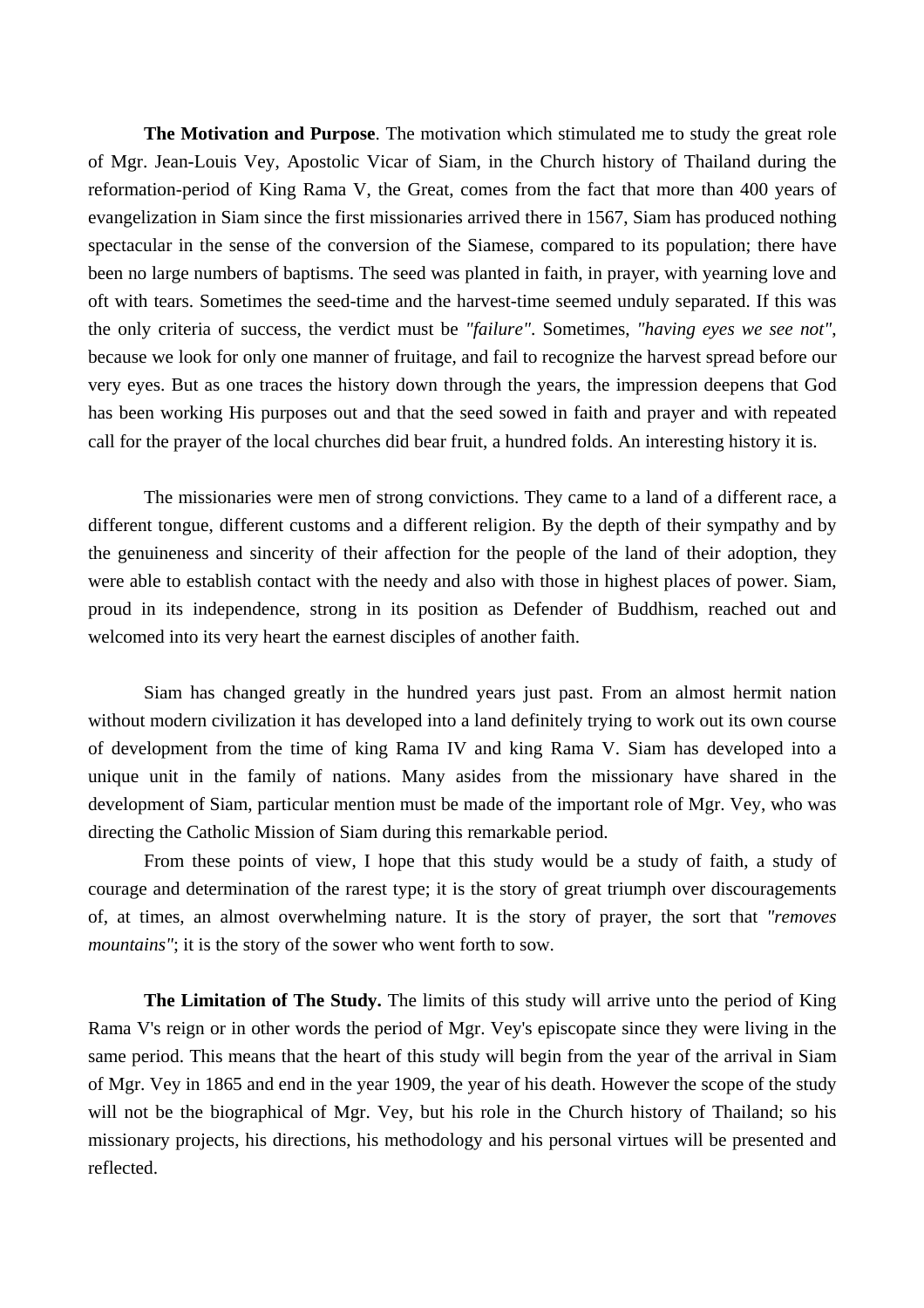**The Motivation and Purpose**. The motivation which stimulated me to study the great role of Mgr. Jean-Louis Vey, Apostolic Vicar of Siam, in the Church history of Thailand during the reformation-period of King Rama V, the Great, comes from the fact that more than 400 years of evangelization in Siam since the first missionaries arrived there in 1567, Siam has produced nothing spectacular in the sense of the conversion of the Siamese, compared to its population; there have been no large numbers of baptisms. The seed was planted in faith, in prayer, with yearning love and oft with tears. Sometimes the seed-time and the harvest-time seemed unduly separated. If this was the only criteria of success, the verdict must be *"failure"*. Sometimes, *"having eyes we see not"*, because we look for only one manner of fruitage, and fail to recognize the harvest spread before our very eyes. But as one traces the history down through the years, the impression deepens that God has been working His purposes out and that the seed sowed in faith and prayer and with repeated call for the prayer of the local churches did bear fruit, a hundred folds. An interesting history it is.

The missionaries were men of strong convictions. They came to a land of a different race, a different tongue, different customs and a different religion. By the depth of their sympathy and by the genuineness and sincerity of their affection for the people of the land of their adoption, they were able to establish contact with the needy and also with those in highest places of power. Siam, proud in its independence, strong in its position as Defender of Buddhism, reached out and welcomed into its very heart the earnest disciples of another faith.

Siam has changed greatly in the hundred years just past. From an almost hermit nation without modern civilization it has developed into a land definitely trying to work out its own course of development from the time of king Rama IV and king Rama V. Siam has developed into a unique unit in the family of nations. Many asides from the missionary have shared in the development of Siam, particular mention must be made of the important role of Mgr. Vey, who was directing the Catholic Mission of Siam during this remarkable period.

From these points of view, I hope that this study would be a study of faith, a study of courage and determination of the rarest type; it is the story of great triumph over discouragements of, at times, an almost overwhelming nature. It is the story of prayer, the sort that *"removes mountains"*; it is the story of the sower who went forth to sow.

**The Limitation of The Study.** The limits of this study will arrive unto the period of King Rama V's reign or in other words the period of Mgr. Vey's episcopate since they were living in the same period. This means that the heart of this study will begin from the year of the arrival in Siam of Mgr. Vey in 1865 and end in the year 1909, the year of his death. However the scope of the study will not be the biographical of Mgr. Vey, but his role in the Church history of Thailand; so his missionary projects, his directions, his methodology and his personal virtues will be presented and reflected.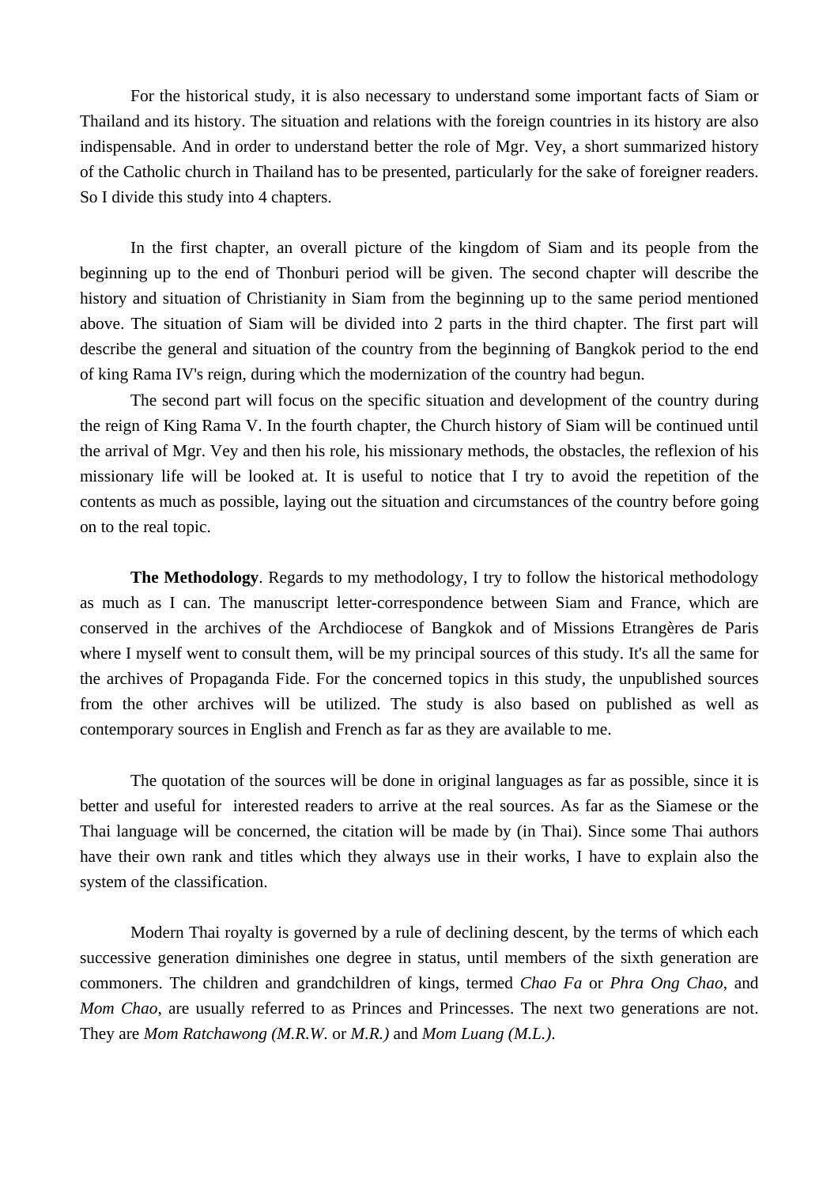For the historical study, it is also necessary to understand some important facts of Siam or Thailand and its history. The situation and relations with the foreign countries in its history are also indispensable. And in order to understand better the role of Mgr. Vey, a short summarized history of the Catholic church in Thailand has to be presented, particularly for the sake of foreigner readers. So I divide this study into 4 chapters.

In the first chapter, an overall picture of the kingdom of Siam and its people from the beginning up to the end of Thonburi period will be given. The second chapter will describe the history and situation of Christianity in Siam from the beginning up to the same period mentioned above. The situation of Siam will be divided into 2 parts in the third chapter. The first part will describe the general and situation of the country from the beginning of Bangkok period to the end of king Rama IV's reign, during which the modernization of the country had begun.

The second part will focus on the specific situation and development of the country during the reign of King Rama V. In the fourth chapter, the Church history of Siam will be continued until the arrival of Mgr. Vey and then his role, his missionary methods, the obstacles, the reflexion of his missionary life will be looked at. It is useful to notice that I try to avoid the repetition of the contents as much as possible, laying out the situation and circumstances of the country before going on to the real topic.

**The Methodology**. Regards to my methodology, I try to follow the historical methodology as much as I can. The manuscript letter-correspondence between Siam and France, which are conserved in the archives of the Archdiocese of Bangkok and of Missions Etrangères de Paris where I myself went to consult them, will be my principal sources of this study. It's all the same for the archives of Propaganda Fide. For the concerned topics in this study, the unpublished sources from the other archives will be utilized. The study is also based on published as well as contemporary sources in English and French as far as they are available to me.

The quotation of the sources will be done in original languages as far as possible, since it is better and useful for interested readers to arrive at the real sources. As far as the Siamese or the Thai language will be concerned, the citation will be made by (in Thai). Since some Thai authors have their own rank and titles which they always use in their works, I have to explain also the system of the classification.

Modern Thai royalty is governed by a rule of declining descent, by the terms of which each successive generation diminishes one degree in status, until members of the sixth generation are commoners. The children and grandchildren of kings, termed *Chao Fa* or *Phra Ong Chao*, and *Mom Chao*, are usually referred to as Princes and Princesses. The next two generations are not. They are *Mom Ratchawong (M.R.W.* or *M.R.)* and *Mom Luang (M.L.)*.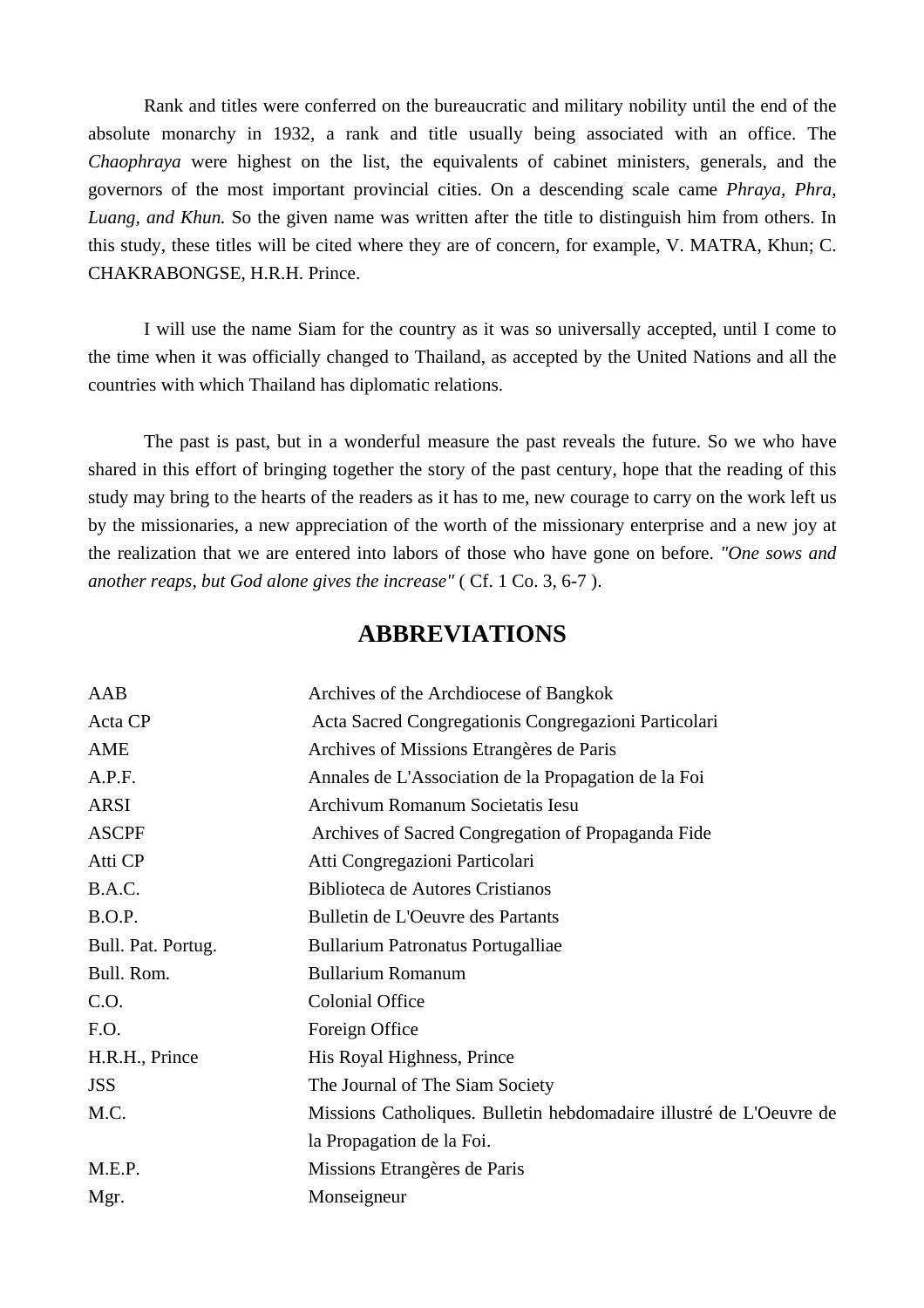Rank and titles were conferred on the bureaucratic and military nobility until the end of the absolute monarchy in 1932, a rank and title usually being associated with an office. The *Chaophraya* were highest on the list, the equivalents of cabinet ministers, generals, and the governors of the most important provincial cities. On a descending scale came *Phraya, Phra, Luang, and Khun.* So the given name was written after the title to distinguish him from others. In this study, these titles will be cited where they are of concern, for example, V. MATRA, Khun; C. CHAKRABONGSE, H.R.H. Prince.

I will use the name Siam for the country as it was so universally accepted, until I come to the time when it was officially changed to Thailand, as accepted by the United Nations and all the countries with which Thailand has diplomatic relations.

The past is past, but in a wonderful measure the past reveals the future. So we who have shared in this effort of bringing together the story of the past century, hope that the reading of this study may bring to the hearts of the readers as it has to me, new courage to carry on the work left us by the missionaries, a new appreciation of the worth of the missionary enterprise and a new joy at the realization that we are entered into labors of those who have gone on before. *"One sows and another reaps, but God alone gives the increase"* ( Cf. 1 Co. 3, 6-7 ).

## ABBREVIATIONS

| | |
|---|---|
| AAB | Archives of the Archdiocese of Bangkok |
| Acta CP | Acta Sacred Congregationis Congregazioni Particolari |
| AME | Archives of Missions Etrangères de Paris |
| A.P.F. | Annales de L'Association de la Propagation de la Foi |
| ARSI | Archivum Romanum Societatis Iesu |
| ASCPF | Archives of Sacred Congregation of Propaganda Fide |
| Atti CP | Atti Congregazioni Particolari |
| B.A.C. | Biblioteca de Autores Cristianos |
| B.O.P. | Bulletin de L'Oeuvre des Partants |
| Bull. Pat. Portug. | Bullarium Patronatus Portugalliae |
| Bull. Rom. | Bullarium Romanum |
| C.O. | Colonial Office |
| F.O. | Foreign Office |
| H.R.H., Prince | His Royal Highness, Prince |
| JSS | The Journal of The Siam Society |
| M.C. | Missions Catholiques. Bulletin hebdomadaire illustré de L'Oeuvre de la Propagation de la Foi. |
| M.E.P. | Missions Etrangères de Paris |
| Mgr. | Monseigneur |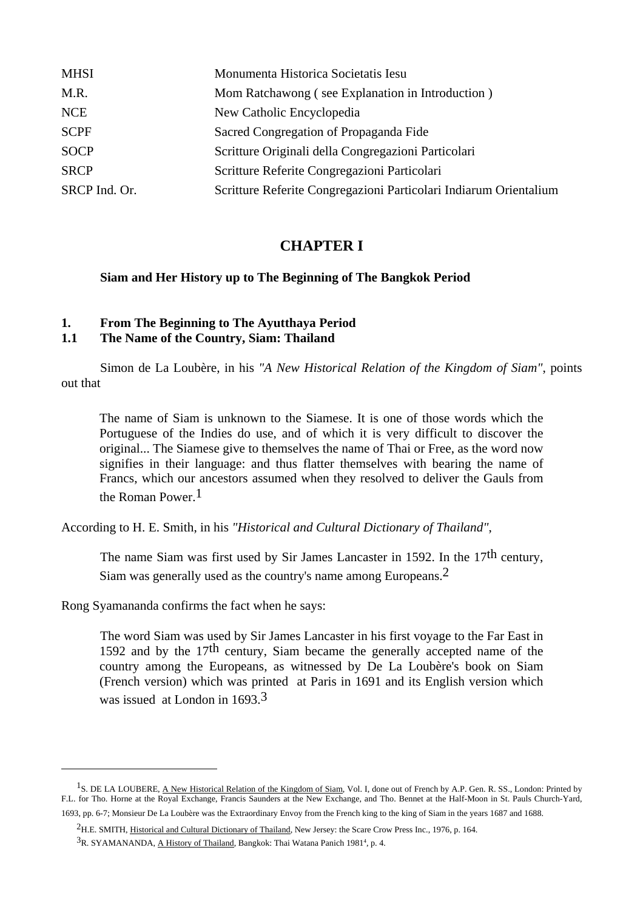| | |
|---|---|
| MHSI | Monumenta Historica Societatis Iesu |
| M.R. | Mom Ratchawong ( see Explanation in Introduction ) |
| NCE | New Catholic Encyclopedia |
| SCPF | Sacred Congregation of Propaganda Fide |
| SOCP | Scritture Originali della Congregazioni Particolari |
| SRCP | Scritture Referite Congregazioni Particolari |
| SRCP Ind. Or. | Scritture Referite Congregazioni Particolari Indiarum Orientalium |

# CHAPTER I

## Siam and Her History up to The Beginning of The Bangkok Period

### 1. From The Beginning to The Ayutthaya Period

### 1.1 The Name of the Country, Siam: Thailand

Simon de La Loubère, in his *"A New Historical Relation of the Kingdom of Siam"*, points out that

> The name of Siam is unknown to the Siamese. It is one of those words which the Portuguese of the Indies do use, and of which it is very difficult to discover the original... The Siamese give to themselves the name of Thai or Free, as the word now signifies in their language: and thus flatter themselves with bearing the name of Francs, which our ancestors assumed when they resolved to deliver the Gauls from the Roman Power.[1]

According to H. E. Smith, in his *"Historical and Cultural Dictionary of Thailand"*,

> The name Siam was first used by Sir James Lancaster in 1592. In the 17th century, Siam was generally used as the country's name among Europeans.[2]

Rong Syamananda confirms the fact when he says:

> The word Siam was used by Sir James Lancaster in his first voyage to the Far East in 1592 and by the 17th century, Siam became the generally accepted name of the country among the Europeans, as witnessed by De La Loubère's book on Siam (French version) which was printed at Paris in 1691 and its English version which was issued at London in 1693.[3]

---

[1] S. DE LA LOUBERE, A New Historical Relation of the Kingdom of Siam, Vol. I, done out of French by A.P. Gen. R. SS., London: Printed by F.L. for Tho. Horne at the Royal Exchange, Francis Saunders at the New Exchange, and Tho. Bennet at the Half-Moon in St. Pauls Church-Yard, 1693, pp. 6-7; Monsieur De La Loubère was the Extraordinary Envoy from the French king to the king of Siam in the years 1687 and 1688.

[2] H.E. SMITH, Historical and Cultural Dictionary of Thailand, New Jersey: the Scare Crow Press Inc., 1976, p. 164.

[3] R. SYAMANANDA, A History of Thailand, Bangkok: Thai Watana Panich 1981[4], p. 4.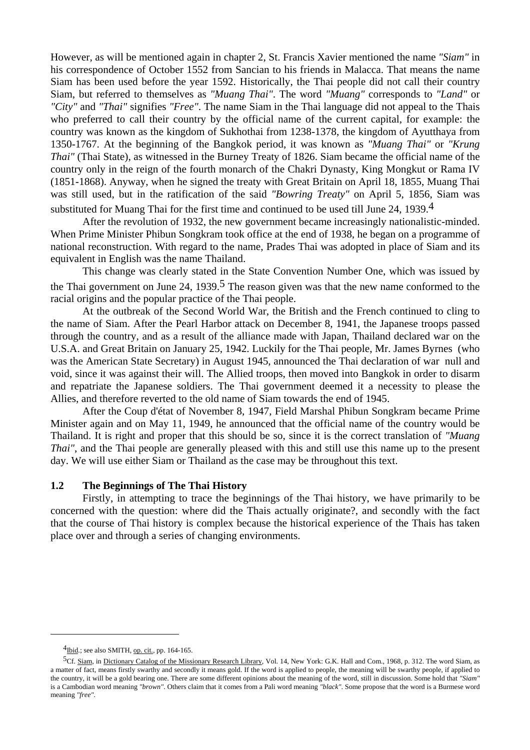However, as will be mentioned again in chapter 2, St. Francis Xavier mentioned the name *"Siam"* in his correspondence of October 1552 from Sancian to his friends in Malacca. That means the name Siam has been used before the year 1592. Historically, the Thai people did not call their country Siam, but referred to themselves as *"Muang Thai"*. The word *"Muang"* corresponds to *"Land"* or *"City"* and *"Thai"* signifies *"Free"*. The name Siam in the Thai language did not appeal to the Thais who preferred to call their country by the official name of the current capital, for example: the country was known as the kingdom of Sukhothai from 1238-1378, the kingdom of Ayutthaya from 1350-1767. At the beginning of the Bangkok period, it was known as *"Muang Thai"* or *"Krung Thai"* (Thai State), as witnessed in the Burney Treaty of 1826. Siam became the official name of the country only in the reign of the fourth monarch of the Chakri Dynasty, King Mongkut or Rama IV (1851-1868). Anyway, when he signed the treaty with Great Britain on April 18, 1855, Muang Thai was still used, but in the ratification of the said *"Bowring Treaty"* on April 5, 1856, Siam was substituted for Muang Thai for the first time and continued to be used till June 24, 1939.[4]

After the revolution of 1932, the new government became increasingly nationalistic-minded. When Prime Minister Phibun Songkram took office at the end of 1938, he began on a programme of national reconstruction. With regard to the name, Prades Thai was adopted in place of Siam and its equivalent in English was the name Thailand.

This change was clearly stated in the State Convention Number One, which was issued by the Thai government on June 24, 1939.[5] The reason given was that the new name conformed to the racial origins and the popular practice of the Thai people.

At the outbreak of the Second World War, the British and the French continued to cling to the name of Siam. After the Pearl Harbor attack on December 8, 1941, the Japanese troops passed through the country, and as a result of the alliance made with Japan, Thailand declared war on the U.S.A. and Great Britain on January 25, 1942. Luckily for the Thai people, Mr. James Byrnes (who was the American State Secretary) in August 1945, announced the Thai declaration of war null and void, since it was against their will. The Allied troops, then moved into Bangkok in order to disarm and repatriate the Japanese soldiers. The Thai government deemed it a necessity to please the Allies, and therefore reverted to the old name of Siam towards the end of 1945.

After the Coup d'état of November 8, 1947, Field Marshal Phibun Songkram became Prime Minister again and on May 11, 1949, he announced that the official name of the country would be Thailand. It is right and proper that this should be so, since it is the correct translation of *"Muang Thai"*, and the Thai people are generally pleased with this and still use this name up to the present day. We will use either Siam or Thailand as the case may be throughout this text.

## 1.2 The Beginnings of The Thai History

Firstly, in attempting to trace the beginnings of the Thai history, we have primarily to be concerned with the question: where did the Thais actually originate?, and secondly with the fact that the course of Thai history is complex because the historical experience of the Thais has taken place over and through a series of changing environments.

---

[4] Ibid.; see also SMITH, op. cit., pp. 164-165.

[5] Cf. Siam, in Dictionary Catalog of the Missionary Research Library, Vol. 14, New York: G.K. Hall and Com., 1968, p. 312. The word Siam, as a matter of fact, means firstly swarthy and secondly it means gold. If the word is applied to people, the meaning will be swarthy people, if applied to the country, it will be a gold bearing one. There are some different opinions about the meaning of the word, still in discussion. Some hold that *"Siam"* is a Cambodian word meaning *"brown"*. Others claim that it comes from a Pali word meaning *"black"*. Some propose that the word is a Burmese word meaning *"free"*.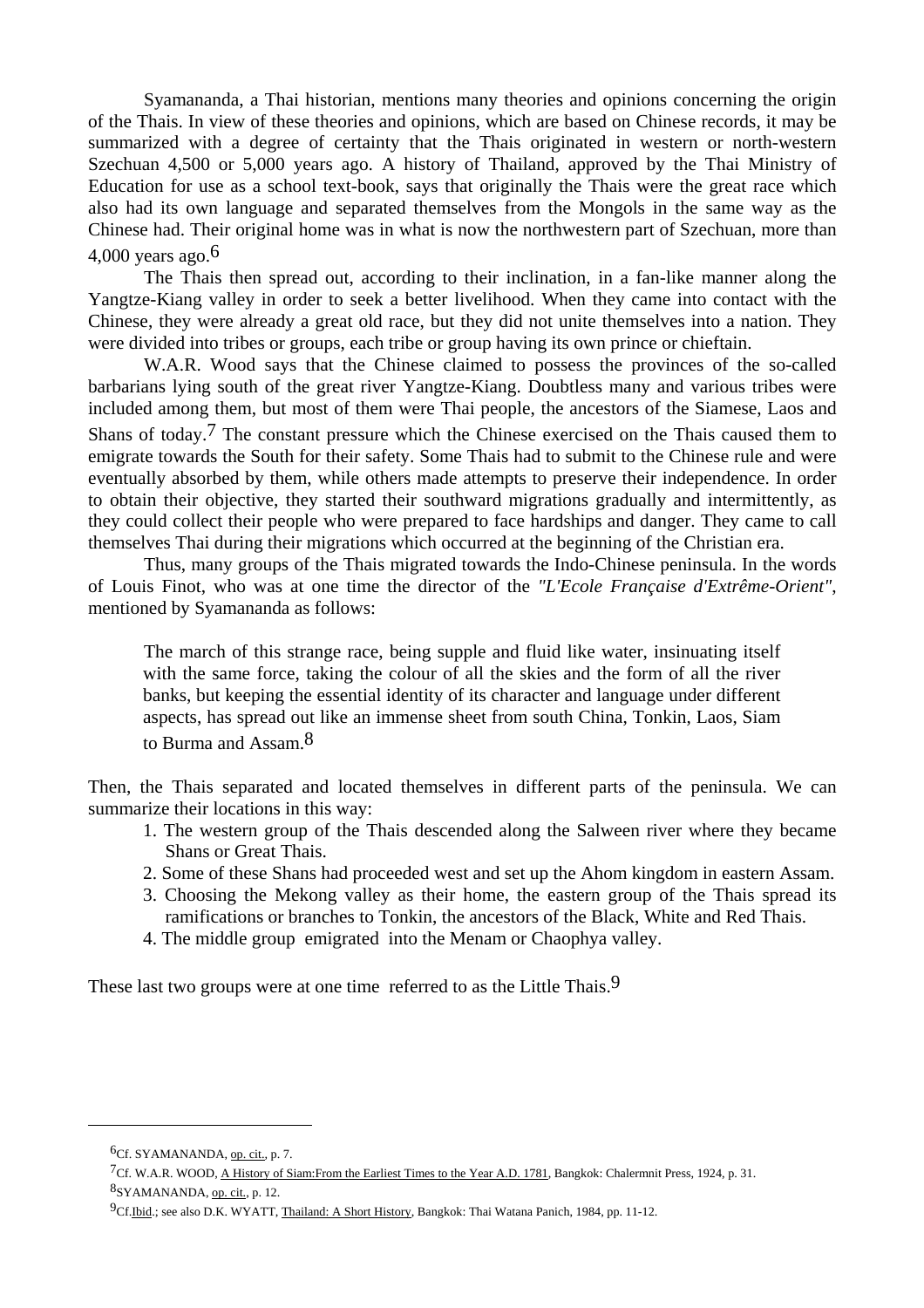Syamananda, a Thai historian, mentions many theories and opinions concerning the origin of the Thais. In view of these theories and opinions, which are based on Chinese records, it may be summarized with a degree of certainty that the Thais originated in western or north-western Szechuan 4,500 or 5,000 years ago. A history of Thailand, approved by the Thai Ministry of Education for use as a school text-book, says that originally the Thais were the great race which also had its own language and separated themselves from the Mongols in the same way as the Chinese had. Their original home was in what is now the northwestern part of Szechuan, more than 4,000 years ago.[6]

The Thais then spread out, according to their inclination, in a fan-like manner along the Yangtze-Kiang valley in order to seek a better livelihood. When they came into contact with the Chinese, they were already a great old race, but they did not unite themselves into a nation. They were divided into tribes or groups, each tribe or group having its own prince or chieftain.

W.A.R. Wood says that the Chinese claimed to possess the provinces of the so-called barbarians lying south of the great river Yangtze-Kiang. Doubtless many and various tribes were included among them, but most of them were Thai people, the ancestors of the Siamese, Laos and Shans of today.[7] The constant pressure which the Chinese exercised on the Thais caused them to emigrate towards the South for their safety. Some Thais had to submit to the Chinese rule and were eventually absorbed by them, while others made attempts to preserve their independence. In order to obtain their objective, they started their southward migrations gradually and intermittently, as they could collect their people who were prepared to face hardships and danger. They came to call themselves Thai during their migrations which occurred at the beginning of the Christian era.

Thus, many groups of the Thais migrated towards the Indo-Chinese peninsula. In the words of Louis Finot, who was at one time the director of the *"L'Ecole Française d'Extrême-Orient"*, mentioned by Syamananda as follows:

> The march of this strange race, being supple and fluid like water, insinuating itself with the same force, taking the colour of all the skies and the form of all the river banks, but keeping the essential identity of its character and language under different aspects, has spread out like an immense sheet from south China, Tonkin, Laos, Siam to Burma and Assam.[8]

Then, the Thais separated and located themselves in different parts of the peninsula. We can summarize their locations in this way:

1. The western group of the Thais descended along the Salween river where they became Shans or Great Thais.
2. Some of these Shans had proceeded west and set up the Ahom kingdom in eastern Assam.
3. Choosing the Mekong valley as their home, the eastern group of the Thais spread its ramifications or branches to Tonkin, the ancestors of the Black, White and Red Thais.
4. The middle group emigrated into the Menam or Chaophya valley.

These last two groups were at one time referred to as the Little Thais.[9]

---

[6] Cf. SYAMANANDA, op. cit., p. 7.

[7] Cf. W.A.R. WOOD, A History of Siam:From the Earliest Times to the Year A.D. 1781, Bangkok: Chalermnit Press, 1924, p. 31.

[8] SYAMANANDA, op. cit., p. 12.

[9] Cf. Ibid.; see also D.K. WYATT, Thailand: A Short History, Bangkok: Thai Watana Panich, 1984, pp. 11-12.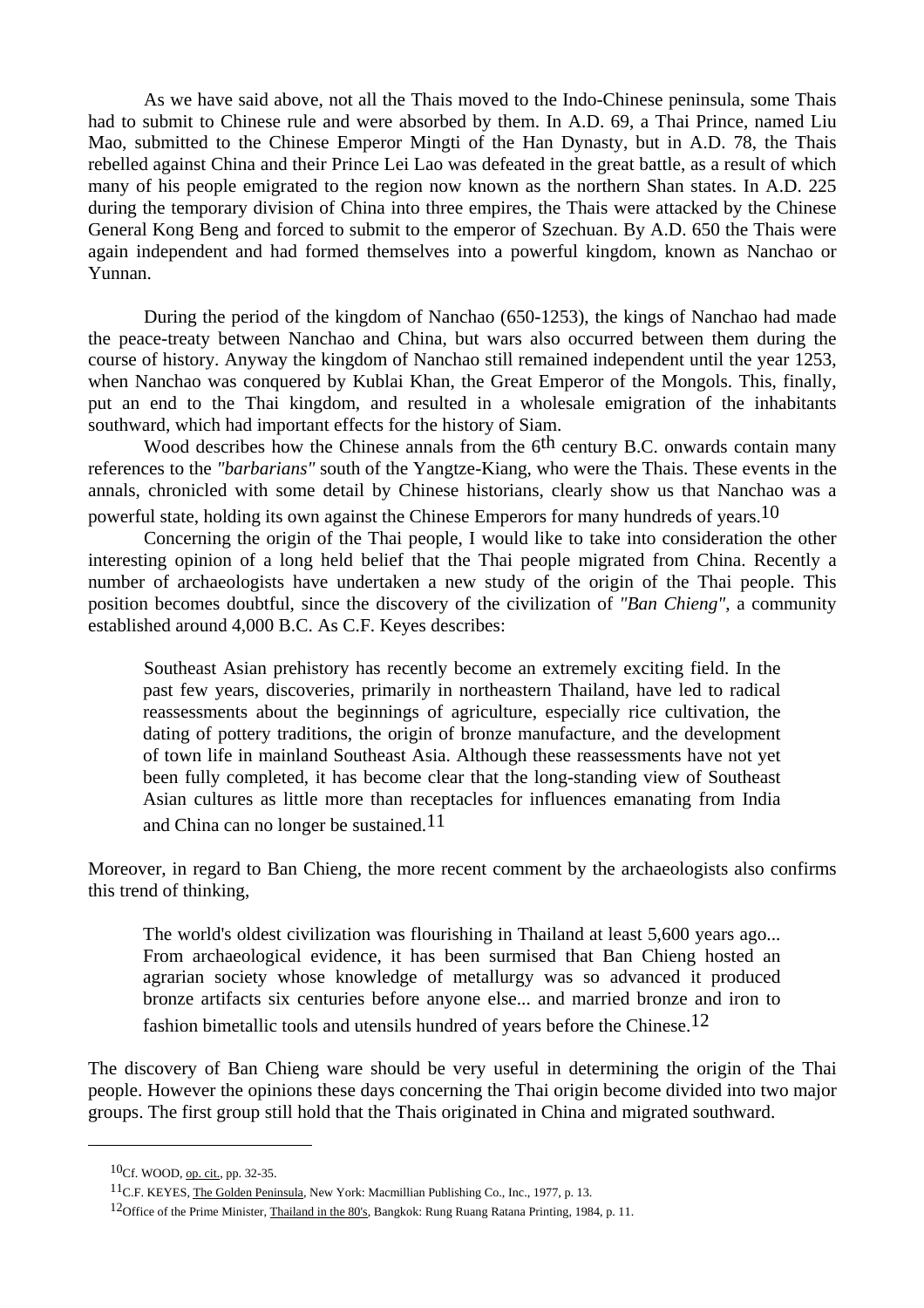As we have said above, not all the Thais moved to the Indo-Chinese peninsula, some Thais had to submit to Chinese rule and were absorbed by them. In A.D. 69, a Thai Prince, named Liu Mao, submitted to the Chinese Emperor Mingti of the Han Dynasty, but in A.D. 78, the Thais rebelled against China and their Prince Lei Lao was defeated in the great battle, as a result of which many of his people emigrated to the region now known as the northern Shan states. In A.D. 225 during the temporary division of China into three empires, the Thais were attacked by the Chinese General Kong Beng and forced to submit to the emperor of Szechuan. By A.D. 650 the Thais were again independent and had formed themselves into a powerful kingdom, known as Nanchao or Yunnan.

During the period of the kingdom of Nanchao (650-1253), the kings of Nanchao had made the peace-treaty between Nanchao and China, but wars also occurred between them during the course of history. Anyway the kingdom of Nanchao still remained independent until the year 1253, when Nanchao was conquered by Kublai Khan, the Great Emperor of the Mongols. This, finally, put an end to the Thai kingdom, and resulted in a wholesale emigration of the inhabitants southward, which had important effects for the history of Siam.

Wood describes how the Chinese annals from the 6th century B.C. onwards contain many references to the *"barbarians"* south of the Yangtze-Kiang, who were the Thais. These events in the annals, chronicled with some detail by Chinese historians, clearly show us that Nanchao was a powerful state, holding its own against the Chinese Emperors for many hundreds of years.[10]

Concerning the origin of the Thai people, I would like to take into consideration the other interesting opinion of a long held belief that the Thai people migrated from China. Recently a number of archaeologists have undertaken a new study of the origin of the Thai people. This position becomes doubtful, since the discovery of the civilization of *"Ban Chieng"*, a community established around 4,000 B.C. As C.F. Keyes describes:

> Southeast Asian prehistory has recently become an extremely exciting field. In the past few years, discoveries, primarily in northeastern Thailand, have led to radical reassessments about the beginnings of agriculture, especially rice cultivation, the dating of pottery traditions, the origin of bronze manufacture, and the development of town life in mainland Southeast Asia. Although these reassessments have not yet been fully completed, it has become clear that the long-standing view of Southeast Asian cultures as little more than receptacles for influences emanating from India and China can no longer be sustained.[11]

Moreover, in regard to Ban Chieng, the more recent comment by the archaeologists also confirms this trend of thinking,

> The world's oldest civilization was flourishing in Thailand at least 5,600 years ago... From archaeological evidence, it has been surmised that Ban Chieng hosted an agrarian society whose knowledge of metallurgy was so advanced it produced bronze artifacts six centuries before anyone else... and married bronze and iron to fashion bimetallic tools and utensils hundred of years before the Chinese.[12]

The discovery of Ban Chieng ware should be very useful in determining the origin of the Thai people. However the opinions these days concerning the Thai origin become divided into two major groups. The first group still hold that the Thais originated in China and migrated southward.

---

[10] Cf. WOOD, op. cit., pp. 32-35.

[11] C.F. KEYES, The Golden Peninsula, New York: Macmillian Publishing Co., Inc., 1977, p. 13.

[12] Office of the Prime Minister, Thailand in the 80's, Bangkok: Rung Ruang Ratana Printing, 1984, p. 11.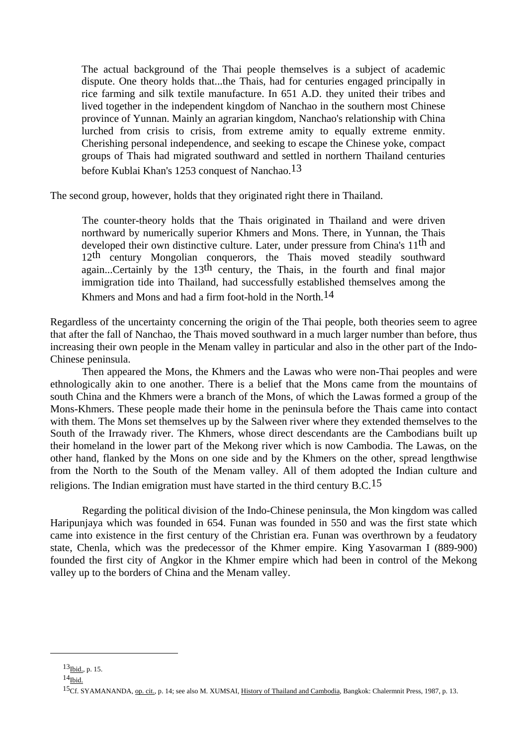> The actual background of the Thai people themselves is a subject of academic dispute. One theory holds that...the Thais, had for centuries engaged principally in rice farming and silk textile manufacture. In 651 A.D. they united their tribes and lived together in the independent kingdom of Nanchao in the southern most Chinese province of Yunnan. Mainly an agrarian kingdom, Nanchao's relationship with China lurched from crisis to crisis, from extreme amity to equally extreme enmity. Cherishing personal independence, and seeking to escape the Chinese yoke, compact groups of Thais had migrated southward and settled in northern Thailand centuries before Kublai Khan's 1253 conquest of Nanchao.[13]

The second group, however, holds that they originated right there in Thailand.

> The counter-theory holds that the Thais originated in Thailand and were driven northward by numerically superior Khmers and Mons. There, in Yunnan, the Thais developed their own distinctive culture. Later, under pressure from China's 11th and 12th century Mongolian conquerors, the Thais moved steadily southward again...Certainly by the 13th century, the Thais, in the fourth and final major immigration tide into Thailand, had successfully established themselves among the Khmers and Mons and had a firm foot-hold in the North.[14]

Regardless of the uncertainty concerning the origin of the Thai people, both theories seem to agree that after the fall of Nanchao, the Thais moved southward in a much larger number than before, thus increasing their own people in the Menam valley in particular and also in the other part of the Indo-Chinese peninsula.

Then appeared the Mons, the Khmers and the Lawas who were non-Thai peoples and were ethnologically akin to one another. There is a belief that the Mons came from the mountains of south China and the Khmers were a branch of the Mons, of which the Lawas formed a group of the Mons-Khmers. These people made their home in the peninsula before the Thais came into contact with them. The Mons set themselves up by the Salween river where they extended themselves to the South of the Irrawady river. The Khmers, whose direct descendants are the Cambodians built up their homeland in the lower part of the Mekong river which is now Cambodia. The Lawas, on the other hand, flanked by the Mons on one side and by the Khmers on the other, spread lengthwise from the North to the South of the Menam valley. All of them adopted the Indian culture and religions. The Indian emigration must have started in the third century B.C.[15]

Regarding the political division of the Indo-Chinese peninsula, the Mon kingdom was called Haripunjaya which was founded in 654. Funan was founded in 550 and was the first state which came into existence in the first century of the Christian era. Funan was overthrown by a feudatory state, Chenla, which was the predecessor of the Khmer empire. King Yasovarman I (889-900) founded the first city of Angkor in the Khmer empire which had been in control of the Mekong valley up to the borders of China and the Menam valley.

---

[13] Ibid., p. 15.

[14] Ibid.

[15] Cf. SYAMANANDA, op. cit., p. 14; see also M. XUMSAI, History of Thailand and Cambodia, Bangkok: Chalermnit Press, 1987, p. 13.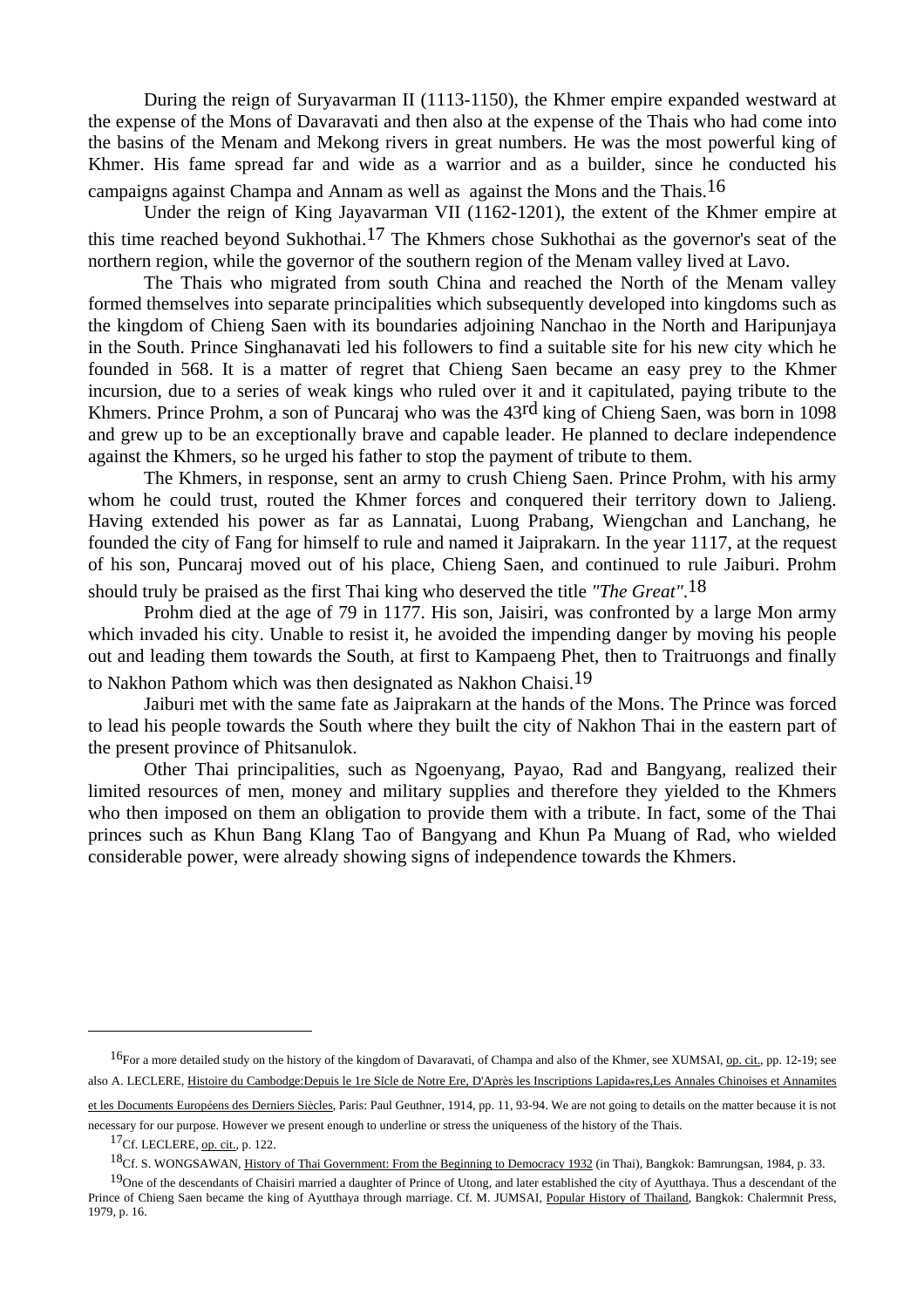During the reign of Suryavarman II (1113-1150), the Khmer empire expanded westward at the expense of the Mons of Davaravati and then also at the expense of the Thais who had come into the basins of the Menam and Mekong rivers in great numbers. He was the most powerful king of Khmer. His fame spread far and wide as a warrior and as a builder, since he conducted his campaigns against Champa and Annam as well as against the Mons and the Thais.[16]

Under the reign of King Jayavarman VII (1162-1201), the extent of the Khmer empire at this time reached beyond Sukhothai.[17] The Khmers chose Sukhothai as the governor's seat of the northern region, while the governor of the southern region of the Menam valley lived at Lavo.

The Thais who migrated from south China and reached the North of the Menam valley formed themselves into separate principalities which subsequently developed into kingdoms such as the kingdom of Chieng Saen with its boundaries adjoining Nanchao in the North and Haripunjaya in the South. Prince Singhanavati led his followers to find a suitable site for his new city which he founded in 568. It is a matter of regret that Chieng Saen became an easy prey to the Khmer incursion, due to a series of weak kings who ruled over it and it capitulated, paying tribute to the Khmers. Prince Prohm, a son of Puncaraj who was the 43rd king of Chieng Saen, was born in 1098 and grew up to be an exceptionally brave and capable leader. He planned to declare independence against the Khmers, so he urged his father to stop the payment of tribute to them.

The Khmers, in response, sent an army to crush Chieng Saen. Prince Prohm, with his army whom he could trust, routed the Khmer forces and conquered their territory down to Jalieng. Having extended his power as far as Lannatai, Luong Prabang, Wiengchan and Lanchang, he founded the city of Fang for himself to rule and named it Jaiprakarn. In the year 1117, at the request of his son, Puncaraj moved out of his place, Chieng Saen, and continued to rule Jaiburi. Prohm should truly be praised as the first Thai king who deserved the title *"The Great"*.[18]

Prohm died at the age of 79 in 1177. His son, Jaisiri, was confronted by a large Mon army which invaded his city. Unable to resist it, he avoided the impending danger by moving his people out and leading them towards the South, at first to Kampaeng Phet, then to Traitruongs and finally to Nakhon Pathom which was then designated as Nakhon Chaisi.[19]

Jaiburi met with the same fate as Jaiprakarn at the hands of the Mons. The Prince was forced to lead his people towards the South where they built the city of Nakhon Thai in the eastern part of the present province of Phitsanulok.

Other Thai principalities, such as Ngoenyang, Payao, Rad and Bangyang, realized their limited resources of men, money and military supplies and therefore they yielded to the Khmers who then imposed on them an obligation to provide them with a tribute. In fact, some of the Thai princes such as Khun Bang Klang Tao of Bangyang and Khun Pa Muang of Rad, who wielded considerable power, were already showing signs of independence towards the Khmers.

---

[16] For a more detailed study on the history of the kingdom of Davaravati, of Champa and also of the Khmer, see XUMSAI, op. cit., pp. 12-19; see also A. LECLERE, Histoire du Cambodge:Depuis le 1re Sicle de Notre Ere, D'Après les Inscriptions Lapida*res,Les Annales Chinoises et Annamites et les Documents Européens des Derniers Siècles, Paris: Paul Geuthner, 1914, pp. 11, 93-94. We are not going to details on the matter because it is not necessary for our purpose. However we present enough to underline or stress the uniqueness of the history of the Thais.

[17] Cf. LECLERE, op. cit., p. 122.

[18] Cf. S. WONGSAWAN, History of Thai Government: From the Beginning to Democracy 1932 (in Thai), Bangkok: Bamrungsan, 1984, p. 33.

[19] One of the descendants of Chaisiri married a daughter of Prince of Utong, and later established the city of Ayutthaya. Thus a descendant of the Prince of Chieng Saen became the king of Ayutthaya through marriage. Cf. M. JUMSAI, Popular History of Thailand, Bangkok: Chalermnit Press, 1979, p. 16.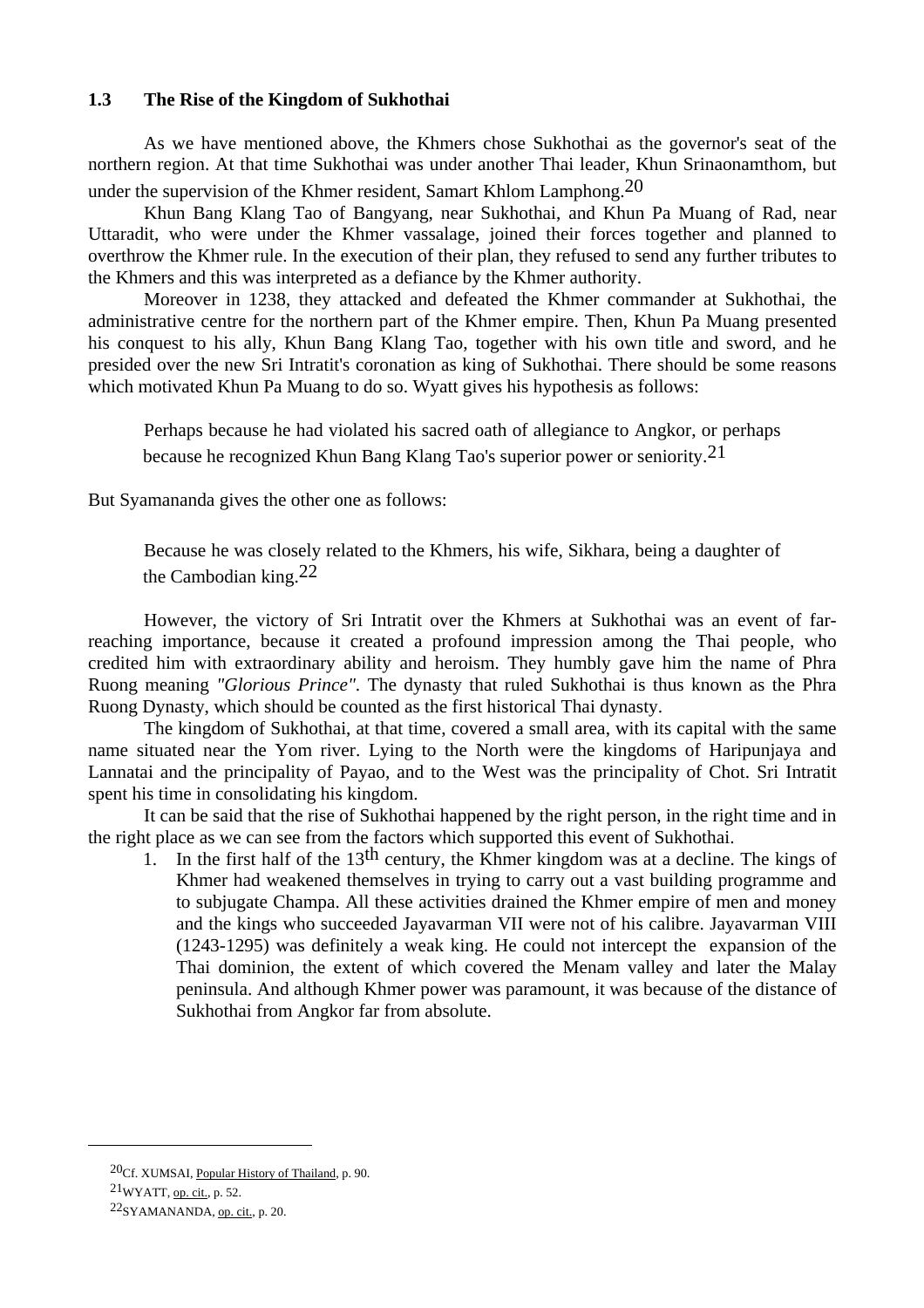### 1.3 The Rise of the Kingdom of Sukhothai

As we have mentioned above, the Khmers chose Sukhothai as the governor's seat of the northern region. At that time Sukhothai was under another Thai leader, Khun Srinaonamthom, but under the supervision of the Khmer resident, Samart Khlom Lamphong.[20]

Khun Bang Klang Tao of Bangyang, near Sukhothai, and Khun Pa Muang of Rad, near Uttaradit, who were under the Khmer vassalage, joined their forces together and planned to overthrow the Khmer rule. In the execution of their plan, they refused to send any further tributes to the Khmers and this was interpreted as a defiance by the Khmer authority.

Moreover in 1238, they attacked and defeated the Khmer commander at Sukhothai, the administrative centre for the northern part of the Khmer empire. Then, Khun Pa Muang presented his conquest to his ally, Khun Bang Klang Tao, together with his own title and sword, and he presided over the new Sri Intratit's coronation as king of Sukhothai. There should be some reasons which motivated Khun Pa Muang to do so. Wyatt gives his hypothesis as follows:

> Perhaps because he had violated his sacred oath of allegiance to Angkor, or perhaps because he recognized Khun Bang Klang Tao's superior power or seniority.[21]

But Syamananda gives the other one as follows:

> Because he was closely related to the Khmers, his wife, Sikhara, being a daughter of the Cambodian king.[22]

However, the victory of Sri Intratit over the Khmers at Sukhothai was an event of far-reaching importance, because it created a profound impression among the Thai people, who credited him with extraordinary ability and heroism. They humbly gave him the name of Phra Ruong meaning *"Glorious Prince"*. The dynasty that ruled Sukhothai is thus known as the Phra Ruong Dynasty, which should be counted as the first historical Thai dynasty.

The kingdom of Sukhothai, at that time, covered a small area, with its capital with the same name situated near the Yom river. Lying to the North were the kingdoms of Haripunjaya and Lannatai and the principality of Payao, and to the West was the principality of Chot. Sri Intratit spent his time in consolidating his kingdom.

It can be said that the rise of Sukhothai happened by the right person, in the right time and in the right place as we can see from the factors which supported this event of Sukhothai.

1. In the first half of the 13th century, the Khmer kingdom was at a decline. The kings of Khmer had weakened themselves in trying to carry out a vast building programme and to subjugate Champa. All these activities drained the Khmer empire of men and money and the kings who succeeded Jayavarman VII were not of his calibre. Jayavarman VIII (1243-1295) was definitely a weak king. He could not intercept the expansion of the Thai dominion, the extent of which covered the Menam valley and later the Malay peninsula. And although Khmer power was paramount, it was because of the distance of Sukhothai from Angkor far from absolute.

---

[20] Cf. XUMSAI, Popular History of Thailand, p. 90.

[21] WYATT, op. cit., p. 52.

[22] SYAMANANDA, op. cit., p. 20.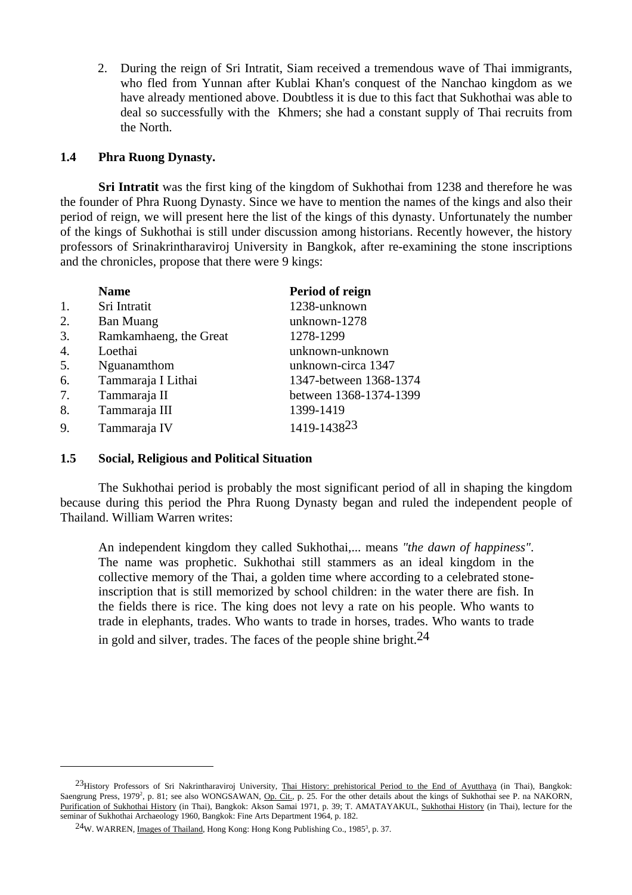2. During the reign of Sri Intratit, Siam received a tremendous wave of Thai immigrants, who fled from Yunnan after Kublai Khan's conquest of the Nanchao kingdom as we have already mentioned above. Doubtless it is due to this fact that Sukhothai was able to deal so successfully with the Khmers; she had a constant supply of Thai recruits from the North.

## 1.4 Phra Ruong Dynasty.

**Sri Intratit** was the first king of the kingdom of Sukhothai from 1238 and therefore he was the founder of Phra Ruong Dynasty. Since we have to mention the names of the kings and also their period of reign, we will present here the list of the kings of this dynasty. Unfortunately the number of the kings of Sukhothai is still under discussion among historians. Recently however, the history professors of Srinakrintharaviroj University in Bangkok, after re-examining the stone inscriptions and the chronicles, propose that there were 9 kings:

| | Name | Period of reign |
|---|---|---|
| 1. | Sri Intratit | 1238-unknown |
| 2. | Ban Muang | unknown-1278 |
| 3. | Ramkamhaeng, the Great | 1278-1299 |
| 4. | Loethai | unknown-unknown |
| 5. | Nguanamthom | unknown-circa 1347 |
| 6. | Tammaraja I Lithai | 1347-between 1368-1374 |
| 7. | Tammaraja II | between 1368-1374-1399 |
| 8. | Tammaraja III | 1399-1419 |
| 9. | Tammaraja IV | 1419-1438[23] |

## 1.5 Social, Religious and Political Situation

The Sukhothai period is probably the most significant period of all in shaping the kingdom because during this period the Phra Ruong Dynasty began and ruled the independent people of Thailand. William Warren writes:

> An independent kingdom they called Sukhothai,... means *"the dawn of happiness"*. The name was prophetic. Sukhothai still stammers as an ideal kingdom in the collective memory of the Thai, a golden time where according to a celebrated stone-inscription that is still memorized by school children: in the water there are fish. In the fields there is rice. The king does not levy a rate on his people. Who wants to trade in elephants, trades. Who wants to trade in horses, trades. Who wants to trade in gold and silver, trades. The faces of the people shine bright.[24]

---

[23] History Professors of Sri Nakrintharaviroj University, Thai History: prehistorical Period to the End of Ayutthaya (in Thai), Bangkok: Saengrung Press, 1979[2], p. 81; see also WONGSAWAN, Op. Cit., p. 25. For the other details about the kings of Sukhothai see P. na NAKORN, Purification of Sukhothai History (in Thai), Bangkok: Akson Samai 1971, p. 39; T. AMATAYAKUL, Sukhothai History (in Thai), lecture for the seminar of Sukhothai Archaeology 1960, Bangkok: Fine Arts Department 1964, p. 182.

[24] W. WARREN, Images of Thailand, Hong Kong: Hong Kong Publishing Co., 1985[3], p. 37.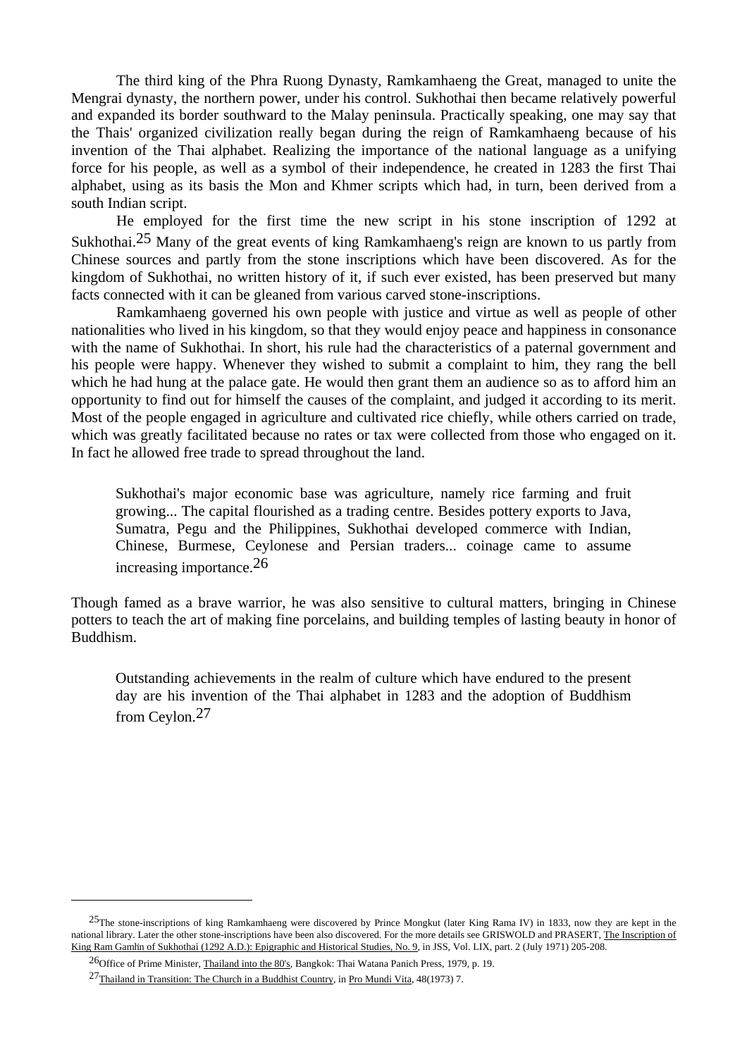The third king of the Phra Ruong Dynasty, Ramkamhaeng the Great, managed to unite the Mengrai dynasty, the northern power, under his control. Sukhothai then became relatively powerful and expanded its border southward to the Malay peninsula. Practically speaking, one may say that the Thais' organized civilization really began during the reign of Ramkamhaeng because of his invention of the Thai alphabet. Realizing the importance of the national language as a unifying force for his people, as well as a symbol of their independence, he created in 1283 the first Thai alphabet, using as its basis the Mon and Khmer scripts which had, in turn, been derived from a south Indian script.

He employed for the first time the new script in his stone inscription of 1292 at Sukhothai.[25] Many of the great events of king Ramkamhaeng's reign are known to us partly from Chinese sources and partly from the stone inscriptions which have been discovered. As for the kingdom of Sukhothai, no written history of it, if such ever existed, has been preserved but many facts connected with it can be gleaned from various carved stone-inscriptions.

Ramkamhaeng governed his own people with justice and virtue as well as people of other nationalities who lived in his kingdom, so that they would enjoy peace and happiness in consonance with the name of Sukhothai. In short, his rule had the characteristics of a paternal government and his people were happy. Whenever they wished to submit a complaint to him, they rang the bell which he had hung at the palace gate. He would then grant them an audience so as to afford him an opportunity to find out for himself the causes of the complaint, and judged it according to its merit. Most of the people engaged in agriculture and cultivated rice chiefly, while others carried on trade, which was greatly facilitated because no rates or tax were collected from those who engaged on it. In fact he allowed free trade to spread throughout the land.

> Sukhothai's major economic base was agriculture, namely rice farming and fruit growing... The capital flourished as a trading centre. Besides pottery exports to Java, Sumatra, Pegu and the Philippines, Sukhothai developed commerce with Indian, Chinese, Burmese, Ceylonese and Persian traders... coinage came to assume increasing importance.[26]

Though famed as a brave warrior, he was also sensitive to cultural matters, bringing in Chinese potters to teach the art of making fine porcelains, and building temples of lasting beauty in honor of Buddhism.

> Outstanding achievements in the realm of culture which have endured to the present day are his invention of the Thai alphabet in 1283 and the adoption of Buddhism from Ceylon.[27]

---

[25]The stone-inscriptions of king Ramkamhaeng were discovered by Prince Mongkut (later King Rama IV) in 1833, now they are kept in the national library. Later the other stone-inscriptions have been also discovered. For the more details see GRISWOLD and PRASERT, The Inscription of King Ram Gamhn of Sukhothai (1292 A.D.): Epigraphic and Historical Studies, No. 9, in JSS, Vol. LIX, part. 2 (July 1971) 205-208.

[26]Office of Prime Minister, Thailand into the 80's, Bangkok: Thai Watana Panich Press, 1979, p. 19.

[27]Thailand in Transition: The Church in a Buddhist Country, in Pro Mundi Vita, 48(1973) 7.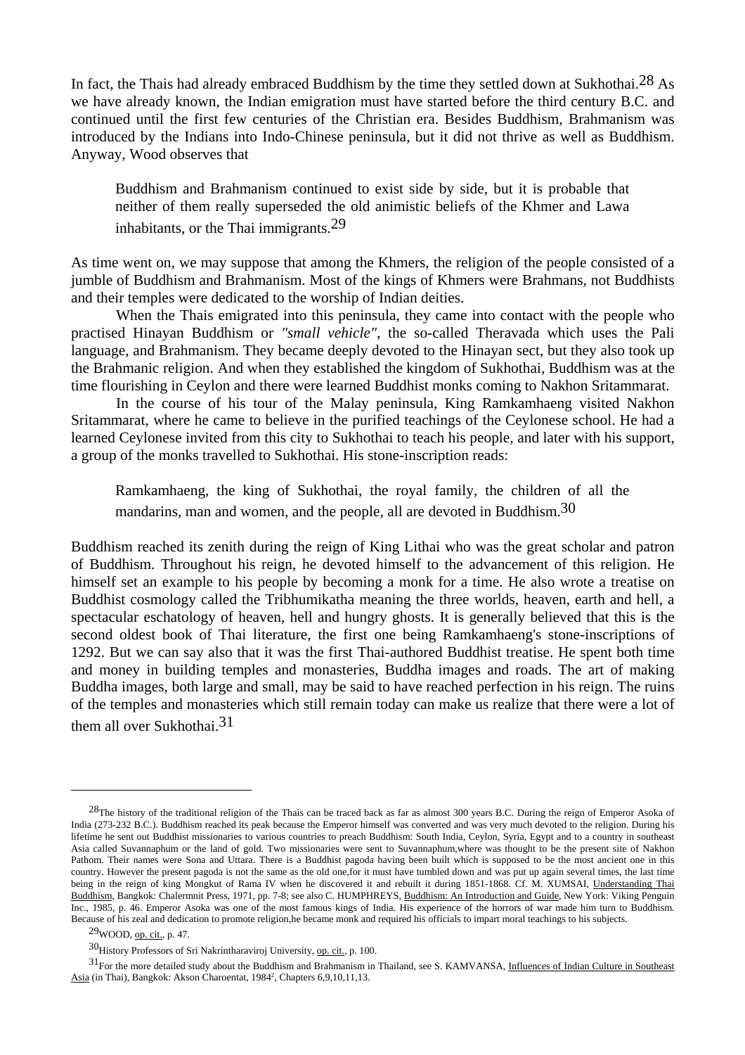In fact, the Thais had already embraced Buddhism by the time they settled down at Sukhothai.[28] As we have already known, the Indian emigration must have started before the third century B.C. and continued until the first few centuries of the Christian era. Besides Buddhism, Brahmanism was introduced by the Indians into Indo-Chinese peninsula, but it did not thrive as well as Buddhism. Anyway, Wood observes that

> Buddhism and Brahmanism continued to exist side by side, but it is probable that neither of them really superseded the old animistic beliefs of the Khmer and Lawa inhabitants, or the Thai immigrants.[29]

As time went on, we may suppose that among the Khmers, the religion of the people consisted of a jumble of Buddhism and Brahmanism. Most of the kings of Khmers were Brahmans, not Buddhists and their temples were dedicated to the worship of Indian deities.

When the Thais emigrated into this peninsula, they came into contact with the people who practised Hinayan Buddhism or *"small vehicle"*, the so-called Theravada which uses the Pali language, and Brahmanism. They became deeply devoted to the Hinayan sect, but they also took up the Brahmanic religion. And when they established the kingdom of Sukhothai, Buddhism was at the time flourishing in Ceylon and there were learned Buddhist monks coming to Nakhon Sritammarat.

In the course of his tour of the Malay peninsula, King Ramkamhaeng visited Nakhon Sritammarat, where he came to believe in the purified teachings of the Ceylonese school. He had a learned Ceylonese invited from this city to Sukhothai to teach his people, and later with his support, a group of the monks travelled to Sukhothai. His stone-inscription reads:

> Ramkamhaeng, the king of Sukhothai, the royal family, the children of all the mandarins, man and women, and the people, all are devoted in Buddhism.[30]

Buddhism reached its zenith during the reign of King Lithai who was the great scholar and patron of Buddhism. Throughout his reign, he devoted himself to the advancement of this religion. He himself set an example to his people by becoming a monk for a time. He also wrote a treatise on Buddhist cosmology called the Tribhumikatha meaning the three worlds, heaven, earth and hell, a spectacular eschatology of heaven, hell and hungry ghosts. It is generally believed that this is the second oldest book of Thai literature, the first one being Ramkamhaeng's stone-inscriptions of 1292. But we can say also that it was the first Thai-authored Buddhist treatise. He spent both time and money in building temples and monasteries, Buddha images and roads. The art of making Buddha images, both large and small, may be said to have reached perfection in his reign. The ruins of the temples and monasteries which still remain today can make us realize that there were a lot of them all over Sukhothai.[31]

---

[28] The history of the traditional religion of the Thais can be traced back as far as almost 300 years B.C. During the reign of Emperor Asoka of India (273-232 B.C.). Buddhism reached its peak because the Emperor himself was converted and was very much devoted to the religion. During his lifetime he sent out Buddhist missionaries to various countries to preach Buddhism: South India, Ceylon, Syria, Egypt and to a country in southeast Asia called Suvannaphum or the land of gold. Two missionaries were sent to Suvannaphum,where was thought to be the present site of Nakhon Pathom. Their names were Sona and Uttara. There is a Buddhist pagoda having been built which is supposed to be the most ancient one in this country. However the present pagoda is not the same as the old one,for it must have tumbled down and was put up again several times, the last time being in the reign of king Mongkut of Rama IV when he discovered it and rebuilt it during 1851-1868. Cf. M. XUMSAI, Understanding Thai Buddhism, Bangkok: Chalermnit Press, 1971, pp. 7-8; see also C. HUMPHREYS, Buddhism: An Introduction and Guide, New York: Viking Penguin Inc., 1985, p. 46. Emperor Asoka was one of the most famous kings of India. His experience of the horrors of war made him turn to Buddhism. Because of his zeal and dedication to promote religion,he became monk and required his officials to impart moral teachings to his subjects.

[29] WOOD, op. cit., p. 47.

[30] History Professors of Sri Nakrintharaviroj University, op. cit., p. 100.

[31] For the more detailed study about the Buddhism and Brahmanism in Thailand, see S. KAMVANSA, Influences of Indian Culture in Southeast Asia (in Thai), Bangkok: Akson Charoentat, 1984², Chapters 6,9,10,11,13.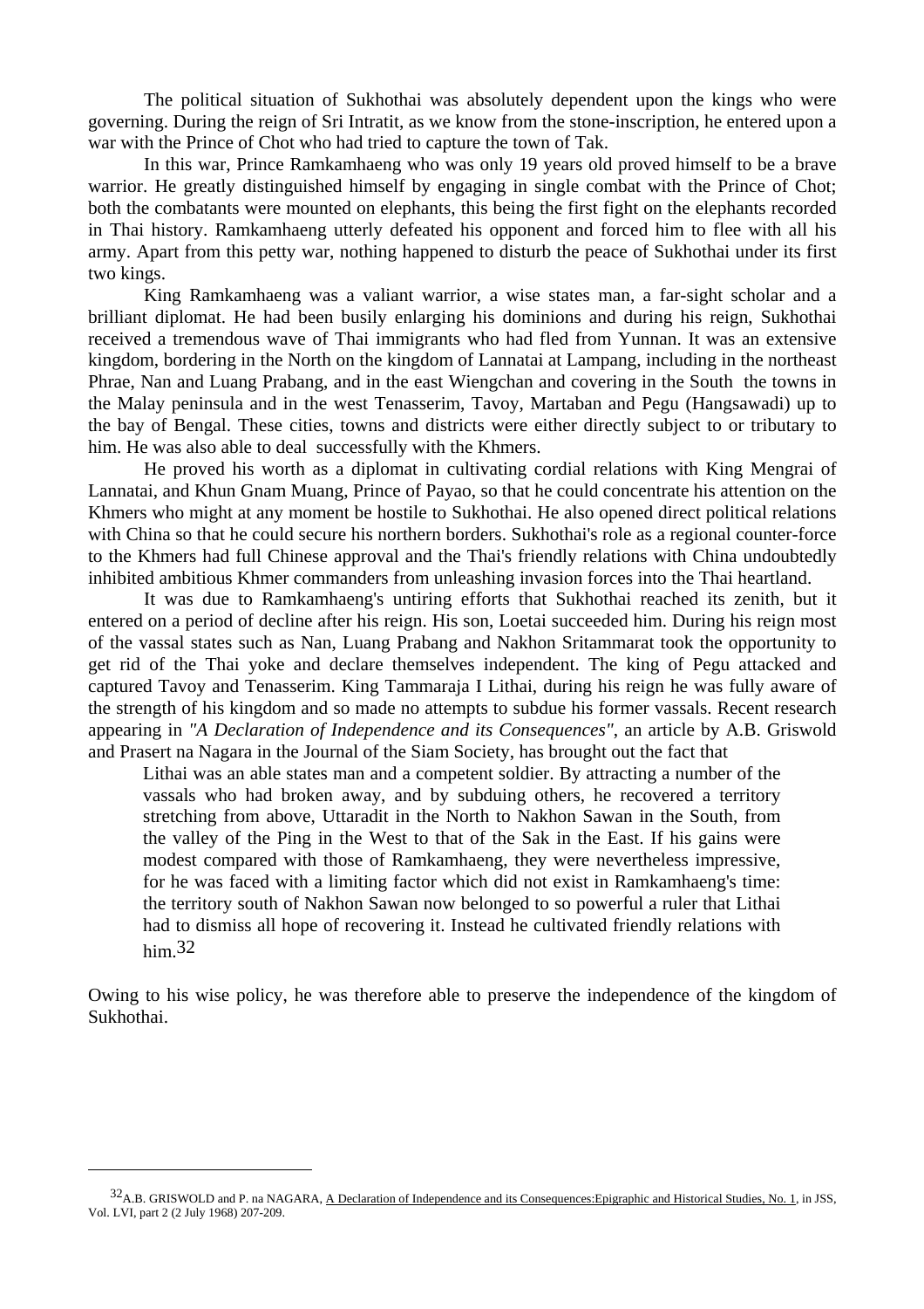The political situation of Sukhothai was absolutely dependent upon the kings who were governing. During the reign of Sri Intratit, as we know from the stone-inscription, he entered upon a war with the Prince of Chot who had tried to capture the town of Tak.

In this war, Prince Ramkamhaeng who was only 19 years old proved himself to be a brave warrior. He greatly distinguished himself by engaging in single combat with the Prince of Chot; both the combatants were mounted on elephants, this being the first fight on the elephants recorded in Thai history. Ramkamhaeng utterly defeated his opponent and forced him to flee with all his army. Apart from this petty war, nothing happened to disturb the peace of Sukhothai under its first two kings.

King Ramkamhaeng was a valiant warrior, a wise states man, a far-sight scholar and a brilliant diplomat. He had been busily enlarging his dominions and during his reign, Sukhothai received a tremendous wave of Thai immigrants who had fled from Yunnan. It was an extensive kingdom, bordering in the North on the kingdom of Lannatai at Lampang, including in the northeast Phrae, Nan and Luang Prabang, and in the east Wiengchan and covering in the South the towns in the Malay peninsula and in the west Tenasserim, Tavoy, Martaban and Pegu (Hangsawadi) up to the bay of Bengal. These cities, towns and districts were either directly subject to or tributary to him. He was also able to deal successfully with the Khmers.

He proved his worth as a diplomat in cultivating cordial relations with King Mengrai of Lannatai, and Khun Gnam Muang, Prince of Payao, so that he could concentrate his attention on the Khmers who might at any moment be hostile to Sukhothai. He also opened direct political relations with China so that he could secure his northern borders. Sukhothai's role as a regional counter-force to the Khmers had full Chinese approval and the Thai's friendly relations with China undoubtedly inhibited ambitious Khmer commanders from unleashing invasion forces into the Thai heartland.

It was due to Ramkamhaeng's untiring efforts that Sukhothai reached its zenith, but it entered on a period of decline after his reign. His son, Loetai succeeded him. During his reign most of the vassal states such as Nan, Luang Prabang and Nakhon Sritammarat took the opportunity to get rid of the Thai yoke and declare themselves independent. The king of Pegu attacked and captured Tavoy and Tenasserim. King Tammaraja I Lithai, during his reign he was fully aware of the strength of his kingdom and so made no attempts to subdue his former vassals. Recent research appearing in *"A Declaration of Independence and its Consequences"*, an article by A.B. Griswold and Prasert na Nagara in the Journal of the Siam Society, has brought out the fact that

> Lithai was an able states man and a competent soldier. By attracting a number of the vassals who had broken away, and by subduing others, he recovered a territory stretching from above, Uttaradit in the North to Nakhon Sawan in the South, from the valley of the Ping in the West to that of the Sak in the East. If his gains were modest compared with those of Ramkamhaeng, they were nevertheless impressive, for he was faced with a limiting factor which did not exist in Ramkamhaeng's time: the territory south of Nakhon Sawan now belonged to so powerful a ruler that Lithai had to dismiss all hope of recovering it. Instead he cultivated friendly relations with him.[32]

Owing to his wise policy, he was therefore able to preserve the independence of the kingdom of Sukhothai.

---

[32] A.B. GRISWOLD and P. na NAGARA, A Declaration of Independence and its Consequences:Epigraphic and Historical Studies, No. 1, in JSS, Vol. LVI, part 2 (2 July 1968) 207-209.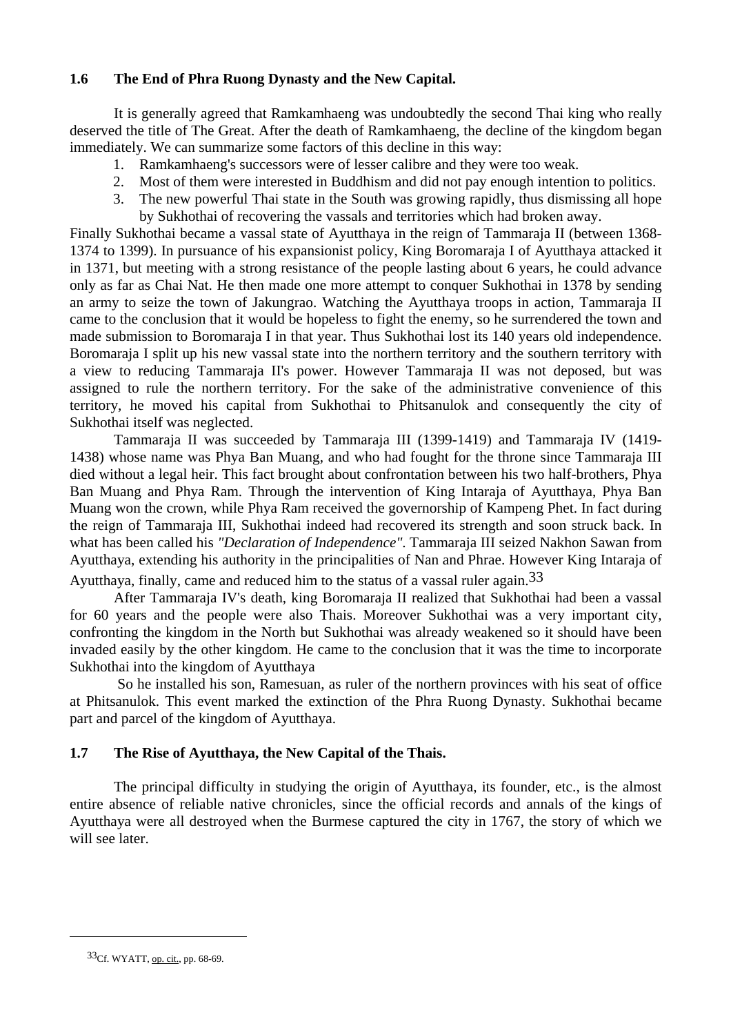### 1.6 The End of Phra Ruong Dynasty and the New Capital.

It is generally agreed that Ramkamhaeng was undoubtedly the second Thai king who really deserved the title of The Great. After the death of Ramkamhaeng, the decline of the kingdom began immediately. We can summarize some factors of this decline in this way:

1. Ramkamhaeng's successors were of lesser calibre and they were too weak.
2. Most of them were interested in Buddhism and did not pay enough intention to politics.
3. The new powerful Thai state in the South was growing rapidly, thus dismissing all hope by Sukhothai of recovering the vassals and territories which had broken away.

Finally Sukhothai became a vassal state of Ayutthaya in the reign of Tammaraja II (between 1368-1374 to 1399). In pursuance of his expansionist policy, King Boromaraja I of Ayutthaya attacked it in 1371, but meeting with a strong resistance of the people lasting about 6 years, he could advance only as far as Chai Nat. He then made one more attempt to conquer Sukhothai in 1378 by sending an army to seize the town of Jakungrao. Watching the Ayutthaya troops in action, Tammaraja II came to the conclusion that it would be hopeless to fight the enemy, so he surrendered the town and made submission to Boromaraja I in that year. Thus Sukhothai lost its 140 years old independence. Boromaraja I split up his new vassal state into the northern territory and the southern territory with a view to reducing Tammaraja II's power. However Tammaraja II was not deposed, but was assigned to rule the northern territory. For the sake of the administrative convenience of this territory, he moved his capital from Sukhothai to Phitsanulok and consequently the city of Sukhothai itself was neglected.

Tammaraja II was succeeded by Tammaraja III (1399-1419) and Tammaraja IV (1419-1438) whose name was Phya Ban Muang, and who had fought for the throne since Tammaraja III died without a legal heir. This fact brought about confrontation between his two half-brothers, Phya Ban Muang and Phya Ram. Through the intervention of King Intaraja of Ayutthaya, Phya Ban Muang won the crown, while Phya Ram received the governorship of Kampeng Phet. In fact during the reign of Tammaraja III, Sukhothai indeed had recovered its strength and soon struck back. In what has been called his *"Declaration of Independence"*. Tammaraja III seized Nakhon Sawan from Ayutthaya, extending his authority in the principalities of Nan and Phrae. However King Intaraja of Ayutthaya, finally, came and reduced him to the status of a vassal ruler again.[33]

After Tammaraja IV's death, king Boromaraja II realized that Sukhothai had been a vassal for 60 years and the people were also Thais. Moreover Sukhothai was a very important city, confronting the kingdom in the North but Sukhothai was already weakened so it should have been invaded easily by the other kingdom. He came to the conclusion that it was the time to incorporate Sukhothai into the kingdom of Ayutthaya

So he installed his son, Ramesuan, as ruler of the northern provinces with his seat of office at Phitsanulok. This event marked the extinction of the Phra Ruong Dynasty. Sukhothai became part and parcel of the kingdom of Ayutthaya.

### 1.7 The Rise of Ayutthaya, the New Capital of the Thais.

The principal difficulty in studying the origin of Ayutthaya, its founder, etc., is the almost entire absence of reliable native chronicles, since the official records and annals of the kings of Ayutthaya were all destroyed when the Burmese captured the city in 1767, the story of which we will see later.

---

[33] Cf. WYATT, op. cit., pp. 68-69.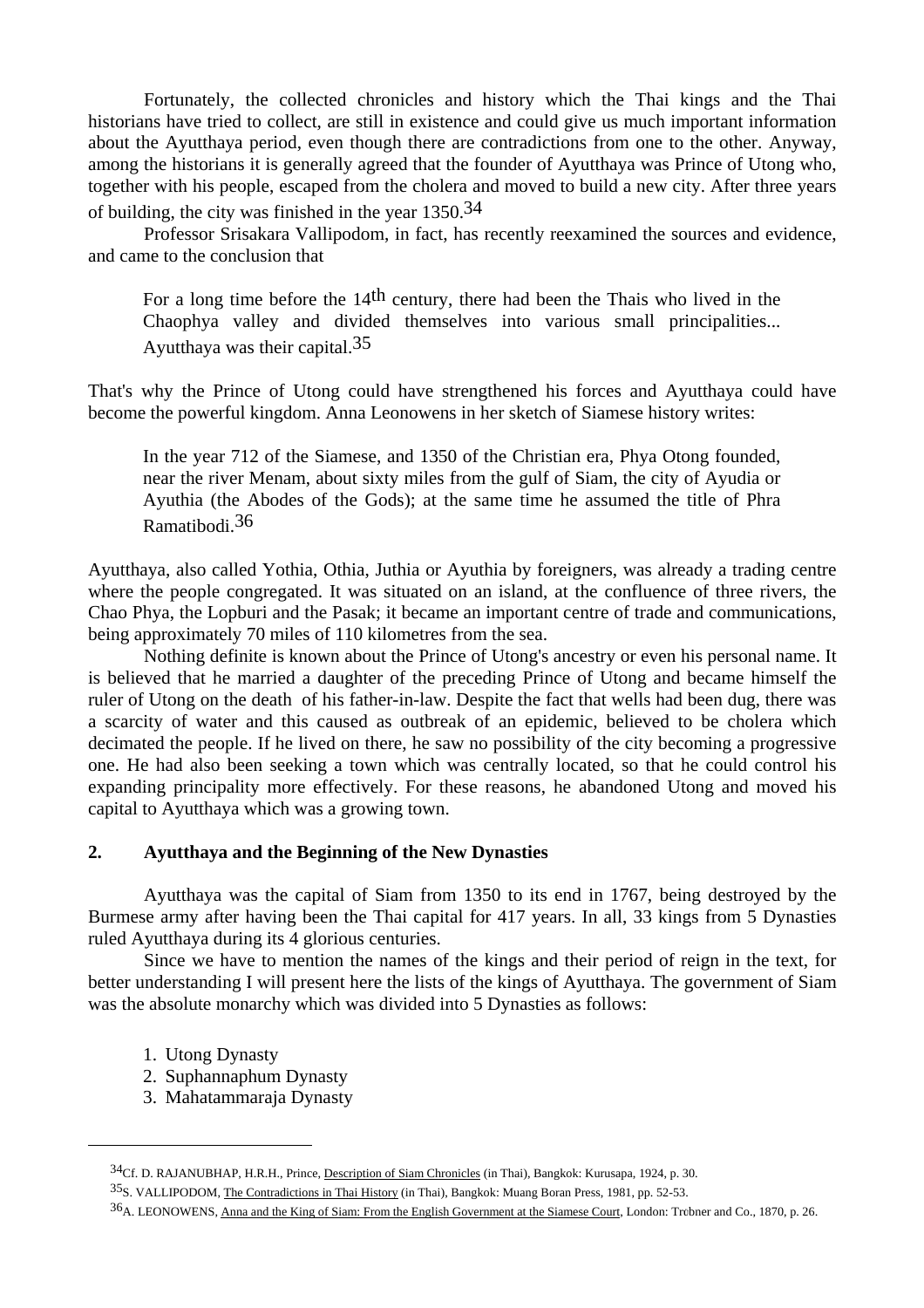Fortunately, the collected chronicles and history which the Thai kings and the Thai historians have tried to collect, are still in existence and could give us much important information about the Ayutthaya period, even though there are contradictions from one to the other. Anyway, among the historians it is generally agreed that the founder of Ayutthaya was Prince of Utong who, together with his people, escaped from the cholera and moved to build a new city. After three years of building, the city was finished in the year 1350.[34]

Professor Srisakara Vallipodom, in fact, has recently reexamined the sources and evidence, and came to the conclusion that

> For a long time before the 14th century, there had been the Thais who lived in the Chaophya valley and divided themselves into various small principalities... Ayutthaya was their capital.[35]

That's why the Prince of Utong could have strengthened his forces and Ayutthaya could have become the powerful kingdom. Anna Leonowens in her sketch of Siamese history writes:

> In the year 712 of the Siamese, and 1350 of the Christian era, Phya Otong founded, near the river Menam, about sixty miles from the gulf of Siam, the city of Ayudia or Ayuthia (the Abodes of the Gods); at the same time he assumed the title of Phra Ramatibodi.[36]

Ayutthaya, also called Yothia, Othia, Juthia or Ayuthia by foreigners, was already a trading centre where the people congregated. It was situated on an island, at the confluence of three rivers, the Chao Phya, the Lopburi and the Pasak; it became an important centre of trade and communications, being approximately 70 miles of 110 kilometres from the sea.

Nothing definite is known about the Prince of Utong's ancestry or even his personal name. It is believed that he married a daughter of the preceding Prince of Utong and became himself the ruler of Utong on the death of his father-in-law. Despite the fact that wells had been dug, there was a scarcity of water and this caused as outbreak of an epidemic, believed to be cholera which decimated the people. If he lived on there, he saw no possibility of the city becoming a progressive one. He had also been seeking a town which was centrally located, so that he could control his expanding principality more effectively. For these reasons, he abandoned Utong and moved his capital to Ayutthaya which was a growing town.

## 2. Ayutthaya and the Beginning of the New Dynasties

Ayutthaya was the capital of Siam from 1350 to its end in 1767, being destroyed by the Burmese army after having been the Thai capital for 417 years. In all, 33 kings from 5 Dynasties ruled Ayutthaya during its 4 glorious centuries.

Since we have to mention the names of the kings and their period of reign in the text, for better understanding I will present here the lists of the kings of Ayutthaya. The government of Siam was the absolute monarchy which was divided into 5 Dynasties as follows:

1. Utong Dynasty
2. Suphannaphum Dynasty
3. Mahatammaraja Dynasty

---

[34] Cf. D. RAJANUBHAP, H.R.H., Prince, Description of Siam Chronicles (in Thai), Bangkok: Kurusapa, 1924, p. 30.

[35] S. VALLIPODOM, The Contradictions in Thai History (in Thai), Bangkok: Muang Boran Press, 1981, pp. 52-53.

[36] A. LEONOWENS, Anna and the King of Siam: From the English Government at the Siamese Court, London: Trebner and Co., 1870, p. 26.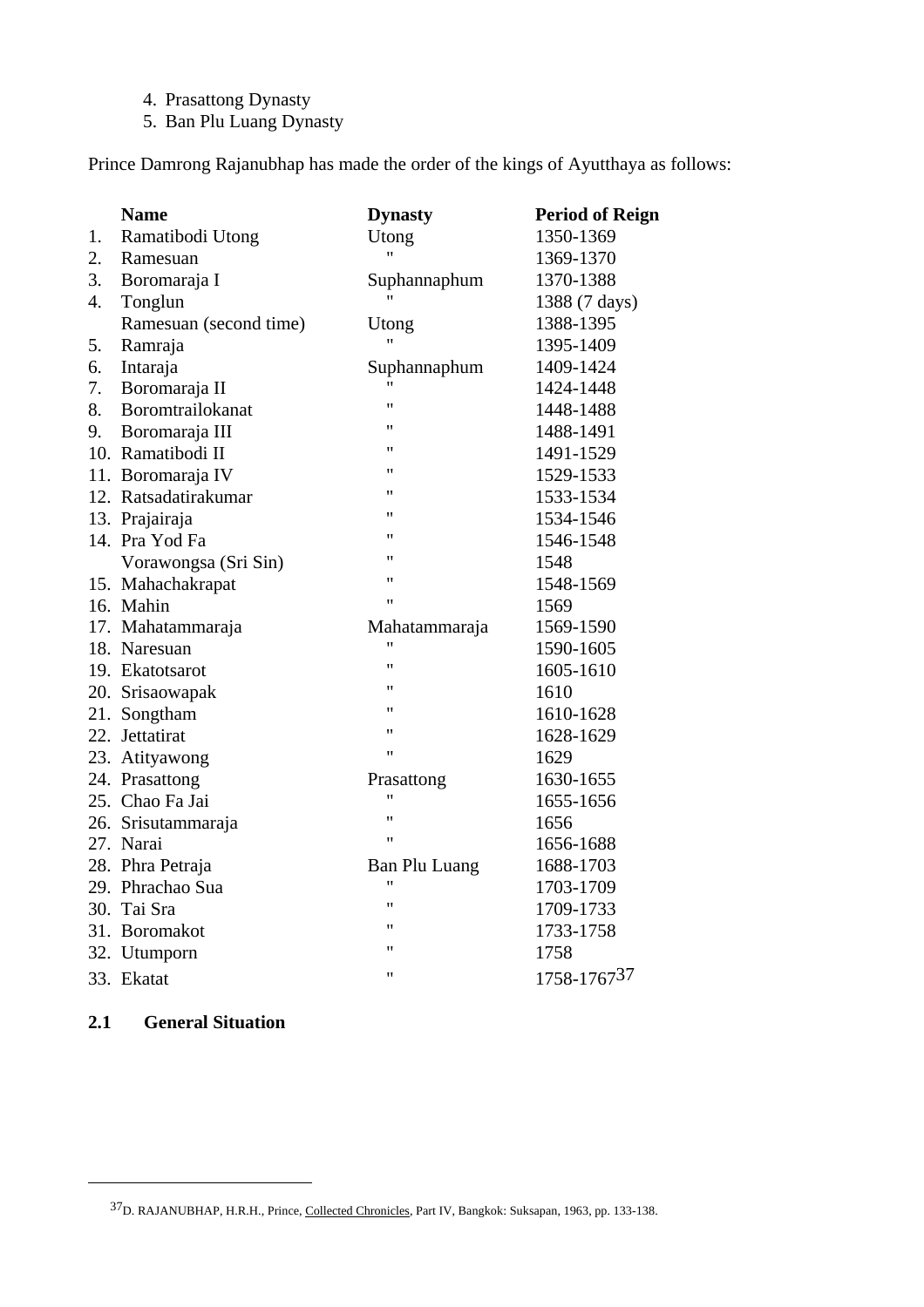4. Prasattong Dynasty
5. Ban Plu Luang Dynasty

Prince Damrong Rajanubhap has made the order of the kings of Ayutthaya as follows:

| | Name | Dynasty | Period of Reign |
|---|---|---|---|
| 1. | Ramatibodi Utong | Utong | 1350-1369 |
| 2. | Ramesuan | " | 1369-1370 |
| 3. | Boromaraja I | Suphannaphum | 1370-1388 |
| 4. | Tonglun | " | 1388 (7 days) |
| | Ramesuan (second time) | Utong | 1388-1395 |
| 5. | Ramraja | " | 1395-1409 |
| 6. | Intaraja | Suphannaphum | 1409-1424 |
| 7. | Boromaraja II | " | 1424-1448 |
| 8. | Boromtrailokanat | " | 1448-1488 |
| 9. | Boromaraja III | " | 1488-1491 |
| 10. | Ramatibodi II | " | 1491-1529 |
| 11. | Boromaraja IV | " | 1529-1533 |
| 12. | Ratsadatirakumar | " | 1533-1534 |
| 13. | Prajairaja | " | 1534-1546 |
| 14. | Pra Yod Fa | " | 1546-1548 |
| | Vorawongsa (Sri Sin) | " | 1548 |
| 15. | Mahachakrapat | " | 1548-1569 |
| 16. | Mahin | " | 1569 |
| 17. | Mahatammaraja | Mahatammaraja | 1569-1590 |
| 18. | Naresuan | " | 1590-1605 |
| 19. | Ekatotsarot | " | 1605-1610 |
| 20. | Srisaowapak | " | 1610 |
| 21. | Songtham | " | 1610-1628 |
| 22. | Jettatirat | " | 1628-1629 |
| 23. | Atityawong | " | 1629 |
| 24. | Prasattong | Prasattong | 1630-1655 |
| 25. | Chao Fa Jai | " | 1655-1656 |
| 26. | Srisutammaraja | " | 1656 |
| 27. | Narai | " | 1656-1688 |
| 28. | Phra Petraja | Ban Plu Luang | 1688-1703 |
| 29. | Phrachao Sua | " | 1703-1709 |
| 30. | Tai Sra | " | 1709-1733 |
| 31. | Boromakot | " | 1733-1758 |
| 32. | Utumporn | " | 1758 |
| 33. | Ekatat | " | 1758-1767[37] |

## 2.1 General Situation

---

[37] D. RAJANUBHAP, H.R.H., Prince, Collected Chronicles, Part IV, Bangkok: Suksapan, 1963, pp. 133-138.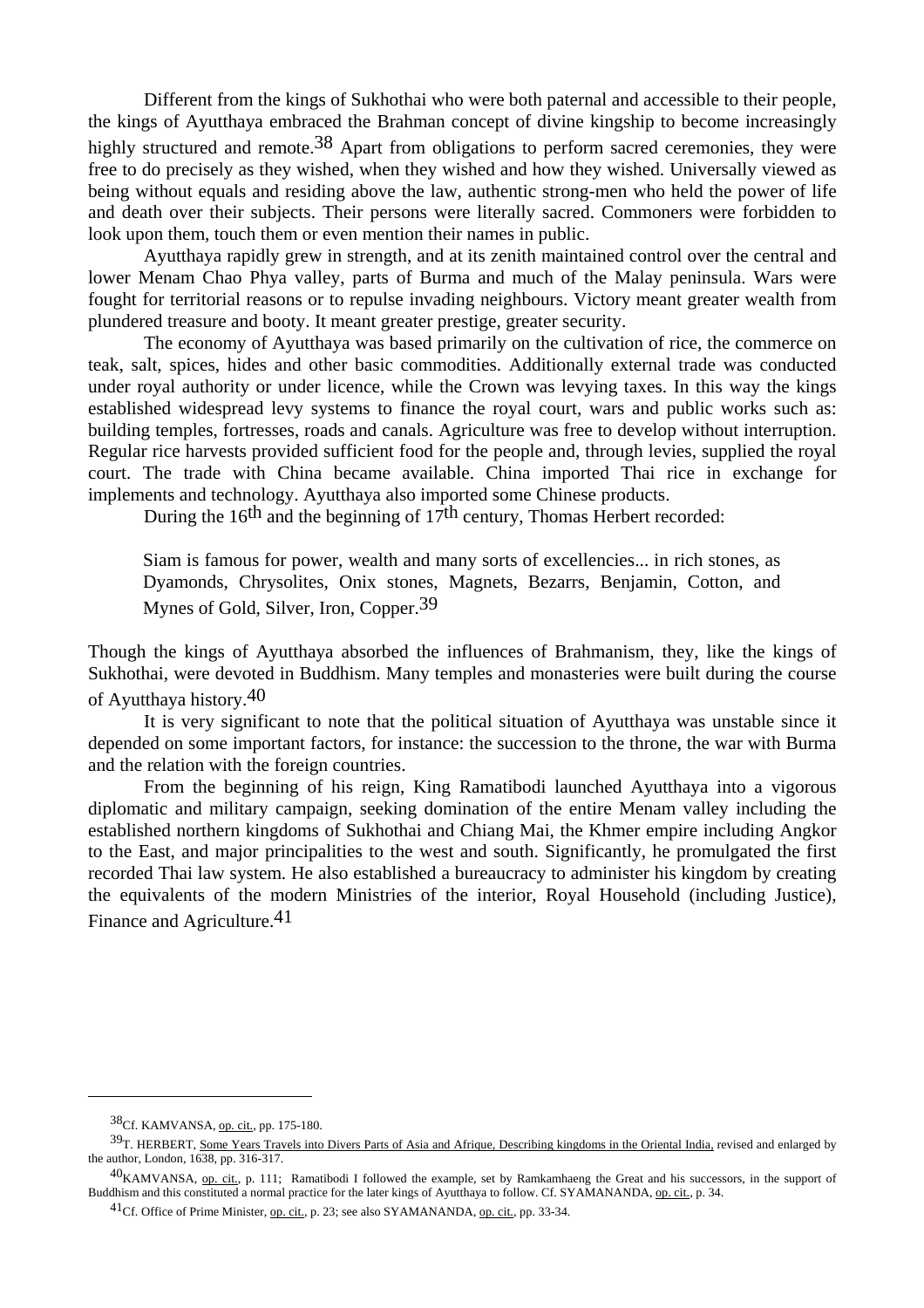Different from the kings of Sukhothai who were both paternal and accessible to their people, the kings of Ayutthaya embraced the Brahman concept of divine kingship to become increasingly highly structured and remote.[38] Apart from obligations to perform sacred ceremonies, they were free to do precisely as they wished, when they wished and how they wished. Universally viewed as being without equals and residing above the law, authentic strong-men who held the power of life and death over their subjects. Their persons were literally sacred. Commoners were forbidden to look upon them, touch them or even mention their names in public.

Ayutthaya rapidly grew in strength, and at its zenith maintained control over the central and lower Menam Chao Phya valley, parts of Burma and much of the Malay peninsula. Wars were fought for territorial reasons or to repulse invading neighbours. Victory meant greater wealth from plundered treasure and booty. It meant greater prestige, greater security.

The economy of Ayutthaya was based primarily on the cultivation of rice, the commerce on teak, salt, spices, hides and other basic commodities. Additionally external trade was conducted under royal authority or under licence, while the Crown was levying taxes. In this way the kings established widespread levy systems to finance the royal court, wars and public works such as: building temples, fortresses, roads and canals. Agriculture was free to develop without interruption. Regular rice harvests provided sufficient food for the people and, through levies, supplied the royal court. The trade with China became available. China imported Thai rice in exchange for implements and technology. Ayutthaya also imported some Chinese products.

During the 16th and the beginning of 17th century, Thomas Herbert recorded:

> Siam is famous for power, wealth and many sorts of excellencies... in rich stones, as Dyamonds, Chrysolites, Onix stones, Magnets, Bezarrs, Benjamin, Cotton, and Mynes of Gold, Silver, Iron, Copper.[39]

Though the kings of Ayutthaya absorbed the influences of Brahmanism, they, like the kings of Sukhothai, were devoted in Buddhism. Many temples and monasteries were built during the course of Ayutthaya history.[40]

It is very significant to note that the political situation of Ayutthaya was unstable since it depended on some important factors, for instance: the succession to the throne, the war with Burma and the relation with the foreign countries.

From the beginning of his reign, King Ramatibodi launched Ayutthaya into a vigorous diplomatic and military campaign, seeking domination of the entire Menam valley including the established northern kingdoms of Sukhothai and Chiang Mai, the Khmer empire including Angkor to the East, and major principalities to the west and south. Significantly, he promulgated the first recorded Thai law system. He also established a bureaucracy to administer his kingdom by creating the equivalents of the modern Ministries of the interior, Royal Household (including Justice), Finance and Agriculture.[41]

---

[38] Cf. KAMVANSA, op. cit., pp. 175-180.

[39] T. HERBERT, Some Years Travels into Divers Parts of Asia and Afrique, Describing kingdoms in the Oriental India, revised and enlarged by the author, London, 1638, pp. 316-317.

[40] KAMVANSA, op. cit., p. 111; Ramatibodi I followed the example, set by Ramkamhaeng the Great and his successors, in the support of Buddhism and this constituted a normal practice for the later kings of Ayutthaya to follow. Cf. SYAMANANDA, op. cit., p. 34.

[41] Cf. Office of Prime Minister, op. cit., p. 23; see also SYAMANANDA, op. cit., pp. 33-34.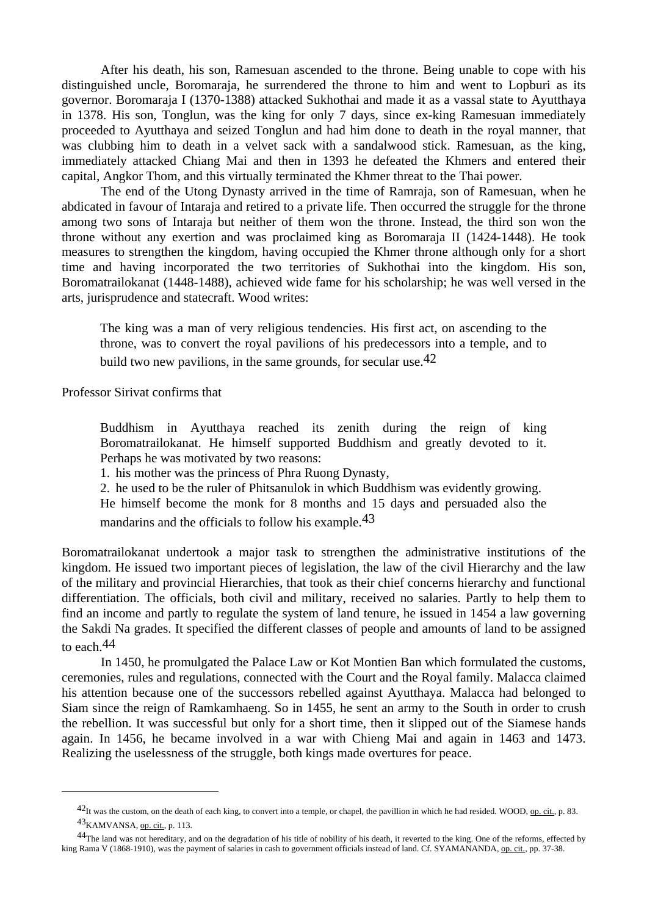After his death, his son, Ramesuan ascended to the throne. Being unable to cope with his distinguished uncle, Boromaraja, he surrendered the throne to him and went to Lopburi as its governor. Boromaraja I (1370-1388) attacked Sukhothai and made it as a vassal state to Ayutthaya in 1378. His son, Tonglun, was the king for only 7 days, since ex-king Ramesuan immediately proceeded to Ayutthaya and seized Tonglun and had him done to death in the royal manner, that was clubbing him to death in a velvet sack with a sandalwood stick. Ramesuan, as the king, immediately attacked Chiang Mai and then in 1393 he defeated the Khmers and entered their capital, Angkor Thom, and this virtually terminated the Khmer threat to the Thai power.

The end of the Utong Dynasty arrived in the time of Ramraja, son of Ramesuan, when he abdicated in favour of Intaraja and retired to a private life. Then occurred the struggle for the throne among two sons of Intaraja but neither of them won the throne. Instead, the third son won the throne without any exertion and was proclaimed king as Boromaraja II (1424-1448). He took measures to strengthen the kingdom, having occupied the Khmer throne although only for a short time and having incorporated the two territories of Sukhothai into the kingdom. His son, Boromatrailokanat (1448-1488), achieved wide fame for his scholarship; he was well versed in the arts, jurisprudence and statecraft. Wood writes:

> The king was a man of very religious tendencies. His first act, on ascending to the throne, was to convert the royal pavilions of his predecessors into a temple, and to build two new pavilions, in the same grounds, for secular use.[42]

Professor Sirivat confirms that

> Buddhism in Ayutthaya reached its zenith during the reign of king Boromatrailokanat. He himself supported Buddhism and greatly devoted to it. Perhaps he was motivated by two reasons:
>
> 1. his mother was the princess of Phra Ruong Dynasty,
> 2. he used to be the ruler of Phitsanulok in which Buddhism was evidently growing.
>
> He himself become the monk for 8 months and 15 days and persuaded also the mandarins and the officials to follow his example.[43]

Boromatrailokanat undertook a major task to strengthen the administrative institutions of the kingdom. He issued two important pieces of legislation, the law of the civil Hierarchy and the law of the military and provincial Hierarchies, that took as their chief concerns hierarchy and functional differentiation. The officials, both civil and military, received no salaries. Partly to help them to find an income and partly to regulate the system of land tenure, he issued in 1454 a law governing the Sakdi Na grades. It specified the different classes of people and amounts of land to be assigned to each.[44]

In 1450, he promulgated the Palace Law or Kot Montien Ban which formulated the customs, ceremonies, rules and regulations, connected with the Court and the Royal family. Malacca claimed his attention because one of the successors rebelled against Ayutthaya. Malacca had belonged to Siam since the reign of Ramkamhaeng. So in 1455, he sent an army to the South in order to crush the rebellion. It was successful but only for a short time, then it slipped out of the Siamese hands again. In 1456, he became involved in a war with Chieng Mai and again in 1463 and 1473. Realizing the uselessness of the struggle, both kings made overtures for peace.

---

[42] It was the custom, on the death of each king, to convert into a temple, or chapel, the pavillion in which he had resided. WOOD, op. cit., p. 83.

[43] KAMVANSA, op. cit., p. 113.

[44] The land was not hereditary, and on the degradation of his title of nobility of his death, it reverted to the king. One of the reforms, effected by king Rama V (1868-1910), was the payment of salaries in cash to government officials instead of land. Cf. SYAMANANDA, op. cit., pp. 37-38.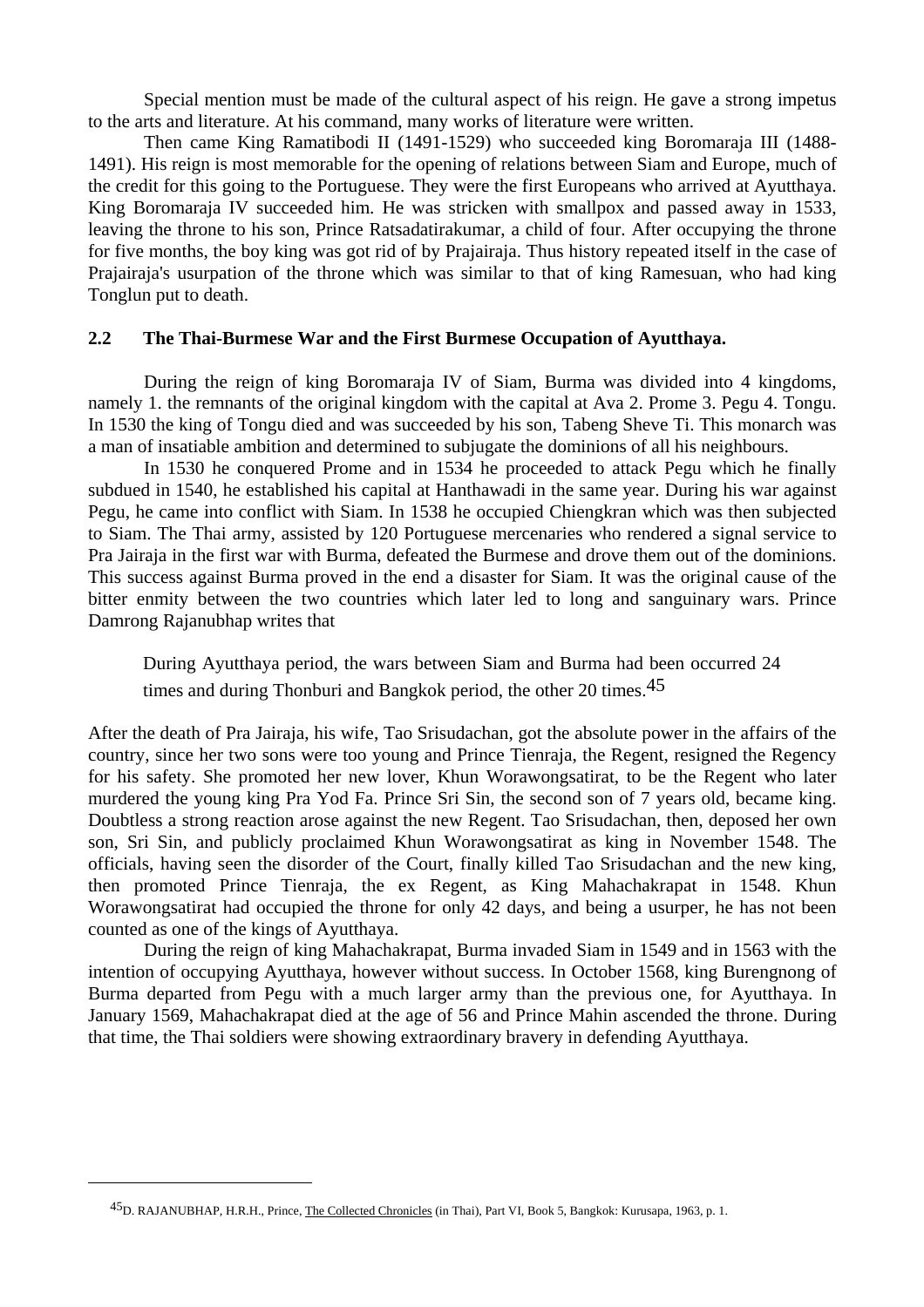Special mention must be made of the cultural aspect of his reign. He gave a strong impetus to the arts and literature. At his command, many works of literature were written.

Then came King Ramatibodi II (1491-1529) who succeeded king Boromaraja III (1488-1491). His reign is most memorable for the opening of relations between Siam and Europe, much of the credit for this going to the Portuguese. They were the first Europeans who arrived at Ayutthaya. King Boromaraja IV succeeded him. He was stricken with smallpox and passed away in 1533, leaving the throne to his son, Prince Ratsadatirakumar, a child of four. After occupying the throne for five months, the boy king was got rid of by Prajairaja. Thus history repeated itself in the case of Prajairaja's usurpation of the throne which was similar to that of king Ramesuan, who had king Tonglun put to death.

## 2.2 The Thai-Burmese War and the First Burmese Occupation of Ayutthaya.

During the reign of king Boromaraja IV of Siam, Burma was divided into 4 kingdoms, namely 1. the remnants of the original kingdom with the capital at Ava 2. Prome 3. Pegu 4. Tongu. In 1530 the king of Tongu died and was succeeded by his son, Tabeng Sheve Ti. This monarch was a man of insatiable ambition and determined to subjugate the dominions of all his neighbours.

In 1530 he conquered Prome and in 1534 he proceeded to attack Pegu which he finally subdued in 1540, he established his capital at Hanthawadi in the same year. During his war against Pegu, he came into conflict with Siam. In 1538 he occupied Chiengkran which was then subjected to Siam. The Thai army, assisted by 120 Portuguese mercenaries who rendered a signal service to Pra Jairaja in the first war with Burma, defeated the Burmese and drove them out of the dominions. This success against Burma proved in the end a disaster for Siam. It was the original cause of the bitter enmity between the two countries which later led to long and sanguinary wars. Prince Damrong Rajanubhap writes that

> During Ayutthaya period, the wars between Siam and Burma had been occurred 24 times and during Thonburi and Bangkok period, the other 20 times.[45]

After the death of Pra Jairaja, his wife, Tao Srisudachan, got the absolute power in the affairs of the country, since her two sons were too young and Prince Tienraja, the Regent, resigned the Regency for his safety. She promoted her new lover, Khun Worawongsatirat, to be the Regent who later murdered the young king Pra Yod Fa. Prince Sri Sin, the second son of 7 years old, became king. Doubtless a strong reaction arose against the new Regent. Tao Srisudachan, then, deposed her own son, Sri Sin, and publicly proclaimed Khun Worawongsatirat as king in November 1548. The officials, having seen the disorder of the Court, finally killed Tao Srisudachan and the new king, then promoted Prince Tienraja, the ex Regent, as King Mahachakrapat in 1548. Khun Worawongsatirat had occupied the throne for only 42 days, and being a usurper, he has not been counted as one of the kings of Ayutthaya.

During the reign of king Mahachakrapat, Burma invaded Siam in 1549 and in 1563 with the intention of occupying Ayutthaya, however without success. In October 1568, king Burengnong of Burma departed from Pegu with a much larger army than the previous one, for Ayutthaya. In January 1569, Mahachakrapat died at the age of 56 and Prince Mahin ascended the throne. During that time, the Thai soldiers were showing extraordinary bravery in defending Ayutthaya.

---

[45] D. RAJANUBHAP, H.R.H., Prince, The Collected Chronicles (in Thai), Part VI, Book 5, Bangkok: Kurusapa, 1963, p. 1.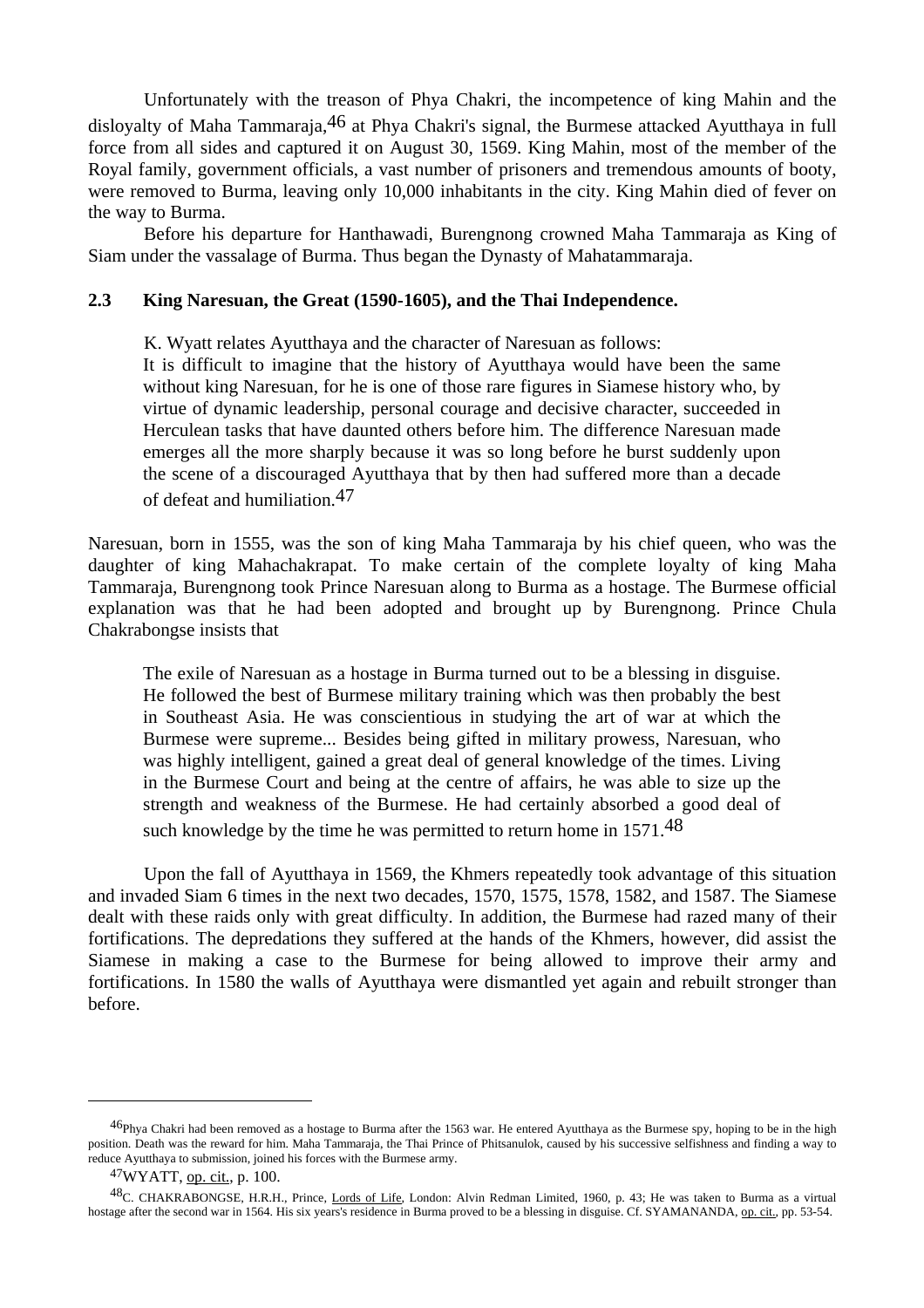Unfortunately with the treason of Phya Chakri, the incompetence of king Mahin and the disloyalty of Maha Tammaraja,[46] at Phya Chakri's signal, the Burmese attacked Ayutthaya in full force from all sides and captured it on August 30, 1569. King Mahin, most of the member of the Royal family, government officials, a vast number of prisoners and tremendous amounts of booty, were removed to Burma, leaving only 10,000 inhabitants in the city. King Mahin died of fever on the way to Burma.

Before his departure for Hanthawadi, Burengnong crowned Maha Tammaraja as King of Siam under the vassalage of Burma. Thus began the Dynasty of Mahatammaraja.

### 2.3 King Naresuan, the Great (1590-1605), and the Thai Independence.

K. Wyatt relates Ayutthaya and the character of Naresuan as follows:

> It is difficult to imagine that the history of Ayutthaya would have been the same without king Naresuan, for he is one of those rare figures in Siamese history who, by virtue of dynamic leadership, personal courage and decisive character, succeeded in Herculean tasks that have daunted others before him. The difference Naresuan made emerges all the more sharply because it was so long before he burst suddenly upon the scene of a discouraged Ayutthaya that by then had suffered more than a decade of defeat and humiliation.[47]

Naresuan, born in 1555, was the son of king Maha Tammaraja by his chief queen, who was the daughter of king Mahachakrapat. To make certain of the complete loyalty of king Maha Tammaraja, Burengnong took Prince Naresuan along to Burma as a hostage. The Burmese official explanation was that he had been adopted and brought up by Burengnong. Prince Chula Chakrabongse insists that

> The exile of Naresuan as a hostage in Burma turned out to be a blessing in disguise. He followed the best of Burmese military training which was then probably the best in Southeast Asia. He was conscientious in studying the art of war at which the Burmese were supreme... Besides being gifted in military prowess, Naresuan, who was highly intelligent, gained a great deal of general knowledge of the times. Living in the Burmese Court and being at the centre of affairs, he was able to size up the strength and weakness of the Burmese. He had certainly absorbed a good deal of such knowledge by the time he was permitted to return home in 1571.[48]

Upon the fall of Ayutthaya in 1569, the Khmers repeatedly took advantage of this situation and invaded Siam 6 times in the next two decades, 1570, 1575, 1578, 1582, and 1587. The Siamese dealt with these raids only with great difficulty. In addition, the Burmese had razed many of their fortifications. The depredations they suffered at the hands of the Khmers, however, did assist the Siamese in making a case to the Burmese for being allowed to improve their army and fortifications. In 1580 the walls of Ayutthaya were dismantled yet again and rebuilt stronger than before.

---

[46] Phya Chakri had been removed as a hostage to Burma after the 1563 war. He entered Ayutthaya as the Burmese spy, hoping to be in the high position. Death was the reward for him. Maha Tammaraja, the Thai Prince of Phitsanulok, caused by his successive selfishness and finding a way to reduce Ayutthaya to submission, joined his forces with the Burmese army.

[47] WYATT, op. cit., p. 100.

[48] C. CHAKRABONGSE, H.R.H., Prince, Lords of Life, London: Alvin Redman Limited, 1960, p. 43; He was taken to Burma as a virtual hostage after the second war in 1564. His six years's residence in Burma proved to be a blessing in disguise. Cf. SYAMANANDA, op. cit., pp. 53-54.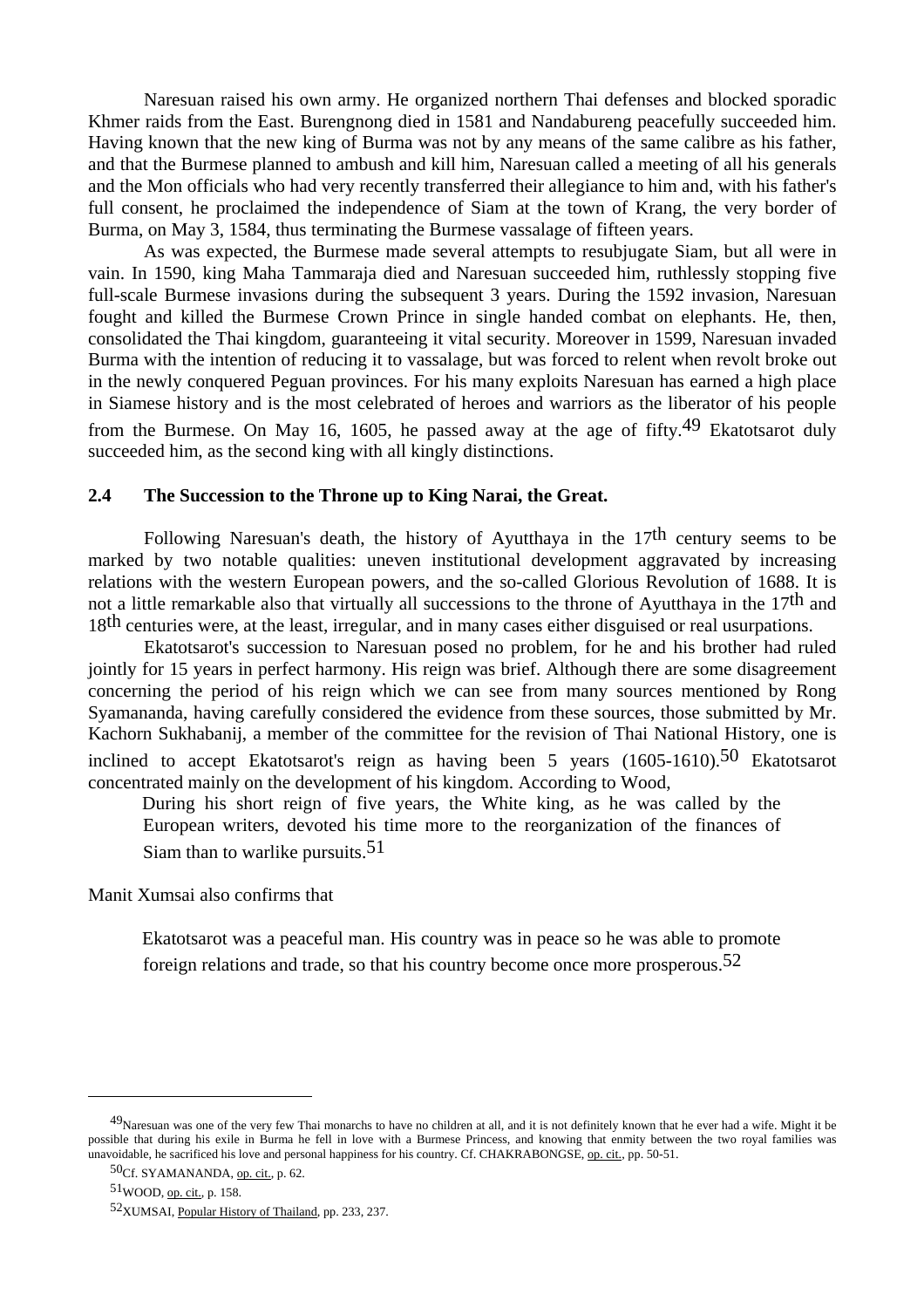Naresuan raised his own army. He organized northern Thai defenses and blocked sporadic Khmer raids from the East. Burengnong died in 1581 and Nandabureng peacefully succeeded him. Having known that the new king of Burma was not by any means of the same calibre as his father, and that the Burmese planned to ambush and kill him, Naresuan called a meeting of all his generals and the Mon officials who had very recently transferred their allegiance to him and, with his father's full consent, he proclaimed the independence of Siam at the town of Krang, the very border of Burma, on May 3, 1584, thus terminating the Burmese vassalage of fifteen years.

As was expected, the Burmese made several attempts to resubjugate Siam, but all were in vain. In 1590, king Maha Tammaraja died and Naresuan succeeded him, ruthlessly stopping five full-scale Burmese invasions during the subsequent 3 years. During the 1592 invasion, Naresuan fought and killed the Burmese Crown Prince in single handed combat on elephants. He, then, consolidated the Thai kingdom, guaranteeing it vital security. Moreover in 1599, Naresuan invaded Burma with the intention of reducing it to vassalage, but was forced to relent when revolt broke out in the newly conquered Peguan provinces. For his many exploits Naresuan has earned a high place in Siamese history and is the most celebrated of heroes and warriors as the liberator of his people from the Burmese. On May 16, 1605, he passed away at the age of fifty.[49] Ekatotsarot duly succeeded him, as the second king with all kingly distinctions.

## 2.4 The Succession to the Throne up to King Narai, the Great.

Following Naresuan's death, the history of Ayutthaya in the 17th century seems to be marked by two notable qualities: uneven institutional development aggravated by increasing relations with the western European powers, and the so-called Glorious Revolution of 1688. It is not a little remarkable also that virtually all successions to the throne of Ayutthaya in the 17th and 18th centuries were, at the least, irregular, and in many cases either disguised or real usurpations.

Ekatotsarot's succession to Naresuan posed no problem, for he and his brother had ruled jointly for 15 years in perfect harmony. His reign was brief. Although there are some disagreement concerning the period of his reign which we can see from many sources mentioned by Rong Syamananda, having carefully considered the evidence from these sources, those submitted by Mr. Kachorn Sukhabanij, a member of the committee for the revision of Thai National History, one is inclined to accept Ekatotsarot's reign as having been 5 years (1605-1610).[50] Ekatotsarot concentrated mainly on the development of his kingdom. According to Wood,

> During his short reign of five years, the White king, as he was called by the European writers, devoted his time more to the reorganization of the finances of Siam than to warlike pursuits.[51]

Manit Xumsai also confirms that

> Ekatotsarot was a peaceful man. His country was in peace so he was able to promote foreign relations and trade, so that his country become once more prosperous.[52]

---

[49] Naresuan was one of the very few Thai monarchs to have no children at all, and it is not definitely known that he ever had a wife. Might it be possible that during his exile in Burma he fell in love with a Burmese Princess, and knowing that enmity between the two royal families was unavoidable, he sacrificed his love and personal happiness for his country. Cf. CHAKRABONGSE, op. cit., pp. 50-51.

[50] Cf. SYAMANANDA, op. cit., p. 62.

[51] WOOD, op. cit., p. 158.

[52] XUMSAI, Popular History of Thailand, pp. 233, 237.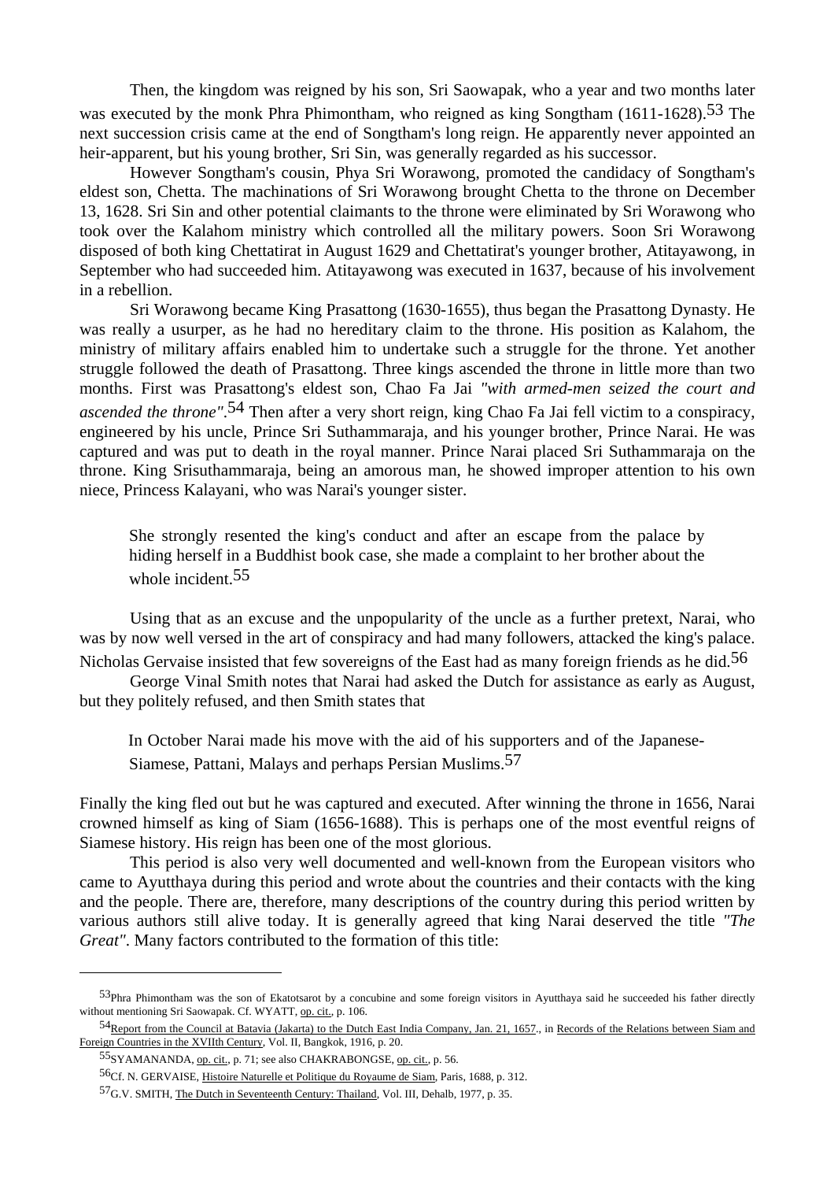Then, the kingdom was reigned by his son, Sri Saowapak, who a year and two months later was executed by the monk Phra Phimontham, who reigned as king Songtham (1611-1628).[53] The next succession crisis came at the end of Songtham's long reign. He apparently never appointed an heir-apparent, but his young brother, Sri Sin, was generally regarded as his successor.

However Songtham's cousin, Phya Sri Worawong, promoted the candidacy of Songtham's eldest son, Chetta. The machinations of Sri Worawong brought Chetta to the throne on December 13, 1628. Sri Sin and other potential claimants to the throne were eliminated by Sri Worawong who took over the Kalahom ministry which controlled all the military powers. Soon Sri Worawong disposed of both king Chettatirat in August 1629 and Chettatirat's younger brother, Atitayawong, in September who had succeeded him. Atitayawong was executed in 1637, because of his involvement in a rebellion.

Sri Worawong became King Prasattong (1630-1655), thus began the Prasattong Dynasty. He was really a usurper, as he had no hereditary claim to the throne. His position as Kalahom, the ministry of military affairs enabled him to undertake such a struggle for the throne. Yet another struggle followed the death of Prasattong. Three kings ascended the throne in little more than two months. First was Prasattong's eldest son, Chao Fa Jai *"with armed-men seized the court and ascended the throne"*.[54] Then after a very short reign, king Chao Fa Jai fell victim to a conspiracy, engineered by his uncle, Prince Sri Suthammaraja, and his younger brother, Prince Narai. He was captured and was put to death in the royal manner. Prince Narai placed Sri Suthammaraja on the throne. King Srisuthammaraja, being an amorous man, he showed improper attention to his own niece, Princess Kalayani, who was Narai's younger sister.

> She strongly resented the king's conduct and after an escape from the palace by hiding herself in a Buddhist book case, she made a complaint to her brother about the whole incident.[55]

Using that as an excuse and the unpopularity of the uncle as a further pretext, Narai, who was by now well versed in the art of conspiracy and had many followers, attacked the king's palace. Nicholas Gervaise insisted that few sovereigns of the East had as many foreign friends as he did.[56]

George Vinal Smith notes that Narai had asked the Dutch for assistance as early as August, but they politely refused, and then Smith states that

> In October Narai made his move with the aid of his supporters and of the Japanese-Siamese, Pattani, Malays and perhaps Persian Muslims.[57]

Finally the king fled out but he was captured and executed. After winning the throne in 1656, Narai crowned himself as king of Siam (1656-1688). This is perhaps one of the most eventful reigns of Siamese history. His reign has been one of the most glorious.

This period is also very well documented and well-known from the European visitors who came to Ayutthaya during this period and wrote about the countries and their contacts with the king and the people. There are, therefore, many descriptions of the country during this period written by various authors still alive today. It is generally agreed that king Narai deserved the title *"The Great"*. Many factors contributed to the formation of this title:

---

[53] Phra Phimontham was the son of Ekatotsarot by a concubine and some foreign visitors in Ayutthaya said he succeeded his father directly without mentioning Sri Saowapak. Cf. WYATT, op. cit., p. 106.

[54] Report from the Council at Batavia (Jakarta) to the Dutch East India Company, Jan. 21, 1657., in Records of the Relations between Siam and Foreign Countries in the XVIIth Century, Vol. II, Bangkok, 1916, p. 20.

[55] SYAMANANDA, op. cit., p. 71; see also CHAKRABONGSE, op. cit., p. 56.

[56] Cf. N. GERVAISE, Histoire Naturelle et Politique du Royaume de Siam, Paris, 1688, p. 312.

[57] G.V. SMITH, The Dutch in Seventeenth Century: Thailand, Vol. III, Dehalb, 1977, p. 35.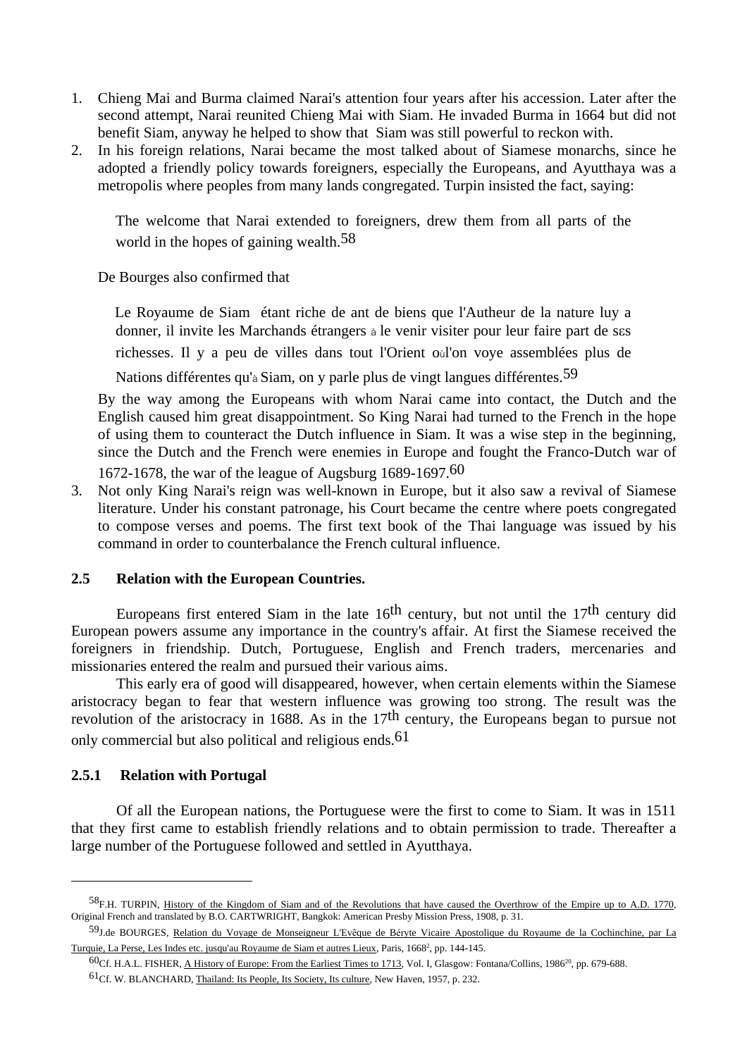1. Chieng Mai and Burma claimed Narai's attention four years after his accession. Later after the second attempt, Narai reunited Chieng Mai with Siam. He invaded Burma in 1664 but did not benefit Siam, anyway he helped to show that Siam was still powerful to reckon with.
2. In his foreign relations, Narai became the most talked about of Siamese monarchs, since he adopted a friendly policy towards foreigners, especially the Europeans, and Ayutthaya was a metropolis where peoples from many lands congregated. Turpin insisted the fact, saying:

   > The welcome that Narai extended to foreigners, drew them from all parts of the world in the hopes of gaining wealth.[58]

   De Bourges also confirmed that

   > Le Royaume de Siam étant riche de ant de biens que l'Autheur de la nature luy a donner, il invite les Marchands étrangers à le venir visiter pour leur faire part de sεs richesses. Il y a peu de villes dans tout l'Orient oùl'on voye assemblées plus de Nations différentes qu'à Siam, on y parle plus de vingt langues différentes.[59]

   By the way among the Europeans with whom Narai came into contact, the Dutch and the English caused him great disappointment. So King Narai had turned to the French in the hope of using them to counteract the Dutch influence in Siam. It was a wise step in the beginning, since the Dutch and the French were enemies in Europe and fought the Franco-Dutch war of 1672-1678, the war of the league of Augsburg 1689-1697.[60]
3. Not only King Narai's reign was well-known in Europe, but it also saw a revival of Siamese literature. Under his constant patronage, his Court became the centre where poets congregated to compose verses and poems. The first text book of the Thai language was issued by his command in order to counterbalance the French cultural influence.

### 2.5 Relation with the European Countries.

Europeans first entered Siam in the late 16th century, but not until the 17th century did European powers assume any importance in the country's affair. At first the Siamese received the foreigners in friendship. Dutch, Portuguese, English and French traders, mercenaries and missionaries entered the realm and pursued their various aims.

This early era of good will disappeared, however, when certain elements within the Siamese aristocracy began to fear that western influence was growing too strong. The result was the revolution of the aristocracy in 1688. As in the 17th century, the Europeans began to pursue not only commercial but also political and religious ends.[61]

#### 2.5.1 Relation with Portugal

Of all the European nations, the Portuguese were the first to come to Siam. It was in 1511 that they first came to establish friendly relations and to obtain permission to trade. Thereafter a large number of the Portuguese followed and settled in Ayutthaya.

---

[58] F.H. TURPIN, History of the Kingdom of Siam and of the Revolutions that have caused the Overthrow of the Empire up to A.D. 1770, Original French and translated by B.O. CARTWRIGHT, Bangkok: American Presby Mission Press, 1908, p. 31.

[59] J.de BOURGES, Relation du Voyage de Monseigneur L'Evêque de Béryte Vicaire Apostolique du Royaume de la Cochinchine, par La Turquie, La Perse, Les Indes etc. jusqu'au Royaume de Siam et autres Lieux, Paris, 1668[2], pp. 144-145.

[60] Cf. H.A.L. FISHER, A History of Europe: From the Earliest Times to 1713, Vol. I, Glasgow: Fontana/Collins, 1986[20], pp. 679-688.

[61] Cf. W. BLANCHARD, Thailand: Its People, Its Society, Its culture, New Haven, 1957, p. 232.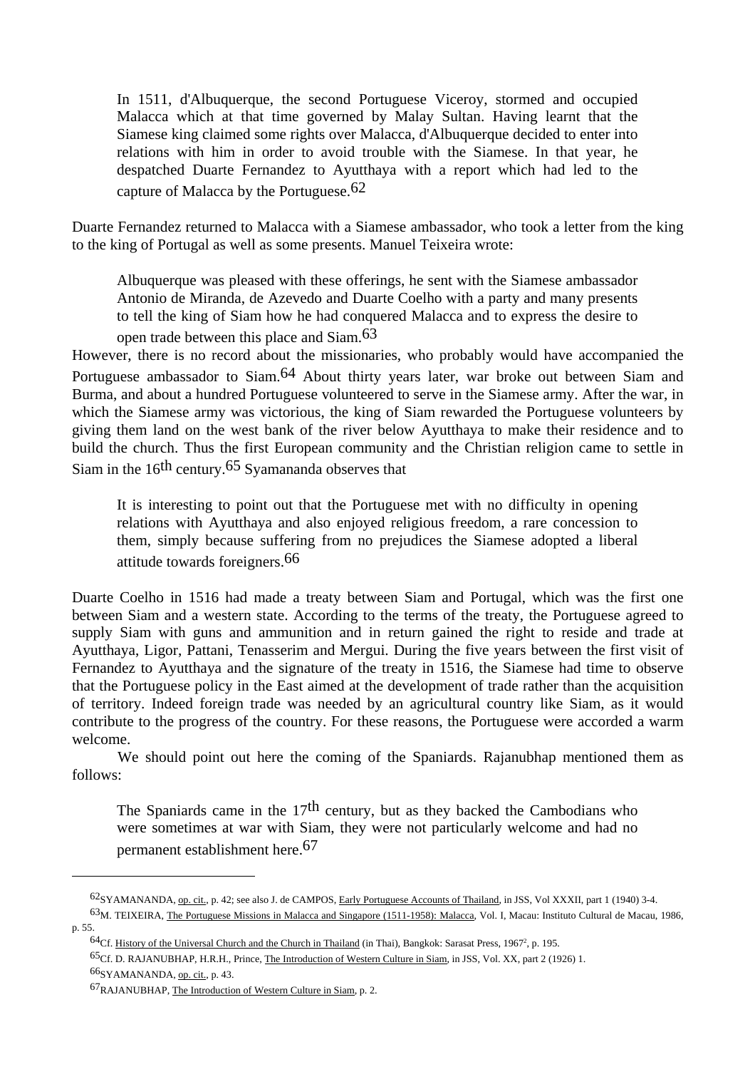> In 1511, d'Albuquerque, the second Portuguese Viceroy, stormed and occupied Malacca which at that time governed by Malay Sultan. Having learnt that the Siamese king claimed some rights over Malacca, d'Albuquerque decided to enter into relations with him in order to avoid trouble with the Siamese. In that year, he despatched Duarte Fernandez to Ayutthaya with a report which had led to the capture of Malacca by the Portuguese.[62]

Duarte Fernandez returned to Malacca with a Siamese ambassador, who took a letter from the king to the king of Portugal as well as some presents. Manuel Teixeira wrote:

> Albuquerque was pleased with these offerings, he sent with the Siamese ambassador Antonio de Miranda, de Azevedo and Duarte Coelho with a party and many presents to tell the king of Siam how he had conquered Malacca and to express the desire to open trade between this place and Siam.[63]

However, there is no record about the missionaries, who probably would have accompanied the Portuguese ambassador to Siam.[64] About thirty years later, war broke out between Siam and Burma, and about a hundred Portuguese volunteered to serve in the Siamese army. After the war, in which the Siamese army was victorious, the king of Siam rewarded the Portuguese volunteers by giving them land on the west bank of the river below Ayutthaya to make their residence and to build the church. Thus the first European community and the Christian religion came to settle in Siam in the 16th century.[65] Syamananda observes that

> It is interesting to point out that the Portuguese met with no difficulty in opening relations with Ayutthaya and also enjoyed religious freedom, a rare concession to them, simply because suffering from no prejudices the Siamese adopted a liberal attitude towards foreigners.[66]

Duarte Coelho in 1516 had made a treaty between Siam and Portugal, which was the first one between Siam and a western state. According to the terms of the treaty, the Portuguese agreed to supply Siam with guns and ammunition and in return gained the right to reside and trade at Ayutthaya, Ligor, Pattani, Tenasserim and Mergui. During the five years between the first visit of Fernandez to Ayutthaya and the signature of the treaty in 1516, the Siamese had time to observe that the Portuguese policy in the East aimed at the development of trade rather than the acquisition of territory. Indeed foreign trade was needed by an agricultural country like Siam, as it would contribute to the progress of the country. For these reasons, the Portuguese were accorded a warm welcome.

We should point out here the coming of the Spaniards. Rajanubhap mentioned them as follows:

> The Spaniards came in the 17th century, but as they backed the Cambodians who were sometimes at war with Siam, they were not particularly welcome and had no permanent establishment here.[67]

---

[62] SYAMANANDA, op. cit., p. 42; see also J. de CAMPOS, Early Portuguese Accounts of Thailand, in JSS, Vol XXXII, part 1 (1940) 3-4.

[63] M. TEIXEIRA, The Portuguese Missions in Malacca and Singapore (1511-1958): Malacca, Vol. I, Macau: Instituto Cultural de Macau, 1986, p. 55.

[64] Cf. History of the Universal Church and the Church in Thailand (in Thai), Bangkok: Sarasat Press, 1967², p. 195.

[65] Cf. D. RAJANUBHAP, H.R.H., Prince, The Introduction of Western Culture in Siam, in JSS, Vol. XX, part 2 (1926) 1.

[66] SYAMANANDA, op. cit., p. 43.

[67] RAJANUBHAP, The Introduction of Western Culture in Siam, p. 2.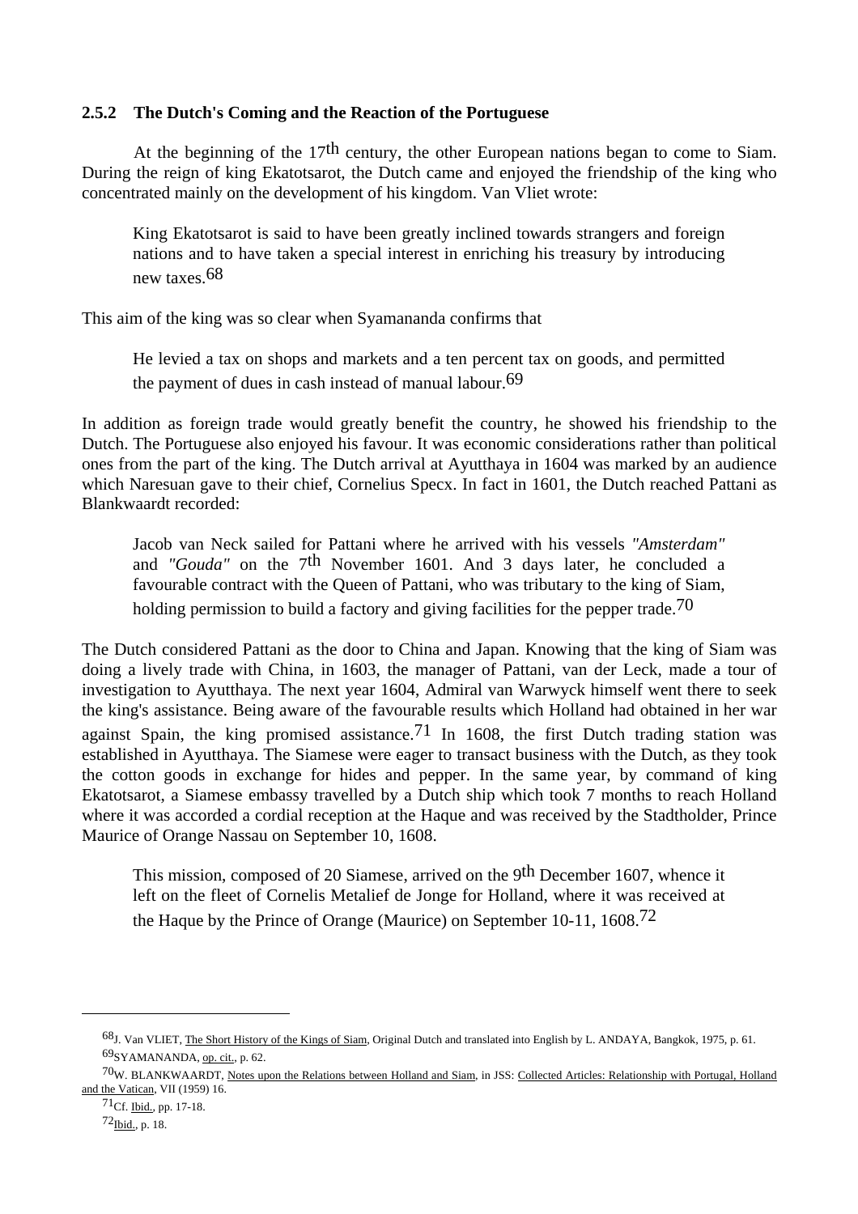### 2.5.2 The Dutch's Coming and the Reaction of the Portuguese

At the beginning of the 17th century, the other European nations began to come to Siam. During the reign of king Ekatotsarot, the Dutch came and enjoyed the friendship of the king who concentrated mainly on the development of his kingdom. Van Vliet wrote:

> King Ekatotsarot is said to have been greatly inclined towards strangers and foreign nations and to have taken a special interest in enriching his treasury by introducing new taxes.[68]

This aim of the king was so clear when Syamananda confirms that

> He levied a tax on shops and markets and a ten percent tax on goods, and permitted the payment of dues in cash instead of manual labour.[69]

In addition as foreign trade would greatly benefit the country, he showed his friendship to the Dutch. The Portuguese also enjoyed his favour. It was economic considerations rather than political ones from the part of the king. The Dutch arrival at Ayutthaya in 1604 was marked by an audience which Naresuan gave to their chief, Cornelius Specx. In fact in 1601, the Dutch reached Pattani as Blankwaardt recorded:

> Jacob van Neck sailed for Pattani where he arrived with his vessels *"Amsterdam"* and *"Gouda"* on the 7th November 1601. And 3 days later, he concluded a favourable contract with the Queen of Pattani, who was tributary to the king of Siam, holding permission to build a factory and giving facilities for the pepper trade.[70]

The Dutch considered Pattani as the door to China and Japan. Knowing that the king of Siam was doing a lively trade with China, in 1603, the manager of Pattani, van der Leck, made a tour of investigation to Ayutthaya. The next year 1604, Admiral van Warwyck himself went there to seek the king's assistance. Being aware of the favourable results which Holland had obtained in her war against Spain, the king promised assistance.[71] In 1608, the first Dutch trading station was established in Ayutthaya. The Siamese were eager to transact business with the Dutch, as they took the cotton goods in exchange for hides and pepper. In the same year, by command of king Ekatotsarot, a Siamese embassy travelled by a Dutch ship which took 7 months to reach Holland where it was accorded a cordial reception at the Haque and was received by the Stadtholder, Prince Maurice of Orange Nassau on September 10, 1608.

> This mission, composed of 20 Siamese, arrived on the 9th December 1607, whence it left on the fleet of Cornelis Metalief de Jonge for Holland, where it was received at the Haque by the Prince of Orange (Maurice) on September 10-11, 1608.[72]

---

[68] J. Van VLIET, The Short History of the Kings of Siam, Original Dutch and translated into English by L. ANDAYA, Bangkok, 1975, p. 61.

[69] SYAMANANDA, op. cit., p. 62.

[70] W. BLANKWAARDT, Notes upon the Relations between Holland and Siam, in JSS: Collected Articles: Relationship with Portugal, Holland and the Vatican, VII (1959) 16.

[71] Cf. Ibid., pp. 17-18.

[72] Ibid., p. 18.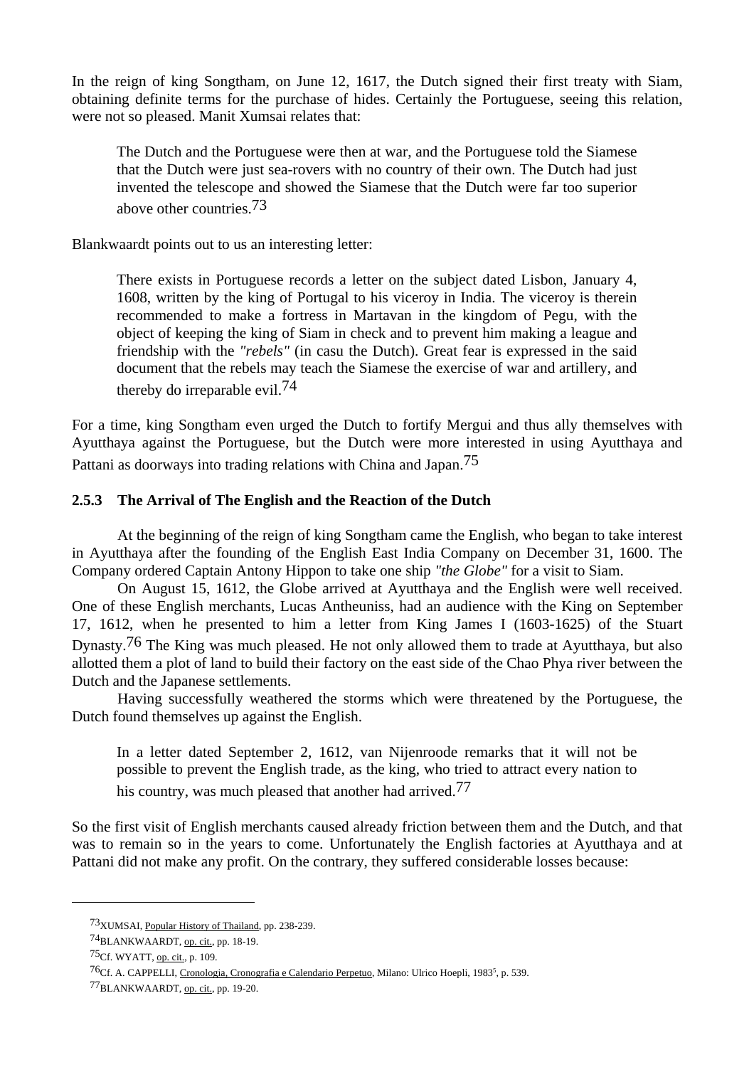In the reign of king Songtham, on June 12, 1617, the Dutch signed their first treaty with Siam, obtaining definite terms for the purchase of hides. Certainly the Portuguese, seeing this relation, were not so pleased. Manit Xumsai relates that:

> The Dutch and the Portuguese were then at war, and the Portuguese told the Siamese that the Dutch were just sea-rovers with no country of their own. The Dutch had just invented the telescope and showed the Siamese that the Dutch were far too superior above other countries.[73]

Blankwaardt points out to us an interesting letter:

> There exists in Portuguese records a letter on the subject dated Lisbon, January 4, 1608, written by the king of Portugal to his viceroy in India. The viceroy is therein recommended to make a fortress in Martavan in the kingdom of Pegu, with the object of keeping the king of Siam in check and to prevent him making a league and friendship with the *"rebels"* (in casu the Dutch). Great fear is expressed in the said document that the rebels may teach the Siamese the exercise of war and artillery, and thereby do irreparable evil.[74]

For a time, king Songtham even urged the Dutch to fortify Mergui and thus ally themselves with Ayutthaya against the Portuguese, but the Dutch were more interested in using Ayutthaya and Pattani as doorways into trading relations with China and Japan.[75]

### 2.5.3 The Arrival of The English and the Reaction of the Dutch

At the beginning of the reign of king Songtham came the English, who began to take interest in Ayutthaya after the founding of the English East India Company on December 31, 1600. The Company ordered Captain Antony Hippon to take one ship *"the Globe"* for a visit to Siam.

On August 15, 1612, the Globe arrived at Ayutthaya and the English were well received. One of these English merchants, Lucas Antheuniss, had an audience with the King on September 17, 1612, when he presented to him a letter from King James I (1603-1625) of the Stuart Dynasty.[76] The King was much pleased. He not only allowed them to trade at Ayutthaya, but also allotted them a plot of land to build their factory on the east side of the Chao Phya river between the Dutch and the Japanese settlements.

Having successfully weathered the storms which were threatened by the Portuguese, the Dutch found themselves up against the English.

> In a letter dated September 2, 1612, van Nijenroode remarks that it will not be possible to prevent the English trade, as the king, who tried to attract every nation to his country, was much pleased that another had arrived.[77]

So the first visit of English merchants caused already friction between them and the Dutch, and that was to remain so in the years to come. Unfortunately the English factories at Ayutthaya and at Pattani did not make any profit. On the contrary, they suffered considerable losses because:

---

[73] XUMSAI, Popular History of Thailand, pp. 238-239.

[74] BLANKWAARDT, op. cit., pp. 18-19.

[75] Cf. WYATT, op. cit., p. 109.

[76] Cf. A. CAPPELLI, Cronologia, Cronografia e Calendario Perpetuo, Milano: Ulrico Hoepli, 1983[5], p. 539.

[77] BLANKWAARDT, op. cit., pp. 19-20.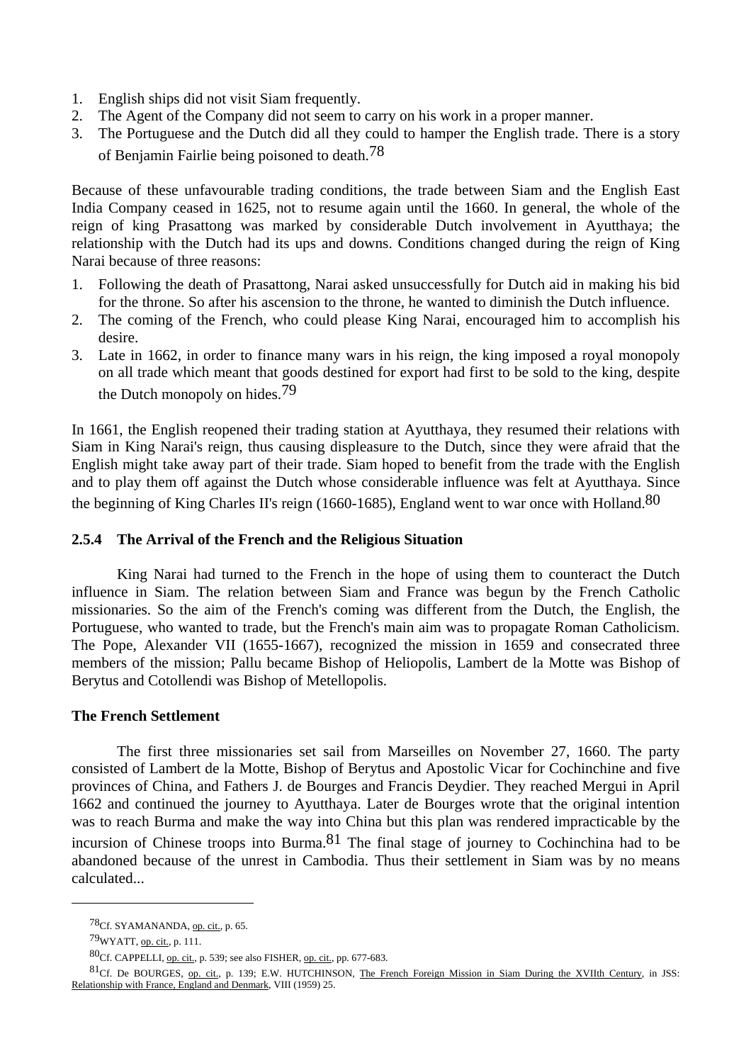1. English ships did not visit Siam frequently.
2. The Agent of the Company did not seem to carry on his work in a proper manner.
3. The Portuguese and the Dutch did all they could to hamper the English trade. There is a story of Benjamin Fairlie being poisoned to death.[78]

Because of these unfavourable trading conditions, the trade between Siam and the English East India Company ceased in 1625, not to resume again until the 1660. In general, the whole of the reign of king Prasattong was marked by considerable Dutch involvement in Ayutthaya; the relationship with the Dutch had its ups and downs. Conditions changed during the reign of King Narai because of three reasons:

1. Following the death of Prasattong, Narai asked unsuccessfully for Dutch aid in making his bid for the throne. So after his ascension to the throne, he wanted to diminish the Dutch influence.
2. The coming of the French, who could please King Narai, encouraged him to accomplish his desire.
3. Late in 1662, in order to finance many wars in his reign, the king imposed a royal monopoly on all trade which meant that goods destined for export had first to be sold to the king, despite the Dutch monopoly on hides.[79]

In 1661, the English reopened their trading station at Ayutthaya, they resumed their relations with Siam in King Narai's reign, thus causing displeasure to the Dutch, since they were afraid that the English might take away part of their trade. Siam hoped to benefit from the trade with the English and to play them off against the Dutch whose considerable influence was felt at Ayutthaya. Since the beginning of King Charles II's reign (1660-1685), England went to war once with Holland.[80]

### 2.5.4 The Arrival of the French and the Religious Situation

King Narai had turned to the French in the hope of using them to counteract the Dutch influence in Siam. The relation between Siam and France was begun by the French Catholic missionaries. So the aim of the French's coming was different from the Dutch, the English, the Portuguese, who wanted to trade, but the French's main aim was to propagate Roman Catholicism. The Pope, Alexander VII (1655-1667), recognized the mission in 1659 and consecrated three members of the mission; Pallu became Bishop of Heliopolis, Lambert de la Motte was Bishop of Berytus and Cotollendi was Bishop of Metellopolis.

**The French Settlement**

The first three missionaries set sail from Marseilles on November 27, 1660. The party consisted of Lambert de la Motte, Bishop of Berytus and Apostolic Vicar for Cochinchine and five provinces of China, and Fathers J. de Bourges and Francis Deydier. They reached Mergui in April 1662 and continued the journey to Ayutthaya. Later de Bourges wrote that the original intention was to reach Burma and make the way into China but this plan was rendered impracticable by the incursion of Chinese troops into Burma.[81] The final stage of journey to Cochinchina had to be abandoned because of the unrest in Cambodia. Thus their settlement in Siam was by no means calculated...

---

[78] Cf. SYAMANANDA, op. cit., p. 65.

[79] WYATT, op. cit., p. 111.

[80] Cf. CAPPELLI, op. cit., p. 539; see also FISHER, op. cit., pp. 677-683.

[81] Cf. De BOURGES, op. cit., p. 139; E.W. HUTCHINSON, The French Foreign Mission in Siam During the XVIIth Century, in JSS: Relationship with France, England and Denmark, VIII (1959) 25.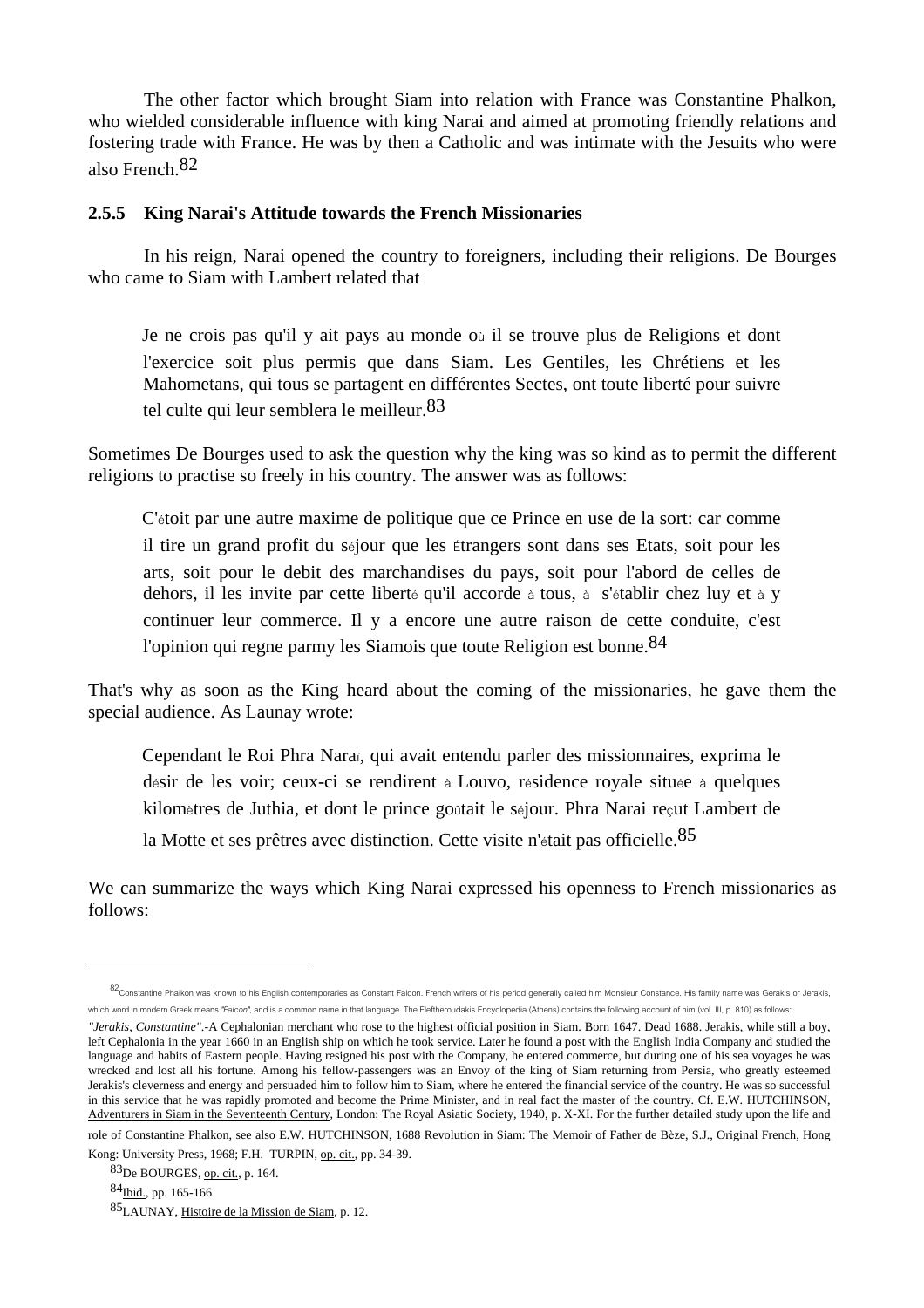The other factor which brought Siam into relation with France was Constantine Phalkon, who wielded considerable influence with king Narai and aimed at promoting friendly relations and fostering trade with France. He was by then a Catholic and was intimate with the Jesuits who were also French.[82]

### 2.5.5 King Narai's Attitude towards the French Missionaries

In his reign, Narai opened the country to foreigners, including their religions. De Bourges who came to Siam with Lambert related that

> Je ne crois pas qu'il y ait pays au monde où il se trouve plus de Religions et dont l'exercice soit plus permis que dans Siam. Les Gentiles, les Chrétiens et les Mahometans, qui tous se partagent en différentes Sectes, ont toute liberté pour suivre tel culte qui leur semblera le meilleur.[83]

Sometimes De Bourges used to ask the question why the king was so kind as to permit the different religions to practise so freely in his country. The answer was as follows:

> C'étoit par une autre maxime de politique que ce Prince en use de la sort: car comme il tire un grand profit du séjour que les Étrangers sont dans ses Etats, soit pour les arts, soit pour le debit des marchandises du pays, soit pour l'abord de celles de dehors, il les invite par cette liberté qu'il accorde à tous, à s'établir chez luy et à y continuer leur commerce. Il y a encore une autre raison de cette conduite, c'est l'opinion qui regne parmy les Siamois que toute Religion est bonne.[84]

That's why as soon as the King heard about the coming of the missionaries, he gave them the special audience. As Launay wrote:

> Cependant le Roi Phra Naraï, qui avait entendu parler des missionnaires, exprima le désir de les voir; ceux-ci se rendirent à Louvo, résidence royale située à quelques kilomètres de Juthia, et dont le prince goûtait le séjour. Phra Narai reçut Lambert de la Motte et ses prêtres avec distinction. Cette visite n'était pas officielle.[85]

We can summarize the ways which King Narai expressed his openness to French missionaries as follows:

---

[82]Constantine Phalkon was known to his English contemporaries as Constant Falcon. French writers of his period generally called him Monsieur Constance. His family name was Gerakis or Jerakis, which word in modern Greek means *"Falcon"*, and is a common name in that language. The Eleftheroudakis Encyclopedia (Athens) contains the following account of him (vol. III, p. 810) as follows:

*"Jerakis, Constantine"*.-A Cephalonian merchant who rose to the highest official position in Siam. Born 1647. Dead 1688. Jerakis, while still a boy, left Cephalonia in the year 1660 in an English ship on which he took service. Later he found a post with the English India Company and studied the language and habits of Eastern people. Having resigned his post with the Company, he entered commerce, but during one of his sea voyages he was wrecked and lost all his fortune. Among his fellow-passengers was an Envoy of the king of Siam returning from Persia, who greatly esteemed Jerakis's cleverness and energy and persuaded him to follow him to Siam, where he entered the financial service of the country. He was so successful in this service that he was rapidly promoted and become the Prime Minister, and in real fact the master of the country. Cf. E.W. HUTCHINSON, Adventurers in Siam in the Seventeenth Century, London: The Royal Asiatic Society, 1940, p. X-XI. For the further detailed study upon the life and role of Constantine Phalkon, see also E.W. HUTCHINSON, 1688 Revolution in Siam: The Memoir of Father de Bèze, S.J., Original French, Hong Kong: University Press, 1968; F.H. TURPIN, op. cit., pp. 34-39.

[83]De BOURGES, op. cit., p. 164.

[84]Ibid., pp. 165-166

[85]LAUNAY, Histoire de la Mission de Siam, p. 12.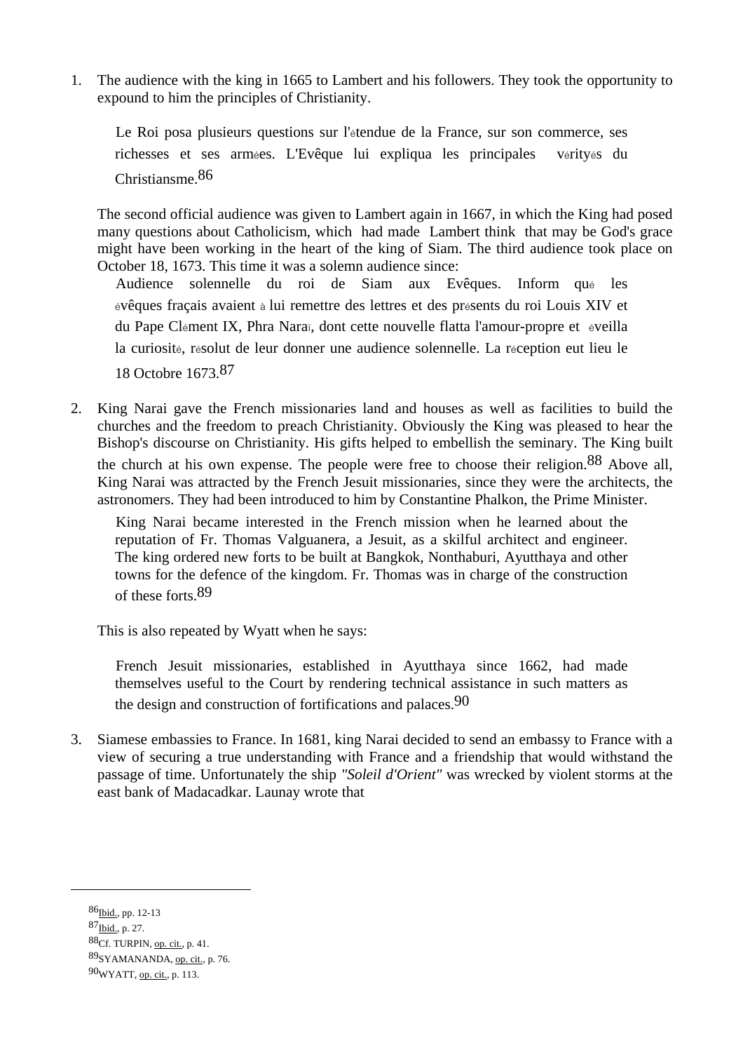1. The audience with the king in 1665 to Lambert and his followers. They took the opportunity to expound to him the principles of Christianity.

   > Le Roi posa plusieurs questions sur l'étendue de la France, sur son commerce, ses richesses et ses armées. L'Evêque lui expliqua les principales vérités du Christiansme.[86]

   The second official audience was given to Lambert again in 1667, in which the King had posed many questions about Catholicism, which had made Lambert think that may be God's grace might have been working in the heart of the king of Siam. The third audience took place on October 18, 1673. This time it was a solemn audience since:

   > Audience solennelle du roi de Siam aux Evêques. Inform qué les évêques fraçais avaient à lui remettre des lettres et des présents du roi Louis XIV et du Pape Clément IX, Phra Naraï, dont cette nouvelle flatta l'amour-propre et éveilla la curiosité, résolut de leur donner une audience solennelle. La réception eut lieu le 18 Octobre 1673.[87]

2. King Narai gave the French missionaries land and houses as well as facilities to build the churches and the freedom to preach Christianity. Obviously the King was pleased to hear the Bishop's discourse on Christianity. His gifts helped to embellish the seminary. The King built the church at his own expense. The people were free to choose their religion.[88] Above all, King Narai was attracted by the French Jesuit missionaries, since they were the architects, the astronomers. They had been introduced to him by Constantine Phalkon, the Prime Minister.

   > King Narai became interested in the French mission when he learned about the reputation of Fr. Thomas Valguanera, a Jesuit, as a skilful architect and engineer. The king ordered new forts to be built at Bangkok, Nonthaburi, Ayutthaya and other towns for the defence of the kingdom. Fr. Thomas was in charge of the construction of these forts.[89]

   This is also repeated by Wyatt when he says:

   > French Jesuit missionaries, established in Ayutthaya since 1662, had made themselves useful to the Court by rendering technical assistance in such matters as the design and construction of fortifications and palaces.[90]

3. Siamese embassies to France. In 1681, king Narai decided to send an embassy to France with a view of securing a true understanding with France and a friendship that would withstand the passage of time. Unfortunately the ship *"Soleil d'Orient"* was wrecked by violent storms at the east bank of Madacadkar. Launay wrote that

---

[86] Ibid., pp. 12-13

[87] Ibid., p. 27.

[88] Cf. TURPIN, op. cit., p. 41.

[89] SYAMANANDA, op. cit., p. 76.

[90] WYATT, op. cit., p. 113.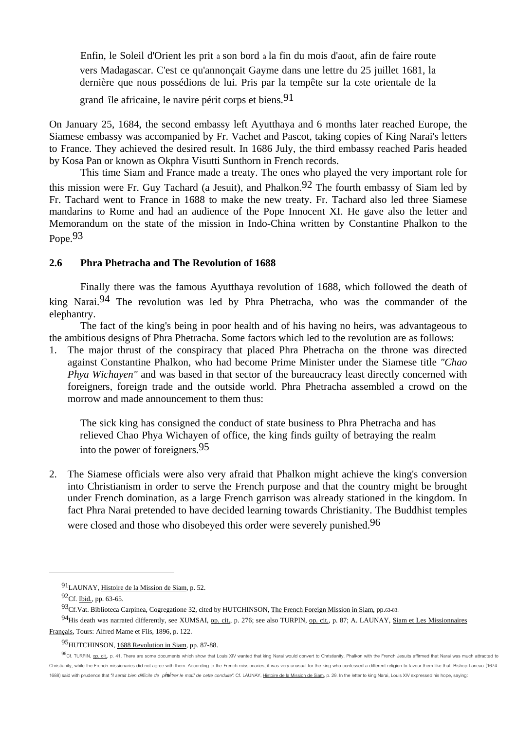> Enfin, le Soleil d'Orient les prit à son bord à la fin du mois d'août, afin de faire route vers Madagascar. C'est ce qu'annonçait Gayme dans une lettre du 25 juillet 1681, la dernière que nous possédions de lui. Pris par la tempête sur la côte orientale de la grand île africaine, le navire périt corps et biens.[91]

On January 25, 1684, the second embassy left Ayutthaya and 6 months later reached Europe, the Siamese embassy was accompanied by Fr. Vachet and Pascot, taking copies of King Narai's letters to France. They achieved the desired result. In 1686 July, the third embassy reached Paris headed by Kosa Pan or known as Okphra Visutti Sunthorn in French records.

This time Siam and France made a treaty. The ones who played the very important role for this mission were Fr. Guy Tachard (a Jesuit), and Phalkon.[92] The fourth embassy of Siam led by Fr. Tachard went to France in 1688 to make the new treaty. Fr. Tachard also led three Siamese mandarins to Rome and had an audience of the Pope Innocent XI. He gave also the letter and Memorandum on the state of the mission in Indo-China written by Constantine Phalkon to the Pope.[93]

## 2.6 Phra Phetracha and The Revolution of 1688

Finally there was the famous Ayutthaya revolution of 1688, which followed the death of king Narai.[94] The revolution was led by Phra Phetracha, who was the commander of the elephantry.

The fact of the king's being in poor health and of his having no heirs, was advantageous to the ambitious designs of Phra Phetracha. Some factors which led to the revolution are as follows:

1. The major thrust of the conspiracy that placed Phra Phetracha on the throne was directed against Constantine Phalkon, who had become Prime Minister under the Siamese title *"Chao Phya Wichayen"* and was based in that sector of the bureaucracy least directly concerned with foreigners, foreign trade and the outside world. Phra Phetracha assembled a crowd on the morrow and made announcement to them thus:

   > The sick king has consigned the conduct of state business to Phra Phetracha and has relieved Chao Phya Wichayen of office, the king finds guilty of betraying the realm into the power of foreigners.[95]

2. The Siamese officials were also very afraid that Phalkon might achieve the king's conversion into Christianism in order to serve the French purpose and that the country might be brought under French domination, as a large French garrison was already stationed in the kingdom. In fact Phra Narai pretended to have decided learning towards Christianity. The Buddhist temples were closed and those who disobeyed this order were severely punished.[96]

---

[91] LAUNAY, Histoire de la Mission de Siam, p. 52.

[92] Cf. Ibid., pp. 63-65.

[93] Cf.Vat. Biblioteca Carpinea, Cogregatione 32, cited by HUTCHINSON, The French Foreign Mission in Siam, pp.63-83.

[94] His death was narrated differently, see XUMSAI, op. cit., p. 276; see also TURPIN, op. cit., p. 87; A. LAUNAY, Siam et Les Missionnaires Français, Tours: Alfred Mame et Fils, 1896, p. 122.

[95] HUTCHINSON, 1688 Revolution in Siam, pp. 87-88.

[96] Cf. TURPIN, op. cit., p. 41. There are some documents which show that Louis XIV wanted that king Narai would convert to Christianity. Phalkon with the French Jesuits affirmed that Narai was much attracted to Christianity, while the French missionaries did not agree with them. According to the French missionaries, it was very unusual for the king who confessed a different religion to favour them like that. Bishop Laneau (1674-1688) said with prudence that *"il serait bien difficile de pénétrer le motif de cette conduite"*. Cf. LAUNAY, Histoire de la Mission de Siam, p. 29. In the letter to king Narai, Louis XIV expressed his hope, saying: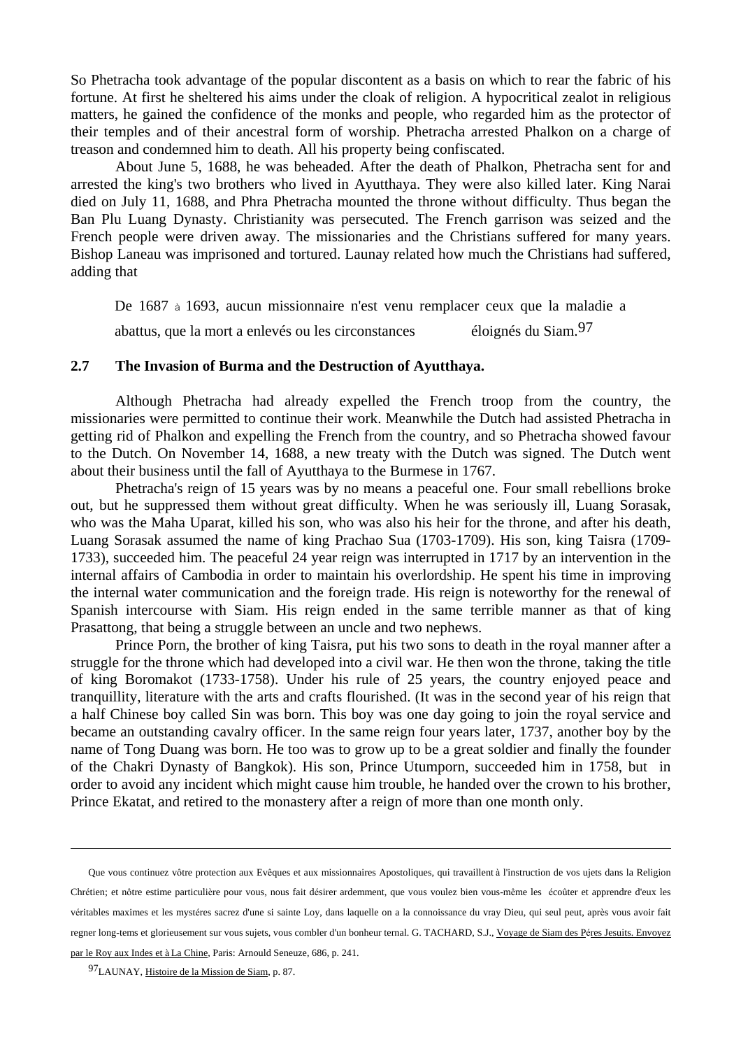So Phetracha took advantage of the popular discontent as a basis on which to rear the fabric of his fortune. At first he sheltered his aims under the cloak of religion. A hypocritical zealot in religious matters, he gained the confidence of the monks and people, who regarded him as the protector of their temples and of their ancestral form of worship. Phetracha arrested Phalkon on a charge of treason and condemned him to death. All his property being confiscated.

About June 5, 1688, he was beheaded. After the death of Phalkon, Phetracha sent for and arrested the king's two brothers who lived in Ayutthaya. They were also killed later. King Narai died on July 11, 1688, and Phra Phetracha mounted the throne without difficulty. Thus began the Ban Plu Luang Dynasty. Christianity was persecuted. The French garrison was seized and the French people were driven away. The missionaries and the Christians suffered for many years. Bishop Laneau was imprisoned and tortured. Launay related how much the Christians had suffered, adding that

> De 1687 à 1693, aucun missionnaire n'est venu remplacer ceux que la maladie a abattus, que la mort a enlevés ou les circonstances éloignés du Siam.[97]

### 2.7 The Invasion of Burma and the Destruction of Ayutthaya.

Although Phetracha had already expelled the French troop from the country, the missionaries were permitted to continue their work. Meanwhile the Dutch had assisted Phetracha in getting rid of Phalkon and expelling the French from the country, and so Phetracha showed favour to the Dutch. On November 14, 1688, a new treaty with the Dutch was signed. The Dutch went about their business until the fall of Ayutthaya to the Burmese in 1767.

Phetracha's reign of 15 years was by no means a peaceful one. Four small rebellions broke out, but he suppressed them without great difficulty. When he was seriously ill, Luang Sorasak, who was the Maha Uparat, killed his son, who was also his heir for the throne, and after his death, Luang Sorasak assumed the name of king Prachao Sua (1703-1709). His son, king Taisra (1709-1733), succeeded him. The peaceful 24 year reign was interrupted in 1717 by an intervention in the internal affairs of Cambodia in order to maintain his overlordship. He spent his time in improving the internal water communication and the foreign trade. His reign is noteworthy for the renewal of Spanish intercourse with Siam. His reign ended in the same terrible manner as that of king Prasattong, that being a struggle between an uncle and two nephews.

Prince Porn, the brother of king Taisra, put his two sons to death in the royal manner after a struggle for the throne which had developed into a civil war. He then won the throne, taking the title of king Boromakot (1733-1758). Under his rule of 25 years, the country enjoyed peace and tranquillity, literature with the arts and crafts flourished. (It was in the second year of his reign that a half Chinese boy called Sin was born. This boy was one day going to join the royal service and became an outstanding cavalry officer. In the same reign four years later, 1737, another boy by the name of Tong Duang was born. He too was to grow up to be a great soldier and finally the founder of the Chakri Dynasty of Bangkok). His son, Prince Utumporn, succeeded him in 1758, but in order to avoid any incident which might cause him trouble, he handed over the crown to his brother, Prince Ekatat, and retired to the monastery after a reign of more than one month only.

---

Que vous continuez vôtre protection aux Evêques et aux missionnaires Apostoliques, qui travaillent à l'instruction de vos ujets dans la Religion Chrétien; et nôtre estime particulière pour vous, nous fait désirer ardemment, que vous voulez bien vous-même les écoûter et apprendre d'eux les véritables maximes et les mystéres sacrez d'une si sainte Loy, dans laquelle on a la connoissance du vray Dieu, qui seul peut, après vous avoir fait regner long-tems et glorieusement sur vous sujets, vous combler d'un bonheur ternal. G. TACHARD, S.J., Voyage de Siam des Péres Jesuits. Envoyez par le Roy aux Indes et à La Chine, Paris: Arnould Seneuze, 686, p. 241.

[97] LAUNAY, Histoire de la Mission de Siam, p. 87.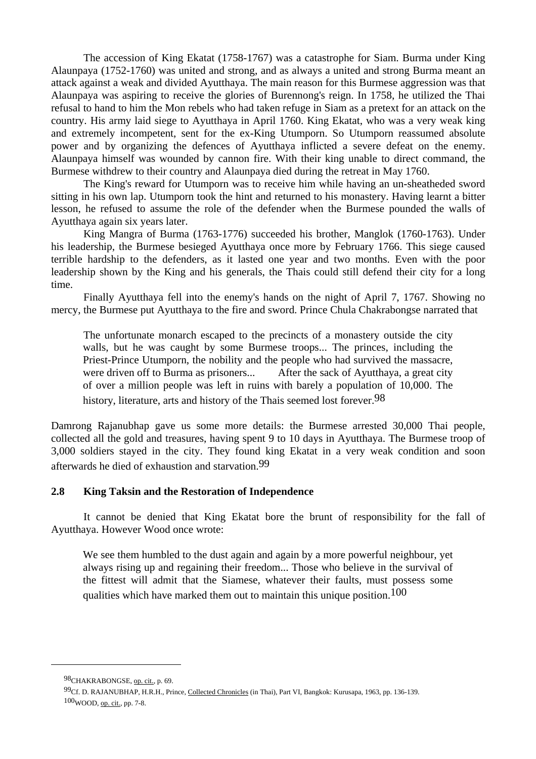The accession of King Ekatat (1758-1767) was a catastrophe for Siam. Burma under King Alaunpaya (1752-1760) was united and strong, and as always a united and strong Burma meant an attack against a weak and divided Ayutthaya. The main reason for this Burmese aggression was that Alaunpaya was aspiring to receive the glories of Burennong's reign. In 1758, he utilized the Thai refusal to hand to him the Mon rebels who had taken refuge in Siam as a pretext for an attack on the country. His army laid siege to Ayutthaya in April 1760. King Ekatat, who was a very weak king and extremely incompetent, sent for the ex-King Utumporn. So Utumporn reassumed absolute power and by organizing the defences of Ayutthaya inflicted a severe defeat on the enemy. Alaunpaya himself was wounded by cannon fire. With their king unable to direct command, the Burmese withdrew to their country and Alaunpaya died during the retreat in May 1760.

The King's reward for Utumporn was to receive him while having an un-sheatheded sword sitting in his own lap. Utumporn took the hint and returned to his monastery. Having learnt a bitter lesson, he refused to assume the role of the defender when the Burmese pounded the walls of Ayutthaya again six years later.

King Mangra of Burma (1763-1776) succeeded his brother, Manglok (1760-1763). Under his leadership, the Burmese besieged Ayutthaya once more by February 1766. This siege caused terrible hardship to the defenders, as it lasted one year and two months. Even with the poor leadership shown by the King and his generals, the Thais could still defend their city for a long time.

Finally Ayutthaya fell into the enemy's hands on the night of April 7, 1767. Showing no mercy, the Burmese put Ayutthaya to the fire and sword. Prince Chula Chakrabongse narrated that

> The unfortunate monarch escaped to the precincts of a monastery outside the city walls, but he was caught by some Burmese troops... The princes, including the Priest-Prince Utumporn, the nobility and the people who had survived the massacre, were driven off to Burma as prisoners... After the sack of Ayutthaya, a great city of over a million people was left in ruins with barely a population of 10,000. The history, literature, arts and history of the Thais seemed lost forever.[98]

Damrong Rajanubhap gave us some more details: the Burmese arrested 30,000 Thai people, collected all the gold and treasures, having spent 9 to 10 days in Ayutthaya. The Burmese troop of 3,000 soldiers stayed in the city. They found king Ekatat in a very weak condition and soon afterwards he died of exhaustion and starvation.[99]

## 2.8 King Taksin and the Restoration of Independence

It cannot be denied that King Ekatat bore the brunt of responsibility for the fall of Ayutthaya. However Wood once wrote:

> We see them humbled to the dust again and again by a more powerful neighbour, yet always rising up and regaining their freedom... Those who believe in the survival of the fittest will admit that the Siamese, whatever their faults, must possess some qualities which have marked them out to maintain this unique position.[100]

---

[98] CHAKRABONGSE, op. cit., p. 69.

[99] Cf. D. RAJANUBHAP, H.R.H., Prince, Collected Chronicles (in Thai), Part VI, Bangkok: Kurusapa, 1963, pp. 136-139.

[100] WOOD, op. cit., pp. 7-8.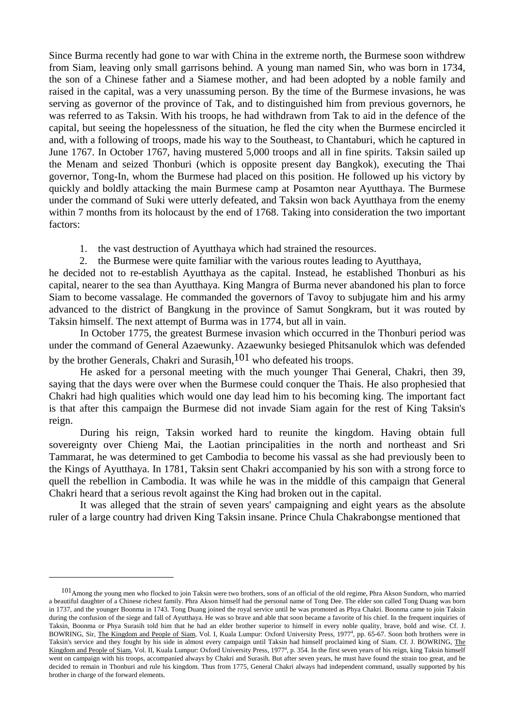Since Burma recently had gone to war with China in the extreme north, the Burmese soon withdrew from Siam, leaving only small garrisons behind. A young man named Sin, who was born in 1734, the son of a Chinese father and a Siamese mother, and had been adopted by a noble family and raised in the capital, was a very unassuming person. By the time of the Burmese invasions, he was serving as governor of the province of Tak, and to distinguished him from previous governors, he was referred to as Taksin. With his troops, he had withdrawn from Tak to aid in the defence of the capital, but seeing the hopelessness of the situation, he fled the city when the Burmese encircled it and, with a following of troops, made his way to the Southeast, to Chantaburi, which he captured in June 1767. In October 1767, having mustered 5,000 troops and all in fine spirits. Taksin sailed up the Menam and seized Thonburi (which is opposite present day Bangkok), executing the Thai governor, Tong-In, whom the Burmese had placed on this position. He followed up his victory by quickly and boldly attacking the main Burmese camp at Posamton near Ayutthaya. The Burmese under the command of Suki were utterly defeated, and Taksin won back Ayutthaya from the enemy within 7 months from its holocaust by the end of 1768. Taking into consideration the two important factors:

1. the vast destruction of Ayutthaya which had strained the resources.
2. the Burmese were quite familiar with the various routes leading to Ayutthaya,

he decided not to re-establish Ayutthaya as the capital. Instead, he established Thonburi as his capital, nearer to the sea than Ayutthaya. King Mangra of Burma never abandoned his plan to force Siam to become vassalage. He commanded the governors of Tavoy to subjugate him and his army advanced to the district of Bangkung in the province of Samut Songkram, but it was routed by Taksin himself. The next attempt of Burma was in 1774, but all in vain.

In October 1775, the greatest Burmese invasion which occurred in the Thonburi period was under the command of General Azaewunky. Azaewunky besieged Phitsanulok which was defended by the brother Generals, Chakri and Surasih,[101] who defeated his troops.

He asked for a personal meeting with the much younger Thai General, Chakri, then 39, saying that the days were over when the Burmese could conquer the Thais. He also prophesied that Chakri had high qualities which would one day lead him to his becoming king. The important fact is that after this campaign the Burmese did not invade Siam again for the rest of King Taksin's reign.

During his reign, Taksin worked hard to reunite the kingdom. Having obtain full sovereignty over Chieng Mai, the Laotian principalities in the north and northeast and Sri Tammarat, he was determined to get Cambodia to become his vassal as she had previously been to the Kings of Ayutthaya. In 1781, Taksin sent Chakri accompanied by his son with a strong force to quell the rebellion in Cambodia. It was while he was in the middle of this campaign that General Chakri heard that a serious revolt against the King had broken out in the capital.

It was alleged that the strain of seven years' campaigning and eight years as the absolute ruler of a large country had driven King Taksin insane. Prince Chula Chakrabongse mentioned that

---

[101] Among the young men who flocked to join Taksin were two brothers, sons of an official of the old regime, Phra Akson Sundorn, who married a beautiful daughter of a Chinese richest family. Phra Akson himself had the personal name of Tong Dee. The elder son called Tong Duang was born in 1737, and the younger Boonma in 1743. Tong Duang joined the royal service until he was promoted as Phya Chakri. Boonma came to join Taksin during the confusion of the siege and fall of Ayutthaya. He was so brave and able that soon became a favorite of his chief. In the frequent inquiries of Taksin, Boonma or Phya Surasih told him that he had an elder brother superior to himself in every noble quality, brave, bold and wise. Cf. J. BOWRING, Sir, The Kingdom and People of Siam, Vol. I, Kuala Lumpur: Oxford University Press, 1977[4], pp. 65-67. Soon both brothers were in Taksin's service and they fought by his side in almost every campaign until Taksin had himself proclaimed king of Siam. Cf. J. BOWRING, The Kingdom and People of Siam, Vol. II, Kuala Lumpur: Oxford University Press, 1977[4], p. 354. In the first seven years of his reign, king Taksin himself went on campaign with his troops, accompanied always by Chakri and Surasih. But after seven years, he must have found the strain too great, and he decided to remain in Thonburi and rule his kingdom. Thus from 1775, General Chakri always had independent command, usually supported by his brother in charge of the forward elements.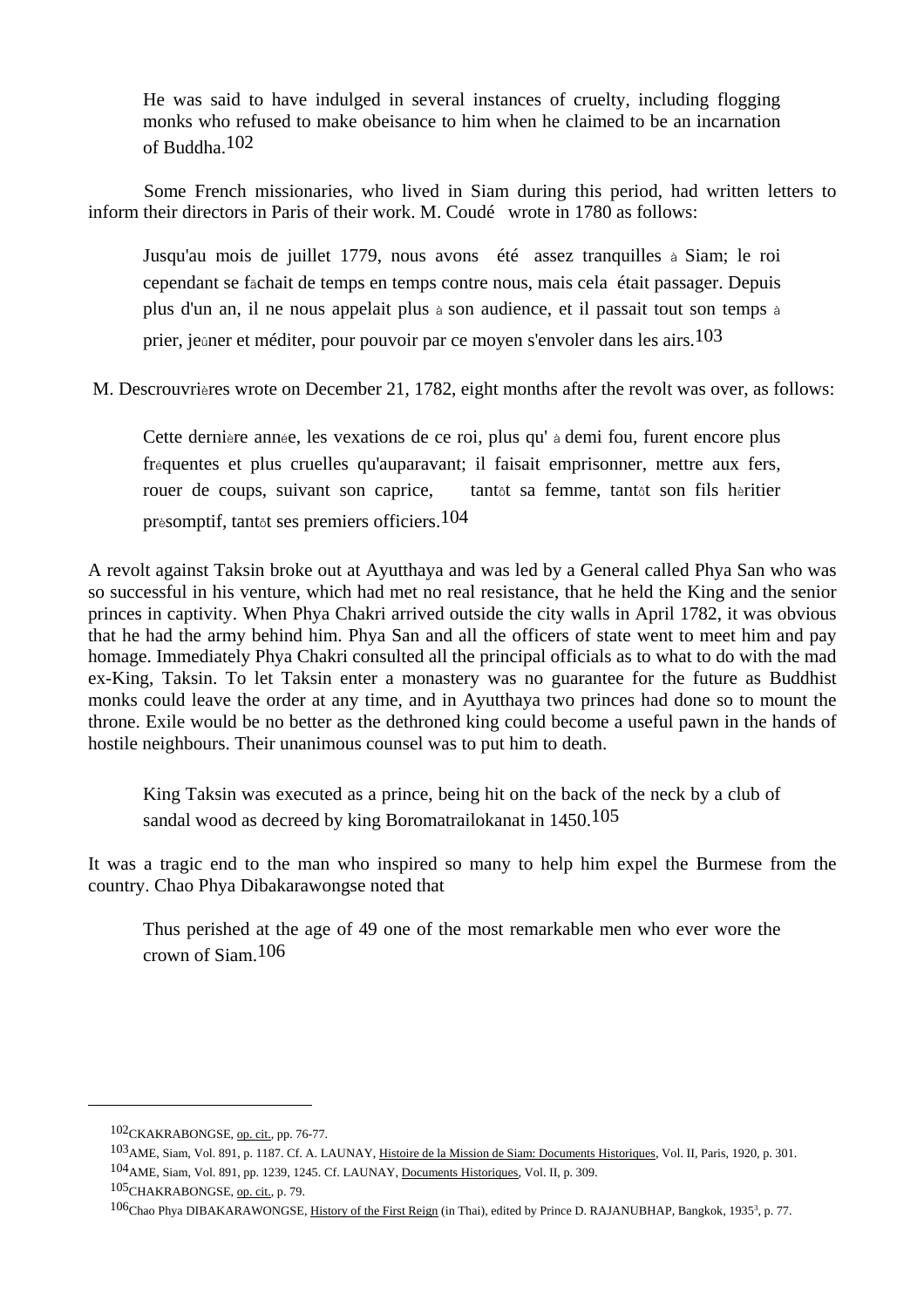> He was said to have indulged in several instances of cruelty, including flogging monks who refused to make obeisance to him when he claimed to be an incarnation of Buddha.[102]

Some French missionaries, who lived in Siam during this period, had written letters to inform their directors in Paris of their work. M. Coudé wrote in 1780 as follows:

> Jusqu'au mois de juillet 1779, nous avons été assez tranquilles à Siam; le roi cependant se fâchait de temps en temps contre nous, mais cela était passager. Depuis plus d'un an, il ne nous appelait plus à son audience, et il passait tout son temps à prier, jeûner et méditer, pour pouvoir par ce moyen s'envoler dans les airs.[103]

M. Descrouvrières wrote on December 21, 1782, eight months after the revolt was over, as follows:

> Cette dernière année, les vexations de ce roi, plus qu' à demi fou, furent encore plus fréquentes et plus cruelles qu'auparavant; il faisait emprisonner, mettre aux fers, rouer de coups, suivant son caprice, tantôt sa femme, tantôt son fils héritier présomptif, tantôt ses premiers officiers.[104]

A revolt against Taksin broke out at Ayutthaya and was led by a General called Phya San who was so successful in his venture, which had met no real resistance, that he held the King and the senior princes in captivity. When Phya Chakri arrived outside the city walls in April 1782, it was obvious that he had the army behind him. Phya San and all the officers of state went to meet him and pay homage. Immediately Phya Chakri consulted all the principal officials as to what to do with the mad ex-King, Taksin. To let Taksin enter a monastery was no guarantee for the future as Buddhist monks could leave the order at any time, and in Ayutthaya two princes had done so to mount the throne. Exile would be no better as the dethroned king could become a useful pawn in the hands of hostile neighbours. Their unanimous counsel was to put him to death.

> King Taksin was executed as a prince, being hit on the back of the neck by a club of sandal wood as decreed by king Boromatrailokanat in 1450.[105]

It was a tragic end to the man who inspired so many to help him expel the Burmese from the country. Chao Phya Dibakarawongse noted that

> Thus perished at the age of 49 one of the most remarkable men who ever wore the crown of Siam.[106]

---

[102] CKAKRABONGSE, op. cit., pp. 76-77.

[103] AME, Siam, Vol. 891, p. 1187. Cf. A. LAUNAY, Histoire de la Mission de Siam: Documents Historiques, Vol. II, Paris, 1920, p. 301.

[104] AME, Siam, Vol. 891, pp. 1239, 1245. Cf. LAUNAY, Documents Historiques, Vol. II, p. 309.

[105] CHAKRABONGSE, op. cit., p. 79.

[106] Chao Phya DIBAKARAWONGSE, History of the First Reign (in Thai), edited by Prince D. RAJANUBHAP, Bangkok, 1935³, p. 77.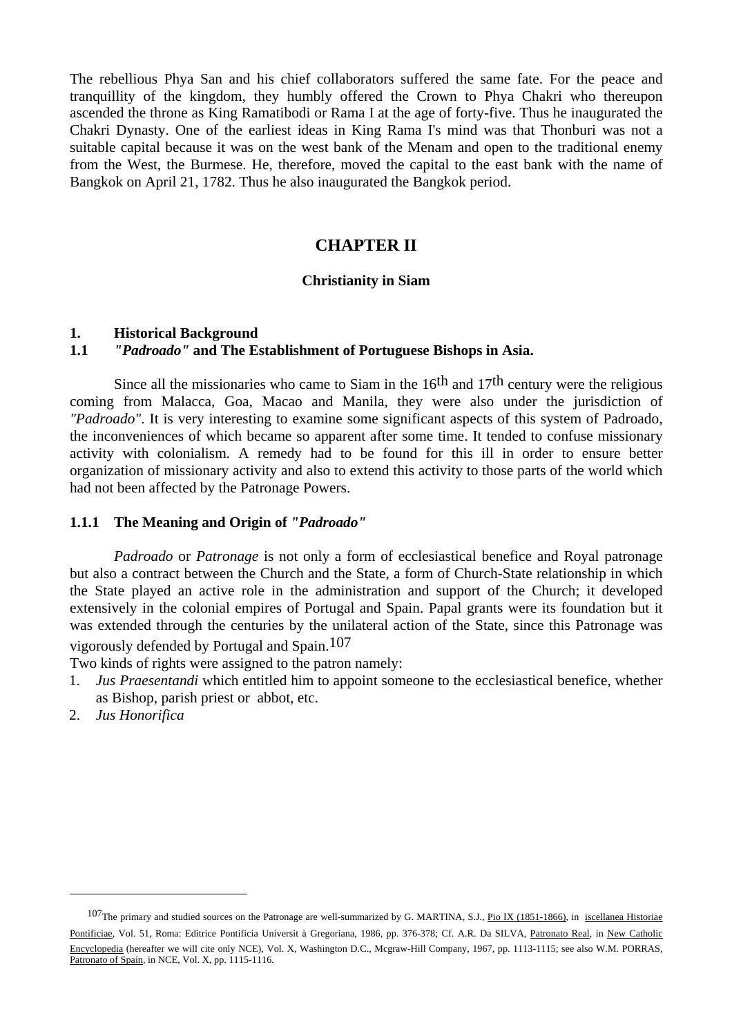The rebellious Phya San and his chief collaborators suffered the same fate. For the peace and tranquillity of the kingdom, they humbly offered the Crown to Phya Chakri who thereupon ascended the throne as King Ramatibodi or Rama I at the age of forty-five. Thus he inaugurated the Chakri Dynasty. One of the earliest ideas in King Rama I's mind was that Thonburi was not a suitable capital because it was on the west bank of the Menam and open to the traditional enemy from the West, the Burmese. He, therefore, moved the capital to the east bank with the name of Bangkok on April 21, 1782. Thus he also inaugurated the Bangkok period.

# CHAPTER II

## Christianity in Siam

### 1. Historical Background

### 1.1 *"Padroado"* and The Establishment of Portuguese Bishops in Asia.

Since all the missionaries who came to Siam in the 16th and 17th century were the religious coming from Malacca, Goa, Macao and Manila, they were also under the jurisdiction of *"Padroado"*. It is very interesting to examine some significant aspects of this system of Padroado, the inconveniences of which became so apparent after some time. It tended to confuse missionary activity with colonialism. A remedy had to be found for this ill in order to ensure better organization of missionary activity and also to extend this activity to those parts of the world which had not been affected by the Patronage Powers.

#### 1.1.1 The Meaning and Origin of *"Padroado"*

*Padroado* or *Patronage* is not only a form of ecclesiastical benefice and Royal patronage but also a contract between the Church and the State, a form of Church-State relationship in which the State played an active role in the administration and support of the Church; it developed extensively in the colonial empires of Portugal and Spain. Papal grants were its foundation but it was extended through the centuries by the unilateral action of the State, since this Patronage was vigorously defended by Portugal and Spain.[107]

Two kinds of rights were assigned to the patron namely:

1. *Jus Praesentandi* which entitled him to appoint someone to the ecclesiastical benefice, whether as Bishop, parish priest or abbot, etc.
2. *Jus Honorifica*

---

[107] The primary and studied sources on the Patronage are well-summarized by G. MARTINA, S.J., Pio IX (1851-1866), in iscellanea Historiae Pontificiae, Vol. 51, Roma: Editrice Pontificia Universit à Gregoriana, 1986, pp. 376-378; Cf. A.R. Da SILVA, Patronato Real, in New Catholic Encyclopedia (hereafter we will cite only NCE), Vol. X, Washington D.C., Mcgraw-Hill Company, 1967, pp. 1113-1115; see also W.M. PORRAS, Patronato of Spain, in NCE, Vol. X, pp. 1115-1116.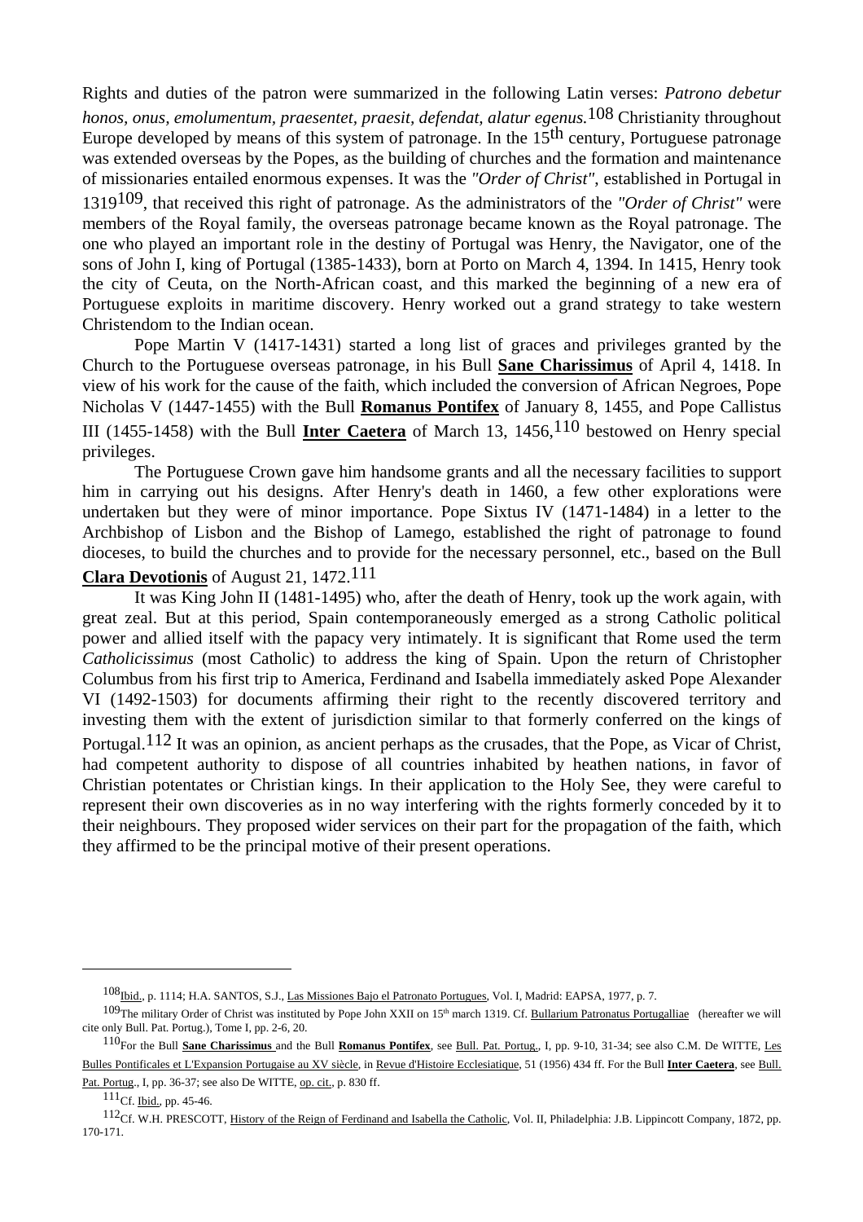Rights and duties of the patron were summarized in the following Latin verses: *Patrono debetur honos, onus, emolumentum, praesentet, praesit, defendat, alatur egenus.*[108] Christianity throughout Europe developed by means of this system of patronage. In the 15th century, Portuguese patronage was extended overseas by the Popes, as the building of churches and the formation and maintenance of missionaries entailed enormous expenses. It was the *"Order of Christ"*, established in Portugal in 1319[109], that received this right of patronage. As the administrators of the *"Order of Christ"* were members of the Royal family, the overseas patronage became known as the Royal patronage. The one who played an important role in the destiny of Portugal was Henry, the Navigator, one of the sons of John I, king of Portugal (1385-1433), born at Porto on March 4, 1394. In 1415, Henry took the city of Ceuta, on the North-African coast, and this marked the beginning of a new era of Portuguese exploits in maritime discovery. Henry worked out a grand strategy to take western Christendom to the Indian ocean.

Pope Martin V (1417-1431) started a long list of graces and privileges granted by the Church to the Portuguese overseas patronage, in his Bull **Sane Charissimus** of April 4, 1418. In view of his work for the cause of the faith, which included the conversion of African Negroes, Pope Nicholas V (1447-1455) with the Bull **Romanus Pontifex** of January 8, 1455, and Pope Callistus III (1455-1458) with the Bull **Inter Caetera** of March 13, 1456,[110] bestowed on Henry special privileges.

The Portuguese Crown gave him handsome grants and all the necessary facilities to support him in carrying out his designs. After Henry's death in 1460, a few other explorations were undertaken but they were of minor importance. Pope Sixtus IV (1471-1484) in a letter to the Archbishop of Lisbon and the Bishop of Lamego, established the right of patronage to found dioceses, to build the churches and to provide for the necessary personnel, etc., based on the Bull **Clara Devotionis** of August 21, 1472.[111]

It was King John II (1481-1495) who, after the death of Henry, took up the work again, with great zeal. But at this period, Spain contemporaneously emerged as a strong Catholic political power and allied itself with the papacy very intimately. It is significant that Rome used the term *Catholicissimus* (most Catholic) to address the king of Spain. Upon the return of Christopher Columbus from his first trip to America, Ferdinand and Isabella immediately asked Pope Alexander VI (1492-1503) for documents affirming their right to the recently discovered territory and investing them with the extent of jurisdiction similar to that formerly conferred on the kings of Portugal.[112] It was an opinion, as ancient perhaps as the crusades, that the Pope, as Vicar of Christ, had competent authority to dispose of all countries inhabited by heathen nations, in favor of Christian potentates or Christian kings. In their application to the Holy See, they were careful to represent their own discoveries as in no way interfering with the rights formerly conceded by it to their neighbours. They proposed wider services on their part for the propagation of the faith, which they affirmed to be the principal motive of their present operations.

---

[108] Ibid., p. 1114; H.A. SANTOS, S.J., Las Missiones Bajo el Patronato Portugues, Vol. I, Madrid: EAPSA, 1977, p. 7.

[109] The military Order of Christ was instituted by Pope John XXII on 15th march 1319. Cf. Bullarium Patronatus Portugalliae (hereafter we will cite only Bull. Pat. Portug.), Tome I, pp. 2-6, 20.

[110] For the Bull **Sane Charissimus** and the Bull **Romanus Pontifex**, see Bull. Pat. Portug., I, pp. 9-10, 31-34; see also C.M. De WITTE, Les Bulles Pontificales et L'Expansion Portugaise au XV siècle, in Revue d'Histoire Ecclesiatique, 51 (1956) 434 ff. For the Bull **Inter Caetera**, see Bull. Pat. Portug., I, pp. 36-37; see also De WITTE, op. cit., p. 830 ff.

[111] Cf. Ibid., pp. 45-46.

[112] Cf. W.H. PRESCOTT, History of the Reign of Ferdinand and Isabella the Catholic, Vol. II, Philadelphia: J.B. Lippincott Company, 1872, pp. 170-171.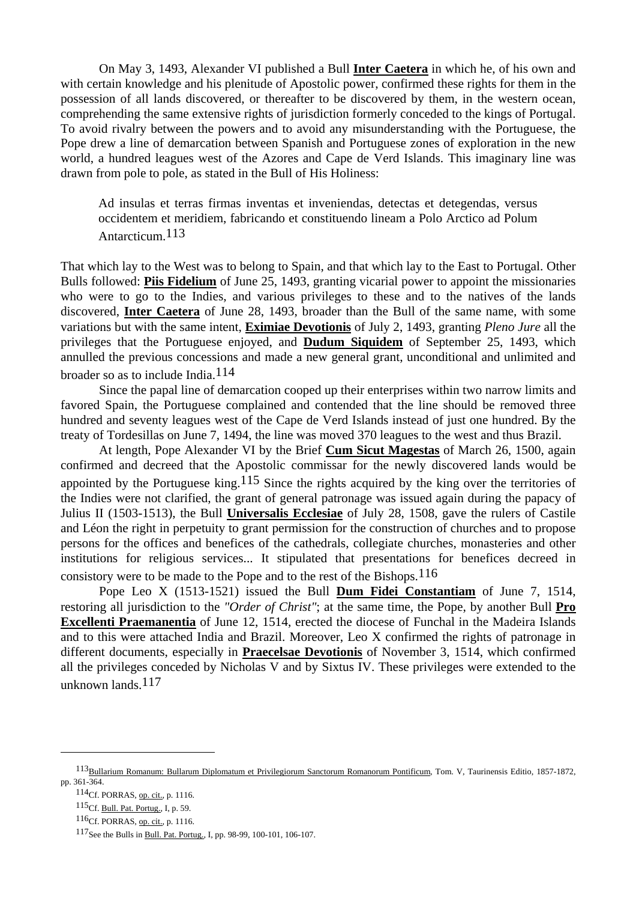On May 3, 1493, Alexander VI published a Bull **Inter Caetera** in which he, of his own and with certain knowledge and his plenitude of Apostolic power, confirmed these rights for them in the possession of all lands discovered, or thereafter to be discovered by them, in the western ocean, comprehending the same extensive rights of jurisdiction formerly conceded to the kings of Portugal. To avoid rivalry between the powers and to avoid any misunderstanding with the Portuguese, the Pope drew a line of demarcation between Spanish and Portuguese zones of exploration in the new world, a hundred leagues west of the Azores and Cape de Verd Islands. This imaginary line was drawn from pole to pole, as stated in the Bull of His Holiness:

> Ad insulas et terras firmas inventas et inveniendas, detectas et detegendas, versus occidentem et meridiem, fabricando et constituendo lineam a Polo Arctico ad Polum Antarcticum.[113]

That which lay to the West was to belong to Spain, and that which lay to the East to Portugal. Other Bulls followed: **Piis Fidelium** of June 25, 1493, granting vicarial power to appoint the missionaries who were to go to the Indies, and various privileges to these and to the natives of the lands discovered, **Inter Caetera** of June 28, 1493, broader than the Bull of the same name, with some variations but with the same intent, **Eximiae Devotionis** of July 2, 1493, granting *Pleno Jure* all the privileges that the Portuguese enjoyed, and **Dudum Siquidem** of September 25, 1493, which annulled the previous concessions and made a new general grant, unconditional and unlimited and broader so as to include India.[114]

Since the papal line of demarcation cooped up their enterprises within two narrow limits and favored Spain, the Portuguese complained and contended that the line should be removed three hundred and seventy leagues west of the Cape de Verd Islands instead of just one hundred. By the treaty of Tordesillas on June 7, 1494, the line was moved 370 leagues to the west and thus Brazil.

At length, Pope Alexander VI by the Brief **Cum Sicut Magestas** of March 26, 1500, again confirmed and decreed that the Apostolic commissar for the newly discovered lands would be appointed by the Portuguese king.[115] Since the rights acquired by the king over the territories of the Indies were not clarified, the grant of general patronage was issued again during the papacy of Julius II (1503-1513), the Bull **Universalis Ecclesiae** of July 28, 1508, gave the rulers of Castile and Léon the right in perpetuity to grant permission for the construction of churches and to propose persons for the offices and benefices of the cathedrals, collegiate churches, monasteries and other institutions for religious services... It stipulated that presentations for benefices decreed in consistory were to be made to the Pope and to the rest of the Bishops.[116]

Pope Leo X (1513-1521) issued the Bull **Dum Fidei Constantiam** of June 7, 1514, restoring all jurisdiction to the *"Order of Christ"*; at the same time, the Pope, by another Bull **Pro Excellenti Praemanentia** of June 12, 1514, erected the diocese of Funchal in the Madeira Islands and to this were attached India and Brazil. Moreover, Leo X confirmed the rights of patronage in different documents, especially in **Praecelsae Devotionis** of November 3, 1514, which confirmed all the privileges conceded by Nicholas V and by Sixtus IV. These privileges were extended to the unknown lands.[117]

---

[113] Bullarium Romanum: Bullarum Diplomatum et Privilegiorum Sanctorum Romanorum Pontificum, Tom. V, Taurinensis Editio, 1857-1872, pp. 361-364.

[114] Cf. PORRAS, op. cit., p. 1116.

[115] Cf. Bull. Pat. Portug., I, p. 59.

[116] Cf. PORRAS, op. cit., p. 1116.

[117] See the Bulls in Bull. Pat. Portug., I, pp. 98-99, 100-101, 106-107.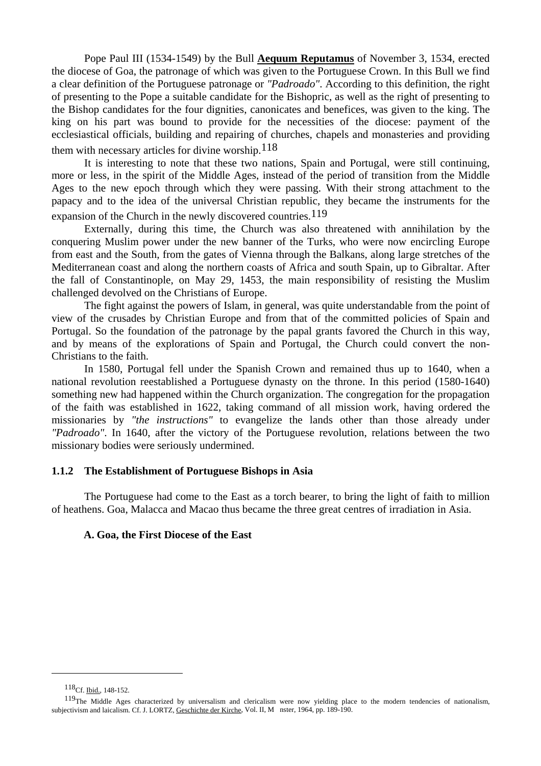Pope Paul III (1534-1549) by the Bull **Aequum Reputamus** of November 3, 1534, erected the diocese of Goa, the patronage of which was given to the Portuguese Crown. In this Bull we find a clear definition of the Portuguese patronage or *"Padroado"*. According to this definition, the right of presenting to the Pope a suitable candidate for the Bishopric, as well as the right of presenting to the Bishop candidates for the four dignities, canonicates and benefices, was given to the king. The king on his part was bound to provide for the necessities of the diocese: payment of the ecclesiastical officials, building and repairing of churches, chapels and monasteries and providing them with necessary articles for divine worship.[118]

It is interesting to note that these two nations, Spain and Portugal, were still continuing, more or less, in the spirit of the Middle Ages, instead of the period of transition from the Middle Ages to the new epoch through which they were passing. With their strong attachment to the papacy and to the idea of the universal Christian republic, they became the instruments for the expansion of the Church in the newly discovered countries.[119]

Externally, during this time, the Church was also threatened with annihilation by the conquering Muslim power under the new banner of the Turks, who were now encircling Europe from east and the South, from the gates of Vienna through the Balkans, along large stretches of the Mediterranean coast and along the northern coasts of Africa and south Spain, up to Gibraltar. After the fall of Constantinople, on May 29, 1453, the main responsibility of resisting the Muslim challenged devolved on the Christians of Europe.

The fight against the powers of Islam, in general, was quite understandable from the point of view of the crusades by Christian Europe and from that of the committed policies of Spain and Portugal. So the foundation of the patronage by the papal grants favored the Church in this way, and by means of the explorations of Spain and Portugal, the Church could convert the non-Christians to the faith.

In 1580, Portugal fell under the Spanish Crown and remained thus up to 1640, when a national revolution reestablished a Portuguese dynasty on the throne. In this period (1580-1640) something new had happened within the Church organization. The congregation for the propagation of the faith was established in 1622, taking command of all mission work, having ordered the missionaries by *"the instructions"* to evangelize the lands other than those already under *"Padroado"*. In 1640, after the victory of the Portuguese revolution, relations between the two missionary bodies were seriously undermined.

### 1.1.2 The Establishment of Portuguese Bishops in Asia

The Portuguese had come to the East as a torch bearer, to bring the light of faith to million of heathens. Goa, Malacca and Macao thus became the three great centres of irradiation in Asia.

#### A. Goa, the First Diocese of the East

---

[118] Cf. Ibid., 148-152.

[119] The Middle Ages characterized by universalism and clericalism were now yielding place to the modern tendencies of nationalism, subjectivism and laicalism. Cf. J. LORTZ, Geschichte der Kirche, Vol. II, M nster, 1964, pp. 189-190.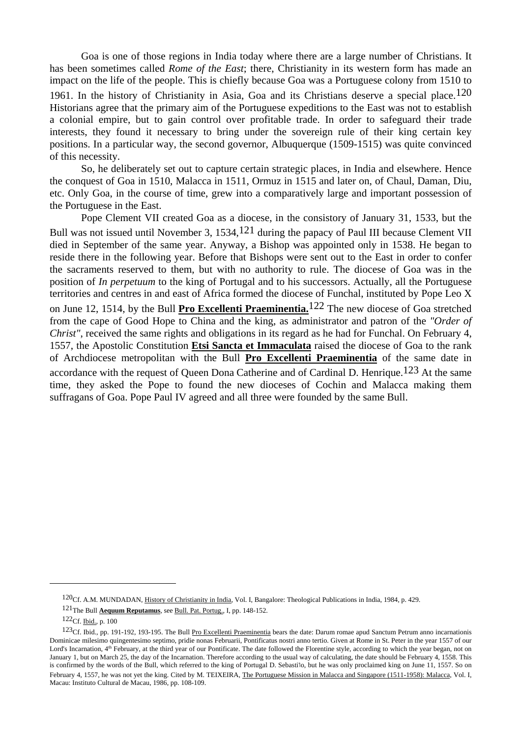Goa is one of those regions in India today where there are a large number of Christians. It has been sometimes called *Rome of the East*; there, Christianity in its western form has made an impact on the life of the people. This is chiefly because Goa was a Portuguese colony from 1510 to 1961. In the history of Christianity in Asia, Goa and its Christians deserve a special place.[120] Historians agree that the primary aim of the Portuguese expeditions to the East was not to establish a colonial empire, but to gain control over profitable trade. In order to safeguard their trade interests, they found it necessary to bring under the sovereign rule of their king certain key positions. In a particular way, the second governor, Albuquerque (1509-1515) was quite convinced of this necessity.

So, he deliberately set out to capture certain strategic places, in India and elsewhere. Hence the conquest of Goa in 1510, Malacca in 1511, Ormuz in 1515 and later on, of Chaul, Daman, Diu, etc. Only Goa, in the course of time, grew into a comparatively large and important possession of the Portuguese in the East.

Pope Clement VII created Goa as a diocese, in the consistory of January 31, 1533, but the Bull was not issued until November 3, 1534,[121] during the papacy of Paul III because Clement VII died in September of the same year. Anyway, a Bishop was appointed only in 1538. He began to reside there in the following year. Before that Bishops were sent out to the East in order to confer the sacraments reserved to them, but with no authority to rule. The diocese of Goa was in the position of *In perpetuum* to the king of Portugal and to his successors. Actually, all the Portuguese territories and centres in and east of Africa formed the diocese of Funchal, instituted by Pope Leo X on June 12, 1514, by the Bull **Pro Excellenti Praeminentia.**[122] The new diocese of Goa stretched from the cape of Good Hope to China and the king, as administrator and patron of the *"Order of Christ"*, received the same rights and obligations in its regard as he had for Funchal. On February 4, 1557, the Apostolic Constitution **Etsi Sancta et Immaculata** raised the diocese of Goa to the rank of Archdiocese metropolitan with the Bull **Pro Excellenti Praeminentia** of the same date in accordance with the request of Queen Dona Catherine and of Cardinal D. Henrique.[123] At the same time, they asked the Pope to found the new dioceses of Cochin and Malacca making them suffragans of Goa. Pope Paul IV agreed and all three were founded by the same Bull.

---

[120] Cf. A.M. MUNDADAN, History of Christianity in India, Vol. I, Bangalore: Theological Publications in India, 1984, p. 429.

[121] The Bull **Aequum Reputamus**, see Bull. Pat. Portug., I, pp. 148-152.

[122] Cf. Ibid., p. 100

[123] Cf. Ibid., pp. 191-192, 193-195. The Bull Pro Excellenti Praeminentia bears the date: Darum romae apud Sanctum Petrum anno incarnationis Dominicae milesimo quingentesimo septimo, pridie nonas Februarii, Pontificatus nostri anno tertio. Given at Rome in St. Peter in the year 1557 of our Lord's Incarnation, 4th February, at the third year of our Pontificate. The date followed the Florentine style, according to which the year began, not on January 1, but on March 25, the day of the Incarnation. Therefore according to the usual way of calculating, the date should be February 4, 1558. This is confirmed by the words of the Bull, which referred to the king of Portugal D. Sebastião, but he was only proclaimed king on June 11, 1557. So on February 4, 1557, he was not yet the king. Cited by M. TEIXEIRA, The Portuguese Mission in Malacca and Singapore (1511-1958): Malacca, Vol. I, Macau: Instituto Cultural de Macau, 1986, pp. 108-109.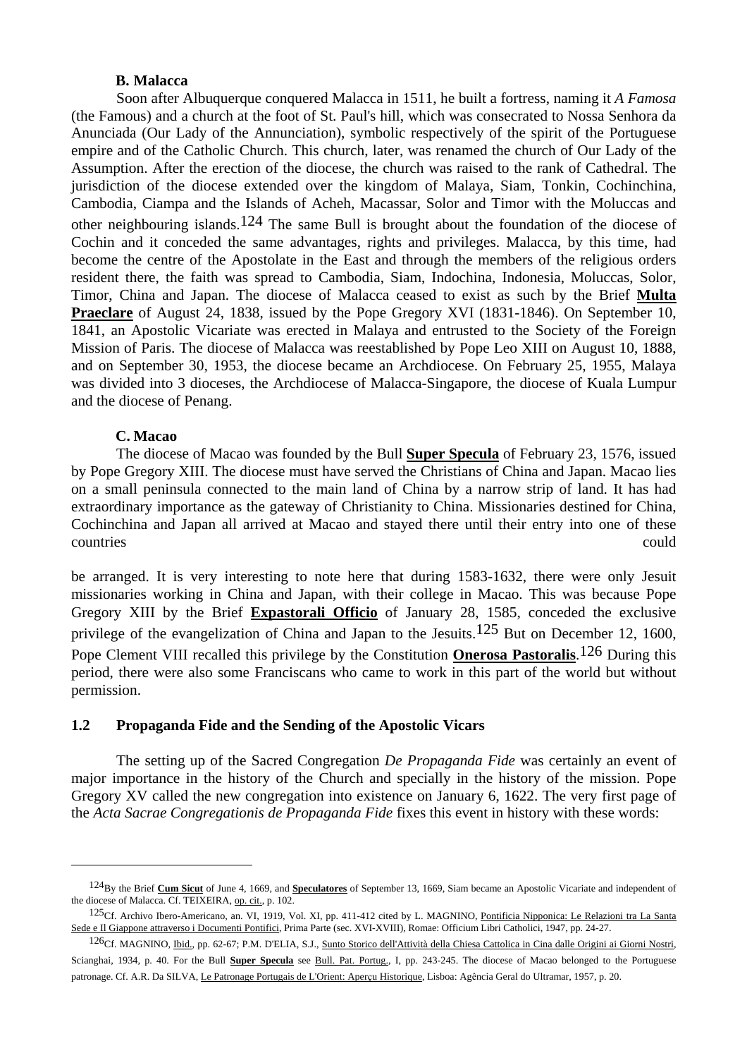**B. Malacca**

Soon after Albuquerque conquered Malacca in 1511, he built a fortress, naming it *A Famosa* (the Famous) and a church at the foot of St. Paul's hill, which was consecrated to Nossa Senhora da Anunciada (Our Lady of the Annunciation), symbolic respectively of the spirit of the Portuguese empire and of the Catholic Church. This church, later, was renamed the church of Our Lady of the Assumption. After the erection of the diocese, the church was raised to the rank of Cathedral. The jurisdiction of the diocese extended over the kingdom of Malaya, Siam, Tonkin, Cochinchina, Cambodia, Ciampa and the Islands of Acheh, Macassar, Solor and Timor with the Moluccas and other neighbouring islands.[124] The same Bull is brought about the foundation of the diocese of Cochin and it conceded the same advantages, rights and privileges. Malacca, by this time, had become the centre of the Apostolate in the East and through the members of the religious orders resident there, the faith was spread to Cambodia, Siam, Indochina, Indonesia, Moluccas, Solor, Timor, China and Japan. The diocese of Malacca ceased to exist as such by the Brief **Multa Praeclare** of August 24, 1838, issued by the Pope Gregory XVI (1831-1846). On September 10, 1841, an Apostolic Vicariate was erected in Malaya and entrusted to the Society of the Foreign Mission of Paris. The diocese of Malacca was reestablished by Pope Leo XIII on August 10, 1888, and on September 30, 1953, the diocese became an Archdiocese. On February 25, 1955, Malaya was divided into 3 dioceses, the Archdiocese of Malacca-Singapore, the diocese of Kuala Lumpur and the diocese of Penang.

**C. Macao**

The diocese of Macao was founded by the Bull **Super Specula** of February 23, 1576, issued by Pope Gregory XIII. The diocese must have served the Christians of China and Japan. Macao lies on a small peninsula connected to the main land of China by a narrow strip of land. It has had extraordinary importance as the gateway of Christianity to China. Missionaries destined for China, Cochinchina and Japan all arrived at Macao and stayed there until their entry into one of these countries could be arranged. It is very interesting to note here that during 1583-1632, there were only Jesuit missionaries working in China and Japan, with their college in Macao. This was because Pope Gregory XIII by the Brief **Expastorali Officio** of January 28, 1585, conceded the exclusive privilege of the evangelization of China and Japan to the Jesuits.[125] But on December 12, 1600, Pope Clement VIII recalled this privilege by the Constitution **Onerosa Pastoralis**.[126] During this period, there were also some Franciscans who came to work in this part of the world but without permission.

## 1.2 Propaganda Fide and the Sending of the Apostolic Vicars

The setting up of the Sacred Congregation *De Propaganda Fide* was certainly an event of major importance in the history of the Church and specially in the history of the mission. Pope Gregory XV called the new congregation into existence on January 6, 1622. The very first page of the *Acta Sacrae Congregationis de Propaganda Fide* fixes this event in history with these words:

---

[124] By the Brief **Cum Sicut** of June 4, 1669, and **Speculatores** of September 13, 1669, Siam became an Apostolic Vicariate and independent of the diocese of Malacca. Cf. TEIXEIRA, op. cit., p. 102.

[125] Cf. Archivo Ibero-Americano, an. VI, 1919, Vol. XI, pp. 411-412 cited by L. MAGNINO, Pontificia Nipponica: Le Relazioni tra La Santa Sede e Il Giappone attraverso i Documenti Pontifici, Prima Parte (sec. XVI-XVIII), Romae: Officium Libri Catholici, 1947, pp. 24-27.

[126] Cf. MAGNINO, Ibid., pp. 62-67; P.M. D'ELIA, S.J., Sunto Storico dell'Attività della Chiesa Cattolica in Cina dalle Origini ai Giorni Nostri, Scianghai, 1934, p. 40. For the Bull **Super Specula** see Bull. Pat. Portug., I, pp. 243-245. The diocese of Macao belonged to the Portuguese patronage. Cf. A.R. Da SILVA, Le Patronage Portugais de L'Orient: Aperçu Historique, Lisboa: Agência Geral do Ultramar, 1957, p. 20.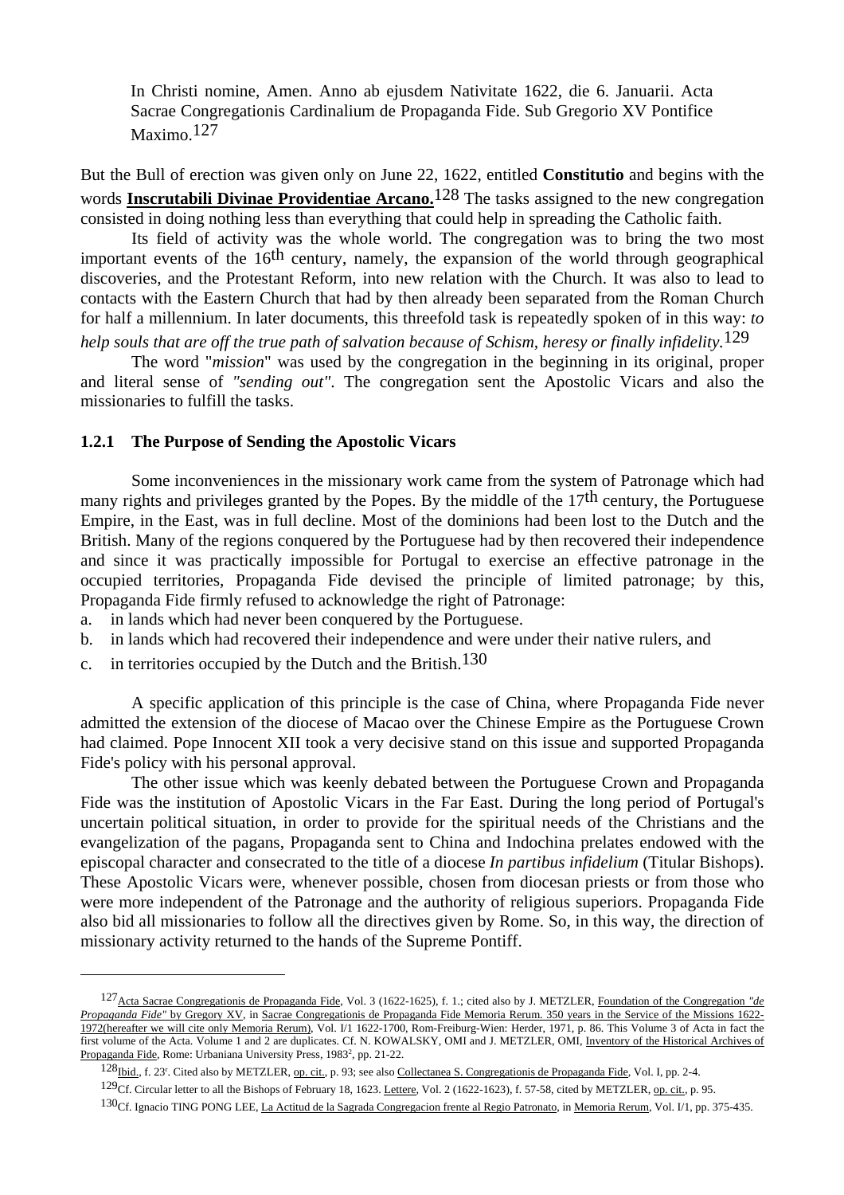In Christi nomine, Amen. Anno ab ejusdem Nativitate 1622, die 6. Januarii. Acta Sacrae Congregationis Cardinalium de Propaganda Fide. Sub Gregorio XV Pontifice Maximo.[127]

But the Bull of erection was given only on June 22, 1622, entitled **Constitutio** and begins with the words **Inscrutabili Divinae Providentiae Arcano.**[128] The tasks assigned to the new congregation consisted in doing nothing less than everything that could help in spreading the Catholic faith.

Its field of activity was the whole world. The congregation was to bring the two most important events of the 16th century, namely, the expansion of the world through geographical discoveries, and the Protestant Reform, into new relation with the Church. It was also to lead to contacts with the Eastern Church that had by then already been separated from the Roman Church for half a millennium. In later documents, this threefold task is repeatedly spoken of in this way: *to help souls that are off the true path of salvation because of Schism, heresy or finally infidelity.*[129]

The word "*mission*" was used by the congregation in the beginning in its original, proper and literal sense of *"sending out"*. The congregation sent the Apostolic Vicars and also the missionaries to fulfill the tasks.

### 1.2.1 The Purpose of Sending the Apostolic Vicars

Some inconveniences in the missionary work came from the system of Patronage which had many rights and privileges granted by the Popes. By the middle of the 17th century, the Portuguese Empire, in the East, was in full decline. Most of the dominions had been lost to the Dutch and the British. Many of the regions conquered by the Portuguese had by then recovered their independence and since it was practically impossible for Portugal to exercise an effective patronage in the occupied territories, Propaganda Fide devised the principle of limited patronage; by this, Propaganda Fide firmly refused to acknowledge the right of Patronage:

a. in lands which had never been conquered by the Portuguese.
b. in lands which had recovered their independence and were under their native rulers, and
c. in territories occupied by the Dutch and the British.[130]

A specific application of this principle is the case of China, where Propaganda Fide never admitted the extension of the diocese of Macao over the Chinese Empire as the Portuguese Crown had claimed. Pope Innocent XII took a very decisive stand on this issue and supported Propaganda Fide's policy with his personal approval.

The other issue which was keenly debated between the Portuguese Crown and Propaganda Fide was the institution of Apostolic Vicars in the Far East. During the long period of Portugal's uncertain political situation, in order to provide for the spiritual needs of the Christians and the evangelization of the pagans, Propaganda sent to China and Indochina prelates endowed with the episcopal character and consecrated to the title of a diocese *In partibus infidelium* (Titular Bishops). These Apostolic Vicars were, whenever possible, chosen from diocesan priests or from those who were more independent of the Patronage and the authority of religious superiors. Propaganda Fide also bid all missionaries to follow all the directives given by Rome. So, in this way, the direction of missionary activity returned to the hands of the Supreme Pontiff.

---

[127] Acta Sacrae Congregationis de Propaganda Fide, Vol. 3 (1622-1625), f. 1.; cited also by J. METZLER, Foundation of the Congregation *"de Propaganda Fide"* by Gregory XV, in Sacrae Congregationis de Propaganda Fide Memoria Rerum. 350 years in the Service of the Missions 1622-1972(hereafter we will cite only Memoria Rerum), Vol. I/1 1622-1700, Rom-Freiburg-Wien: Herder, 1971, p. 86. This Volume 3 of Acta in fact the first volume of the Acta. Volume 1 and 2 are duplicates. Cf. N. KOWALSKY, OMI and J. METZLER, OMI, Inventory of the Historical Archives of Propaganda Fide, Rome: Urbaniana University Press, 1983², pp. 21-22.

[128] Ibid., f. 23r. Cited also by METZLER, op. cit., p. 93; see also Collectanea S. Congregationis de Propaganda Fide, Vol. I, pp. 2-4.

[129] Cf. Circular letter to all the Bishops of February 18, 1623. Lettere, Vol. 2 (1622-1623), f. 57-58, cited by METZLER, op. cit., p. 95.

[130] Cf. Ignacio TING PONG LEE, La Actitud de la Sagrada Congregacion frente al Regio Patronato, in Memoria Rerum, Vol. I/1, pp. 375-435.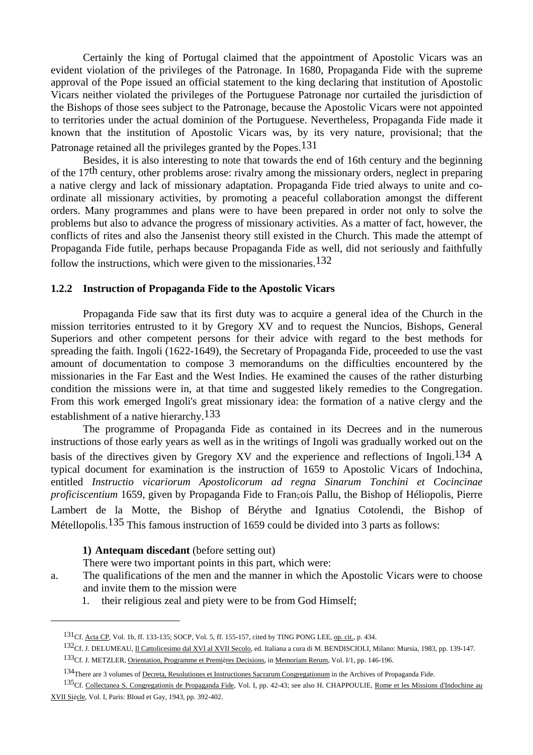Certainly the king of Portugal claimed that the appointment of Apostolic Vicars was an evident violation of the privileges of the Patronage. In 1680, Propaganda Fide with the supreme approval of the Pope issued an official statement to the king declaring that institution of Apostolic Vicars neither violated the privileges of the Portuguese Patronage nor curtailed the jurisdiction of the Bishops of those sees subject to the Patronage, because the Apostolic Vicars were not appointed to territories under the actual dominion of the Portuguese. Nevertheless, Propaganda Fide made it known that the institution of Apostolic Vicars was, by its very nature, provisional; that the Patronage retained all the privileges granted by the Popes.[131]

Besides, it is also interesting to note that towards the end of 16th century and the beginning of the 17th century, other problems arose: rivalry among the missionary orders, neglect in preparing a native clergy and lack of missionary adaptation. Propaganda Fide tried always to unite and co-ordinate all missionary activities, by promoting a peaceful collaboration amongst the different orders. Many programmes and plans were to have been prepared in order not only to solve the problems but also to advance the progress of missionary activities. As a matter of fact, however, the conflicts of rites and also the Jansenist theory still existed in the Church. This made the attempt of Propaganda Fide futile, perhaps because Propaganda Fide as well, did not seriously and faithfully follow the instructions, which were given to the missionaries.[132]

### 1.2.2 Instruction of Propaganda Fide to the Apostolic Vicars

Propaganda Fide saw that its first duty was to acquire a general idea of the Church in the mission territories entrusted to it by Gregory XV and to request the Nuncios, Bishops, General Superiors and other competent persons for their advice with regard to the best methods for spreading the faith. Ingoli (1622-1649), the Secretary of Propaganda Fide, proceeded to use the vast amount of documentation to compose 3 memorandums on the difficulties encountered by the missionaries in the Far East and the West Indies. He examined the causes of the rather disturbing condition the missions were in, at that time and suggested likely remedies to the Congregation. From this work emerged Ingoli's great missionary idea: the formation of a native clergy and the establishment of a native hierarchy.[133]

The programme of Propaganda Fide as contained in its Decrees and in the numerous instructions of those early years as well as in the writings of Ingoli was gradually worked out on the basis of the directives given by Gregory XV and the experience and reflections of Ingoli.[134] A typical document for examination is the instruction of 1659 to Apostolic Vicars of Indochina, entitled *Instructio vicariorum Apostolicorum ad regna Sinarum Tonchini et Cocincinae proficiscentium* 1659, given by Propaganda Fide to François Pallu, the Bishop of Héliopolis, Pierre Lambert de la Motte, the Bishop of Bérythe and Ignatius Cotolendi, the Bishop of Métellopolis.[135] This famous instruction of 1659 could be divided into 3 parts as follows:

**1) Antequam discedant** (before setting out)

There were two important points in this part, which were:

a. The qualifications of the men and the manner in which the Apostolic Vicars were to choose and invite them to the mission were
   1. their religious zeal and piety were to be from God Himself;

---

[131] Cf. Acta CP, Vol. 1b, ff. 133-135; SOCP, Vol. 5, ff. 155-157, cited by TING PONG LEE, op. cit., p. 434.

[132] Cf. J. DELUMEAU, Il Cattolicesimo dal XVI al XVII Secolo, ed. Italiana a cura di M. BENDISCIOLI, Milano: Mursia, 1983, pp. 139-147.

[133] Cf. J. METZLER, Orientation, Programme et Premières Decisions, in Memoriam Rerum, Vol. I/1, pp. 146-196.

[134] There are 3 volumes of Decreta, Resolutiones et Instructiones Sacrarum Congregationum in the Archives of Propaganda Fide.

[135] Cf. Collectanea S. Congregationis de Propaganda Fide, Vol. I, pp. 42-43; see also H. CHAPPOULIE, Rome et les Missions d'Indochine au XVII Siècle, Vol. I, Paris: Bloud et Gay, 1943, pp. 392-402.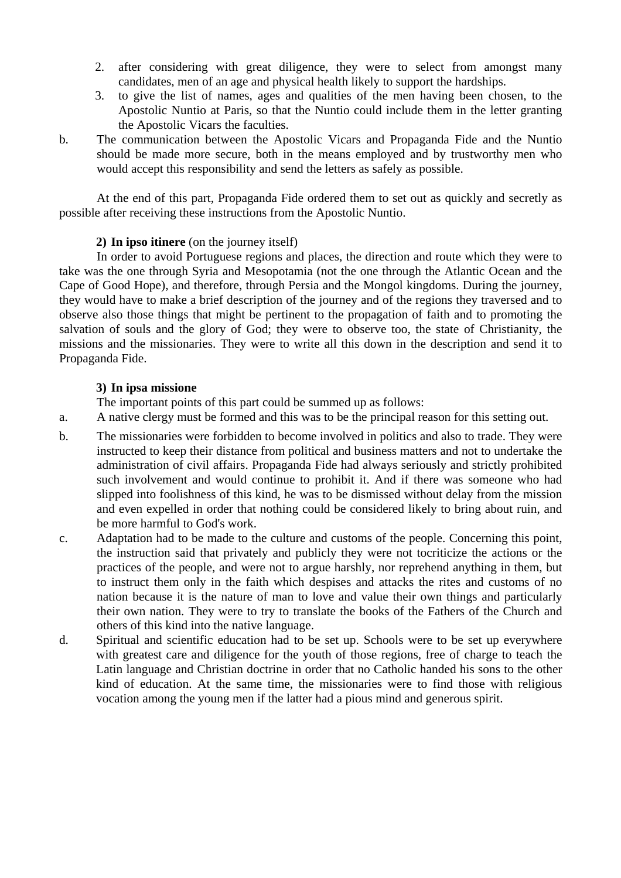2. after considering with great diligence, they were to select from amongst many candidates, men of an age and physical health likely to support the hardships.
3. to give the list of names, ages and qualities of the men having been chosen, to the Apostolic Nuntio at Paris, so that the Nuntio could include them in the letter granting the Apostolic Vicars the faculties.

b. The communication between the Apostolic Vicars and Propaganda Fide and the Nuntio should be made more secure, both in the means employed and by trustworthy men who would accept this responsibility and send the letters as safely as possible.

At the end of this part, Propaganda Fide ordered them to set out as quickly and secretly as possible after receiving these instructions from the Apostolic Nuntio.

**2) In ipso itinere** (on the journey itself)

In order to avoid Portuguese regions and places, the direction and route which they were to take was the one through Syria and Mesopotamia (not the one through the Atlantic Ocean and the Cape of Good Hope), and therefore, through Persia and the Mongol kingdoms. During the journey, they would have to make a brief description of the journey and of the regions they traversed and to observe also those things that might be pertinent to the propagation of faith and to promoting the salvation of souls and the glory of God; they were to observe too, the state of Christianity, the missions and the missionaries. They were to write all this down in the description and send it to Propaganda Fide.

**3) In ipsa missione**

The important points of this part could be summed up as follows:

a. A native clergy must be formed and this was to be the principal reason for this setting out.

b. The missionaries were forbidden to become involved in politics and also to trade. They were instructed to keep their distance from political and business matters and not to undertake the administration of civil affairs. Propaganda Fide had always seriously and strictly prohibited such involvement and would continue to prohibit it. And if there was someone who had slipped into foolishness of this kind, he was to be dismissed without delay from the mission and even expelled in order that nothing could be considered likely to bring about ruin, and be more harmful to God's work.

c. Adaptation had to be made to the culture and customs of the people. Concerning this point, the instruction said that privately and publicly they were not tocriticize the actions or the practices of the people, and were not to argue harshly, nor reprehend anything in them, but to instruct them only in the faith which despises and attacks the rites and customs of no nation because it is the nature of man to love and value their own things and particularly their own nation. They were to try to translate the books of the Fathers of the Church and others of this kind into the native language.

d. Spiritual and scientific education had to be set up. Schools were to be set up everywhere with greatest care and diligence for the youth of those regions, free of charge to teach the Latin language and Christian doctrine in order that no Catholic handed his sons to the other kind of education. At the same time, the missionaries were to find those with religious vocation among the young men if the latter had a pious mind and generous spirit.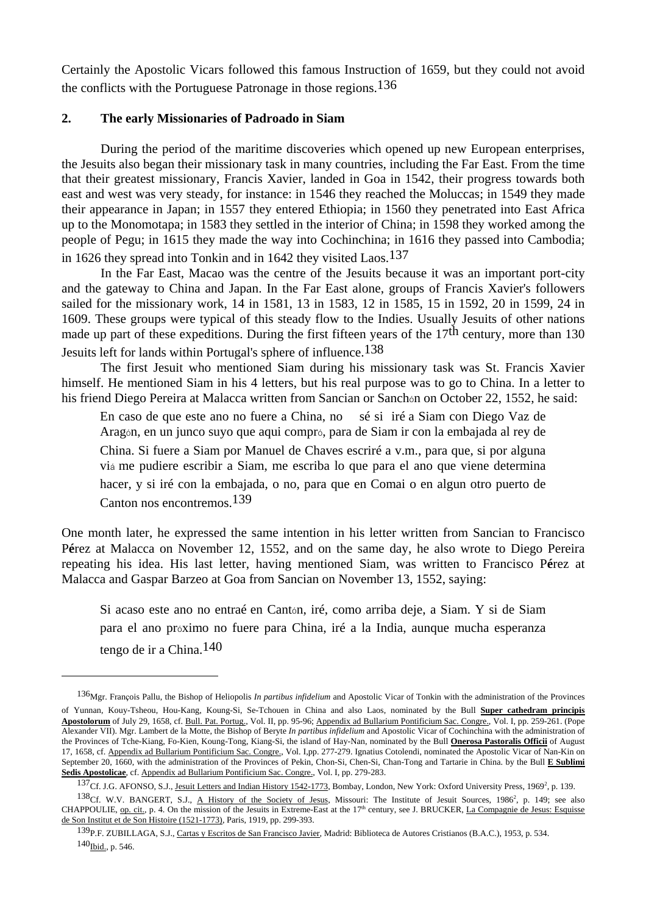Certainly the Apostolic Vicars followed this famous Instruction of 1659, but they could not avoid the conflicts with the Portuguese Patronage in those regions.[136]

## 2. The early Missionaries of Padroado in Siam

During the period of the maritime discoveries which opened up new European enterprises, the Jesuits also began their missionary task in many countries, including the Far East. From the time that their greatest missionary, Francis Xavier, landed in Goa in 1542, their progress towards both east and west was very steady, for instance: in 1546 they reached the Moluccas; in 1549 they made their appearance in Japan; in 1557 they entered Ethiopia; in 1560 they penetrated into East Africa up to the Monomotapa; in 1583 they settled in the interior of China; in 1598 they worked among the people of Pegu; in 1615 they made the way into Cochinchina; in 1616 they passed into Cambodia; in 1626 they spread into Tonkin and in 1642 they visited Laos.[137]

In the Far East, Macao was the centre of the Jesuits because it was an important port-city and the gateway to China and Japan. In the Far East alone, groups of Francis Xavier's followers sailed for the missionary work, 14 in 1581, 13 in 1583, 12 in 1585, 15 in 1592, 20 in 1599, 24 in 1609. These groups were typical of this steady flow to the Indies. Usually Jesuits of other nations made up part of these expeditions. During the first fifteen years of the 17th century, more than 130 Jesuits left for lands within Portugal's sphere of influence.[138]

The first Jesuit who mentioned Siam during his missionary task was St. Francis Xavier himself. He mentioned Siam in his 4 letters, but his real purpose was to go to China. In a letter to his friend Diego Pereira at Malacca written from Sancian or Sanchón on October 22, 1552, he said:

> En caso de que este ano no fuere a China, no sé si iré a Siam con Diego Vaz de Aragón, en un junco suyo que aqui compró, para de Siam ir con la embajada al rey de China. Si fuere a Siam por Manuel de Chaves escriré a v.m., para que, si por alguna viá me pudiere escribir a Siam, me escriba lo que para el ano que viene determina hacer, y si iré con la embajada, o no, para que en Comai o en algun otro puerto de Canton nos encontremos.[139]

One month later, he expressed the same intention in his letter written from Sancian to Francisco Pérez at Malacca on November 12, 1552, and on the same day, he also wrote to Diego Pereira repeating his idea. His last letter, having mentioned Siam, was written to Francisco Pérez at Malacca and Gaspar Barzeo at Goa from Sancian on November 13, 1552, saying:

> Si acaso este ano no entraé en Cantón, iré, como arriba deje, a Siam. Y si de Siam para el ano próximo no fuere para China, iré a la India, aunque mucha esperanza tengo de ir a China.[140]

---

[136] Mgr. François Pallu, the Bishop of Heliopolis *In partibus infidelium* and Apostolic Vicar of Tonkin with the administration of the Provinces of Yunnan, Kouy-Tsheou, Hou-Kang, Koung-Si, Se-Tchouen in China and also Laos, nominated by the Bull **Super cathedram principis Apostolorum** of July 29, 1658, cf. Bull. Pat. Portug., Vol. II, pp. 95-96; Appendix ad Bullarium Pontificium Sac. Congre., Vol. I, pp. 259-261. (Pope Alexander VII). Mgr. Lambert de la Motte, the Bishop of Beryte *In partibus infidelium* and Apostolic Vicar of Cochinchina with the administration of the Provinces of Tche-Kiang, Fo-Kien, Koung-Tong, Kiang-Si, the island of Hay-Nan, nominated by the Bull **Onerosa Pastoralis Officii** of August 17, 1658, cf. Appendix ad Bullarium Pontificium Sac. Congre., Vol. I,pp. 277-279. Ignatius Cotolendi, nominated the Apostolic Vicar of Nan-Kin on September 20, 1660, with the administration of the Provinces of Pekin, Chon-Si, Chen-Si, Chan-Tong and Tartarie in China. by the Bull **E Sublimi Sedis Apostolicae**, cf. Appendix ad Bullarium Pontificium Sac. Congre., Vol. I, pp. 279-283.

[137] Cf. J.G. AFONSO, S.J., Jesuit Letters and Indian History 1542-1773, Bombay, London, New York: Oxford University Press, 1969², p. 139.

[138] Cf. W.V. BANGERT, S.J., A History of the Society of Jesus, Missouri: The Institute of Jesuit Sources, 1986², p. 149; see also CHAPPOULIE, op. cit., p. 4. On the mission of the Jesuits in Extreme-East at the 17th century, see J. BRUCKER, La Compagnie de Jesus: Esquisse de Son Institut et de Son Histoire (1521-1773), Paris, 1919, pp. 299-393.

[139] P.F. ZUBILLAGA, S.J., Cartas y Escritos de San Francisco Javier, Madrid: Biblioteca de Autores Cristianos (B.A.C.), 1953, p. 534.

[140] Ibid., p. 546.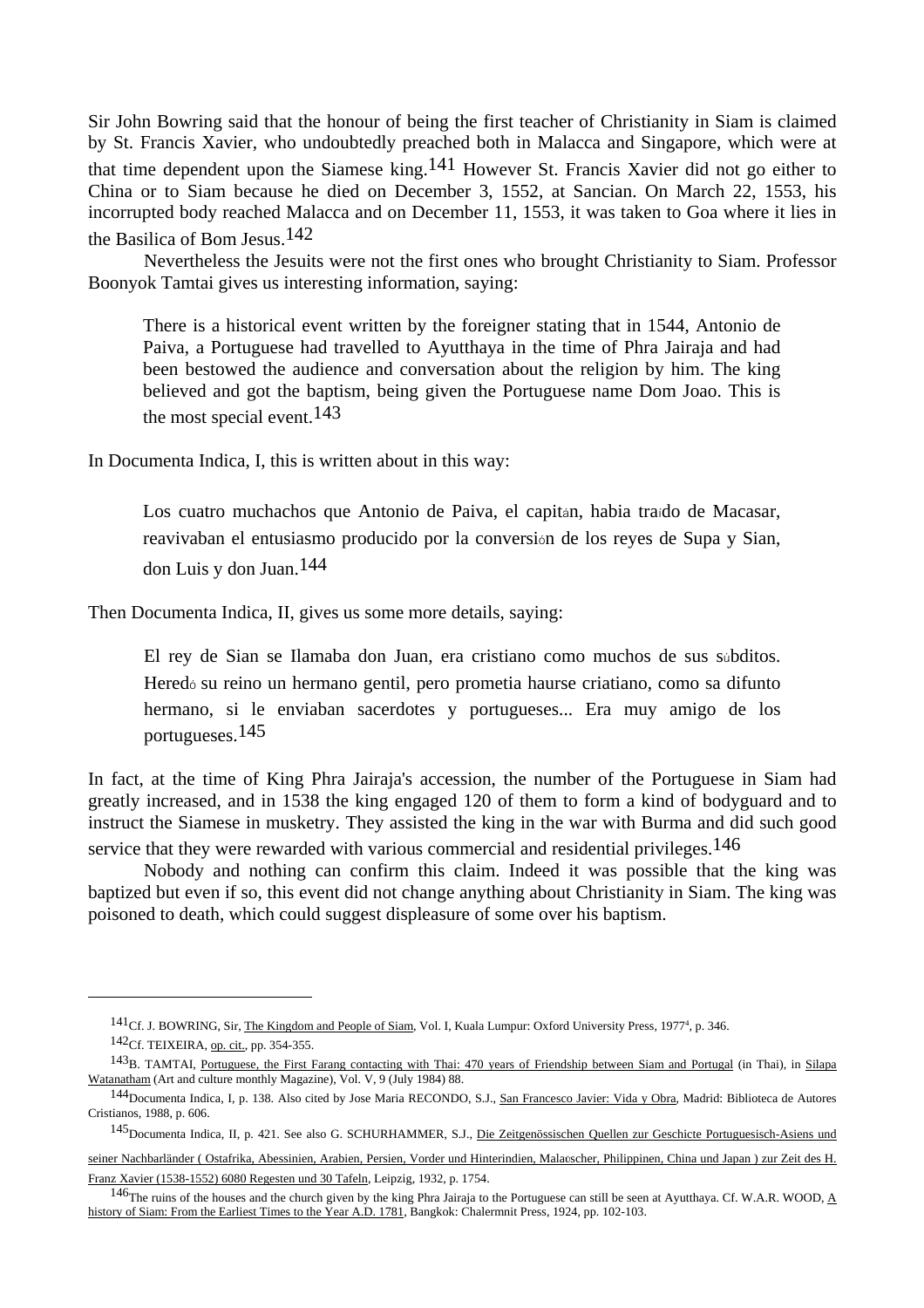Sir John Bowring said that the honour of being the first teacher of Christianity in Siam is claimed by St. Francis Xavier, who undoubtedly preached both in Malacca and Singapore, which were at that time dependent upon the Siamese king.[141] However St. Francis Xavier did not go either to China or to Siam because he died on December 3, 1552, at Sancian. On March 22, 1553, his incorrupted body reached Malacca and on December 11, 1553, it was taken to Goa where it lies in the Basilica of Bom Jesus.[142]

Nevertheless the Jesuits were not the first ones who brought Christianity to Siam. Professor Boonyok Tamtai gives us interesting information, saying:

> There is a historical event written by the foreigner stating that in 1544, Antonio de Paiva, a Portuguese had travelled to Ayutthaya in the time of Phra Jairaja and had been bestowed the audience and conversation about the religion by him. The king believed and got the baptism, being given the Portuguese name Dom Joao. This is the most special event.[143]

In Documenta Indica, I, this is written about in this way:

> Los cuatro muchachos que Antonio de Paiva, el capitán, habia traído de Macasar, reavivaban el entusiasmo producido por la conversión de los reyes de Supa y Sian, don Luis y don Juan.[144]

Then Documenta Indica, II, gives us some more details, saying:

> El rey de Sian se Ilamaba don Juan, era cristiano como muchos de sus súbditos. Heredó su reino un hermano gentil, pero prometia haurse criatiano, como sa difunto hermano, si le enviaban sacerdotes y portugueses... Era muy amigo de los portugueses.[145]

In fact, at the time of King Phra Jairaja's accession, the number of the Portuguese in Siam had greatly increased, and in 1538 the king engaged 120 of them to form a kind of bodyguard and to instruct the Siamese in musketry. They assisted the king in the war with Burma and did such good service that they were rewarded with various commercial and residential privileges.[146]

Nobody and nothing can confirm this claim. Indeed it was possible that the king was baptized but even if so, this event did not change anything about Christianity in Siam. The king was poisoned to death, which could suggest displeasure of some over his baptism.

---

[141] Cf. J. BOWRING, Sir, The Kingdom and People of Siam, Vol. I, Kuala Lumpur: Oxford University Press, 1977[4], p. 346.

[142] Cf. TEIXEIRA, op. cit., pp. 354-355.

[143] B. TAMTAI, Portuguese, the First Farang contacting with Thai: 470 years of Friendship between Siam and Portugal (in Thai), in Silapa Watanatham (Art and culture monthly Magazine), Vol. V, 9 (July 1984) 88.

[144] Documenta Indica, I, p. 138. Also cited by Jose Maria RECONDO, S.J., San Francesco Javier: Vida y Obra, Madrid: Biblioteca de Autores Cristianos, 1988, p. 606.

[145] Documenta Indica, II, p. 421. See also G. SCHURHAMMER, S.J., Die Zeitgenössischen Quellen zur Geschicte Portuguesisch-Asiens und seiner Nachbarländer ( Ostafrika, Abessinien, Arabien, Persien, Vorder und Hinterindien, Malaescher, Philippinen, China und Japan ) zur Zeit des H. Franz Xavier (1538-1552) 6080 Regesten und 30 Tafeln, Leipzig, 1932, p. 1754.

[146] The ruins of the houses and the church given by the king Phra Jairaja to the Portuguese can still be seen at Ayutthaya. Cf. W.A.R. WOOD, A history of Siam: From the Earliest Times to the Year A.D. 1781, Bangkok: Chalermnit Press, 1924, pp. 102-103.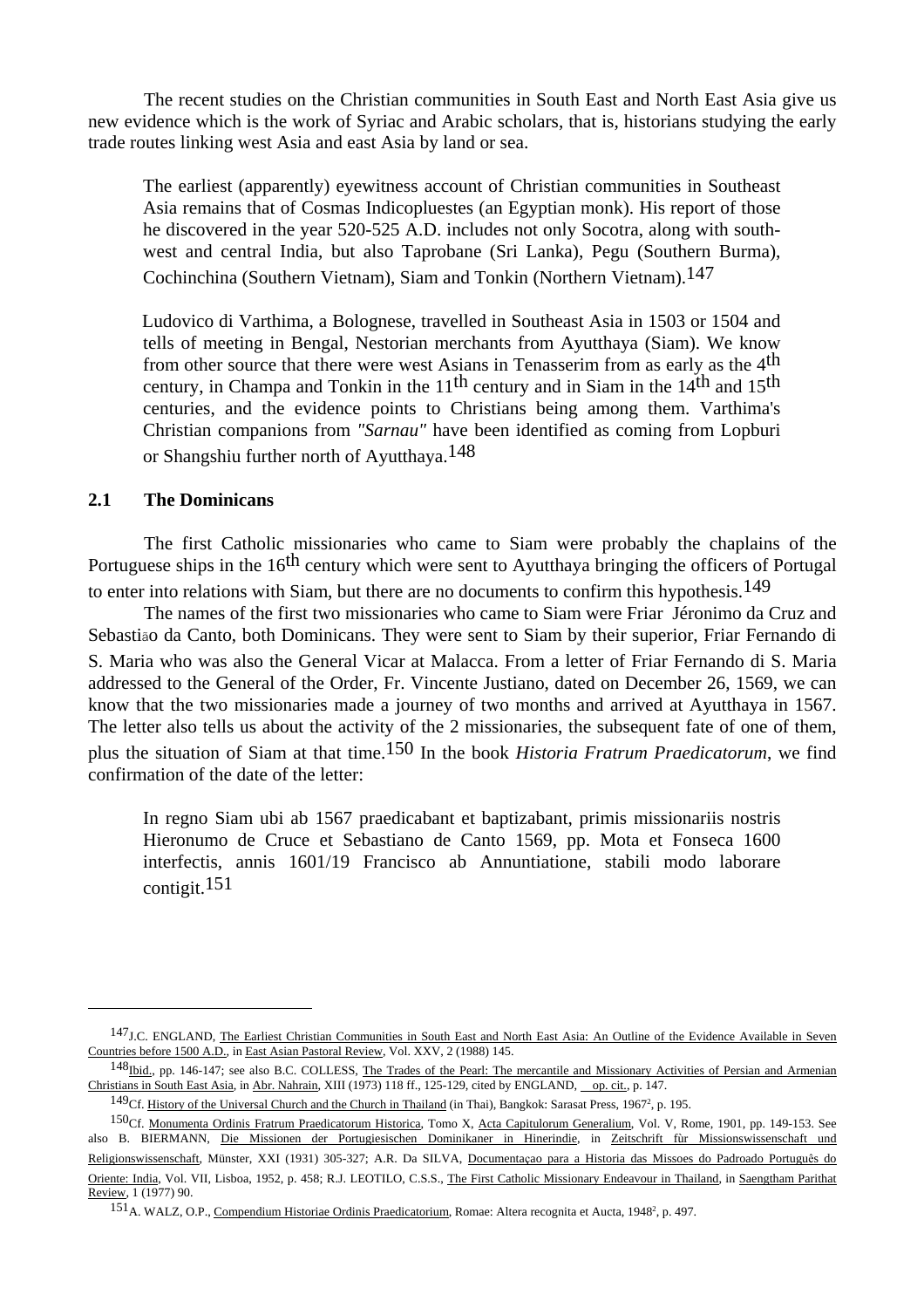The recent studies on the Christian communities in South East and North East Asia give us new evidence which is the work of Syriac and Arabic scholars, that is, historians studying the early trade routes linking west Asia and east Asia by land or sea.

> The earliest (apparently) eyewitness account of Christian communities in Southeast Asia remains that of Cosmas Indicopluestes (an Egyptian monk). His report of those he discovered in the year 520-525 A.D. includes not only Socotra, along with south-west and central India, but also Taprobane (Sri Lanka), Pegu (Southern Burma), Cochinchina (Southern Vietnam), Siam and Tonkin (Northern Vietnam).[147]

> Ludovico di Varthima, a Bolognese, travelled in Southeast Asia in 1503 or 1504 and tells of meeting in Bengal, Nestorian merchants from Ayutthaya (Siam). We know from other source that there were west Asians in Tenasserim from as early as the 4th century, in Champa and Tonkin in the 11th century and in Siam in the 14th and 15th centuries, and the evidence points to Christians being among them. Varthima's Christian companions from *"Sarnau"* have been identified as coming from Lopburi or Shangshiu further north of Ayutthaya.[148]

## 2.1 The Dominicans

The first Catholic missionaries who came to Siam were probably the chaplains of the Portuguese ships in the 16th century which were sent to Ayutthaya bringing the officers of Portugal to enter into relations with Siam, but there are no documents to confirm this hypothesis.[149]

The names of the first two missionaries who came to Siam were Friar Jéronimo da Cruz and Sebastião da Canto, both Dominicans. They were sent to Siam by their superior, Friar Fernando di S. Maria who was also the General Vicar at Malacca. From a letter of Friar Fernando di S. Maria addressed to the General of the Order, Fr. Vincente Justiano, dated on December 26, 1569, we can know that the two missionaries made a journey of two months and arrived at Ayutthaya in 1567. The letter also tells us about the activity of the 2 missionaries, the subsequent fate of one of them, plus the situation of Siam at that time.[150] In the book *Historia Fratrum Praedicatorum*, we find confirmation of the date of the letter:

> In regno Siam ubi ab 1567 praedicabant et baptizabant, primis missionariis nostris Hieronumo de Cruce et Sebastiano de Canto 1569, pp. Mota et Fonseca 1600 interfectis, annis 1601/19 Francisco ab Annuntiatione, stabili modo laborare contigit.[151]

---

[147] J.C. ENGLAND, The Earliest Christian Communities in South East and North East Asia: An Outline of the Evidence Available in Seven Countries before 1500 A.D., in East Asian Pastoral Review, Vol. XXV, 2 (1988) 145.

[148] Ibid., pp. 146-147; see also B.C. COLLESS, The Trades of the Pearl: The mercantile and Missionary Activities of Persian and Armenian Christians in South East Asia, in Abr. Nahrain, XIII (1973) 118 ff., 125-129, cited by ENGLAND, op. cit., p. 147.

[149] Cf. History of the Universal Church and the Church in Thailand (in Thai), Bangkok: Sarasat Press, 1967², p. 195.

[150] Cf. Monumenta Ordinis Fratrum Praedicatorum Historica, Tomo X, Acta Capitulorum Generalium, Vol. V, Rome, 1901, pp. 149-153. See also B. BIERMANN, Die Missionen der Portugiesischen Dominikaner in Hinerindie, in Zeitschrift fùr Missionswissenschaft und Religionswissenschaft, Münster, XXI (1931) 305-327; A.R. Da SILVA, Documentaçao para a Historia das Missoes do Padroado Português do Oriente: India, Vol. VII, Lisboa, 1952, p. 458; R.J. LEOTILO, C.S.S., The First Catholic Missionary Endeavour in Thailand, in Saengtham Parithat Review, 1 (1977) 90.

[151] A. WALZ, O.P., Compendium Historiae Ordinis Praedicatorium, Romae: Altera recognita et Aucta, 1948², p. 497.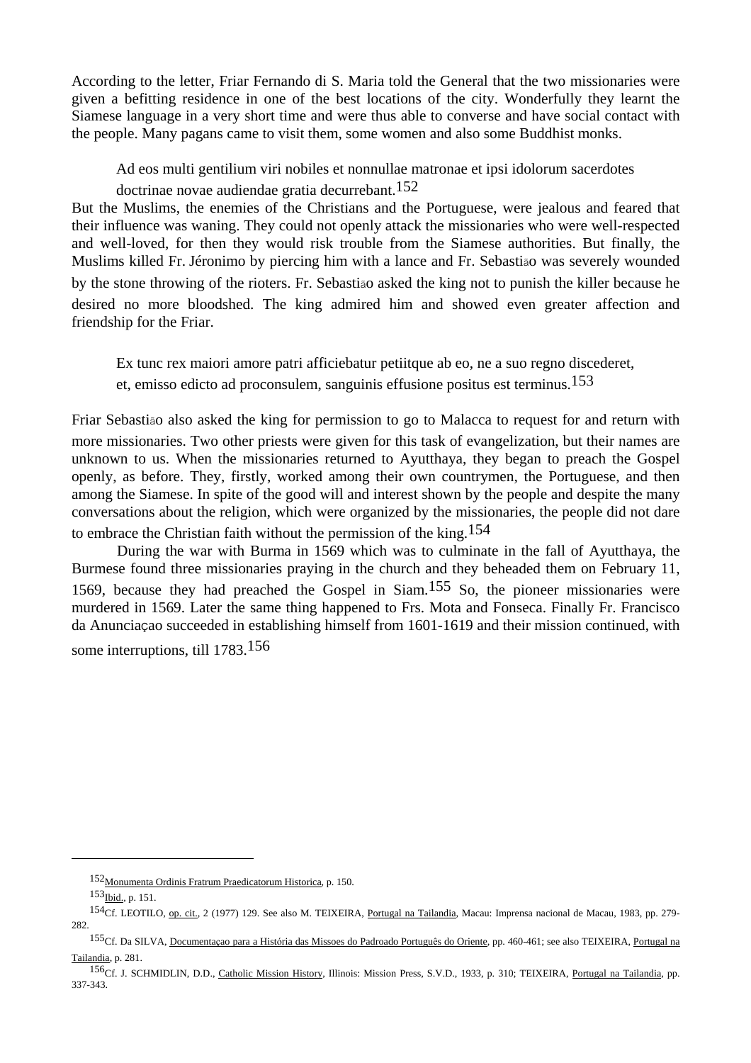According to the letter, Friar Fernando di S. Maria told the General that the two missionaries were given a befitting residence in one of the best locations of the city. Wonderfully they learnt the Siamese language in a very short time and were thus able to converse and have social contact with the people. Many pagans came to visit them, some women and also some Buddhist monks.

> Ad eos multi gentilium viri nobiles et nonnullae matronae et ipsi idolorum sacerdotes doctrinae novae audiendae gratia decurrebant.[152]

But the Muslims, the enemies of the Christians and the Portuguese, were jealous and feared that their influence was waning. They could not openly attack the missionaries who were well-respected and well-loved, for then they would risk trouble from the Siamese authorities. But finally, the Muslims killed Fr. Jéronimo by piercing him with a lance and Fr. Sebastião was severely wounded by the stone throwing of the rioters. Fr. Sebastião asked the king not to punish the killer because he desired no more bloodshed. The king admired him and showed even greater affection and friendship for the Friar.

> Ex tunc rex maiori amore patri afficiebatur petiitque ab eo, ne a suo regno discederet, et, emisso edicto ad proconsulem, sanguinis effusione positus est terminus.[153]

Friar Sebastião also asked the king for permission to go to Malacca to request for and return with more missionaries. Two other priests were given for this task of evangelization, but their names are unknown to us. When the missionaries returned to Ayutthaya, they began to preach the Gospel openly, as before. They, firstly, worked among their own countrymen, the Portuguese, and then among the Siamese. In spite of the good will and interest shown by the people and despite the many conversations about the religion, which were organized by the missionaries, the people did not dare to embrace the Christian faith without the permission of the king.[154]

During the war with Burma in 1569 which was to culminate in the fall of Ayutthaya, the Burmese found three missionaries praying in the church and they beheaded them on February 11, 1569, because they had preached the Gospel in Siam.[155] So, the pioneer missionaries were murdered in 1569. Later the same thing happened to Frs. Mota and Fonseca. Finally Fr. Francisco da Anunciaçao succeeded in establishing himself from 1601-1619 and their mission continued, with some interruptions, till 1783.[156]

---

[152] Monumenta Ordinis Fratrum Praedicatorum Historica, p. 150.

[153] Ibid., p. 151.

[154] Cf. LEOTILO, op. cit., 2 (1977) 129. See also M. TEIXEIRA, Portugal na Tailandia, Macau: Imprensa nacional de Macau, 1983, pp. 279-282.

[155] Cf. Da SILVA, Documentaçao para a História das Missoes do Padroado Português do Oriente, pp. 460-461; see also TEIXEIRA, Portugal na Tailandia, p. 281.

[156] Cf. J. SCHMIDLIN, D.D., Catholic Mission History, Illinois: Mission Press, S.V.D., 1933, p. 310; TEIXEIRA, Portugal na Tailandia, pp. 337-343.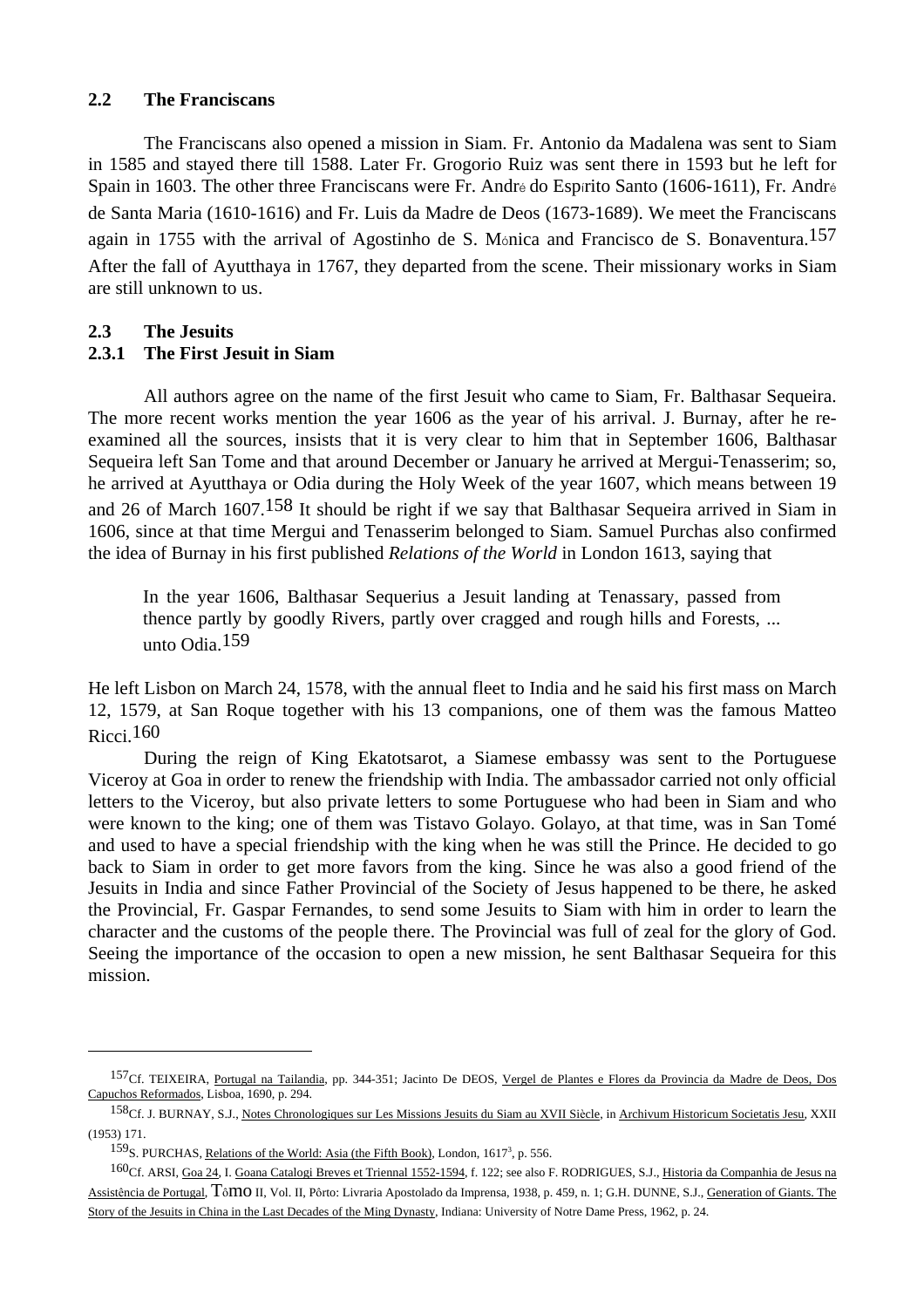### 2.2 The Franciscans

The Franciscans also opened a mission in Siam. Fr. Antonio da Madalena was sent to Siam in 1585 and stayed there till 1588. Later Fr. Grogorio Ruiz was sent there in 1593 but he left for Spain in 1603. The other three Franciscans were Fr. André do Espírito Santo (1606-1611), Fr. André de Santa Maria (1610-1616) and Fr. Luis da Madre de Deos (1673-1689). We meet the Franciscans again in 1755 with the arrival of Agostinho de S. Mónica and Francisco de S. Bonaventura.[157] After the fall of Ayutthaya in 1767, they departed from the scene. Their missionary works in Siam are still unknown to us.

### 2.3 The Jesuits

#### 2.3.1 The First Jesuit in Siam

All authors agree on the name of the first Jesuit who came to Siam, Fr. Balthasar Sequeira. The more recent works mention the year 1606 as the year of his arrival. J. Burnay, after he re-examined all the sources, insists that it is very clear to him that in September 1606, Balthasar Sequeira left San Tome and that around December or January he arrived at Mergui-Tenasserim; so, he arrived at Ayutthaya or Odia during the Holy Week of the year 1607, which means between 19 and 26 of March 1607.[158] It should be right if we say that Balthasar Sequeira arrived in Siam in 1606, since at that time Mergui and Tenasserim belonged to Siam. Samuel Purchas also confirmed the idea of Burnay in his first published *Relations of the World* in London 1613, saying that

> In the year 1606, Balthasar Sequerius a Jesuit landing at Tenassary, passed from thence partly by goodly Rivers, partly over cragged and rough hills and Forests, ... unto Odia.[159]

He left Lisbon on March 24, 1578, with the annual fleet to India and he said his first mass on March 12, 1579, at San Roque together with his 13 companions, one of them was the famous Matteo Ricci.[160]

During the reign of King Ekatotsarot, a Siamese embassy was sent to the Portuguese Viceroy at Goa in order to renew the friendship with India. The ambassador carried not only official letters to the Viceroy, but also private letters to some Portuguese who had been in Siam and who were known to the king; one of them was Tistavo Golayo. Golayo, at that time, was in San Tomé and used to have a special friendship with the king when he was still the Prince. He decided to go back to Siam in order to get more favors from the king. Since he was also a good friend of the Jesuits in India and since Father Provincial of the Society of Jesus happened to be there, he asked the Provincial, Fr. Gaspar Fernandes, to send some Jesuits to Siam with him in order to learn the character and the customs of the people there. The Provincial was full of zeal for the glory of God. Seeing the importance of the occasion to open a new mission, he sent Balthasar Sequeira for this mission.

---

[157] Cf. TEIXEIRA, Portugal na Tailandia, pp. 344-351; Jacinto De DEOS, Vergel de Plantes e Flores da Provincia da Madre de Deos, Dos Capuchos Reformados, Lisboa, 1690, p. 294.

[158] Cf. J. BURNAY, S.J., Notes Chronologiques sur Les Missions Jesuits du Siam au XVII Siècle, in Archivum Historicum Societatis Jesu, XXII (1953) 171.

[159] S. PURCHAS, Relations of the World: Asia (the Fifth Book), London, 1617³, p. 556.

[160] Cf. ARSI, Goa 24, I. Goana Catalogi Breves et Triennal 1552-1594, f. 122; see also F. RODRIGUES, S.J., Historia da Companhia de Jesus na Assistência de Portugal, Tômo II, Vol. II, Pôrto: Livraria Apostolado da Imprensa, 1938, p. 459, n. 1; G.H. DUNNE, S.J., Generation of Giants. The Story of the Jesuits in China in the Last Decades of the Ming Dynasty, Indiana: University of Notre Dame Press, 1962, p. 24.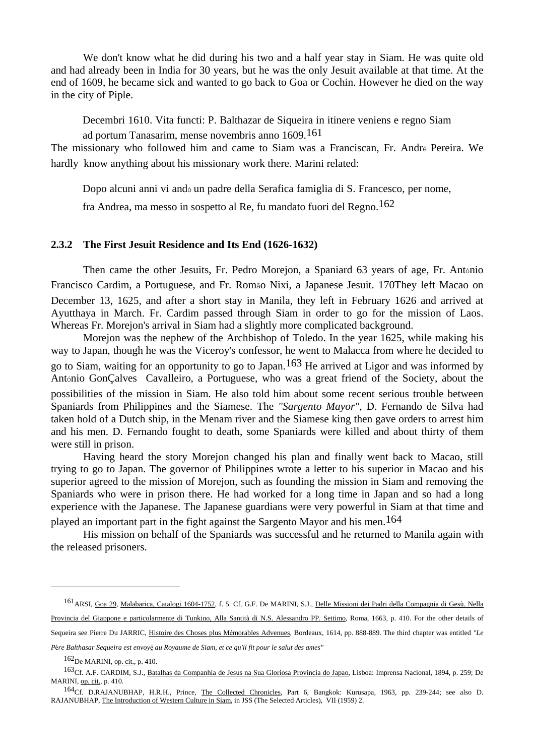We don't know what he did during his two and a half year stay in Siam. He was quite old and had already been in India for 30 years, but he was the only Jesuit available at that time. At the end of 1609, he became sick and wanted to go back to Goa or Cochin. However he died on the way in the city of Piple.

> Decembri 1610. Vita functi: P. Balthazar de Siqueira in itinere veniens e regno Siam ad portum Tanasarim, mense novembris anno 1609.[161]

The missionary who followed him and came to Siam was a Franciscan, Fr. André Pereira. We hardly know anything about his missionary work there. Marini related:

> Dopo alcuni anni vi andó un padre della Serafica famiglia di S. Francesco, per nome, fra Andrea, ma messo in sospetto al Re, fu mandato fuori del Regno.[162]

### 2.3.2 The First Jesuit Residence and Its End (1626-1632)

Then came the other Jesuits, Fr. Pedro Morejon, a Spaniard 63 years of age, Fr. António Francisco Cardim, a Portuguese, and Fr. Romão Nixi, a Japanese Jesuit. 170They left Macao on December 13, 1625, and after a short stay in Manila, they left in February 1626 and arrived at Ayutthaya in March. Fr. Cardim passed through Siam in order to go for the mission of Laos. Whereas Fr. Morejon's arrival in Siam had a slightly more complicated background.

Morejon was the nephew of the Archbishop of Toledo. In the year 1625, while making his way to Japan, though he was the Viceroy's confessor, he went to Malacca from where he decided to go to Siam, waiting for an opportunity to go to Japan.[163] He arrived at Ligor and was informed by António GonÇalves Cavalleiro, a Portuguese, who was a great friend of the Society, about the possibilities of the mission in Siam. He also told him about some recent serious trouble between Spaniards from Philippines and the Siamese. The *"Sargento Mayor"*, D. Fernando de Silva had taken hold of a Dutch ship, in the Menam river and the Siamese king then gave orders to arrest him and his men. D. Fernando fought to death, some Spaniards were killed and about thirty of them were still in prison.

Having heard the story Morejon changed his plan and finally went back to Macao, still trying to go to Japan. The governor of Philippines wrote a letter to his superior in Macao and his superior agreed to the mission of Morejon, such as founding the mission in Siam and removing the Spaniards who were in prison there. He had worked for a long time in Japan and so had a long experience with the Japanese. The Japanese guardians were very powerful in Siam at that time and played an important part in the fight against the Sargento Mayor and his men.[164]

His mission on behalf of the Spaniards was successful and he returned to Manila again with the released prisoners.

---

[161] ARSI, Goa 29, Malabarica, Catalogi 1604-1752, f. 5. Cf. G.F. De MARINI, S.J., Delle Missioni dei Padri della Compagnia di Gesù. Nella Provincia del Giappone e particolarmente di Tunkino, Alla Santità di N.S. Alessandro PP. Settimo, Roma, 1663, p. 410. For the other details of Sequeira see Pierre Du JARRIC, Histoire des Choses plus Mémorables Advenues, Bordeaux, 1614, pp. 888-889. The third chapter was entitled *"Le Père Balthasar Sequeira est envoyé au Royaume de Siam, et ce qu'il fit pour le salut des ames"*

[162] De MARINI, op. cit., p. 410.

[163] Cf. A.F. CARDIM, S.J., Batalhas da Companhia de Jesus na Sua Gloriosa Provincia do Japao, Lisboa: Imprensa Nacional, 1894, p. 259; De MARINI, op. cit., p. 410.

[164] Cf. D.RAJANUBHAP, H.R.H., Prince, The Collected Chronicles, Part 6, Bangkok: Kurusapa, 1963, pp. 239-244; see also D. RAJANUBHAP, The Introduction of Western Culture in Siam, in JSS (The Selected Articles), VII (1959) 2.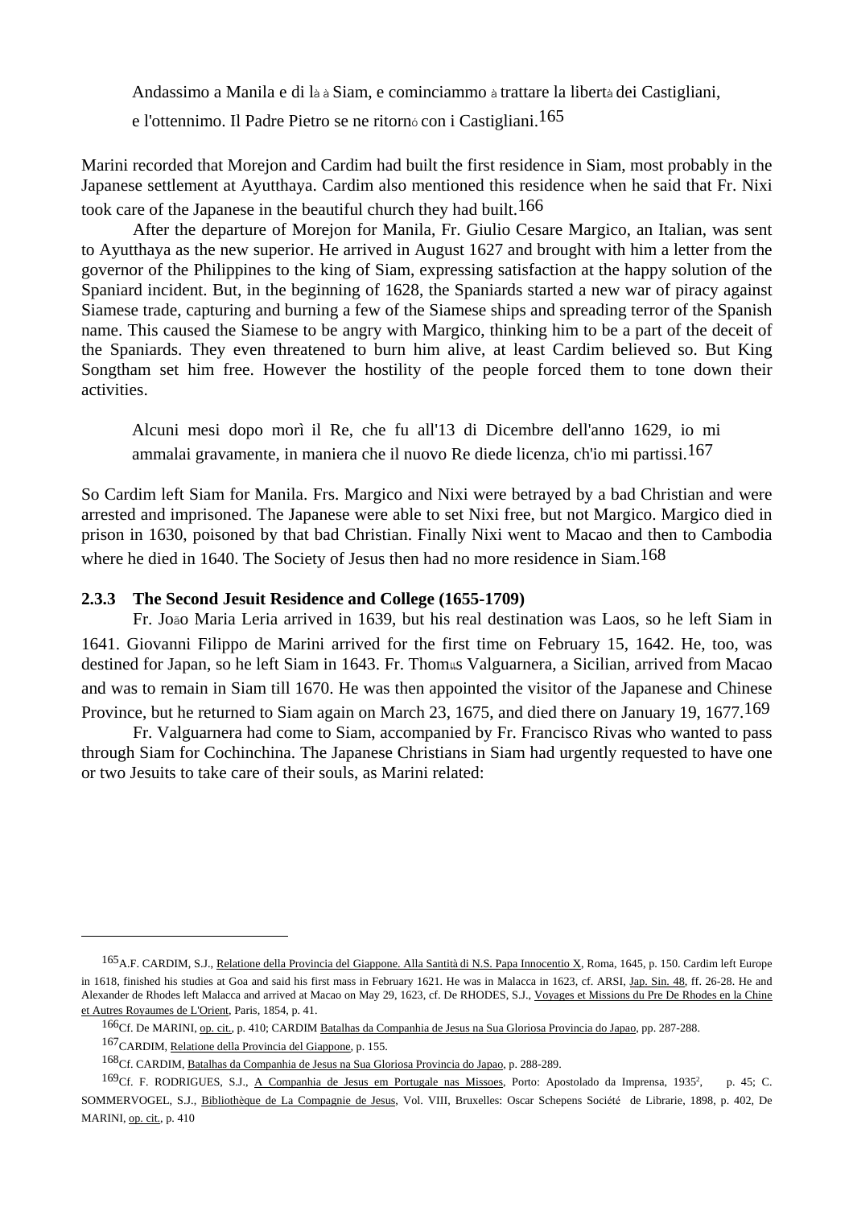> Andassimo a Manila e di là à Siam, e cominciammo à trattare la libertà dei Castigliani, e l'ottennimo. Il Padre Pietro se ne ritornò con i Castigliani.[165]

Marini recorded that Morejon and Cardim had built the first residence in Siam, most probably in the Japanese settlement at Ayutthaya. Cardim also mentioned this residence when he said that Fr. Nixi took care of the Japanese in the beautiful church they had built.[166]

After the departure of Morejon for Manila, Fr. Giulio Cesare Margico, an Italian, was sent to Ayutthaya as the new superior. He arrived in August 1627 and brought with him a letter from the governor of the Philippines to the king of Siam, expressing satisfaction at the happy solution of the Spaniard incident. But, in the beginning of 1628, the Spaniards started a new war of piracy against Siamese trade, capturing and burning a few of the Siamese ships and spreading terror of the Spanish name. This caused the Siamese to be angry with Margico, thinking him to be a part of the deceit of the Spaniards. They even threatened to burn him alive, at least Cardim believed so. But King Songtham set him free. However the hostility of the people forced them to tone down their activities.

> Alcuni mesi dopo morì il Re, che fu all'13 di Dicembre dell'anno 1629, io mi ammalai gravamente, in maniera che il nuovo Re diede licenza, ch'io mi partissi.[167]

So Cardim left Siam for Manila. Frs. Margico and Nixi were betrayed by a bad Christian and were arrested and imprisoned. The Japanese were able to set Nixi free, but not Margico. Margico died in prison in 1630, poisoned by that bad Christian. Finally Nixi went to Macao and then to Cambodia where he died in 1640. The Society of Jesus then had no more residence in Siam.[168]

### 2.3.3 The Second Jesuit Residence and College (1655-1709)

Fr. João Maria Leria arrived in 1639, but his real destination was Laos, so he left Siam in 1641. Giovanni Filippo de Marini arrived for the first time on February 15, 1642. He, too, was destined for Japan, so he left Siam in 1643. Fr. Thomás Valguarnera, a Sicilian, arrived from Macao and was to remain in Siam till 1670. He was then appointed the visitor of the Japanese and Chinese Province, but he returned to Siam again on March 23, 1675, and died there on January 19, 1677.[169]

Fr. Valguarnera had come to Siam, accompanied by Fr. Francisco Rivas who wanted to pass through Siam for Cochinchina. The Japanese Christians in Siam had urgently requested to have one or two Jesuits to take care of their souls, as Marini related:

---

[165] A.F. CARDIM, S.J., Relatione della Provincia del Giappone. Alla Santità di N.S. Papa Innocentio X, Roma, 1645, p. 150. Cardim left Europe in 1618, finished his studies at Goa and said his first mass in February 1621. He was in Malacca in 1623, cf. ARSI, Jap. Sin. 48, ff. 26-28. He and Alexander de Rhodes left Malacca and arrived at Macao on May 29, 1623, cf. De RHODES, S.J., Voyages et Missions du Pre De Rhodes en la Chine et Autres Royaumes de L'Orient, Paris, 1854, p. 41.

[166] Cf. De MARINI, op. cit., p. 410; CARDIM Batalhas da Companhia de Jesus na Sua Gloriosa Provincia do Japao, pp. 287-288.

[167] CARDIM, Relatione della Provincia del Giappone, p. 155.

[168] Cf. CARDIM, Batalhas da Companhia de Jesus na Sua Gloriosa Provincia do Japao, p. 288-289.

[169] Cf. F. RODRIGUES, S.J., A Companhia de Jesus em Portugale nas Missoes, Porto: Apostolado da Imprensa, 1935², p. 45; C. SOMMERVOGEL, S.J., Bibliothèque de La Compagnie de Jesus, Vol. VIII, Bruxelles: Oscar Schepens Société de Librarie, 1898, p. 402, De MARINI, op. cit., p. 410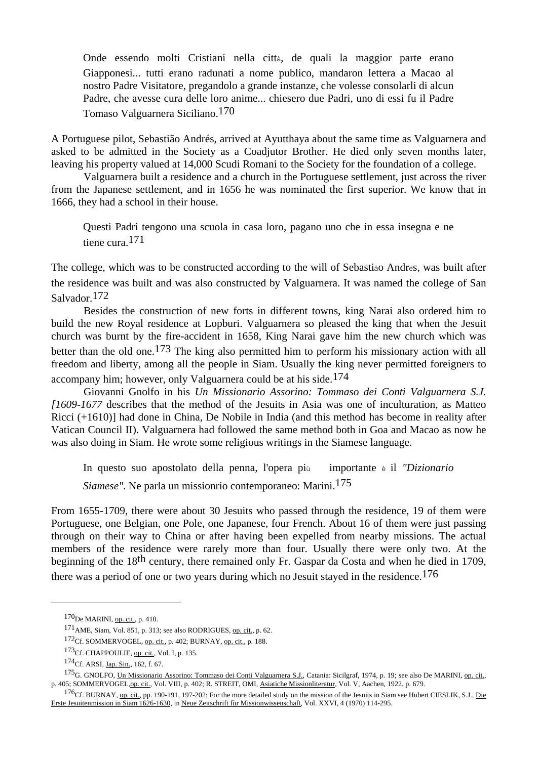> Onde essendo molti Cristiani nella città, de quali la maggior parte erano Giapponesi... tutti erano radunati a nome publico, mandaron lettera a Macao al nostro Padre Visitatore, pregandolo a grande instanze, che volesse consolarli di alcun Padre, che avesse cura delle loro anime... chiesero due Padri, uno di essi fu il Padre Tomaso Valguarnera Siciliano.[170]

A Portuguese pilot, Sebastião Andrés, arrived at Ayutthaya about the same time as Valguarnera and asked to be admitted in the Society as a Coadjutor Brother. He died only seven months later, leaving his property valued at 14,000 Scudi Romani to the Society for the foundation of a college.

Valguarnera built a residence and a church in the Portuguese settlement, just across the river from the Japanese settlement, and in 1656 he was nominated the first superior. We know that in 1666, they had a school in their house.

> Questi Padri tengono una scuola in casa loro, pagano uno che in essa insegna e ne tiene cura.[171]

The college, which was to be constructed according to the will of Sebastião Andrés, was built after the residence was built and was also constructed by Valguarnera. It was named the college of San Salvador.[172]

Besides the construction of new forts in different towns, king Narai also ordered him to build the new Royal residence at Lopburi. Valguarnera so pleased the king that when the Jesuit church was burnt by the fire-accident in 1658, King Narai gave him the new church which was better than the old one.[173] The king also permitted him to perform his missionary action with all freedom and liberty, among all the people in Siam. Usually the king never permitted foreigners to accompany him; however, only Valguarnera could be at his side.[174]

Giovanni Gnolfo in his *Un Missionario Assorino: Tommaso dei Conti Valguarnera S.J. [1609-1677* describes that the method of the Jesuits in Asia was one of inculturation, as Matteo Ricci (+1610)] had done in China, De Nobile in India (and this method has become in reality after Vatican Council II). Valguarnera had followed the same method both in Goa and Macao as now he was also doing in Siam. He wrote some religious writings in the Siamese language.

> In questo suo apostolato della penna, l'opera più importante è il *"Dizionario Siamese"*. Ne parla un missionrio contemporaneo: Marini.[175]

From 1655-1709, there were about 30 Jesuits who passed through the residence, 19 of them were Portuguese, one Belgian, one Pole, one Japanese, four French. About 16 of them were just passing through on their way to China or after having been expelled from nearby missions. The actual members of the residence were rarely more than four. Usually there were only two. At the beginning of the 18th century, there remained only Fr. Gaspar da Costa and when he died in 1709, there was a period of one or two years during which no Jesuit stayed in the residence.[176]

---

[170] De MARINI, op. cit., p. 410.

[171] AME, Siam, Vol. 851, p. 313; see also RODRIGUES, op. cit., p. 62.

[172] Cf. SOMMERVOGEL, op. cit., p. 402; BURNAY, op. cit., p. 188.

[173] Cf. CHAPPOULIE, op. cit., Vol. I, p. 135.

[174] Cf. ARSI, Jap. Sin., 162, f. 67.

[175] G. GNOLFO, Un Missionario Assorino: Tommaso dei Conti Valguarnera S.J., Catania: Sicilgraf, 1974, p. 19; see also De MARINI, op. cit., p. 405; SOMMERVOGEL, op. cit., Vol. VIII, p. 402; R. STREIT, OMI, Asiatiche Missionliteratur, Vol. V, Aachen, 1922, p. 679.

[176] Cf. BURNAY, op. cit., pp. 190-191, 197-202; For the more detailed study on the mission of the Jesuits in Siam see Hubert CIESLIK, S.J., Die Erste Jesuitenmission in Siam 1626-1630, in Neue Zeitschrift für Missionwissenschaft, Vol. XXVI, 4 (1970) 114-295.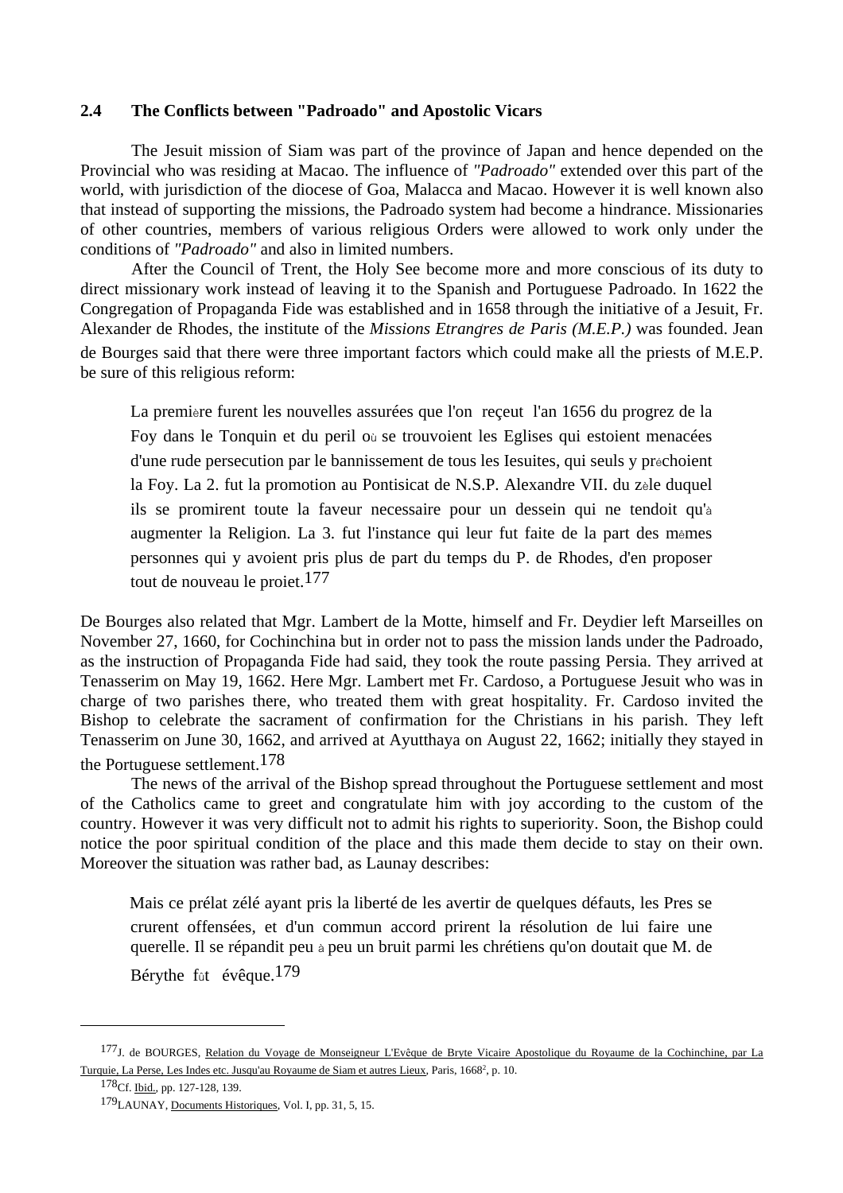## 2.4 The Conflicts between "Padroado" and Apostolic Vicars

The Jesuit mission of Siam was part of the province of Japan and hence depended on the Provincial who was residing at Macao. The influence of *"Padroado"* extended over this part of the world, with jurisdiction of the diocese of Goa, Malacca and Macao. However it is well known also that instead of supporting the missions, the Padroado system had become a hindrance. Missionaries of other countries, members of various religious Orders were allowed to work only under the conditions of *"Padroado"* and also in limited numbers.

After the Council of Trent, the Holy See become more and more conscious of its duty to direct missionary work instead of leaving it to the Spanish and Portuguese Padroado. In 1622 the Congregation of Propaganda Fide was established and in 1658 through the initiative of a Jesuit, Fr. Alexander de Rhodes, the institute of the *Missions Etrangres de Paris (M.E.P.)* was founded. Jean de Bourges said that there were three important factors which could make all the priests of M.E.P. be sure of this religious reform:

> La première furent les nouvelles assurées que l'on reçeut l'an 1656 du progrez de la Foy dans le Tonquin et du peril où se trouvoient les Eglises qui estoient menacées d'une rude persecution par le bannissement de tous les Iesuites, qui seuls y préchoient la Foy. La 2. fut la promotion au Pontisicat de N.S.P. Alexandre VII. du zèle duquel ils se promirent toute la faveur necessaire pour un dessein qui ne tendoit qu'à augmenter la Religion. La 3. fut l'instance qui leur fut faite de la part des mêmes personnes qui y avoient pris plus de part du temps du P. de Rhodes, d'en proposer tout de nouveau le proiet.[177]

De Bourges also related that Mgr. Lambert de la Motte, himself and Fr. Deydier left Marseilles on November 27, 1660, for Cochinchina but in order not to pass the mission lands under the Padroado, as the instruction of Propaganda Fide had said, they took the route passing Persia. They arrived at Tenasserim on May 19, 1662. Here Mgr. Lambert met Fr. Cardoso, a Portuguese Jesuit who was in charge of two parishes there, who treated them with great hospitality. Fr. Cardoso invited the Bishop to celebrate the sacrament of confirmation for the Christians in his parish. They left Tenasserim on June 30, 1662, and arrived at Ayutthaya on August 22, 1662; initially they stayed in the Portuguese settlement.[178]

The news of the arrival of the Bishop spread throughout the Portuguese settlement and most of the Catholics came to greet and congratulate him with joy according to the custom of the country. However it was very difficult not to admit his rights to superiority. Soon, the Bishop could notice the poor spiritual condition of the place and this made them decide to stay on their own. Moreover the situation was rather bad, as Launay describes:

> Mais ce prélat zélé ayant pris la liberté de les avertir de quelques défauts, les Pres se crurent offensées, et d'un commun accord prirent la résolution de lui faire une querelle. Il se répandit peu à peu un bruit parmi les chrétiens qu'on doutait que M. de Bérythe fût évêque.[179]

---

[177] J. de BOURGES, Relation du Voyage de Monseigneur L'Evêque de Bryte Vicaire Apostolique du Royaume de la Cochinchine, par La Turquie, La Perse, Les Indes etc. Jusqu'au Royaume de Siam et autres Lieux, Paris, 1668², p. 10.

[178] Cf. Ibid., pp. 127-128, 139.

[179] LAUNAY, Documents Historiques, Vol. I, pp. 31, 5, 15.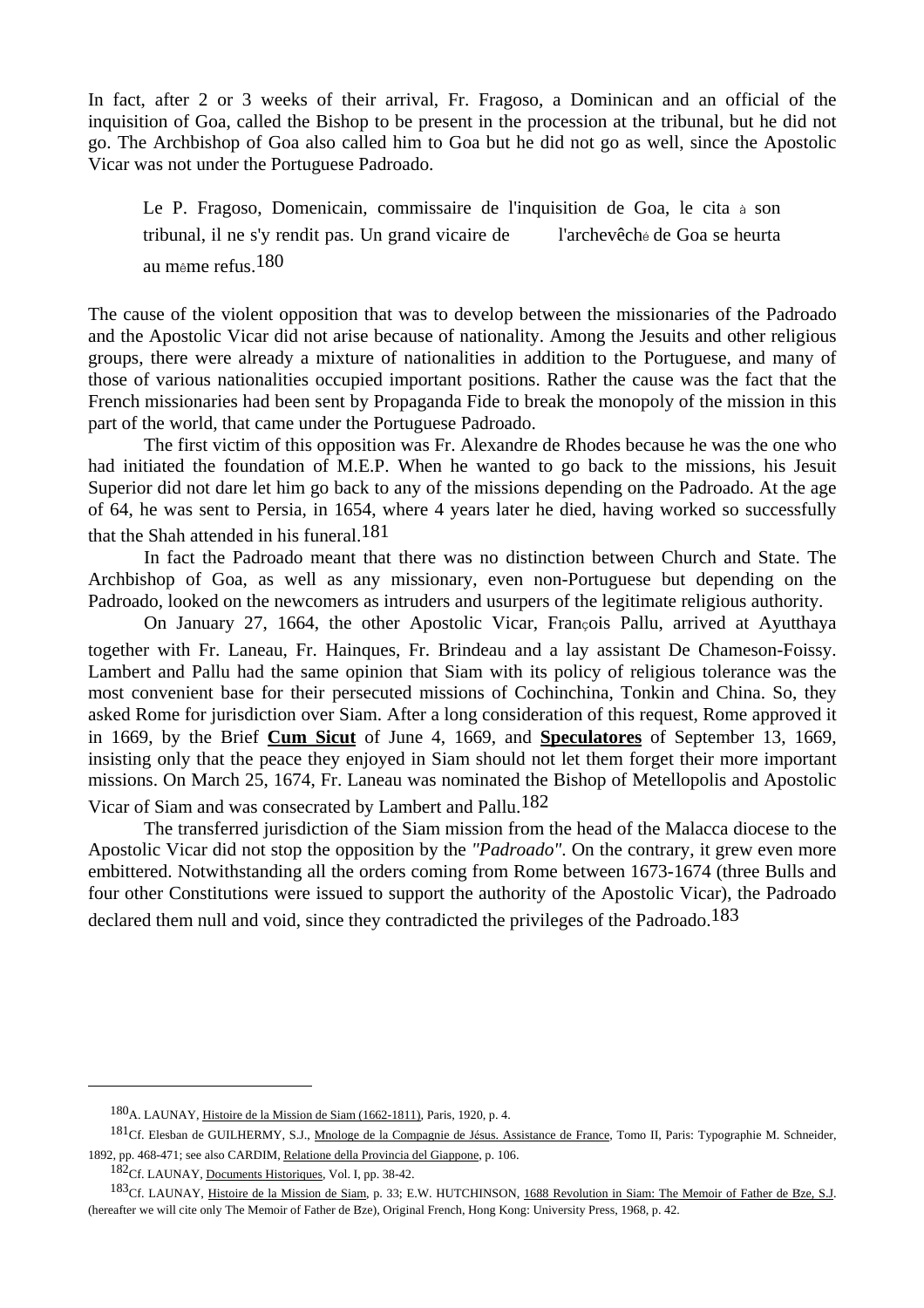In fact, after 2 or 3 weeks of their arrival, Fr. Fragoso, a Dominican and an official of the inquisition of Goa, called the Bishop to be present in the procession at the tribunal, but he did not go. The Archbishop of Goa also called him to Goa but he did not go as well, since the Apostolic Vicar was not under the Portuguese Padroado.

> Le P. Fragoso, Domenicain, commissaire de l'inquisition de Goa, le cita à son tribunal, il ne s'y rendit pas. Un grand vicaire de l'archevêché de Goa se heurta au même refus.[180]

The cause of the violent opposition that was to develop between the missionaries of the Padroado and the Apostolic Vicar did not arise because of nationality. Among the Jesuits and other religious groups, there were already a mixture of nationalities in addition to the Portuguese, and many of those of various nationalities occupied important positions. Rather the cause was the fact that the French missionaries had been sent by Propaganda Fide to break the monopoly of the mission in this part of the world, that came under the Portuguese Padroado.

The first victim of this opposition was Fr. Alexandre de Rhodes because he was the one who had initiated the foundation of M.E.P. When he wanted to go back to the missions, his Jesuit Superior did not dare let him go back to any of the missions depending on the Padroado. At the age of 64, he was sent to Persia, in 1654, where 4 years later he died, having worked so successfully that the Shah attended in his funeral.[181]

In fact the Padroado meant that there was no distinction between Church and State. The Archbishop of Goa, as well as any missionary, even non-Portuguese but depending on the Padroado, looked on the newcomers as intruders and usurpers of the legitimate religious authority.

On January 27, 1664, the other Apostolic Vicar, François Pallu, arrived at Ayutthaya together with Fr. Laneau, Fr. Hainques, Fr. Brindeau and a lay assistant De Chameson-Foissy. Lambert and Pallu had the same opinion that Siam with its policy of religious tolerance was the most convenient base for their persecuted missions of Cochinchina, Tonkin and China. So, they asked Rome for jurisdiction over Siam. After a long consideration of this request, Rome approved it in 1669, by the Brief **Cum Sicut** of June 4, 1669, and **Speculatores** of September 13, 1669, insisting only that the peace they enjoyed in Siam should not let them forget their more important missions. On March 25, 1674, Fr. Laneau was nominated the Bishop of Metellopolis and Apostolic Vicar of Siam and was consecrated by Lambert and Pallu.[182]

The transferred jurisdiction of the Siam mission from the head of the Malacca diocese to the Apostolic Vicar did not stop the opposition by the *"Padroado"*. On the contrary, it grew even more embittered. Notwithstanding all the orders coming from Rome between 1673-1674 (three Bulls and four other Constitutions were issued to support the authority of the Apostolic Vicar), the Padroado declared them null and void, since they contradicted the privileges of the Padroado.[183]

---

[180] A. LAUNAY, Histoire de la Mission de Siam (1662-1811), Paris, 1920, p. 4.

[181] Cf. Elesban de GUILHERMY, S.J., Mnologe de la Compagnie de Jésus. Assistance de France, Tomo II, Paris: Typographie M. Schneider, 1892, pp. 468-471; see also CARDIM, Relatione della Provincia del Giappone, p. 106.

[182] Cf. LAUNAY, Documents Historiques, Vol. I, pp. 38-42.

[183] Cf. LAUNAY, Histoire de la Mission de Siam, p. 33; E.W. HUTCHINSON, 1688 Revolution in Siam: The Memoir of Father de Bze, S.J. (hereafter we will cite only The Memoir of Father de Bze), Original French, Hong Kong: University Press, 1968, p. 42.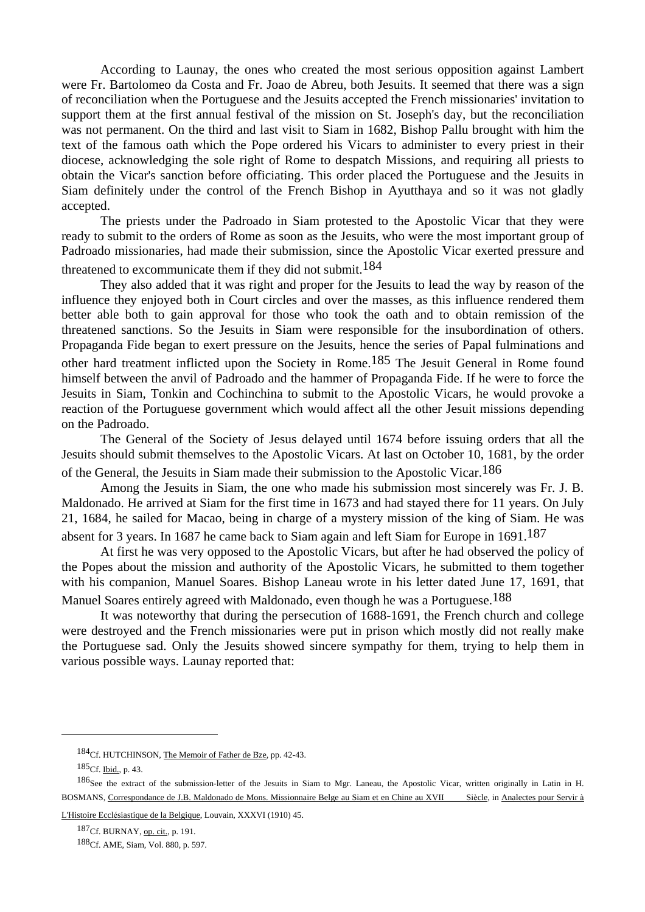According to Launay, the ones who created the most serious opposition against Lambert were Fr. Bartolomeo da Costa and Fr. Joao de Abreu, both Jesuits. It seemed that there was a sign of reconciliation when the Portuguese and the Jesuits accepted the French missionaries' invitation to support them at the first annual festival of the mission on St. Joseph's day, but the reconciliation was not permanent. On the third and last visit to Siam in 1682, Bishop Pallu brought with him the text of the famous oath which the Pope ordered his Vicars to administer to every priest in their diocese, acknowledging the sole right of Rome to despatch Missions, and requiring all priests to obtain the Vicar's sanction before officiating. This order placed the Portuguese and the Jesuits in Siam definitely under the control of the French Bishop in Ayutthaya and so it was not gladly accepted.

The priests under the Padroado in Siam protested to the Apostolic Vicar that they were ready to submit to the orders of Rome as soon as the Jesuits, who were the most important group of Padroado missionaries, had made their submission, since the Apostolic Vicar exerted pressure and threatened to excommunicate them if they did not submit.[184]

They also added that it was right and proper for the Jesuits to lead the way by reason of the influence they enjoyed both in Court circles and over the masses, as this influence rendered them better able both to gain approval for those who took the oath and to obtain remission of the threatened sanctions. So the Jesuits in Siam were responsible for the insubordination of others. Propaganda Fide began to exert pressure on the Jesuits, hence the series of Papal fulminations and other hard treatment inflicted upon the Society in Rome.[185] The Jesuit General in Rome found himself between the anvil of Padroado and the hammer of Propaganda Fide. If he were to force the Jesuits in Siam, Tonkin and Cochinchina to submit to the Apostolic Vicars, he would provoke a reaction of the Portuguese government which would affect all the other Jesuit missions depending on the Padroado.

The General of the Society of Jesus delayed until 1674 before issuing orders that all the Jesuits should submit themselves to the Apostolic Vicars. At last on October 10, 1681, by the order of the General, the Jesuits in Siam made their submission to the Apostolic Vicar.[186]

Among the Jesuits in Siam, the one who made his submission most sincerely was Fr. J. B. Maldonado. He arrived at Siam for the first time in 1673 and had stayed there for 11 years. On July 21, 1684, he sailed for Macao, being in charge of a mystery mission of the king of Siam. He was absent for 3 years. In 1687 he came back to Siam again and left Siam for Europe in 1691.[187]

At first he was very opposed to the Apostolic Vicars, but after he had observed the policy of the Popes about the mission and authority of the Apostolic Vicars, he submitted to them together with his companion, Manuel Soares. Bishop Laneau wrote in his letter dated June 17, 1691, that Manuel Soares entirely agreed with Maldonado, even though he was a Portuguese.[188]

It was noteworthy that during the persecution of 1688-1691, the French church and college were destroyed and the French missionaries were put in prison which mostly did not really make the Portuguese sad. Only the Jesuits showed sincere sympathy for them, trying to help them in various possible ways. Launay reported that:

---

[184] Cf. HUTCHINSON, The Memoir of Father de Bze, pp. 42-43.

[185] Cf. Ibid., p. 43.

[186] See the extract of the submission-letter of the Jesuits in Siam to Mgr. Laneau, the Apostolic Vicar, written originally in Latin in H. BOSMANS, Correspondance de J.B. Maldonado de Mons. Missionnaire Belge au Siam et en Chine au XVII Siècle, in Analectes pour Servir à L'Histoire Ecclésiastique de la Belgique, Louvain, XXXVI (1910) 45.

[187] Cf. BURNAY, op. cit., p. 191.

[188] Cf. AME, Siam, Vol. 880, p. 597.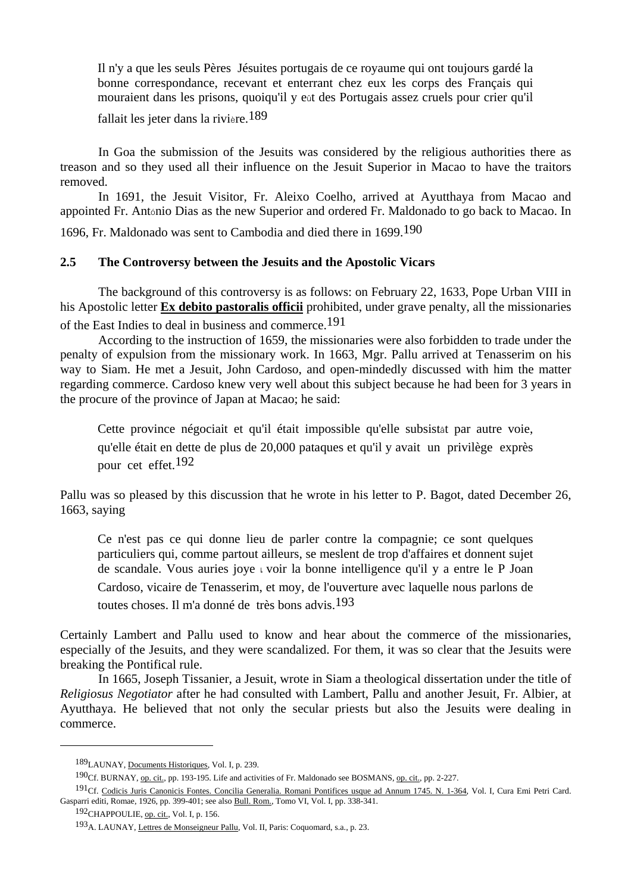> Il n'y a que les seuls Pères Jésuites portugais de ce royaume qui ont toujours gardé la bonne correspondance, recevant et enterrant chez eux les corps des Français qui mouraient dans les prisons, quoiqu'il y eût des Portugais assez cruels pour crier qu'il fallait les jeter dans la rivière.[189]

In Goa the submission of the Jesuits was considered by the religious authorities there as treason and so they used all their influence on the Jesuit Superior in Macao to have the traitors removed.

In 1691, the Jesuit Visitor, Fr. Aleixo Coelho, arrived at Ayutthaya from Macao and appointed Fr. António Dias as the new Superior and ordered Fr. Maldonado to go back to Macao. In 1696, Fr. Maldonado was sent to Cambodia and died there in 1699.[190]

## 2.5 The Controversy between the Jesuits and the Apostolic Vicars

The background of this controversy is as follows: on February 22, 1633, Pope Urban VIII in his Apostolic letter **Ex debito pastoralis officii** prohibited, under grave penalty, all the missionaries of the East Indies to deal in business and commerce.[191]

According to the instruction of 1659, the missionaries were also forbidden to trade under the penalty of expulsion from the missionary work. In 1663, Mgr. Pallu arrived at Tenasserim on his way to Siam. He met a Jesuit, John Cardoso, and open-mindedly discussed with him the matter regarding commerce. Cardoso knew very well about this subject because he had been for 3 years in the procure of the province of Japan at Macao; he said:

> Cette province négociait et qu'il était impossible qu'elle subsistât par autre voie, qu'elle était en dette de plus de 20,000 pataques et qu'il y avait un privilège exprès pour cet effet.[192]

Pallu was so pleased by this discussion that he wrote in his letter to P. Bagot, dated December 26, 1663, saying

> Ce n'est pas ce qui donne lieu de parler contre la compagnie; ce sont quelques particuliers qui, comme partout ailleurs, se meslent de trop d'affaires et donnent sujet de scandale. Vous auries joye à voir la bonne intelligence qu'il y a entre le P Joan Cardoso, vicaire de Tenasserim, et moy, de l'ouverture avec laquelle nous parlons de toutes choses. Il m'a donné de très bons advis.[193]

Certainly Lambert and Pallu used to know and hear about the commerce of the missionaries, especially of the Jesuits, and they were scandalized. For them, it was so clear that the Jesuits were breaking the Pontifical rule.

In 1665, Joseph Tissanier, a Jesuit, wrote in Siam a theological dissertation under the title of *Religiosus Negotiator* after he had consulted with Lambert, Pallu and another Jesuit, Fr. Albier, at Ayutthaya. He believed that not only the secular priests but also the Jesuits were dealing in commerce.

---

[189] LAUNAY, Documents Historiques, Vol. I, p. 239.

[190] Cf. BURNAY, op. cit., pp. 193-195. Life and activities of Fr. Maldonado see BOSMANS, op. cit., pp. 2-227.

[191] Cf. Codicis Juris Canonicis Fontes. Concilia Generalia. Romani Pontifices usque ad Annum 1745. N. 1-364, Vol. I, Cura Emi Petri Card. Gasparri editi, Romae, 1926, pp. 399-401; see also Bull. Rom., Tomo VI, Vol. I, pp. 338-341.

[192] CHAPPOULIE, op. cit., Vol. I, p. 156.

[193] A. LAUNAY, Lettres de Monseigneur Pallu, Vol. II, Paris: Coquomard, s.a., p. 23.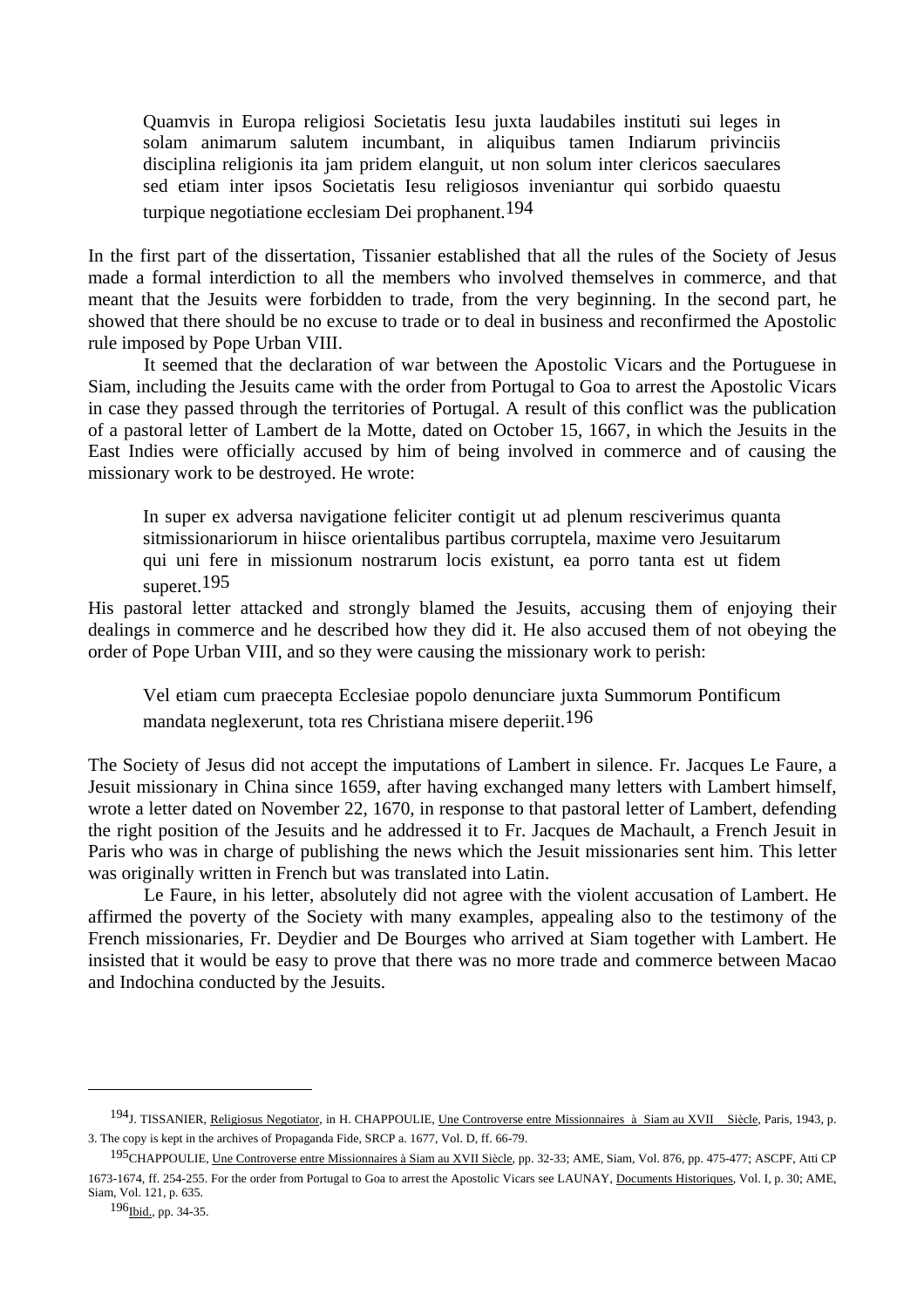> Quamvis in Europa religiosi Societatis Iesu juxta laudabiles instituti sui leges in solam animarum salutem incumbant, in aliquibus tamen Indiarum privinciis disciplina religionis ita jam pridem elanguit, ut non solum inter clericos saeculares sed etiam inter ipsos Societatis Iesu religiosos inveniantur qui sorbido quaestu turpique negotiatione ecclesiam Dei prophanent.[194]

In the first part of the dissertation, Tissanier established that all the rules of the Society of Jesus made a formal interdiction to all the members who involved themselves in commerce, and that meant that the Jesuits were forbidden to trade, from the very beginning. In the second part, he showed that there should be no excuse to trade or to deal in business and reconfirmed the Apostolic rule imposed by Pope Urban VIII.

It seemed that the declaration of war between the Apostolic Vicars and the Portuguese in Siam, including the Jesuits came with the order from Portugal to Goa to arrest the Apostolic Vicars in case they passed through the territories of Portugal. A result of this conflict was the publication of a pastoral letter of Lambert de la Motte, dated on October 15, 1667, in which the Jesuits in the East Indies were officially accused by him of being involved in commerce and of causing the missionary work to be destroyed. He wrote:

> In super ex adversa navigatione feliciter contigit ut ad plenum resciverimus quanta sitmissionariorum in hiisce orientalibus partibus corruptela, maxime vero Jesuitarum qui uni fere in missionum nostrarum locis existunt, ea porro tanta est ut fidem superet.[195]

His pastoral letter attacked and strongly blamed the Jesuits, accusing them of enjoying their dealings in commerce and he described how they did it. He also accused them of not obeying the order of Pope Urban VIII, and so they were causing the missionary work to perish:

> Vel etiam cum praecepta Ecclesiae popolo denunciare juxta Summorum Pontificum mandata neglexerunt, tota res Christiana misere deperiit.[196]

The Society of Jesus did not accept the imputations of Lambert in silence. Fr. Jacques Le Faure, a Jesuit missionary in China since 1659, after having exchanged many letters with Lambert himself, wrote a letter dated on November 22, 1670, in response to that pastoral letter of Lambert, defending the right position of the Jesuits and he addressed it to Fr. Jacques de Machault, a French Jesuit in Paris who was in charge of publishing the news which the Jesuit missionaries sent him. This letter was originally written in French but was translated into Latin.

Le Faure, in his letter, absolutely did not agree with the violent accusation of Lambert. He affirmed the poverty of the Society with many examples, appealing also to the testimony of the French missionaries, Fr. Deydier and De Bourges who arrived at Siam together with Lambert. He insisted that it would be easy to prove that there was no more trade and commerce between Macao and Indochina conducted by the Jesuits.

---

[194] J. TISSANIER, Religiosus Negotiator, in H. CHAPPOULIE, Une Controverse entre Missionnaires à Siam au XVII Siècle, Paris, 1943, p. 3. The copy is kept in the archives of Propaganda Fide, SRCP a. 1677, Vol. D, ff. 66-79.

[195] CHAPPOULIE, Une Controverse entre Missionnaires à Siam au XVII Siècle, pp. 32-33; AME, Siam, Vol. 876, pp. 475-477; ASCPF, Atti CP 1673-1674, ff. 254-255. For the order from Portugal to Goa to arrest the Apostolic Vicars see LAUNAY, Documents Historiques, Vol. I, p. 30; AME, Siam, Vol. 121, p. 635.

[196] Ibid., pp. 34-35.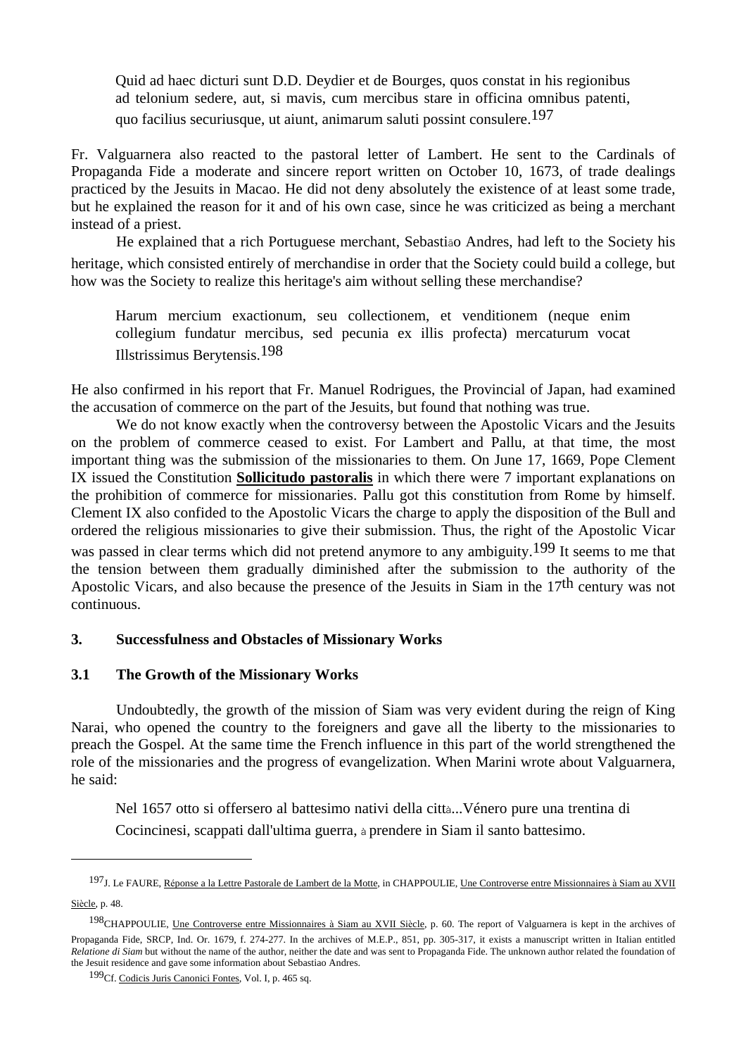> Quid ad haec dicturi sunt D.D. Deydier et de Bourges, quos constat in his regionibus ad telonium sedere, aut, si mavis, cum mercibus stare in officina omnibus patenti, quo facilius securiusque, ut aiunt, animarum saluti possint consulere.[197]

Fr. Valguarnera also reacted to the pastoral letter of Lambert. He sent to the Cardinals of Propaganda Fide a moderate and sincere report written on October 10, 1673, of trade dealings practiced by the Jesuits in Macao. He did not deny absolutely the existence of at least some trade, but he explained the reason for it and of his own case, since he was criticized as being a merchant instead of a priest.

He explained that a rich Portuguese merchant, Sebastião Andres, had left to the Society his heritage, which consisted entirely of merchandise in order that the Society could build a college, but how was the Society to realize this heritage's aim without selling these merchandise?

> Harum mercium exactionum, seu collectionem, et venditionem (neque enim collegium fundatur mercibus, sed pecunia ex illis profecta) mercaturum vocat Illstrissimus Berytensis.[198]

He also confirmed in his report that Fr. Manuel Rodrigues, the Provincial of Japan, had examined the accusation of commerce on the part of the Jesuits, but found that nothing was true.

We do not know exactly when the controversy between the Apostolic Vicars and the Jesuits on the problem of commerce ceased to exist. For Lambert and Pallu, at that time, the most important thing was the submission of the missionaries to them. On June 17, 1669, Pope Clement IX issued the Constitution **Sollicitudo pastoralis** in which there were 7 important explanations on the prohibition of commerce for missionaries. Pallu got this constitution from Rome by himself. Clement IX also confided to the Apostolic Vicars the charge to apply the disposition of the Bull and ordered the religious missionaries to give their submission. Thus, the right of the Apostolic Vicar was passed in clear terms which did not pretend anymore to any ambiguity.[199] It seems to me that the tension between them gradually diminished after the submission to the authority of the Apostolic Vicars, and also because the presence of the Jesuits in Siam in the 17th century was not continuous.

### 3. Successfulness and Obstacles of Missionary Works

#### 3.1 The Growth of the Missionary Works

Undoubtedly, the growth of the mission of Siam was very evident during the reign of King Narai, who opened the country to the foreigners and gave all the liberty to the missionaries to preach the Gospel. At the same time the French influence in this part of the world strengthened the role of the missionaries and the progress of evangelization. When Marini wrote about Valguarnera, he said:

> Nel 1657 otto si offersero al battesimo nativi della città...Vénero pure una trentina di Cocincinesi, scappati dall'ultima guerra, à prendere in Siam il santo battesimo.

---

[197] J. Le FAURE, Réponse a la Lettre Pastorale de Lambert de la Motte, in CHAPPOULIE, Une Controverse entre Missionnaires à Siam au XVII Siècle, p. 48.

[198] CHAPPOULIE, Une Controverse entre Missionnaires à Siam au XVII Siècle, p. 60. The report of Valguarnera is kept in the archives of Propaganda Fide, SRCP, Ind. Or. 1679, f. 274-277. In the archives of M.E.P., 851, pp. 305-317, it exists a manuscript written in Italian entitled *Relatione di Siam* but without the name of the author, neither the date and was sent to Propaganda Fide. The unknown author related the foundation of the Jesuit residence and gave some information about Sebastiao Andres.

[199] Cf. Codicis Juris Canonici Fontes, Vol. I, p. 465 sq.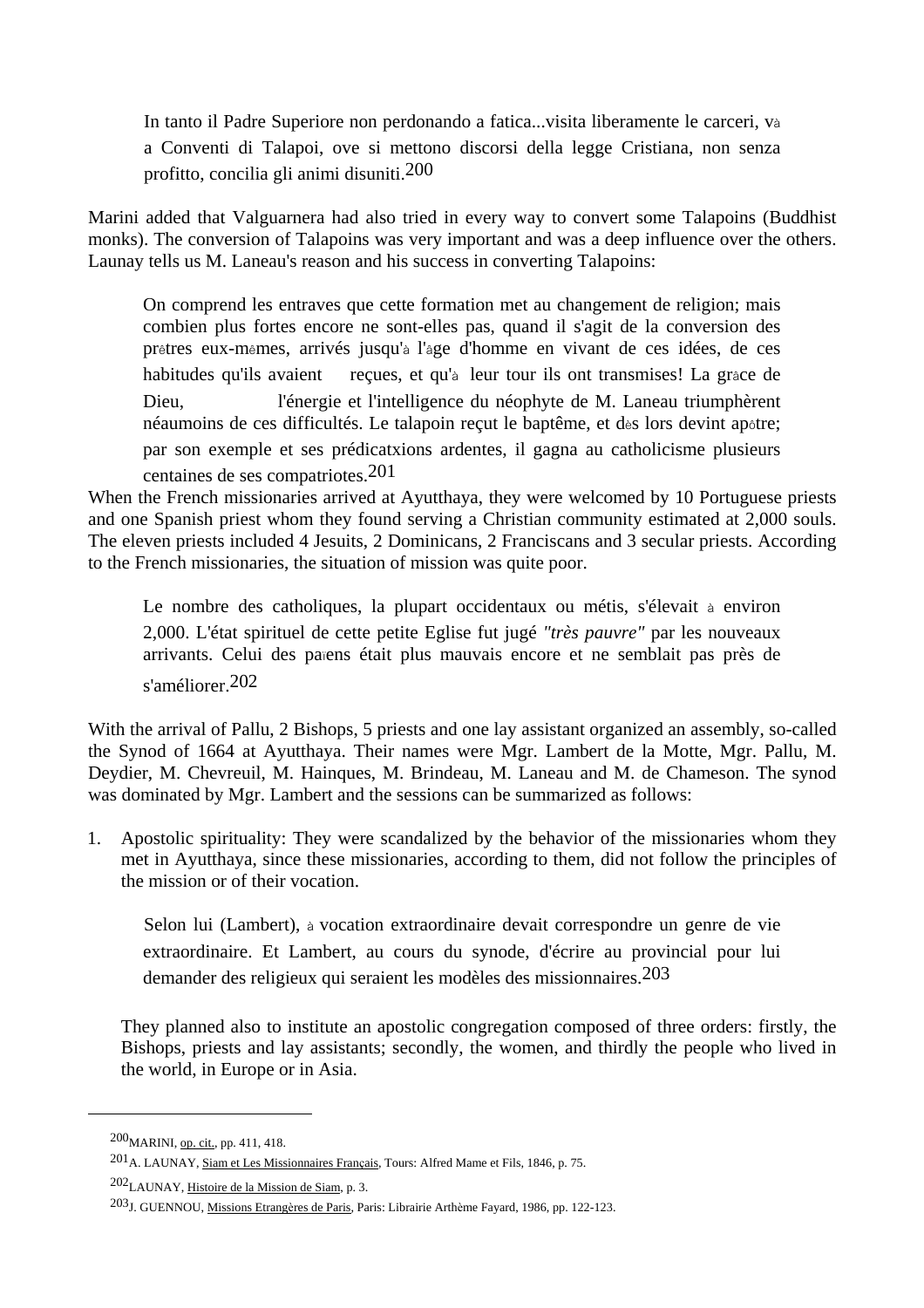> In tanto il Padre Superiore non perdonando a fatica...visita liberamente le carceri, và a Conventi di Talapoi, ove si mettono discorsi della legge Cristiana, non senza profitto, concilia gli animi disuniti.[200]

Marini added that Valguarnera had also tried in every way to convert some Talapoins (Buddhist monks). The conversion of Talapoins was very important and was a deep influence over the others. Launay tells us M. Laneau's reason and his success in converting Talapoins:

> On comprend les entraves que cette formation met au changement de religion; mais combien plus fortes encore ne sont-elles pas, quand il s'agit de la conversion des prêtres eux-mêmes, arrivés jusqu'à l'âge d'homme en vivant de ces idées, de ces habitudes qu'ils avaient reçues, et qu'à leur tour ils ont transmises! La grâce de Dieu, l'énergie et l'intelligence du néophyte de M. Laneau triomphèrent néaumoins de ces difficultés. Le talapoin reçut le baptême, et dès lors devint apôtre; par son exemple et ses prédicatxions ardentes, il gagna au catholicisme plusieurs centaines de ses compatriotes.[201]

When the French missionaries arrived at Ayutthaya, they were welcomed by 10 Portuguese priests and one Spanish priest whom they found serving a Christian community estimated at 2,000 souls. The eleven priests included 4 Jesuits, 2 Dominicans, 2 Franciscans and 3 secular priests. According to the French missionaries, the situation of mission was quite poor.

> Le nombre des catholiques, la plupart occidentaux ou métis, s'élevait à environ 2,000. L'état spirituel de cette petite Eglise fut jugé *"très pauvre"* par les nouveaux arrivants. Celui des païens était plus mauvais encore et ne semblait pas près de s'améliorer.[202]

With the arrival of Pallu, 2 Bishops, 5 priests and one lay assistant organized an assembly, so-called the Synod of 1664 at Ayutthaya. Their names were Mgr. Lambert de la Motte, Mgr. Pallu, M. Deydier, M. Chevreuil, M. Hainques, M. Brindeau, M. Laneau and M. de Chameson. The synod was dominated by Mgr. Lambert and the sessions can be summarized as follows:

1. Apostolic spirituality: They were scandalized by the behavior of the missionaries whom they met in Ayutthaya, since these missionaries, according to them, did not follow the principles of the mission or of their vocation.

   > Selon lui (Lambert), à vocation extraordinaire devait correspondre un genre de vie extraordinaire. Et Lambert, au cours du synode, d'écrire au provincial pour lui demander des religieux qui seraient les modèles des missionnaires.[203]

   They planned also to institute an apostolic congregation composed of three orders: firstly, the Bishops, priests and lay assistants; secondly, the women, and thirdly the people who lived in the world, in Europe or in Asia.

---

[200] MARINI, op. cit., pp. 411, 418.

[201] A. LAUNAY, Siam et Les Missionnaires Français, Tours: Alfred Mame et Fils, 1846, p. 75.

[202] LAUNAY, Histoire de la Mission de Siam, p. 3.

[203] J. GUENNOU, Missions Etrangères de Paris, Paris: Librairie Arthème Fayard, 1986, pp. 122-123.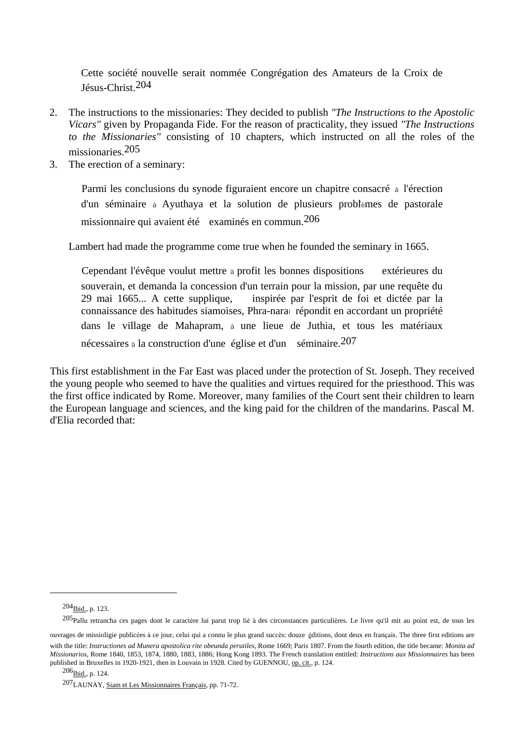> Cette société nouvelle serait nommée Congrégation des Amateurs de la Croix de Jésus-Christ.[204]

2. The instructions to the missionaries: They decided to publish *"The Instructions to the Apostolic Vicars"* given by Propaganda Fide. For the reason of practicality, they issued *"The Instructions to the Missionaries"* consisting of 10 chapters, which instructed on all the roles of the missionaries.[205]
3. The erection of a seminary:

> Parmi les conclusions du synode figuraient encore un chapitre consacré à l'érection d'un séminaire à Ayuthaya et la solution de plusieurs problèmes de pastorale missionnaire qui avaient été examinés en commun.[206]

Lambert had made the programme come true when he founded the seminary in 1665.

> Cependant l'évêque voulut mettre à profit les bonnes dispositions extérieures du souverain, et demanda la concession d'un terrain pour la mission, par une requête du 29 mai 1665... A cette supplique, inspirée par l'esprit de foi et dictée par la connaissance des habitudes siamoises, Phra-naraï répondit en accordant un propriété dans le village de Mahapram, à une lieue de Juthia, et tous les matériaux nécessaires à la construction d'une église et d'un séminaire.[207]

This first establishment in the Far East was placed under the protection of St. Joseph. They received the young people who seemed to have the qualities and virtues required for the priesthood. This was the first office indicated by Rome. Moreover, many families of the Court sent their children to learn the European language and sciences, and the king paid for the children of the mandarins. Pascal M. d'Elia recorded that:

---

[204] Ibid., p. 123.

[205] Pallu retrancha ces pages dont le caractère lui parut trop lié à des circonstances particulières. Le livre qu'il mit au point est, de tous les ouvrages de missioligie publicées à ce jour, celui qui a connu le plus grand succès: douze éditions, dont deux en français. The three first editions are with the title: *Instructiones ad Munera apostolica rite obeunda perutiles*, Rome 1669; Paris 1807. From the fourth edition, the title became: *Monita ad Missionarios*, Rome 1840, 1853, 1874, 1880, 1883, 1886; Hong Kong 1893. The French translation entitled: *Instructions aux Missionnaires* has been published in Bruxelles in 1920-1921, then in Louvain in 1928. Cited by GUENNOU, op. cit., p. 124.

[206] Ibid., p. 124.

[207] LAUNAY, Siam et Les Missionnaires Français, pp. 71-72.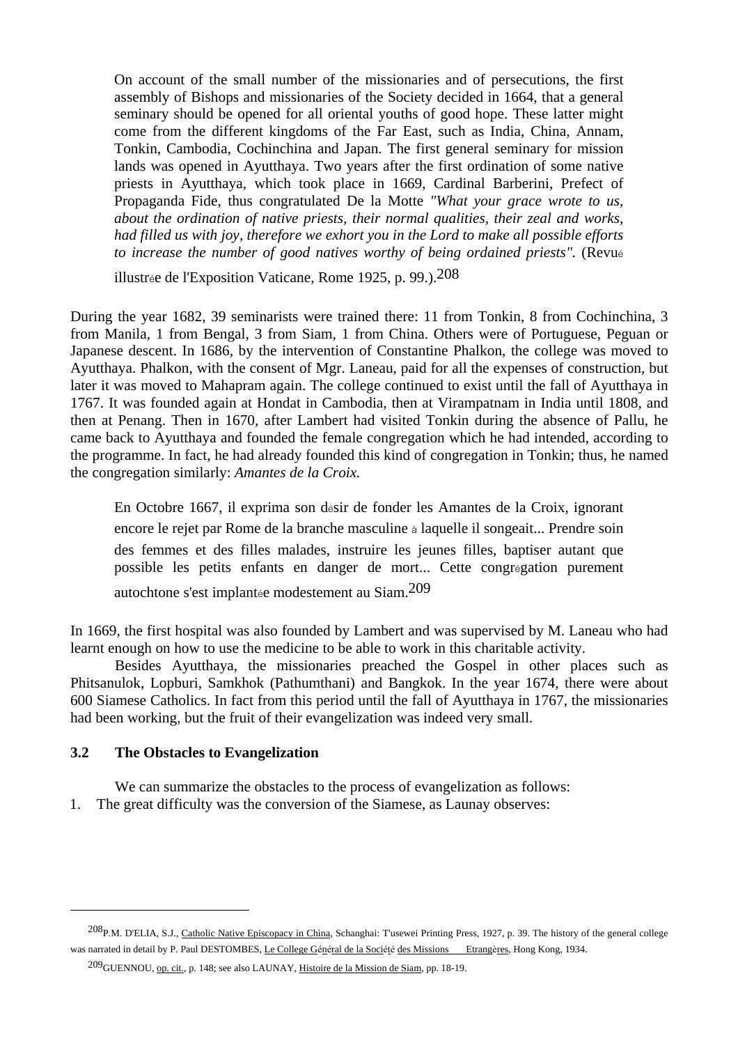> On account of the small number of the missionaries and of persecutions, the first assembly of Bishops and missionaries of the Society decided in 1664, that a general seminary should be opened for all oriental youths of good hope. These latter might come from the different kingdoms of the Far East, such as India, China, Annam, Tonkin, Cambodia, Cochinchina and Japan. The first general seminary for mission lands was opened in Ayutthaya. Two years after the first ordination of some native priests in Ayutthaya, which took place in 1669, Cardinal Barberini, Prefect of Propaganda Fide, thus congratulated De la Motte *"What your grace wrote to us, about the ordination of native priests, their normal qualities, their zeal and works, had filled us with joy, therefore we exhort you in the Lord to make all possible efforts to increase the number of good natives worthy of being ordained priests".* (Revué illustrée de l'Exposition Vaticane, Rome 1925, p. 99.).[208]

During the year 1682, 39 seminarists were trained there: 11 from Tonkin, 8 from Cochinchina, 3 from Manila, 1 from Bengal, 3 from Siam, 1 from China. Others were of Portuguese, Peguan or Japanese descent. In 1686, by the intervention of Constantine Phalkon, the college was moved to Ayutthaya. Phalkon, with the consent of Mgr. Laneau, paid for all the expenses of construction, but later it was moved to Mahapram again. The college continued to exist until the fall of Ayutthaya in 1767. It was founded again at Hondat in Cambodia, then at Virampatnam in India until 1808, and then at Penang. Then in 1670, after Lambert had visited Tonkin during the absence of Pallu, he came back to Ayutthaya and founded the female congregation which he had intended, according to the programme. In fact, he had already founded this kind of congregation in Tonkin; thus, he named the congregation similarly: *Amantes de la Croix.*

> En Octobre 1667, il exprima son désir de fonder les Amantes de la Croix, ignorant encore le rejet par Rome de la branche masculine à laquelle il songeait... Prendre soin des femmes et des filles malades, instruire les jeunes filles, baptiser autant que possible les petits enfants en danger de mort... Cette congrégation purement autochtone s'est implantée modestement au Siam.[209]

In 1669, the first hospital was also founded by Lambert and was supervised by M. Laneau who had learnt enough on how to use the medicine to be able to work in this charitable activity.

Besides Ayutthaya, the missionaries preached the Gospel in other places such as Phitsanulok, Lopburi, Samkhok (Pathumthani) and Bangkok. In the year 1674, there were about 600 Siamese Catholics. In fact from this period until the fall of Ayutthaya in 1767, the missionaries had been working, but the fruit of their evangelization was indeed very small.

### 3.2 The Obstacles to Evangelization

We can summarize the obstacles to the process of evangelization as follows:

1. The great difficulty was the conversion of the Siamese, as Launay observes:

---

[208] P.M. D'ELIA, S.J., Catholic Native Episcopacy in China, Schanghai: T'usewei Printing Press, 1927, p. 39. The history of the general college was narrated in detail by P. Paul DESTOMBES, Le College Général de la Société des Missions Etrangères, Hong Kong, 1934.

[209] GUENNOU, op. cit., p. 148; see also LAUNAY, Histoire de la Mission de Siam, pp. 18-19.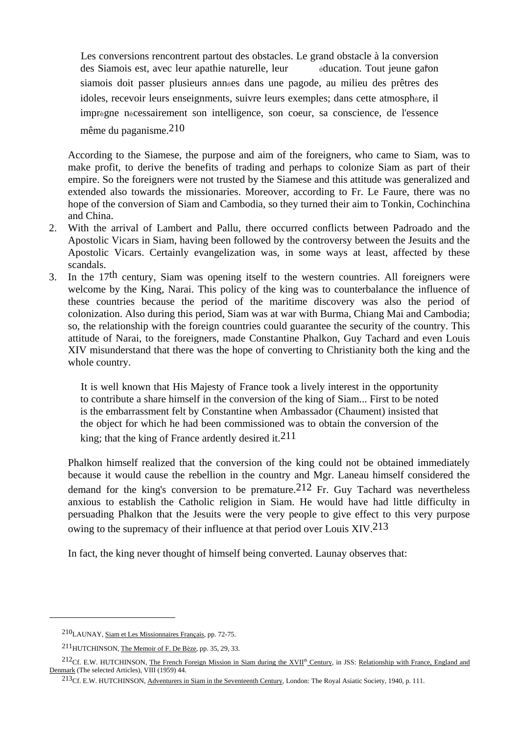> Les conversions rencontrent partout des obstacles. Le grand obstacle à la conversion des Siamois est, avec leur apathie naturelle, leur éducation. Tout jeune garçon siamois doit passer plusieurs années dans une pagode, au milieu des prêtres des idoles, recevoir leurs enseignments, suivre leurs exemples; dans cette atmosphère, il imprègne nécessairement son intelligence, son coeur, sa conscience, de l'essence même du paganisme.[210]

According to the Siamese, the purpose and aim of the foreigners, who came to Siam, was to make profit, to derive the benefits of trading and perhaps to colonize Siam as part of their empire. So the foreigners were not trusted by the Siamese and this attitude was generalized and extended also towards the missionaries. Moreover, according to Fr. Le Faure, there was no hope of the conversion of Siam and Cambodia, so they turned their aim to Tonkin, Cochinchina and China.

2. With the arrival of Lambert and Pallu, there occurred conflicts between Padroado and the Apostolic Vicars in Siam, having been followed by the controversy between the Jesuits and the Apostolic Vicars. Certainly evangelization was, in some ways at least, affected by these scandals.
3. In the 17th century, Siam was opening itself to the western countries. All foreigners were welcome by the King, Narai. This policy of the king was to counterbalance the influence of these countries because the period of the maritime discovery was also the period of colonization. Also during this period, Siam was at war with Burma, Chiang Mai and Cambodia; so, the relationship with the foreign countries could guarantee the security of the country. This attitude of Narai, to the foreigners, made Constantine Phalkon, Guy Tachard and even Louis XIV misunderstand that there was the hope of converting to Christianity both the king and the whole country.

> It is well known that His Majesty of France took a lively interest in the opportunity to contribute a share himself in the conversion of the king of Siam... First to be noted is the embarrassment felt by Constantine when Ambassador (Chaument) insisted that the object for which he had been commissioned was to obtain the conversion of the king; that the king of France ardently desired it.[211]

Phalkon himself realized that the conversion of the king could not be obtained immediately because it would cause the rebellion in the country and Mgr. Laneau himself considered the demand for the king's conversion to be premature.[212] Fr. Guy Tachard was nevertheless anxious to establish the Catholic religion in Siam. He would have had little difficulty in persuading Phalkon that the Jesuits were the very people to give effect to this very purpose owing to the supremacy of their influence at that period over Louis XIV.[213]

In fact, the king never thought of himself being converted. Launay observes that:

---

[210] LAUNAY, Siam et Les Missionnaires Français, pp. 72-75.

[211] HUTCHINSON, The Memoir of F. De Bèze, pp. 35, 29, 33.

[212] Cf. E.W. HUTCHINSON, The French Foreign Mission in Siam during the XVIIth Century, in JSS: Relationship with France, England and Denmark (The selected Articles), VIII (1959) 44.

[213] Cf. E.W. HUTCHINSON, Adventurers in Siam in the Seventeenth Century, London: The Royal Asiatic Society, 1940, p. 111.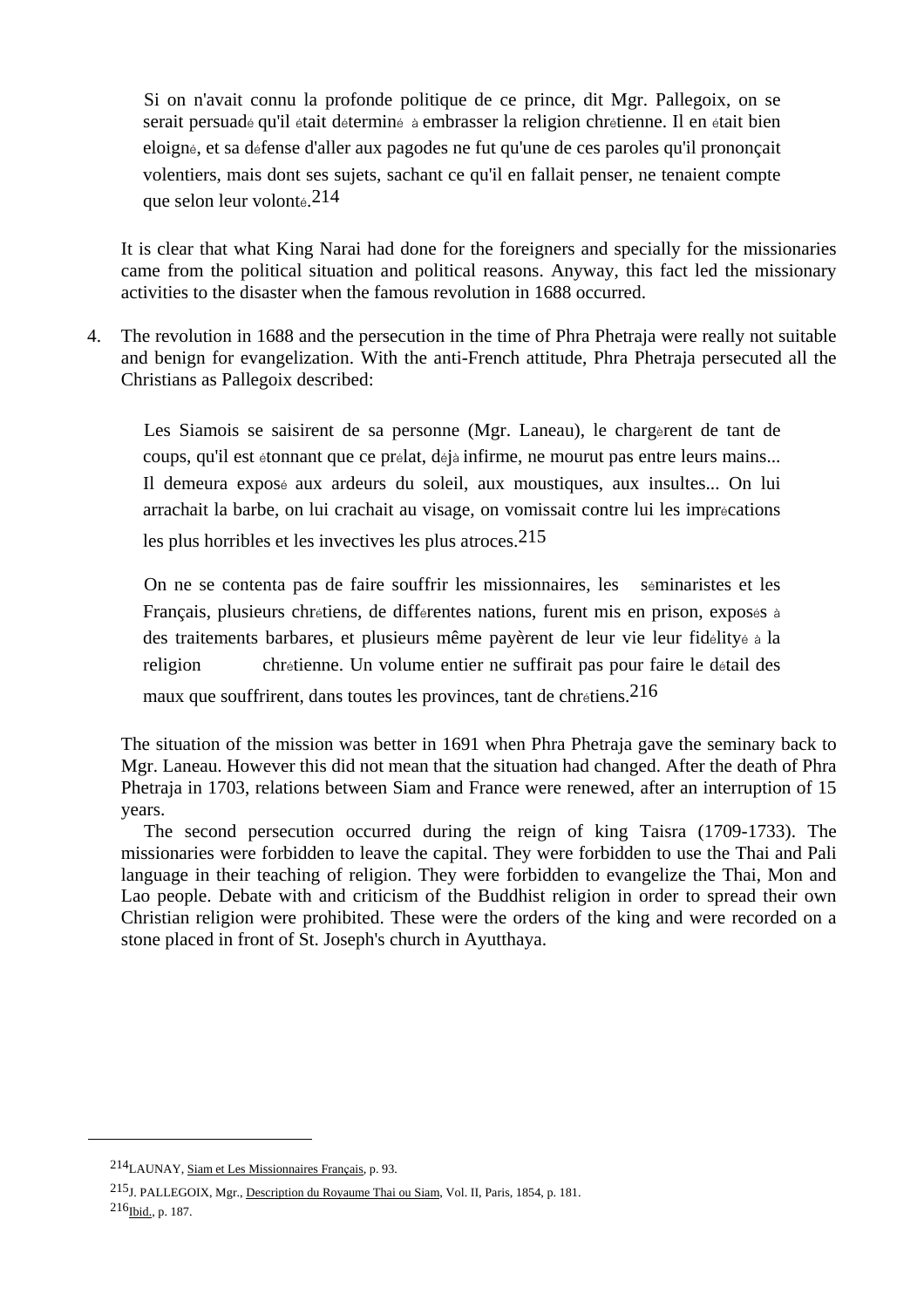> Si on n'avait connu la profonde politique de ce prince, dit Mgr. Pallegoix, on se serait persuadé qu'il était déterminé à embrasser la religion chrétienne. Il en était bien eloigné, et sa défense d'aller aux pagodes ne fut qu'une de ces paroles qu'il prononçait volentiers, mais dont ses sujets, sachant ce qu'il en fallait penser, ne tenaient compte que selon leur volonté.[214]

It is clear that what King Narai had done for the foreigners and specially for the missionaries came from the political situation and political reasons. Anyway, this fact led the missionary activities to the disaster when the famous revolution in 1688 occurred.

4. The revolution in 1688 and the persecution in the time of Phra Phetraja were really not suitable and benign for evangelization. With the anti-French attitude, Phra Phetraja persecuted all the Christians as Pallegoix described:

> Les Siamois se saisirent de sa personne (Mgr. Laneau), le chargèrent de tant de coups, qu'il est étonnant que ce prélat, déjà infirme, ne mourut pas entre leurs mains... Il demeura exposé aux ardeurs du soleil, aux moustiques, aux insultes... On lui arrachait la barbe, on lui crachait au visage, on vomissait contre lui les imprécations les plus horribles et les invectives les plus atroces.[215]

> On ne se contenta pas de faire souffrir les missionnaires, les séminaristes et les Français, plusieurs chrétiens, de différentes nations, furent mis en prison, exposés à des traitements barbares, et plusieurs même payèrent de leur vie leur fidélité à la religion chrétienne. Un volume entier ne suffirait pas pour faire le détail des maux que souffrirent, dans toutes les provinces, tant de chrétiens.[216]

The situation of the mission was better in 1691 when Phra Phetraja gave the seminary back to Mgr. Laneau. However this did not mean that the situation had changed. After the death of Phra Phetraja in 1703, relations between Siam and France were renewed, after an interruption of 15 years.

The second persecution occurred during the reign of king Taisra (1709-1733). The missionaries were forbidden to leave the capital. They were forbidden to use the Thai and Pali language in their teaching of religion. They were forbidden to evangelize the Thai, Mon and Lao people. Debate with and criticism of the Buddhist religion in order to spread their own Christian religion were prohibited. These were the orders of the king and were recorded on a stone placed in front of St. Joseph's church in Ayutthaya.

---

[214] LAUNAY, Siam et Les Missionnaires Français, p. 93.

[215] J. PALLEGOIX, Mgr., Description du Royaume Thai ou Siam, Vol. II, Paris, 1854, p. 181.

[216] Ibid., p. 187.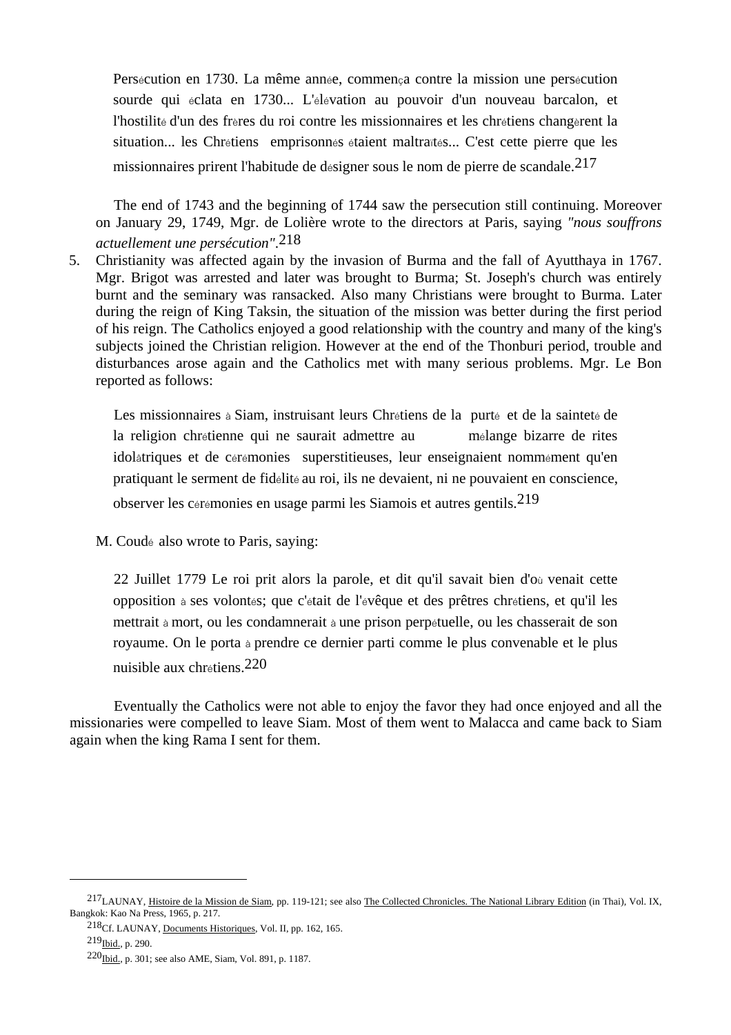> Persécution en 1730. La même année, commença contre la mission une persécution sourde qui éclata en 1730... L'élévation au pouvoir d'un nouveau barcalon, et l'hostilité d'un des frères du roi contre les missionnaires et les chrétiens changèrent la situation... les Chrétiens emprisonnés étaient maltraités... C'est cette pierre que les missionnaires prirent l'habitude de désigner sous le nom de pierre de scandale.[217]

The end of 1743 and the beginning of 1744 saw the persecution still continuing. Moreover on January 29, 1749, Mgr. de Lolière wrote to the directors at Paris, saying *"nous souffrons actuellement une persécution"*.[218]

5. Christianity was affected again by the invasion of Burma and the fall of Ayutthaya in 1767. Mgr. Brigot was arrested and later was brought to Burma; St. Joseph's church was entirely burnt and the seminary was ransacked. Also many Christians were brought to Burma. Later during the reign of King Taksin, the situation of the mission was better during the first period of his reign. The Catholics enjoyed a good relationship with the country and many of the king's subjects joined the Christian religion. However at the end of the Thonburi period, trouble and disturbances arose again and the Catholics met with many serious problems. Mgr. Le Bon reported as follows:

> Les missionnaires à Siam, instruisant leurs Chrétiens de la purté et de la sainteté de la religion chrétienne qui ne saurait admettre au mélange bizarre de rites idolâtriques et de cérémonies superstitieuses, leur enseignaient nommément qu'en pratiquant le serment de fidélité au roi, ils ne devaient, ni ne pouvaient en conscience, observer les cérémonies en usage parmi les Siamois et autres gentils.[219]

M. Coudé also wrote to Paris, saying:

> 22 Juillet 1779 Le roi prit alors la parole, et dit qu'il savait bien d'où venait cette opposition à ses volontés; que c'était de l'évêque et des prêtres chrétiens, et qu'il les mettrait à mort, ou les condamnerait à une prison perpétuelle, ou les chasserait de son royaume. On le porta à prendre ce dernier parti comme le plus convenable et le plus nuisible aux chrétiens.[220]

Eventually the Catholics were not able to enjoy the favor they had once enjoyed and all the missionaries were compelled to leave Siam. Most of them went to Malacca and came back to Siam again when the king Rama I sent for them.

---

[217] LAUNAY, Histoire de la Mission de Siam, pp. 119-121; see also The Collected Chronicles. The National Library Edition (in Thai), Vol. IX, Bangkok: Kao Na Press, 1965, p. 217.

[218] Cf. LAUNAY, Documents Historiques, Vol. II, pp. 162, 165.

[219] Ibid., p. 290.

[220] Ibid., p. 301; see also AME, Siam, Vol. 891, p. 1187.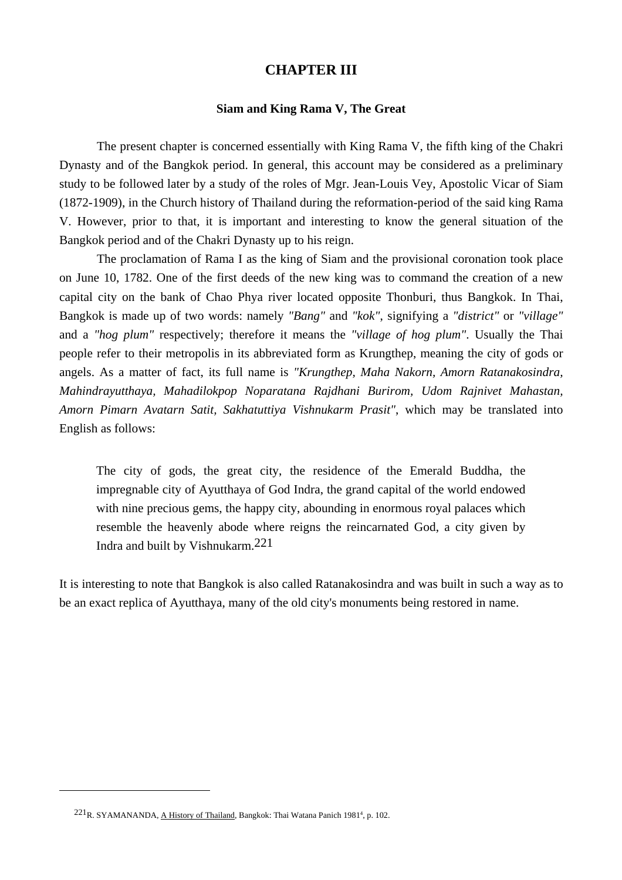# CHAPTER III

## Siam and King Rama V, The Great

The present chapter is concerned essentially with King Rama V, the fifth king of the Chakri Dynasty and of the Bangkok period. In general, this account may be considered as a preliminary study to be followed later by a study of the roles of Mgr. Jean-Louis Vey, Apostolic Vicar of Siam (1872-1909), in the Church history of Thailand during the reformation-period of the said king Rama V. However, prior to that, it is important and interesting to know the general situation of the Bangkok period and of the Chakri Dynasty up to his reign.

The proclamation of Rama I as the king of Siam and the provisional coronation took place on June 10, 1782. One of the first deeds of the new king was to command the creation of a new capital city on the bank of Chao Phya river located opposite Thonburi, thus Bangkok. In Thai, Bangkok is made up of two words: namely *"Bang"* and *"kok"*, signifying a *"district"* or *"village"* and a *"hog plum"* respectively; therefore it means the *"village of hog plum"*. Usually the Thai people refer to their metropolis in its abbreviated form as Krungthep, meaning the city of gods or angels. As a matter of fact, its full name is *"Krungthep, Maha Nakorn, Amorn Ratanakosindra, Mahindrayutthaya, Mahadilokpop Noparatana Rajdhani Burirom, Udom Rajnivet Mahastan, Amorn Pimarn Avatarn Satit, Sakhatuttiya Vishnukarm Prasit"*, which may be translated into English as follows:

> The city of gods, the great city, the residence of the Emerald Buddha, the impregnable city of Ayutthaya of God Indra, the grand capital of the world endowed with nine precious gems, the happy city, abounding in enormous royal palaces which resemble the heavenly abode where reigns the reincarnated God, a city given by Indra and built by Vishnukarm.[221]

It is interesting to note that Bangkok is also called Ratanakosindra and was built in such a way as to be an exact replica of Ayutthaya, many of the old city's monuments being restored in name.

---

[221] R. SYAMANANDA, A History of Thailand, Bangkok: Thai Watana Panich 1981[4], p. 102.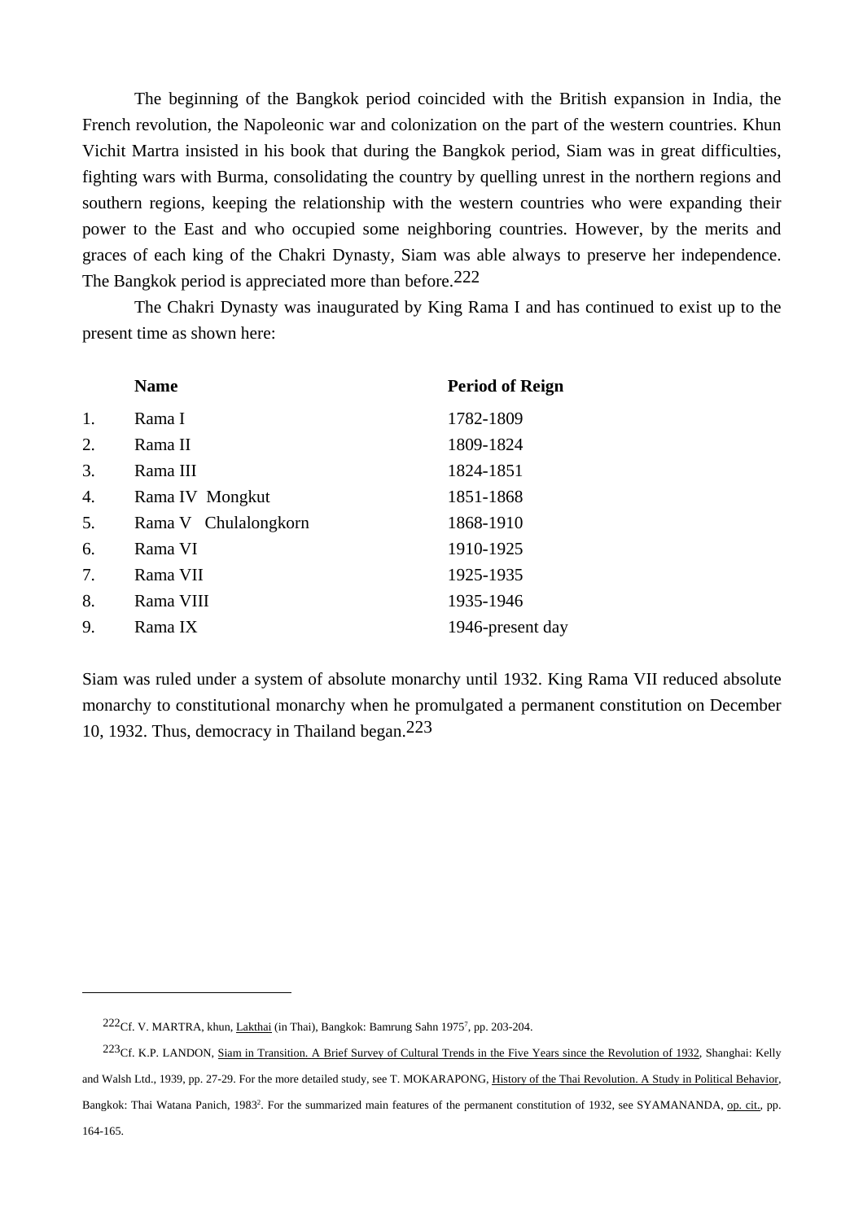The beginning of the Bangkok period coincided with the British expansion in India, the French revolution, the Napoleonic war and colonization on the part of the western countries. Khun Vichit Martra insisted in his book that during the Bangkok period, Siam was in great difficulties, fighting wars with Burma, consolidating the country by quelling unrest in the northern regions and southern regions, keeping the relationship with the western countries who were expanding their power to the East and who occupied some neighboring countries. However, by the merits and graces of each king of the Chakri Dynasty, Siam was able always to preserve her independence. The Bangkok period is appreciated more than before.[222]

The Chakri Dynasty was inaugurated by King Rama I and has continued to exist up to the present time as shown here:

| | **Name** | **Period of Reign** |
|---|---|---|
| 1. | Rama I | 1782-1809 |
| 2. | Rama II | 1809-1824 |
| 3. | Rama III | 1824-1851 |
| 4. | Rama IV Mongkut | 1851-1868 |
| 5. | Rama V Chulalongkorn | 1868-1910 |
| 6. | Rama VI | 1910-1925 |
| 7. | Rama VII | 1925-1935 |
| 8. | Rama VIII | 1935-1946 |
| 9. | Rama IX | 1946-present day |

Siam was ruled under a system of absolute monarchy until 1932. King Rama VII reduced absolute monarchy to constitutional monarchy when he promulgated a permanent constitution on December 10, 1932. Thus, democracy in Thailand began.[223]

---

[222] Cf. V. MARTRA, khun, Lakthai (in Thai), Bangkok: Bamrung Sahn 1975[7], pp. 203-204.

[223] Cf. K.P. LANDON, Siam in Transition. A Brief Survey of Cultural Trends in the Five Years since the Revolution of 1932, Shanghai: Kelly and Walsh Ltd., 1939, pp. 27-29. For the more detailed study, see T. MOKARAPONG, History of the Thai Revolution. A Study in Political Behavior, Bangkok: Thai Watana Panich, 1983[2]. For the summarized main features of the permanent constitution of 1932, see SYAMANANDA, op. cit., pp. 164-165.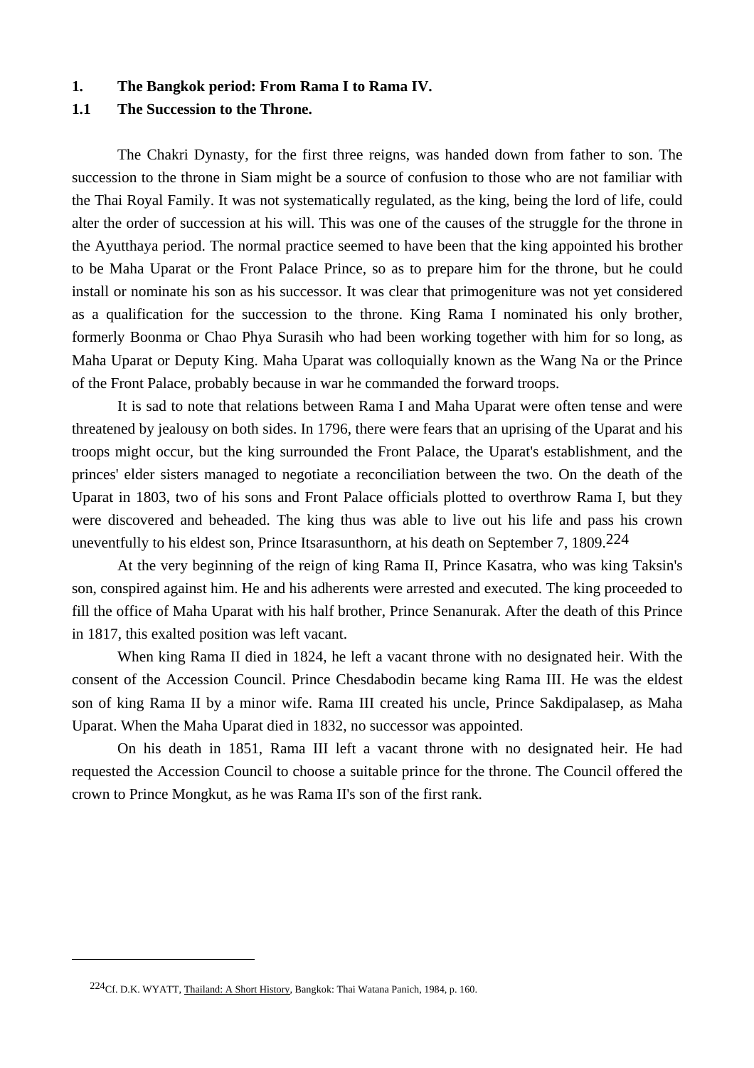## 1. The Bangkok period: From Rama I to Rama IV.

### 1.1 The Succession to the Throne.

The Chakri Dynasty, for the first three reigns, was handed down from father to son. The succession to the throne in Siam might be a source of confusion to those who are not familiar with the Thai Royal Family. It was not systematically regulated, as the king, being the lord of life, could alter the order of succession at his will. This was one of the causes of the struggle for the throne in the Ayutthaya period. The normal practice seemed to have been that the king appointed his brother to be Maha Uparat or the Front Palace Prince, so as to prepare him for the throne, but he could install or nominate his son as his successor. It was clear that primogeniture was not yet considered as a qualification for the succession to the throne. King Rama I nominated his only brother, formerly Boonma or Chao Phya Surasih who had been working together with him for so long, as Maha Uparat or Deputy King. Maha Uparat was colloquially known as the Wang Na or the Prince of the Front Palace, probably because in war he commanded the forward troops.

It is sad to note that relations between Rama I and Maha Uparat were often tense and were threatened by jealousy on both sides. In 1796, there were fears that an uprising of the Uparat and his troops might occur, but the king surrounded the Front Palace, the Uparat's establishment, and the princes' elder sisters managed to negotiate a reconciliation between the two. On the death of the Uparat in 1803, two of his sons and Front Palace officials plotted to overthrow Rama I, but they were discovered and beheaded. The king thus was able to live out his life and pass his crown uneventfully to his eldest son, Prince Itsarasunthorn, at his death on September 7, 1809.[224]

At the very beginning of the reign of king Rama II, Prince Kasatra, who was king Taksin's son, conspired against him. He and his adherents were arrested and executed. The king proceeded to fill the office of Maha Uparat with his half brother, Prince Senanurak. After the death of this Prince in 1817, this exalted position was left vacant.

When king Rama II died in 1824, he left a vacant throne with no designated heir. With the consent of the Accession Council. Prince Chesdabodin became king Rama III. He was the eldest son of king Rama II by a minor wife. Rama III created his uncle, Prince Sakdipalasep, as Maha Uparat. When the Maha Uparat died in 1832, no successor was appointed.

On his death in 1851, Rama III left a vacant throne with no designated heir. He had requested the Accession Council to choose a suitable prince for the throne. The Council offered the crown to Prince Mongkut, as he was Rama II's son of the first rank.

---

[224] Cf. D.K. WYATT, Thailand: A Short History, Bangkok: Thai Watana Panich, 1984, p. 160.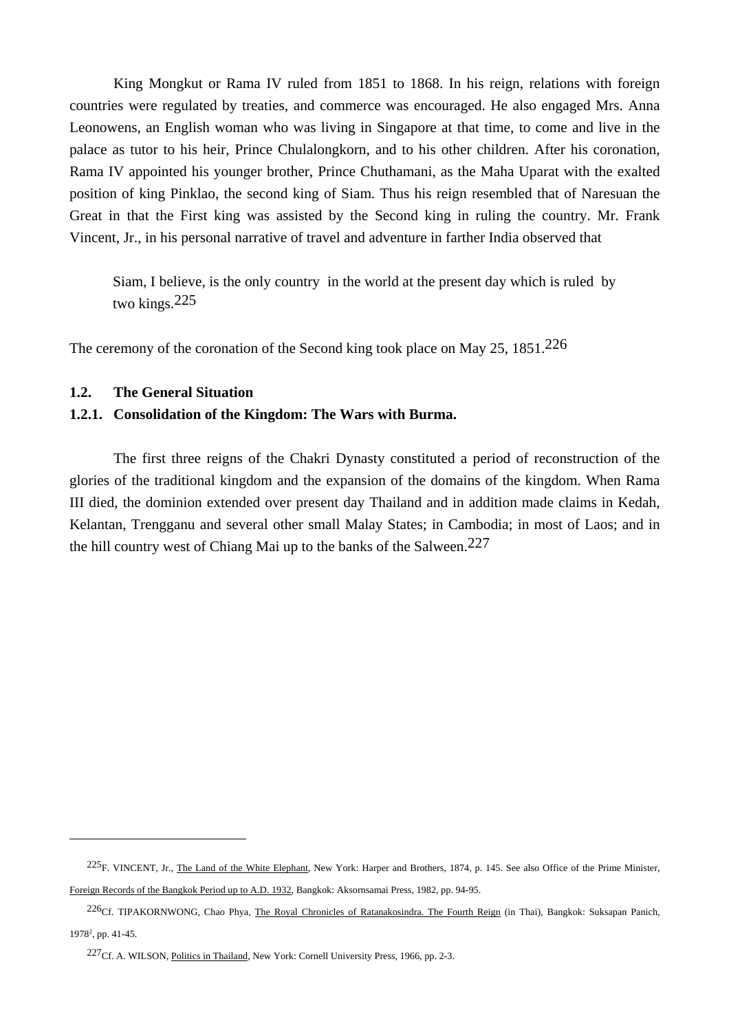King Mongkut or Rama IV ruled from 1851 to 1868. In his reign, relations with foreign countries were regulated by treaties, and commerce was encouraged. He also engaged Mrs. Anna Leonowens, an English woman who was living in Singapore at that time, to come and live in the palace as tutor to his heir, Prince Chulalongkorn, and to his other children. After his coronation, Rama IV appointed his younger brother, Prince Chuthamani, as the Maha Uparat with the exalted position of king Pinklao, the second king of Siam. Thus his reign resembled that of Naresuan the Great in that the First king was assisted by the Second king in ruling the country. Mr. Frank Vincent, Jr., in his personal narrative of travel and adventure in farther India observed that

> Siam, I believe, is the only country in the world at the present day which is ruled by two kings.[225]

The ceremony of the coronation of the Second king took place on May 25, 1851.[226]

### 1.2. The General Situation

#### 1.2.1. Consolidation of the Kingdom: The Wars with Burma.

The first three reigns of the Chakri Dynasty constituted a period of reconstruction of the glories of the traditional kingdom and the expansion of the domains of the kingdom. When Rama III died, the dominion extended over present day Thailand and in addition made claims in Kedah, Kelantan, Trengganu and several other small Malay States; in Cambodia; in most of Laos; and in the hill country west of Chiang Mai up to the banks of the Salween.[227]

---

[225] F. VINCENT, Jr., The Land of the White Elephant, New York: Harper and Brothers, 1874, p. 145. See also Office of the Prime Minister, Foreign Records of the Bangkok Period up to A.D. 1932, Bangkok: Aksornsamai Press, 1982, pp. 94-95.

[226] Cf. TIPAKORNWONG, Chao Phya, The Royal Chronicles of Ratanakosindra. The Fourth Reign (in Thai), Bangkok: Suksapan Panich, 1978[2], pp. 41-45.

[227] Cf. A. WILSON, Politics in Thailand, New York: Cornell University Press, 1966, pp. 2-3.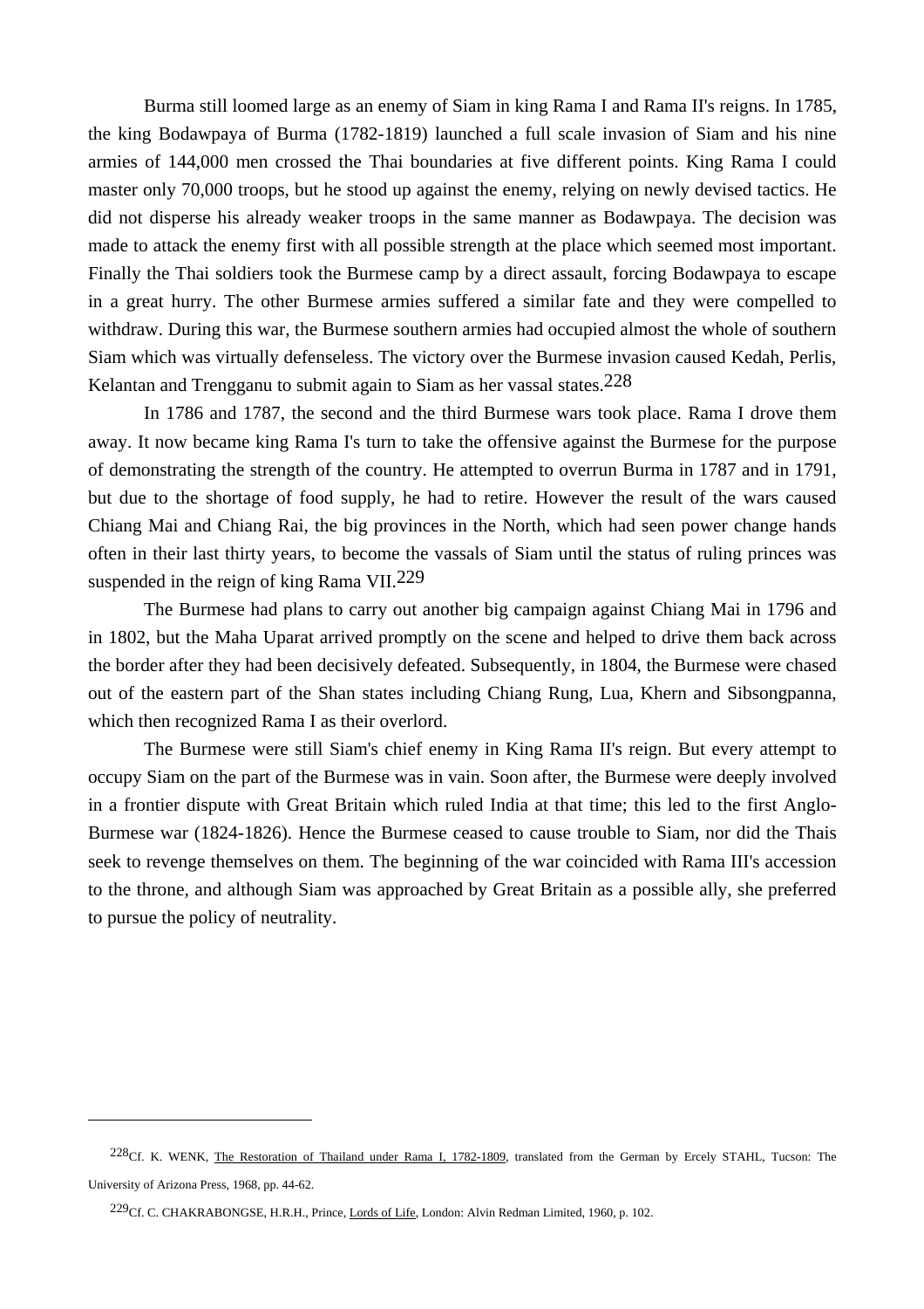Burma still loomed large as an enemy of Siam in king Rama I and Rama II's reigns. In 1785, the king Bodawpaya of Burma (1782-1819) launched a full scale invasion of Siam and his nine armies of 144,000 men crossed the Thai boundaries at five different points. King Rama I could master only 70,000 troops, but he stood up against the enemy, relying on newly devised tactics. He did not disperse his already weaker troops in the same manner as Bodawpaya. The decision was made to attack the enemy first with all possible strength at the place which seemed most important. Finally the Thai soldiers took the Burmese camp by a direct assault, forcing Bodawpaya to escape in a great hurry. The other Burmese armies suffered a similar fate and they were compelled to withdraw. During this war, the Burmese southern armies had occupied almost the whole of southern Siam which was virtually defenseless. The victory over the Burmese invasion caused Kedah, Perlis, Kelantan and Trengganu to submit again to Siam as her vassal states.[228]

In 1786 and 1787, the second and the third Burmese wars took place. Rama I drove them away. It now became king Rama I's turn to take the offensive against the Burmese for the purpose of demonstrating the strength of the country. He attempted to overrun Burma in 1787 and in 1791, but due to the shortage of food supply, he had to retire. However the result of the wars caused Chiang Mai and Chiang Rai, the big provinces in the North, which had seen power change hands often in their last thirty years, to become the vassals of Siam until the status of ruling princes was suspended in the reign of king Rama VII.[229]

The Burmese had plans to carry out another big campaign against Chiang Mai in 1796 and in 1802, but the Maha Uparat arrived promptly on the scene and helped to drive them back across the border after they had been decisively defeated. Subsequently, in 1804, the Burmese were chased out of the eastern part of the Shan states including Chiang Rung, Lua, Khern and Sibsongpanna, which then recognized Rama I as their overlord.

The Burmese were still Siam's chief enemy in King Rama II's reign. But every attempt to occupy Siam on the part of the Burmese was in vain. Soon after, the Burmese were deeply involved in a frontier dispute with Great Britain which ruled India at that time; this led to the first Anglo-Burmese war (1824-1826). Hence the Burmese ceased to cause trouble to Siam, nor did the Thais seek to revenge themselves on them. The beginning of the war coincided with Rama III's accession to the throne, and although Siam was approached by Great Britain as a possible ally, she preferred to pursue the policy of neutrality.

---

[228] Cf. K. WENK, The Restoration of Thailand under Rama I, 1782-1809, translated from the German by Ercely STAHL, Tucson: The University of Arizona Press, 1968, pp. 44-62.

[229] Cf. C. CHAKRABONGSE, H.R.H., Prince, Lords of Life, London: Alvin Redman Limited, 1960, p. 102.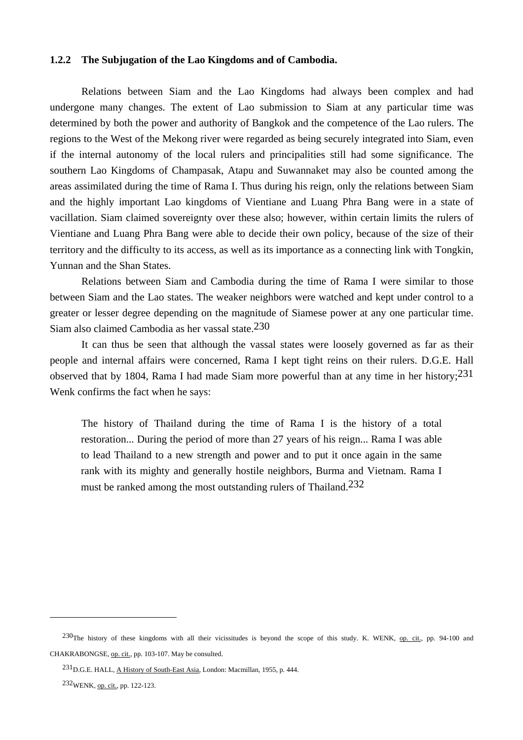### 1.2.2 The Subjugation of the Lao Kingdoms and of Cambodia.

Relations between Siam and the Lao Kingdoms had always been complex and had undergone many changes. The extent of Lao submission to Siam at any particular time was determined by both the power and authority of Bangkok and the competence of the Lao rulers. The regions to the West of the Mekong river were regarded as being securely integrated into Siam, even if the internal autonomy of the local rulers and principalities still had some significance. The southern Lao Kingdoms of Champasak, Atapu and Suwannaket may also be counted among the areas assimilated during the time of Rama I. Thus during his reign, only the relations between Siam and the highly important Lao kingdoms of Vientiane and Luang Phra Bang were in a state of vacillation. Siam claimed sovereignty over these also; however, within certain limits the rulers of Vientiane and Luang Phra Bang were able to decide their own policy, because of the size of their territory and the difficulty to its access, as well as its importance as a connecting link with Tongkin, Yunnan and the Shan States.

Relations between Siam and Cambodia during the time of Rama I were similar to those between Siam and the Lao states. The weaker neighbors were watched and kept under control to a greater or lesser degree depending on the magnitude of Siamese power at any one particular time. Siam also claimed Cambodia as her vassal state.[230]

It can thus be seen that although the vassal states were loosely governed as far as their people and internal affairs were concerned, Rama I kept tight reins on their rulers. D.G.E. Hall observed that by 1804, Rama I had made Siam more powerful than at any time in her history;[231] Wenk confirms the fact when he says:

> The history of Thailand during the time of Rama I is the history of a total restoration... During the period of more than 27 years of his reign... Rama I was able to lead Thailand to a new strength and power and to put it once again in the same rank with its mighty and generally hostile neighbors, Burma and Vietnam. Rama I must be ranked among the most outstanding rulers of Thailand.[232]

---

[230] The history of these kingdoms with all their vicissitudes is beyond the scope of this study. K. WENK, op. cit., pp. 94-100 and CHAKRABONGSE, op. cit., pp. 103-107. May be consulted.

[231] D.G.E. HALL, A History of South-East Asia, London: Macmillan, 1955, p. 444.

[232] WENK, op. cit., pp. 122-123.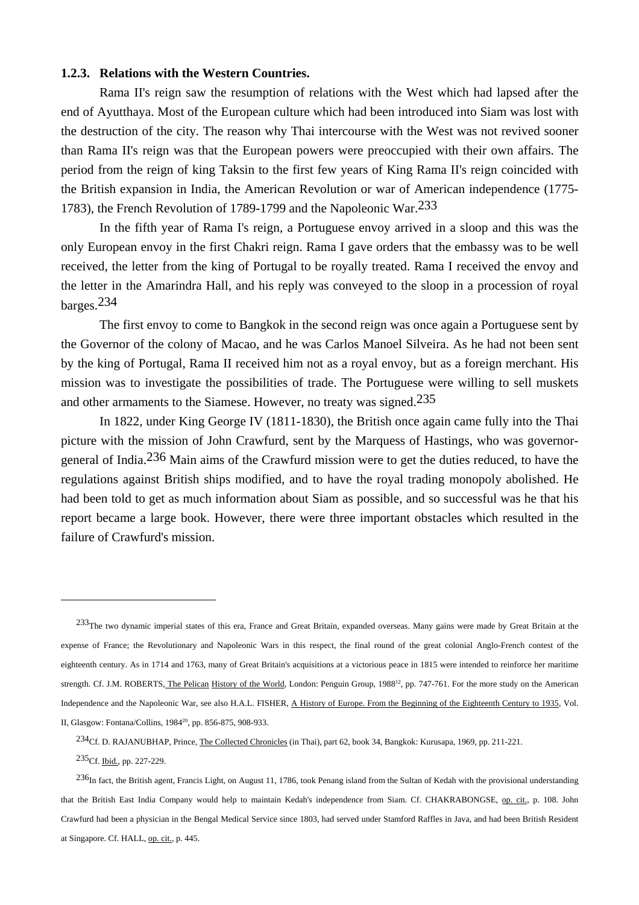### 1.2.3. Relations with the Western Countries.

Rama II's reign saw the resumption of relations with the West which had lapsed after the end of Ayutthaya. Most of the European culture which had been introduced into Siam was lost with the destruction of the city. The reason why Thai intercourse with the West was not revived sooner than Rama II's reign was that the European powers were preoccupied with their own affairs. The period from the reign of king Taksin to the first few years of King Rama II's reign coincided with the British expansion in India, the American Revolution or war of American independence (1775-1783), the French Revolution of 1789-1799 and the Napoleonic War.[233]

In the fifth year of Rama I's reign, a Portuguese envoy arrived in a sloop and this was the only European envoy in the first Chakri reign. Rama I gave orders that the embassy was to be well received, the letter from the king of Portugal to be royally treated. Rama I received the envoy and the letter in the Amarindra Hall, and his reply was conveyed to the sloop in a procession of royal barges.[234]

The first envoy to come to Bangkok in the second reign was once again a Portuguese sent by the Governor of the colony of Macao, and he was Carlos Manoel Silveira. As he had not been sent by the king of Portugal, Rama II received him not as a royal envoy, but as a foreign merchant. His mission was to investigate the possibilities of trade. The Portuguese were willing to sell muskets and other armaments to the Siamese. However, no treaty was signed.[235]

In 1822, under King George IV (1811-1830), the British once again came fully into the Thai picture with the mission of John Crawfurd, sent by the Marquess of Hastings, who was governor-general of India.[236] Main aims of the Crawfurd mission were to get the duties reduced, to have the regulations against British ships modified, and to have the royal trading monopoly abolished. He had been told to get as much information about Siam as possible, and so successful was he that his report became a large book. However, there were three important obstacles which resulted in the failure of Crawfurd's mission.

---

[233] The two dynamic imperial states of this era, France and Great Britain, expanded overseas. Many gains were made by Great Britain at the expense of France; the Revolutionary and Napoleonic Wars in this respect, the final round of the great colonial Anglo-French contest of the eighteenth century. As in 1714 and 1763, many of Great Britain's acquisitions at a victorious peace in 1815 were intended to reinforce her maritime strength. Cf. J.M. ROBERTS, The Pelican History of the World, London: Penguin Group, 1988[12], pp. 747-761. For the more study on the American Independence and the Napoleonic War, see also H.A.L. FISHER, A History of Europe. From the Beginning of the Eighteenth Century to 1935, Vol. II, Glasgow: Fontana/Collins, 1984[20], pp. 856-875, 908-933.

[234] Cf. D. RAJANUBHAP, Prince, The Collected Chronicles (in Thai), part 62, book 34, Bangkok: Kurusapa, 1969, pp. 211-221.

[235] Cf. Ibid., pp. 227-229.

[236] In fact, the British agent, Francis Light, on August 11, 1786, took Penang island from the Sultan of Kedah with the provisional understanding that the British East India Company would help to maintain Kedah's independence from Siam. Cf. CHAKRABONGSE, op. cit., p. 108. John Crawfurd had been a physician in the Bengal Medical Service since 1803, had served under Stamford Raffles in Java, and had been British Resident at Singapore. Cf. HALL, op. cit., p. 445.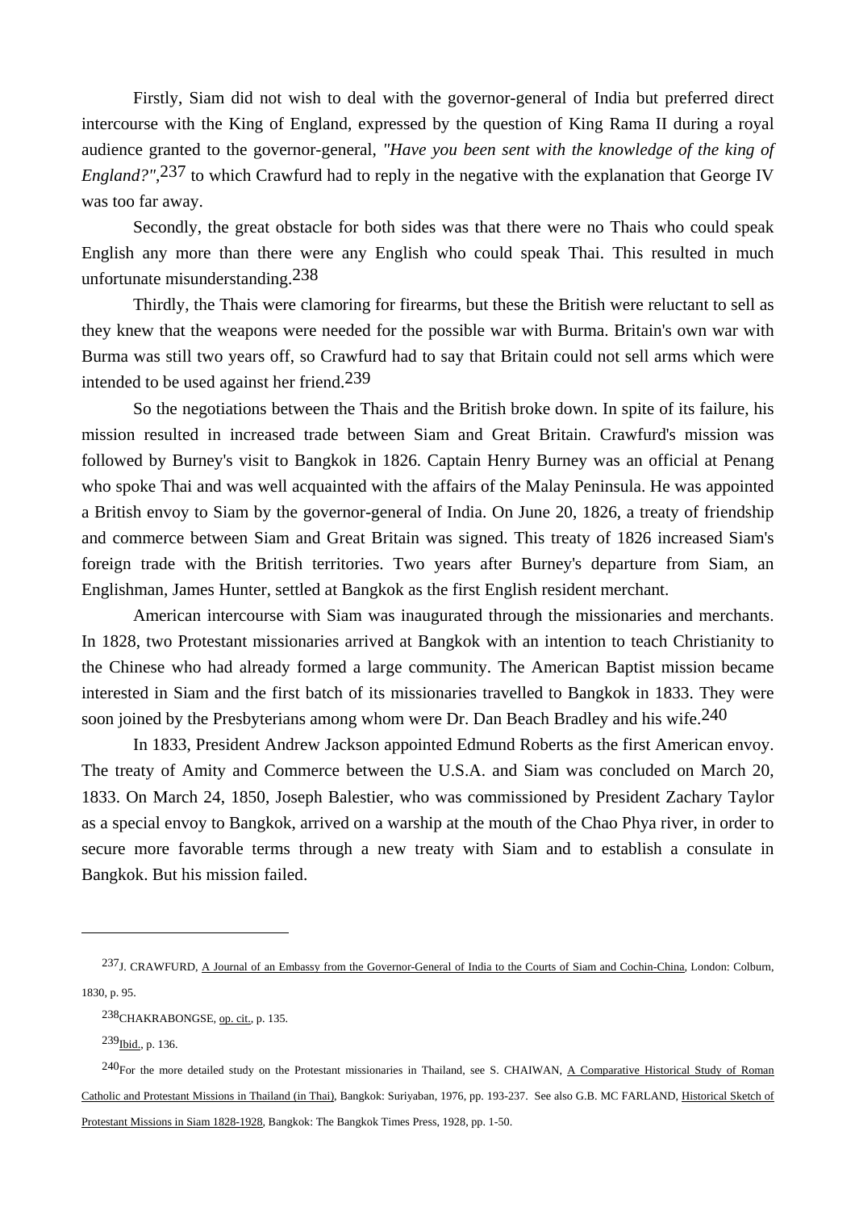Firstly, Siam did not wish to deal with the governor-general of India but preferred direct intercourse with the King of England, expressed by the question of King Rama II during a royal audience granted to the governor-general, *"Have you been sent with the knowledge of the king of England?"*,[237] to which Crawfurd had to reply in the negative with the explanation that George IV was too far away.

Secondly, the great obstacle for both sides was that there were no Thais who could speak English any more than there were any English who could speak Thai. This resulted in much unfortunate misunderstanding.[238]

Thirdly, the Thais were clamoring for firearms, but these the British were reluctant to sell as they knew that the weapons were needed for the possible war with Burma. Britain's own war with Burma was still two years off, so Crawfurd had to say that Britain could not sell arms which were intended to be used against her friend.[239]

So the negotiations between the Thais and the British broke down. In spite of its failure, his mission resulted in increased trade between Siam and Great Britain. Crawfurd's mission was followed by Burney's visit to Bangkok in 1826. Captain Henry Burney was an official at Penang who spoke Thai and was well acquainted with the affairs of the Malay Peninsula. He was appointed a British envoy to Siam by the governor-general of India. On June 20, 1826, a treaty of friendship and commerce between Siam and Great Britain was signed. This treaty of 1826 increased Siam's foreign trade with the British territories. Two years after Burney's departure from Siam, an Englishman, James Hunter, settled at Bangkok as the first English resident merchant.

American intercourse with Siam was inaugurated through the missionaries and merchants. In 1828, two Protestant missionaries arrived at Bangkok with an intention to teach Christianity to the Chinese who had already formed a large community. The American Baptist mission became interested in Siam and the first batch of its missionaries travelled to Bangkok in 1833. They were soon joined by the Presbyterians among whom were Dr. Dan Beach Bradley and his wife.[240]

In 1833, President Andrew Jackson appointed Edmund Roberts as the first American envoy. The treaty of Amity and Commerce between the U.S.A. and Siam was concluded on March 20, 1833. On March 24, 1850, Joseph Balestier, who was commissioned by President Zachary Taylor as a special envoy to Bangkok, arrived on a warship at the mouth of the Chao Phya river, in order to secure more favorable terms through a new treaty with Siam and to establish a consulate in Bangkok. But his mission failed.

---

[237] J. CRAWFURD, A Journal of an Embassy from the Governor-General of India to the Courts of Siam and Cochin-China, London: Colburn, 1830, p. 95.

[238] CHAKRABONGSE, op. cit., p. 135.

[239] Ibid., p. 136.

[240] For the more detailed study on the Protestant missionaries in Thailand, see S. CHAIWAN, A Comparative Historical Study of Roman Catholic and Protestant Missions in Thailand (in Thai), Bangkok: Suriyaban, 1976, pp. 193-237. See also G.B. MC FARLAND, Historical Sketch of Protestant Missions in Siam 1828-1928, Bangkok: The Bangkok Times Press, 1928, pp. 1-50.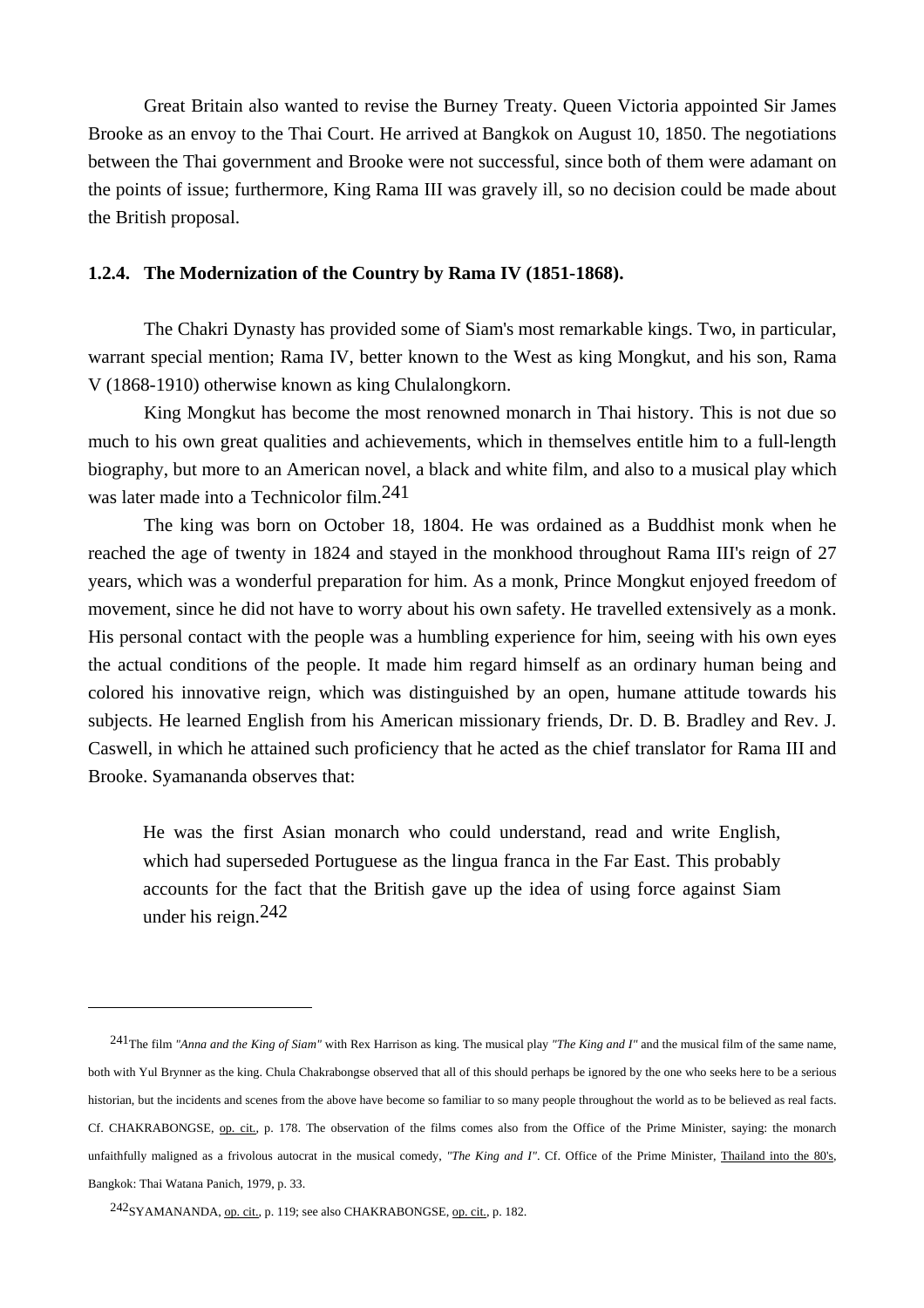Great Britain also wanted to revise the Burney Treaty. Queen Victoria appointed Sir James Brooke as an envoy to the Thai Court. He arrived at Bangkok on August 10, 1850. The negotiations between the Thai government and Brooke were not successful, since both of them were adamant on the points of issue; furthermore, King Rama III was gravely ill, so no decision could be made about the British proposal.

### 1.2.4. The Modernization of the Country by Rama IV (1851-1868).

The Chakri Dynasty has provided some of Siam's most remarkable kings. Two, in particular, warrant special mention; Rama IV, better known to the West as king Mongkut, and his son, Rama V (1868-1910) otherwise known as king Chulalongkorn.

King Mongkut has become the most renowned monarch in Thai history. This is not due so much to his own great qualities and achievements, which in themselves entitle him to a full-length biography, but more to an American novel, a black and white film, and also to a musical play which was later made into a Technicolor film.[241]

The king was born on October 18, 1804. He was ordained as a Buddhist monk when he reached the age of twenty in 1824 and stayed in the monkhood throughout Rama III's reign of 27 years, which was a wonderful preparation for him. As a monk, Prince Mongkut enjoyed freedom of movement, since he did not have to worry about his own safety. He travelled extensively as a monk. His personal contact with the people was a humbling experience for him, seeing with his own eyes the actual conditions of the people. It made him regard himself as an ordinary human being and colored his innovative reign, which was distinguished by an open, humane attitude towards his subjects. He learned English from his American missionary friends, Dr. D. B. Bradley and Rev. J. Caswell, in which he attained such proficiency that he acted as the chief translator for Rama III and Brooke. Syamananda observes that:

> He was the first Asian monarch who could understand, read and write English, which had superseded Portuguese as the lingua franca in the Far East. This probably accounts for the fact that the British gave up the idea of using force against Siam under his reign.[242]

---

[241] The film *"Anna and the King of Siam"* with Rex Harrison as king. The musical play *"The King and I"* and the musical film of the same name, both with Yul Brynner as the king. Chula Chakrabongse observed that all of this should perhaps be ignored by the one who seeks here to be a serious historian, but the incidents and scenes from the above have become so familiar to so many people throughout the world as to be believed as real facts. Cf. CHAKRABONGSE, op. cit., p. 178. The observation of the films comes also from the Office of the Prime Minister, saying: the monarch unfaithfully maligned as a frivolous autocrat in the musical comedy, *"The King and I"*. Cf. Office of the Prime Minister, Thailand into the 80's, Bangkok: Thai Watana Panich, 1979, p. 33.

[242] SYAMANANDA, op. cit., p. 119; see also CHAKRABONGSE, op. cit., p. 182.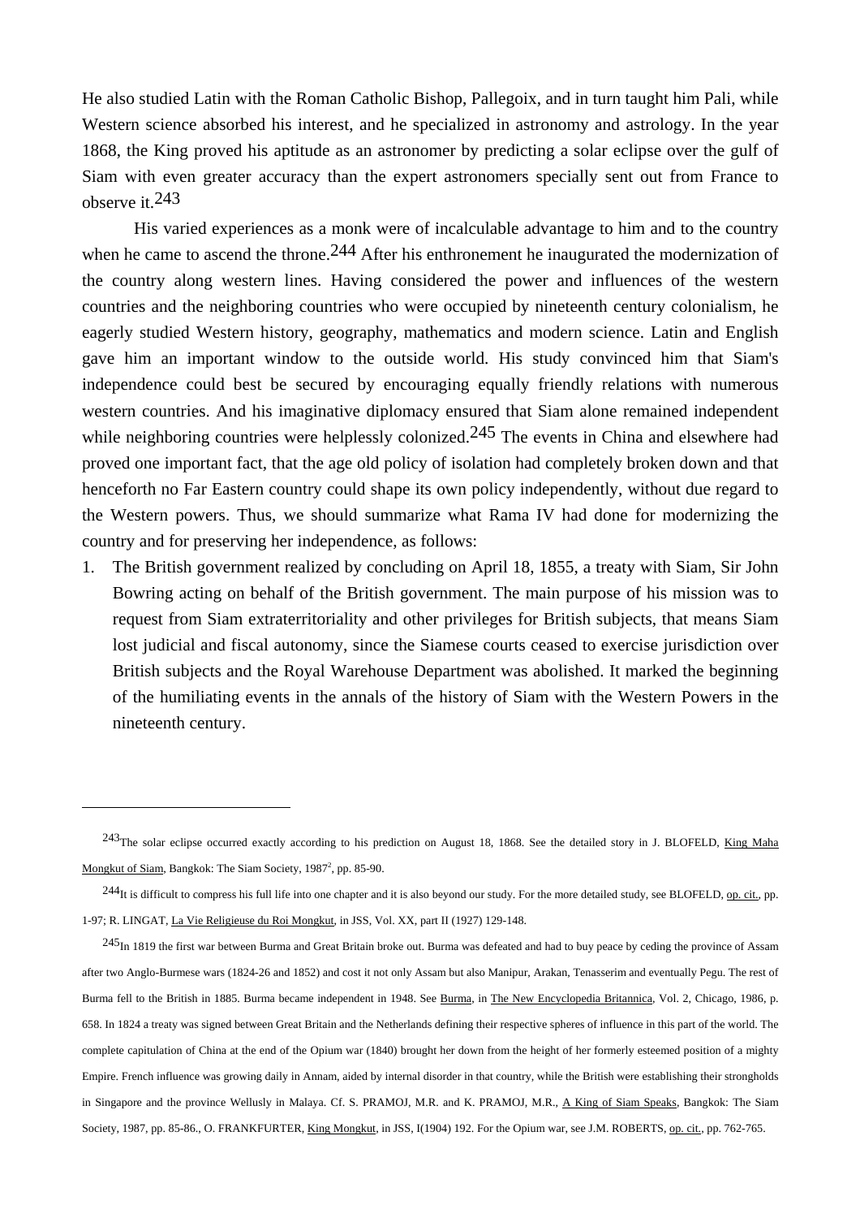He also studied Latin with the Roman Catholic Bishop, Pallegoix, and in turn taught him Pali, while Western science absorbed his interest, and he specialized in astronomy and astrology. In the year 1868, the King proved his aptitude as an astronomer by predicting a solar eclipse over the gulf of Siam with even greater accuracy than the expert astronomers specially sent out from France to observe it.[243]

His varied experiences as a monk were of incalculable advantage to him and to the country when he came to ascend the throne.[244] After his enthronement he inaugurated the modernization of the country along western lines. Having considered the power and influences of the western countries and the neighboring countries who were occupied by nineteenth century colonialism, he eagerly studied Western history, geography, mathematics and modern science. Latin and English gave him an important window to the outside world. His study convinced him that Siam's independence could best be secured by encouraging equally friendly relations with numerous western countries. And his imaginative diplomacy ensured that Siam alone remained independent while neighboring countries were helplessly colonized.[245] The events in China and elsewhere had proved one important fact, that the age old policy of isolation had completely broken down and that henceforth no Far Eastern country could shape its own policy independently, without due regard to the Western powers. Thus, we should summarize what Rama IV had done for modernizing the country and for preserving her independence, as follows:

1. The British government realized by concluding on April 18, 1855, a treaty with Siam, Sir John Bowring acting on behalf of the British government. The main purpose of his mission was to request from Siam extraterritoriality and other privileges for British subjects, that means Siam lost judicial and fiscal autonomy, since the Siamese courts ceased to exercise jurisdiction over British subjects and the Royal Warehouse Department was abolished. It marked the beginning of the humiliating events in the annals of the history of Siam with the Western Powers in the nineteenth century.

---

[243] The solar eclipse occurred exactly according to his prediction on August 18, 1868. See the detailed story in J. BLOFELD, King Maha Mongkut of Siam, Bangkok: The Siam Society, 1987[2], pp. 85-90.

[244] It is difficult to compress his full life into one chapter and it is also beyond our study. For the more detailed study, see BLOFELD, op. cit., pp. 1-97; R. LINGAT, La Vie Religieuse du Roi Mongkut, in JSS, Vol. XX, part II (1927) 129-148.

[245] In 1819 the first war between Burma and Great Britain broke out. Burma was defeated and had to buy peace by ceding the province of Assam after two Anglo-Burmese wars (1824-26 and 1852) and cost it not only Assam but also Manipur, Arakan, Tenasserim and eventually Pegu. The rest of Burma fell to the British in 1885. Burma became independent in 1948. See Burma, in The New Encyclopedia Britannica, Vol. 2, Chicago, 1986, p. 658. In 1824 a treaty was signed between Great Britain and the Netherlands defining their respective spheres of influence in this part of the world. The complete capitulation of China at the end of the Opium war (1840) brought her down from the height of her formerly esteemed position of a mighty Empire. French influence was growing daily in Annam, aided by internal disorder in that country, while the British were establishing their strongholds in Singapore and the province Wellusly in Malaya. Cf. S. PRAMOJ, M.R. and K. PRAMOJ, M.R., A King of Siam Speaks, Bangkok: The Siam Society, 1987, pp. 85-86., O. FRANKFURTER, King Mongkut, in JSS, I(1904) 192. For the Opium war, see J.M. ROBERTS, op. cit., pp. 762-765.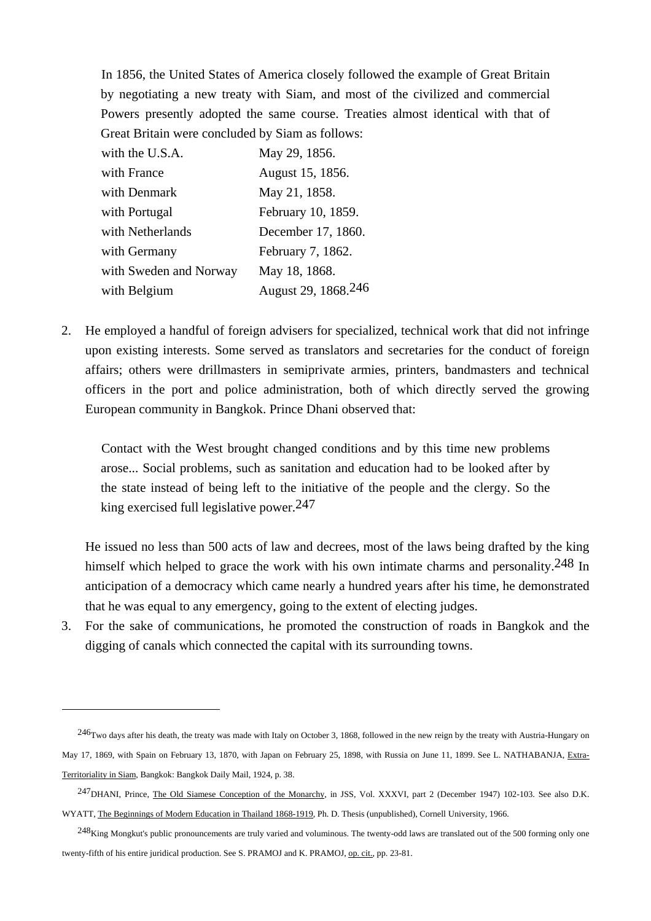> In 1856, the United States of America closely followed the example of Great Britain by negotiating a new treaty with Siam, and most of the civilized and commercial Powers presently adopted the same course. Treaties almost identical with that of Great Britain were concluded by Siam as follows:
>
> | | |
> |---|---|
> | with the U.S.A. | May 29, 1856. |
> | with France | August 15, 1856. |
> | with Denmark | May 21, 1858. |
> | with Portugal | February 10, 1859. |
> | with Netherlands | December 17, 1860. |
> | with Germany | February 7, 1862. |
> | with Sweden and Norway | May 18, 1868. |
> | with Belgium | August 29, 1868.[246] |

2. He employed a handful of foreign advisers for specialized, technical work that did not infringe upon existing interests. Some served as translators and secretaries for the conduct of foreign affairs; others were drillmasters in semiprivate armies, printers, bandmasters and technical officers in the port and police administration, both of which directly served the growing European community in Bangkok. Prince Dhani observed that:

   > Contact with the West brought changed conditions and by this time new problems arose... Social problems, such as sanitation and education had to be looked after by the state instead of being left to the initiative of the people and the clergy. So the king exercised full legislative power.[247]

   He issued no less than 500 acts of law and decrees, most of the laws being drafted by the king himself which helped to grace the work with his own intimate charms and personality.[248] In anticipation of a democracy which came nearly a hundred years after his time, he demonstrated that he was equal to any emergency, going to the extent of electing judges.

3. For the sake of communications, he promoted the construction of roads in Bangkok and the digging of canals which connected the capital with its surrounding towns.

---

[246] Two days after his death, the treaty was made with Italy on October 3, 1868, followed in the new reign by the treaty with Austria-Hungary on May 17, 1869, with Spain on February 13, 1870, with Japan on February 25, 1898, with Russia on June 11, 1899. See L. NATHABANJA, Extra-Territoriality in Siam, Bangkok: Bangkok Daily Mail, 1924, p. 38.

[247] DHANI, Prince, The Old Siamese Conception of the Monarchy, in JSS, Vol. XXXVI, part 2 (December 1947) 102-103. See also D.K. WYATT, The Beginnings of Modern Education in Thailand 1868-1919, Ph. D. Thesis (unpublished), Cornell University, 1966.

[248] King Mongkut's public pronouncements are truly varied and voluminous. The twenty-odd laws are translated out of the 500 forming only one twenty-fifth of his entire juridical production. See S. PRAMOJ and K. PRAMOJ, op. cit., pp. 23-81.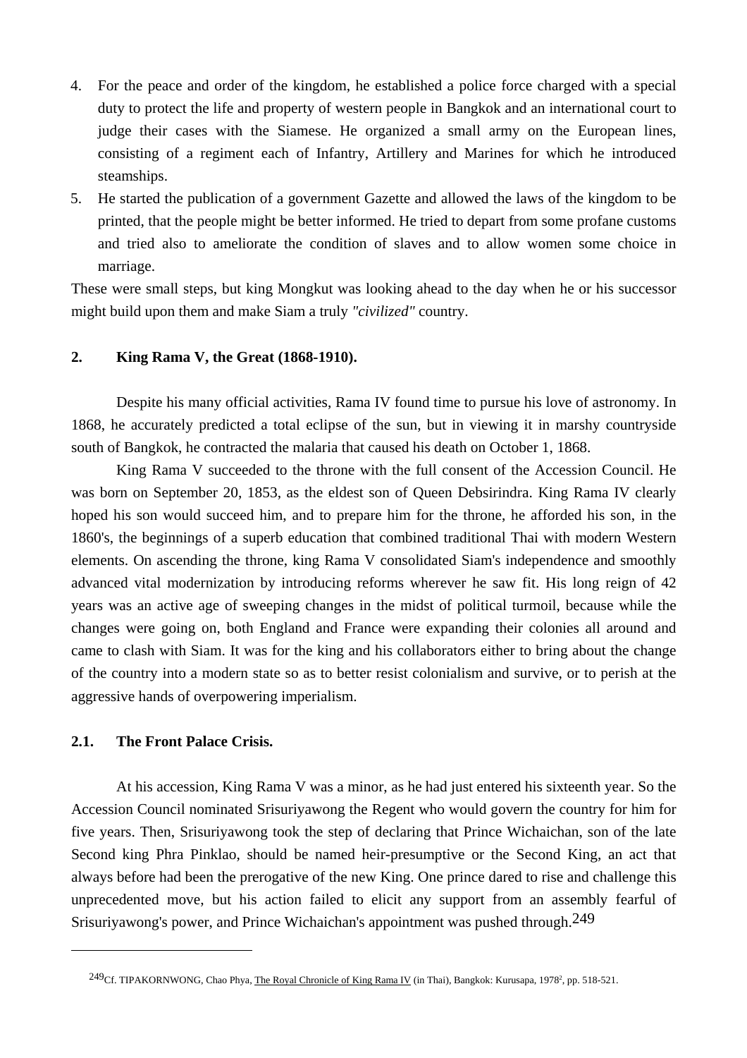4. For the peace and order of the kingdom, he established a police force charged with a special duty to protect the life and property of western people in Bangkok and an international court to judge their cases with the Siamese. He organized a small army on the European lines, consisting of a regiment each of Infantry, Artillery and Marines for which he introduced steamships.
5. He started the publication of a government Gazette and allowed the laws of the kingdom to be printed, that the people might be better informed. He tried to depart from some profane customs and tried also to ameliorate the condition of slaves and to allow women some choice in marriage.

These were small steps, but king Mongkut was looking ahead to the day when he or his successor might build upon them and make Siam a truly *"civilized"* country.

## 2. King Rama V, the Great (1868-1910).

Despite his many official activities, Rama IV found time to pursue his love of astronomy. In 1868, he accurately predicted a total eclipse of the sun, but in viewing it in marshy countryside south of Bangkok, he contracted the malaria that caused his death on October 1, 1868.

King Rama V succeeded to the throne with the full consent of the Accession Council. He was born on September 20, 1853, as the eldest son of Queen Debsirindra. King Rama IV clearly hoped his son would succeed him, and to prepare him for the throne, he afforded his son, in the 1860's, the beginnings of a superb education that combined traditional Thai with modern Western elements. On ascending the throne, king Rama V consolidated Siam's independence and smoothly advanced vital modernization by introducing reforms wherever he saw fit. His long reign of 42 years was an active age of sweeping changes in the midst of political turmoil, because while the changes were going on, both England and France were expanding their colonies all around and came to clash with Siam. It was for the king and his collaborators either to bring about the change of the country into a modern state so as to better resist colonialism and survive, or to perish at the aggressive hands of overpowering imperialism.

### 2.1. The Front Palace Crisis.

At his accession, King Rama V was a minor, as he had just entered his sixteenth year. So the Accession Council nominated Srisuriyawong the Regent who would govern the country for him for five years. Then, Srisuriyawong took the step of declaring that Prince Wichaichan, son of the late Second king Phra Pinklao, should be named heir-presumptive or the Second King, an act that always before had been the prerogative of the new King. One prince dared to rise and challenge this unprecedented move, but his action failed to elicit any support from an assembly fearful of Srisuriyawong's power, and Prince Wichaichan's appointment was pushed through.[249]

---

[249] Cf. TIPAKORNWONG, Chao Phya, The Royal Chronicle of King Rama IV (in Thai), Bangkok: Kurusapa, 1978[2], pp. 518-521.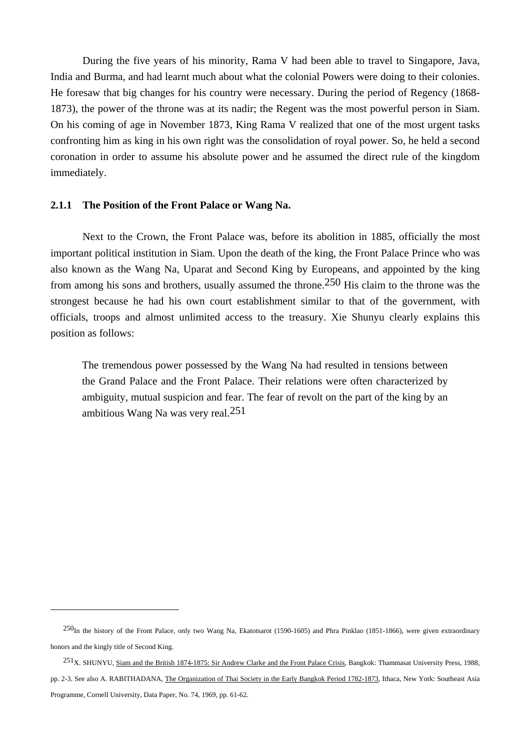During the five years of his minority, Rama V had been able to travel to Singapore, Java, India and Burma, and had learnt much about what the colonial Powers were doing to their colonies. He foresaw that big changes for his country were necessary. During the period of Regency (1868-1873), the power of the throne was at its nadir; the Regent was the most powerful person in Siam. On his coming of age in November 1873, King Rama V realized that one of the most urgent tasks confronting him as king in his own right was the consolidation of royal power. So, he held a second coronation in order to assume his absolute power and he assumed the direct rule of the kingdom immediately.

### 2.1.1 The Position of the Front Palace or Wang Na.

Next to the Crown, the Front Palace was, before its abolition in 1885, officially the most important political institution in Siam. Upon the death of the king, the Front Palace Prince who was also known as the Wang Na, Uparat and Second King by Europeans, and appointed by the king from among his sons and brothers, usually assumed the throne.[250] His claim to the throne was the strongest because he had his own court establishment similar to that of the government, with officials, troops and almost unlimited access to the treasury. Xie Shunyu clearly explains this position as follows:

> The tremendous power possessed by the Wang Na had resulted in tensions between the Grand Palace and the Front Palace. Their relations were often characterized by ambiguity, mutual suspicion and fear. The fear of revolt on the part of the king by an ambitious Wang Na was very real.[251]

---

[250] In the history of the Front Palace, only two Wang Na, Ekatotsarot (1590-1605) and Phra Pinklao (1851-1866), were given extraordinary honors and the kingly title of Second King.

[251] X. SHUNYU, Siam and the British 1874-1875: Sir Andrew Clarke and the Front Palace Crisis, Bangkok: Thammasat University Press, 1988, pp. 2-3. See also A. RABITHADANA, The Organization of Thai Society in the Early Bangkok Period 1782-1873, Ithaca, New York: Southeast Asia Programme, Cornell University, Data Paper, No. 74, 1969, pp. 61-62.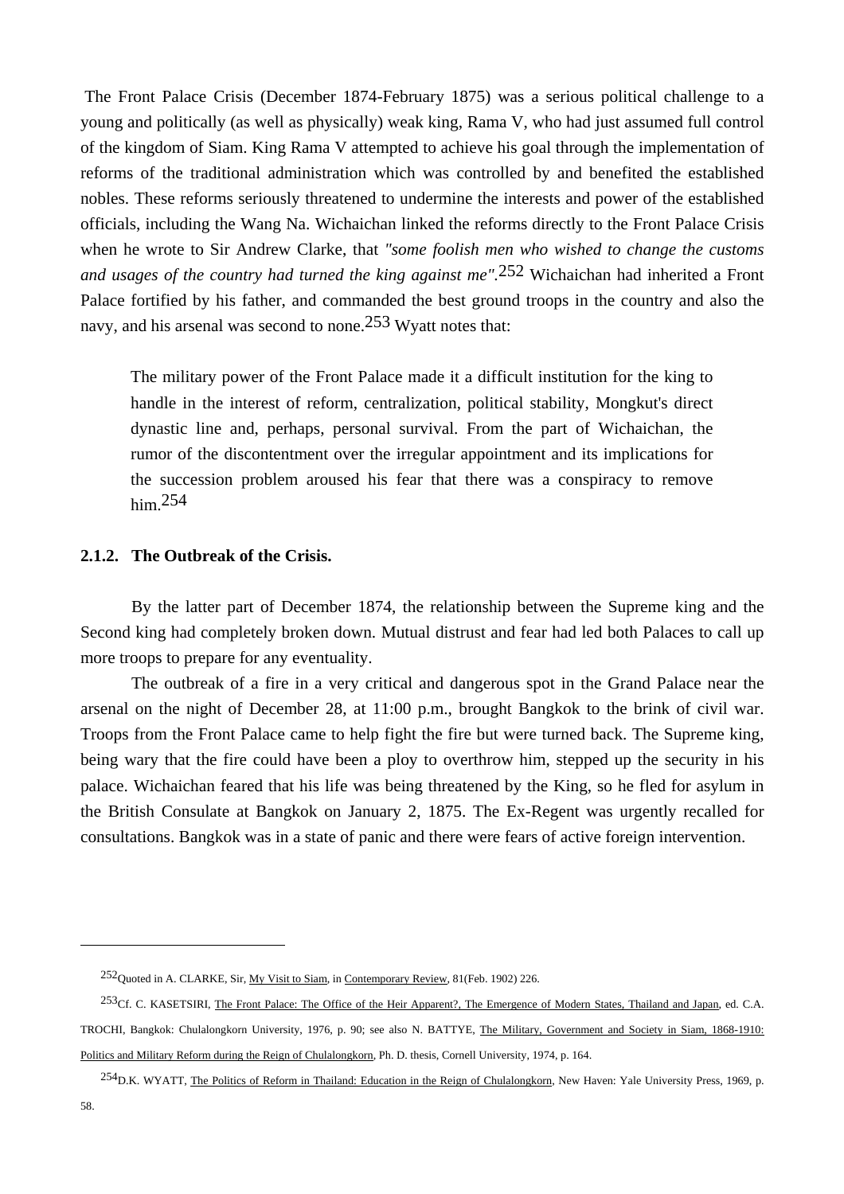The Front Palace Crisis (December 1874-February 1875) was a serious political challenge to a young and politically (as well as physically) weak king, Rama V, who had just assumed full control of the kingdom of Siam. King Rama V attempted to achieve his goal through the implementation of reforms of the traditional administration which was controlled by and benefited the established nobles. These reforms seriously threatened to undermine the interests and power of the established officials, including the Wang Na. Wichaichan linked the reforms directly to the Front Palace Crisis when he wrote to Sir Andrew Clarke, that *"some foolish men who wished to change the customs and usages of the country had turned the king against me"*.[252] Wichaichan had inherited a Front Palace fortified by his father, and commanded the best ground troops in the country and also the navy, and his arsenal was second to none.[253] Wyatt notes that:

> The military power of the Front Palace made it a difficult institution for the king to handle in the interest of reform, centralization, political stability, Mongkut's direct dynastic line and, perhaps, personal survival. From the part of Wichaichan, the rumor of the discontentment over the irregular appointment and its implications for the succession problem aroused his fear that there was a conspiracy to remove him.[254]

### 2.1.2. The Outbreak of the Crisis.

By the latter part of December 1874, the relationship between the Supreme king and the Second king had completely broken down. Mutual distrust and fear had led both Palaces to call up more troops to prepare for any eventuality.

The outbreak of a fire in a very critical and dangerous spot in the Grand Palace near the arsenal on the night of December 28, at 11:00 p.m., brought Bangkok to the brink of civil war. Troops from the Front Palace came to help fight the fire but were turned back. The Supreme king, being wary that the fire could have been a ploy to overthrow him, stepped up the security in his palace. Wichaichan feared that his life was being threatened by the King, so he fled for asylum in the British Consulate at Bangkok on January 2, 1875. The Ex-Regent was urgently recalled for consultations. Bangkok was in a state of panic and there were fears of active foreign intervention.

---

[252] Quoted in A. CLARKE, Sir, My Visit to Siam, in Contemporary Review, 81(Feb. 1902) 226.

[253] Cf. C. KASETSIRI, The Front Palace: The Office of the Heir Apparent?, The Emergence of Modern States, Thailand and Japan, ed. C.A. TROCHI, Bangkok: Chulalongkorn University, 1976, p. 90; see also N. BATTYE, The Military, Government and Society in Siam, 1868-1910: Politics and Military Reform during the Reign of Chulalongkorn, Ph. D. thesis, Cornell University, 1974, p. 164.

[254] D.K. WYATT, The Politics of Reform in Thailand: Education in the Reign of Chulalongkorn, New Haven: Yale University Press, 1969, p. 58.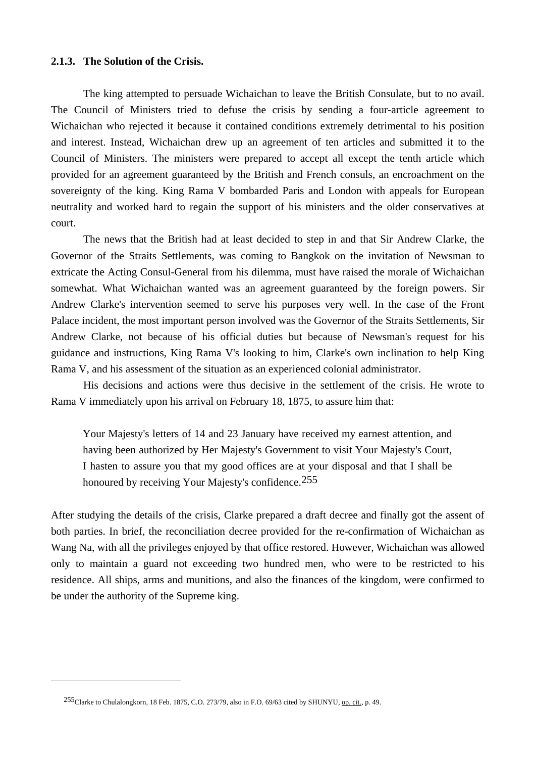### 2.1.3. The Solution of the Crisis.

The king attempted to persuade Wichaichan to leave the British Consulate, but to no avail. The Council of Ministers tried to defuse the crisis by sending a four-article agreement to Wichaichan who rejected it because it contained conditions extremely detrimental to his position and interest. Instead, Wichaichan drew up an agreement of ten articles and submitted it to the Council of Ministers. The ministers were prepared to accept all except the tenth article which provided for an agreement guaranteed by the British and French consuls, an encroachment on the sovereignty of the king. King Rama V bombarded Paris and London with appeals for European neutrality and worked hard to regain the support of his ministers and the older conservatives at court.

The news that the British had at least decided to step in and that Sir Andrew Clarke, the Governor of the Straits Settlements, was coming to Bangkok on the invitation of Newsman to extricate the Acting Consul-General from his dilemma, must have raised the morale of Wichaichan somewhat. What Wichaichan wanted was an agreement guaranteed by the foreign powers. Sir Andrew Clarke's intervention seemed to serve his purposes very well. In the case of the Front Palace incident, the most important person involved was the Governor of the Straits Settlements, Sir Andrew Clarke, not because of his official duties but because of Newsman's request for his guidance and instructions, King Rama V's looking to him, Clarke's own inclination to help King Rama V, and his assessment of the situation as an experienced colonial administrator.

His decisions and actions were thus decisive in the settlement of the crisis. He wrote to Rama V immediately upon his arrival on February 18, 1875, to assure him that:

> Your Majesty's letters of 14 and 23 January have received my earnest attention, and having been authorized by Her Majesty's Government to visit Your Majesty's Court, I hasten to assure you that my good offices are at your disposal and that I shall be honoured by receiving Your Majesty's confidence.[255]

After studying the details of the crisis, Clarke prepared a draft decree and finally got the assent of both parties. In brief, the reconciliation decree provided for the re-confirmation of Wichaichan as Wang Na, with all the privileges enjoyed by that office restored. However, Wichaichan was allowed only to maintain a guard not exceeding two hundred men, who were to be restricted to his residence. All ships, arms and munitions, and also the finances of the kingdom, were confirmed to be under the authority of the Supreme king.

---

[255] Clarke to Chulalongkorn, 18 Feb. 1875, C.O. 273/79, also in F.O. 69/63 cited by SHUNYU, op. cit., p. 49.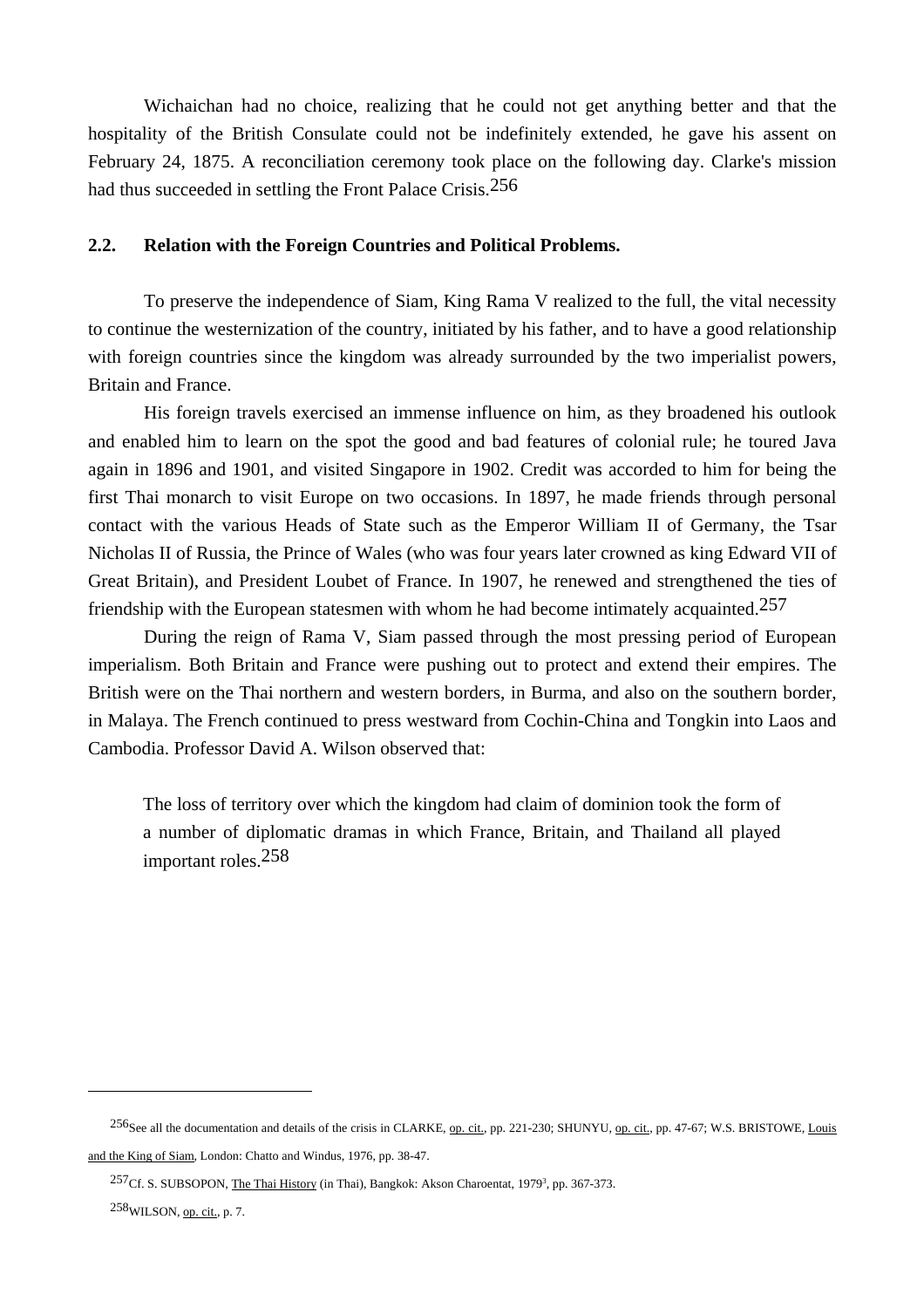Wichaichan had no choice, realizing that he could not get anything better and that the hospitality of the British Consulate could not be indefinitely extended, he gave his assent on February 24, 1875. A reconciliation ceremony took place on the following day. Clarke's mission had thus succeeded in settling the Front Palace Crisis.[256]

## 2.2. Relation with the Foreign Countries and Political Problems.

To preserve the independence of Siam, King Rama V realized to the full, the vital necessity to continue the westernization of the country, initiated by his father, and to have a good relationship with foreign countries since the kingdom was already surrounded by the two imperialist powers, Britain and France.

His foreign travels exercised an immense influence on him, as they broadened his outlook and enabled him to learn on the spot the good and bad features of colonial rule; he toured Java again in 1896 and 1901, and visited Singapore in 1902. Credit was accorded to him for being the first Thai monarch to visit Europe on two occasions. In 1897, he made friends through personal contact with the various Heads of State such as the Emperor William II of Germany, the Tsar Nicholas II of Russia, the Prince of Wales (who was four years later crowned as king Edward VII of Great Britain), and President Loubet of France. In 1907, he renewed and strengthened the ties of friendship with the European statesmen with whom he had become intimately acquainted.[257]

During the reign of Rama V, Siam passed through the most pressing period of European imperialism. Both Britain and France were pushing out to protect and extend their empires. The British were on the Thai northern and western borders, in Burma, and also on the southern border, in Malaya. The French continued to press westward from Cochin-China and Tongkin into Laos and Cambodia. Professor David A. Wilson observed that:

> The loss of territory over which the kingdom had claim of dominion took the form of a number of diplomatic dramas in which France, Britain, and Thailand all played important roles.[258]

---

[256] See all the documentation and details of the crisis in CLARKE, op. cit., pp. 221-230; SHUNYU, op. cit., pp. 47-67; W.S. BRISTOWE, Louis and the King of Siam, London: Chatto and Windus, 1976, pp. 38-47.

[257] Cf. S. SUBSOPON, The Thai History (in Thai), Bangkok: Akson Charoentat, 1979[3], pp. 367-373.

[258] WILSON, op. cit., p. 7.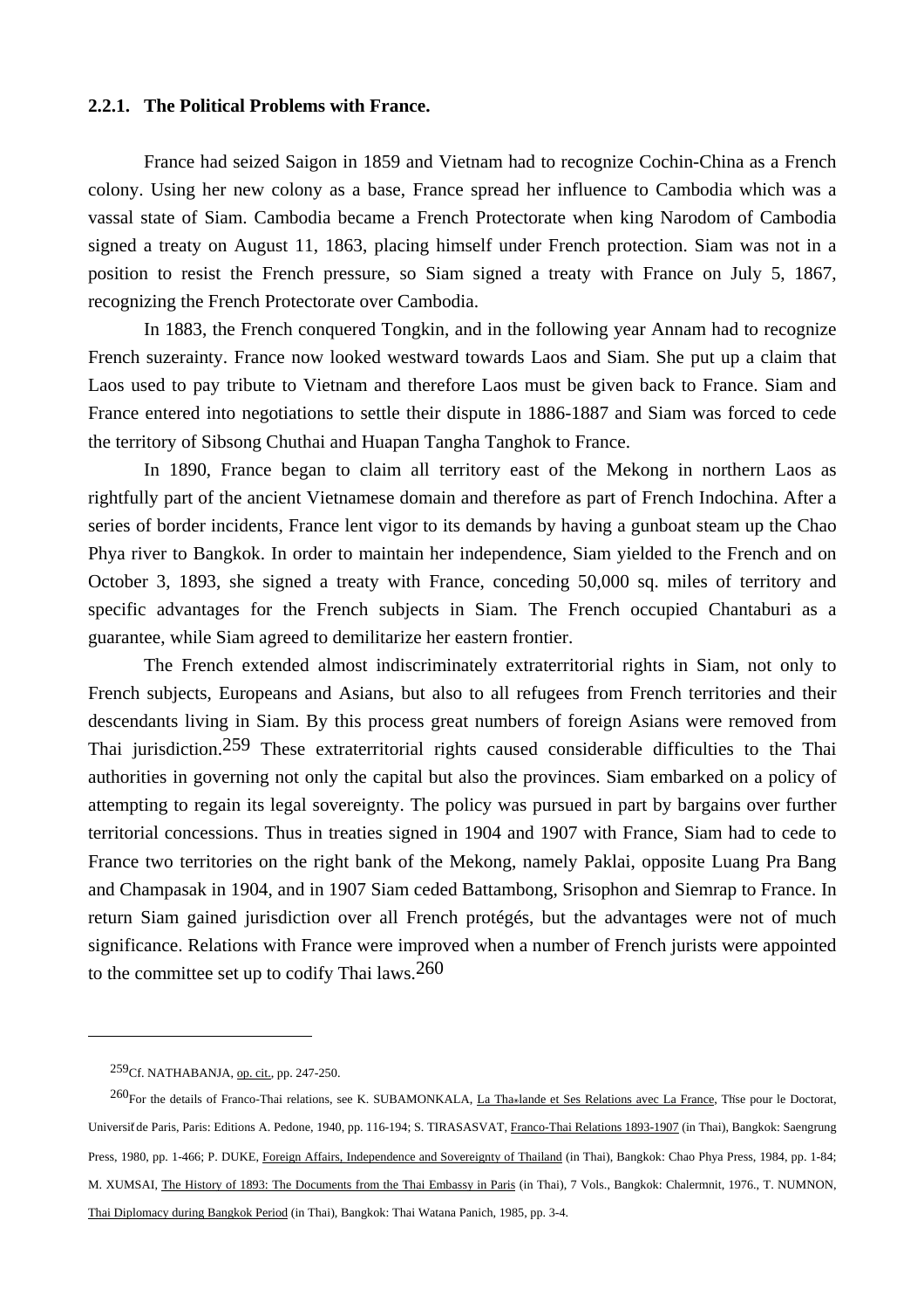### 2.2.1. The Political Problems with France.

France had seized Saigon in 1859 and Vietnam had to recognize Cochin-China as a French colony. Using her new colony as a base, France spread her influence to Cambodia which was a vassal state of Siam. Cambodia became a French Protectorate when king Narodom of Cambodia signed a treaty on August 11, 1863, placing himself under French protection. Siam was not in a position to resist the French pressure, so Siam signed a treaty with France on July 5, 1867, recognizing the French Protectorate over Cambodia.

In 1883, the French conquered Tongkin, and in the following year Annam had to recognize French suzerainty. France now looked westward towards Laos and Siam. She put up a claim that Laos used to pay tribute to Vietnam and therefore Laos must be given back to France. Siam and France entered into negotiations to settle their dispute in 1886-1887 and Siam was forced to cede the territory of Sibsong Chuthai and Huapan Tangha Tanghok to France.

In 1890, France began to claim all territory east of the Mekong in northern Laos as rightfully part of the ancient Vietnamese domain and therefore as part of French Indochina. After a series of border incidents, France lent vigor to its demands by having a gunboat steam up the Chao Phya river to Bangkok. In order to maintain her independence, Siam yielded to the French and on October 3, 1893, she signed a treaty with France, conceding 50,000 sq. miles of territory and specific advantages for the French subjects in Siam. The French occupied Chantaburi as a guarantee, while Siam agreed to demilitarize her eastern frontier.

The French extended almost indiscriminately extraterritorial rights in Siam, not only to French subjects, Europeans and Asians, but also to all refugees from French territories and their descendants living in Siam. By this process great numbers of foreign Asians were removed from Thai jurisdiction.[259] These extraterritorial rights caused considerable difficulties to the Thai authorities in governing not only the capital but also the provinces. Siam embarked on a policy of attempting to regain its legal sovereignty. The policy was pursued in part by bargains over further territorial concessions. Thus in treaties signed in 1904 and 1907 with France, Siam had to cede to France two territories on the right bank of the Mekong, namely Paklai, opposite Luang Pra Bang and Champasak in 1904, and in 1907 Siam ceded Battambong, Srisophon and Siemrap to France. In return Siam gained jurisdiction over all French protégés, but the advantages were not of much significance. Relations with France were improved when a number of French jurists were appointed to the committee set up to codify Thai laws.[260]

---

[259] Cf. NATHABANJA, op. cit., pp. 247-250.

[260] For the details of Franco-Thai relations, see K. SUBAMONKALA, La Thaïlande et Ses Relations avec La France, Thèse pour le Doctorat, Université de Paris, Paris: Editions A. Pedone, 1940, pp. 116-194; S. TIRASASVAT, Franco-Thai Relations 1893-1907 (in Thai), Bangkok: Saengrung Press, 1980, pp. 1-466; P. DUKE, Foreign Affairs, Independence and Sovereignty of Thailand (in Thai), Bangkok: Chao Phya Press, 1984, pp. 1-84; M. XUMSAI, The History of 1893: The Documents from the Thai Embassy in Paris (in Thai), 7 Vols., Bangkok: Chalermnit, 1976., T. NUMNON, Thai Diplomacy during Bangkok Period (in Thai), Bangkok: Thai Watana Panich, 1985, pp. 3-4.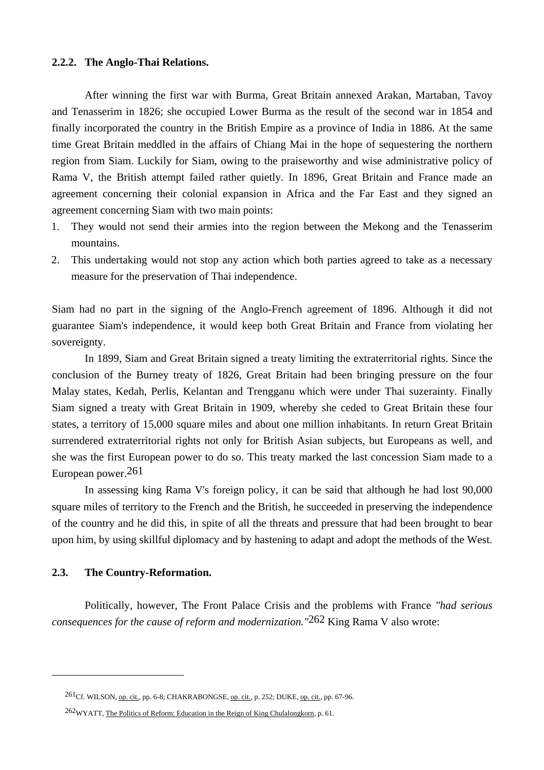### 2.2.2. The Anglo-Thai Relations.

After winning the first war with Burma, Great Britain annexed Arakan, Martaban, Tavoy and Tenasserim in 1826; she occupied Lower Burma as the result of the second war in 1854 and finally incorporated the country in the British Empire as a province of India in 1886. At the same time Great Britain meddled in the affairs of Chiang Mai in the hope of sequestering the northern region from Siam. Luckily for Siam, owing to the praiseworthy and wise administrative policy of Rama V, the British attempt failed rather quietly. In 1896, Great Britain and France made an agreement concerning their colonial expansion in Africa and the Far East and they signed an agreement concerning Siam with two main points:

1. They would not send their armies into the region between the Mekong and the Tenasserim mountains.
2. This undertaking would not stop any action which both parties agreed to take as a necessary measure for the preservation of Thai independence.

Siam had no part in the signing of the Anglo-French agreement of 1896. Although it did not guarantee Siam's independence, it would keep both Great Britain and France from violating her sovereignty.

In 1899, Siam and Great Britain signed a treaty limiting the extraterritorial rights. Since the conclusion of the Burney treaty of 1826, Great Britain had been bringing pressure on the four Malay states, Kedah, Perlis, Kelantan and Trengganu which were under Thai suzerainty. Finally Siam signed a treaty with Great Britain in 1909, whereby she ceded to Great Britain these four states, a territory of 15,000 square miles and about one million inhabitants. In return Great Britain surrendered extraterritorial rights not only for British Asian subjects, but Europeans as well, and she was the first European power to do so. This treaty marked the last concession Siam made to a European power.[261]

In assessing king Rama V's foreign policy, it can be said that although he had lost 90,000 square miles of territory to the French and the British, he succeeded in preserving the independence of the country and he did this, in spite of all the threats and pressure that had been brought to bear upon him, by using skillful diplomacy and by hastening to adapt and adopt the methods of the West.

## 2.3. The Country-Reformation.

Politically, however, The Front Palace Crisis and the problems with France *"had serious consequences for the cause of reform and modernization."*[262] King Rama V also wrote:

---

[261] Cf. WILSON, op. cit., pp. 6-8; CHAKRABONGSE, op. cit., p. 252; DUKE, op. cit., pp. 67-96.

[262] WYATT, The Politics of Reform: Education in the Reign of King Chulalongkorn, p. 61.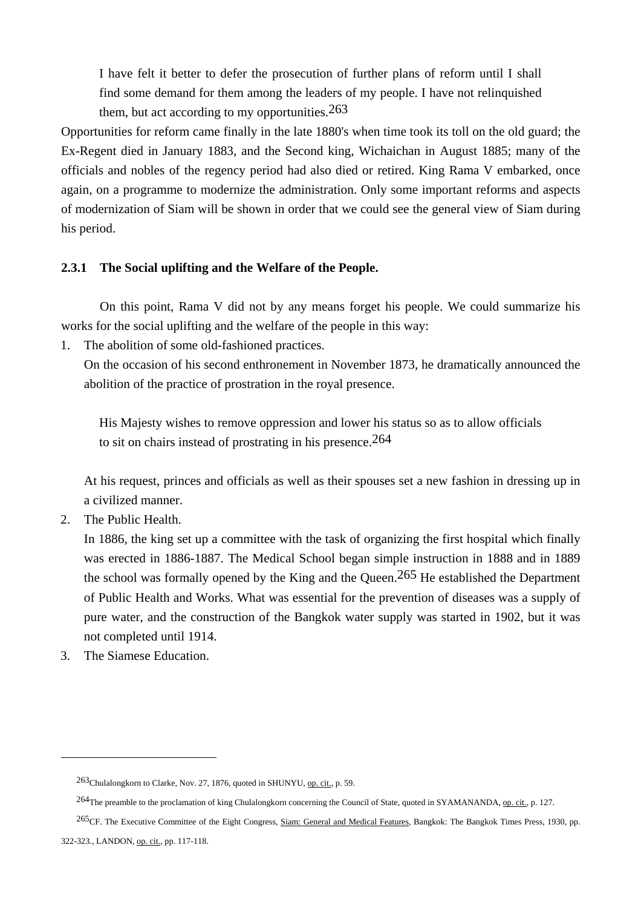> I have felt it better to defer the prosecution of further plans of reform until I shall find some demand for them among the leaders of my people. I have not relinquished them, but act according to my opportunities.[263]

Opportunities for reform came finally in the late 1880's when time took its toll on the old guard; the Ex-Regent died in January 1883, and the Second king, Wichaichan in August 1885; many of the officials and nobles of the regency period had also died or retired. King Rama V embarked, once again, on a programme to modernize the administration. Only some important reforms and aspects of modernization of Siam will be shown in order that we could see the general view of Siam during his period.

### 2.3.1 The Social uplifting and the Welfare of the People.

On this point, Rama V did not by any means forget his people. We could summarize his works for the social uplifting and the welfare of the people in this way:

1. The abolition of some old-fashioned practices.

   On the occasion of his second enthronement in November 1873, he dramatically announced the abolition of the practice of prostration in the royal presence.

   > His Majesty wishes to remove oppression and lower his status so as to allow officials to sit on chairs instead of prostrating in his presence.[264]

   At his request, princes and officials as well as their spouses set a new fashion in dressing up in a civilized manner.

2. The Public Health.

   In 1886, the king set up a committee with the task of organizing the first hospital which finally was erected in 1886-1887. The Medical School began simple instruction in 1888 and in 1889 the school was formally opened by the King and the Queen.[265] He established the Department of Public Health and Works. What was essential for the prevention of diseases was a supply of pure water, and the construction of the Bangkok water supply was started in 1902, but it was not completed until 1914.

3. The Siamese Education.

---

[263] Chulalongkorn to Clarke, Nov. 27, 1876, quoted in SHUNYU, op. cit., p. 59.

[264] The preamble to the proclamation of king Chulalongkorn concerning the Council of State, quoted in SYAMANANDA, op. cit., p. 127.

[265] CF. The Executive Committee of the Eight Congress, Siam: General and Medical Features, Bangkok: The Bangkok Times Press, 1930, pp. 322-323., LANDON, op. cit., pp. 117-118.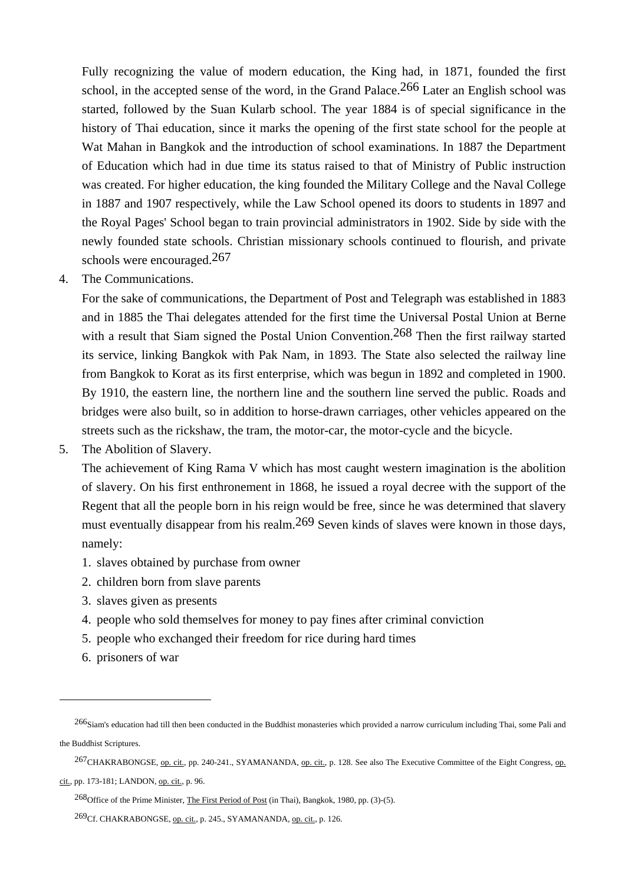Fully recognizing the value of modern education, the King had, in 1871, founded the first school, in the accepted sense of the word, in the Grand Palace.[266] Later an English school was started, followed by the Suan Kularb school. The year 1884 is of special significance in the history of Thai education, since it marks the opening of the first state school for the people at Wat Mahan in Bangkok and the introduction of school examinations. In 1887 the Department of Education which had in due time its status raised to that of Ministry of Public instruction was created. For higher education, the king founded the Military College and the Naval College in 1887 and 1907 respectively, while the Law School opened its doors to students in 1897 and the Royal Pages' School began to train provincial administrators in 1902. Side by side with the newly founded state schools. Christian missionary schools continued to flourish, and private schools were encouraged.[267]

4. The Communications.

   For the sake of communications, the Department of Post and Telegraph was established in 1883 and in 1885 the Thai delegates attended for the first time the Universal Postal Union at Berne with a result that Siam signed the Postal Union Convention.[268] Then the first railway started its service, linking Bangkok with Pak Nam, in 1893. The State also selected the railway line from Bangkok to Korat as its first enterprise, which was begun in 1892 and completed in 1900. By 1910, the eastern line, the northern line and the southern line served the public. Roads and bridges were also built, so in addition to horse-drawn carriages, other vehicles appeared on the streets such as the rickshaw, the tram, the motor-car, the motor-cycle and the bicycle.

5. The Abolition of Slavery.

   The achievement of King Rama V which has most caught western imagination is the abolition of slavery. On his first enthronement in 1868, he issued a royal decree with the support of the Regent that all the people born in his reign would be free, since he was determined that slavery must eventually disappear from his realm.[269] Seven kinds of slaves were known in those days, namely:

   1. slaves obtained by purchase from owner
   2. children born from slave parents
   3. slaves given as presents
   4. people who sold themselves for money to pay fines after criminal conviction
   5. people who exchanged their freedom for rice during hard times
   6. prisoners of war

---

[266] Siam's education had till then been conducted in the Buddhist monasteries which provided a narrow curriculum including Thai, some Pali and the Buddhist Scriptures.

[267] CHAKRABONGSE, op. cit., pp. 240-241., SYAMANANDA, op. cit., p. 128. See also The Executive Committee of the Eight Congress, op. cit., pp. 173-181; LANDON, op. cit., p. 96.

[268] Office of the Prime Minister, The First Period of Post (in Thai), Bangkok, 1980, pp. (3)-(5).

[269] Cf. CHAKRABONGSE, op. cit., p. 245., SYAMANANDA, op. cit., p. 126.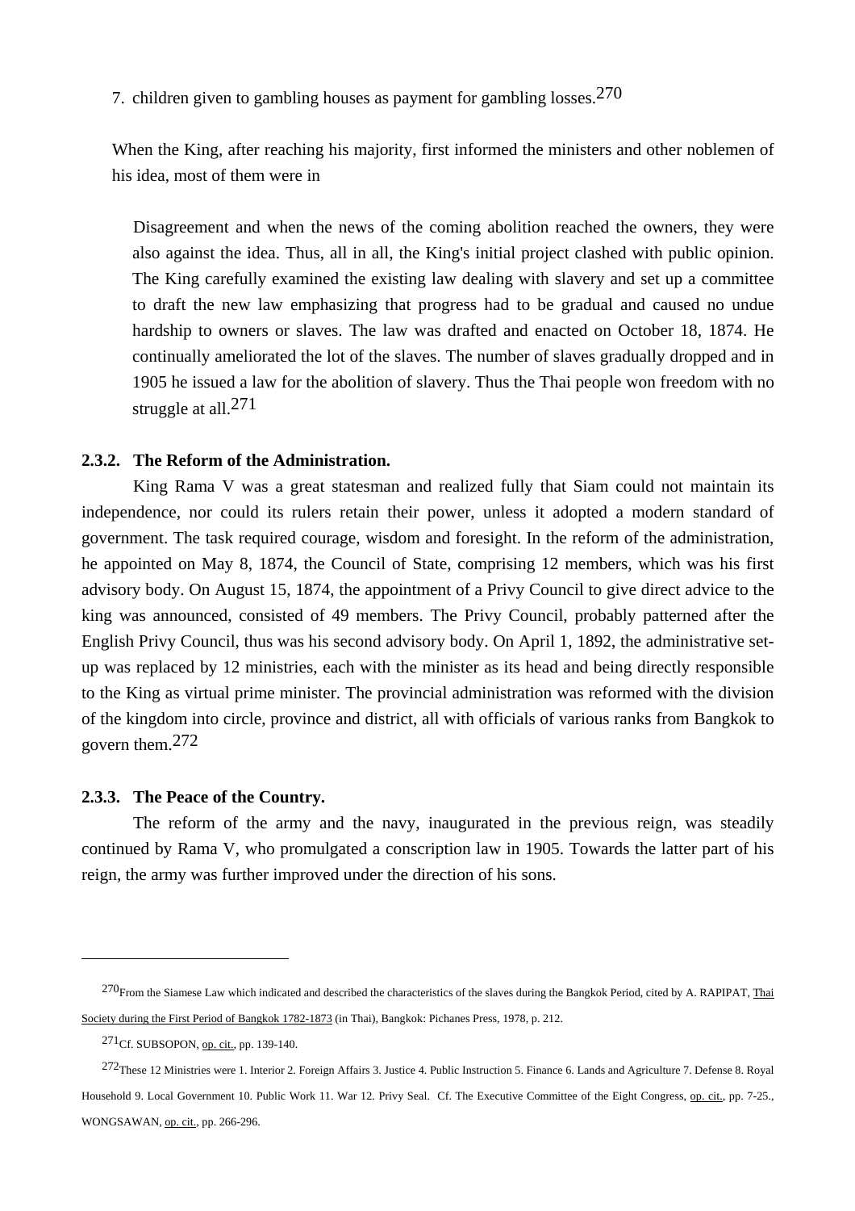7. children given to gambling houses as payment for gambling losses.[270]

When the King, after reaching his majority, first informed the ministers and other noblemen of his idea, most of them were in

Disagreement and when the news of the coming abolition reached the owners, they were also against the idea. Thus, all in all, the King's initial project clashed with public opinion. The King carefully examined the existing law dealing with slavery and set up a committee to draft the new law emphasizing that progress had to be gradual and caused no undue hardship to owners or slaves. The law was drafted and enacted on October 18, 1874. He continually ameliorated the lot of the slaves. The number of slaves gradually dropped and in 1905 he issued a law for the abolition of slavery. Thus the Thai people won freedom with no struggle at all.[271]

### 2.3.2. The Reform of the Administration.

King Rama V was a great statesman and realized fully that Siam could not maintain its independence, nor could its rulers retain their power, unless it adopted a modern standard of government. The task required courage, wisdom and foresight. In the reform of the administration, he appointed on May 8, 1874, the Council of State, comprising 12 members, which was his first advisory body. On August 15, 1874, the appointment of a Privy Council to give direct advice to the king was announced, consisted of 49 members. The Privy Council, probably patterned after the English Privy Council, thus was his second advisory body. On April 1, 1892, the administrative set-up was replaced by 12 ministries, each with the minister as its head and being directly responsible to the King as virtual prime minister. The provincial administration was reformed with the division of the kingdom into circle, province and district, all with officials of various ranks from Bangkok to govern them.[272]

### 2.3.3. The Peace of the Country.

The reform of the army and the navy, inaugurated in the previous reign, was steadily continued by Rama V, who promulgated a conscription law in 1905. Towards the latter part of his reign, the army was further improved under the direction of his sons.

---

[270] From the Siamese Law which indicated and described the characteristics of the slaves during the Bangkok Period, cited by A. RAPIPAT, Thai Society during the First Period of Bangkok 1782-1873 (in Thai), Bangkok: Pichanes Press, 1978, p. 212.

[271] Cf. SUBSOPON, op. cit., pp. 139-140.

[272] These 12 Ministries were 1. Interior 2. Foreign Affairs 3. Justice 4. Public Instruction 5. Finance 6. Lands and Agriculture 7. Defense 8. Royal Household 9. Local Government 10. Public Work 11. War 12. Privy Seal. Cf. The Executive Committee of the Eight Congress, op. cit., pp. 7-25., WONGSAWAN, op. cit., pp. 266-296.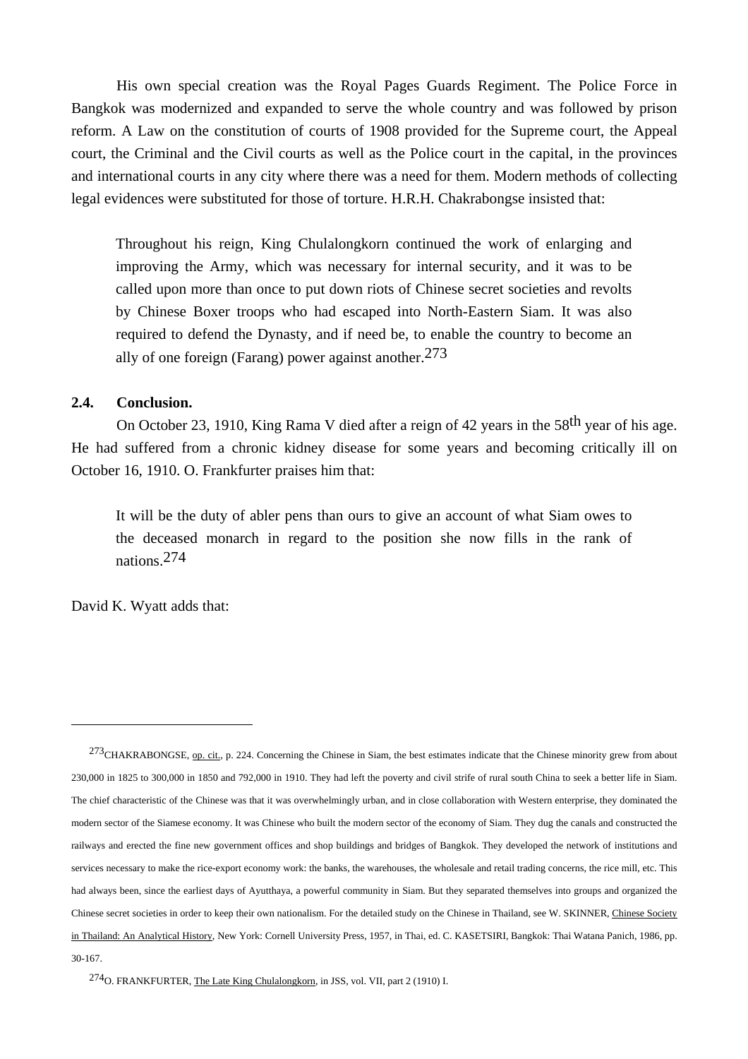His own special creation was the Royal Pages Guards Regiment. The Police Force in Bangkok was modernized and expanded to serve the whole country and was followed by prison reform. A Law on the constitution of courts of 1908 provided for the Supreme court, the Appeal court, the Criminal and the Civil courts as well as the Police court in the capital, in the provinces and international courts in any city where there was a need for them. Modern methods of collecting legal evidences were substituted for those of torture. H.R.H. Chakrabongse insisted that:

> Throughout his reign, King Chulalongkorn continued the work of enlarging and improving the Army, which was necessary for internal security, and it was to be called upon more than once to put down riots of Chinese secret societies and revolts by Chinese Boxer troops who had escaped into North-Eastern Siam. It was also required to defend the Dynasty, and if need be, to enable the country to become an ally of one foreign (Farang) power against another.[273]

### 2.4. Conclusion.

On October 23, 1910, King Rama V died after a reign of 42 years in the 58th year of his age. He had suffered from a chronic kidney disease for some years and becoming critically ill on October 16, 1910. O. Frankfurter praises him that:

> It will be the duty of abler pens than ours to give an account of what Siam owes to the deceased monarch in regard to the position she now fills in the rank of nations.[274]

David K. Wyatt adds that:

---

[273] CHAKRABONGSE, op. cit., p. 224. Concerning the Chinese in Siam, the best estimates indicate that the Chinese minority grew from about 230,000 in 1825 to 300,000 in 1850 and 792,000 in 1910. They had left the poverty and civil strife of rural south China to seek a better life in Siam. The chief characteristic of the Chinese was that it was overwhelmingly urban, and in close collaboration with Western enterprise, they dominated the modern sector of the Siamese economy. It was Chinese who built the modern sector of the economy of Siam. They dug the canals and constructed the railways and erected the fine new government offices and shop buildings and bridges of Bangkok. They developed the network of institutions and services necessary to make the rice-export economy work: the banks, the warehouses, the wholesale and retail trading concerns, the rice mill, etc. This had always been, since the earliest days of Ayutthaya, a powerful community in Siam. But they separated themselves into groups and organized the Chinese secret societies in order to keep their own nationalism. For the detailed study on the Chinese in Thailand, see W. SKINNER, Chinese Society in Thailand: An Analytical History, New York: Cornell University Press, 1957, in Thai, ed. C. KASETSIRI, Bangkok: Thai Watana Panich, 1986, pp. 30-167.

[274] O. FRANKFURTER, The Late King Chulalongkorn, in JSS, vol. VII, part 2 (1910) I.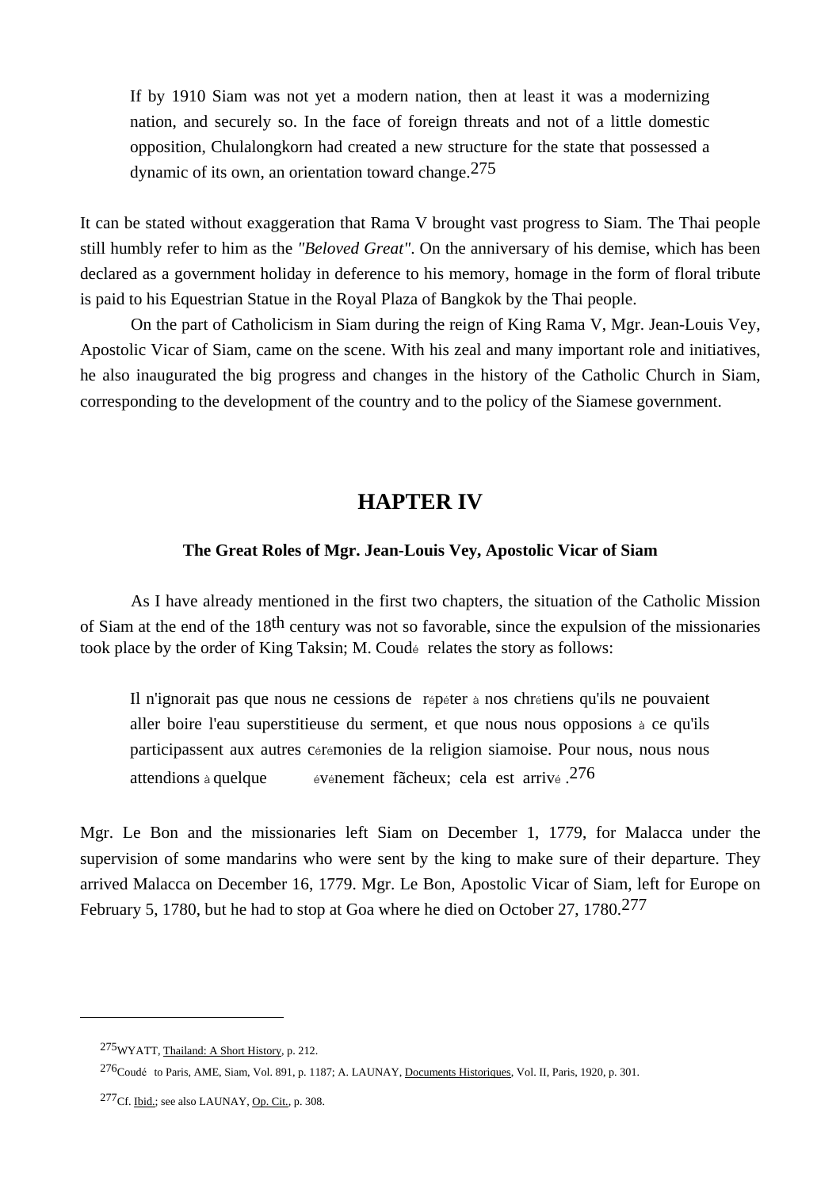> If by 1910 Siam was not yet a modern nation, then at least it was a modernizing nation, and securely so. In the face of foreign threats and not of a little domestic opposition, Chulalongkorn had created a new structure for the state that possessed a dynamic of its own, an orientation toward change.[275]

It can be stated without exaggeration that Rama V brought vast progress to Siam. The Thai people still humbly refer to him as the *"Beloved Great"*. On the anniversary of his demise, which has been declared as a government holiday in deference to his memory, homage in the form of floral tribute is paid to his Equestrian Statue in the Royal Plaza of Bangkok by the Thai people.

On the part of Catholicism in Siam during the reign of King Rama V, Mgr. Jean-Louis Vey, Apostolic Vicar of Siam, came on the scene. With his zeal and many important role and initiatives, he also inaugurated the big progress and changes in the history of the Catholic Church in Siam, corresponding to the development of the country and to the policy of the Siamese government.

# HAPTER IV

### The Great Roles of Mgr. Jean-Louis Vey, Apostolic Vicar of Siam

As I have already mentioned in the first two chapters, the situation of the Catholic Mission of Siam at the end of the 18th century was not so favorable, since the expulsion of the missionaries took place by the order of King Taksin; M. Coudé relates the story as follows:

> Il n'ignorait pas que nous ne cessions de répéter à nos chrétiens qu'ils ne pouvaient aller boire l'eau superstitieuse du serment, et que nous nous opposions à ce qu'ils participassent aux autres cérémonies de la religion siamoise. Pour nous, nous nous attendions à quelque événement fãcheux; cela est arrivé .[276]

Mgr. Le Bon and the missionaries left Siam on December 1, 1779, for Malacca under the supervision of some mandarins who were sent by the king to make sure of their departure. They arrived Malacca on December 16, 1779. Mgr. Le Bon, Apostolic Vicar of Siam, left for Europe on February 5, 1780, but he had to stop at Goa where he died on October 27, 1780.[277]

---

[275] WYATT, Thailand: A Short History, p. 212.

[276] Coudé to Paris, AME, Siam, Vol. 891, p. 1187; A. LAUNAY, Documents Historiques, Vol. II, Paris, 1920, p. 301.

[277] Cf. Ibid.; see also LAUNAY, Op. Cit., p. 308.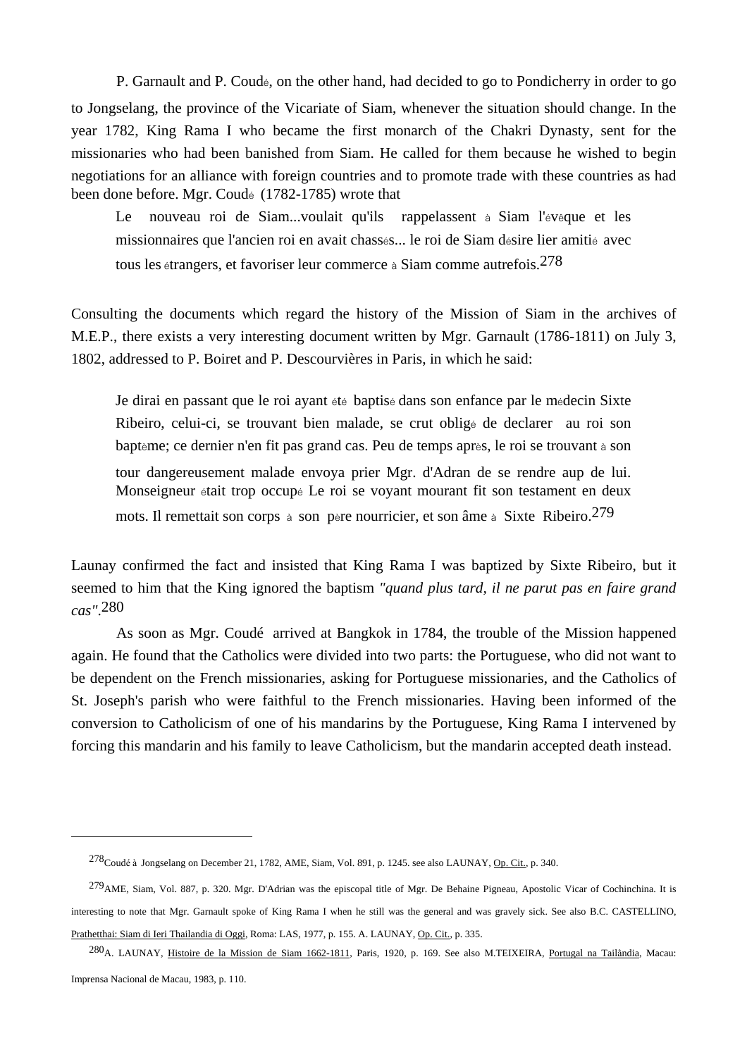P. Garnault and P. Coudé, on the other hand, had decided to go to Pondicherry in order to go to Jongselang, the province of the Vicariate of Siam, whenever the situation should change. In the year 1782, King Rama I who became the first monarch of the Chakri Dynasty, sent for the missionaries who had been banished from Siam. He called for them because he wished to begin negotiations for an alliance with foreign countries and to promote trade with these countries as had been done before. Mgr. Coudé (1782-1785) wrote that

> Le nouveau roi de Siam...voulait qu'ils rappelassent à Siam l'évêque et les missionnaires que l'ancien roi en avait chassés... le roi de Siam désire lier amitié avec tous les étrangers, et favoriser leur commerce à Siam comme autrefois.[278]

Consulting the documents which regard the history of the Mission of Siam in the archives of M.E.P., there exists a very interesting document written by Mgr. Garnault (1786-1811) on July 3, 1802, addressed to P. Boiret and P. Descourvières in Paris, in which he said:

> Je dirai en passant que le roi ayant été baptisé dans son enfance par le médecin Sixte Ribeiro, celui-ci, se trouvant bien malade, se crut obligé de declarer au roi son baptème; ce dernier n'en fit pas grand cas. Peu de temps après, le roi se trouvant à son tour dangereusement malade envoya prier Mgr. d'Adran de se rendre aup de lui. Monseigneur était trop occupé Le roi se voyant mourant fit son testament en deux mots. Il remettait son corps à son père nourricier, et son âme à Sixte Ribeiro.[279]

Launay confirmed the fact and insisted that King Rama I was baptized by Sixte Ribeiro, but it seemed to him that the King ignored the baptism *"quand plus tard, il ne parut pas en faire grand cas"*.[280]

As soon as Mgr. Coudé arrived at Bangkok in 1784, the trouble of the Mission happened again. He found that the Catholics were divided into two parts: the Portuguese, who did not want to be dependent on the French missionaries, asking for Portuguese missionaries, and the Catholics of St. Joseph's parish who were faithful to the French missionaries. Having been informed of the conversion to Catholicism of one of his mandarins by the Portuguese, King Rama I intervened by forcing this mandarin and his family to leave Catholicism, but the mandarin accepted death instead.

---

[278] Coudé à Jongselang on December 21, 1782, AME, Siam, Vol. 891, p. 1245. see also LAUNAY, Op. Cit., p. 340.

[279] AME, Siam, Vol. 887, p. 320. Mgr. D'Adrian was the episcopal title of Mgr. De Behaine Pigneau, Apostolic Vicar of Cochinchina. It is interesting to note that Mgr. Garnault spoke of King Rama I when he still was the general and was gravely sick. See also B.C. CASTELLINO, Prathetthai: Siam di Ieri Thailandia di Oggi, Roma: LAS, 1977, p. 155. A. LAUNAY, Op. Cit., p. 335.

[280] A. LAUNAY, Histoire de la Mission de Siam 1662-1811, Paris, 1920, p. 169. See also M.TEIXEIRA, Portugal na Tailândia, Macau: Imprensa Nacional de Macau, 1983, p. 110.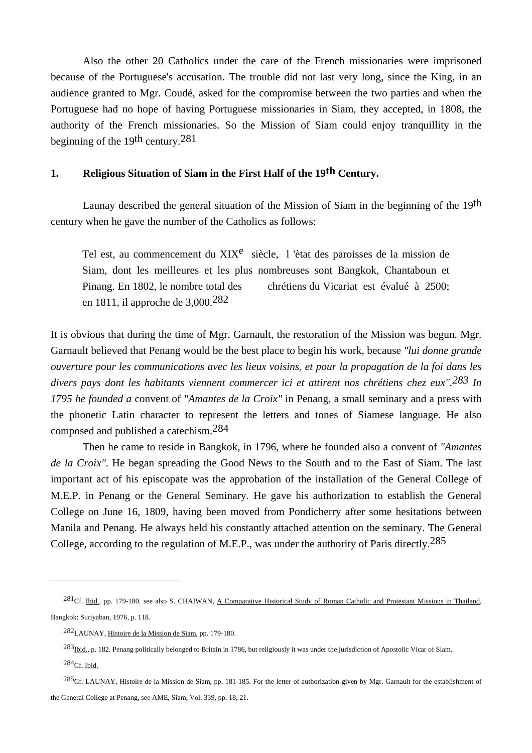Also the other 20 Catholics under the care of the French missionaries were imprisoned because of the Portuguese's accusation. The trouble did not last very long, since the King, in an audience granted to Mgr. Coudé, asked for the compromise between the two parties and when the Portuguese had no hope of having Portuguese missionaries in Siam, they accepted, in 1808, the authority of the French missionaries. So the Mission of Siam could enjoy tranquillity in the beginning of the 19th century.[281]

## 1. Religious Situation of Siam in the First Half of the 19th Century.

Launay described the general situation of the Mission of Siam in the beginning of the 19th century when he gave the number of the Catholics as follows:

> Tel est, au commencement du XIXe siècle, l 'ètat des paroisses de la mission de Siam, dont les meilleures et les plus nombreuses sont Bangkok, Chantaboun et Pinang. En 1802, le nombre total des chrétiens du Vicariat est évalué à 2500; en 1811, il approche de 3,000.[282]

It is obvious that during the time of Mgr. Garnault, the restoration of the Mission was begun. Mgr. Garnault believed that Penang would be the best place to begin his work, because *"lui donne grande ouverture pour les communications avec les lieux voisins, et pour la propagation de la foi dans les divers pays dont les habitants viennent commercer ici et attirent nos chrétiens chez eux".*[283] *In 1795 he founded a* convent of *"Amantes de la Croix"* in Penang, a small seminary and a press with the phonetic Latin character to represent the letters and tones of Siamese language. He also composed and published a catechism.[284]

Then he came to reside in Bangkok, in 1796, where he founded also a convent of *"Amantes de la Croix"*. He began spreading the Good News to the South and to the East of Siam. The last important act of his episcopate was the approbation of the installation of the General College of M.E.P. in Penang or the General Seminary. He gave his authorization to establish the General College on June 16, 1809, having been moved from Pondicherry after some hesitations between Manila and Penang. He always held his constantly attached attention on the seminary. The General College, according to the regulation of M.E.P., was under the authority of Paris directly.[285]

---

[281] Cf. Ibid., pp. 179-180. see also S. CHAIWAN, A Comparative Historical Study of Roman Catholic and Protestant Missions in Thailand, Bangkok: Suriyaban, 1976, p. 118.

[282] LAUNAY, Histoire de la Mission de Siam, pp. 179-180.

[283] Ibid., p. 182. Penang politically belonged to Britain in 1786, but religiously it was under the jurisdiction of Apostolic Vicar of Siam.

[284] Cf. Ibid.

[285] Cf. LAUNAY, Histoire de la Mission de Siam, pp. 181-185. For the letter of authorization given by Mgr. Garnault for the establishment of the General College at Penang, see AME, Siam, Vol. 339, pp. 18, 21.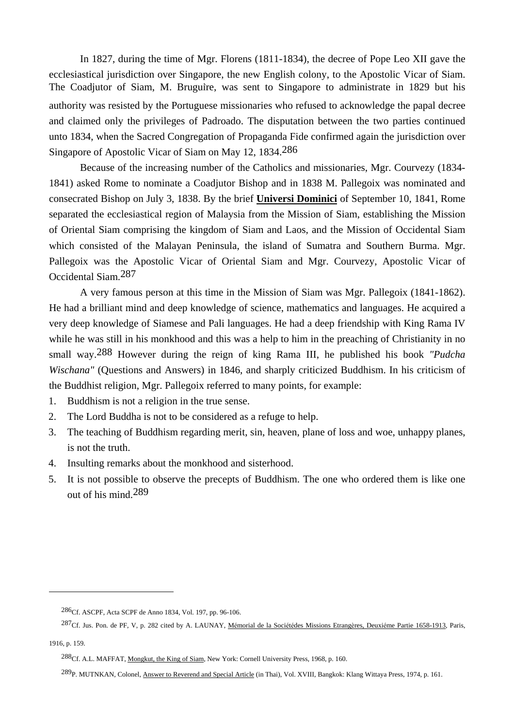In 1827, during the time of Mgr. Florens (1811-1834), the decree of Pope Leo XII gave the ecclesiastical jurisdiction over Singapore, the new English colony, to the Apostolic Vicar of Siam. The Coadjutor of Siam, M. Bruguìre, was sent to Singapore to administrate in 1829 but his authority was resisted by the Portuguese missionaries who refused to acknowledge the papal decree and claimed only the privileges of Padroado. The disputation between the two parties continued unto 1834, when the Sacred Congregation of Propaganda Fide confirmed again the jurisdiction over Singapore of Apostolic Vicar of Siam on May 12, 1834.[286]

Because of the increasing number of the Catholics and missionaries, Mgr. Courvezy (1834-1841) asked Rome to nominate a Coadjutor Bishop and in 1838 M. Pallegoix was nominated and consecrated Bishop on July 3, 1838. By the brief **Universi Dominici** of September 10, 1841, Rome separated the ecclesiastical region of Malaysia from the Mission of Siam, establishing the Mission of Oriental Siam comprising the kingdom of Siam and Laos, and the Mission of Occidental Siam which consisted of the Malayan Peninsula, the island of Sumatra and Southern Burma. Mgr. Pallegoix was the Apostolic Vicar of Oriental Siam and Mgr. Courvezy, Apostolic Vicar of Occidental Siam.[287]

A very famous person at this time in the Mission of Siam was Mgr. Pallegoix (1841-1862). He had a brilliant mind and deep knowledge of science, mathematics and languages. He acquired a very deep knowledge of Siamese and Pali languages. He had a deep friendship with King Rama IV while he was still in his monkhood and this was a help to him in the preaching of Christianity in no small way.[288] However during the reign of king Rama III, he published his book *"Pudcha Wischana"* (Questions and Answers) in 1846, and sharply criticized Buddhism. In his criticism of the Buddhist religion, Mgr. Pallegoix referred to many points, for example:

1. Buddhism is not a religion in the true sense.
2. The Lord Buddha is not to be considered as a refuge to help.
3. The teaching of Buddhism regarding merit, sin, heaven, plane of loss and woe, unhappy planes, is not the truth.
4. Insulting remarks about the monkhood and sisterhood.
5. It is not possible to observe the precepts of Buddhism. The one who ordered them is like one out of his mind.[289]

---

[286] Cf. ASCPF, Acta SCPF de Anno 1834, Vol. 197, pp. 96-106.

[287] Cf. Jus. Pon. de PF, V, p. 282 cited by A. LAUNAY, Mémorial de la Sociétédes Missions Etrangères, Deuxiéme Partie 1658-1913, Paris, 1916, p. 159.

[288] Cf. A.L. MAFFAT, Mongkut, the King of Siam, New York: Cornell University Press, 1968, p. 160.

[289] P. MUTNKAN, Colonel, Answer to Reverend and Special Article (in Thai), Vol. XVIII, Bangkok: Klang Wittaya Press, 1974, p. 161.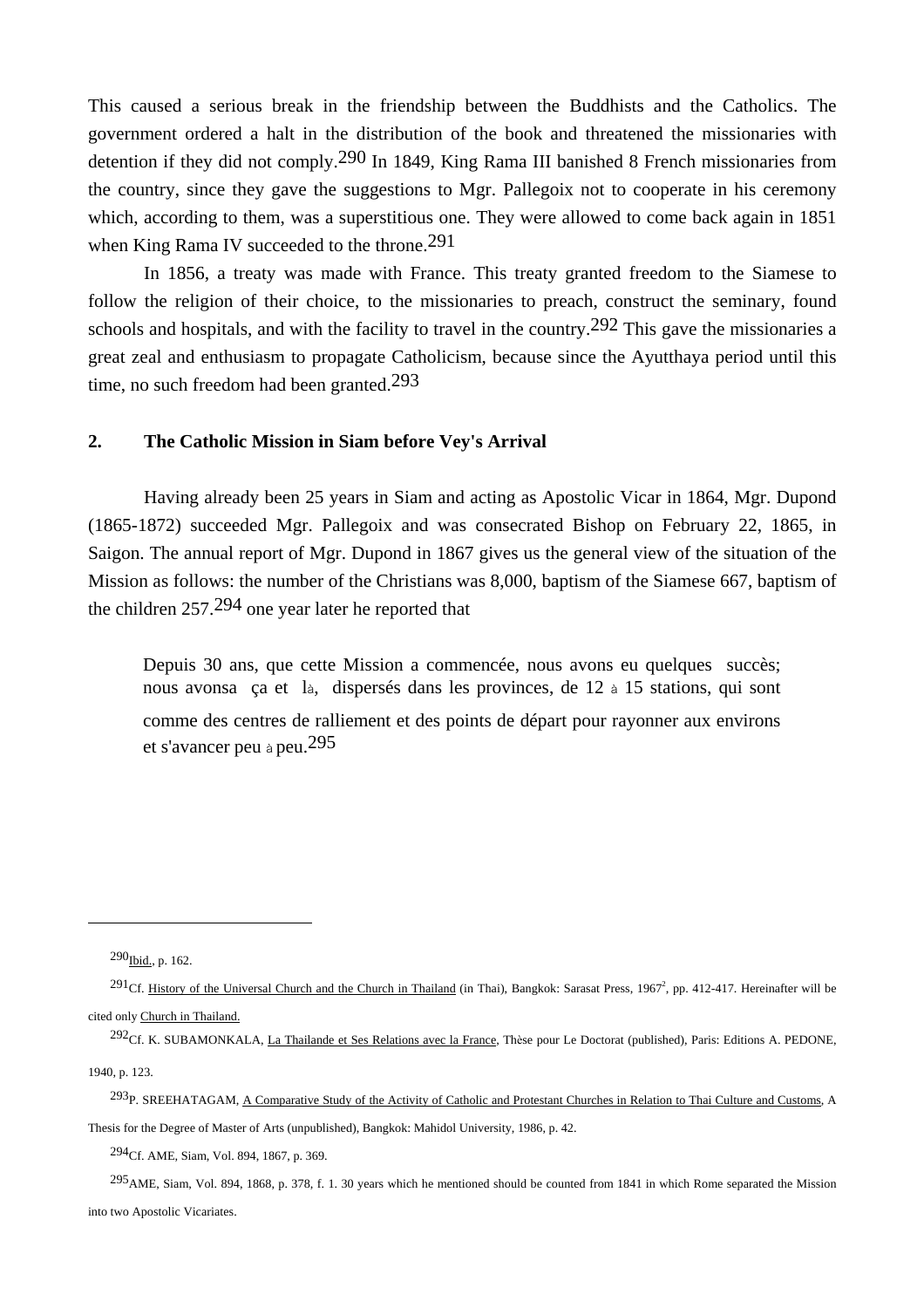This caused a serious break in the friendship between the Buddhists and the Catholics. The government ordered a halt in the distribution of the book and threatened the missionaries with detention if they did not comply.[290] In 1849, King Rama III banished 8 French missionaries from the country, since they gave the suggestions to Mgr. Pallegoix not to cooperate in his ceremony which, according to them, was a superstitious one. They were allowed to come back again in 1851 when King Rama IV succeeded to the throne.[291]

In 1856, a treaty was made with France. This treaty granted freedom to the Siamese to follow the religion of their choice, to the missionaries to preach, construct the seminary, found schools and hospitals, and with the facility to travel in the country.[292] This gave the missionaries a great zeal and enthusiasm to propagate Catholicism, because since the Ayutthaya period until this time, no such freedom had been granted.[293]

## 2. The Catholic Mission in Siam before Vey's Arrival

Having already been 25 years in Siam and acting as Apostolic Vicar in 1864, Mgr. Dupond (1865-1872) succeeded Mgr. Pallegoix and was consecrated Bishop on February 22, 1865, in Saigon. The annual report of Mgr. Dupond in 1867 gives us the general view of the situation of the Mission as follows: the number of the Christians was 8,000, baptism of the Siamese 667, baptism of the children 257.[294] one year later he reported that

> Depuis 30 ans, que cette Mission a commencée, nous avons eu quelques succès; nous avons ça et là, dispersés dans les provinces, de 12 à 15 stations, qui sont comme des centres de ralliement et des points de départ pour rayonner aux environs et s'avancer peu à peu.[295]

---

[290] Ibid., p. 162.

[291] Cf. History of the Universal Church and the Church in Thailand (in Thai), Bangkok: Sarasat Press, 1967[2], pp. 412-417. Hereinafter will be cited only Church in Thailand.

[292] Cf. K. SUBAMONKALA, La Thailande et Ses Relations avec la France, Thèse pour Le Doctorat (published), Paris: Editions A. PEDONE, 1940, p. 123.

[293] P. SREEHATAGAM, A Comparative Study of the Activity of Catholic and Protestant Churches in Relation to Thai Culture and Customs, A Thesis for the Degree of Master of Arts (unpublished), Bangkok: Mahidol University, 1986, p. 42.

[294] Cf. AME, Siam, Vol. 894, 1867, p. 369.

[295] AME, Siam, Vol. 894, 1868, p. 378, f. 1. 30 years which he mentioned should be counted from 1841 in which Rome separated the Mission into two Apostolic Vicariates.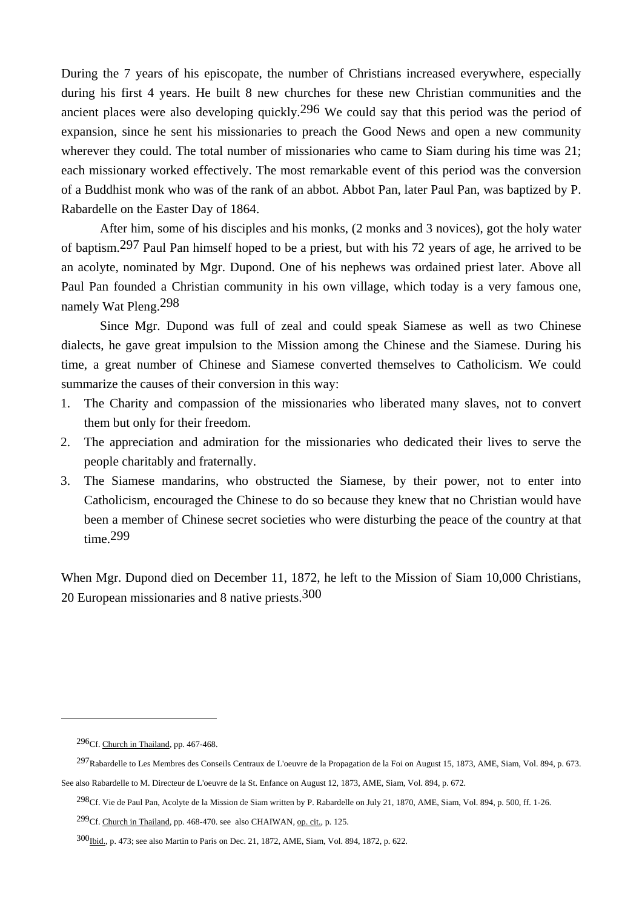During the 7 years of his episcopate, the number of Christians increased everywhere, especially during his first 4 years. He built 8 new churches for these new Christian communities and the ancient places were also developing quickly.[296] We could say that this period was the period of expansion, since he sent his missionaries to preach the Good News and open a new community wherever they could. The total number of missionaries who came to Siam during his time was 21; each missionary worked effectively. The most remarkable event of this period was the conversion of a Buddhist monk who was of the rank of an abbot. Abbot Pan, later Paul Pan, was baptized by P. Rabardelle on the Easter Day of 1864.

After him, some of his disciples and his monks, (2 monks and 3 novices), got the holy water of baptism.[297] Paul Pan himself hoped to be a priest, but with his 72 years of age, he arrived to be an acolyte, nominated by Mgr. Dupond. One of his nephews was ordained priest later. Above all Paul Pan founded a Christian community in his own village, which today is a very famous one, namely Wat Pleng.[298]

Since Mgr. Dupond was full of zeal and could speak Siamese as well as two Chinese dialects, he gave great impulsion to the Mission among the Chinese and the Siamese. During his time, a great number of Chinese and Siamese converted themselves to Catholicism. We could summarize the causes of their conversion in this way:

1. The Charity and compassion of the missionaries who liberated many slaves, not to convert them but only for their freedom.
2. The appreciation and admiration for the missionaries who dedicated their lives to serve the people charitably and fraternally.
3. The Siamese mandarins, who obstructed the Siamese, by their power, not to enter into Catholicism, encouraged the Chinese to do so because they knew that no Christian would have been a member of Chinese secret societies who were disturbing the peace of the country at that time.[299]

When Mgr. Dupond died on December 11, 1872, he left to the Mission of Siam 10,000 Christians, 20 European missionaries and 8 native priests.[300]

---

[296] Cf. Church in Thailand, pp. 467-468.

[297] Rabardelle to Les Membres des Conseils Centraux de L'oeuvre de la Propagation de la Foi on August 15, 1873, AME, Siam, Vol. 894, p. 673. See also Rabardelle to M. Directeur de L'oeuvre de la St. Enfance on August 12, 1873, AME, Siam, Vol. 894, p. 672.

[298] Cf. Vie de Paul Pan, Acolyte de la Mission de Siam written by P. Rabardelle on July 21, 1870, AME, Siam, Vol. 894, p. 500, ff. 1-26.

[299] Cf. Church in Thailand, pp. 468-470. see also CHAIWAN, op. cit., p. 125.

[300] Ibid., p. 473; see also Martin to Paris on Dec. 21, 1872, AME, Siam, Vol. 894, 1872, p. 622.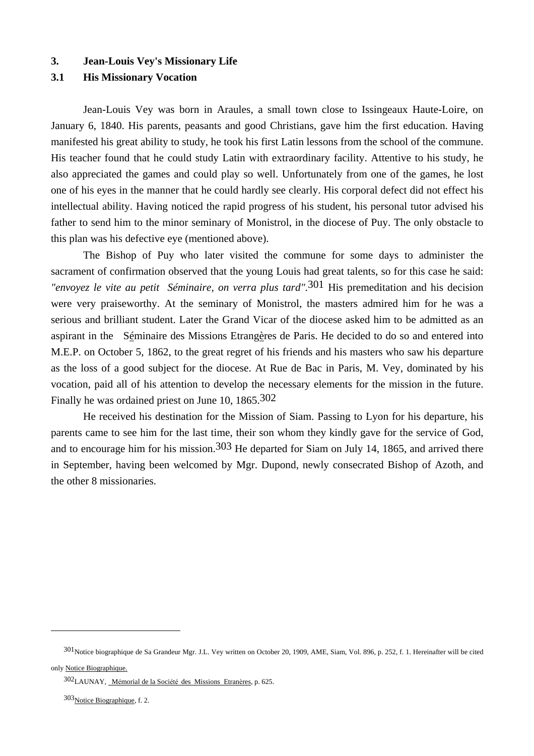## 3. Jean-Louis Vey's Missionary Life

### 3.1 His Missionary Vocation

Jean-Louis Vey was born in Araules, a small town close to Issingeaux Haute-Loire, on January 6, 1840. His parents, peasants and good Christians, gave him the first education. Having manifested his great ability to study, he took his first Latin lessons from the school of the commune. His teacher found that he could study Latin with extraordinary facility. Attentive to his study, he also appreciated the games and could play so well. Unfortunately from one of the games, he lost one of his eyes in the manner that he could hardly see clearly. His corporal defect did not effect his intellectual ability. Having noticed the rapid progress of his student, his personal tutor advised his father to send him to the minor seminary of Monistrol, in the diocese of Puy. The only obstacle to this plan was his defective eye (mentioned above).

The Bishop of Puy who later visited the commune for some days to administer the sacrament of confirmation observed that the young Louis had great talents, so for this case he said: *"envoyez le vite au petit Séminaire, on verra plus tard"*.[301] His premeditation and his decision were very praiseworthy. At the seminary of Monistrol, the masters admired him for he was a serious and brilliant student. Later the Grand Vicar of the diocese asked him to be admitted as an aspirant in the Séminaire des Missions Etrangères de Paris. He decided to do so and entered into M.E.P. on October 5, 1862, to the great regret of his friends and his masters who saw his departure as the loss of a good subject for the diocese. At Rue de Bac in Paris, M. Vey, dominated by his vocation, paid all of his attention to develop the necessary elements for the mission in the future. Finally he was ordained priest on June 10, 1865.[302]

He received his destination for the Mission of Siam. Passing to Lyon for his departure, his parents came to see him for the last time, their son whom they kindly gave for the service of God, and to encourage him for his mission.[303] He departed for Siam on July 14, 1865, and arrived there in September, having been welcomed by Mgr. Dupond, newly consecrated Bishop of Azoth, and the other 8 missionaries.

---

[301] Notice biographique de Sa Grandeur Mgr. J.L. Vey written on October 20, 1909, AME, Siam, Vol. 896, p. 252, f. 1. Hereinafter will be cited only Notice Biographique.

[302] LAUNAY, Mémorial de la Société des Missions Etranères, p. 625.

[303] Notice Biographique, f. 2.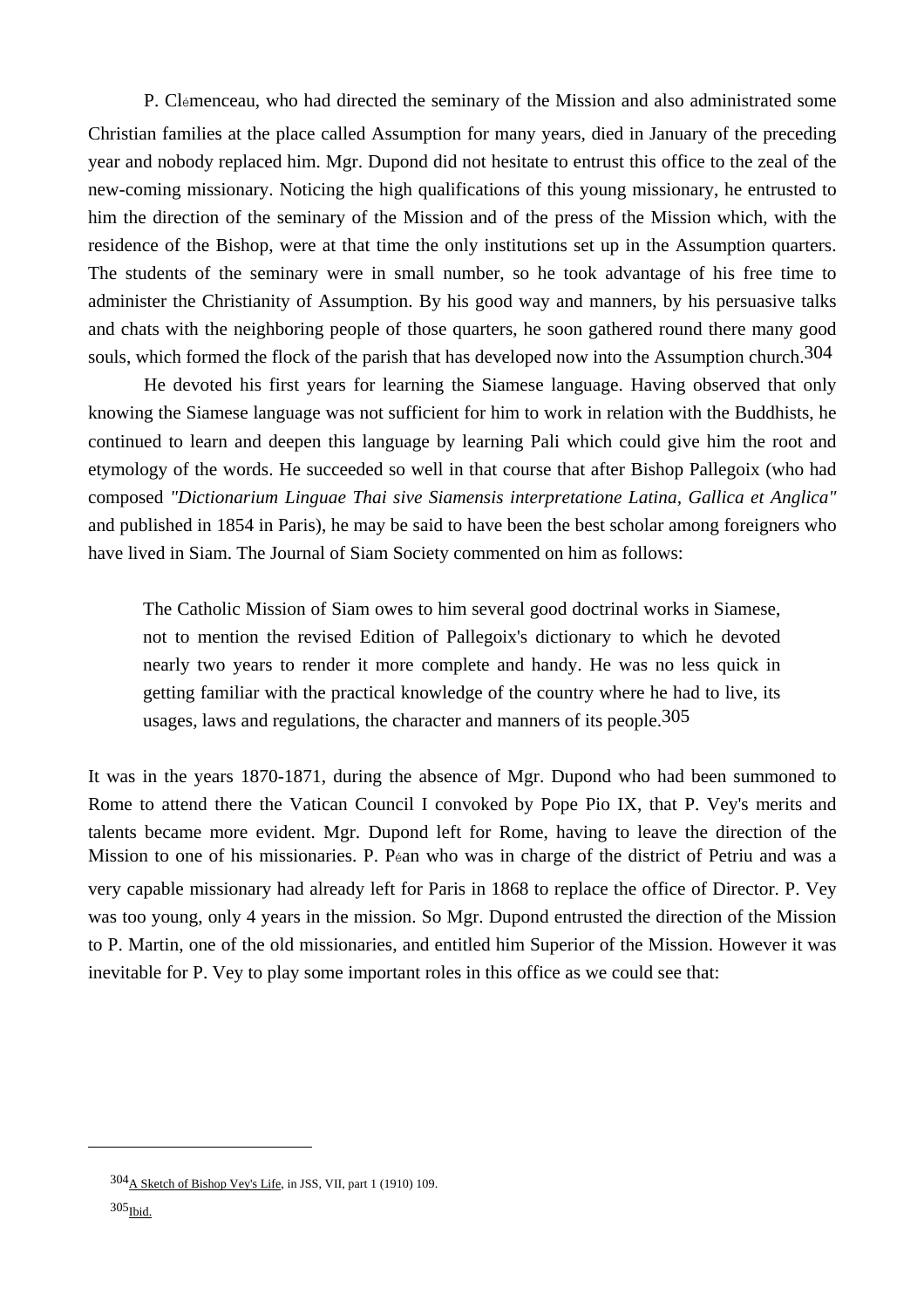P. Clémenceau, who had directed the seminary of the Mission and also administrated some Christian families at the place called Assumption for many years, died in January of the preceding year and nobody replaced him. Mgr. Dupond did not hesitate to entrust this office to the zeal of the new-coming missionary. Noticing the high qualifications of this young missionary, he entrusted to him the direction of the seminary of the Mission and of the press of the Mission which, with the residence of the Bishop, were at that time the only institutions set up in the Assumption quarters. The students of the seminary were in small number, so he took advantage of his free time to administer the Christianity of Assumption. By his good way and manners, by his persuasive talks and chats with the neighboring people of those quarters, he soon gathered round there many good souls, which formed the flock of the parish that has developed now into the Assumption church.[304]

He devoted his first years for learning the Siamese language. Having observed that only knowing the Siamese language was not sufficient for him to work in relation with the Buddhists, he continued to learn and deepen this language by learning Pali which could give him the root and etymology of the words. He succeeded so well in that course that after Bishop Pallegoix (who had composed *"Dictionarium Linguae Thai sive Siamensis interpretatione Latina, Gallica et Anglica"* and published in 1854 in Paris), he may be said to have been the best scholar among foreigners who have lived in Siam. The Journal of Siam Society commented on him as follows:

> The Catholic Mission of Siam owes to him several good doctrinal works in Siamese, not to mention the revised Edition of Pallegoix's dictionary to which he devoted nearly two years to render it more complete and handy. He was no less quick in getting familiar with the practical knowledge of the country where he had to live, its usages, laws and regulations, the character and manners of its people.[305]

It was in the years 1870-1871, during the absence of Mgr. Dupond who had been summoned to Rome to attend there the Vatican Council I convoked by Pope Pio IX, that P. Vey's merits and talents became more evident. Mgr. Dupond left for Rome, having to leave the direction of the Mission to one of his missionaries. P. Péan who was in charge of the district of Petriu and was a very capable missionary had already left for Paris in 1868 to replace the office of Director. P. Vey was too young, only 4 years in the mission. So Mgr. Dupond entrusted the direction of the Mission to P. Martin, one of the old missionaries, and entitled him Superior of the Mission. However it was inevitable for P. Vey to play some important roles in this office as we could see that:

---

[304] A Sketch of Bishop Vey's Life, in JSS, VII, part 1 (1910) 109.

[305] Ibid.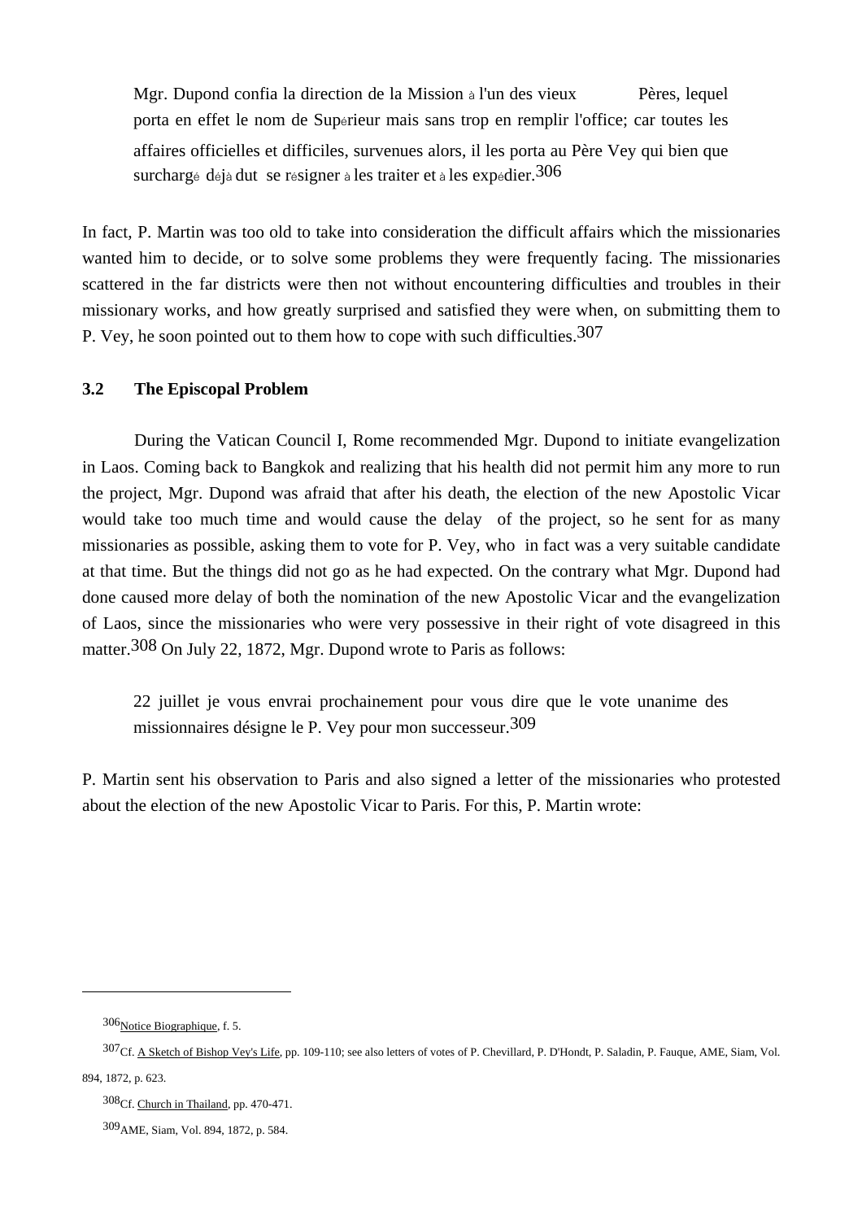> Mgr. Dupond confia la direction de la Mission à l'un des vieux Pères, lequel porta en effet le nom de Supérieur mais sans trop en remplir l'office; car toutes les affaires officielles et difficiles, survenues alors, il les porta au Père Vey qui bien que surchargé déjà dut se résigner à les traiter et à les expédier.[306]

In fact, P. Martin was too old to take into consideration the difficult affairs which the missionaries wanted him to decide, or to solve some problems they were frequently facing. The missionaries scattered in the far districts were then not without encountering difficulties and troubles in their missionary works, and how greatly surprised and satisfied they were when, on submitting them to P. Vey, he soon pointed out to them how to cope with such difficulties.[307]

### 3.2 The Episcopal Problem

During the Vatican Council I, Rome recommended Mgr. Dupond to initiate evangelization in Laos. Coming back to Bangkok and realizing that his health did not permit him any more to run the project, Mgr. Dupond was afraid that after his death, the election of the new Apostolic Vicar would take too much time and would cause the delay of the project, so he sent for as many missionaries as possible, asking them to vote for P. Vey, who in fact was a very suitable candidate at that time. But the things did not go as he had expected. On the contrary what Mgr. Dupond had done caused more delay of both the nomination of the new Apostolic Vicar and the evangelization of Laos, since the missionaries who were very possessive in their right of vote disagreed in this matter.[308] On July 22, 1872, Mgr. Dupond wrote to Paris as follows:

> 22 juillet je vous envrai prochainement pour vous dire que le vote unanime des missionnaires désigne le P. Vey pour mon successeur.[309]

P. Martin sent his observation to Paris and also signed a letter of the missionaries who protested about the election of the new Apostolic Vicar to Paris. For this, P. Martin wrote:

---

[306] Notice Biographique, f. 5.

[307] Cf. A Sketch of Bishop Vey's Life, pp. 109-110; see also letters of votes of P. Chevillard, P. D'Hondt, P. Saladin, P. Fauque, AME, Siam, Vol. 894, 1872, p. 623.

[308] Cf. Church in Thailand, pp. 470-471.

[309] AME, Siam, Vol. 894, 1872, p. 584.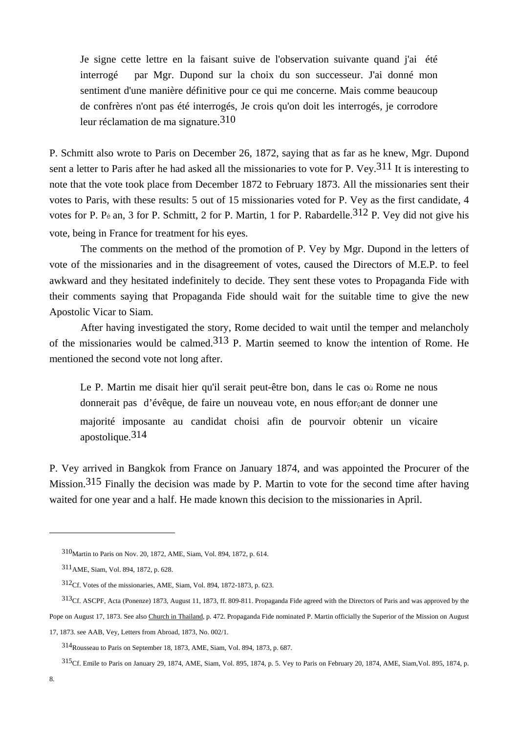> Je signe cette lettre en la faisant suive de l'observation suivante quand j'ai été interrogé par Mgr. Dupond sur la choix du son successeur. J'ai donné mon sentiment d'une manière définitive pour ce qui me concerne. Mais comme beaucoup de confrères n'ont pas été interrogés, Je crois qu'on doit les interrogés, je corrodore leur réclamation de ma signature.[310]

P. Schmitt also wrote to Paris on December 26, 1872, saying that as far as he knew, Mgr. Dupond sent a letter to Paris after he had asked all the missionaries to vote for P. Vey.[311] It is interesting to note that the vote took place from December 1872 to February 1873. All the missionaries sent their votes to Paris, with these results: 5 out of 15 missionaries voted for P. Vey as the first candidate, 4 votes for P. Péan, 3 for P. Schmitt, 2 for P. Martin, 1 for P. Rabardelle.[312] P. Vey did not give his vote, being in France for treatment for his eyes.

The comments on the method of the promotion of P. Vey by Mgr. Dupond in the letters of vote of the missionaries and in the disagreement of votes, caused the Directors of M.E.P. to feel awkward and they hesitated indefinitely to decide. They sent these votes to Propaganda Fide with their comments saying that Propaganda Fide should wait for the suitable time to give the new Apostolic Vicar to Siam.

After having investigated the story, Rome decided to wait until the temper and melancholy of the missionaries would be calmed.[313] P. Martin seemed to know the intention of Rome. He mentioned the second vote not long after.

> Le P. Martin me disait hier qu'il serait peut-être bon, dans le cas où Rome ne nous donnerait pas d'évêque, de faire un nouveau vote, en nous efforçant de donner une majorité imposante au candidat choisi afin de pourvoir obtenir un vicaire apostolique.[314]

P. Vey arrived in Bangkok from France on January 1874, and was appointed the Procurer of the Mission.[315] Finally the decision was made by P. Martin to vote for the second time after having waited for one year and a half. He made known this decision to the missionaries in April.

---

[310] Martin to Paris on Nov. 20, 1872, AME, Siam, Vol. 894, 1872, p. 614.

[311] AME, Siam, Vol. 894, 1872, p. 628.

[312] Cf. Votes of the missionaries, AME, Siam, Vol. 894, 1872-1873, p. 623.

[313] Cf. ASCPF, Acta (Ponenze) 1873, August 11, 1873, ff. 809-811. Propaganda Fide agreed with the Directors of Paris and was approved by the Pope on August 17, 1873. See also Church in Thailand, p. 472. Propaganda Fide nominated P. Martin officially the Superior of the Mission on August 17, 1873. see AAB, Vey, Letters from Abroad, 1873, No. 002/1.

[314] Rousseau to Paris on September 18, 1873, AME, Siam, Vol. 894, 1873, p. 687.

[315] Cf. Emile to Paris on January 29, 1874, AME, Siam, Vol. 895, 1874, p. 5. Vey to Paris on February 20, 1874, AME, Siam,Vol. 895, 1874, p. 8.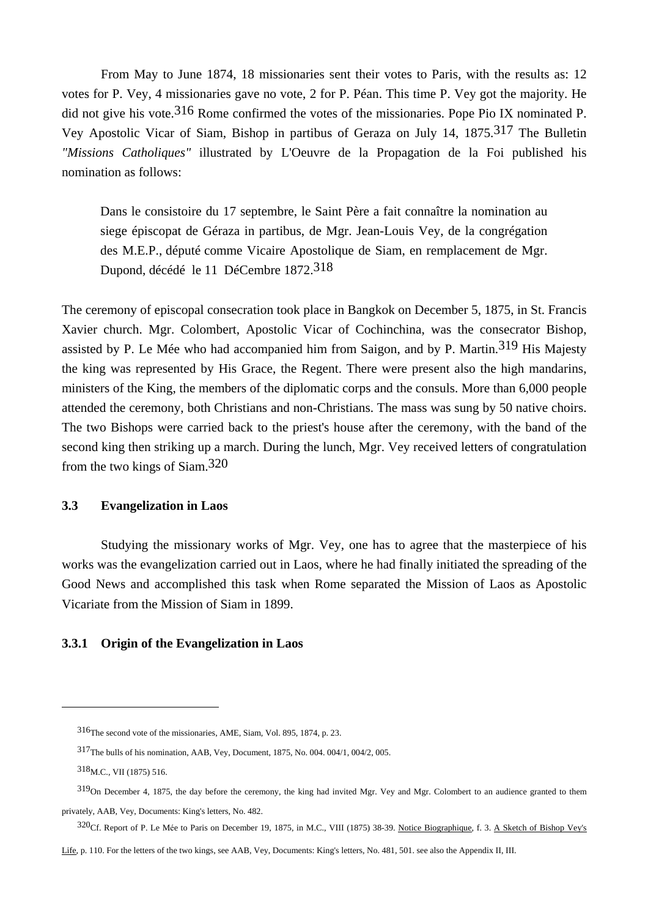From May to June 1874, 18 missionaries sent their votes to Paris, with the results as: 12 votes for P. Vey, 4 missionaries gave no vote, 2 for P. Péan. This time P. Vey got the majority. He did not give his vote.[316] Rome confirmed the votes of the missionaries. Pope Pio IX nominated P. Vey Apostolic Vicar of Siam, Bishop in partibus of Geraza on July 14, 1875.[317] The Bulletin *"Missions Catholiques"* illustrated by L'Oeuvre de la Propagation de la Foi published his nomination as follows:

> Dans le consistoire du 17 septembre, le Saint Père a fait connaître la nomination au siege épiscopat de Géraza in partibus, de Mgr. Jean-Louis Vey, de la congrégation des M.E.P., député comme Vicaire Apostolique de Siam, en remplacement de Mgr. Dupond, décédé le 11 DéCembre 1872.[318]

The ceremony of episcopal consecration took place in Bangkok on December 5, 1875, in St. Francis Xavier church. Mgr. Colombert, Apostolic Vicar of Cochinchina, was the consecrator Bishop, assisted by P. Le Mée who had accompanied him from Saigon, and by P. Martin.[319] His Majesty the king was represented by His Grace, the Regent. There were present also the high mandarins, ministers of the King, the members of the diplomatic corps and the consuls. More than 6,000 people attended the ceremony, both Christians and non-Christians. The mass was sung by 50 native choirs. The two Bishops were carried back to the priest's house after the ceremony, with the band of the second king then striking up a march. During the lunch, Mgr. Vey received letters of congratulation from the two kings of Siam.[320]

### 3.3 Evangelization in Laos

Studying the missionary works of Mgr. Vey, one has to agree that the masterpiece of his works was the evangelization carried out in Laos, where he had finally initiated the spreading of the Good News and accomplished this task when Rome separated the Mission of Laos as Apostolic Vicariate from the Mission of Siam in 1899.

#### 3.3.1 Origin of the Evangelization in Laos

---

[316] The second vote of the missionaries, AME, Siam, Vol. 895, 1874, p. 23.

[317] The bulls of his nomination, AAB, Vey, Document, 1875, No. 004. 004/1, 004/2, 005.

[318] M.C., VII (1875) 516.

[319] On December 4, 1875, the day before the ceremony, the king had invited Mgr. Vey and Mgr. Colombert to an audience granted to them privately, AAB, Vey, Documents: King's letters, No. 482.

[320] Cf. Report of P. Le Mée to Paris on December 19, 1875, in M.C., VIII (1875) 38-39. Notice Biographique, f. 3. A Sketch of Bishop Vey's Life, p. 110. For the letters of the two kings, see AAB, Vey, Documents: King's letters, No. 481, 501. see also the Appendix II, III.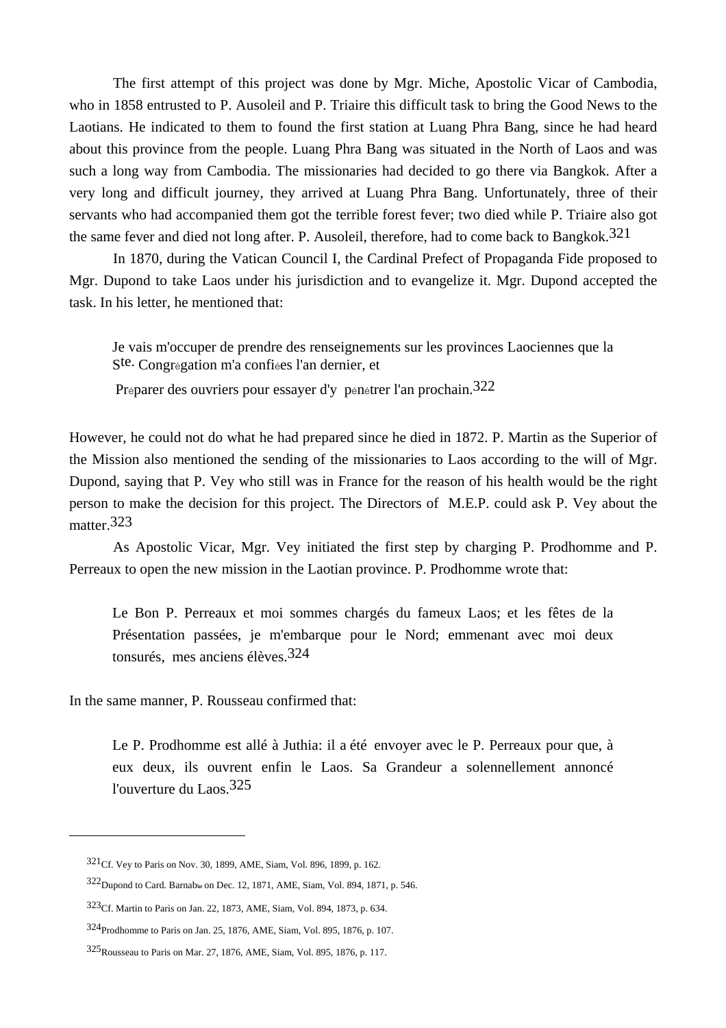The first attempt of this project was done by Mgr. Miche, Apostolic Vicar of Cambodia, who in 1858 entrusted to P. Ausoleil and P. Triaire this difficult task to bring the Good News to the Laotians. He indicated to them to found the first station at Luang Phra Bang, since he had heard about this province from the people. Luang Phra Bang was situated in the North of Laos and was such a long way from Cambodia. The missionaries had decided to go there via Bangkok. After a very long and difficult journey, they arrived at Luang Phra Bang. Unfortunately, three of their servants who had accompanied them got the terrible forest fever; two died while P. Triaire also got the same fever and died not long after. P. Ausoleil, therefore, had to come back to Bangkok.[321]

In 1870, during the Vatican Council I, the Cardinal Prefect of Propaganda Fide proposed to Mgr. Dupond to take Laos under his jurisdiction and to evangelize it. Mgr. Dupond accepted the task. In his letter, he mentioned that:

> Je vais m'occuper de prendre des renseignements sur les provinces Laociennes que la Ste. Congrégation m'a confiées l'an dernier, et
>
> Préparer des ouvriers pour essayer d'y pénétrer l'an prochain.[322]

However, he could not do what he had prepared since he died in 1872. P. Martin as the Superior of the Mission also mentioned the sending of the missionaries to Laos according to the will of Mgr. Dupond, saying that P. Vey who still was in France for the reason of his health would be the right person to make the decision for this project. The Directors of M.E.P. could ask P. Vey about the matter.[323]

As Apostolic Vicar, Mgr. Vey initiated the first step by charging P. Prodhomme and P. Perreaux to open the new mission in the Laotian province. P. Prodhomme wrote that:

> Le Bon P. Perreaux et moi sommes chargés du fameux Laos; et les fêtes de la Présentation passées, je m'embarque pour le Nord; emmenant avec moi deux tonsurés, mes anciens élèves.[324]

In the same manner, P. Rousseau confirmed that:

> Le P. Prodhomme est allé à Juthia: il a été envoyer avec le P. Perreaux pour que, à eux deux, ils ouvrent enfin le Laos. Sa Grandeur a solennellement annoncé l'ouverture du Laos.[325]

---

[321] Cf. Vey to Paris on Nov. 30, 1899, AME, Siam, Vol. 896, 1899, p. 162.

[322] Dupond to Card. Barnabò on Dec. 12, 1871, AME, Siam, Vol. 894, 1871, p. 546.

[323] Cf. Martin to Paris on Jan. 22, 1873, AME, Siam, Vol. 894, 1873, p. 634.

[324] Prodhomme to Paris on Jan. 25, 1876, AME, Siam, Vol. 895, 1876, p. 107.

[325] Rousseau to Paris on Mar. 27, 1876, AME, Siam, Vol. 895, 1876, p. 117.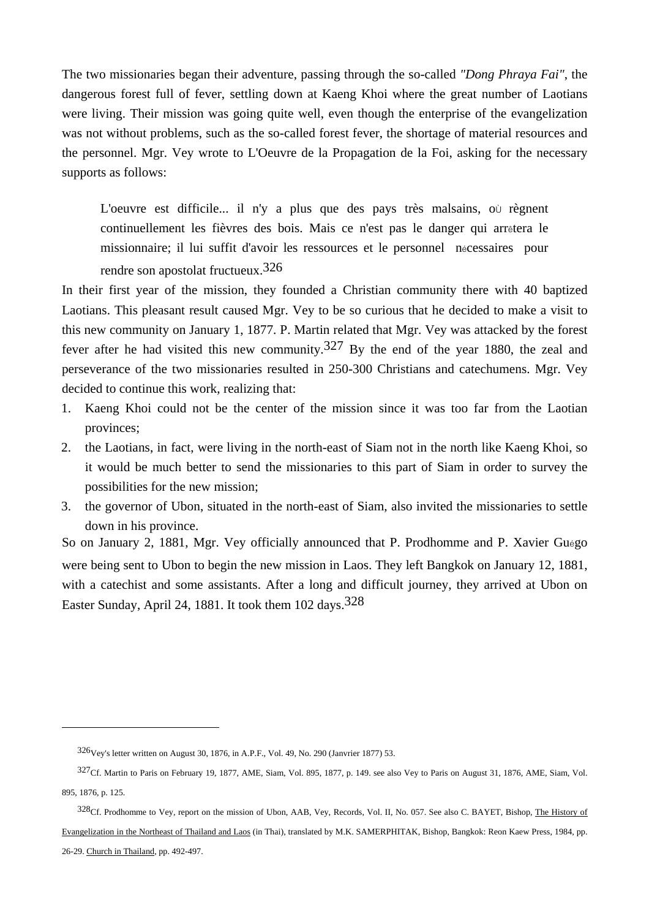The two missionaries began their adventure, passing through the so-called *"Dong Phraya Fai"*, the dangerous forest full of fever, settling down at Kaeng Khoi where the great number of Laotians were living. Their mission was going quite well, even though the enterprise of the evangelization was not without problems, such as the so-called forest fever, the shortage of material resources and the personnel. Mgr. Vey wrote to L'Oeuvre de la Propagation de la Foi, asking for the necessary supports as follows:

> L'oeuvre est difficile... il n'y a plus que des pays très malsains, où règnent continuellement les fièvres des bois. Mais ce n'est pas le danger qui arrêtera le missionnaire; il lui suffit d'avoir les ressources et le personnel nécessaires pour rendre son apostolat fructueux.[326]

In their first year of the mission, they founded a Christian community there with 40 baptized Laotians. This pleasant result caused Mgr. Vey to be so curious that he decided to make a visit to this new community on January 1, 1877. P. Martin related that Mgr. Vey was attacked by the forest fever after he had visited this new community.[327] By the end of the year 1880, the zeal and perseverance of the two missionaries resulted in 250-300 Christians and catechumens. Mgr. Vey decided to continue this work, realizing that:

1. Kaeng Khoi could not be the center of the mission since it was too far from the Laotian provinces;
2. the Laotians, in fact, were living in the north-east of Siam not in the north like Kaeng Khoi, so it would be much better to send the missionaries to this part of Siam in order to survey the possibilities for the new mission;
3. the governor of Ubon, situated in the north-east of Siam, also invited the missionaries to settle down in his province.

So on January 2, 1881, Mgr. Vey officially announced that P. Prodhomme and P. Xavier Guégo were being sent to Ubon to begin the new mission in Laos. They left Bangkok on January 12, 1881, with a catechist and some assistants. After a long and difficult journey, they arrived at Ubon on Easter Sunday, April 24, 1881. It took them 102 days.[328]

---

[326] Vey's letter written on August 30, 1876, in A.P.F., Vol. 49, No. 290 (Janvrier 1877) 53.

[327] Cf. Martin to Paris on February 19, 1877, AME, Siam, Vol. 895, 1877, p. 149. see also Vey to Paris on August 31, 1876, AME, Siam, Vol. 895, 1876, p. 125.

[328] Cf. Prodhomme to Vey, report on the mission of Ubon, AAB, Vey, Records, Vol. II, No. 057. See also C. BAYET, Bishop, The History of Evangelization in the Northeast of Thailand and Laos (in Thai), translated by M.K. SAMERPHITAK, Bishop, Bangkok: Reon Kaew Press, 1984, pp. 26-29. Church in Thailand, pp. 492-497.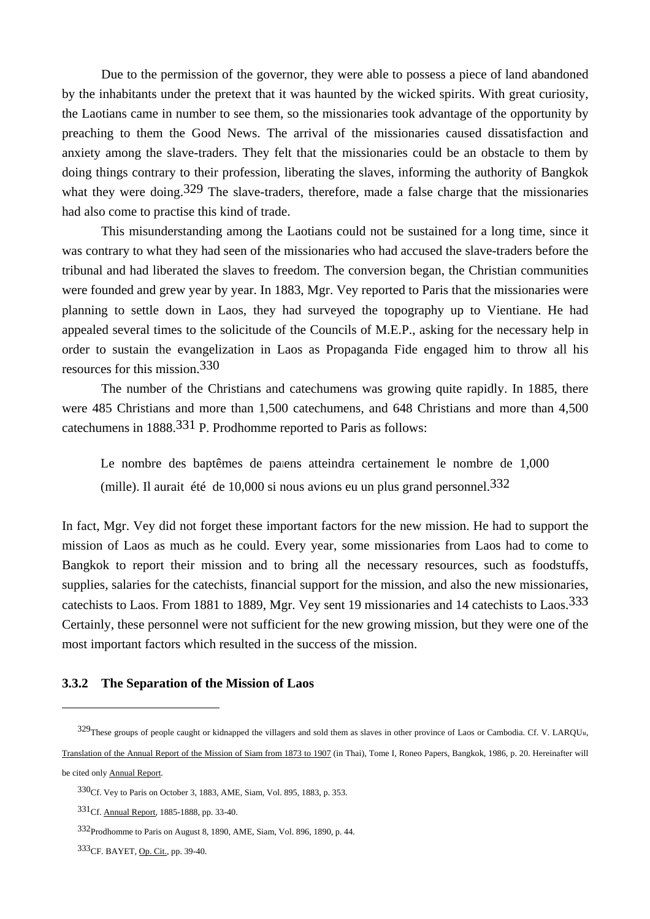Due to the permission of the governor, they were able to possess a piece of land abandoned by the inhabitants under the pretext that it was haunted by the wicked spirits. With great curiosity, the Laotians came in number to see them, so the missionaries took advantage of the opportunity by preaching to them the Good News. The arrival of the missionaries caused dissatisfaction and anxiety among the slave-traders. They felt that the missionaries could be an obstacle to them by doing things contrary to their profession, liberating the slaves, informing the authority of Bangkok what they were doing.[329] The slave-traders, therefore, made a false charge that the missionaries had also come to practise this kind of trade.

This misunderstanding among the Laotians could not be sustained for a long time, since it was contrary to what they had seen of the missionaries who had accused the slave-traders before the tribunal and had liberated the slaves to freedom. The conversion began, the Christian communities were founded and grew year by year. In 1883, Mgr. Vey reported to Paris that the missionaries were planning to settle down in Laos, they had surveyed the topography up to Vientiane. He had appealed several times to the solicitude of the Councils of M.E.P., asking for the necessary help in order to sustain the evangelization in Laos as Propaganda Fide engaged him to throw all his resources for this mission.[330]

The number of the Christians and catechumens was growing quite rapidly. In 1885, there were 485 Christians and more than 1,500 catechumens, and 648 Christians and more than 4,500 catechumens in 1888.[331] P. Prodhomme reported to Paris as follows:

> Le nombre des baptêmes de païens atteindra certainement le nombre de 1,000 (mille). Il aurait été de 10,000 si nous avions eu un plus grand personnel.[332]

In fact, Mgr. Vey did not forget these important factors for the new mission. He had to support the mission of Laos as much as he could. Every year, some missionaries from Laos had to come to Bangkok to report their mission and to bring all the necessary resources, such as foodstuffs, supplies, salaries for the catechists, financial support for the mission, and also the new missionaries, catechists to Laos. From 1881 to 1889, Mgr. Vey sent 19 missionaries and 14 catechists to Laos.[333] Certainly, these personnel were not sufficient for the new growing mission, but they were one of the most important factors which resulted in the success of the mission.

### 3.3.2 The Separation of the Mission of Laos

---

[329] These groups of people caught or kidnapped the villagers and sold them as slaves in other province of Laos or Cambodia. Cf. V. LARQUE, Translation of the Annual Report of the Mission of Siam from 1873 to 1907 (in Thai), Tome I, Roneo Papers, Bangkok, 1986, p. 20. Hereinafter will be cited only Annual Report.

[330] Cf. Vey to Paris on October 3, 1883, AME, Siam, Vol. 895, 1883, p. 353.

[331] Cf. Annual Report, 1885-1888, pp. 33-40.

[332] Prodhomme to Paris on August 8, 1890, AME, Siam, Vol. 896, 1890, p. 44.

[333] CF. BAYET, Op. Cit., pp. 39-40.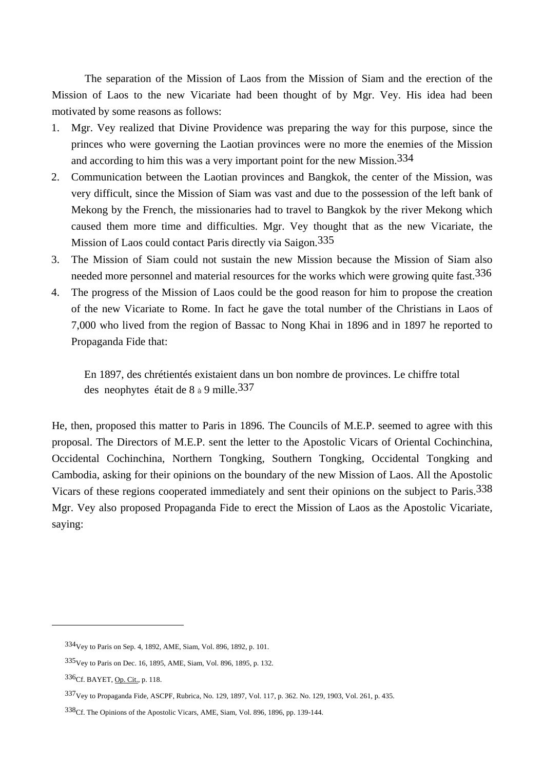The separation of the Mission of Laos from the Mission of Siam and the erection of the Mission of Laos to the new Vicariate had been thought of by Mgr. Vey. His idea had been motivated by some reasons as follows:

1. Mgr. Vey realized that Divine Providence was preparing the way for this purpose, since the princes who were governing the Laotian provinces were no more the enemies of the Mission and according to him this was a very important point for the new Mission.[334]
2. Communication between the Laotian provinces and Bangkok, the center of the Mission, was very difficult, since the Mission of Siam was vast and due to the possession of the left bank of Mekong by the French, the missionaries had to travel to Bangkok by the river Mekong which caused them more time and difficulties. Mgr. Vey thought that as the new Vicariate, the Mission of Laos could contact Paris directly via Saigon.[335]
3. The Mission of Siam could not sustain the new Mission because the Mission of Siam also needed more personnel and material resources for the works which were growing quite fast.[336]
4. The progress of the Mission of Laos could be the good reason for him to propose the creation of the new Vicariate to Rome. In fact he gave the total number of the Christians in Laos of 7,000 who lived from the region of Bassac to Nong Khai in 1896 and in 1897 he reported to Propaganda Fide that:

> En 1897, des chrétientés existaient dans un bon nombre de provinces. Le chiffre total des neophytes était de 8 à 9 mille.[337]

He, then, proposed this matter to Paris in 1896. The Councils of M.E.P. seemed to agree with this proposal. The Directors of M.E.P. sent the letter to the Apostolic Vicars of Oriental Cochinchina, Occidental Cochinchina, Northern Tongking, Southern Tongking, Occidental Tongking and Cambodia, asking for their opinions on the boundary of the new Mission of Laos. All the Apostolic Vicars of these regions cooperated immediately and sent their opinions on the subject to Paris.[338] Mgr. Vey also proposed Propaganda Fide to erect the Mission of Laos as the Apostolic Vicariate, saying:

---

[334] Vey to Paris on Sep. 4, 1892, AME, Siam, Vol. 896, 1892, p. 101.

[335] Vey to Paris on Dec. 16, 1895, AME, Siam, Vol. 896, 1895, p. 132.

[336] Cf. BAYET, Op. Cit., p. 118.

[337] Vey to Propaganda Fide, ASCPF, Rubrica, No. 129, 1897, Vol. 117, p. 362. No. 129, 1903, Vol. 261, p. 435.

[338] Cf. The Opinions of the Apostolic Vicars, AME, Siam, Vol. 896, 1896, pp. 139-144.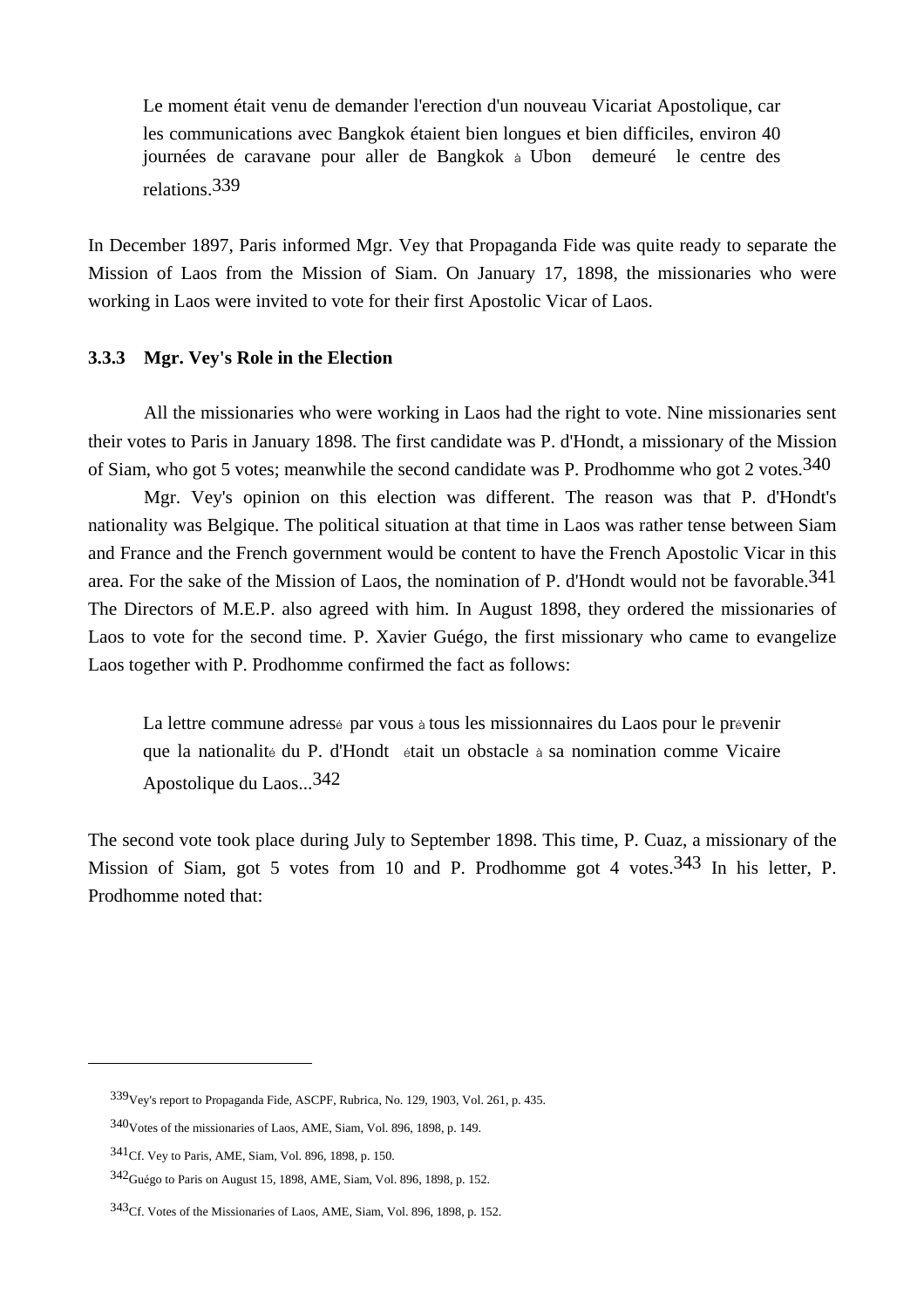> Le moment était venu de demander l'erection d'un nouveau Vicariat Apostolique, car les communications avec Bangkok étaient bien longues et bien difficiles, environ 40 journées de caravane pour aller de Bangkok à Ubon demeuré le centre des relations.[339]

In December 1897, Paris informed Mgr. Vey that Propaganda Fide was quite ready to separate the Mission of Laos from the Mission of Siam. On January 17, 1898, the missionaries who were working in Laos were invited to vote for their first Apostolic Vicar of Laos.

### 3.3.3 Mgr. Vey's Role in the Election

All the missionaries who were working in Laos had the right to vote. Nine missionaries sent their votes to Paris in January 1898. The first candidate was P. d'Hondt, a missionary of the Mission of Siam, who got 5 votes; meanwhile the second candidate was P. Prodhomme who got 2 votes.[340]

Mgr. Vey's opinion on this election was different. The reason was that P. d'Hondt's nationality was Belgique. The political situation at that time in Laos was rather tense between Siam and France and the French government would be content to have the French Apostolic Vicar in this area. For the sake of the Mission of Laos, the nomination of P. d'Hondt would not be favorable.[341] The Directors of M.E.P. also agreed with him. In August 1898, they ordered the missionaries of Laos to vote for the second time. P. Xavier Guégo, the first missionary who came to evangelize Laos together with P. Prodhomme confirmed the fact as follows:

> La lettre commune adressé par vous à tous les missionnaires du Laos pour le prévenir que la nationalité du P. d'Hondt était un obstacle à sa nomination comme Vicaire Apostolique du Laos...[342]

The second vote took place during July to September 1898. This time, P. Cuaz, a missionary of the Mission of Siam, got 5 votes from 10 and P. Prodhomme got 4 votes.[343] In his letter, P. Prodhomme noted that:

---

[339] Vey's report to Propaganda Fide, ASCPF, Rubrica, No. 129, 1903, Vol. 261, p. 435.

[340] Votes of the missionaries of Laos, AME, Siam, Vol. 896, 1898, p. 149.

[341] Cf. Vey to Paris, AME, Siam, Vol. 896, 1898, p. 150.

[342] Guégo to Paris on August 15, 1898, AME, Siam, Vol. 896, 1898, p. 152.

[343] Cf. Votes of the Missionaries of Laos, AME, Siam, Vol. 896, 1898, p. 152.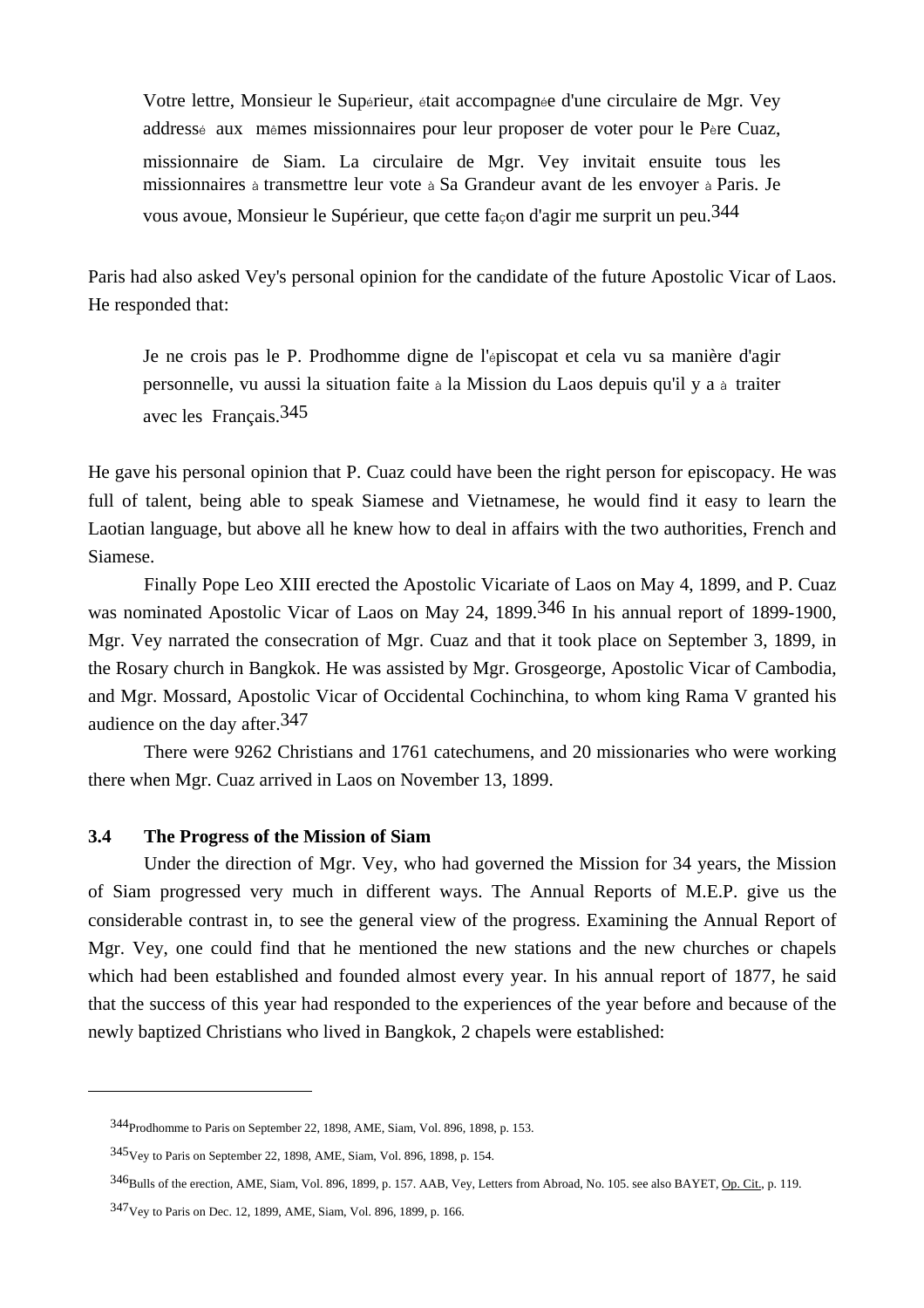> Votre lettre, Monsieur le Supérieur, était accompagnée d'une circulaire de Mgr. Vey addressé aux mêmes missionnaires pour leur proposer de voter pour le Père Cuaz, missionnaire de Siam. La circulaire de Mgr. Vey invitait ensuite tous les missionnaires à transmettre leur vote à Sa Grandeur avant de les envoyer à Paris. Je vous avoue, Monsieur le Supérieur, que cette façon d'agir me surprit un peu.[344]

Paris had also asked Vey's personal opinion for the candidate of the future Apostolic Vicar of Laos. He responded that:

> Je ne crois pas le P. Prodhomme digne de l'épiscopat et cela vu sa manière d'agir personnelle, vu aussi la situation faite à la Mission du Laos depuis qu'il y a à traiter avec les Français.[345]

He gave his personal opinion that P. Cuaz could have been the right person for episcopacy. He was full of talent, being able to speak Siamese and Vietnamese, he would find it easy to learn the Laotian language, but above all he knew how to deal in affairs with the two authorities, French and Siamese.

Finally Pope Leo XIII erected the Apostolic Vicariate of Laos on May 4, 1899, and P. Cuaz was nominated Apostolic Vicar of Laos on May 24, 1899.[346] In his annual report of 1899-1900, Mgr. Vey narrated the consecration of Mgr. Cuaz and that it took place on September 3, 1899, in the Rosary church in Bangkok. He was assisted by Mgr. Grosgeorge, Apostolic Vicar of Cambodia, and Mgr. Mossard, Apostolic Vicar of Occidental Cochinchina, to whom king Rama V granted his audience on the day after.[347]

There were 9262 Christians and 1761 catechumens, and 20 missionaries who were working there when Mgr. Cuaz arrived in Laos on November 13, 1899.

### 3.4 The Progress of the Mission of Siam

Under the direction of Mgr. Vey, who had governed the Mission for 34 years, the Mission of Siam progressed very much in different ways. The Annual Reports of M.E.P. give us the considerable contrast in, to see the general view of the progress. Examining the Annual Report of Mgr. Vey, one could find that he mentioned the new stations and the new churches or chapels which had been established and founded almost every year. In his annual report of 1877, he said that the success of this year had responded to the experiences of the year before and because of the newly baptized Christians who lived in Bangkok, 2 chapels were established:

---

[344] Prodhomme to Paris on September 22, 1898, AME, Siam, Vol. 896, 1898, p. 153.

[345] Vey to Paris on September 22, 1898, AME, Siam, Vol. 896, 1898, p. 154.

[346] Bulls of the erection, AME, Siam, Vol. 896, 1899, p. 157. AAB, Vey, Letters from Abroad, No. 105. see also BAYET, Op. Cit., p. 119.

[347] Vey to Paris on Dec. 12, 1899, AME, Siam, Vol. 896, 1899, p. 166.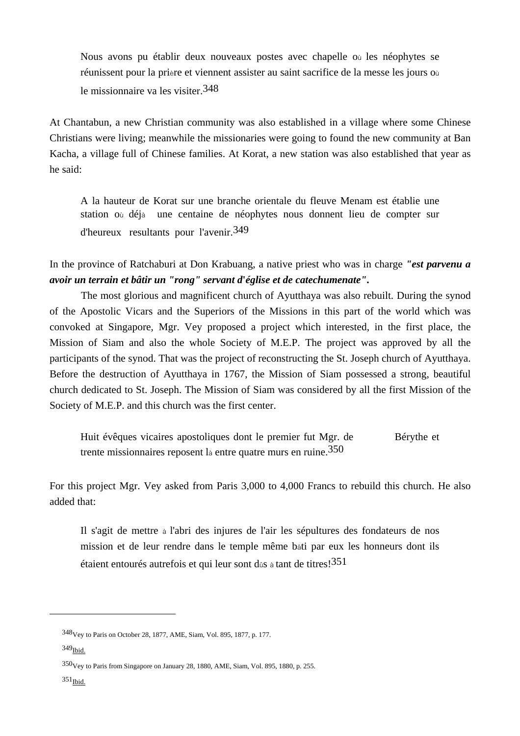> Nous avons pu établir deux nouveaux postes avec chapelle où les néophytes se réunissent pour la prière et viennent assister au saint sacrifice de la messe les jours où le missionnaire va les visiter.[348]

At Chantabun, a new Christian community was also established in a village where some Chinese Christians were living; meanwhile the missionaries were going to found the new community at Ban Kacha, a village full of Chinese families. At Korat, a new station was also established that year as he said:

> A la hauteur de Korat sur une branche orientale du fleuve Menam est établie une station où déjà une centaine de néophytes nous donnent lieu de compter sur d'heureux resultants pour l'avenir.[349]

In the province of Ratchaburi at Don Krabuang, a native priest who was in charge ***"est parvenu a avoir un terrain et bâtir un "rong" servant d'église et de catechumenate".***

The most glorious and magnificent church of Ayutthaya was also rebuilt. During the synod of the Apostolic Vicars and the Superiors of the Missions in this part of the world which was convoked at Singapore, Mgr. Vey proposed a project which interested, in the first place, the Mission of Siam and also the whole Society of M.E.P. The project was approved by all the participants of the synod. That was the project of reconstructing the St. Joseph church of Ayutthaya. Before the destruction of Ayutthaya in 1767, the Mission of Siam possessed a strong, beautiful church dedicated to St. Joseph. The Mission of Siam was considered by all the first Mission of the Society of M.E.P. and this church was the first center.

> Huit évêques vicaires apostoliques dont le premier fut Mgr. de Bérythe et trente missionnaires reposent là entre quatre murs en ruine.[350]

For this project Mgr. Vey asked from Paris 3,000 to 4,000 Francs to rebuild this church. He also added that:

> Il s'agit de mettre à l'abri des injures de l'air les sépultures des fondateurs de nos mission et de leur rendre dans le temple même bâti par eux les honneurs dont ils étaient entourés autrefois et qui leur sont dûs à tant de titres![351]

---

[348] Vey to Paris on October 28, 1877, AME, Siam, Vol. 895, 1877, p. 177.

[349] Ibid.

[350] Vey to Paris from Singapore on January 28, 1880, AME, Siam, Vol. 895, 1880, p. 255.

[351] Ibid.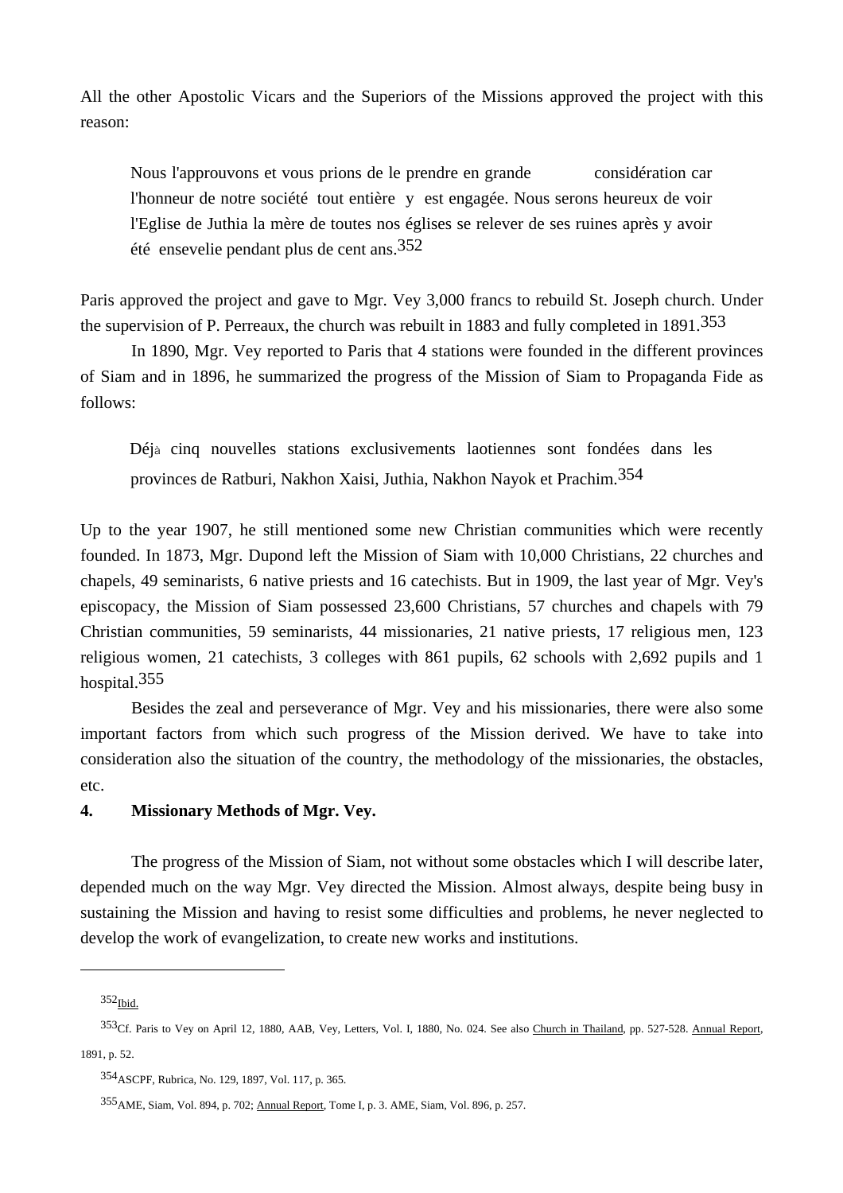All the other Apostolic Vicars and the Superiors of the Missions approved the project with this reason:

> Nous l'approuvons et vous prions de le prendre en grande considération car l'honneur de notre société tout entière y est engagée. Nous serons heureux de voir l'Eglise de Juthia la mère de toutes nos églises se relever de ses ruines après y avoir été ensevelie pendant plus de cent ans.[352]

Paris approved the project and gave to Mgr. Vey 3,000 francs to rebuild St. Joseph church. Under the supervision of P. Perreaux, the church was rebuilt in 1883 and fully completed in 1891.[353]

In 1890, Mgr. Vey reported to Paris that 4 stations were founded in the different provinces of Siam and in 1896, he summarized the progress of the Mission of Siam to Propaganda Fide as follows:

> Déjà cinq nouvelles stations exclusivements laotiennes sont fondées dans les provinces de Ratburi, Nakhon Xaisi, Juthia, Nakhon Nayok et Prachim.[354]

Up to the year 1907, he still mentioned some new Christian communities which were recently founded. In 1873, Mgr. Dupond left the Mission of Siam with 10,000 Christians, 22 churches and chapels, 49 seminarists, 6 native priests and 16 catechists. But in 1909, the last year of Mgr. Vey's episcopacy, the Mission of Siam possessed 23,600 Christians, 57 churches and chapels with 79 Christian communities, 59 seminarists, 44 missionaries, 21 native priests, 17 religious men, 123 religious women, 21 catechists, 3 colleges with 861 pupils, 62 schools with 2,692 pupils and 1 hospital.[355]

Besides the zeal and perseverance of Mgr. Vey and his missionaries, there were also some important factors from which such progress of the Mission derived. We have to take into consideration also the situation of the country, the methodology of the missionaries, the obstacles, etc.

**4. Missionary Methods of Mgr. Vey.**

The progress of the Mission of Siam, not without some obstacles which I will describe later, depended much on the way Mgr. Vey directed the Mission. Almost always, despite being busy in sustaining the Mission and having to resist some difficulties and problems, he never neglected to develop the work of evangelization, to create new works and institutions.

---

[352] Ibid.

[353] Cf. Paris to Vey on April 12, 1880, AAB, Vey, Letters, Vol. I, 1880, No. 024. See also Church in Thailand, pp. 527-528. Annual Report, 1891, p. 52.

[354] ASCPF, Rubrica, No. 129, 1897, Vol. 117, p. 365.

[355] AME, Siam, Vol. 894, p. 702; Annual Report, Tome I, p. 3. AME, Siam, Vol. 896, p. 257.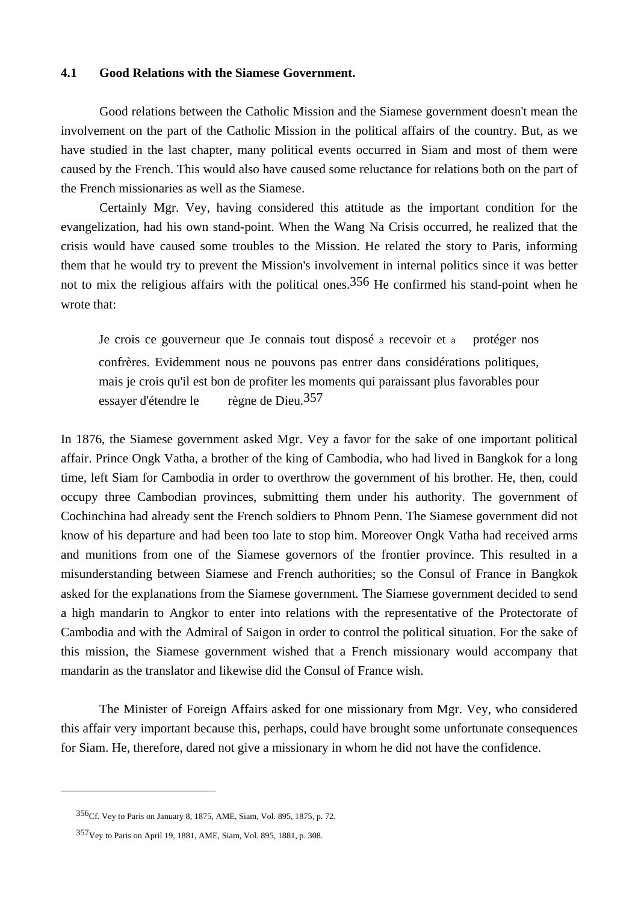## 4.1 Good Relations with the Siamese Government.

Good relations between the Catholic Mission and the Siamese government doesn't mean the involvement on the part of the Catholic Mission in the political affairs of the country. But, as we have studied in the last chapter, many political events occurred in Siam and most of them were caused by the French. This would also have caused some reluctance for relations both on the part of the French missionaries as well as the Siamese.

Certainly Mgr. Vey, having considered this attitude as the important condition for the evangelization, had his own stand-point. When the Wang Na Crisis occurred, he realized that the crisis would have caused some troubles to the Mission. He related the story to Paris, informing them that he would try to prevent the Mission's involvement in internal politics since it was better not to mix the religious affairs with the political ones.[356] He confirmed his stand-point when he wrote that:

> Je crois ce gouverneur que Je connais tout disposé à recevoir et à protéger nos confrères. Evidemment nous ne pouvons pas entrer dans considérations politiques, mais je crois qu'il est bon de profiter les moments qui paraissant plus favorables pour essayer d'étendre le règne de Dieu.[357]

In 1876, the Siamese government asked Mgr. Vey a favor for the sake of one important political affair. Prince Ongk Vatha, a brother of the king of Cambodia, who had lived in Bangkok for a long time, left Siam for Cambodia in order to overthrow the government of his brother. He, then, could occupy three Cambodian provinces, submitting them under his authority. The government of Cochinchina had already sent the French soldiers to Phnom Penn. The Siamese government did not know of his departure and had been too late to stop him. Moreover Ongk Vatha had received arms and munitions from one of the Siamese governors of the frontier province. This resulted in a misunderstanding between Siamese and French authorities; so the Consul of France in Bangkok asked for the explanations from the Siamese government. The Siamese government decided to send a high mandarin to Angkor to enter into relations with the representative of the Protectorate of Cambodia and with the Admiral of Saigon in order to control the political situation. For the sake of this mission, the Siamese government wished that a French missionary would accompany that mandarin as the translator and likewise did the Consul of France wish.

The Minister of Foreign Affairs asked for one missionary from Mgr. Vey, who considered this affair very important because this, perhaps, could have brought some unfortunate consequences for Siam. He, therefore, dared not give a missionary in whom he did not have the confidence.

---

[356] Cf. Vey to Paris on January 8, 1875, AME, Siam, Vol. 895, 1875, p. 72.

[357] Vey to Paris on April 19, 1881, AME, Siam, Vol. 895, 1881, p. 308.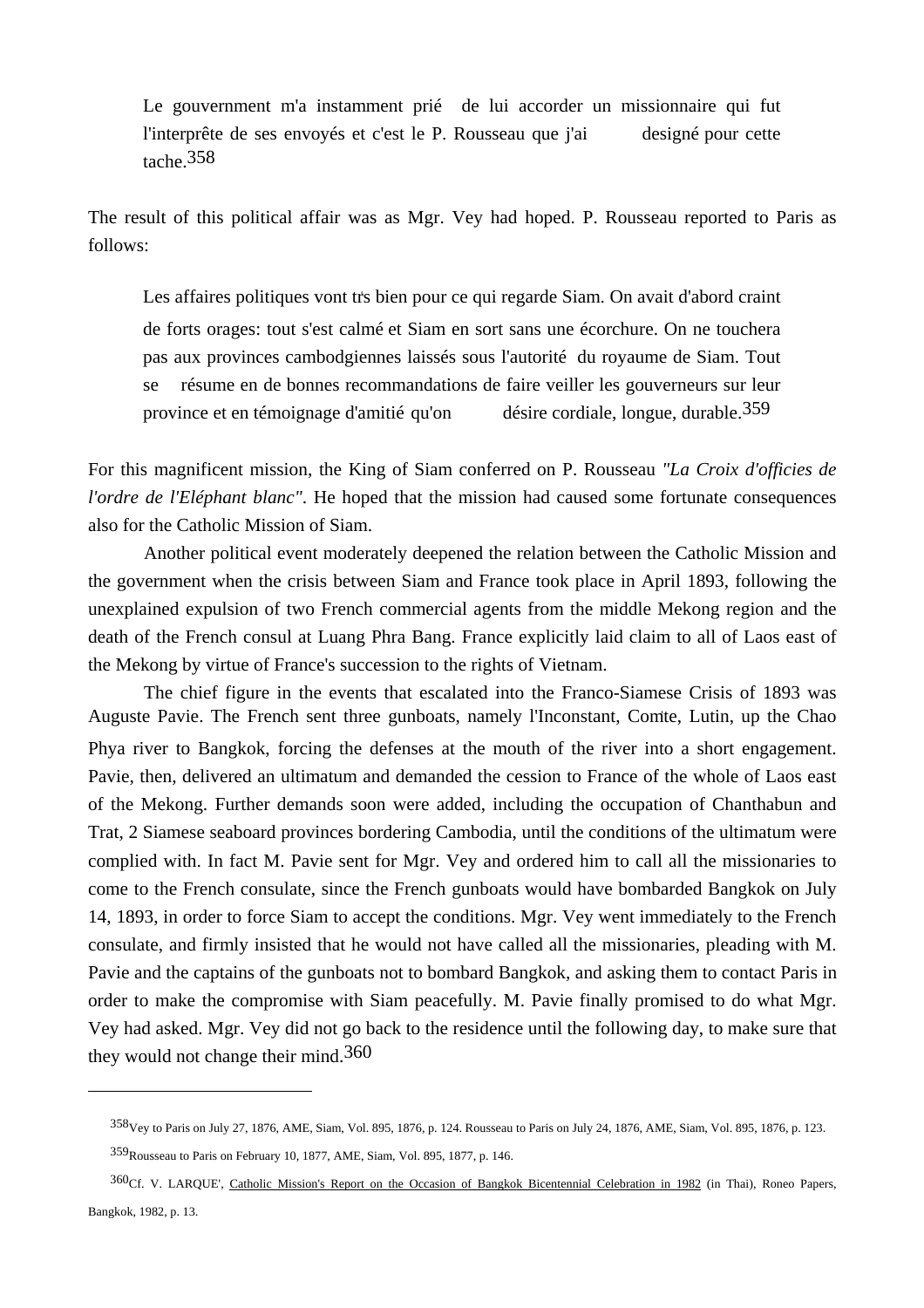> Le gouvernment m'a instamment prié de lui accorder un missionnaire qui fut l'interprête de ses envoyés et c'est le P. Rousseau que j'ai designé pour cette tache.[358]

The result of this political affair was as Mgr. Vey had hoped. P. Rousseau reported to Paris as follows:

> Les affaires politiques vont trs bien pour ce qui regarde Siam. On avait d'abord craint de forts orages: tout s'est calmé et Siam en sort sans une écorchure. On ne touchera pas aux provinces cambodgiennes laissés sous l'autorité du royaume de Siam. Tout se résume en de bonnes recommandations de faire veiller les gouverneurs sur leur province et en témoignage d'amitié qu'on désire cordiale, longue, durable.[359]

For this magnificent mission, the King of Siam conferred on P. Rousseau *"La Croix d'officies de l'ordre de l'Eléphant blanc"*. He hoped that the mission had caused some fortunate consequences also for the Catholic Mission of Siam.

Another political event moderately deepened the relation between the Catholic Mission and the government when the crisis between Siam and France took place in April 1893, following the unexplained expulsion of two French commercial agents from the middle Mekong region and the death of the French consul at Luang Phra Bang. France explicitly laid claim to all of Laos east of the Mekong by virtue of France's succession to the rights of Vietnam.

The chief figure in the events that escalated into the Franco-Siamese Crisis of 1893 was Auguste Pavie. The French sent three gunboats, namely l'Inconstant, Comte, Lutin, up the Chao Phya river to Bangkok, forcing the defenses at the mouth of the river into a short engagement. Pavie, then, delivered an ultimatum and demanded the cession to France of the whole of Laos east of the Mekong. Further demands soon were added, including the occupation of Chanthabun and Trat, 2 Siamese seaboard provinces bordering Cambodia, until the conditions of the ultimatum were complied with. In fact M. Pavie sent for Mgr. Vey and ordered him to call all the missionaries to come to the French consulate, since the French gunboats would have bombarded Bangkok on July 14, 1893, in order to force Siam to accept the conditions. Mgr. Vey went immediately to the French consulate, and firmly insisted that he would not have called all the missionaries, pleading with M. Pavie and the captains of the gunboats not to bombard Bangkok, and asking them to contact Paris in order to make the compromise with Siam peacefully. M. Pavie finally promised to do what Mgr. Vey had asked. Mgr. Vey did not go back to the residence until the following day, to make sure that they would not change their mind.[360]

---

[358] Vey to Paris on July 27, 1876, AME, Siam, Vol. 895, 1876, p. 124. Rousseau to Paris on July 24, 1876, AME, Siam, Vol. 895, 1876, p. 123.

[359] Rousseau to Paris on February 10, 1877, AME, Siam, Vol. 895, 1877, p. 146.

[360] Cf. V. LARQUE', Catholic Mission's Report on the Occasion of Bangkok Bicentennial Celebration in 1982 (in Thai), Roneo Papers, Bangkok, 1982, p. 13.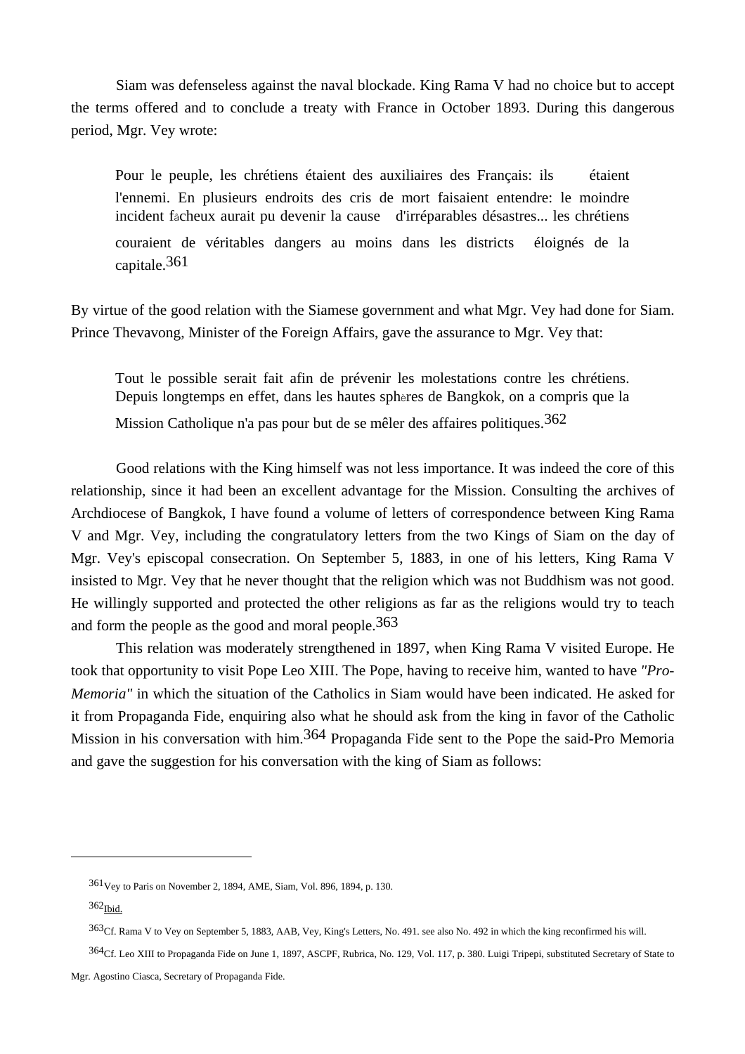Siam was defenseless against the naval blockade. King Rama V had no choice but to accept the terms offered and to conclude a treaty with France in October 1893. During this dangerous period, Mgr. Vey wrote:

> Pour le peuple, les chrétiens étaient des auxiliaires des Français: ils étaient l'ennemi. En plusieurs endroits des cris de mort faisaient entendre: le moindre incident fâcheux aurait pu devenir la cause d'irréparables désastres... les chrétiens couraient de véritables dangers au moins dans les districts éloignés de la capitale.[361]

By virtue of the good relation with the Siamese government and what Mgr. Vey had done for Siam. Prince Thevavong, Minister of the Foreign Affairs, gave the assurance to Mgr. Vey that:

> Tout le possible serait fait afin de prévenir les molestations contre les chrétiens. Depuis longtemps en effet, dans les hautes sphères de Bangkok, on a compris que la Mission Catholique n'a pas pour but de se mêler des affaires politiques.[362]

Good relations with the King himself was not less importance. It was indeed the core of this relationship, since it had been an excellent advantage for the Mission. Consulting the archives of Archdiocese of Bangkok, I have found a volume of letters of correspondence between King Rama V and Mgr. Vey, including the congratulatory letters from the two Kings of Siam on the day of Mgr. Vey's episcopal consecration. On September 5, 1883, in one of his letters, King Rama V insisted to Mgr. Vey that he never thought that the religion which was not Buddhism was not good. He willingly supported and protected the other religions as far as the religions would try to teach and form the people as the good and moral people.[363]

This relation was moderately strengthened in 1897, when King Rama V visited Europe. He took that opportunity to visit Pope Leo XIII. The Pope, having to receive him, wanted to have *"Pro-Memoria"* in which the situation of the Catholics in Siam would have been indicated. He asked for it from Propaganda Fide, enquiring also what he should ask from the king in favor of the Catholic Mission in his conversation with him.[364] Propaganda Fide sent to the Pope the said-Pro Memoria and gave the suggestion for his conversation with the king of Siam as follows:

---

[361] Vey to Paris on November 2, 1894, AME, Siam, Vol. 896, 1894, p. 130.

[362] Ibid.

[363] Cf. Rama V to Vey on September 5, 1883, AAB, Vey, King's Letters, No. 491. see also No. 492 in which the king reconfirmed his will.

[364] Cf. Leo XIII to Propaganda Fide on June 1, 1897, ASCPF, Rubrica, No. 129, Vol. 117, p. 380. Luigi Tripepi, substituted Secretary of State to Mgr. Agostino Ciasca, Secretary of Propaganda Fide.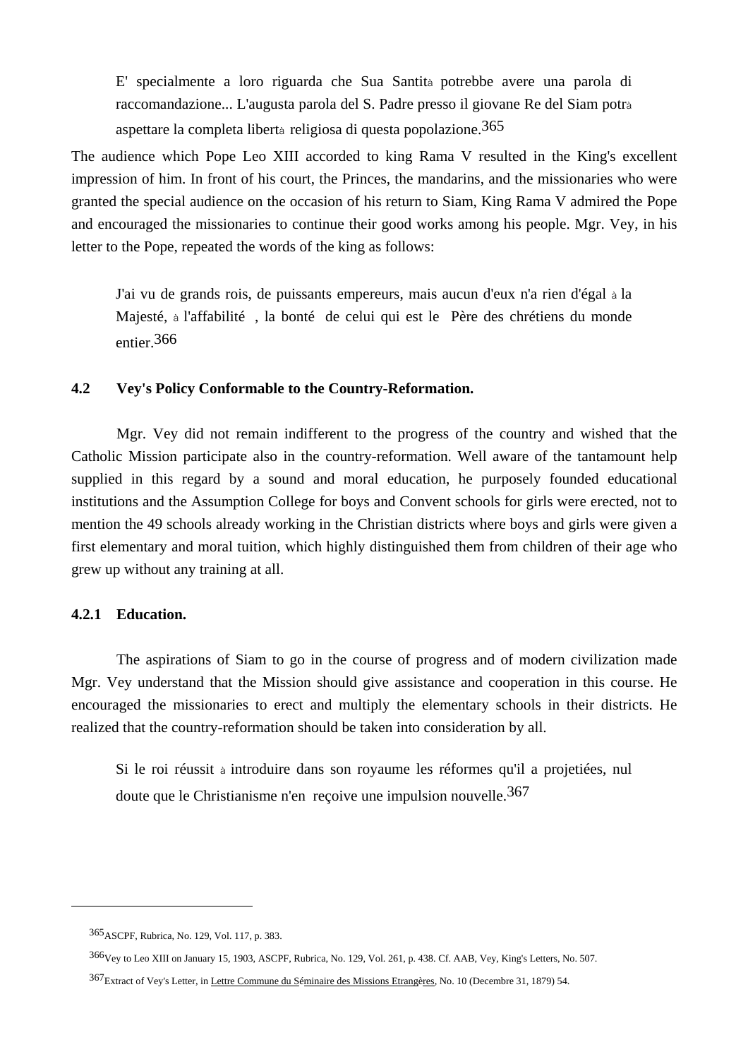> E' specialmente a loro riguarda che Sua Santità potrebbe avere una parola di raccomandazione... L'augusta parola del S. Padre presso il giovane Re del Siam potrà aspettare la completa libertà religiosa di questa popolazione.[365]

The audience which Pope Leo XIII accorded to king Rama V resulted in the King's excellent impression of him. In front of his court, the Princes, the mandarins, and the missionaries who were granted the special audience on the occasion of his return to Siam, King Rama V admired the Pope and encouraged the missionaries to continue their good works among his people. Mgr. Vey, in his letter to the Pope, repeated the words of the king as follows:

> J'ai vu de grands rois, de puissants empereurs, mais aucun d'eux n'a rien d'égal à la Majesté, à l'affabilité , la bonté de celui qui est le Père des chrétiens du monde entier.[366]

### 4.2 Vey's Policy Conformable to the Country-Reformation.

Mgr. Vey did not remain indifferent to the progress of the country and wished that the Catholic Mission participate also in the country-reformation. Well aware of the tantamount help supplied in this regard by a sound and moral education, he purposely founded educational institutions and the Assumption College for boys and Convent schools for girls were erected, not to mention the 49 schools already working in the Christian districts where boys and girls were given a first elementary and moral tuition, which highly distinguished them from children of their age who grew up without any training at all.

#### 4.2.1 Education.

The aspirations of Siam to go in the course of progress and of modern civilization made Mgr. Vey understand that the Mission should give assistance and cooperation in this course. He encouraged the missionaries to erect and multiply the elementary schools in their districts. He realized that the country-reformation should be taken into consideration by all.

> Si le roi réussit à introduire dans son royaume les réformes qu'il a projetiées, nul doute que le Christianisme n'en reçoive une impulsion nouvelle.[367]

---

[365] ASCPF, Rubrica, No. 129, Vol. 117, p. 383.

[366] Vey to Leo XIII on January 15, 1903, ASCPF, Rubrica, No. 129, Vol. 261, p. 438. Cf. AAB, Vey, King's Letters, No. 507.

[367] Extract of Vey's Letter, in Lettre Commune du Séminaire des Missions Etrangères, No. 10 (Decembre 31, 1879) 54.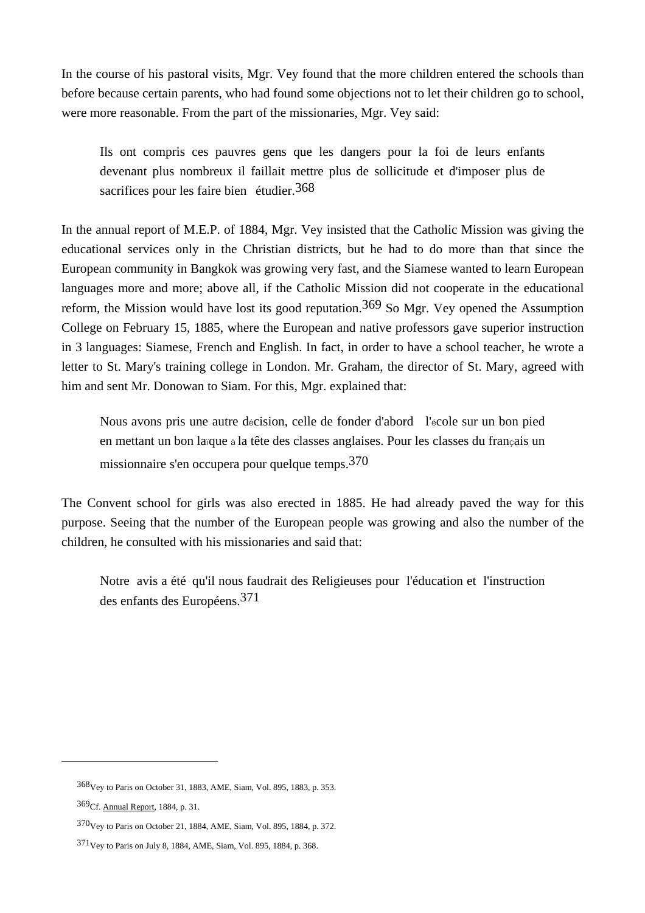In the course of his pastoral visits, Mgr. Vey found that the more children entered the schools than before because certain parents, who had found some objections not to let their children go to school, were more reasonable. From the part of the missionaries, Mgr. Vey said:

> Ils ont compris ces pauvres gens que les dangers pour la foi de leurs enfants devenant plus nombreux il faillait mettre plus de sollicitude et d'imposer plus de sacrifices pour les faire bien étudier.[368]

In the annual report of M.E.P. of 1884, Mgr. Vey insisted that the Catholic Mission was giving the educational services only in the Christian districts, but he had to do more than that since the European community in Bangkok was growing very fast, and the Siamese wanted to learn European languages more and more; above all, if the Catholic Mission did not cooperate in the educational reform, the Mission would have lost its good reputation.[369] So Mgr. Vey opened the Assumption College on February 15, 1885, where the European and native professors gave superior instruction in 3 languages: Siamese, French and English. In fact, in order to have a school teacher, he wrote a letter to St. Mary's training college in London. Mr. Graham, the director of St. Mary, agreed with him and sent Mr. Donowan to Siam. For this, Mgr. explained that:

> Nous avons pris une autre décision, celle de fonder d'abord l'école sur un bon pied en mettant un bon laïque à la tête des classes anglaises. Pour les classes du français un missionnaire s'en occupera pour quelque temps.[370]

The Convent school for girls was also erected in 1885. He had already paved the way for this purpose. Seeing that the number of the European people was growing and also the number of the children, he consulted with his missionaries and said that:

> Notre avis a été qu'il nous faudrait des Religieuses pour l'éducation et l'instruction des enfants des Européens.[371]

---

[368] Vey to Paris on October 31, 1883, AME, Siam, Vol. 895, 1883, p. 353.

[369] Cf. Annual Report, 1884, p. 31.

[370] Vey to Paris on October 21, 1884, AME, Siam, Vol. 895, 1884, p. 372.

[371] Vey to Paris on July 8, 1884, AME, Siam, Vol. 895, 1884, p. 368.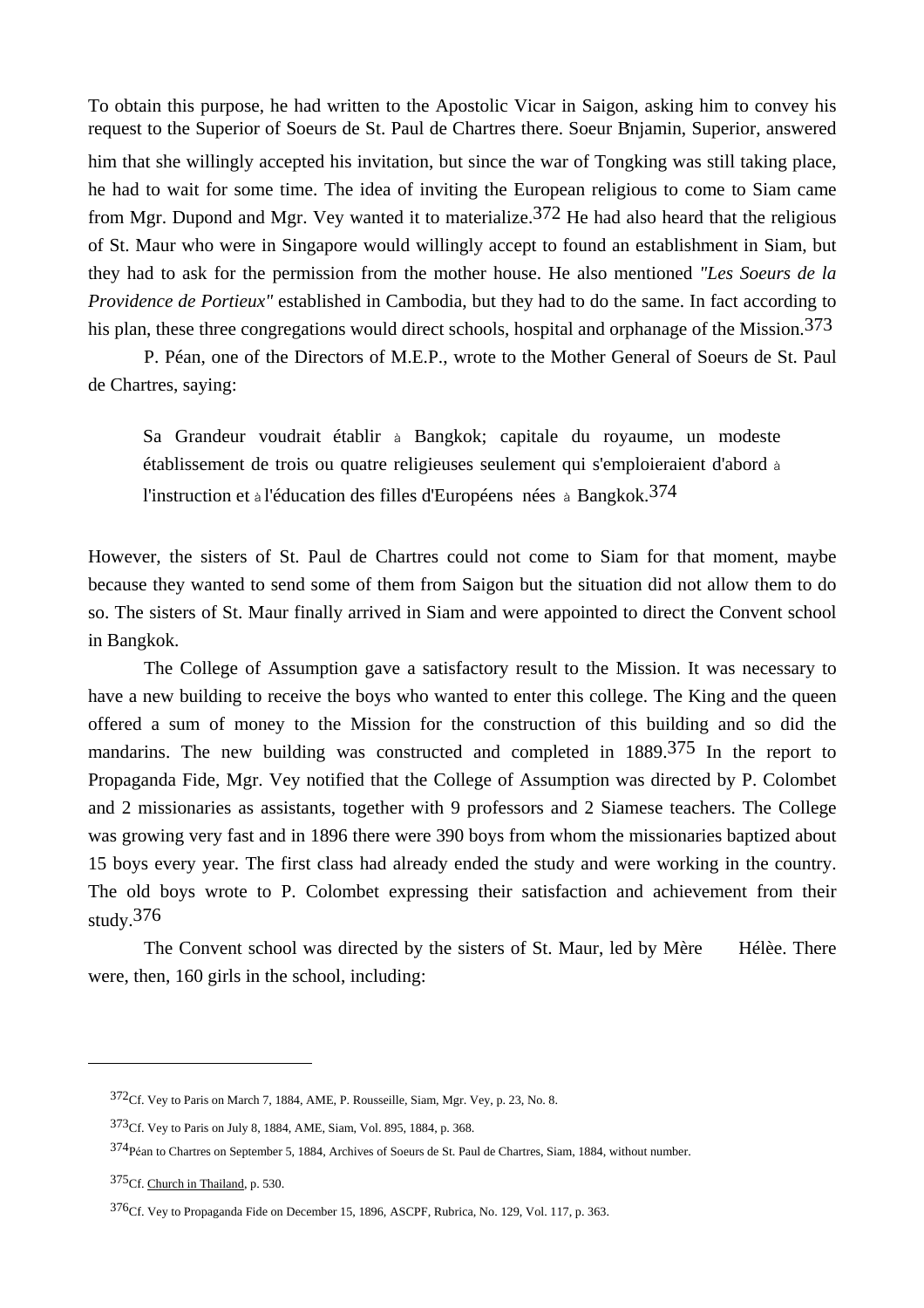To obtain this purpose, he had written to the Apostolic Vicar in Saigon, asking him to convey his request to the Superior of Soeurs de St. Paul de Chartres there. Soeur Bnjamin, Superior, answered him that she willingly accepted his invitation, but since the war of Tongking was still taking place, he had to wait for some time. The idea of inviting the European religious to come to Siam came from Mgr. Dupond and Mgr. Vey wanted it to materialize.[372] He had also heard that the religious of St. Maur who were in Singapore would willingly accept to found an establishment in Siam, but they had to ask for the permission from the mother house. He also mentioned *"Les Soeurs de la Providence de Portieux"* established in Cambodia, but they had to do the same. In fact according to his plan, these three congregations would direct schools, hospital and orphanage of the Mission.[373]

P. Péan, one of the Directors of M.E.P., wrote to the Mother General of Soeurs de St. Paul de Chartres, saying:

> Sa Grandeur voudrait établir à Bangkok; capitale du royaume, un modeste établissement de trois ou quatre religieuses seulement qui s'emploieraient d'abord à l'instruction et à l'éducation des filles d'Européens nées à Bangkok.[374]

However, the sisters of St. Paul de Chartres could not come to Siam for that moment, maybe because they wanted to send some of them from Saigon but the situation did not allow them to do so. The sisters of St. Maur finally arrived in Siam and were appointed to direct the Convent school in Bangkok.

The College of Assumption gave a satisfactory result to the Mission. It was necessary to have a new building to receive the boys who wanted to enter this college. The King and the queen offered a sum of money to the Mission for the construction of this building and so did the mandarins. The new building was constructed and completed in 1889.[375] In the report to Propaganda Fide, Mgr. Vey notified that the College of Assumption was directed by P. Colombet and 2 missionaries as assistants, together with 9 professors and 2 Siamese teachers. The College was growing very fast and in 1896 there were 390 boys from whom the missionaries baptized about 15 boys every year. The first class had already ended the study and were working in the country. The old boys wrote to P. Colombet expressing their satisfaction and achievement from their study.[376]

The Convent school was directed by the sisters of St. Maur, led by Mère Hélèe. There were, then, 160 girls in the school, including:

---

[372]Cf. Vey to Paris on March 7, 1884, AME, P. Rousseille, Siam, Mgr. Vey, p. 23, No. 8.

[373]Cf. Vey to Paris on July 8, 1884, AME, Siam, Vol. 895, 1884, p. 368.

[374]Péan to Chartres on September 5, 1884, Archives of Soeurs de St. Paul de Chartres, Siam, 1884, without number.

[375]Cf. Church in Thailand, p. 530.

[376]Cf. Vey to Propaganda Fide on December 15, 1896, ASCPF, Rubrica, No. 129, Vol. 117, p. 363.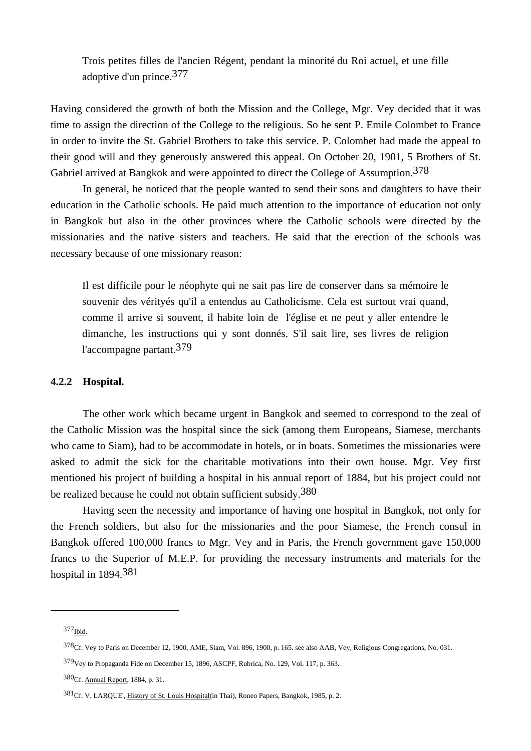> Trois petites filles de l'ancien Régent, pendant la minorité du Roi actuel, et une fille adoptive d'un prince.[377]

Having considered the growth of both the Mission and the College, Mgr. Vey decided that it was time to assign the direction of the College to the religious. So he sent P. Emile Colombet to France in order to invite the St. Gabriel Brothers to take this service. P. Colombet had made the appeal to their good will and they generously answered this appeal. On October 20, 1901, 5 Brothers of St. Gabriel arrived at Bangkok and were appointed to direct the College of Assumption.[378]

In general, he noticed that the people wanted to send their sons and daughters to have their education in the Catholic schools. He paid much attention to the importance of education not only in Bangkok but also in the other provinces where the Catholic schools were directed by the missionaries and the native sisters and teachers. He said that the erection of the schools was necessary because of one missionary reason:

> Il est difficile pour le néophyte qui ne sait pas lire de conserver dans sa mémoire le souvenir des vérityés qu'il a entendus au Catholicisme. Cela est surtout vrai quand, comme il arrive si souvent, il habite loin de l'église et ne peut y aller entendre le dimanche, les instructions qui y sont donnés. S'il sait lire, ses livres de religion l'accompagne partant.[379]

### 4.2.2 Hospital.

The other work which became urgent in Bangkok and seemed to correspond to the zeal of the Catholic Mission was the hospital since the sick (among them Europeans, Siamese, merchants who came to Siam), had to be accommodate in hotels, or in boats. Sometimes the missionaries were asked to admit the sick for the charitable motivations into their own house. Mgr. Vey first mentioned his project of building a hospital in his annual report of 1884, but his project could not be realized because he could not obtain sufficient subsidy.[380]

Having seen the necessity and importance of having one hospital in Bangkok, not only for the French soldiers, but also for the missionaries and the poor Siamese, the French consul in Bangkok offered 100,000 francs to Mgr. Vey and in Paris, the French government gave 150,000 francs to the Superior of M.E.P. for providing the necessary instruments and materials for the hospital in 1894.[381]

---

[377] Ibid.

[378] Cf. Vey to Paris on December 12, 1900, AME, Siam, Vol. 896, 1900, p. 165. see also AAB, Vey, Religious Congregations, No. 031.

[379] Vey to Propaganda Fide on December 15, 1896, ASCPF, Rubrica, No. 129, Vol. 117, p. 363.

[380] Cf. Annual Report, 1884, p. 31.

[381] Cf. V. LARQUE', History of St. Louis Hospital(in Thai), Roneo Papers, Bangkok, 1985, p. 2.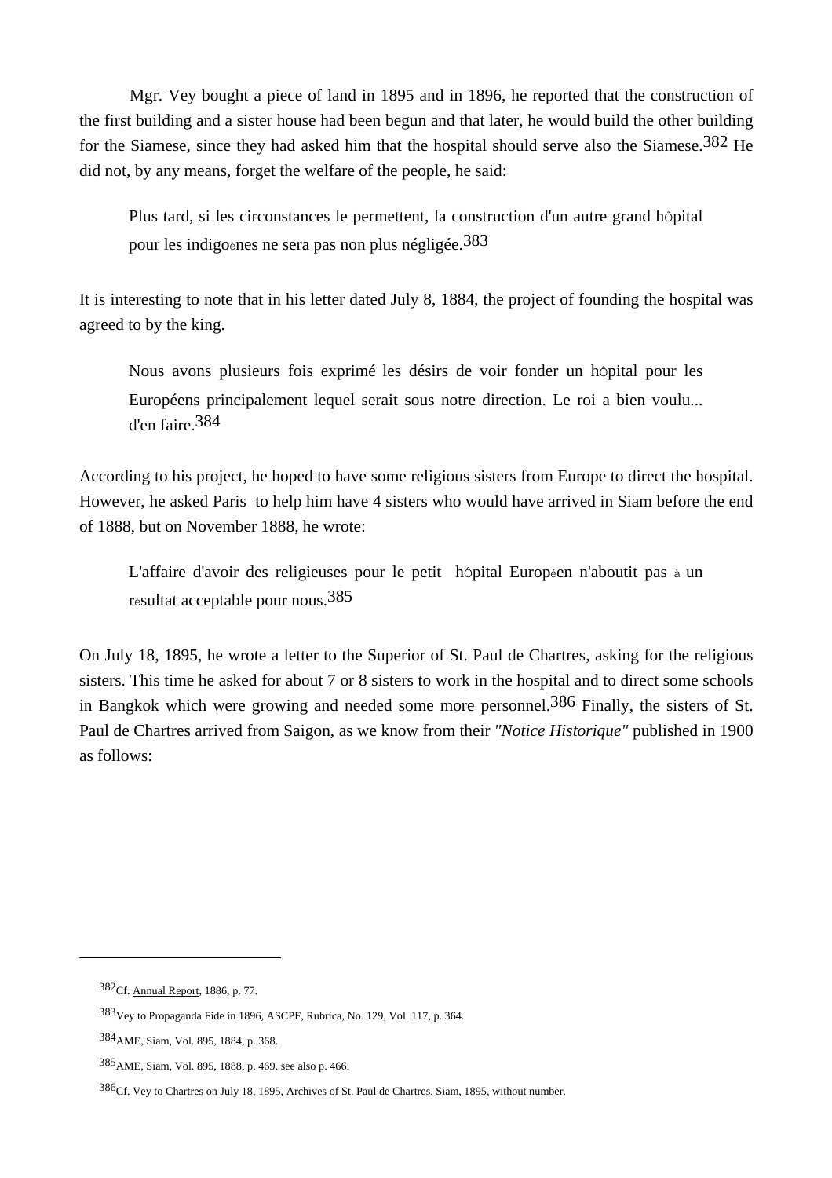Mgr. Vey bought a piece of land in 1895 and in 1896, he reported that the construction of the first building and a sister house had been begun and that later, he would build the other building for the Siamese, since they had asked him that the hospital should serve also the Siamese.[382] He did not, by any means, forget the welfare of the people, he said:

> Plus tard, si les circonstances le permettent, la construction d'un autre grand hôpital pour les indigènes ne sera pas non plus négligée.[383]

It is interesting to note that in his letter dated July 8, 1884, the project of founding the hospital was agreed to by the king.

> Nous avons plusieurs fois exprimé les désirs de voir fonder un hôpital pour les Européens principalement lequel serait sous notre direction. Le roi a bien voulu... d'en faire.[384]

According to his project, he hoped to have some religious sisters from Europe to direct the hospital. However, he asked Paris to help him have 4 sisters who would have arrived in Siam before the end of 1888, but on November 1888, he wrote:

> L'affaire d'avoir des religieuses pour le petit hôpital Européen n'aboutit pas à un résultat acceptable pour nous.[385]

On July 18, 1895, he wrote a letter to the Superior of St. Paul de Chartres, asking for the religious sisters. This time he asked for about 7 or 8 sisters to work in the hospital and to direct some schools in Bangkok which were growing and needed some more personnel.[386] Finally, the sisters of St. Paul de Chartres arrived from Saigon, as we know from their *"Notice Historique"* published in 1900 as follows:

---

[382] Cf. Annual Report, 1886, p. 77.

[383] Vey to Propaganda Fide in 1896, ASCPF, Rubrica, No. 129, Vol. 117, p. 364.

[384] AME, Siam, Vol. 895, 1884, p. 368.

[385] AME, Siam, Vol. 895, 1888, p. 469. see also p. 466.

[386] Cf. Vey to Chartres on July 18, 1895, Archives of St. Paul de Chartres, Siam, 1895, without number.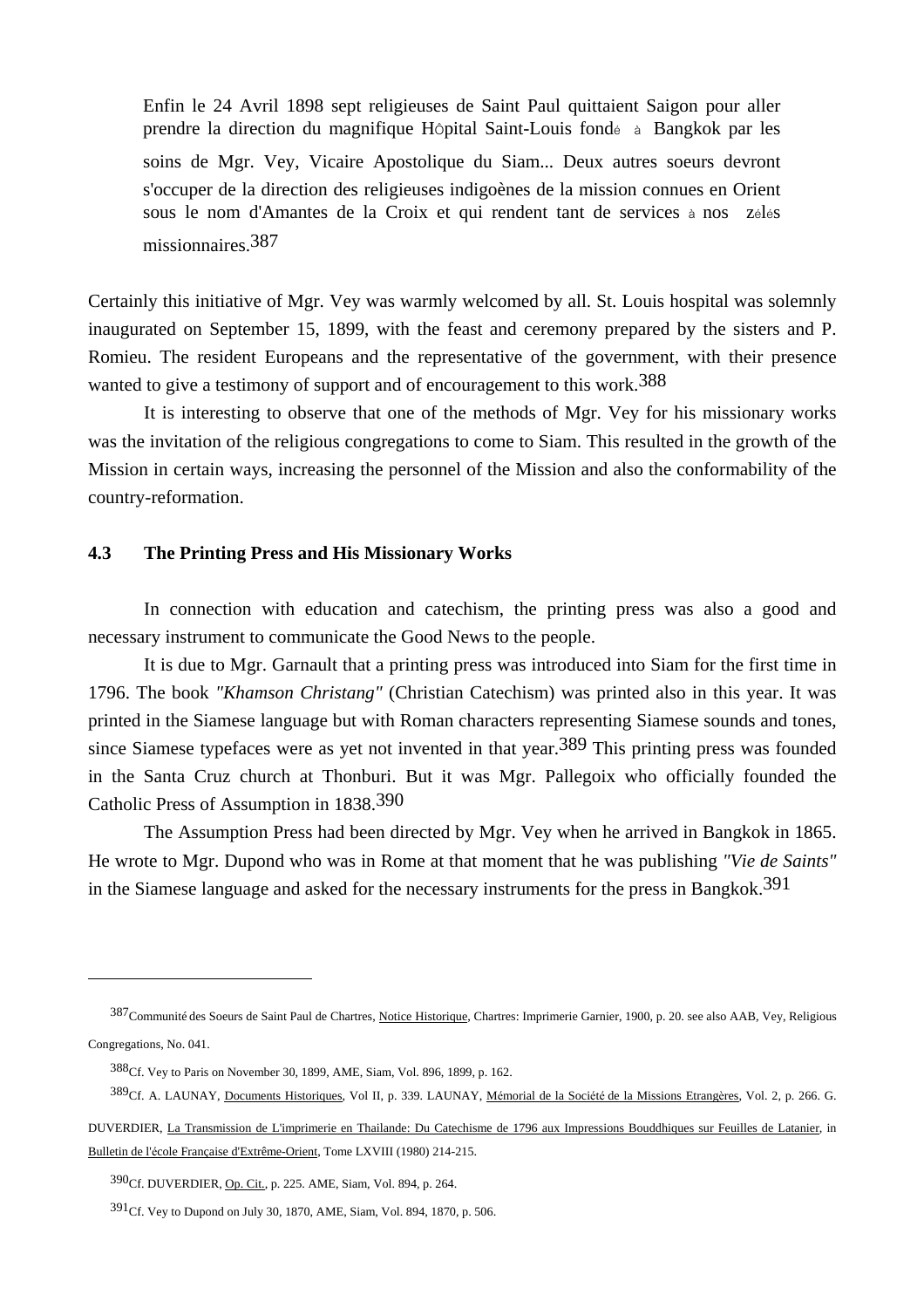> Enfin le 24 Avril 1898 sept religieuses de Saint Paul quittaient Saigon pour aller prendre la direction du magnifique Hôpital Saint-Louis fondé à Bangkok par les soins de Mgr. Vey, Vicaire Apostolique du Siam... Deux autres soeurs devront s'occuper de la direction des religieuses indigoènes de la mission connues en Orient sous le nom d'Amantes de la Croix et qui rendent tant de services à nos zélés missionnaires.[387]

Certainly this initiative of Mgr. Vey was warmly welcomed by all. St. Louis hospital was solemnly inaugurated on September 15, 1899, with the feast and ceremony prepared by the sisters and P. Romieu. The resident Europeans and the representative of the government, with their presence wanted to give a testimony of support and of encouragement to this work.[388]

It is interesting to observe that one of the methods of Mgr. Vey for his missionary works was the invitation of the religious congregations to come to Siam. This resulted in the growth of the Mission in certain ways, increasing the personnel of the Mission and also the conformability of the country-reformation.

## 4.3 The Printing Press and His Missionary Works

In connection with education and catechism, the printing press was also a good and necessary instrument to communicate the Good News to the people.

It is due to Mgr. Garnault that a printing press was introduced into Siam for the first time in 1796. The book *"Khamson Christang"* (Christian Catechism) was printed also in this year. It was printed in the Siamese language but with Roman characters representing Siamese sounds and tones, since Siamese typefaces were as yet not invented in that year.[389] This printing press was founded in the Santa Cruz church at Thonburi. But it was Mgr. Pallegoix who officially founded the Catholic Press of Assumption in 1838.[390]

The Assumption Press had been directed by Mgr. Vey when he arrived in Bangkok in 1865. He wrote to Mgr. Dupond who was in Rome at that moment that he was publishing *"Vie de Saints"* in the Siamese language and asked for the necessary instruments for the press in Bangkok.[391]

---

[387] Communité des Soeurs de Saint Paul de Chartres, Notice Historique, Chartres: Imprimerie Garnier, 1900, p. 20. see also AAB, Vey, Religious Congregations, No. 041.

[388] Cf. Vey to Paris on November 30, 1899, AME, Siam, Vol. 896, 1899, p. 162.

[389] Cf. A. LAUNAY, Documents Historiques, Vol II, p. 339. LAUNAY, Mémorial de la Société de la Missions Etrangères, Vol. 2, p. 266. G. DUVERDIER, La Transmission de L'imprimerie en Thailande: Du Catechisme de 1796 aux Impressions Bouddhiques sur Feuilles de Latanier, in Bulletin de l'école Française d'Extrême-Orient, Tome LXVIII (1980) 214-215.

[390] Cf. DUVERDIER, Op. Cit., p. 225. AME, Siam, Vol. 894, p. 264.

[391] Cf. Vey to Dupond on July 30, 1870, AME, Siam, Vol. 894, 1870, p. 506.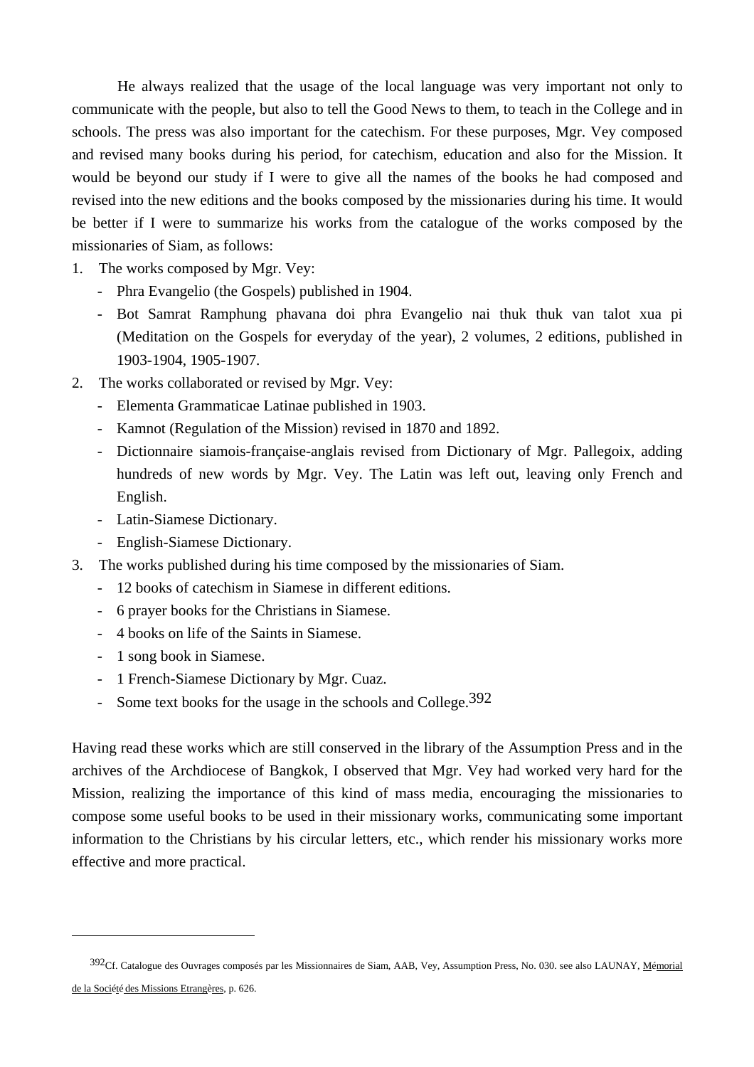He always realized that the usage of the local language was very important not only to communicate with the people, but also to tell the Good News to them, to teach in the College and in schools. The press was also important for the catechism. For these purposes, Mgr. Vey composed and revised many books during his period, for catechism, education and also for the Mission. It would be beyond our study if I were to give all the names of the books he had composed and revised into the new editions and the books composed by the missionaries during his time. It would be better if I were to summarize his works from the catalogue of the works composed by the missionaries of Siam, as follows:

1. The works composed by Mgr. Vey:
   - Phra Evangelio (the Gospels) published in 1904.
   - Bot Samrat Ramphung phavana doi phra Evangelio nai thuk thuk van talot xua pi (Meditation on the Gospels for everyday of the year), 2 volumes, 2 editions, published in 1903-1904, 1905-1907.
2. The works collaborated or revised by Mgr. Vey:
   - Elementa Grammaticae Latinae published in 1903.
   - Kamnot (Regulation of the Mission) revised in 1870 and 1892.
   - Dictionnaire siamois-française-anglais revised from Dictionary of Mgr. Pallegoix, adding hundreds of new words by Mgr. Vey. The Latin was left out, leaving only French and English.
   - Latin-Siamese Dictionary.
   - English-Siamese Dictionary.
3. The works published during his time composed by the missionaries of Siam.
   - 12 books of catechism in Siamese in different editions.
   - 6 prayer books for the Christians in Siamese.
   - 4 books on life of the Saints in Siamese.
   - 1 song book in Siamese.
   - 1 French-Siamese Dictionary by Mgr. Cuaz.
   - Some text books for the usage in the schools and College.[392]

Having read these works which are still conserved in the library of the Assumption Press and in the archives of the Archdiocese of Bangkok, I observed that Mgr. Vey had worked very hard for the Mission, realizing the importance of this kind of mass media, encouraging the missionaries to compose some useful books to be used in their missionary works, communicating some important information to the Christians by his circular letters, etc., which render his missionary works more effective and more practical.

---

[392] Cf. Catalogue des Ouvrages composés par les Missionnaires de Siam, AAB, Vey, Assumption Press, No. 030. see also LAUNAY, Mémorial de la Société des Missions Etrangères, p. 626.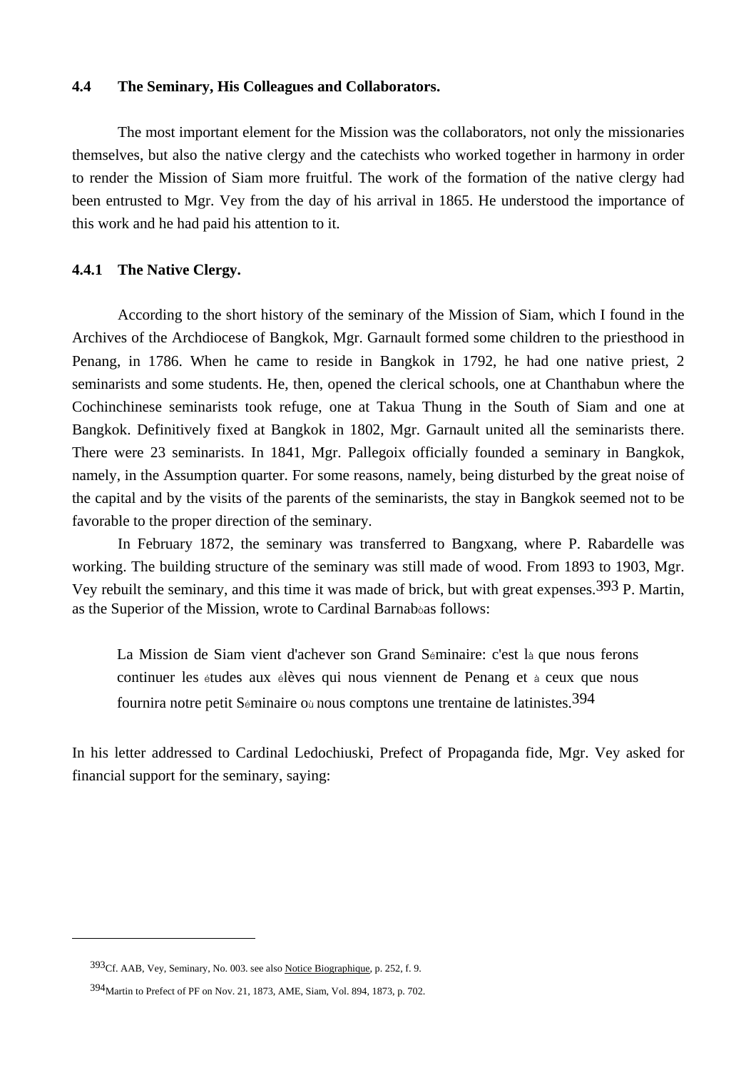### 4.4 The Seminary, His Colleagues and Collaborators.

The most important element for the Mission was the collaborators, not only the missionaries themselves, but also the native clergy and the catechists who worked together in harmony in order to render the Mission of Siam more fruitful. The work of the formation of the native clergy had been entrusted to Mgr. Vey from the day of his arrival in 1865. He understood the importance of this work and he had paid his attention to it.

#### 4.4.1 The Native Clergy.

According to the short history of the seminary of the Mission of Siam, which I found in the Archives of the Archdiocese of Bangkok, Mgr. Garnault formed some children to the priesthood in Penang, in 1786. When he came to reside in Bangkok in 1792, he had one native priest, 2 seminarists and some students. He, then, opened the clerical schools, one at Chanthabun where the Cochinchinese seminarists took refuge, one at Takua Thung in the South of Siam and one at Bangkok. Definitively fixed at Bangkok in 1802, Mgr. Garnault united all the seminarists there. There were 23 seminarists. In 1841, Mgr. Pallegoix officially founded a seminary in Bangkok, namely, in the Assumption quarter. For some reasons, namely, being disturbed by the great noise of the capital and by the visits of the parents of the seminarists, the stay in Bangkok seemed not to be favorable to the proper direction of the seminary.

In February 1872, the seminary was transferred to Bangxang, where P. Rabardelle was working. The building structure of the seminary was still made of wood. From 1893 to 1903, Mgr. Vey rebuilt the seminary, and this time it was made of brick, but with great expenses.[393] P. Martin, as the Superior of the Mission, wrote to Cardinal Barnabòas follows:

> La Mission de Siam vient d'achever son Grand Séminaire: c'est là que nous ferons continuer les études aux élèves qui nous viennent de Penang et à ceux que nous fournira notre petit Séminaire où nous comptons une trentaine de latinistes.[394]

In his letter addressed to Cardinal Ledochiuski, Prefect of Propaganda fide, Mgr. Vey asked for financial support for the seminary, saying:

---

[393] Cf. AAB, Vey, Seminary, No. 003. see also Notice Biographique, p. 252, f. 9.

[394] Martin to Prefect of PF on Nov. 21, 1873, AME, Siam, Vol. 894, 1873, p. 702.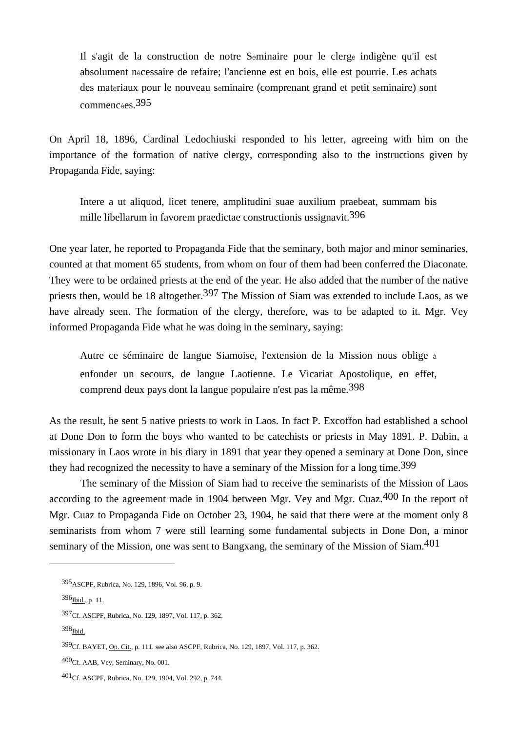> Il s'agit de la construction de notre Séminaire pour le clergé indigène qu'il est absolument nécessaire de refaire; l'ancienne est en bois, elle est pourrie. Les achats des matériaux pour le nouveau séminaire (comprenant grand et petit séminaire) sont commencées.[395]

On April 18, 1896, Cardinal Ledochiuski responded to his letter, agreeing with him on the importance of the formation of native clergy, corresponding also to the instructions given by Propaganda Fide, saying:

> Intere a ut aliquod, licet tenere, amplitudini suae auxilium praebeat, summam bis mille libellarum in favorem praedictae constructionis ussignavit.[396]

One year later, he reported to Propaganda Fide that the seminary, both major and minor seminaries, counted at that moment 65 students, from whom on four of them had been conferred the Diaconate. They were to be ordained priests at the end of the year. He also added that the number of the native priests then, would be 18 altogether.[397] The Mission of Siam was extended to include Laos, as we have already seen. The formation of the clergy, therefore, was to be adapted to it. Mgr. Vey informed Propaganda Fide what he was doing in the seminary, saying:

> Autre ce séminaire de langue Siamoise, l'extension de la Mission nous oblige à enfonder un secours, de langue Laotienne. Le Vicariat Apostolique, en effet, comprend deux pays dont la langue populaire n'est pas la même.[398]

As the result, he sent 5 native priests to work in Laos. In fact P. Excoffon had established a school at Done Don to form the boys who wanted to be catechists or priests in May 1891. P. Dabin, a missionary in Laos wrote in his diary in 1891 that year they opened a seminary at Done Don, since they had recognized the necessity to have a seminary of the Mission for a long time.[399]

The seminary of the Mission of Siam had to receive the seminarists of the Mission of Laos according to the agreement made in 1904 between Mgr. Vey and Mgr. Cuaz.[400] In the report of Mgr. Cuaz to Propaganda Fide on October 23, 1904, he said that there were at the moment only 8 seminarists from whom 7 were still learning some fundamental subjects in Done Don, a minor seminary of the Mission, one was sent to Bangxang, the seminary of the Mission of Siam.[401]

---

[395] ASCPF, Rubrica, No. 129, 1896, Vol. 96, p. 9.

[396] Ibid., p. 11.

[397] Cf. ASCPF, Rubrica, No. 129, 1897, Vol. 117, p. 362.

[398] Ibid.

[399] Cf. BAYET, Op. Cit., p. 111. see also ASCPF, Rubrica, No. 129, 1897, Vol. 117, p. 362.

[400] Cf. AAB, Vey, Seminary, No. 001.

[401] Cf. ASCPF, Rubrica, No. 129, 1904, Vol. 292, p. 744.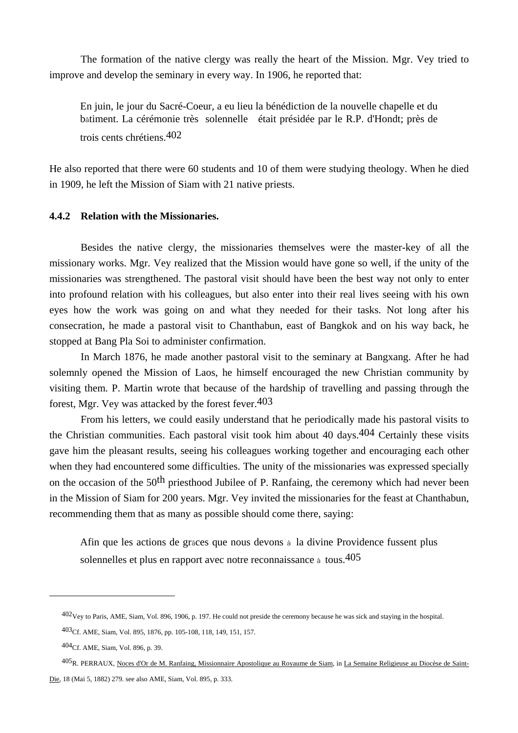The formation of the native clergy was really the heart of the Mission. Mgr. Vey tried to improve and develop the seminary in every way. In 1906, he reported that:

> En juin, le jour du Sacré-Coeur, a eu lieu la bénédiction de la nouvelle chapelle et du bâtiment. La cérémonie très solennelle était présidée par le R.P. d'Hondt; près de trois cents chrétiens.[402]

He also reported that there were 60 students and 10 of them were studying theology. When he died in 1909, he left the Mission of Siam with 21 native priests.

### 4.4.2 Relation with the Missionaries.

Besides the native clergy, the missionaries themselves were the master-key of all the missionary works. Mgr. Vey realized that the Mission would have gone so well, if the unity of the missionaries was strengthened. The pastoral visit should have been the best way not only to enter into profound relation with his colleagues, but also enter into their real lives seeing with his own eyes how the work was going on and what they needed for their tasks. Not long after his consecration, he made a pastoral visit to Chanthabun, east of Bangkok and on his way back, he stopped at Bang Pla Soi to administer confirmation.

In March 1876, he made another pastoral visit to the seminary at Bangxang. After he had solemnly opened the Mission of Laos, he himself encouraged the new Christian community by visiting them. P. Martin wrote that because of the hardship of travelling and passing through the forest, Mgr. Vey was attacked by the forest fever.[403]

From his letters, we could easily understand that he periodically made his pastoral visits to the Christian communities. Each pastoral visit took him about 40 days.[404] Certainly these visits gave him the pleasant results, seeing his colleagues working together and encouraging each other when they had encountered some difficulties. The unity of the missionaries was expressed specially on the occasion of the 50th priesthood Jubilee of P. Ranfaing, the ceremony which had never been in the Mission of Siam for 200 years. Mgr. Vey invited the missionaries for the feast at Chanthabun, recommending them that as many as possible should come there, saying:

> Afin que les actions de grâces que nous devons à la divine Providence fussent plus solennelles et plus en rapport avec notre reconnaissance à tous.[405]

---

[402] Vey to Paris, AME, Siam, Vol. 896, 1906, p. 197. He could not preside the ceremony because he was sick and staying in the hospital.

[403] Cf. AME, Siam, Vol. 895, 1876, pp. 105-108, 118, 149, 151, 157.

[404] Cf. AME, Siam, Vol. 896, p. 39.

[405] R. PERRAUX, Noces d'Or de M. Ranfaing, Missionnaire Apostolique au Royaume de Siam, in La Semaine Religieuse au Diocèse de Saint-Die, 18 (Mai 5, 1882) 279. see also AME, Siam, Vol. 895, p. 333.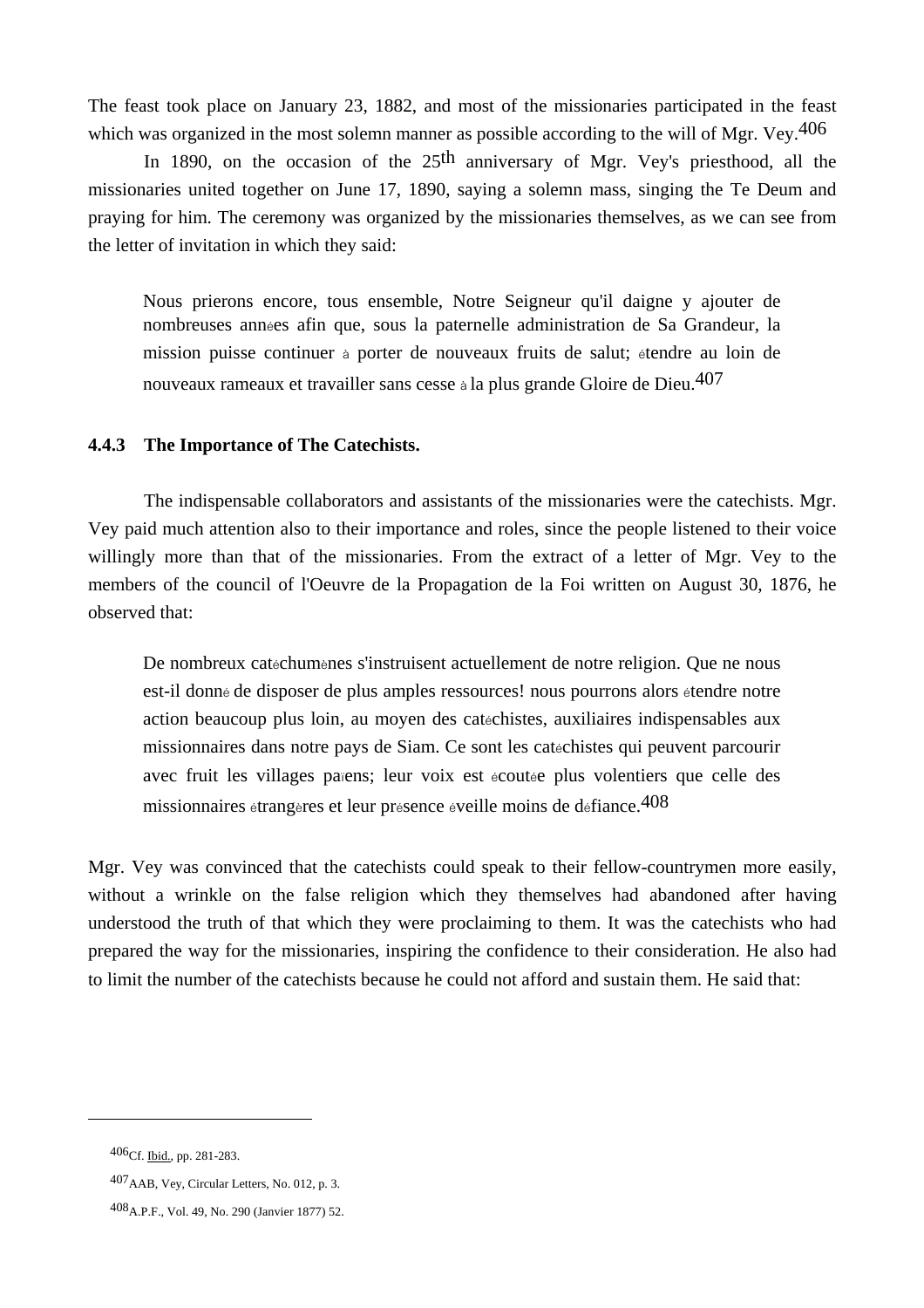The feast took place on January 23, 1882, and most of the missionaries participated in the feast which was organized in the most solemn manner as possible according to the will of Mgr. Vey.[406]

In 1890, on the occasion of the 25th anniversary of Mgr. Vey's priesthood, all the missionaries united together on June 17, 1890, saying a solemn mass, singing the Te Deum and praying for him. The ceremony was organized by the missionaries themselves, as we can see from the letter of invitation in which they said:

> Nous prierons encore, tous ensemble, Notre Seigneur qu'il daigne y ajouter de nombreuses années afin que, sous la paternelle administration de Sa Grandeur, la mission puisse continuer à porter de nouveaux fruits de salut; étendre au loin de nouveaux rameaux et travailler sans cesse à la plus grande Gloire de Dieu.[407]

### 4.4.3 The Importance of The Catechists.

The indispensable collaborators and assistants of the missionaries were the catechists. Mgr. Vey paid much attention also to their importance and roles, since the people listened to their voice willingly more than that of the missionaries. From the extract of a letter of Mgr. Vey to the members of the council of l'Oeuvre de la Propagation de la Foi written on August 30, 1876, he observed that:

> De nombreux catéchumènes s'instruisent actuellement de notre religion. Que ne nous est-il donné de disposer de plus amples ressources! nous pourrons alors étendre notre action beaucoup plus loin, au moyen des catéchistes, auxiliaires indispensables aux missionnaires dans notre pays de Siam. Ce sont les catéchistes qui peuvent parcourir avec fruit les villages païens; leur voix est écoutée plus volentiers que celle des missionnaires étrangères et leur présence éveille moins de défiance.[408]

Mgr. Vey was convinced that the catechists could speak to their fellow-countrymen more easily, without a wrinkle on the false religion which they themselves had abandoned after having understood the truth of that which they were proclaiming to them. It was the catechists who had prepared the way for the missionaries, inspiring the confidence to their consideration. He also had to limit the number of the catechists because he could not afford and sustain them. He said that:

---

[406] Cf. Ibid., pp. 281-283.

[407] AAB, Vey, Circular Letters, No. 012, p. 3.

[408] A.P.F., Vol. 49, No. 290 (Janvier 1877) 52.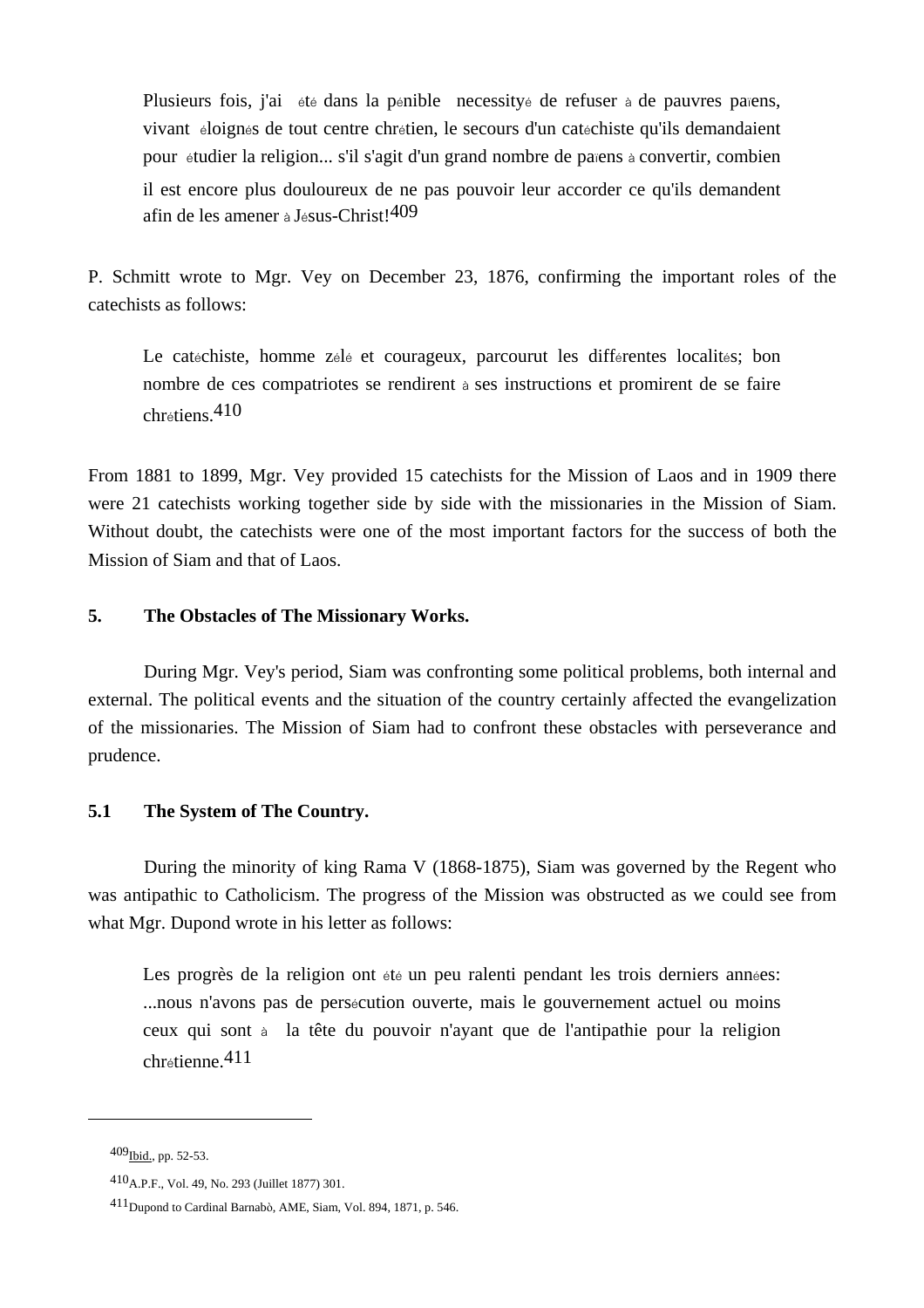> Plusieurs fois, j'ai été dans la pénible necessityé de refuser à de pauvres paiens, vivant éloignés de tout centre chrétien, le secours d'un catéchiste qu'ils demandaient pour étudier la religion... s'il s'agit d'un grand nombre de paiens à convertir, combien il est encore plus douloureux de ne pas pouvoir leur accorder ce qu'ils demandent afin de les amener à Jésus-Christ![409]

P. Schmitt wrote to Mgr. Vey on December 23, 1876, confirming the important roles of the catechists as follows:

> Le catéchiste, homme zélé et courageux, parcourut les différentes localités; bon nombre de ces compatriotes se rendirent à ses instructions et promirent de se faire chrétiens.[410]

From 1881 to 1899, Mgr. Vey provided 15 catechists for the Mission of Laos and in 1909 there were 21 catechists working together side by side with the missionaries in the Mission of Siam. Without doubt, the catechists were one of the most important factors for the success of both the Mission of Siam and that of Laos.

### 5. The Obstacles of The Missionary Works.

During Mgr. Vey's period, Siam was confronting some political problems, both internal and external. The political events and the situation of the country certainly affected the evangelization of the missionaries. The Mission of Siam had to confront these obstacles with perseverance and prudence.

#### 5.1 The System of The Country.

During the minority of king Rama V (1868-1875), Siam was governed by the Regent who was antipathic to Catholicism. The progress of the Mission was obstructed as we could see from what Mgr. Dupond wrote in his letter as follows:

> Les progrès de la religion ont été un peu ralenti pendant les trois derniers années: ...nous n'avons pas de persécution ouverte, mais le gouvernement actuel ou moins ceux qui sont à la tête du pouvoir n'ayant que de l'antipathie pour la religion chrétienne.[411]

---

[409] Ibid., pp. 52-53.

[410] A.P.F., Vol. 49, No. 293 (Juillet 1877) 301.

[411] Dupond to Cardinal Barnabò, AME, Siam, Vol. 894, 1871, p. 546.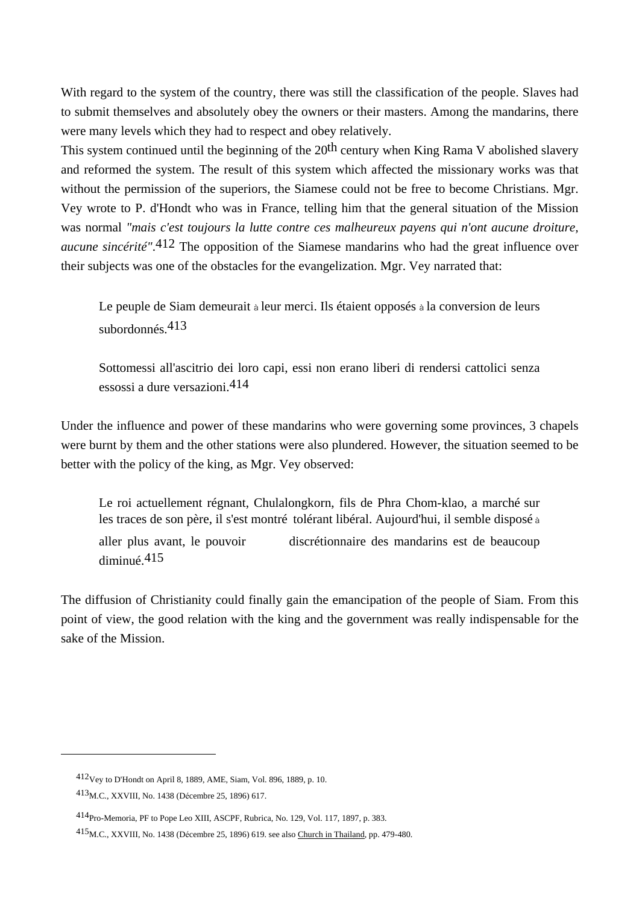With regard to the system of the country, there was still the classification of the people. Slaves had to submit themselves and absolutely obey the owners or their masters. Among the mandarins, there were many levels which they had to respect and obey relatively.

This system continued until the beginning of the 20th century when King Rama V abolished slavery and reformed the system. The result of this system which affected the missionary works was that without the permission of the superiors, the Siamese could not be free to become Christians. Mgr. Vey wrote to P. d'Hondt who was in France, telling him that the general situation of the Mission was normal *"mais c'est toujours la lutte contre ces malheureux payens qui n'ont aucune droiture, aucune sincérité"*.[412] The opposition of the Siamese mandarins who had the great influence over their subjects was one of the obstacles for the evangelization. Mgr. Vey narrated that:

> Le peuple de Siam demeurait à leur merci. Ils étaient opposés à la conversion de leurs subordonnés.[413]

> Sottomessi all'ascitrio dei loro capi, essi non erano liberi di rendersi cattolici senza essossi a dure versazioni.[414]

Under the influence and power of these mandarins who were governing some provinces, 3 chapels were burnt by them and the other stations were also plundered. However, the situation seemed to be better with the policy of the king, as Mgr. Vey observed:

> Le roi actuellement régnant, Chulalongkorn, fils de Phra Chom-klao, a marché sur les traces de son père, il s'est montré tolérant libéral. Aujourd'hui, il semble disposé à aller plus avant, le pouvoir discrétionnaire des mandarins est de beaucoup diminué.[415]

The diffusion of Christianity could finally gain the emancipation of the people of Siam. From this point of view, the good relation with the king and the government was really indispensable for the sake of the Mission.

---

[412] Vey to D'Hondt on April 8, 1889, AME, Siam, Vol. 896, 1889, p. 10.

[413] M.C., XXVIII, No. 1438 (Décembre 25, 1896) 617.

[414] Pro-Memoria, PF to Pope Leo XIII, ASCPF, Rubrica, No. 129, Vol. 117, 1897, p. 383.

[415] M.C., XXVIII, No. 1438 (Décembre 25, 1896) 619. see also Church in Thailand, pp. 479-480.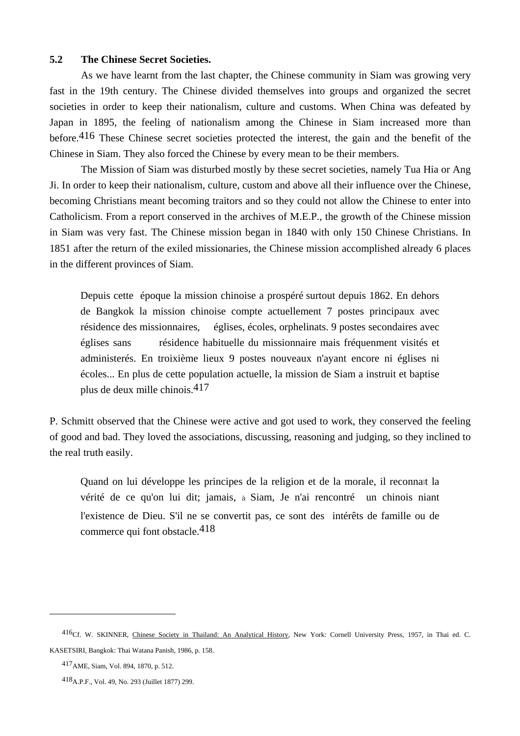### 5.2 The Chinese Secret Societies.

As we have learnt from the last chapter, the Chinese community in Siam was growing very fast in the 19th century. The Chinese divided themselves into groups and organized the secret societies in order to keep their nationalism, culture and customs. When China was defeated by Japan in 1895, the feeling of nationalism among the Chinese in Siam increased more than before.[416] These Chinese secret societies protected the interest, the gain and the benefit of the Chinese in Siam. They also forced the Chinese by every mean to be their members.

The Mission of Siam was disturbed mostly by these secret societies, namely Tua Hia or Ang Ji. In order to keep their nationalism, culture, custom and above all their influence over the Chinese, becoming Christians meant becoming traitors and so they could not allow the Chinese to enter into Catholicism. From a report conserved in the archives of M.E.P., the growth of the Chinese mission in Siam was very fast. The Chinese mission began in 1840 with only 150 Chinese Christians. In 1851 after the return of the exiled missionaries, the Chinese mission accomplished already 6 places in the different provinces of Siam.

> Depuis cette époque la mission chinoise a prospéré surtout depuis 1862. En dehors de Bangkok la mission chinoise compte actuellement 7 postes principaux avec résidence des missionnaires, églises, écoles, orphelinats. 9 postes secondaires avec églises sans résidence habituelle du missionnaire mais fréquenment visités et administerés. En troixième lieux 9 postes nouveaux n'ayant encore ni églises ni écoles... En plus de cette population actuelle, la mission de Siam a instruit et baptise plus de deux mille chinois.[417]

P. Schmitt observed that the Chinese were active and got used to work, they conserved the feeling of good and bad. They loved the associations, discussing, reasoning and judging, so they inclined to the real truth easily.

> Quand on lui développe les principes de la religion et de la morale, il reconnaît la vérité de ce qu'on lui dit; jamais, à Siam, Je n'ai rencontré un chinois niant l'existence de Dieu. S'il ne se convertit pas, ce sont des intérêts de famille ou de commerce qui font obstacle.[418]

---

[416] Cf. W. SKINNER, Chinese Society in Thailand: An Analytical History, New York: Cornell University Press, 1957, in Thai ed. C. KASETSIRI, Bangkok: Thai Watana Panish, 1986, p. 158.

[417] AME, Siam, Vol. 894, 1870, p. 512.

[418] A.P.F., Vol. 49, No. 293 (Juillet 1877) 299.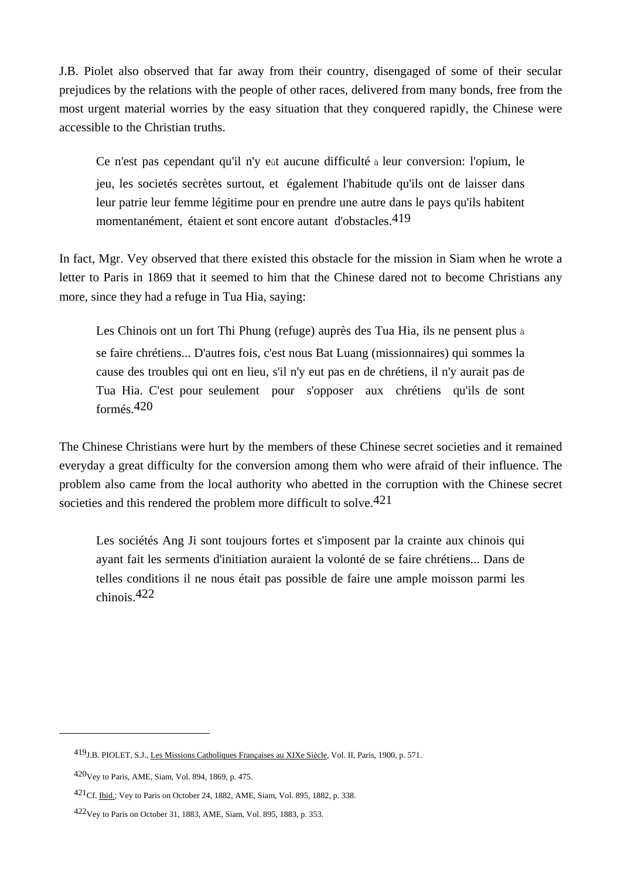J.B. Piolet also observed that far away from their country, disengaged of some of their secular prejudices by the relations with the people of other races, delivered from many bonds, free from the most urgent material worries by the easy situation that they conquered rapidly, the Chinese were accessible to the Christian truths.

> Ce n'est pas cependant qu'il n'y eût aucune difficulté à leur conversion: l'opium, le jeu, les societés secrètes surtout, et également l'habitude qu'ils ont de laisser dans leur patrie leur femme légitime pour en prendre une autre dans le pays qu'ils habitent momentanément, étaient et sont encore autant d'obstacles.[419]

In fact, Mgr. Vey observed that there existed this obstacle for the mission in Siam when he wrote a letter to Paris in 1869 that it seemed to him that the Chinese dared not to become Christians any more, since they had a refuge in Tua Hia, saying:

> Les Chinois ont un fort Thi Phung (refuge) auprès des Tua Hia, ils ne pensent plus à se faire chrétiens... D'autres fois, c'est nous Bat Luang (missionnaires) qui sommes la cause des troubles qui ont en lieu, s'il n'y eut pas en de chrétiens, il n'y aurait pas de Tua Hia. C'est pour seulement pour s'opposer aux chrétiens qu'ils de sont formés.[420]

The Chinese Christians were hurt by the members of these Chinese secret societies and it remained everyday a great difficulty for the conversion among them who were afraid of their influence. The problem also came from the local authority who abetted in the corruption with the Chinese secret societies and this rendered the problem more difficult to solve.[421]

> Les sociétés Ang Ji sont toujours fortes et s'imposent par la crainte aux chinois qui ayant fait les serments d'initiation auraient la volonté de se faire chrétiens... Dans de telles conditions il ne nous était pas possible de faire une ample moisson parmi les chinois.[422]

---

[419] J.B. PIOLET, S.J., Les Missions Catholiques Françaises au XIXe Siècle, Vol. II, Paris, 1900, p. 571.

[420] Vey to Paris, AME, Siam, Vol. 894, 1869, p. 475.

[421] Cf. Ibid.; Vey to Paris on October 24, 1882, AME, Siam, Vol. 895, 1882, p. 338.

[422] Vey to Paris on October 31, 1883, AME, Siam, Vol. 895, 1883, p. 353.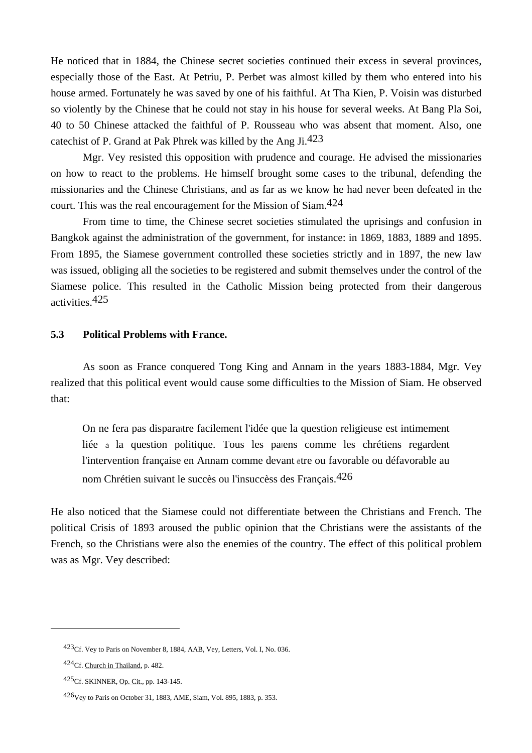He noticed that in 1884, the Chinese secret societies continued their excess in several provinces, especially those of the East. At Petriu, P. Perbet was almost killed by them who entered into his house armed. Fortunately he was saved by one of his faithful. At Tha Kien, P. Voisin was disturbed so violently by the Chinese that he could not stay in his house for several weeks. At Bang Pla Soi, 40 to 50 Chinese attacked the faithful of P. Rousseau who was absent that moment. Also, one catechist of P. Grand at Pak Phrek was killed by the Ang Ji.[423]

Mgr. Vey resisted this opposition with prudence and courage. He advised the missionaries on how to react to the problems. He himself brought some cases to the tribunal, defending the missionaries and the Chinese Christians, and as far as we know he had never been defeated in the court. This was the real encouragement for the Mission of Siam.[424]

From time to time, the Chinese secret societies stimulated the uprisings and confusion in Bangkok against the administration of the government, for instance: in 1869, 1883, 1889 and 1895. From 1895, the Siamese government controlled these societies strictly and in 1897, the new law was issued, obliging all the societies to be registered and submit themselves under the control of the Siamese police. This resulted in the Catholic Mission being protected from their dangerous activities.[425]

### 5.3 Political Problems with France.

As soon as France conquered Tong King and Annam in the years 1883-1884, Mgr. Vey realized that this political event would cause some difficulties to the Mission of Siam. He observed that:

> On ne fera pas disparaître facilement l'idée que la question religieuse est intimement liée à la question politique. Tous les païens comme les chrétiens regardent l'intervention française en Annam comme devant être ou favorable ou défavorable au nom Chrétien suivant le succès ou l'insuccèss des Français.[426]

He also noticed that the Siamese could not differentiate between the Christians and French. The political Crisis of 1893 aroused the public opinion that the Christians were the assistants of the French, so the Christians were also the enemies of the country. The effect of this political problem was as Mgr. Vey described:

---

[423] Cf. Vey to Paris on November 8, 1884, AAB, Vey, Letters, Vol. I, No. 036.

[424] Cf. Church in Thailand, p. 482.

[425] Cf. SKINNER, Op. Cit., pp. 143-145.

[426] Vey to Paris on October 31, 1883, AME, Siam, Vol. 895, 1883, p. 353.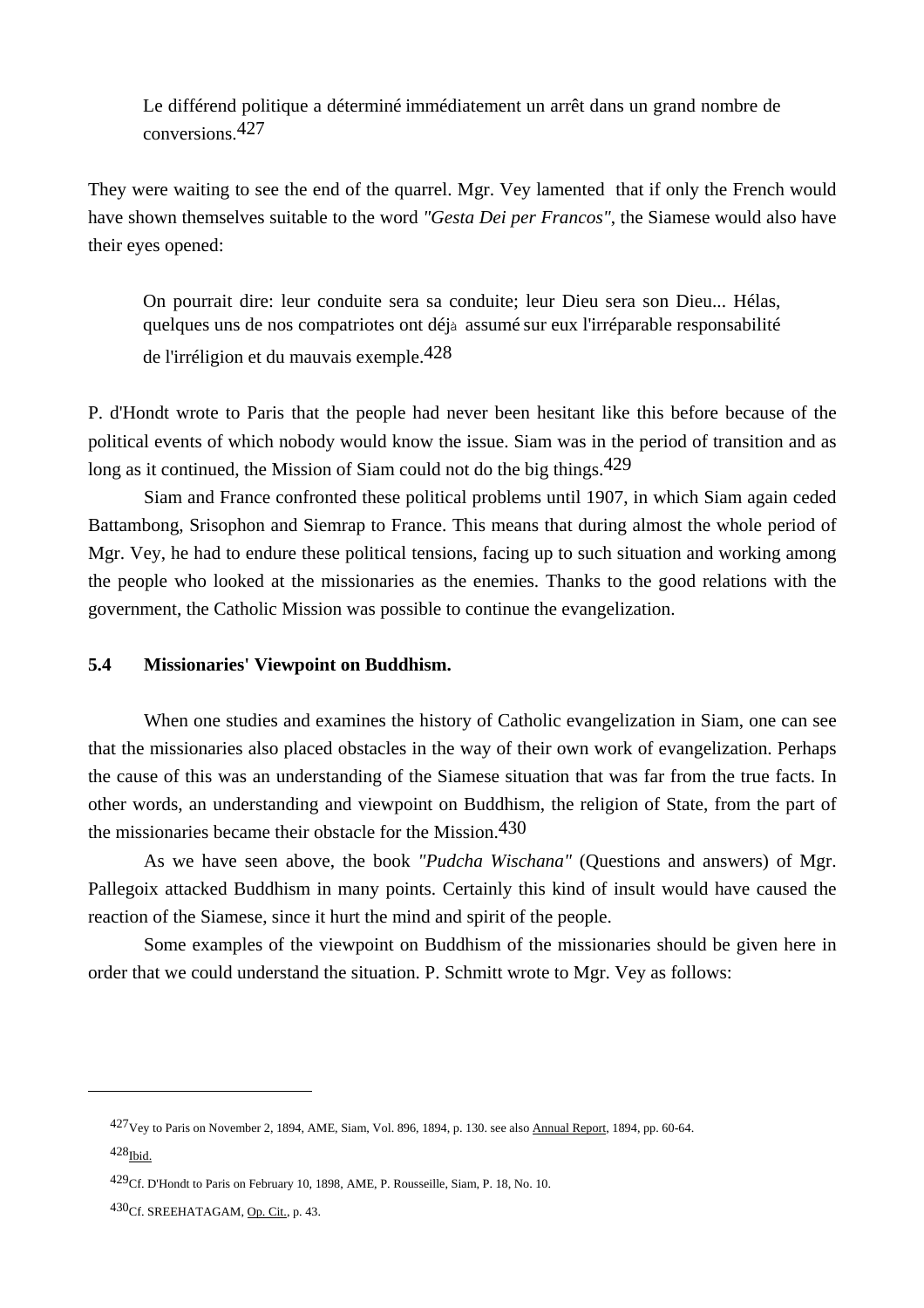> Le différend politique a déterminé immédiatement un arrêt dans un grand nombre de conversions.[427]

They were waiting to see the end of the quarrel. Mgr. Vey lamented that if only the French would have shown themselves suitable to the word *"Gesta Dei per Francos"*, the Siamese would also have their eyes opened:

> On pourrait dire: leur conduite sera sa conduite; leur Dieu sera son Dieu... Hélas, quelques uns de nos compatriotes ont déjà assumé sur eux l'irréparable responsabilité de l'irréligion et du mauvais exemple.[428]

P. d'Hondt wrote to Paris that the people had never been hesitant like this before because of the political events of which nobody would know the issue. Siam was in the period of transition and as long as it continued, the Mission of Siam could not do the big things.[429]

Siam and France confronted these political problems until 1907, in which Siam again ceded Battambong, Srisophon and Siemrap to France. This means that during almost the whole period of Mgr. Vey, he had to endure these political tensions, facing up to such situation and working among the people who looked at the missionaries as the enemies. Thanks to the good relations with the government, the Catholic Mission was possible to continue the evangelization.

### 5.4 Missionaries' Viewpoint on Buddhism.

When one studies and examines the history of Catholic evangelization in Siam, one can see that the missionaries also placed obstacles in the way of their own work of evangelization. Perhaps the cause of this was an understanding of the Siamese situation that was far from the true facts. In other words, an understanding and viewpoint on Buddhism, the religion of State, from the part of the missionaries became their obstacle for the Mission.[430]

As we have seen above, the book *"Pudcha Wischana"* (Questions and answers) of Mgr. Pallegoix attacked Buddhism in many points. Certainly this kind of insult would have caused the reaction of the Siamese, since it hurt the mind and spirit of the people.

Some examples of the viewpoint on Buddhism of the missionaries should be given here in order that we could understand the situation. P. Schmitt wrote to Mgr. Vey as follows:

---

[427] Vey to Paris on November 2, 1894, AME, Siam, Vol. 896, 1894, p. 130. see also Annual Report, 1894, pp. 60-64.

[428] Ibid.

[429] Cf. D'Hondt to Paris on February 10, 1898, AME, P. Rousseille, Siam, P. 18, No. 10.

[430] Cf. SREEHATAGAM, Op. Cit., p. 43.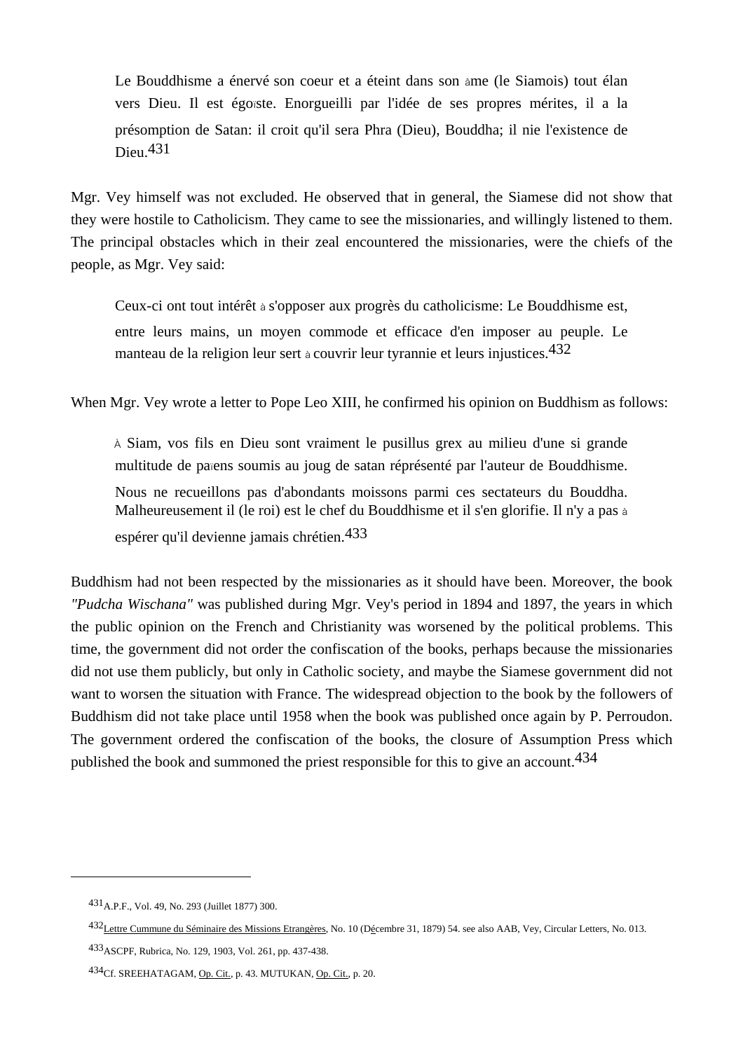> Le Bouddhisme a énervé son coeur et a éteint dans son âme (le Siamois) tout élan vers Dieu. Il est égoïste. Enorgueilli par l'idée de ses propres mérites, il a la présomption de Satan: il croit qu'il sera Phra (Dieu), Bouddha; il nie l'existence de Dieu.[431]

Mgr. Vey himself was not excluded. He observed that in general, the Siamese did not show that they were hostile to Catholicism. They came to see the missionaries, and willingly listened to them. The principal obstacles which in their zeal encountered the missionaries, were the chiefs of the people, as Mgr. Vey said:

> Ceux-ci ont tout intérêt à s'opposer aux progrès du catholicisme: Le Bouddhisme est, entre leurs mains, un moyen commode et efficace d'en imposer au peuple. Le manteau de la religion leur sert à couvrir leur tyrannie et leurs injustices.[432]

When Mgr. Vey wrote a letter to Pope Leo XIII, he confirmed his opinion on Buddhism as follows:

> À Siam, vos fils en Dieu sont vraiment le pusillus grex au milieu d'une si grande multitude de païens soumis au joug de satan réprésenté par l'auteur de Bouddhisme. Nous ne recueillons pas d'abondants moissons parmi ces sectateurs du Bouddha. Malheureusement il (le roi) est le chef du Bouddhisme et il s'en glorifie. Il n'y a pas à espérer qu'il devienne jamais chrétien.[433]

Buddhism had not been respected by the missionaries as it should have been. Moreover, the book *"Pudcha Wischana"* was published during Mgr. Vey's period in 1894 and 1897, the years in which the public opinion on the French and Christianity was worsened by the political problems. This time, the government did not order the confiscation of the books, perhaps because the missionaries did not use them publicly, but only in Catholic society, and maybe the Siamese government did not want to worsen the situation with France. The widespread objection to the book by the followers of Buddhism did not take place until 1958 when the book was published once again by P. Perroudon. The government ordered the confiscation of the books, the closure of Assumption Press which published the book and summoned the priest responsible for this to give an account.[434]

---

[431] A.P.F., Vol. 49, No. 293 (Juillet 1877) 300.

[432] Lettre Cummune du Séminaire des Missions Etrangères, No. 10 (Décembre 31, 1879) 54. see also AAB, Vey, Circular Letters, No. 013.

[433] ASCPF, Rubrica, No. 129, 1903, Vol. 261, pp. 437-438.

[434] Cf. SREEHATAGAM, Op. Cit., p. 43. MUTUKAN, Op. Cit., p. 20.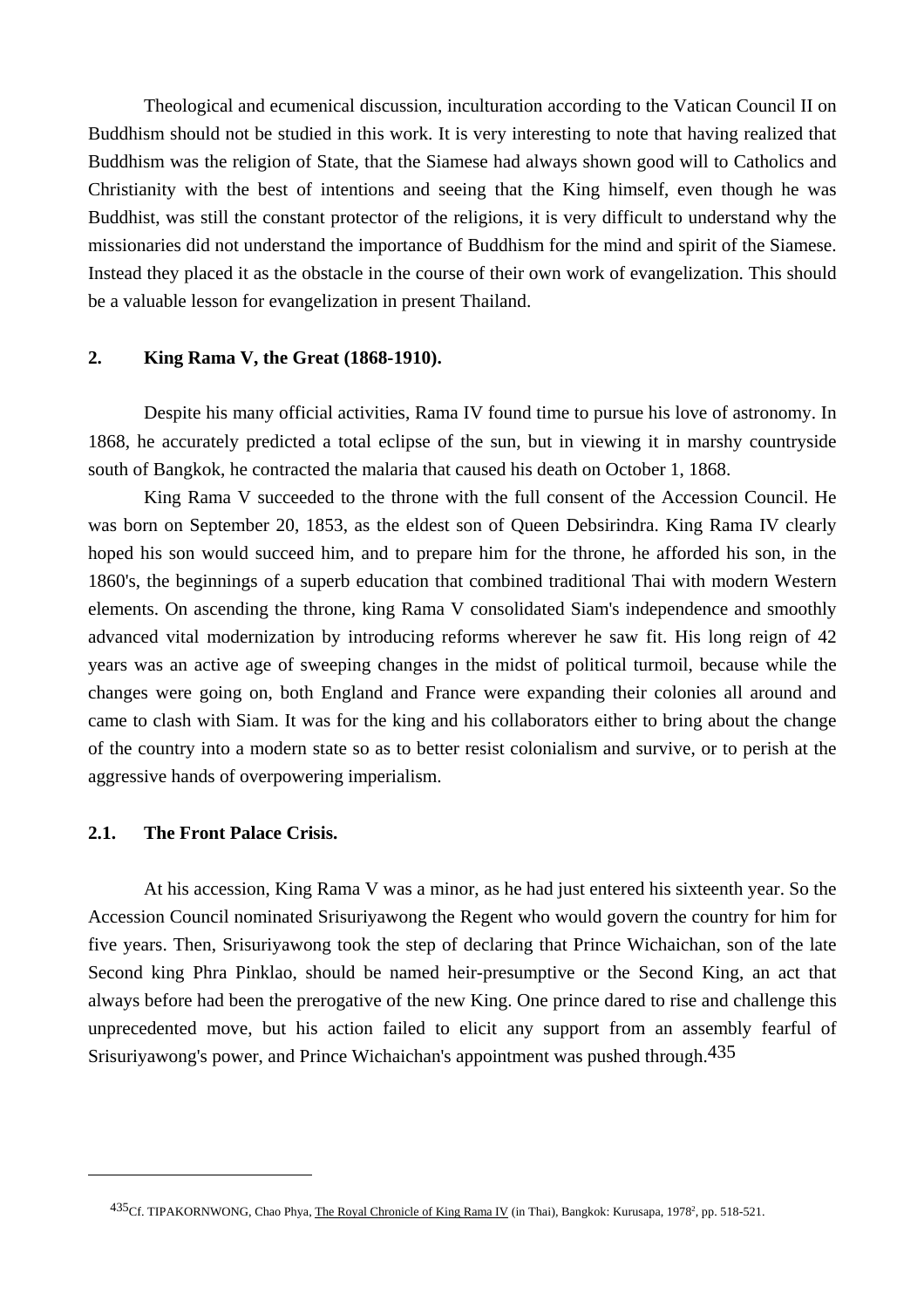Theological and ecumenical discussion, inculturation according to the Vatican Council II on Buddhism should not be studied in this work. It is very interesting to note that having realized that Buddhism was the religion of State, that the Siamese had always shown good will to Catholics and Christianity with the best of intentions and seeing that the King himself, even though he was Buddhist, was still the constant protector of the religions, it is very difficult to understand why the missionaries did not understand the importance of Buddhism for the mind and spirit of the Siamese. Instead they placed it as the obstacle in the course of their own work of evangelization. This should be a valuable lesson for evangelization in present Thailand.

## 2. King Rama V, the Great (1868-1910).

Despite his many official activities, Rama IV found time to pursue his love of astronomy. In 1868, he accurately predicted a total eclipse of the sun, but in viewing it in marshy countryside south of Bangkok, he contracted the malaria that caused his death on October 1, 1868.

King Rama V succeeded to the throne with the full consent of the Accession Council. He was born on September 20, 1853, as the eldest son of Queen Debsirindra. King Rama IV clearly hoped his son would succeed him, and to prepare him for the throne, he afforded his son, in the 1860's, the beginnings of a superb education that combined traditional Thai with modern Western elements. On ascending the throne, king Rama V consolidated Siam's independence and smoothly advanced vital modernization by introducing reforms wherever he saw fit. His long reign of 42 years was an active age of sweeping changes in the midst of political turmoil, because while the changes were going on, both England and France were expanding their colonies all around and came to clash with Siam. It was for the king and his collaborators either to bring about the change of the country into a modern state so as to better resist colonialism and survive, or to perish at the aggressive hands of overpowering imperialism.

### 2.1. The Front Palace Crisis.

At his accession, King Rama V was a minor, as he had just entered his sixteenth year. So the Accession Council nominated Srisuriyawong the Regent who would govern the country for him for five years. Then, Srisuriyawong took the step of declaring that Prince Wichaichan, son of the late Second king Phra Pinklao, should be named heir-presumptive or the Second King, an act that always before had been the prerogative of the new King. One prince dared to rise and challenge this unprecedented move, but his action failed to elicit any support from an assembly fearful of Srisuriyawong's power, and Prince Wichaichan's appointment was pushed through.[435]

---

[435] Cf. TIPAKORNWONG, Chao Phya, The Royal Chronicle of King Rama IV (in Thai), Bangkok: Kurusapa, 1978[2], pp. 518-521.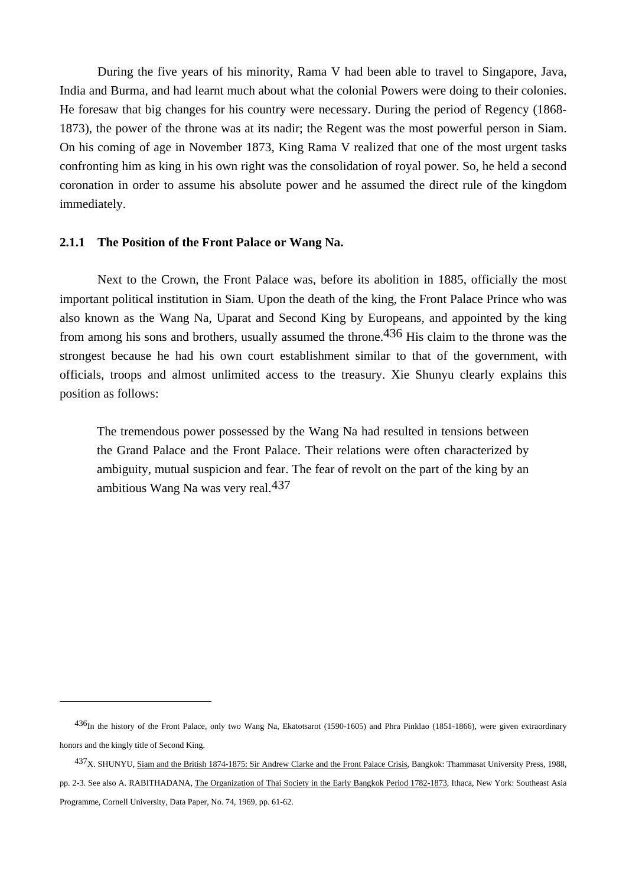During the five years of his minority, Rama V had been able to travel to Singapore, Java, India and Burma, and had learnt much about what the colonial Powers were doing to their colonies. He foresaw that big changes for his country were necessary. During the period of Regency (1868-1873), the power of the throne was at its nadir; the Regent was the most powerful person in Siam. On his coming of age in November 1873, King Rama V realized that one of the most urgent tasks confronting him as king in his own right was the consolidation of royal power. So, he held a second coronation in order to assume his absolute power and he assumed the direct rule of the kingdom immediately.

### 2.1.1 The Position of the Front Palace or Wang Na.

Next to the Crown, the Front Palace was, before its abolition in 1885, officially the most important political institution in Siam. Upon the death of the king, the Front Palace Prince who was also known as the Wang Na, Uparat and Second King by Europeans, and appointed by the king from among his sons and brothers, usually assumed the throne.[436] His claim to the throne was the strongest because he had his own court establishment similar to that of the government, with officials, troops and almost unlimited access to the treasury. Xie Shunyu clearly explains this position as follows:

> The tremendous power possessed by the Wang Na had resulted in tensions between the Grand Palace and the Front Palace. Their relations were often characterized by ambiguity, mutual suspicion and fear. The fear of revolt on the part of the king by an ambitious Wang Na was very real.[437]

---

[436] In the history of the Front Palace, only two Wang Na, Ekatotsarot (1590-1605) and Phra Pinklao (1851-1866), were given extraordinary honors and the kingly title of Second King.

[437] X. SHUNYU, Siam and the British 1874-1875: Sir Andrew Clarke and the Front Palace Crisis, Bangkok: Thammasat University Press, 1988, pp. 2-3. See also A. RABITHADANA, The Organization of Thai Society in the Early Bangkok Period 1782-1873, Ithaca, New York: Southeast Asia Programme, Cornell University, Data Paper, No. 74, 1969, pp. 61-62.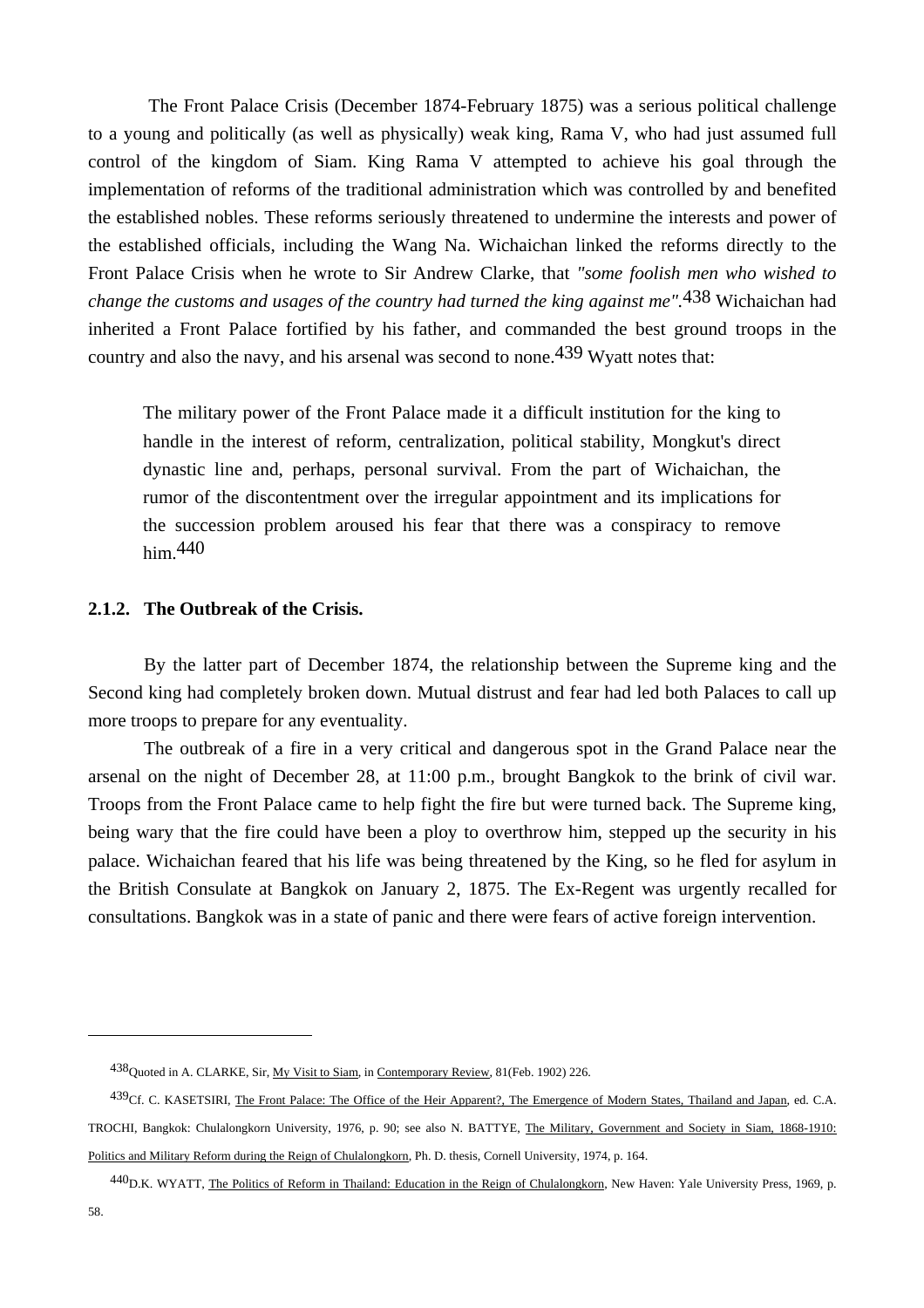The Front Palace Crisis (December 1874-February 1875) was a serious political challenge to a young and politically (as well as physically) weak king, Rama V, who had just assumed full control of the kingdom of Siam. King Rama V attempted to achieve his goal through the implementation of reforms of the traditional administration which was controlled by and benefited the established nobles. These reforms seriously threatened to undermine the interests and power of the established officials, including the Wang Na. Wichaichan linked the reforms directly to the Front Palace Crisis when he wrote to Sir Andrew Clarke, that *"some foolish men who wished to change the customs and usages of the country had turned the king against me"*.[438] Wichaichan had inherited a Front Palace fortified by his father, and commanded the best ground troops in the country and also the navy, and his arsenal was second to none.[439] Wyatt notes that:

> The military power of the Front Palace made it a difficult institution for the king to handle in the interest of reform, centralization, political stability, Mongkut's direct dynastic line and, perhaps, personal survival. From the part of Wichaichan, the rumor of the discontentment over the irregular appointment and its implications for the succession problem aroused his fear that there was a conspiracy to remove him.[440]

### 2.1.2. The Outbreak of the Crisis.

By the latter part of December 1874, the relationship between the Supreme king and the Second king had completely broken down. Mutual distrust and fear had led both Palaces to call up more troops to prepare for any eventuality.

The outbreak of a fire in a very critical and dangerous spot in the Grand Palace near the arsenal on the night of December 28, at 11:00 p.m., brought Bangkok to the brink of civil war. Troops from the Front Palace came to help fight the fire but were turned back. The Supreme king, being wary that the fire could have been a ploy to overthrow him, stepped up the security in his palace. Wichaichan feared that his life was being threatened by the King, so he fled for asylum in the British Consulate at Bangkok on January 2, 1875. The Ex-Regent was urgently recalled for consultations. Bangkok was in a state of panic and there were fears of active foreign intervention.

---

[438] Quoted in A. CLARKE, Sir, My Visit to Siam, in Contemporary Review, 81(Feb. 1902) 226.

[439] Cf. C. KASETSIRI, The Front Palace: The Office of the Heir Apparent?, The Emergence of Modern States, Thailand and Japan, ed. C.A. TROCHI, Bangkok: Chulalongkorn University, 1976, p. 90; see also N. BATTYE, The Military, Government and Society in Siam, 1868-1910: Politics and Military Reform during the Reign of Chulalongkorn, Ph. D. thesis, Cornell University, 1974, p. 164.

[440] D.K. WYATT, The Politics of Reform in Thailand: Education in the Reign of Chulalongkorn, New Haven: Yale University Press, 1969, p. 58.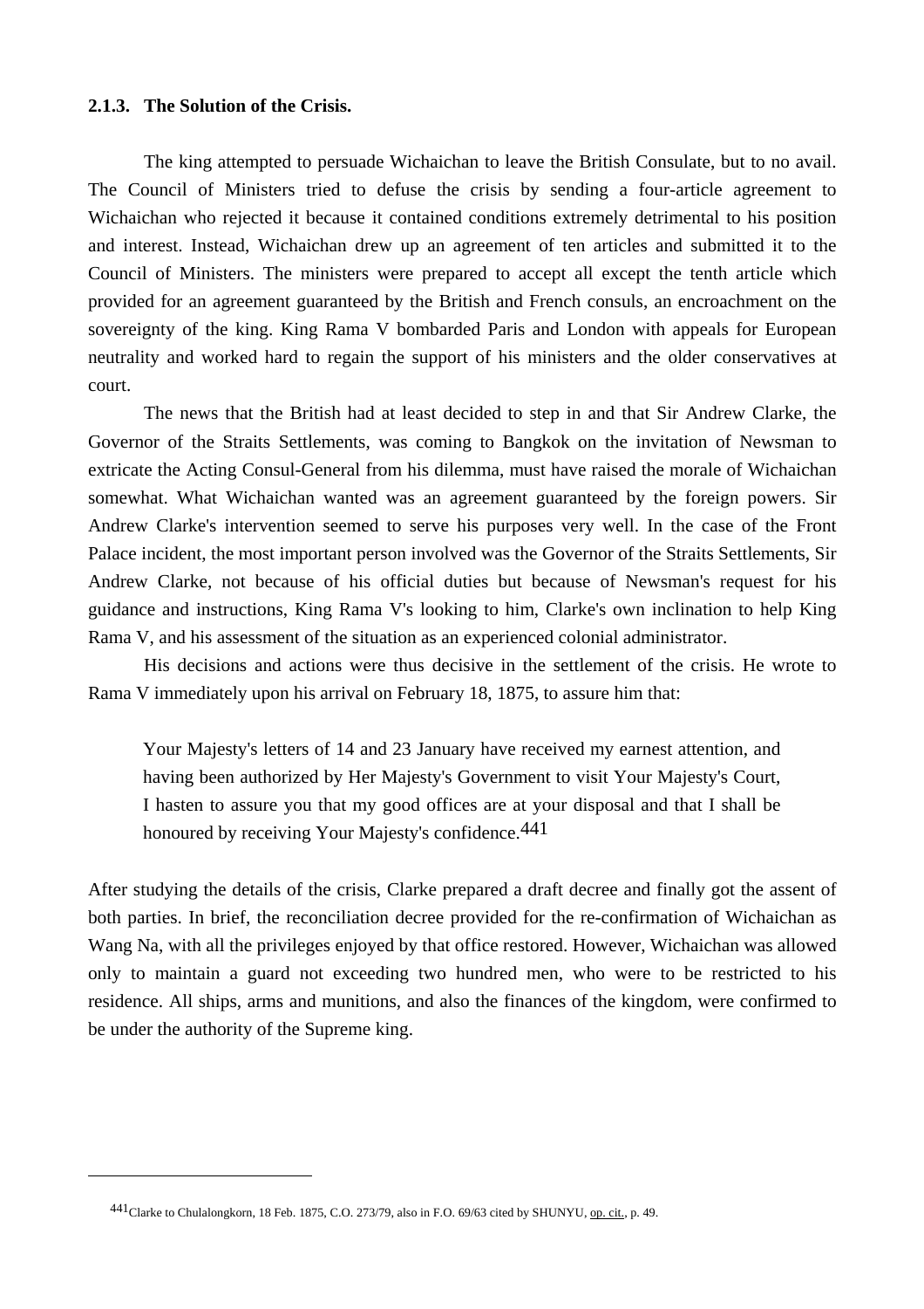### 2.1.3. The Solution of the Crisis.

The king attempted to persuade Wichaichan to leave the British Consulate, but to no avail. The Council of Ministers tried to defuse the crisis by sending a four-article agreement to Wichaichan who rejected it because it contained conditions extremely detrimental to his position and interest. Instead, Wichaichan drew up an agreement of ten articles and submitted it to the Council of Ministers. The ministers were prepared to accept all except the tenth article which provided for an agreement guaranteed by the British and French consuls, an encroachment on the sovereignty of the king. King Rama V bombarded Paris and London with appeals for European neutrality and worked hard to regain the support of his ministers and the older conservatives at court.

The news that the British had at least decided to step in and that Sir Andrew Clarke, the Governor of the Straits Settlements, was coming to Bangkok on the invitation of Newsman to extricate the Acting Consul-General from his dilemma, must have raised the morale of Wichaichan somewhat. What Wichaichan wanted was an agreement guaranteed by the foreign powers. Sir Andrew Clarke's intervention seemed to serve his purposes very well. In the case of the Front Palace incident, the most important person involved was the Governor of the Straits Settlements, Sir Andrew Clarke, not because of his official duties but because of Newsman's request for his guidance and instructions, King Rama V's looking to him, Clarke's own inclination to help King Rama V, and his assessment of the situation as an experienced colonial administrator.

His decisions and actions were thus decisive in the settlement of the crisis. He wrote to Rama V immediately upon his arrival on February 18, 1875, to assure him that:

> Your Majesty's letters of 14 and 23 January have received my earnest attention, and having been authorized by Her Majesty's Government to visit Your Majesty's Court, I hasten to assure you that my good offices are at your disposal and that I shall be honoured by receiving Your Majesty's confidence.[441]

After studying the details of the crisis, Clarke prepared a draft decree and finally got the assent of both parties. In brief, the reconciliation decree provided for the re-confirmation of Wichaichan as Wang Na, with all the privileges enjoyed by that office restored. However, Wichaichan was allowed only to maintain a guard not exceeding two hundred men, who were to be restricted to his residence. All ships, arms and munitions, and also the finances of the kingdom, were confirmed to be under the authority of the Supreme king.

---

[441] Clarke to Chulalongkorn, 18 Feb. 1875, C.O. 273/79, also in F.O. 69/63 cited by SHUNYU, op. cit., p. 49.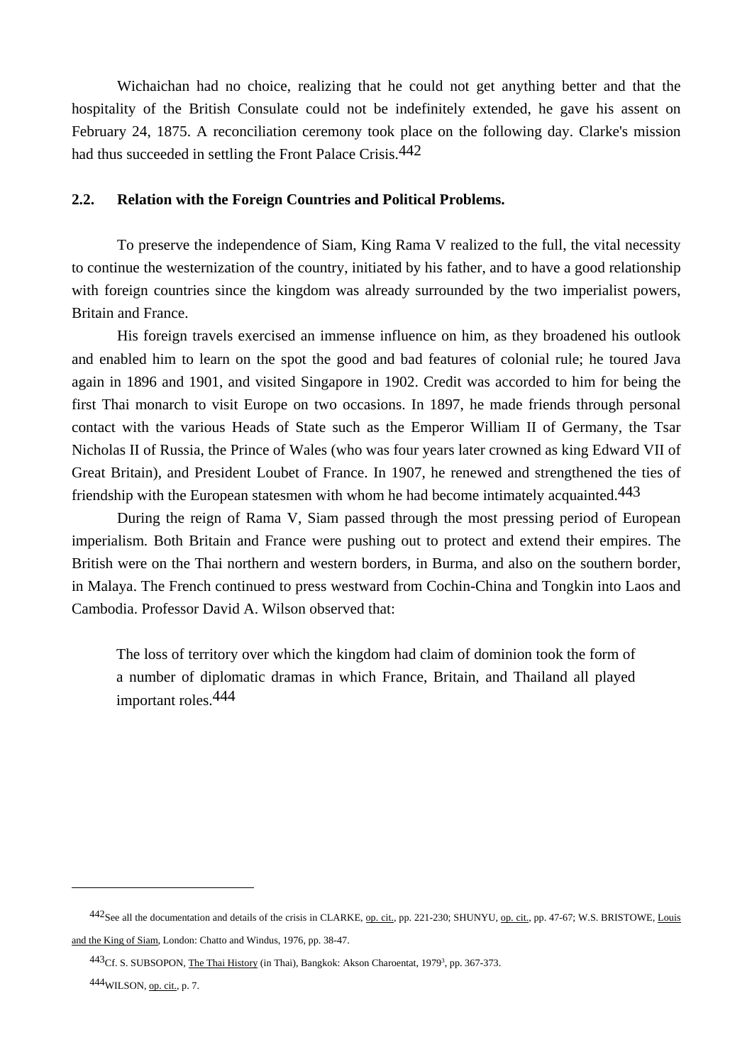Wichaichan had no choice, realizing that he could not get anything better and that the hospitality of the British Consulate could not be indefinitely extended, he gave his assent on February 24, 1875. A reconciliation ceremony took place on the following day. Clarke's mission had thus succeeded in settling the Front Palace Crisis.[442]

### 2.2. Relation with the Foreign Countries and Political Problems.

To preserve the independence of Siam, King Rama V realized to the full, the vital necessity to continue the westernization of the country, initiated by his father, and to have a good relationship with foreign countries since the kingdom was already surrounded by the two imperialist powers, Britain and France.

His foreign travels exercised an immense influence on him, as they broadened his outlook and enabled him to learn on the spot the good and bad features of colonial rule; he toured Java again in 1896 and 1901, and visited Singapore in 1902. Credit was accorded to him for being the first Thai monarch to visit Europe on two occasions. In 1897, he made friends through personal contact with the various Heads of State such as the Emperor William II of Germany, the Tsar Nicholas II of Russia, the Prince of Wales (who was four years later crowned as king Edward VII of Great Britain), and President Loubet of France. In 1907, he renewed and strengthened the ties of friendship with the European statesmen with whom he had become intimately acquainted.[443]

During the reign of Rama V, Siam passed through the most pressing period of European imperialism. Both Britain and France were pushing out to protect and extend their empires. The British were on the Thai northern and western borders, in Burma, and also on the southern border, in Malaya. The French continued to press westward from Cochin-China and Tongkin into Laos and Cambodia. Professor David A. Wilson observed that:

> The loss of territory over which the kingdom had claim of dominion took the form of a number of diplomatic dramas in which France, Britain, and Thailand all played important roles.[444]

---

[442] See all the documentation and details of the crisis in CLARKE, op. cit., pp. 221-230; SHUNYU, op. cit., pp. 47-67; W.S. BRISTOWE, Louis and the King of Siam, London: Chatto and Windus, 1976, pp. 38-47.

[443] Cf. S. SUBSOPON, The Thai History (in Thai), Bangkok: Akson Charoentat, 1979³, pp. 367-373.

[444] WILSON, op. cit., p. 7.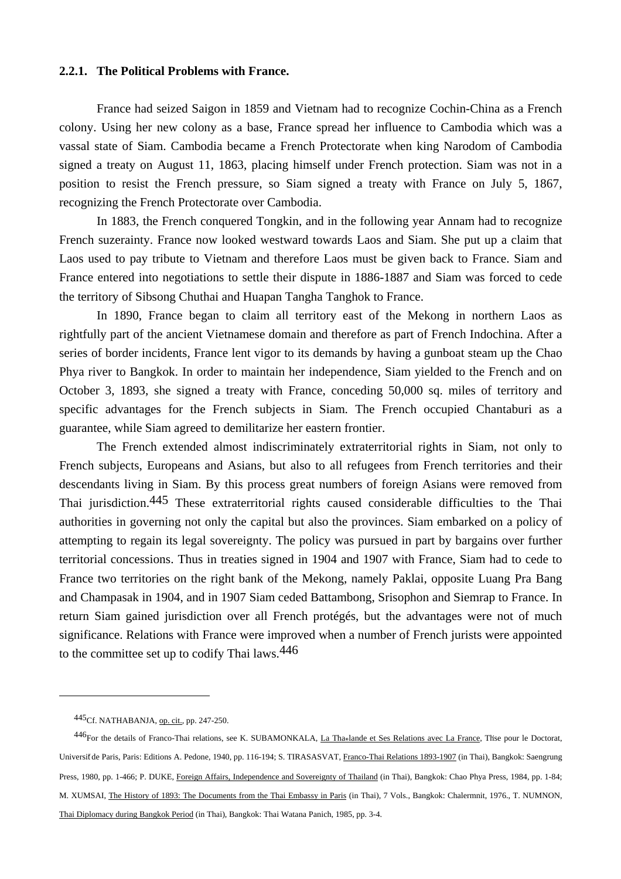### 2.2.1. The Political Problems with France.

France had seized Saigon in 1859 and Vietnam had to recognize Cochin-China as a French colony. Using her new colony as a base, France spread her influence to Cambodia which was a vassal state of Siam. Cambodia became a French Protectorate when king Narodom of Cambodia signed a treaty on August 11, 1863, placing himself under French protection. Siam was not in a position to resist the French pressure, so Siam signed a treaty with France on July 5, 1867, recognizing the French Protectorate over Cambodia.

In 1883, the French conquered Tongkin, and in the following year Annam had to recognize French suzerainty. France now looked westward towards Laos and Siam. She put up a claim that Laos used to pay tribute to Vietnam and therefore Laos must be given back to France. Siam and France entered into negotiations to settle their dispute in 1886-1887 and Siam was forced to cede the territory of Sibsong Chuthai and Huapan Tangha Tanghok to France.

In 1890, France began to claim all territory east of the Mekong in northern Laos as rightfully part of the ancient Vietnamese domain and therefore as part of French Indochina. After a series of border incidents, France lent vigor to its demands by having a gunboat steam up the Chao Phya river to Bangkok. In order to maintain her independence, Siam yielded to the French and on October 3, 1893, she signed a treaty with France, conceding 50,000 sq. miles of territory and specific advantages for the French subjects in Siam. The French occupied Chantaburi as a guarantee, while Siam agreed to demilitarize her eastern frontier.

The French extended almost indiscriminately extraterritorial rights in Siam, not only to French subjects, Europeans and Asians, but also to all refugees from French territories and their descendants living in Siam. By this process great numbers of foreign Asians were removed from Thai jurisdiction.[445] These extraterritorial rights caused considerable difficulties to the Thai authorities in governing not only the capital but also the provinces. Siam embarked on a policy of attempting to regain its legal sovereignty. The policy was pursued in part by bargains over further territorial concessions. Thus in treaties signed in 1904 and 1907 with France, Siam had to cede to France two territories on the right bank of the Mekong, namely Paklai, opposite Luang Pra Bang and Champasak in 1904, and in 1907 Siam ceded Battambong, Srisophon and Siemrap to France. In return Siam gained jurisdiction over all French protégés, but the advantages were not of much significance. Relations with France were improved when a number of French jurists were appointed to the committee set up to codify Thai laws.[446]

---

[445]Cf. NATHABANJA, op. cit., pp. 247-250.

[446]For the details of Franco-Thai relations, see K. SUBAMONKALA, La Thaïlande et Ses Relations avec La France, Thèse pour le Doctorat, Université de Paris, Paris: Editions A. Pedone, 1940, pp. 116-194; S. TIRASASVAT, Franco-Thai Relations 1893-1907 (in Thai), Bangkok: Saengrung Press, 1980, pp. 1-466; P. DUKE, Foreign Affairs, Independence and Sovereignty of Thailand (in Thai), Bangkok: Chao Phya Press, 1984, pp. 1-84; M. XUMSAI, The History of 1893: The Documents from the Thai Embassy in Paris (in Thai), 7 Vols., Bangkok: Chalermnit, 1976., T. NUMNON, Thai Diplomacy during Bangkok Period (in Thai), Bangkok: Thai Watana Panich, 1985, pp. 3-4.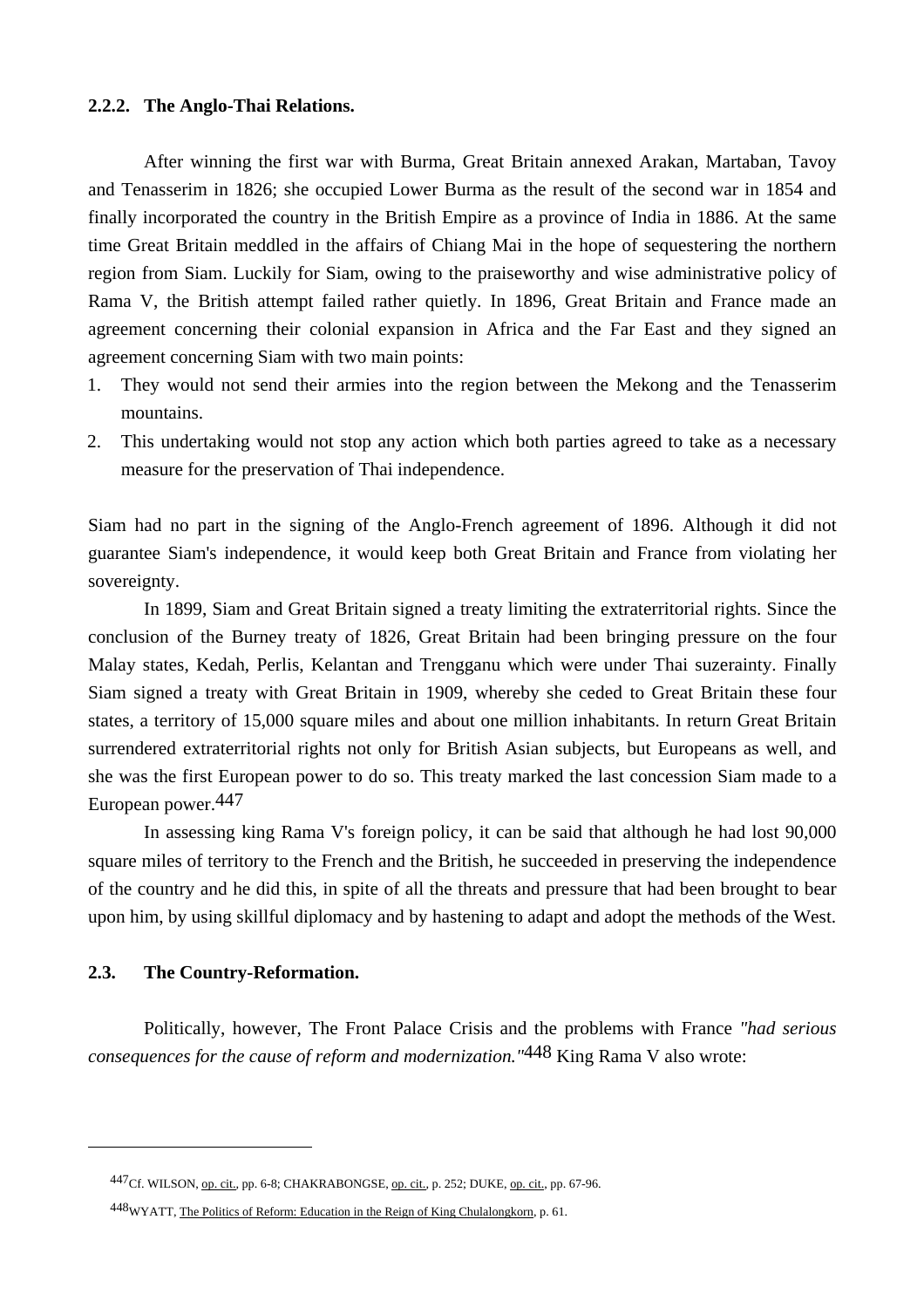### 2.2.2. The Anglo-Thai Relations.

After winning the first war with Burma, Great Britain annexed Arakan, Martaban, Tavoy and Tenasserim in 1826; she occupied Lower Burma as the result of the second war in 1854 and finally incorporated the country in the British Empire as a province of India in 1886. At the same time Great Britain meddled in the affairs of Chiang Mai in the hope of sequestering the northern region from Siam. Luckily for Siam, owing to the praiseworthy and wise administrative policy of Rama V, the British attempt failed rather quietly. In 1896, Great Britain and France made an agreement concerning their colonial expansion in Africa and the Far East and they signed an agreement concerning Siam with two main points:

1. They would not send their armies into the region between the Mekong and the Tenasserim mountains.
2. This undertaking would not stop any action which both parties agreed to take as a necessary measure for the preservation of Thai independence.

Siam had no part in the signing of the Anglo-French agreement of 1896. Although it did not guarantee Siam's independence, it would keep both Great Britain and France from violating her sovereignty.

In 1899, Siam and Great Britain signed a treaty limiting the extraterritorial rights. Since the conclusion of the Burney treaty of 1826, Great Britain had been bringing pressure on the four Malay states, Kedah, Perlis, Kelantan and Trengganu which were under Thai suzerainty. Finally Siam signed a treaty with Great Britain in 1909, whereby she ceded to Great Britain these four states, a territory of 15,000 square miles and about one million inhabitants. In return Great Britain surrendered extraterritorial rights not only for British Asian subjects, but Europeans as well, and she was the first European power to do so. This treaty marked the last concession Siam made to a European power.[447]

In assessing king Rama V's foreign policy, it can be said that although he had lost 90,000 square miles of territory to the French and the British, he succeeded in preserving the independence of the country and he did this, in spite of all the threats and pressure that had been brought to bear upon him, by using skillful diplomacy and by hastening to adapt and adopt the methods of the West.

## 2.3. The Country-Reformation.

Politically, however, The Front Palace Crisis and the problems with France *"had serious consequences for the cause of reform and modernization."*[448] King Rama V also wrote:

---

[447] Cf. WILSON, op. cit., pp. 6-8; CHAKRABONGSE, op. cit., p. 252; DUKE, op. cit., pp. 67-96.

[448] WYATT, The Politics of Reform: Education in the Reign of King Chulalongkorn, p. 61.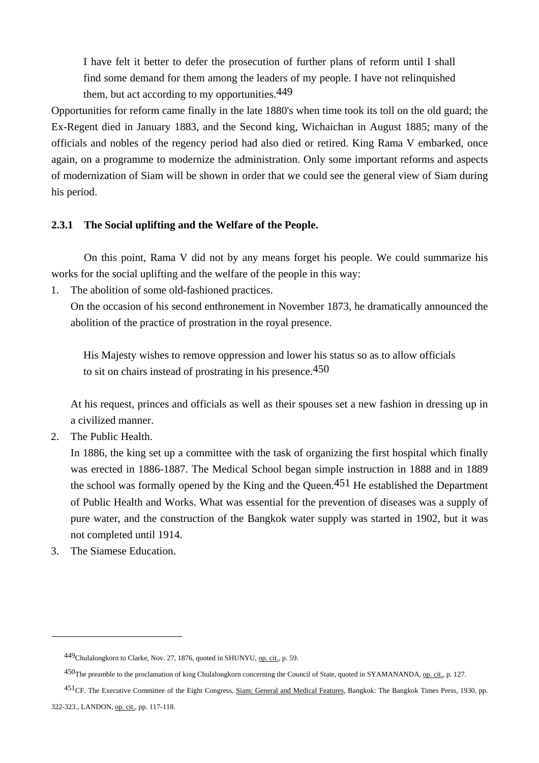> I have felt it better to defer the prosecution of further plans of reform until I shall find some demand for them among the leaders of my people. I have not relinquished them, but act according to my opportunities.[449]

Opportunities for reform came finally in the late 1880's when time took its toll on the old guard; the Ex-Regent died in January 1883, and the Second king, Wichaichan in August 1885; many of the officials and nobles of the regency period had also died or retired. King Rama V embarked, once again, on a programme to modernize the administration. Only some important reforms and aspects of modernization of Siam will be shown in order that we could see the general view of Siam during his period.

### 2.3.1 The Social uplifting and the Welfare of the People.

On this point, Rama V did not by any means forget his people. We could summarize his works for the social uplifting and the welfare of the people in this way:

1. The abolition of some old-fashioned practices.

   On the occasion of his second enthronement in November 1873, he dramatically announced the abolition of the practice of prostration in the royal presence.

   > His Majesty wishes to remove oppression and lower his status so as to allow officials to sit on chairs instead of prostrating in his presence.[450]

   At his request, princes and officials as well as their spouses set a new fashion in dressing up in a civilized manner.

2. The Public Health.

   In 1886, the king set up a committee with the task of organizing the first hospital which finally was erected in 1886-1887. The Medical School began simple instruction in 1888 and in 1889 the school was formally opened by the King and the Queen.[451] He established the Department of Public Health and Works. What was essential for the prevention of diseases was a supply of pure water, and the construction of the Bangkok water supply was started in 1902, but it was not completed until 1914.

3. The Siamese Education.

---

[449] Chulalongkorn to Clarke, Nov. 27, 1876, quoted in SHUNYU, op. cit., p. 59.

[450] The preamble to the proclamation of king Chulalongkorn concerning the Council of State, quoted in SYAMANANDA, op. cit., p. 127.

[451] CF. The Executive Committee of the Eight Congress, Siam: General and Medical Features, Bangkok: The Bangkok Times Press, 1930, pp. 322-323., LANDON, op. cit., pp. 117-118.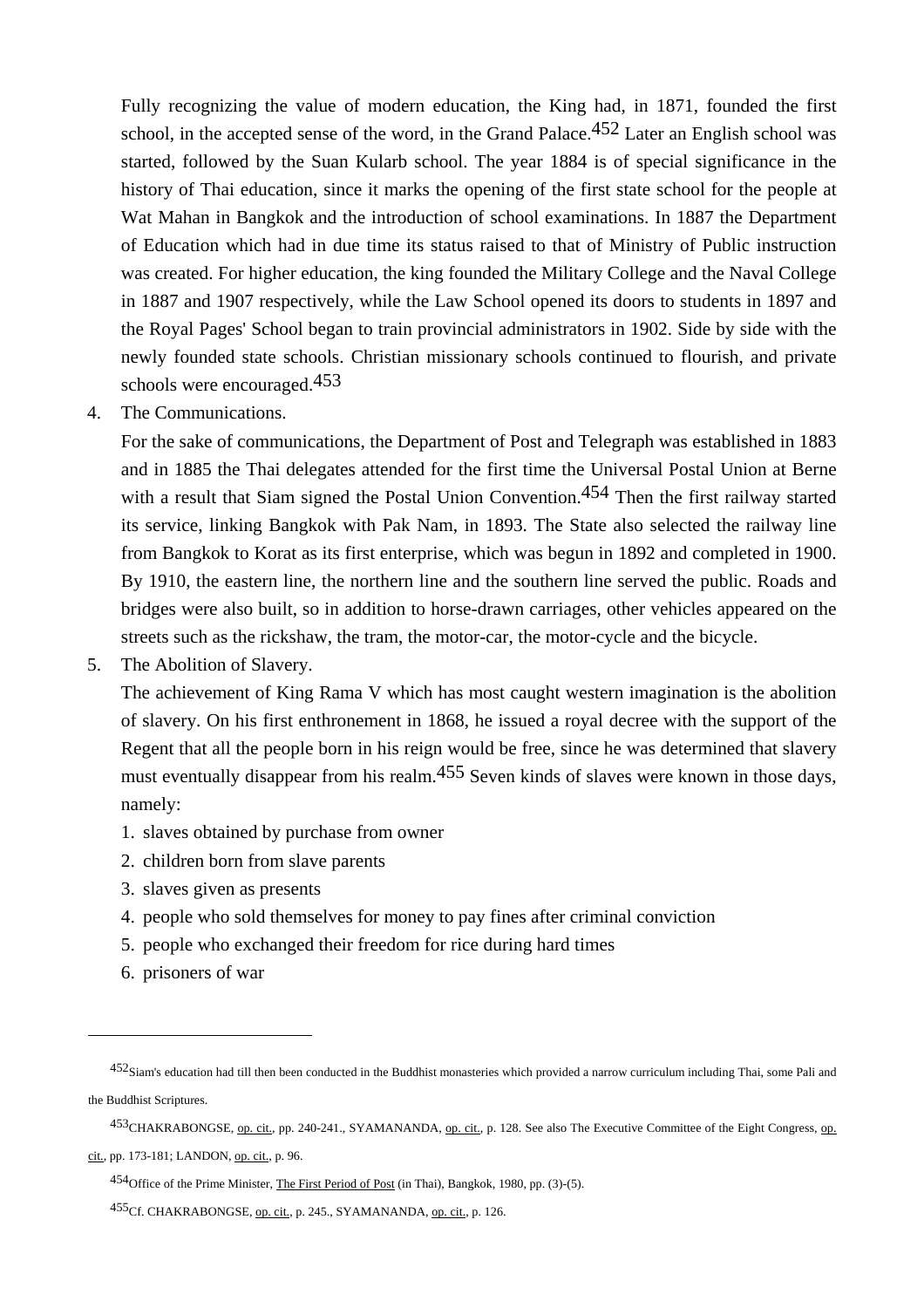Fully recognizing the value of modern education, the King had, in 1871, founded the first school, in the accepted sense of the word, in the Grand Palace.[452] Later an English school was started, followed by the Suan Kularb school. The year 1884 is of special significance in the history of Thai education, since it marks the opening of the first state school for the people at Wat Mahan in Bangkok and the introduction of school examinations. In 1887 the Department of Education which had in due time its status raised to that of Ministry of Public instruction was created. For higher education, the king founded the Military College and the Naval College in 1887 and 1907 respectively, while the Law School opened its doors to students in 1897 and the Royal Pages' School began to train provincial administrators in 1902. Side by side with the newly founded state schools. Christian missionary schools continued to flourish, and private schools were encouraged.[453]

4. The Communications.

   For the sake of communications, the Department of Post and Telegraph was established in 1883 and in 1885 the Thai delegates attended for the first time the Universal Postal Union at Berne with a result that Siam signed the Postal Union Convention.[454] Then the first railway started its service, linking Bangkok with Pak Nam, in 1893. The State also selected the railway line from Bangkok to Korat as its first enterprise, which was begun in 1892 and completed in 1900. By 1910, the eastern line, the northern line and the southern line served the public. Roads and bridges were also built, so in addition to horse-drawn carriages, other vehicles appeared on the streets such as the rickshaw, the tram, the motor-car, the motor-cycle and the bicycle.

5. The Abolition of Slavery.

   The achievement of King Rama V which has most caught western imagination is the abolition of slavery. On his first enthronement in 1868, he issued a royal decree with the support of the Regent that all the people born in his reign would be free, since he was determined that slavery must eventually disappear from his realm.[455] Seven kinds of slaves were known in those days, namely:

   1. slaves obtained by purchase from owner
   2. children born from slave parents
   3. slaves given as presents
   4. people who sold themselves for money to pay fines after criminal conviction
   5. people who exchanged their freedom for rice during hard times
   6. prisoners of war

---

[452] Siam's education had till then been conducted in the Buddhist monasteries which provided a narrow curriculum including Thai, some Pali and the Buddhist Scriptures.

[453] CHAKRABONGSE, op. cit., pp. 240-241., SYAMANANDA, op. cit., p. 128. See also The Executive Committee of the Eight Congress, op. cit., pp. 173-181; LANDON, op. cit., p. 96.

[454] Office of the Prime Minister, The First Period of Post (in Thai), Bangkok, 1980, pp. (3)-(5).

[455] Cf. CHAKRABONGSE, op. cit., p. 245., SYAMANANDA, op. cit., p. 126.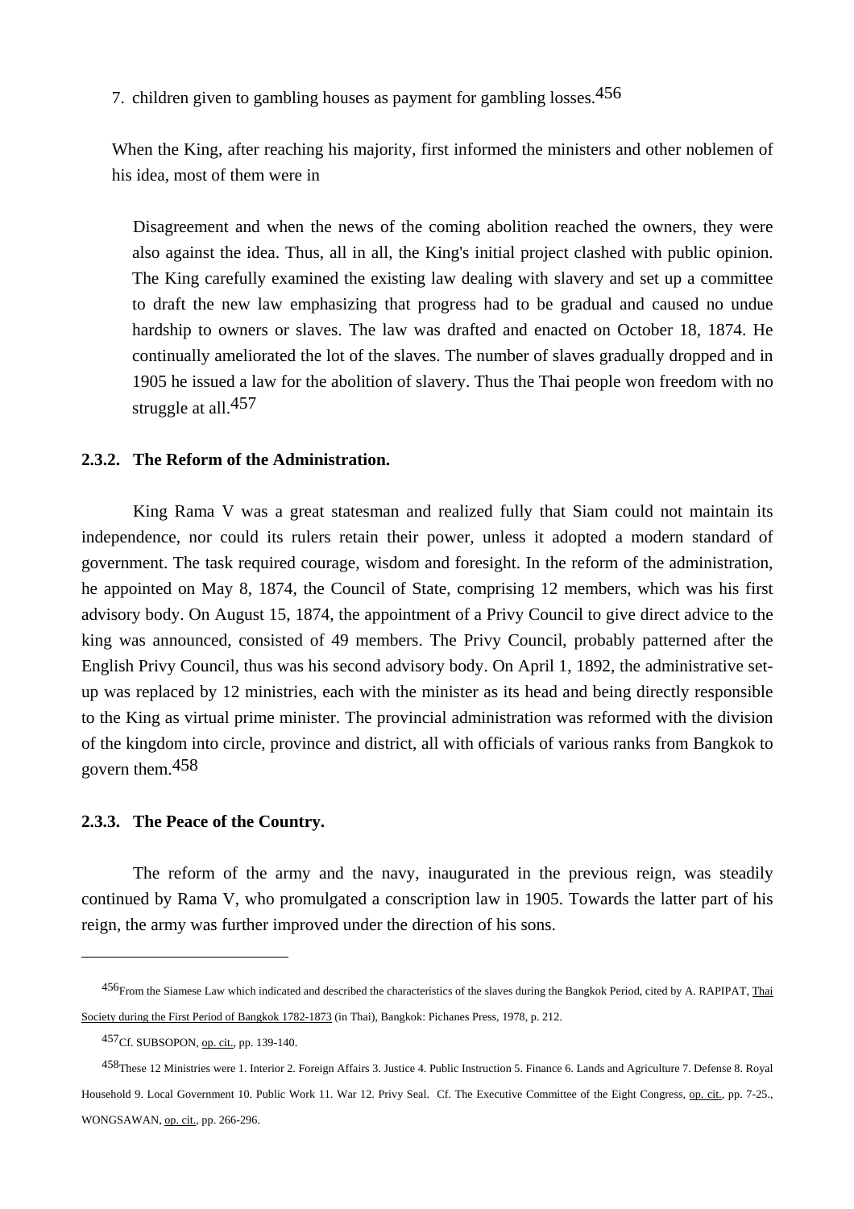7. children given to gambling houses as payment for gambling losses.[456]

When the King, after reaching his majority, first informed the ministers and other noblemen of his idea, most of them were in

Disagreement and when the news of the coming abolition reached the owners, they were also against the idea. Thus, all in all, the King's initial project clashed with public opinion. The King carefully examined the existing law dealing with slavery and set up a committee to draft the new law emphasizing that progress had to be gradual and caused no undue hardship to owners or slaves. The law was drafted and enacted on October 18, 1874. He continually ameliorated the lot of the slaves. The number of slaves gradually dropped and in 1905 he issued a law for the abolition of slavery. Thus the Thai people won freedom with no struggle at all.[457]

### 2.3.2. The Reform of the Administration.

King Rama V was a great statesman and realized fully that Siam could not maintain its independence, nor could its rulers retain their power, unless it adopted a modern standard of government. The task required courage, wisdom and foresight. In the reform of the administration, he appointed on May 8, 1874, the Council of State, comprising 12 members, which was his first advisory body. On August 15, 1874, the appointment of a Privy Council to give direct advice to the king was announced, consisted of 49 members. The Privy Council, probably patterned after the English Privy Council, thus was his second advisory body. On April 1, 1892, the administrative set-up was replaced by 12 ministries, each with the minister as its head and being directly responsible to the King as virtual prime minister. The provincial administration was reformed with the division of the kingdom into circle, province and district, all with officials of various ranks from Bangkok to govern them.[458]

### 2.3.3. The Peace of the Country.

The reform of the army and the navy, inaugurated in the previous reign, was steadily continued by Rama V, who promulgated a conscription law in 1905. Towards the latter part of his reign, the army was further improved under the direction of his sons.

---

[456] From the Siamese Law which indicated and described the characteristics of the slaves during the Bangkok Period, cited by A. RAPIPAT, Thai Society during the First Period of Bangkok 1782-1873 (in Thai), Bangkok: Pichanes Press, 1978, p. 212.

[457] Cf. SUBSOPON, op. cit., pp. 139-140.

[458] These 12 Ministries were 1. Interior 2. Foreign Affairs 3. Justice 4. Public Instruction 5. Finance 6. Lands and Agriculture 7. Defense 8. Royal Household 9. Local Government 10. Public Work 11. War 12. Privy Seal. Cf. The Executive Committee of the Eight Congress, op. cit., pp. 7-25., WONGSAWAN, op. cit., pp. 266-296.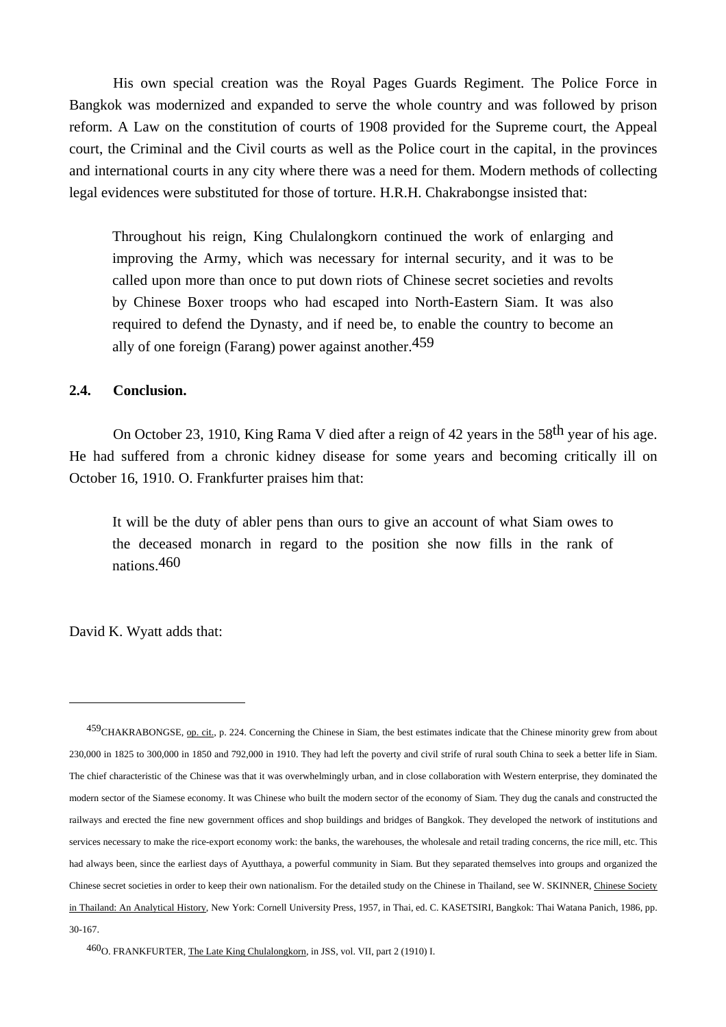His own special creation was the Royal Pages Guards Regiment. The Police Force in Bangkok was modernized and expanded to serve the whole country and was followed by prison reform. A Law on the constitution of courts of 1908 provided for the Supreme court, the Appeal court, the Criminal and the Civil courts as well as the Police court in the capital, in the provinces and international courts in any city where there was a need for them. Modern methods of collecting legal evidences were substituted for those of torture. H.R.H. Chakrabongse insisted that:

> Throughout his reign, King Chulalongkorn continued the work of enlarging and improving the Army, which was necessary for internal security, and it was to be called upon more than once to put down riots of Chinese secret societies and revolts by Chinese Boxer troops who had escaped into North-Eastern Siam. It was also required to defend the Dynasty, and if need be, to enable the country to become an ally of one foreign (Farang) power against another.[459]

### 2.4. Conclusion.

On October 23, 1910, King Rama V died after a reign of 42 years in the 58th year of his age. He had suffered from a chronic kidney disease for some years and becoming critically ill on October 16, 1910. O. Frankfurter praises him that:

> It will be the duty of abler pens than ours to give an account of what Siam owes to the deceased monarch in regard to the position she now fills in the rank of nations.[460]

David K. Wyatt adds that:

---

[459] CHAKRABONGSE, op. cit., p. 224. Concerning the Chinese in Siam, the best estimates indicate that the Chinese minority grew from about 230,000 in 1825 to 300,000 in 1850 and 792,000 in 1910. They had left the poverty and civil strife of rural south China to seek a better life in Siam. The chief characteristic of the Chinese was that it was overwhelmingly urban, and in close collaboration with Western enterprise, they dominated the modern sector of the Siamese economy. It was Chinese who built the modern sector of the economy of Siam. They dug the canals and constructed the railways and erected the fine new government offices and shop buildings and bridges of Bangkok. They developed the network of institutions and services necessary to make the rice-export economy work: the banks, the warehouses, the wholesale and retail trading concerns, the rice mill, etc. This had always been, since the earliest days of Ayutthaya, a powerful community in Siam. But they separated themselves into groups and organized the Chinese secret societies in order to keep their own nationalism. For the detailed study on the Chinese in Thailand, see W. SKINNER, Chinese Society in Thailand: An Analytical History, New York: Cornell University Press, 1957, in Thai, ed. C. KASETSIRI, Bangkok: Thai Watana Panich, 1986, pp. 30-167.

[460] O. FRANKFURTER, The Late King Chulalongkorn, in JSS, vol. VII, part 2 (1910) I.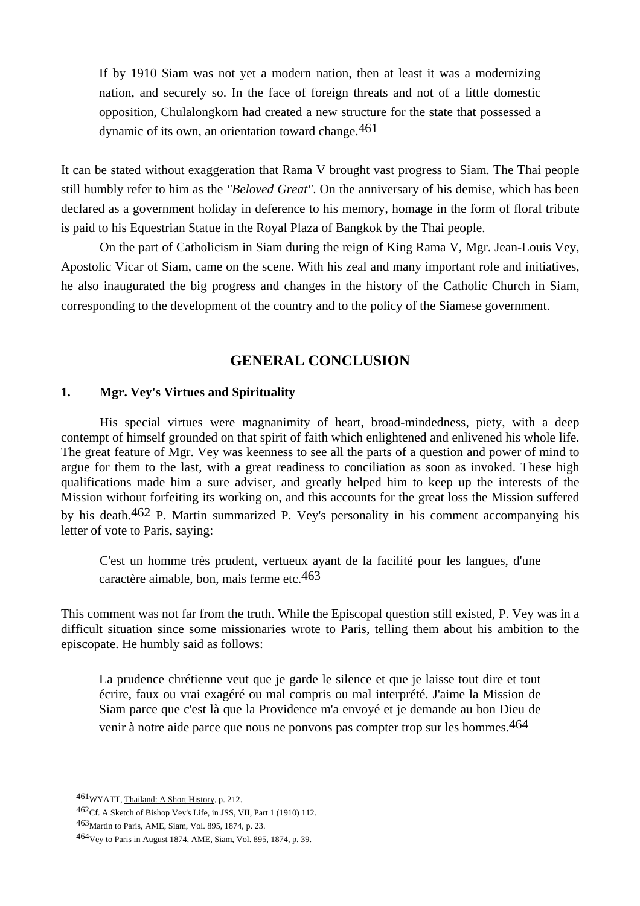> If by 1910 Siam was not yet a modern nation, then at least it was a modernizing nation, and securely so. In the face of foreign threats and not of a little domestic opposition, Chulalongkorn had created a new structure for the state that possessed a dynamic of its own, an orientation toward change.[461]

It can be stated without exaggeration that Rama V brought vast progress to Siam. The Thai people still humbly refer to him as the *"Beloved Great"*. On the anniversary of his demise, which has been declared as a government holiday in deference to his memory, homage in the form of floral tribute is paid to his Equestrian Statue in the Royal Plaza of Bangkok by the Thai people.

On the part of Catholicism in Siam during the reign of King Rama V, Mgr. Jean-Louis Vey, Apostolic Vicar of Siam, came on the scene. With his zeal and many important role and initiatives, he also inaugurated the big progress and changes in the history of the Catholic Church in Siam, corresponding to the development of the country and to the policy of the Siamese government.

## GENERAL CONCLUSION

### 1. Mgr. Vey's Virtues and Spirituality

His special virtues were magnanimity of heart, broad-mindedness, piety, with a deep contempt of himself grounded on that spirit of faith which enlightened and enlivened his whole life. The great feature of Mgr. Vey was keenness to see all the parts of a question and power of mind to argue for them to the last, with a great readiness to conciliation as soon as invoked. These high qualifications made him a sure adviser, and greatly helped him to keep up the interests of the Mission without forfeiting its working on, and this accounts for the great loss the Mission suffered by his death.[462] P. Martin summarized P. Vey's personality in his comment accompanying his letter of vote to Paris, saying:

> C'est un homme très prudent, vertueux ayant de la facilité pour les langues, d'une caractère aimable, bon, mais ferme etc.[463]

This comment was not far from the truth. While the Episcopal question still existed, P. Vey was in a difficult situation since some missionaries wrote to Paris, telling them about his ambition to the episcopate. He humbly said as follows:

> La prudence chrétienne veut que je garde le silence et que je laisse tout dire et tout écrire, faux ou vrai exagéré ou mal compris ou mal interprété. J'aime la Mission de Siam parce que c'est là que la Providence m'a envoyé et je demande au bon Dieu de venir à notre aide parce que nous ne ponvons pas compter trop sur les hommes.[464]

---

[461] WYATT, Thailand: A Short History, p. 212.

[462] Cf. A Sketch of Bishop Vey's Life, in JSS, VII, Part 1 (1910) 112.

[463] Martin to Paris, AME, Siam, Vol. 895, 1874, p. 23.

[464] Vey to Paris in August 1874, AME, Siam, Vol. 895, 1874, p. 39.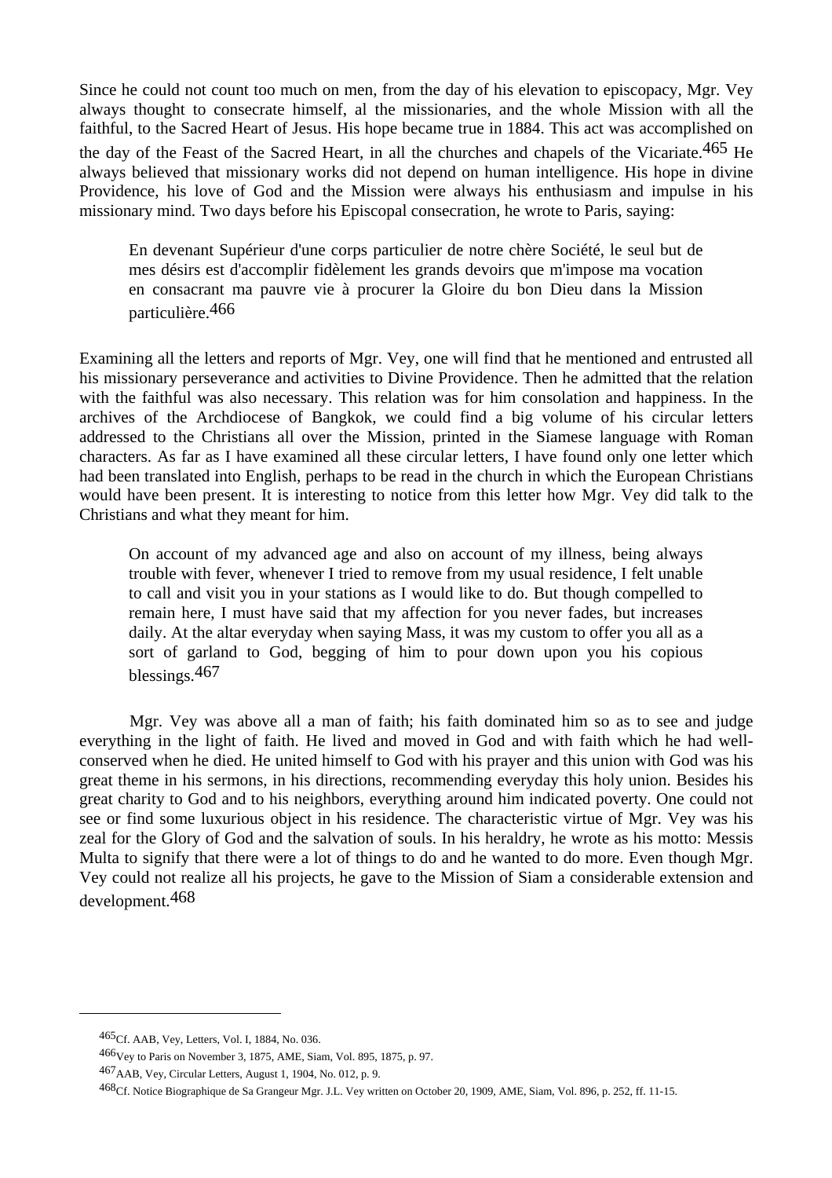Since he could not count too much on men, from the day of his elevation to episcopacy, Mgr. Vey always thought to consecrate himself, al the missionaries, and the whole Mission with all the faithful, to the Sacred Heart of Jesus. His hope became true in 1884. This act was accomplished on the day of the Feast of the Sacred Heart, in all the churches and chapels of the Vicariate.[465] He always believed that missionary works did not depend on human intelligence. His hope in divine Providence, his love of God and the Mission were always his enthusiasm and impulse in his missionary mind. Two days before his Episcopal consecration, he wrote to Paris, saying:

> En devenant Supérieur d'une corps particulier de notre chère Société, le seul but de mes désirs est d'accomplir fidèlement les grands devoirs que m'impose ma vocation en consacrant ma pauvre vie à procurer la Gloire du bon Dieu dans la Mission particulière.[466]

Examining all the letters and reports of Mgr. Vey, one will find that he mentioned and entrusted all his missionary perseverance and activities to Divine Providence. Then he admitted that the relation with the faithful was also necessary. This relation was for him consolation and happiness. In the archives of the Archdiocese of Bangkok, we could find a big volume of his circular letters addressed to the Christians all over the Mission, printed in the Siamese language with Roman characters. As far as I have examined all these circular letters, I have found only one letter which had been translated into English, perhaps to be read in the church in which the European Christians would have been present. It is interesting to notice from this letter how Mgr. Vey did talk to the Christians and what they meant for him.

> On account of my advanced age and also on account of my illness, being always trouble with fever, whenever I tried to remove from my usual residence, I felt unable to call and visit you in your stations as I would like to do. But though compelled to remain here, I must have said that my affection for you never fades, but increases daily. At the altar everyday when saying Mass, it was my custom to offer you all as a sort of garland to God, begging of him to pour down upon you his copious blessings.[467]

Mgr. Vey was above all a man of faith; his faith dominated him so as to see and judge everything in the light of faith. He lived and moved in God and with faith which he had well-conserved when he died. He united himself to God with his prayer and this union with God was his great theme in his sermons, in his directions, recommending everyday this holy union. Besides his great charity to God and to his neighbors, everything around him indicated poverty. One could not see or find some luxurious object in his residence. The characteristic virtue of Mgr. Vey was his zeal for the Glory of God and the salvation of souls. In his heraldry, he wrote as his motto: Messis Multa to signify that there were a lot of things to do and he wanted to do more. Even though Mgr. Vey could not realize all his projects, he gave to the Mission of Siam a considerable extension and development.[468]

---

[465] Cf. AAB, Vey, Letters, Vol. I, 1884, No. 036.

[466] Vey to Paris on November 3, 1875, AME, Siam, Vol. 895, 1875, p. 97.

[467] AAB, Vey, Circular Letters, August 1, 1904, No. 012, p. 9.

[468] Cf. Notice Biographique de Sa Grangeur Mgr. J.L. Vey written on October 20, 1909, AME, Siam, Vol. 896, p. 252, ff. 11-15.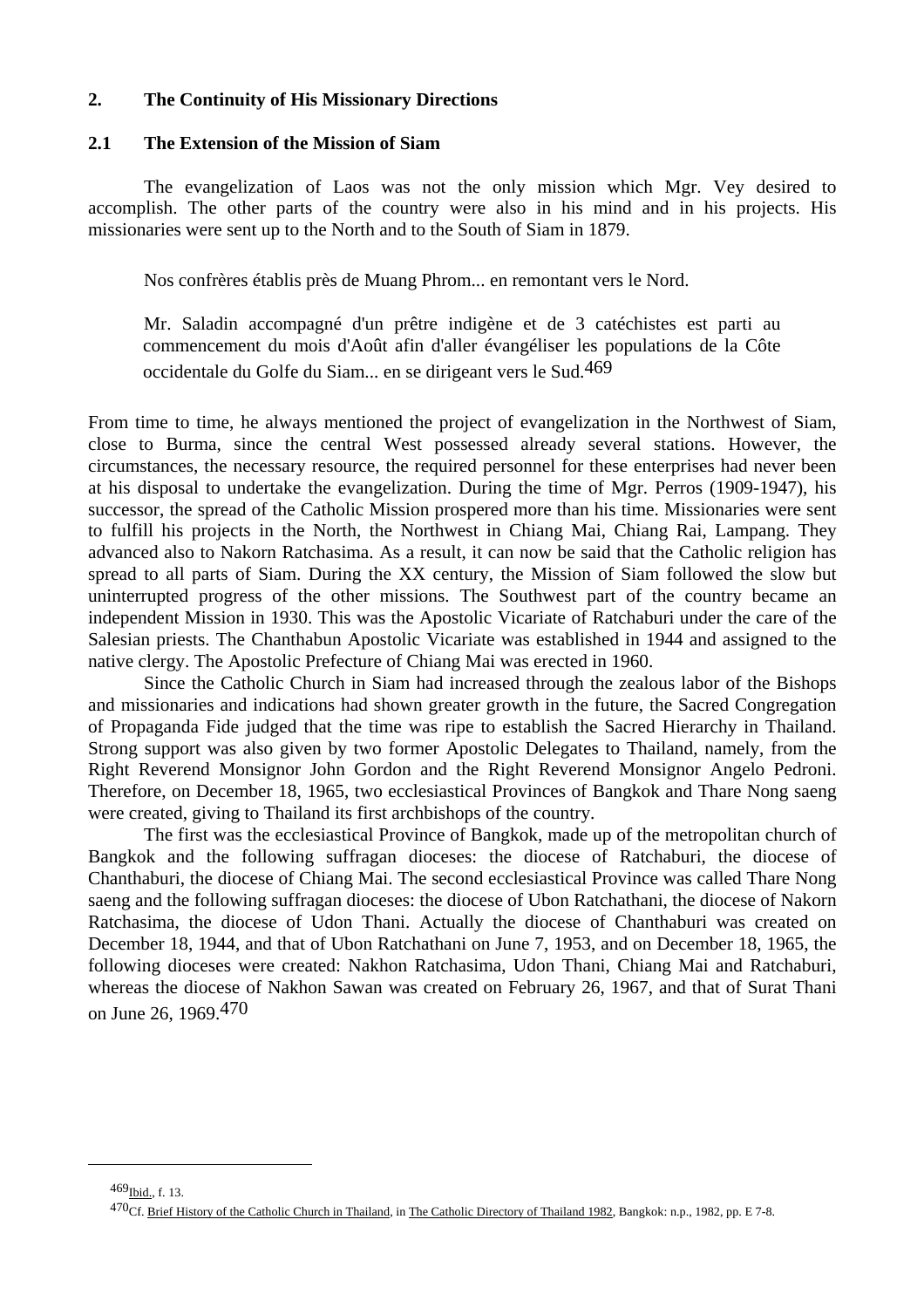## 2. The Continuity of His Missionary Directions

### 2.1 The Extension of the Mission of Siam

The evangelization of Laos was not the only mission which Mgr. Vey desired to accomplish. The other parts of the country were also in his mind and in his projects. His missionaries were sent up to the North and to the South of Siam in 1879.

> Nos confrères établis près de Muang Phrom... en remontant vers le Nord.
>
> Mr. Saladin accompagné d'un prêtre indigène et de 3 catéchistes est parti au commencement du mois d'Août afin d'aller évangéliser les populations de la Côte occidentale du Golfe du Siam... en se dirigeant vers le Sud.[469]

From time to time, he always mentioned the project of evangelization in the Northwest of Siam, close to Burma, since the central West possessed already several stations. However, the circumstances, the necessary resource, the required personnel for these enterprises had never been at his disposal to undertake the evangelization. During the time of Mgr. Perros (1909-1947), his successor, the spread of the Catholic Mission prospered more than his time. Missionaries were sent to fulfill his projects in the North, the Northwest in Chiang Mai, Chiang Rai, Lampang. They advanced also to Nakorn Ratchasima. As a result, it can now be said that the Catholic religion has spread to all parts of Siam. During the XX century, the Mission of Siam followed the slow but uninterrupted progress of the other missions. The Southwest part of the country became an independent Mission in 1930. This was the Apostolic Vicariate of Ratchaburi under the care of the Salesian priests. The Chanthabun Apostolic Vicariate was established in 1944 and assigned to the native clergy. The Apostolic Prefecture of Chiang Mai was erected in 1960.

Since the Catholic Church in Siam had increased through the zealous labor of the Bishops and missionaries and indications had shown greater growth in the future, the Sacred Congregation of Propaganda Fide judged that the time was ripe to establish the Sacred Hierarchy in Thailand. Strong support was also given by two former Apostolic Delegates to Thailand, namely, from the Right Reverend Monsignor John Gordon and the Right Reverend Monsignor Angelo Pedroni. Therefore, on December 18, 1965, two ecclesiastical Provinces of Bangkok and Thare Nong saeng were created, giving to Thailand its first archbishops of the country.

The first was the ecclesiastical Province of Bangkok, made up of the metropolitan church of Bangkok and the following suffragan dioceses: the diocese of Ratchaburi, the diocese of Chanthaburi, the diocese of Chiang Mai. The second ecclesiastical Province was called Thare Nong saeng and the following suffragan dioceses: the diocese of Ubon Ratchathani, the diocese of Nakorn Ratchasima, the diocese of Udon Thani. Actually the diocese of Chanthaburi was created on December 18, 1944, and that of Ubon Ratchathani on June 7, 1953, and on December 18, 1965, the following dioceses were created: Nakhon Ratchasima, Udon Thani, Chiang Mai and Ratchaburi, whereas the diocese of Nakhon Sawan was created on February 26, 1967, and that of Surat Thani on June 26, 1969.[470]

---

[469] Ibid., f. 13.

[470] Cf. Brief History of the Catholic Church in Thailand, in The Catholic Directory of Thailand 1982, Bangkok: n.p., 1982, pp. E 7-8.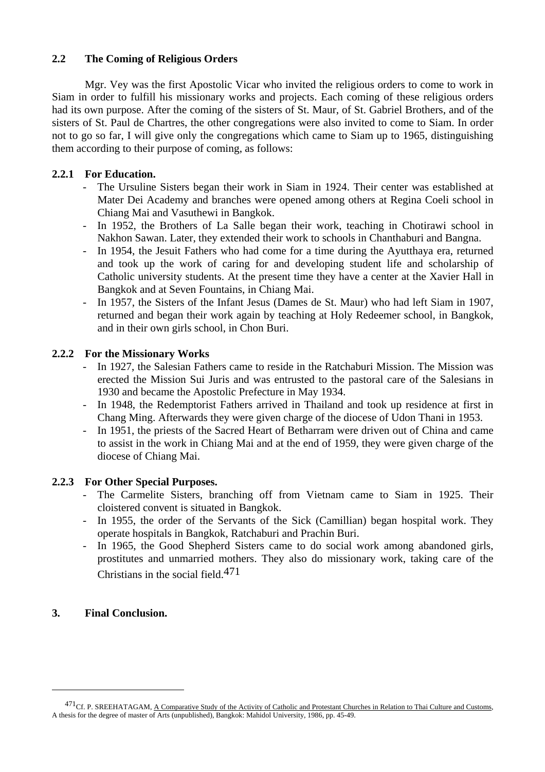## 2.2 The Coming of Religious Orders

Mgr. Vey was the first Apostolic Vicar who invited the religious orders to come to work in Siam in order to fulfill his missionary works and projects. Each coming of these religious orders had its own purpose. After the coming of the sisters of St. Maur, of St. Gabriel Brothers, and of the sisters of St. Paul de Chartres, the other congregations were also invited to come to Siam. In order not to go so far, I will give only the congregations which came to Siam up to 1965, distinguishing them according to their purpose of coming, as follows:

### 2.2.1 For Education.

- The Ursuline Sisters began their work in Siam in 1924. Their center was established at Mater Dei Academy and branches were opened among others at Regina Coeli school in Chiang Mai and Vasuthewi in Bangkok.
- In 1952, the Brothers of La Salle began their work, teaching in Chotirawi school in Nakhon Sawan. Later, they extended their work to schools in Chanthaburi and Bangna.
- In 1954, the Jesuit Fathers who had come for a time during the Ayutthaya era, returned and took up the work of caring for and developing student life and scholarship of Catholic university students. At the present time they have a center at the Xavier Hall in Bangkok and at Seven Fountains, in Chiang Mai.
- In 1957, the Sisters of the Infant Jesus (Dames de St. Maur) who had left Siam in 1907, returned and began their work again by teaching at Holy Redeemer school, in Bangkok, and in their own girls school, in Chon Buri.

### 2.2.2 For the Missionary Works

- In 1927, the Salesian Fathers came to reside in the Ratchaburi Mission. The Mission was erected the Mission Sui Juris and was entrusted to the pastoral care of the Salesians in 1930 and became the Apostolic Prefecture in May 1934.
- In 1948, the Redemptorist Fathers arrived in Thailand and took up residence at first in Chang Ming. Afterwards they were given charge of the diocese of Udon Thani in 1953.
- In 1951, the priests of the Sacred Heart of Betharram were driven out of China and came to assist in the work in Chiang Mai and at the end of 1959, they were given charge of the diocese of Chiang Mai.

### 2.2.3 For Other Special Purposes.

- The Carmelite Sisters, branching off from Vietnam came to Siam in 1925. Their cloistered convent is situated in Bangkok.
- In 1955, the order of the Servants of the Sick (Camillian) began hospital work. They operate hospitals in Bangkok, Ratchaburi and Prachin Buri.
- In 1965, the Good Shepherd Sisters came to do social work among abandoned girls, prostitutes and unmarried mothers. They also do missionary work, taking care of the Christians in the social field.[471]

## 3. Final Conclusion.

---

[471] Cf. P. SREEHATAGAM, A Comparative Study of the Activity of Catholic and Protestant Churches in Relation to Thai Culture and Customs, A thesis for the degree of master of Arts (unpublished), Bangkok: Mahidol University, 1986, pp. 45-49.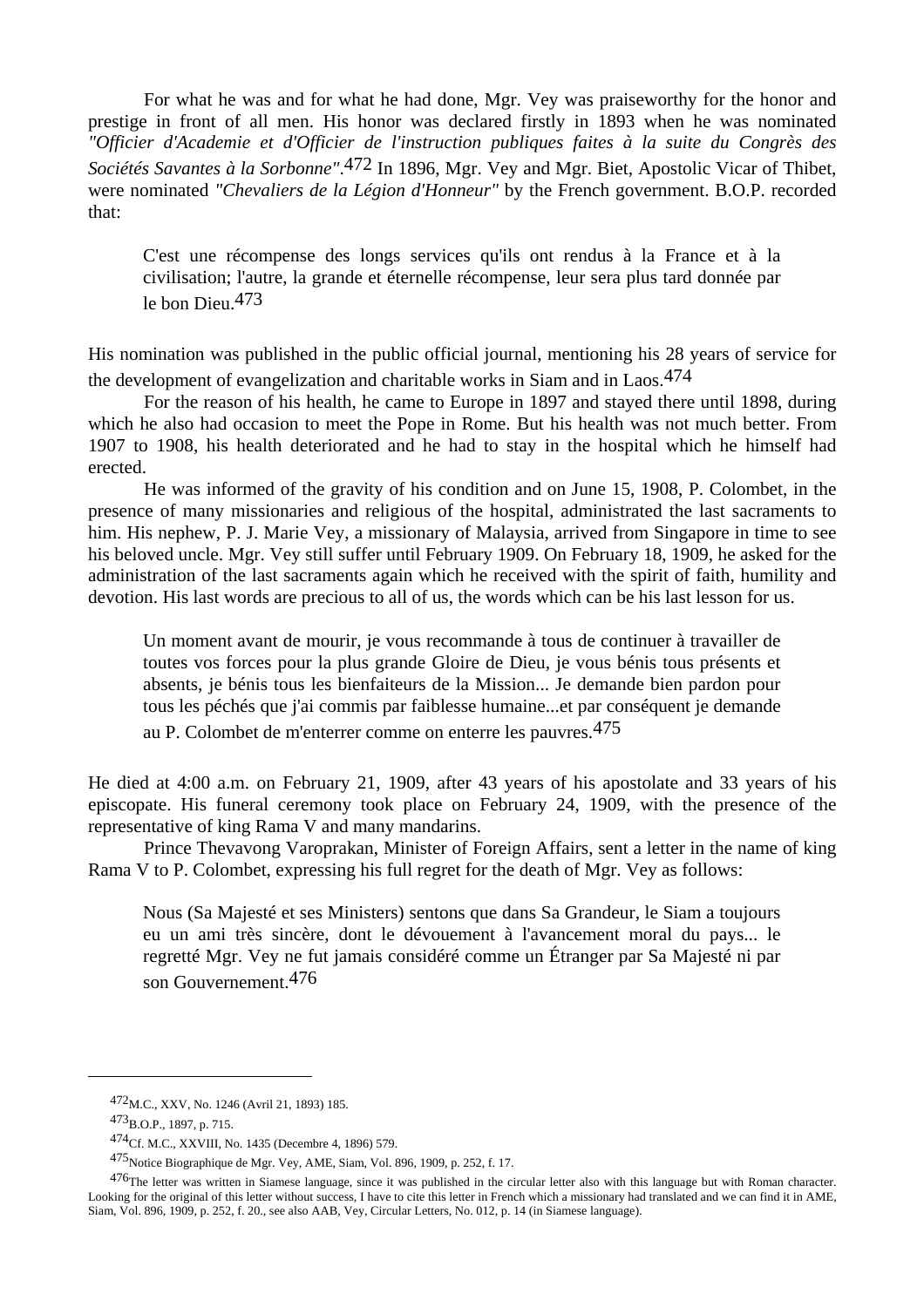For what he was and for what he had done, Mgr. Vey was praiseworthy for the honor and prestige in front of all men. His honor was declared firstly in 1893 when he was nominated *"Officier d'Academie et d'Officier de l'instruction publiques faites à la suite du Congrès des Sociétés Savantes à la Sorbonne"*.[472] In 1896, Mgr. Vey and Mgr. Biet, Apostolic Vicar of Thibet, were nominated *"Chevaliers de la Légion d'Honneur"* by the French government. B.O.P. recorded that:

> C'est une récompense des longs services qu'ils ont rendus à la France et à la civilisation; l'autre, la grande et éternelle récompense, leur sera plus tard donnée par le bon Dieu.[473]

His nomination was published in the public official journal, mentioning his 28 years of service for the development of evangelization and charitable works in Siam and in Laos.[474]

For the reason of his health, he came to Europe in 1897 and stayed there until 1898, during which he also had occasion to meet the Pope in Rome. But his health was not much better. From 1907 to 1908, his health deteriorated and he had to stay in the hospital which he himself had erected.

He was informed of the gravity of his condition and on June 15, 1908, P. Colombet, in the presence of many missionaries and religious of the hospital, administrated the last sacraments to him. His nephew, P. J. Marie Vey, a missionary of Malaysia, arrived from Singapore in time to see his beloved uncle. Mgr. Vey still suffer until February 1909. On February 18, 1909, he asked for the administration of the last sacraments again which he received with the spirit of faith, humility and devotion. His last words are precious to all of us, the words which can be his last lesson for us.

> Un moment avant de mourir, je vous recommande à tous de continuer à travailler de toutes vos forces pour la plus grande Gloire de Dieu, je vous bénis tous présents et absents, je bénis tous les bienfaiteurs de la Mission... Je demande bien pardon pour tous les péchés que j'ai commis par faiblesse humaine...et par conséquent je demande au P. Colombet de m'enterrer comme on enterre les pauvres.[475]

He died at 4:00 a.m. on February 21, 1909, after 43 years of his apostolate and 33 years of his episcopate. His funeral ceremony took place on February 24, 1909, with the presence of the representative of king Rama V and many mandarins.

Prince Thevavong Varoprakan, Minister of Foreign Affairs, sent a letter in the name of king Rama V to P. Colombet, expressing his full regret for the death of Mgr. Vey as follows:

> Nous (Sa Majesté et ses Ministers) sentons que dans Sa Grandeur, le Siam a toujours eu un ami très sincère, dont le dévouement à l'avancement moral du pays... le regretté Mgr. Vey ne fut jamais considéré comme un Étranger par Sa Majesté ni par son Gouvernement.[476]

---

[472] M.C., XXV, No. 1246 (Avril 21, 1893) 185.

[473] B.O.P., 1897, p. 715.

[474] Cf. M.C., XXVIII, No. 1435 (Decembre 4, 1896) 579.

[475] Notice Biographique de Mgr. Vey, AME, Siam, Vol. 896, 1909, p. 252, f. 17.

[476] The letter was written in Siamese language, since it was published in the circular letter also with this language but with Roman character. Looking for the original of this letter without success, I have to cite this letter in French which a missionary had translated and we can find it in AME, Siam, Vol. 896, 1909, p. 252, f. 20., see also AAB, Vey, Circular Letters, No. 012, p. 14 (in Siamese language).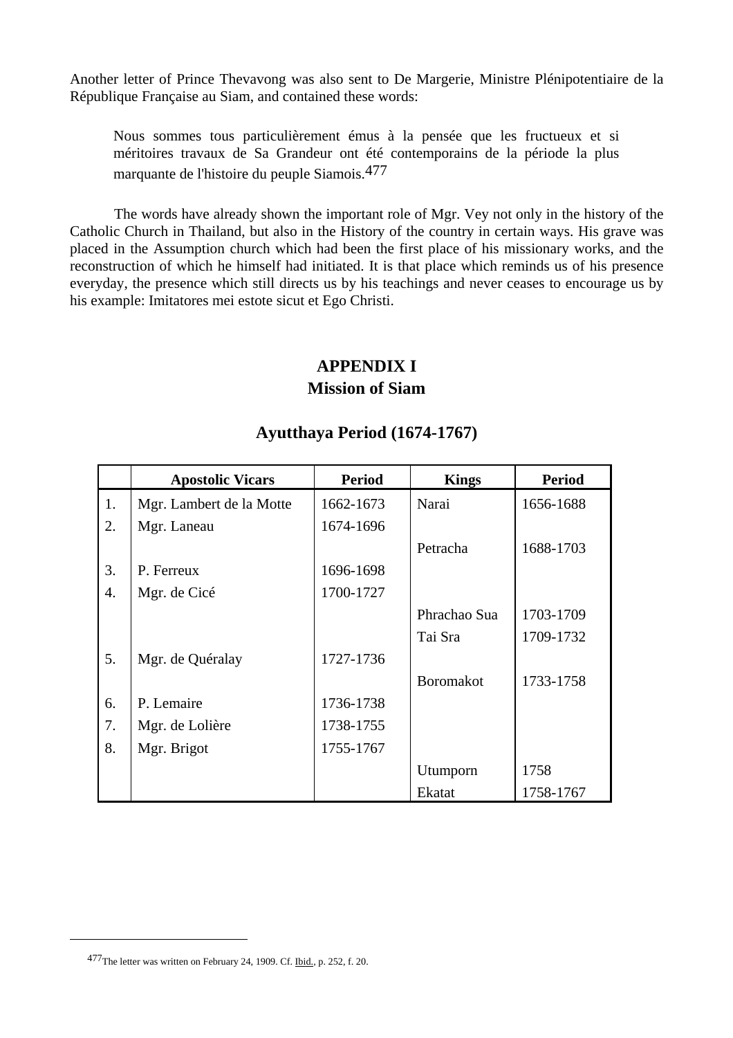Another letter of Prince Thevavong was also sent to De Margerie, Ministre Plénipotentiaire de la République Française au Siam, and contained these words:

> Nous sommes tous particulièrement émus à la pensée que les fructueux et si méritoires travaux de Sa Grandeur ont été contemporains de la période la plus marquante de l'histoire du peuple Siamois.[477]

The words have already shown the important role of Mgr. Vey not only in the history of the Catholic Church in Thailand, but also in the History of the country in certain ways. His grave was placed in the Assumption church which had been the first place of his missionary works, and the reconstruction of which he himself had initiated. It is that place which reminds us of his presence everyday, the presence which still directs us by his teachings and never ceases to encourage us by his example: Imitatores mei estote sicut et Ego Christi.

# APPENDIX I
# Mission of Siam

## Ayutthaya Period (1674-1767)

| | Apostolic Vicars | Period | Kings | Period |
|---|---|---|---|---|
| 1. | Mgr. Lambert de la Motte | 1662-1673 | Narai | 1656-1688 |
| 2. | Mgr. Laneau | 1674-1696 | | |
| | | | Petracha | 1688-1703 |
| 3. | P. Ferreux | 1696-1698 | | |
| 4. | Mgr. de Cicé | 1700-1727 | | |
| | | | Phrachao Sua | 1703-1709 |
| | | | Tai Sra | 1709-1732 |
| 5. | Mgr. de Quéralay | 1727-1736 | | |
| | | | Boromakot | 1733-1758 |
| 6. | P. Lemaire | 1736-1738 | | |
| 7. | Mgr. de Lolière | 1738-1755 | | |
| 8. | Mgr. Brigot | 1755-1767 | | |
| | | | Utumporn | 1758 |
| | | | Ekatat | 1758-1767 |

---

[477] The letter was written on February 24, 1909. Cf. Ibid., p. 252, f. 20.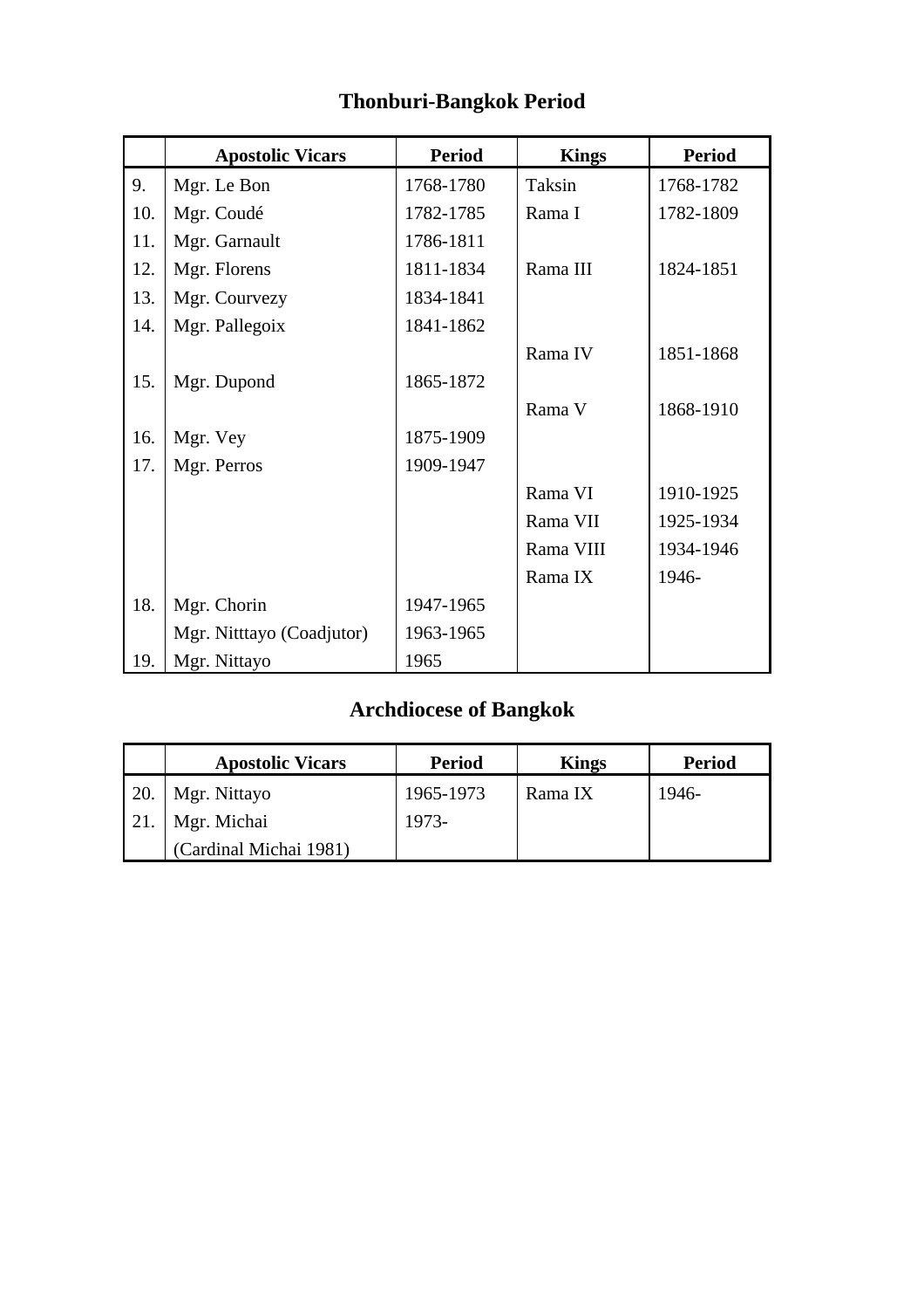## Thonburi-Bangkok Period

| | Apostolic Vicars | Period | Kings | Period |
|---|---|---|---|---|
| 9. | Mgr. Le Bon | 1768-1780 | Taksin | 1768-1782 |
| 10. | Mgr. Coudé | 1782-1785 | Rama I | 1782-1809 |
| 11. | Mgr. Garnault | 1786-1811 | | |
| 12. | Mgr. Florens | 1811-1834 | Rama III | 1824-1851 |
| 13. | Mgr. Courvezy | 1834-1841 | | |
| 14. | Mgr. Pallegoix | 1841-1862 | | |
| | | | Rama IV | 1851-1868 |
| 15. | Mgr. Dupond | 1865-1872 | | |
| | | | Rama V | 1868-1910 |
| 16. | Mgr. Vey | 1875-1909 | | |
| 17. | Mgr. Perros | 1909-1947 | | |
| | | | Rama VI | 1910-1925 |
| | | | Rama VII | 1925-1934 |
| | | | Rama VIII | 1934-1946 |
| | | | Rama IX | 1946- |
| 18. | Mgr. Chorin | 1947-1965 | | |
| | Mgr. Nitttayo (Coadjutor) | 1963-1965 | | |
| 19. | Mgr. Nittayo | 1965 | | |

## Archdiocese of Bangkok

| | Apostolic Vicars | Period | Kings | Period |
|---|---|---|---|---|
| 20. | Mgr. Nittayo | 1965-1973 | Rama IX | 1946- |
| 21. | Mgr. Michai | 1973- | | |
| | (Cardinal Michai 1981) | | | |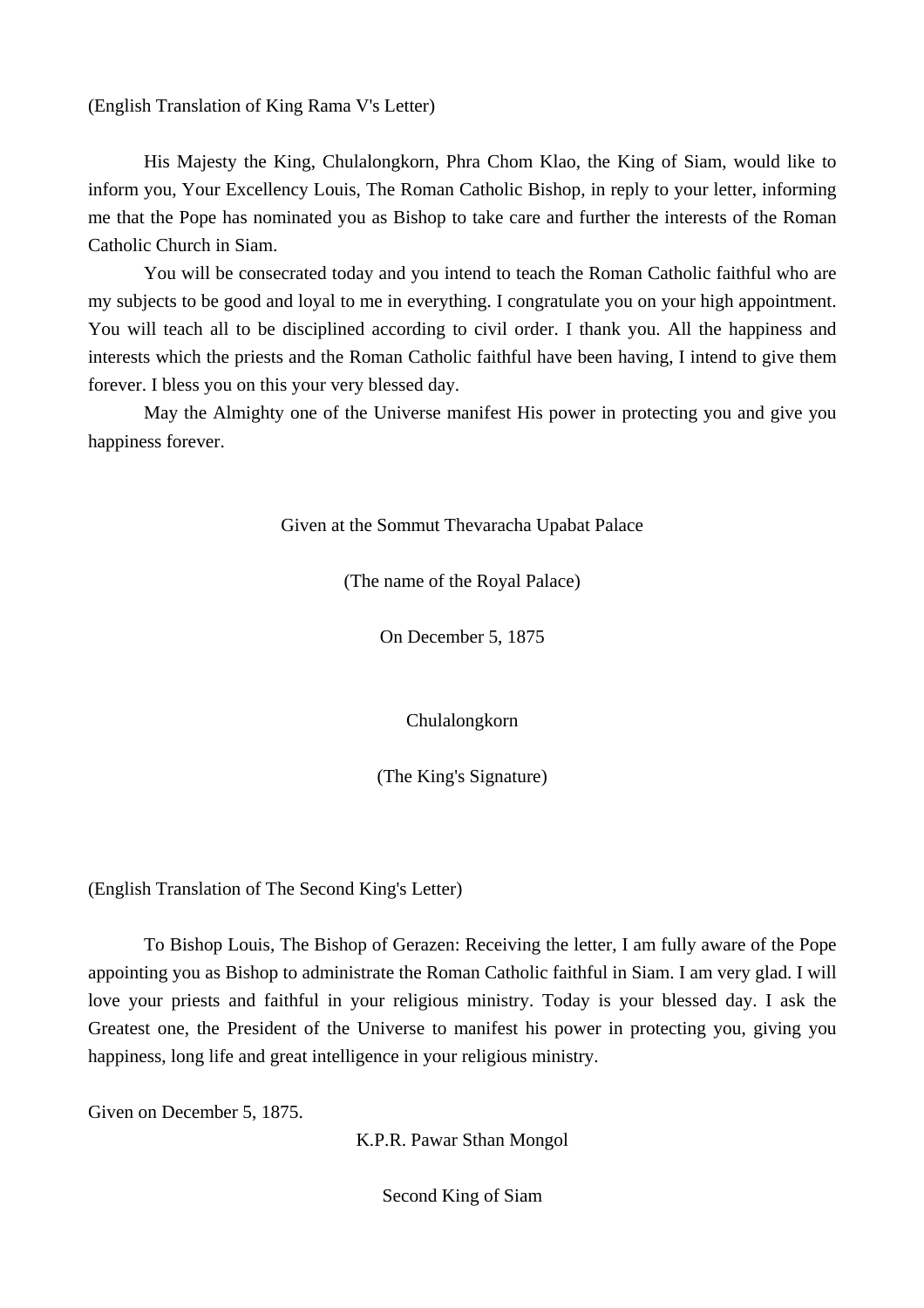(English Translation of King Rama V's Letter)

His Majesty the King, Chulalongkorn, Phra Chom Klao, the King of Siam, would like to inform you, Your Excellency Louis, The Roman Catholic Bishop, in reply to your letter, informing me that the Pope has nominated you as Bishop to take care and further the interests of the Roman Catholic Church in Siam.

You will be consecrated today and you intend to teach the Roman Catholic faithful who are my subjects to be good and loyal to me in everything. I congratulate you on your high appointment. You will teach all to be disciplined according to civil order. I thank you. All the happiness and interests which the priests and the Roman Catholic faithful have been having, I intend to give them forever. I bless you on this your very blessed day.

May the Almighty one of the Universe manifest His power in protecting you and give you happiness forever.

Given at the Sommut Thevaracha Upabat Palace

(The name of the Royal Palace)

On December 5, 1875

Chulalongkorn

(The King's Signature)

(English Translation of The Second King's Letter)

To Bishop Louis, The Bishop of Gerazen: Receiving the letter, I am fully aware of the Pope appointing you as Bishop to administrate the Roman Catholic faithful in Siam. I am very glad. I will love your priests and faithful in your religious ministry. Today is your blessed day. I ask the Greatest one, the President of the Universe to manifest his power in protecting you, giving you happiness, long life and great intelligence in your religious ministry.

Given on December 5, 1875.

K.P.R. Pawar Sthan Mongol

Second King of Siam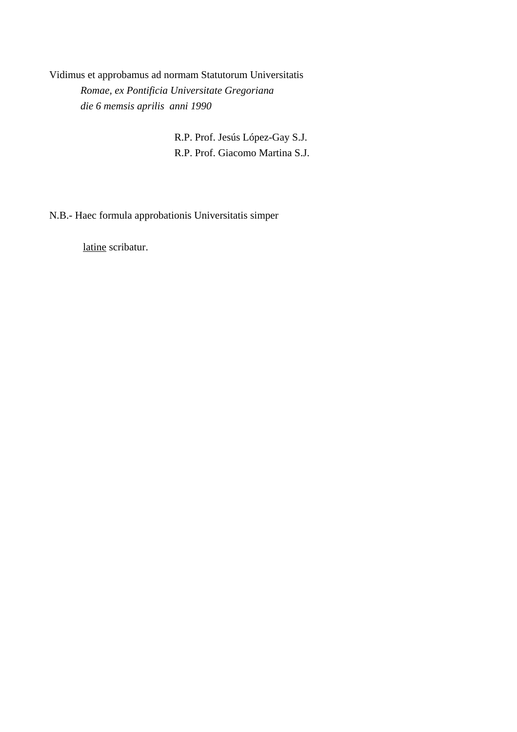Vidimus et approbamus ad normam Statutorum Universitatis

*Romae, ex Pontificia Universitate Gregoriana*

*die 6 memsis aprilis anni 1990*

R.P. Prof. Jesús López-Gay S.J.

R.P. Prof. Giacomo Martina S.J.

N.B.- Haec formula approbationis Universitatis simper

latine scribatur.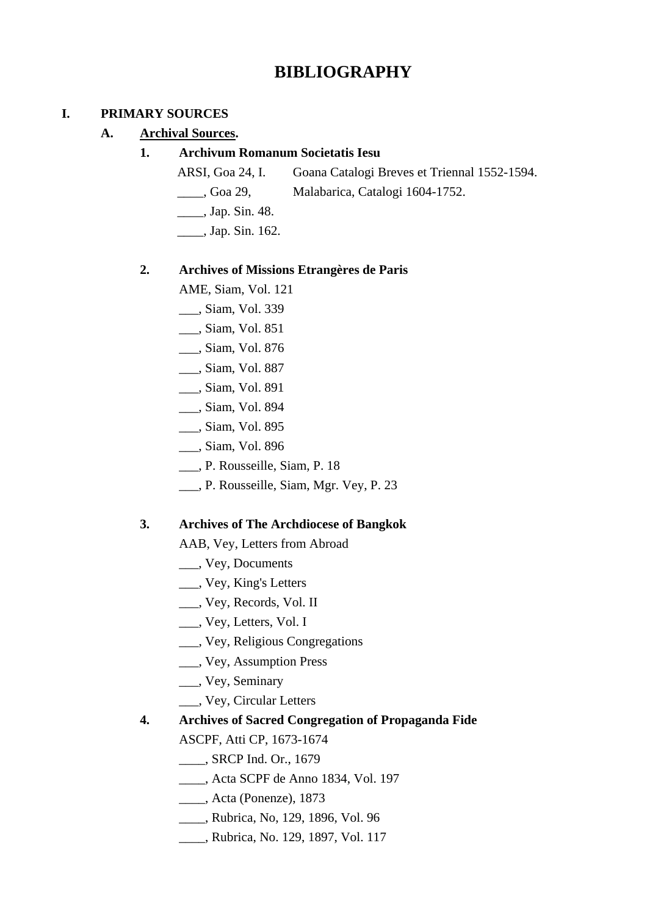# BIBLIOGRAPHY

## I. PRIMARY SOURCES

### A. Archival Sources.

#### 1. Archivum Romanum Societatis Iesu

ARSI, Goa 24, I. Goana Catalogi Breves et Triennal 1552-1594.

____, Goa 29, Malabarica, Catalogi 1604-1752.

____, Jap. Sin. 48.

____, Jap. Sin. 162.

#### 2. Archives of Missions Etrangères de Paris

AME, Siam, Vol. 121

___, Siam, Vol. 339

___, Siam, Vol. 851

___, Siam, Vol. 876

___, Siam, Vol. 887

___, Siam, Vol. 891

___, Siam, Vol. 894

___, Siam, Vol. 895

___, Siam, Vol. 896

___, P. Rousseille, Siam, P. 18

___, P. Rousseille, Siam, Mgr. Vey, P. 23

#### 3. Archives of The Archdiocese of Bangkok

AAB, Vey, Letters from Abroad

___, Vey, Documents

___, Vey, King's Letters

___, Vey, Records, Vol. II

___, Vey, Letters, Vol. I

___, Vey, Religious Congregations

___, Vey, Assumption Press

___, Vey, Seminary

___, Vey, Circular Letters

#### 4. Archives of Sacred Congregation of Propaganda Fide

ASCPF, Atti CP, 1673-1674

____, SRCP Ind. Or., 1679

____, Acta SCPF de Anno 1834, Vol. 197

____, Acta (Ponenze), 1873

____, Rubrica, No, 129, 1896, Vol. 96

____, Rubrica, No. 129, 1897, Vol. 117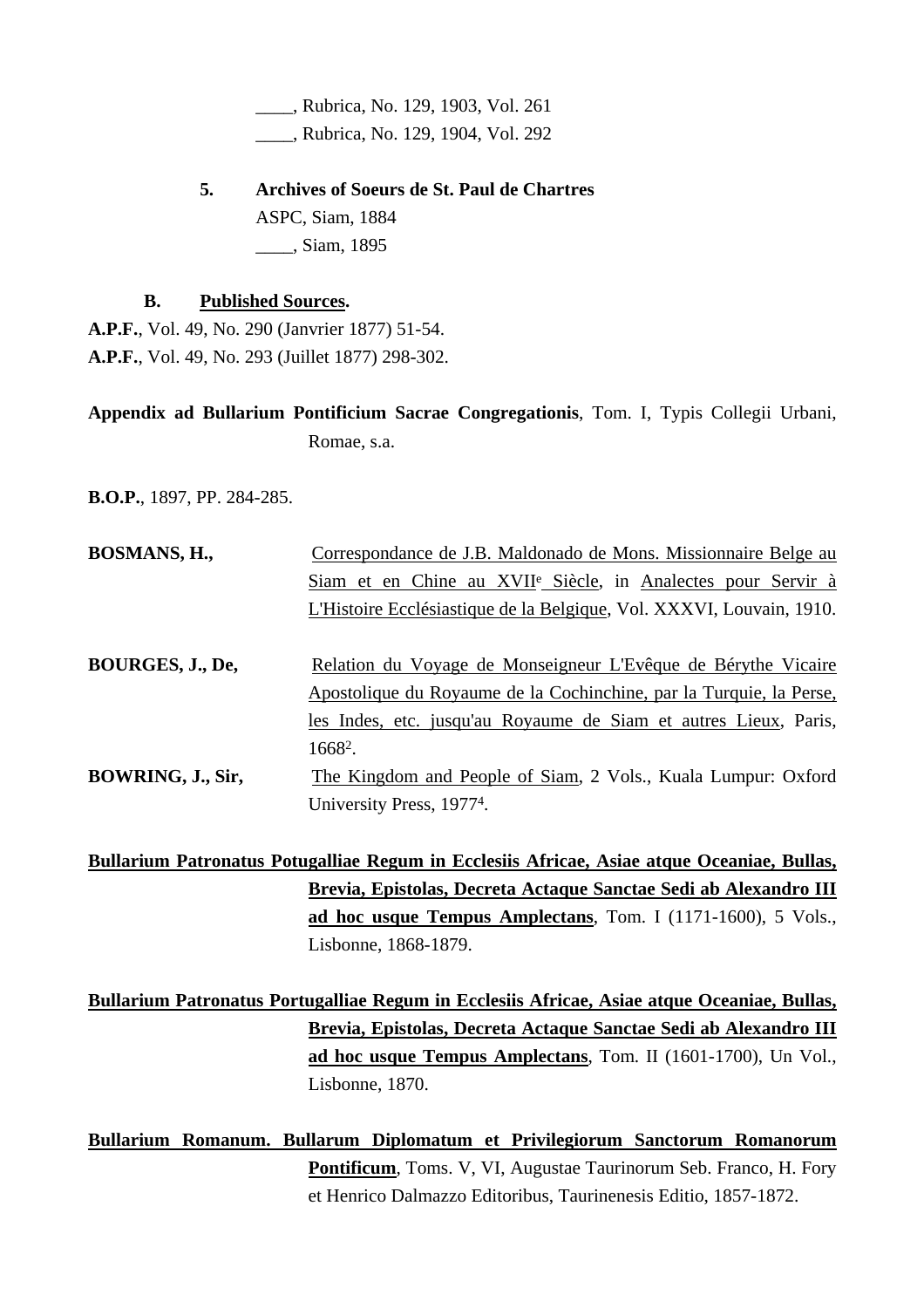____, Rubrica, No. 129, 1903, Vol. 261

____, Rubrica, No. 129, 1904, Vol. 292

5. **Archives of Soeurs de St. Paul de Chartres**

ASPC, Siam, 1884

____, Siam, 1895

**B. Published Sources.**

**A.P.F.**, Vol. 49, No. 290 (Janvrier 1877) 51-54.

**A.P.F.**, Vol. 49, No. 293 (Juillet 1877) 298-302.

**Appendix ad Bullarium Pontificium Sacrae Congregationis**, Tom. I, Typis Collegii Urbani, Romae, s.a.

**B.O.P.**, 1897, PP. 284-285.

**BOSMANS, H.,** Correspondance de J.B. Maldonado de Mons. Missionnaire Belge au Siam et en Chine au XVII[e] Siècle, in Analectes pour Servir à L'Histoire Ecclésiastique de la Belgique, Vol. XXXVI, Louvain, 1910.

**BOURGES, J., De,** Relation du Voyage de Monseigneur L'Evêque de Bérythe Vicaire Apostolique du Royaume de la Cochinchine, par la Turquie, la Perse, les Indes, etc. jusqu'au Royaume de Siam et autres Lieux, Paris, 1668[2].

**BOWRING, J., Sir,** The Kingdom and People of Siam, 2 Vols., Kuala Lumpur: Oxford University Press, 1977[4].

**Bullarium Patronatus Potugalliae Regum in Ecclesiis Africae, Asiae atque Oceaniae, Bullas, Brevia, Epistolas, Decreta Actaque Sanctae Sedi ab Alexandro III ad hoc usque Tempus Amplectans**, Tom. I (1171-1600), 5 Vols., Lisbonne, 1868-1879.

**Bullarium Patronatus Portugalliae Regum in Ecclesiis Africae, Asiae atque Oceaniae, Bullas, Brevia, Epistolas, Decreta Actaque Sanctae Sedi ab Alexandro III ad hoc usque Tempus Amplectans**, Tom. II (1601-1700), Un Vol., Lisbonne, 1870.

**Bullarium Romanum. Bullarum Diplomatum et Privilegiorum Sanctorum Romanorum Pontificum**, Toms. V, VI, Augustae Taurinorum Seb. Franco, H. Fory et Henrico Dalmazzo Editoribus, Taurinenesis Editio, 1857-1872.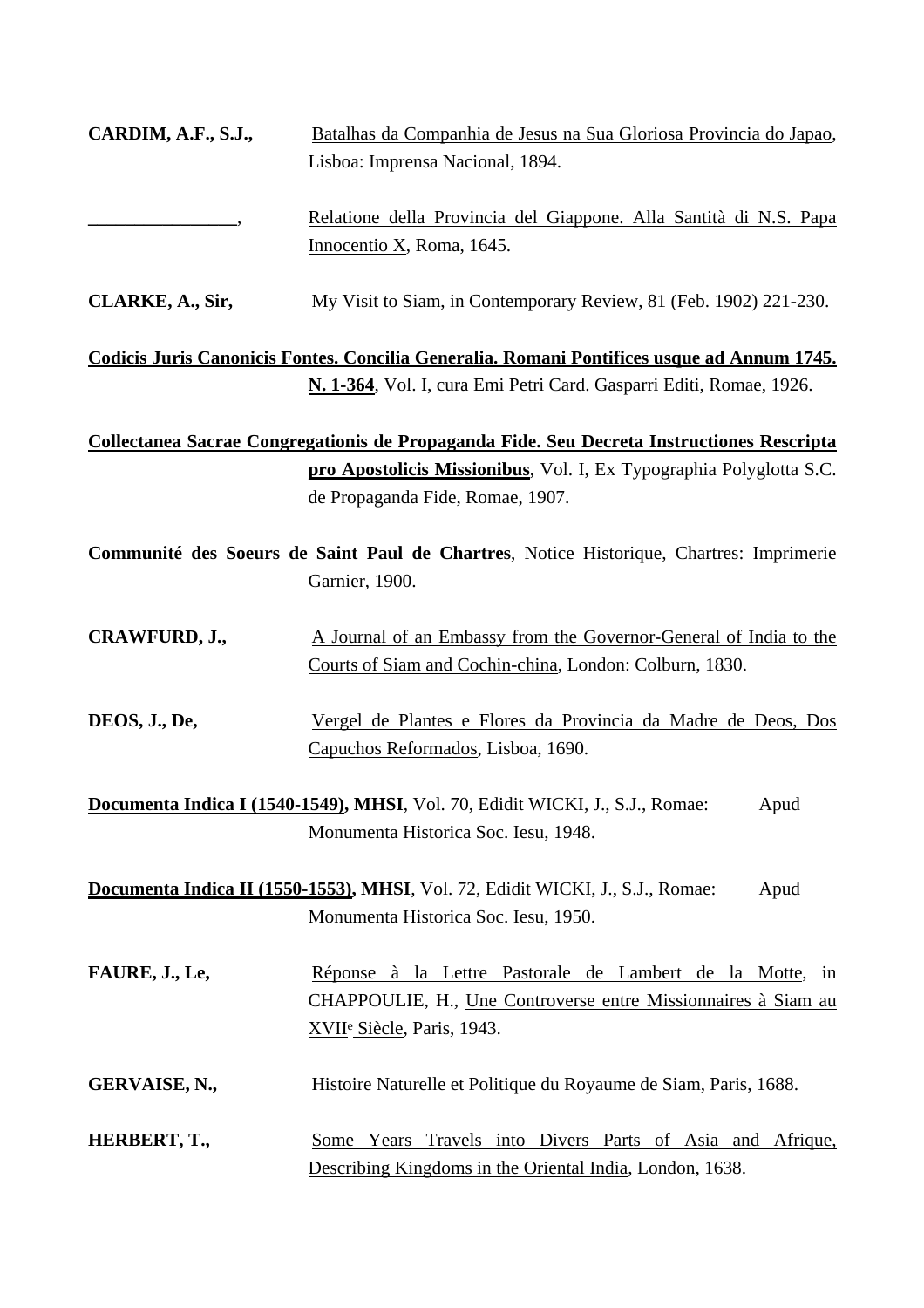**CARDIM, A.F., S.J.,** Batalhas da Companhia de Jesus na Sua Gloriosa Provincia do Japao, Lisboa: Imprensa Nacional, 1894.

________________, Relatione della Provincia del Giappone. Alla Santità di N.S. Papa Innocentio X, Roma, 1645.

**CLARKE, A., Sir,** My Visit to Siam, in Contemporary Review, 81 (Feb. 1902) 221-230.

**Codicis Juris Canonicis Fontes. Concilia Generalia. Romani Pontifices usque ad Annum 1745. N. 1-364**, Vol. I, cura Emi Petri Card. Gasparri Editi, Romae, 1926.

**Collectanea Sacrae Congregationis de Propaganda Fide. Seu Decreta Instructiones Rescripta pro Apostolicis Missionibus**, Vol. I, Ex Typographia Polyglotta S.C. de Propaganda Fide, Romae, 1907.

**Communité des Soeurs de Saint Paul de Chartres**, Notice Historique, Chartres: Imprimerie Garnier, 1900.

**CRAWFURD, J.,** A Journal of an Embassy from the Governor-General of India to the Courts of Siam and Cochin-china, London: Colburn, 1830.

**DEOS, J., De,** Vergel de Plantes e Flores da Provincia da Madre de Deos, Dos Capuchos Reformados, Lisboa, 1690.

**Documenta Indica I (1540-1549), MHSI**, Vol. 70, Edidit WICKI, J., S.J., Romae: Apud Monumenta Historica Soc. Iesu, 1948.

**Documenta Indica II (1550-1553), MHSI**, Vol. 72, Edidit WICKI, J., S.J., Romae: Apud Monumenta Historica Soc. Iesu, 1950.

**FAURE, J., Le,** Réponse à la Lettre Pastorale de Lambert de la Motte, in CHAPPOULIE, H., Une Controverse entre Missionnaires à Siam au XVII[e] Siècle, Paris, 1943.

**GERVAISE, N.,** Histoire Naturelle et Politique du Royaume de Siam, Paris, 1688.

**HERBERT, T.,** Some Years Travels into Divers Parts of Asia and Afrique, Describing Kingdoms in the Oriental India, London, 1638.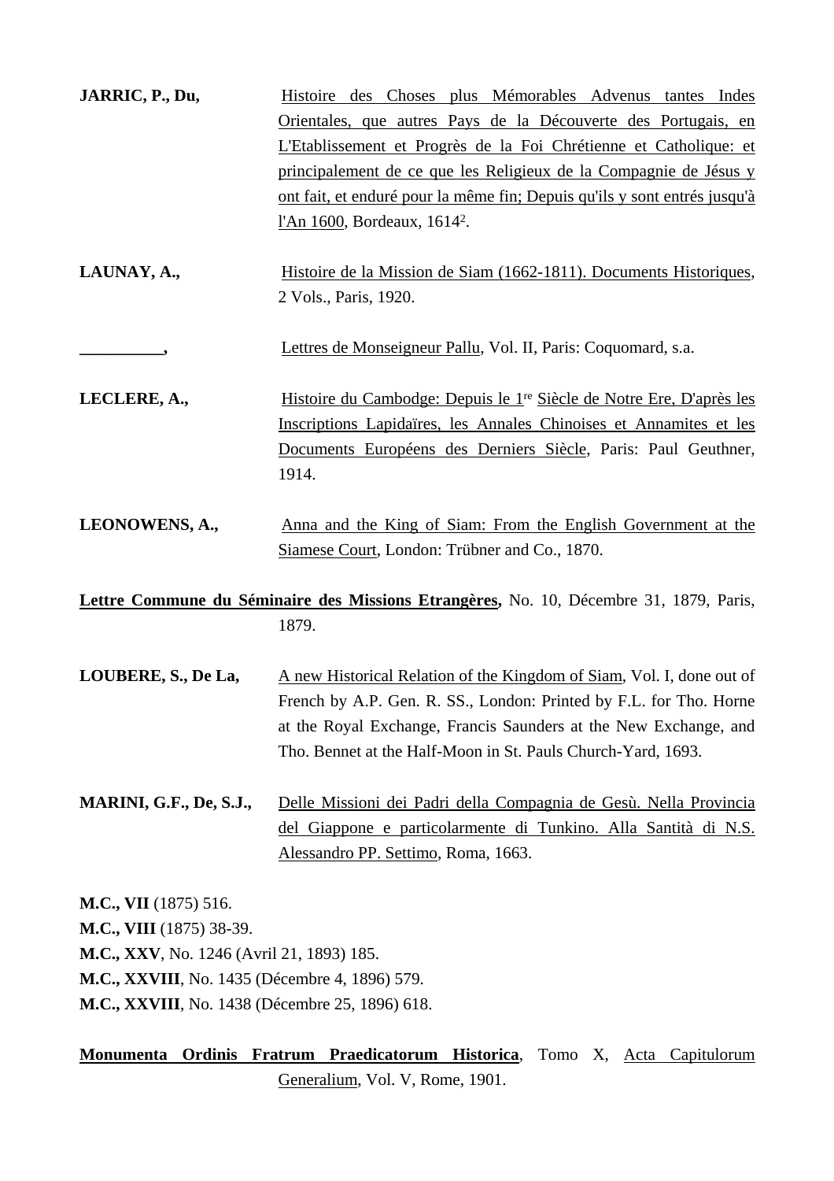**JARRIC, P., Du,** Histoire des Choses plus Mémorables Advenus tantes Indes Orientales, que autres Pays de la Découverte des Portugais, en L'Etablissement et Progrès de la Foi Chrétienne et Catholique: et principalement de ce que les Religieux de la Compagnie de Jésus y ont fait, et enduré pour la même fin; Depuis qu'ils y sont entrés jusqu'à l'An 1600, Bordeaux, 1614[2].

**LAUNAY, A.,** Histoire de la Mission de Siam (1662-1811). Documents Historiques, 2 Vols., Paris, 1920.

**__________,** Lettres de Monseigneur Pallu, Vol. II, Paris: Coquomard, s.a.

**LECLERE, A.,** Histoire du Cambodge: Depuis le 1[re] Siècle de Notre Ere, D'après les Inscriptions Lapidaïres, les Annales Chinoises et Annamites et les Documents Européens des Derniers Siècle, Paris: Paul Geuthner, 1914.

**LEONOWENS, A.,** Anna and the King of Siam: From the English Government at the Siamese Court, London: Trübner and Co., 1870.

**Lettre Commune du Séminaire des Missions Etrangères,** No. 10, Décembre 31, 1879, Paris, 1879.

**LOUBERE, S., De La,** A new Historical Relation of the Kingdom of Siam, Vol. I, done out of French by A.P. Gen. R. SS., London: Printed by F.L. for Tho. Horne at the Royal Exchange, Francis Saunders at the New Exchange, and Tho. Bennet at the Half-Moon in St. Pauls Church-Yard, 1693.

**MARINI, G.F., De, S.J.,** Delle Missioni dei Padri della Compagnia de Gesù. Nella Provincia del Giappone e particolarmente di Tunkino. Alla Santità di N.S. Alessandro PP. Settimo, Roma, 1663.

**M.C., VII** (1875) 516.
**M.C., VIII** (1875) 38-39.
**M.C., XXV**, No. 1246 (Avril 21, 1893) 185.
**M.C., XXVIII**, No. 1435 (Décembre 4, 1896) 579.
**M.C., XXVIII**, No. 1438 (Décembre 25, 1896) 618.

**Monumenta Ordinis Fratrum Praedicatorum Historica**, Tomo X, Acta Capitulorum Generalium, Vol. V, Rome, 1901.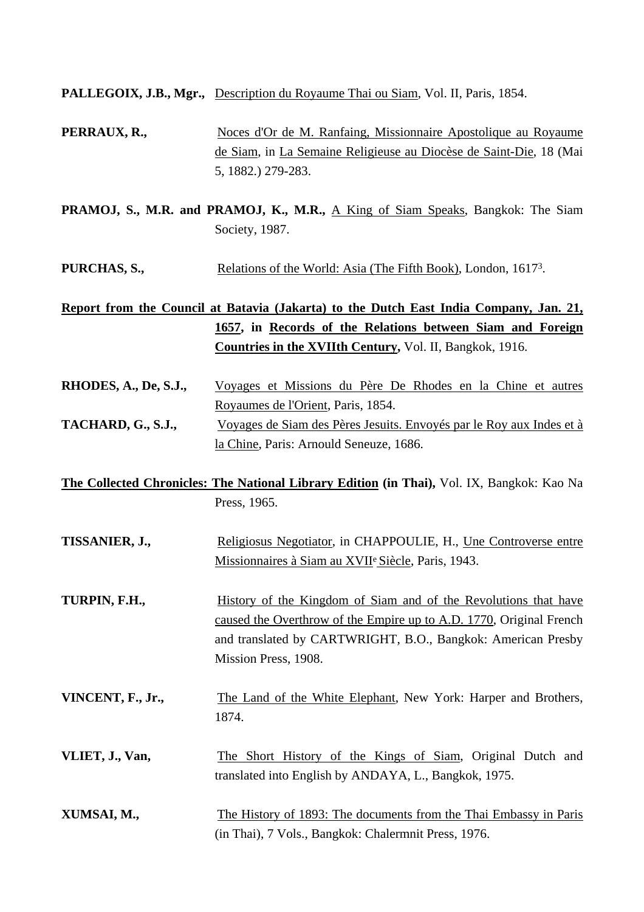**PALLEGOIX, J.B., Mgr.,** Description du Royaume Thai ou Siam, Vol. II, Paris, 1854.

**PERRAUX, R.,** Noces d'Or de M. Ranfaing, Missionnaire Apostolique au Royaume de Siam, in La Semaine Religieuse au Diocèse de Saint-Die, 18 (Mai 5, 1882.) 279-283.

**PRAMOJ, S., M.R. and PRAMOJ, K., M.R.,** A King of Siam Speaks, Bangkok: The Siam Society, 1987.

**PURCHAS, S.,** Relations of the World: Asia (The Fifth Book), London, 1617[3].

**Report from the Council at Batavia (Jakarta) to the Dutch East India Company, Jan. 21, 1657, in Records of the Relations between Siam and Foreign Countries in the XVIIth Century,** Vol. II, Bangkok, 1916.

**RHODES, A., De, S.J.,** Voyages et Missions du Père De Rhodes en la Chine et autres Royaumes de l'Orient, Paris, 1854.

**TACHARD, G., S.J.,** Voyages de Siam des Pères Jesuits. Envoyés par le Roy aux Indes et à la Chine, Paris: Arnould Seneuze, 1686.

**The Collected Chronicles: The National Library Edition (in Thai),** Vol. IX, Bangkok: Kao Na Press, 1965.

**TISSANIER, J.,** Religiosus Negotiator, in CHAPPOULIE, H., Une Controverse entre Missionnaires à Siam au XVII[e] Siècle, Paris, 1943.

**TURPIN, F.H.,** History of the Kingdom of Siam and of the Revolutions that have caused the Overthrow of the Empire up to A.D. 1770, Original French and translated by CARTWRIGHT, B.O., Bangkok: American Presby Mission Press, 1908.

**VINCENT, F., Jr.,** The Land of the White Elephant, New York: Harper and Brothers, 1874.

**VLIET, J., Van,** The Short History of the Kings of Siam, Original Dutch and translated into English by ANDAYA, L., Bangkok, 1975.

**XUMSAI, M.,** The History of 1893: The documents from the Thai Embassy in Paris (in Thai), 7 Vols., Bangkok: Chalermnit Press, 1976.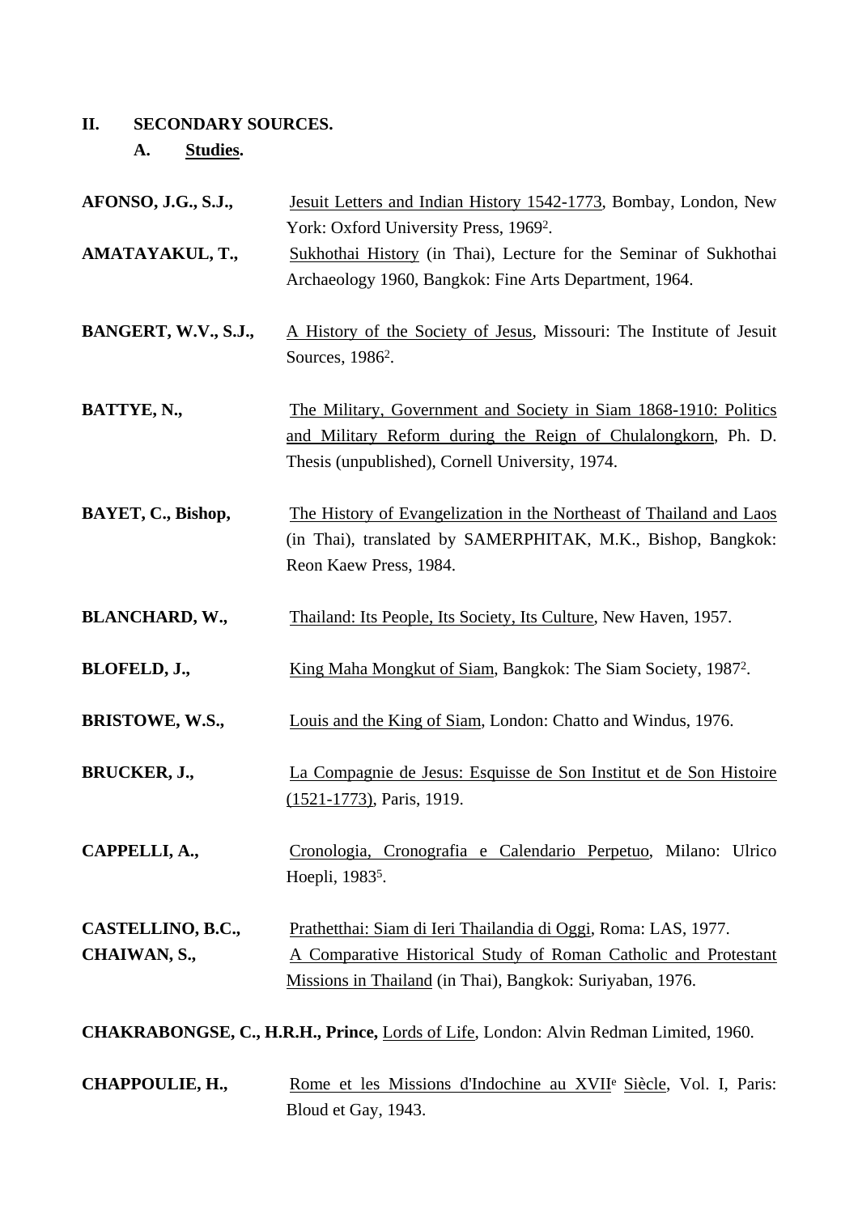## II. SECONDARY SOURCES.

### A. Studies.

**AFONSO, J.G., S.J.,** Jesuit Letters and Indian History 1542-1773, Bombay, London, New York: Oxford University Press, 1969[2].

**AMATAYAKUL, T.,** Sukhothai History (in Thai), Lecture for the Seminar of Sukhothai Archaeology 1960, Bangkok: Fine Arts Department, 1964.

**BANGERT, W.V., S.J.,** A History of the Society of Jesus, Missouri: The Institute of Jesuit Sources, 1986[2].

**BATTYE, N.,** The Military, Government and Society in Siam 1868-1910: Politics and Military Reform during the Reign of Chulalongkorn, Ph. D. Thesis (unpublished), Cornell University, 1974.

**BAYET, C., Bishop,** The History of Evangelization in the Northeast of Thailand and Laos (in Thai), translated by SAMERPHITAK, M.K., Bishop, Bangkok: Reon Kaew Press, 1984.

**BLANCHARD, W.,** Thailand: Its People, Its Society, Its Culture, New Haven, 1957.

**BLOFELD, J.,** King Maha Mongkut of Siam, Bangkok: The Siam Society, 1987[2].

**BRISTOWE, W.S.,** Louis and the King of Siam, London: Chatto and Windus, 1976.

**BRUCKER, J.,** La Compagnie de Jesus: Esquisse de Son Institut et de Son Histoire (1521-1773), Paris, 1919.

**CAPPELLI, A.,** Cronologia, Cronografia e Calendario Perpetuo, Milano: Ulrico Hoepli, 1983[5].

**CASTELLINO, B.C.,** Prathetthai: Siam di Ieri Thailandia di Oggi, Roma: LAS, 1977.

**CHAIWAN, S.,** A Comparative Historical Study of Roman Catholic and Protestant Missions in Thailand (in Thai), Bangkok: Suriyaban, 1976.

**CHAKRABONGSE, C., H.R.H., Prince,** Lords of Life, London: Alvin Redman Limited, 1960.

**CHAPPOULIE, H.,** Rome et les Missions d'Indochine au XVII[e] Siècle, Vol. I, Paris: Bloud et Gay, 1943.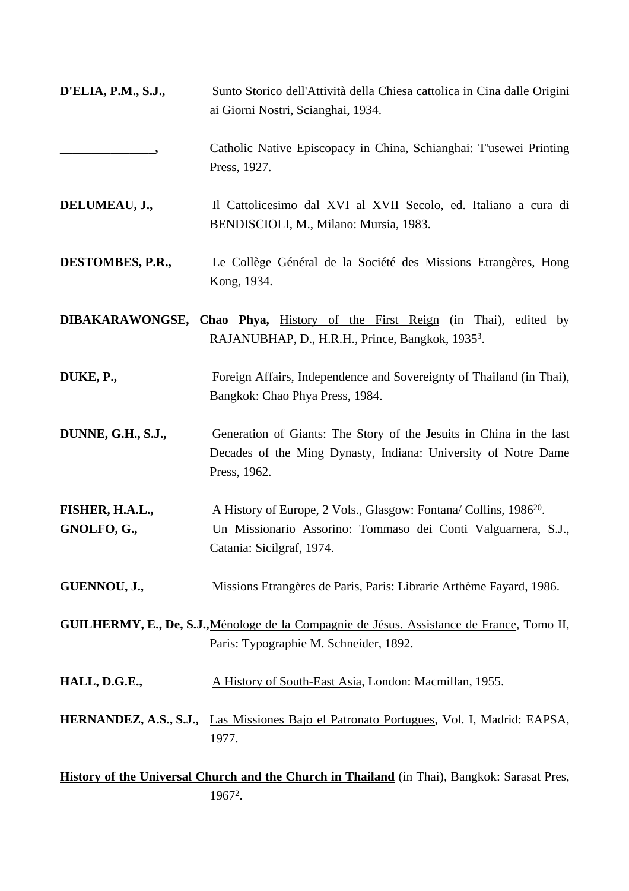**D'ELIA, P.M., S.J.,** Sunto Storico dell'Attività della Chiesa cattolica in Cina dalle Origini ai Giorni Nostri, Scianghai, 1934.

**_______________,** Catholic Native Episcopacy in China, Schianghai: T'usewei Printing Press, 1927.

**DELUMEAU, J.,** Il Cattolicesimo dal XVI al XVII Secolo, ed. Italiano a cura di BENDISCIOLI, M., Milano: Mursia, 1983.

**DESTOMBES, P.R.,** Le Collège Général de la Société des Missions Etrangères, Hong Kong, 1934.

**DIBAKARAWONGSE, Chao Phya,** History of the First Reign (in Thai), edited by RAJANUBHAP, D., H.R.H., Prince, Bangkok, 1935[3].

**DUKE, P.,** Foreign Affairs, Independence and Sovereignty of Thailand (in Thai), Bangkok: Chao Phya Press, 1984.

**DUNNE, G.H., S.J.,** Generation of Giants: The Story of the Jesuits in China in the last Decades of the Ming Dynasty, Indiana: University of Notre Dame Press, 1962.

**FISHER, H.A.L.,** A History of Europe, 2 Vols., Glasgow: Fontana/ Collins, 1986[20].

**GNOLFO, G.,** Un Missionario Assorino: Tommaso dei Conti Valguarnera, S.J., Catania: Sicilgraf, 1974.

**GUENNOU, J.,** Missions Etrangères de Paris, Paris: Librarie Arthème Fayard, 1986.

**GUILHERMY, E., De, S.J.,** Ménologe de la Compagnie de Jésus. Assistance de France, Tomo II, Paris: Typographie M. Schneider, 1892.

**HALL, D.G.E.,** A History of South-East Asia, London: Macmillan, 1955.

**HERNANDEZ, A.S., S.J.,** Las Missiones Bajo el Patronato Portugues, Vol. I, Madrid: EAPSA, 1977.

**History of the Universal Church and the Church in Thailand** (in Thai), Bangkok: Sarasat Pres, 1967[2].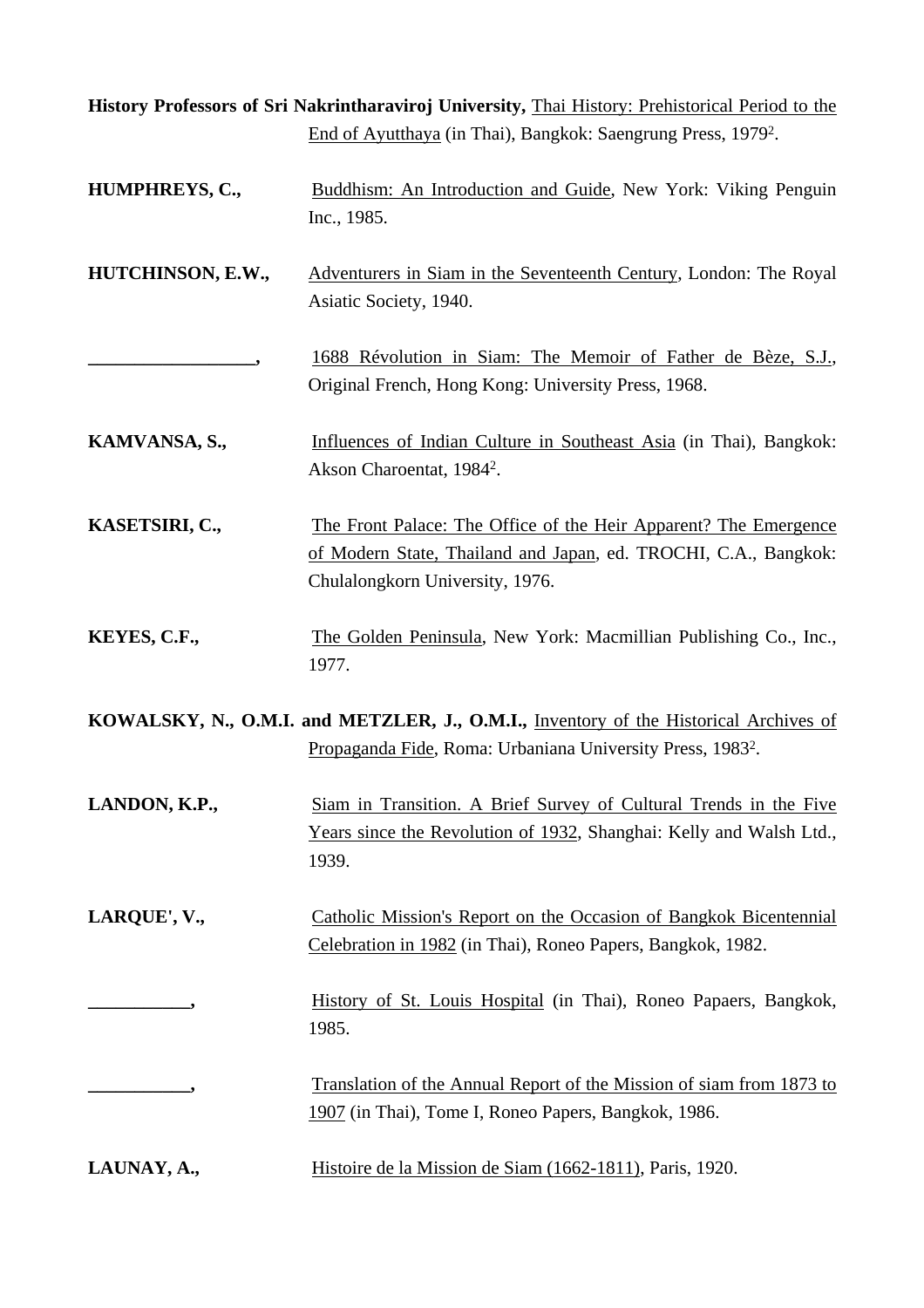**History Professors of Sri Nakrintharaviroj University,** Thai History: Prehistorical Period to the End of Ayutthaya (in Thai), Bangkok: Saengrung Press, 1979[2].

**HUMPHREYS, C.,** Buddhism: An Introduction and Guide, New York: Viking Penguin Inc., 1985.

**HUTCHINSON, E.W.,** Adventurers in Siam in the Seventeenth Century, London: The Royal Asiatic Society, 1940.

**__________________,** 1688 Révolution in Siam: The Memoir of Father de Bèze, S.J., Original French, Hong Kong: University Press, 1968.

**KAMVANSA, S.,** Influences of Indian Culture in Southeast Asia (in Thai), Bangkok: Akson Charoentat, 1984[2].

**KASETSIRI, C.,** The Front Palace: The Office of the Heir Apparent? The Emergence of Modern State, Thailand and Japan, ed. TROCHI, C.A., Bangkok: Chulalongkorn University, 1976.

**KEYES, C.F.,** The Golden Peninsula, New York: Macmillian Publishing Co., Inc., 1977.

**KOWALSKY, N., O.M.I. and METZLER, J., O.M.I.,** Inventory of the Historical Archives of Propaganda Fide, Roma: Urbaniana University Press, 1983[2].

**LANDON, K.P.,** Siam in Transition. A Brief Survey of Cultural Trends in the Five Years since the Revolution of 1932, Shanghai: Kelly and Walsh Ltd., 1939.

**LARQUE', V.,** Catholic Mission's Report on the Occasion of Bangkok Bicentennial Celebration in 1982 (in Thai), Roneo Papers, Bangkok, 1982.

**___________,** History of St. Louis Hospital (in Thai), Roneo Papaers, Bangkok, 1985.

**___________,** Translation of the Annual Report of the Mission of siam from 1873 to 1907 (in Thai), Tome I, Roneo Papers, Bangkok, 1986.

**LAUNAY, A.,** Histoire de la Mission de Siam (1662-1811), Paris, 1920.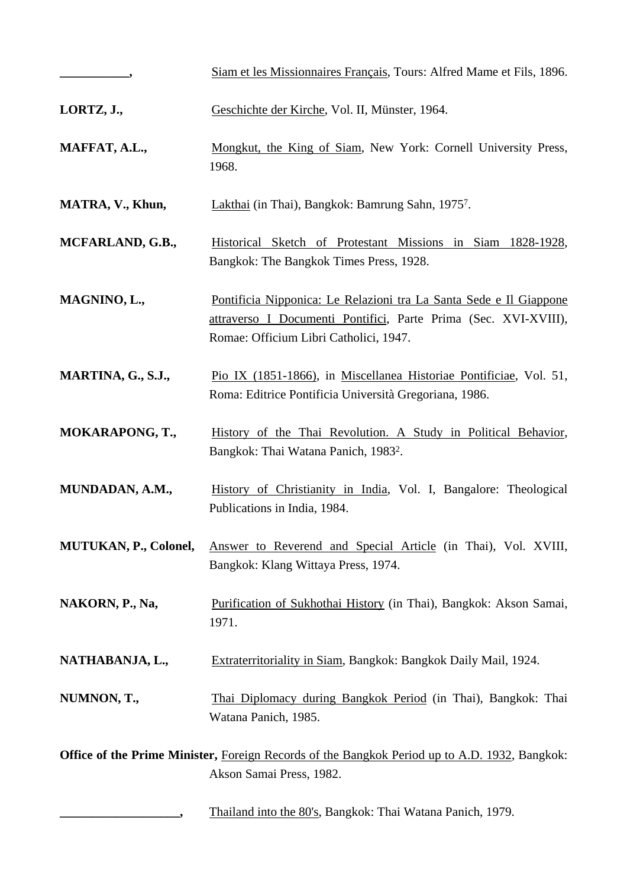**___________,** Siam et les Missionnaires Français, Tours: Alfred Mame et Fils, 1896.

**LORTZ, J.,** Geschichte der Kirche, Vol. II, Münster, 1964.

**MAFFAT, A.L.,** Mongkut, the King of Siam, New York: Cornell University Press, 1968.

**MATRA, V., Khun,** Lakthai (in Thai), Bangkok: Bamrung Sahn, 1975[7].

**MCFARLAND, G.B.,** Historical Sketch of Protestant Missions in Siam 1828-1928, Bangkok: The Bangkok Times Press, 1928.

**MAGNINO, L.,** Pontificia Nipponica: Le Relazioni tra La Santa Sede e Il Giappone attraverso I Documenti Pontifici, Parte Prima (Sec. XVI-XVIII), Romae: Officium Libri Catholici, 1947.

**MARTINA, G., S.J.,** Pio IX (1851-1866), in Miscellanea Historiae Pontificiae, Vol. 51, Roma: Editrice Pontificia Università Gregoriana, 1986.

**MOKARAPONG, T.,** History of the Thai Revolution. A Study in Political Behavior, Bangkok: Thai Watana Panich, 1983[2].

**MUNDADAN, A.M.,** History of Christianity in India, Vol. I, Bangalore: Theological Publications in India, 1984.

**MUTUKAN, P., Colonel,** Answer to Reverend and Special Article (in Thai), Vol. XVIII, Bangkok: Klang Wittaya Press, 1974.

**NAKORN, P., Na,** Purification of Sukhothai History (in Thai), Bangkok: Akson Samai, 1971.

**NATHABANJA, L.,** Extraterritoriality in Siam, Bangkok: Bangkok Daily Mail, 1924.

**NUMNON, T.,** Thai Diplomacy during Bangkok Period (in Thai), Bangkok: Thai Watana Panich, 1985.

**Office of the Prime Minister,** Foreign Records of the Bangkok Period up to A.D. 1932, Bangkok: Akson Samai Press, 1982.

**___________________,** Thailand into the 80's, Bangkok: Thai Watana Panich, 1979.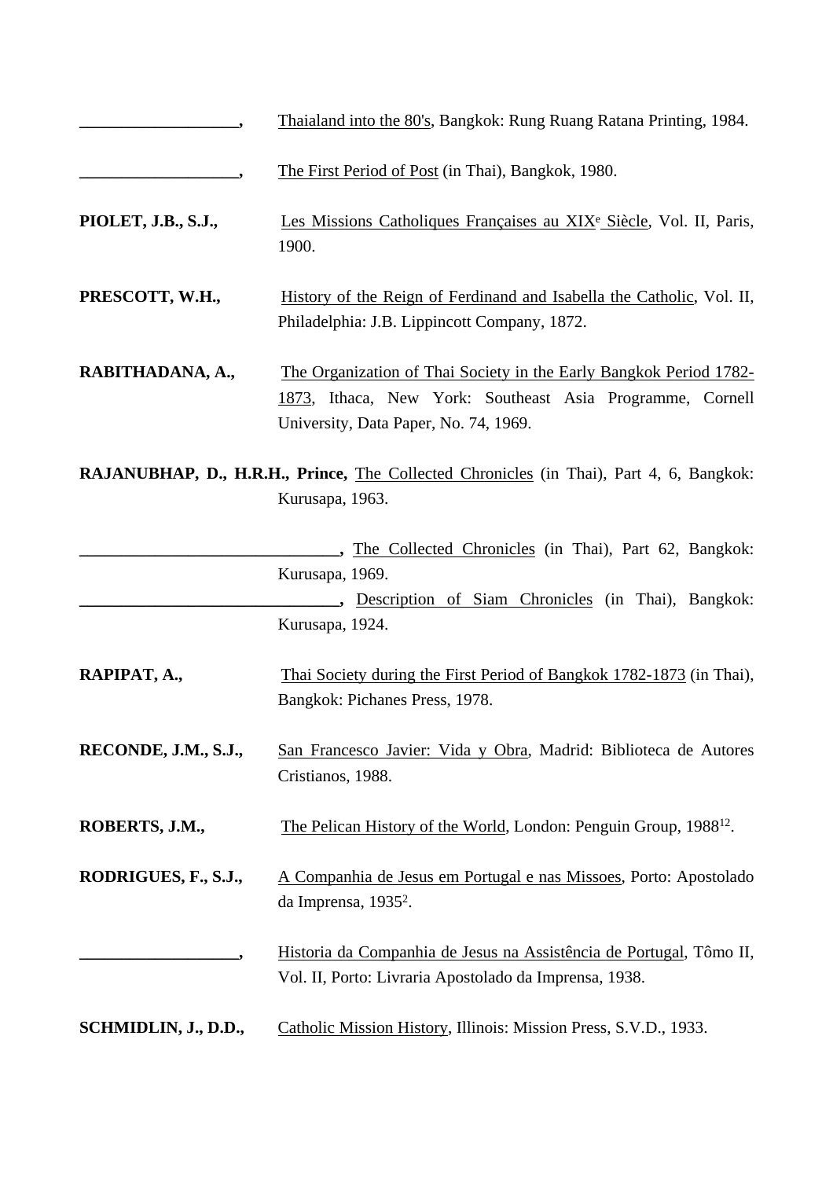**___________________,** Thaialand into the 80's, Bangkok: Rung Ruang Ratana Printing, 1984.

**___________________,** The First Period of Post (in Thai), Bangkok, 1980.

**PIOLET, J.B., S.J.,** Les Missions Catholiques Françaises au XIXe Siècle, Vol. II, Paris, 1900.

**PRESCOTT, W.H.,** History of the Reign of Ferdinand and Isabella the Catholic, Vol. II, Philadelphia: J.B. Lippincott Company, 1872.

**RABITHADANA, A.,** The Organization of Thai Society in the Early Bangkok Period 1782-1873, Ithaca, New York: Southeast Asia Programme, Cornell University, Data Paper, No. 74, 1969.

**RAJANUBHAP, D., H.R.H., Prince,** The Collected Chronicles (in Thai), Part 4, 6, Bangkok: Kurusapa, 1963.

**_______________________________,** The Collected Chronicles (in Thai), Part 62, Bangkok: Kurusapa, 1969.

**_______________________________,** Description of Siam Chronicles (in Thai), Bangkok: Kurusapa, 1924.

**RAPIPAT, A.,** Thai Society during the First Period of Bangkok 1782-1873 (in Thai), Bangkok: Pichanes Press, 1978.

**RECONDE, J.M., S.J.,** San Francesco Javier: Vida y Obra, Madrid: Biblioteca de Autores Cristianos, 1988.

**ROBERTS, J.M.,** The Pelican History of the World, London: Penguin Group, 1988[12].

**RODRIGUES, F., S.J.,** A Companhia de Jesus em Portugal e nas Missoes, Porto: Apostolado da Imprensa, 1935[2].

**___________________,** Historia da Companhia de Jesus na Assistência de Portugal, Tômo II, Vol. II, Porto: Livraria Apostolado da Imprensa, 1938.

**SCHMIDLIN, J., D.D.,** Catholic Mission History, Illinois: Mission Press, S.V.D., 1933.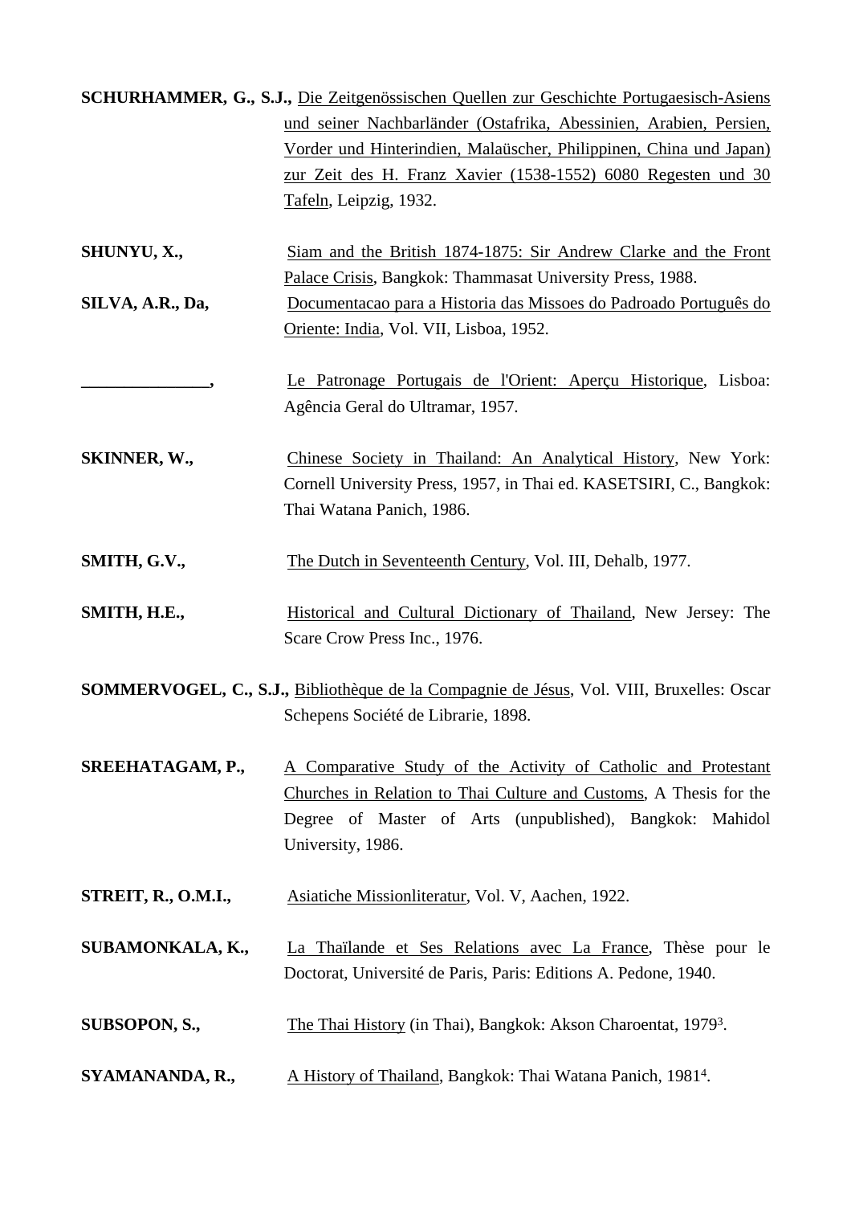**SCHURHAMMER, G., S.J.,** <u>Die Zeitgenössischen Quellen zur Geschichte Portugaesisch-Asiens und seiner Nachbarländer (Ostafrika, Abessinien, Arabien, Persien, Vorder und Hinterindien, Malaüscher, Philippinen, China und Japan) zur Zeit des H. Franz Xavier (1538-1552) 6080 Regesten und 30 Tafeln</u>, Leipzig, 1932.

**SHUNYU, X.,** <u>Siam and the British 1874-1875: Sir Andrew Clarke and the Front Palace Crisis</u>, Bangkok: Thammasat University Press, 1988.

**SILVA, A.R., Da,** <u>Documentacao para a Historia das Missoes do Padroado Português do Oriente: India</u>, Vol. VII, Lisboa, 1952.

**_______________,** <u>Le Patronage Portugais de l'Orient: Aperçu Historique</u>, Lisboa: Agência Geral do Ultramar, 1957.

**SKINNER, W.,** <u>Chinese Society in Thailand: An Analytical History</u>, New York: Cornell University Press, 1957, in Thai ed. KASETSIRI, C., Bangkok: Thai Watana Panich, 1986.

**SMITH, G.V.,** <u>The Dutch in Seventeenth Century</u>, Vol. III, Dehalb, 1977.

**SMITH, H.E.,** <u>Historical and Cultural Dictionary of Thailand</u>, New Jersey: The Scare Crow Press Inc., 1976.

**SOMMERVOGEL, C., S.J.,** <u>Bibliothèque de la Compagnie de Jésus</u>, Vol. VIII, Bruxelles: Oscar Schepens Société de Librarie, 1898.

**SREEHATAGAM, P.,** <u>A Comparative Study of the Activity of Catholic and Protestant Churches in Relation to Thai Culture and Customs</u>, A Thesis for the Degree of Master of Arts (unpublished), Bangkok: Mahidol University, 1986.

**STREIT, R., O.M.I.,** <u>Asiatiche Missionliteratur</u>, Vol. V, Aachen, 1922.

**SUBAMONKALA, K.,** <u>La Thaïlande et Ses Relations avec La France</u>, Thèse pour le Doctorat, Université de Paris, Paris: Editions A. Pedone, 1940.

**SUBSOPON, S.,** <u>The Thai History</u> (in Thai), Bangkok: Akson Charoentat, 1979[3].

**SYAMANANDA, R.,** <u>A History of Thailand</u>, Bangkok: Thai Watana Panich, 1981[4].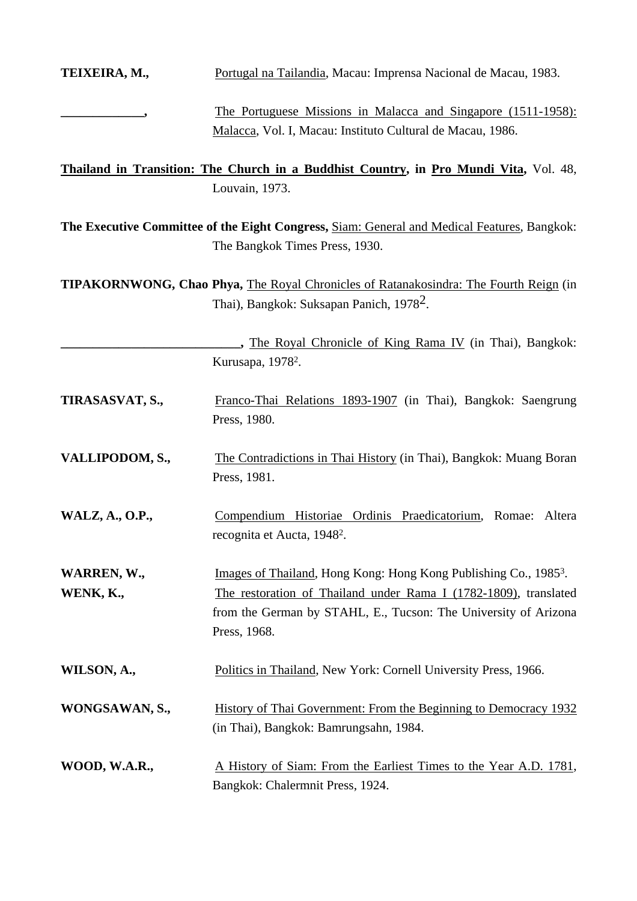**TEIXEIRA, M.,** Portugal na Tailandia, Macau: Imprensa Nacional de Macau, 1983.

**_____________,** The Portuguese Missions in Malacca and Singapore (1511-1958): Malacca, Vol. I, Macau: Instituto Cultural de Macau, 1986.

**Thailand in Transition: The Church in a Buddhist Country, in Pro Mundi Vita,** Vol. 48, Louvain, 1973.

**The Executive Committee of the Eight Congress,** Siam: General and Medical Features, Bangkok: The Bangkok Times Press, 1930.

**TIPAKORNWONG, Chao Phya,** The Royal Chronicles of Ratanakosindra: The Fourth Reign (in Thai), Bangkok: Suksapan Panich, 1978[2].

**____________________________,** The Royal Chronicle of King Rama IV (in Thai), Bangkok: Kurusapa, 1978[2].

**TIRASASVAT, S.,** Franco-Thai Relations 1893-1907 (in Thai), Bangkok: Saengrung Press, 1980.

**VALLIPODOM, S.,** The Contradictions in Thai History (in Thai), Bangkok: Muang Boran Press, 1981.

**WALZ, A., O.P.,** Compendium Historiae Ordinis Praedicatorium, Romae: Altera recognita et Aucta, 1948[2].

**WARREN, W.,** Images of Thailand, Hong Kong: Hong Kong Publishing Co., 1985[3].

**WENK, K.,** The restoration of Thailand under Rama I (1782-1809), translated from the German by STAHL, E., Tucson: The University of Arizona Press, 1968.

**WILSON, A.,** Politics in Thailand, New York: Cornell University Press, 1966.

**WONGSAWAN, S.,** History of Thai Government: From the Beginning to Democracy 1932 (in Thai), Bangkok: Bamrungsahn, 1984.

**WOOD, W.A.R.,** A History of Siam: From the Earliest Times to the Year A.D. 1781, Bangkok: Chalermnit Press, 1924.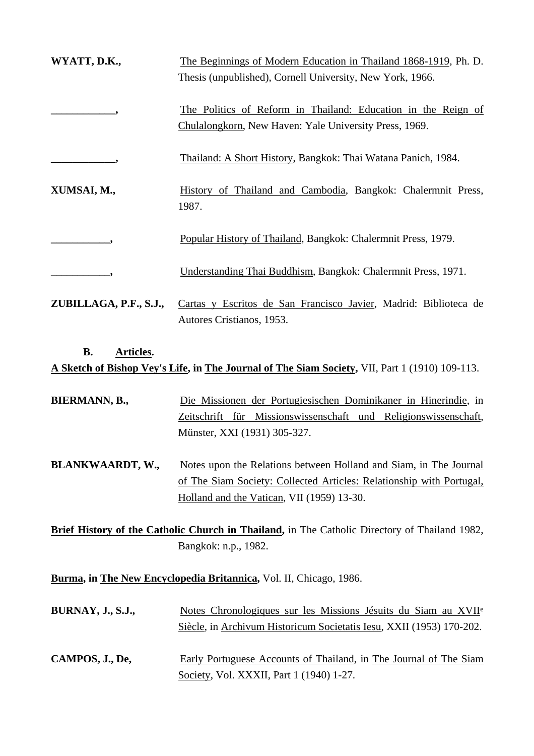**WYATT, D.K.,** The Beginnings of Modern Education in Thailand 1868-1919, Ph. D. Thesis (unpublished), Cornell University, New York, 1966.

**____________,** The Politics of Reform in Thailand: Education in the Reign of Chulalongkorn, New Haven: Yale University Press, 1969.

**____________,** Thailand: A Short History, Bangkok: Thai Watana Panich, 1984.

**XUMSAI, M.,** History of Thailand and Cambodia, Bangkok: Chalermnit Press, 1987.

**___________,** Popular History of Thailand, Bangkok: Chalermnit Press, 1979.

**___________,** Understanding Thai Buddhism, Bangkok: Chalermnit Press, 1971.

**ZUBILLAGA, P.F., S.J.,** Cartas y Escritos de San Francisco Javier, Madrid: Biblioteca de Autores Cristianos, 1953.

### B. Articles.

**A Sketch of Bishop Vey's Life, in The Journal of The Siam Society,** VII, Part 1 (1910) 109-113.

**BIERMANN, B.,** Die Missionen der Portugiesischen Dominikaner in Hinerindie, in Zeitschrift für Missionswissenschaft und Religionswissenschaft, Münster, XXI (1931) 305-327.

**BLANKWAARDT, W.,** Notes upon the Relations between Holland and Siam, in The Journal of The Siam Society: Collected Articles: Relationship with Portugal, Holland and the Vatican, VII (1959) 13-30.

**Brief History of the Catholic Church in Thailand,** in The Catholic Directory of Thailand 1982, Bangkok: n.p., 1982.

**Burma, in The New Encyclopedia Britannica,** Vol. II, Chicago, 1986.

**BURNAY, J., S.J.,** Notes Chronologiques sur les Missions Jésuits du Siam au XVII[e] Siècle, in Archivum Historicum Societatis Iesu, XXII (1953) 170-202.

**CAMPOS, J., De,** Early Portuguese Accounts of Thailand, in The Journal of The Siam Society, Vol. XXXII, Part 1 (1940) 1-27.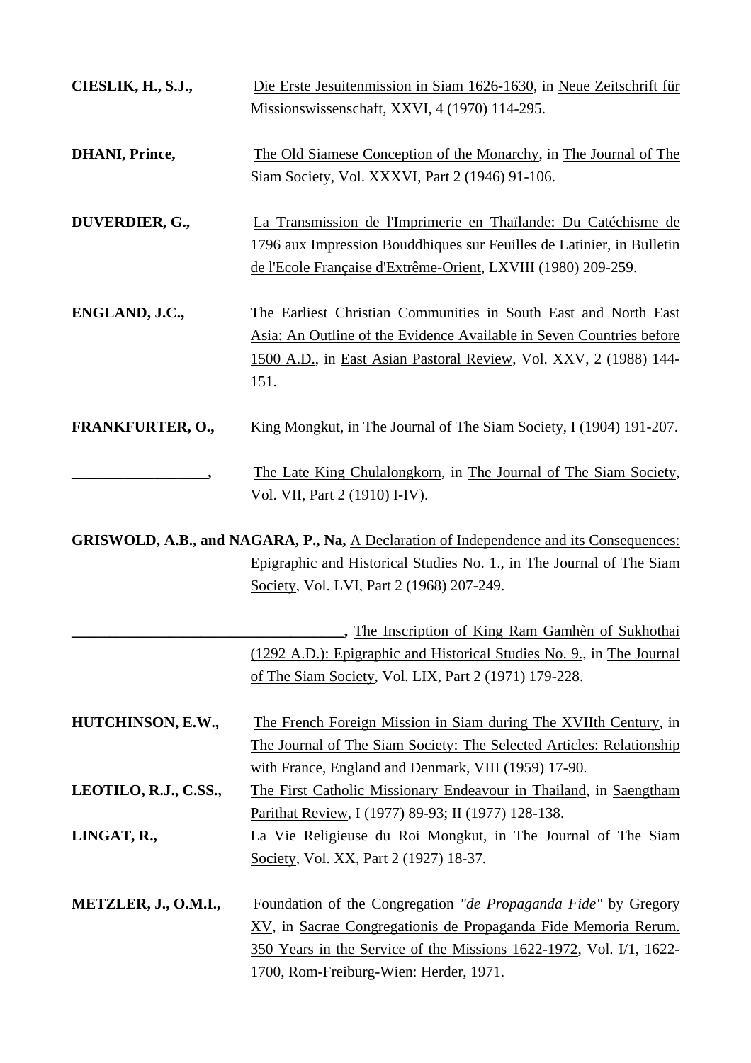**CIESLIK, H., S.J.,** Die Erste Jesuitenmission in Siam 1626-1630, in Neue Zeitschrift für Missionswissenschaft, XXVI, 4 (1970) 114-295.

**DHANI, Prince,** The Old Siamese Conception of the Monarchy, in The Journal of The Siam Society, Vol. XXXVI, Part 2 (1946) 91-106.

**DUVERDIER, G.,** La Transmission de l'Imprimerie en Thaïlande: Du Catéchisme de 1796 aux Impression Bouddhiques sur Feuilles de Latinier, in Bulletin de l'Ecole Française d'Extrême-Orient, LXVIII (1980) 209-259.

**ENGLAND, J.C.,** The Earliest Christian Communities in South East and North East Asia: An Outline of the Evidence Available in Seven Countries before 1500 A.D., in East Asian Pastoral Review, Vol. XXV, 2 (1988) 144-151.

**FRANKFURTER, O.,** King Mongkut, in The Journal of The Siam Society, I (1904) 191-207.

**__________________,** The Late King Chulalongkorn, in The Journal of The Siam Society, Vol. VII, Part 2 (1910) I-IV).

**GRISWOLD, A.B., and NAGARA, P., Na,** A Declaration of Independence and its Consequences: Epigraphic and Historical Studies No. 1., in The Journal of The Siam Society, Vol. LVI, Part 2 (1968) 207-249.

**____________________________________,** The Inscription of King Ram Gamhèn of Sukhothai (1292 A.D.): Epigraphic and Historical Studies No. 9., in The Journal of The Siam Society, Vol. LIX, Part 2 (1971) 179-228.

**HUTCHINSON, E.W.,** The French Foreign Mission in Siam during The XVIIth Century, in The Journal of The Siam Society: The Selected Articles: Relationship with France, England and Denmark, VIII (1959) 17-90.

**LEOTILO, R.J., C.SS.,** The First Catholic Missionary Endeavour in Thailand, in Saengtham Parithat Review, I (1977) 89-93; II (1977) 128-138.

**LINGAT, R.,** La Vie Religieuse du Roi Mongkut, in The Journal of The Siam Society, Vol. XX, Part 2 (1927) 18-37.

**METZLER, J., O.M.I.,** Foundation of the Congregation *"de Propaganda Fide"* by Gregory XV, in Sacrae Congregationis de Propaganda Fide Memoria Rerum. 350 Years in the Service of the Missions 1622-1972, Vol. I/1, 1622-1700, Rom-Freiburg-Wien: Herder, 1971.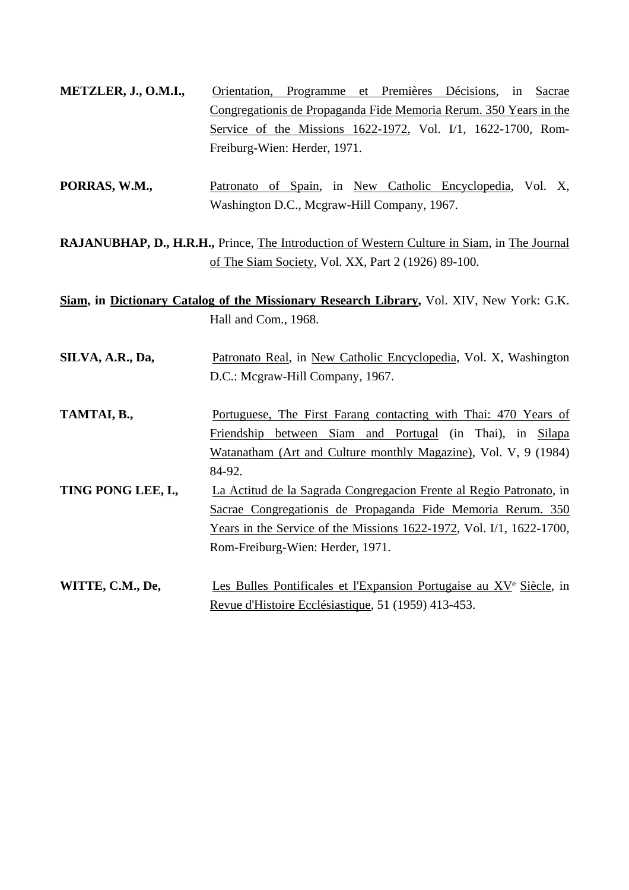**METZLER, J., O.M.I.,** Orientation, Programme et Premières Décisions, in Sacrae Congregationis de Propaganda Fide Memoria Rerum. 350 Years in the Service of the Missions 1622-1972, Vol. I/1, 1622-1700, Rom-Freiburg-Wien: Herder, 1971.

**PORRAS, W.M.,** Patronato of Spain, in New Catholic Encyclopedia, Vol. X, Washington D.C., Mcgraw-Hill Company, 1967.

**RAJANUBHAP, D., H.R.H.,** Prince, The Introduction of Western Culture in Siam, in The Journal of The Siam Society, Vol. XX, Part 2 (1926) 89-100.

**Siam, in Dictionary Catalog of the Missionary Research Library,** Vol. XIV, New York: G.K. Hall and Com., 1968.

**SILVA, A.R., Da,** Patronato Real, in New Catholic Encyclopedia, Vol. X, Washington D.C.: Mcgraw-Hill Company, 1967.

**TAMTAI, B.,** Portuguese, The First Farang contacting with Thai: 470 Years of Friendship between Siam and Portugal (in Thai), in Silapa Watanatham (Art and Culture monthly Magazine), Vol. V, 9 (1984) 84-92.

**TING PONG LEE, I.,** La Actitud de la Sagrada Congregacion Frente al Regio Patronato, in Sacrae Congregationis de Propaganda Fide Memoria Rerum. 350 Years in the Service of the Missions 1622-1972, Vol. I/1, 1622-1700, Rom-Freiburg-Wien: Herder, 1971.

**WITTE, C.M., De,** Les Bulles Pontificales et l'Expansion Portugaise au XV$^{e}$ Siècle, in Revue d'Histoire Ecclésiastique, 51 (1959) 413-453.